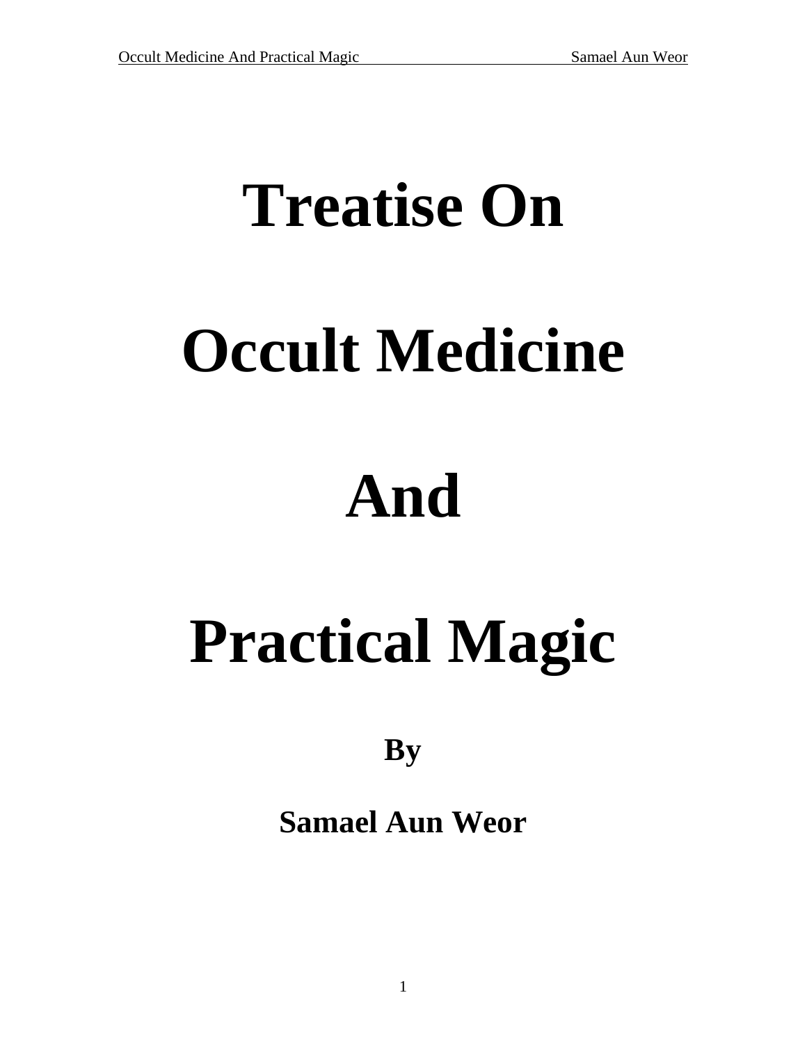# Treatise On

# Occult Medicine

# And

# Practical Magic

**By**

**Samael Aun Weor**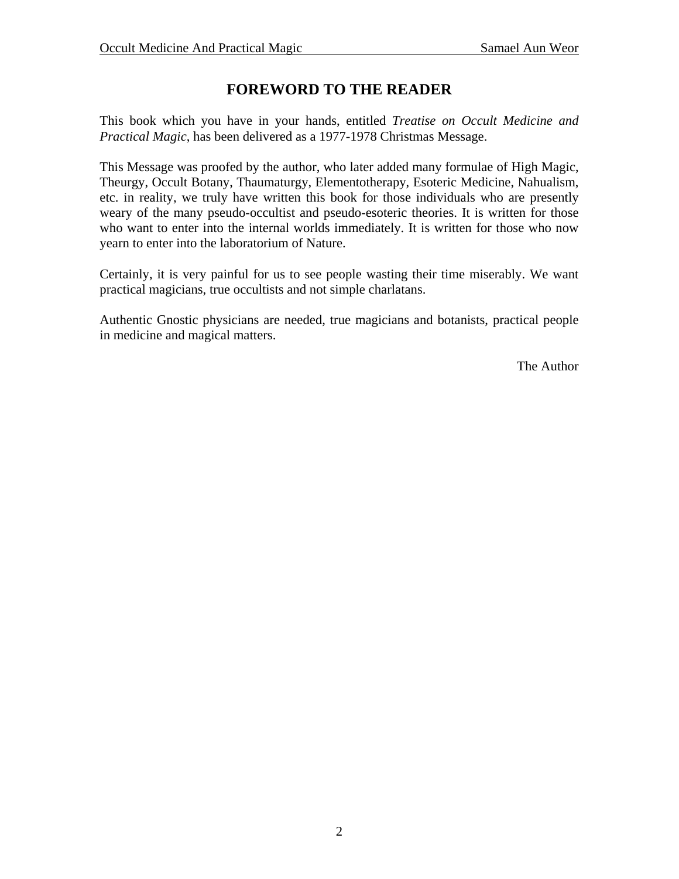# FOREWORD TO THE READER

This book which you have in your hands, entitled *Treatise on Occult Medicine and Practical Magic*, has been delivered as a 1977-1978 Christmas Message.

This Message was proofed by the author, who later added many formulae of High Magic, Theurgy, Occult Botany, Thaumaturgy, Elementotherapy, Esoteric Medicine, Nahualism, etc. in reality, we truly have written this book for those individuals who are presently weary of the many pseudo-occultist and pseudo-esoteric theories. It is written for those who want to enter into the internal worlds immediately. It is written for those who now yearn to enter into the laboratorium of Nature.

Certainly, it is very painful for us to see people wasting their time miserably. We want practical magicians, true occultists and not simple charlatans.

Authentic Gnostic physicians are needed, true magicians and botanists, practical people in medicine and magical matters.

The Author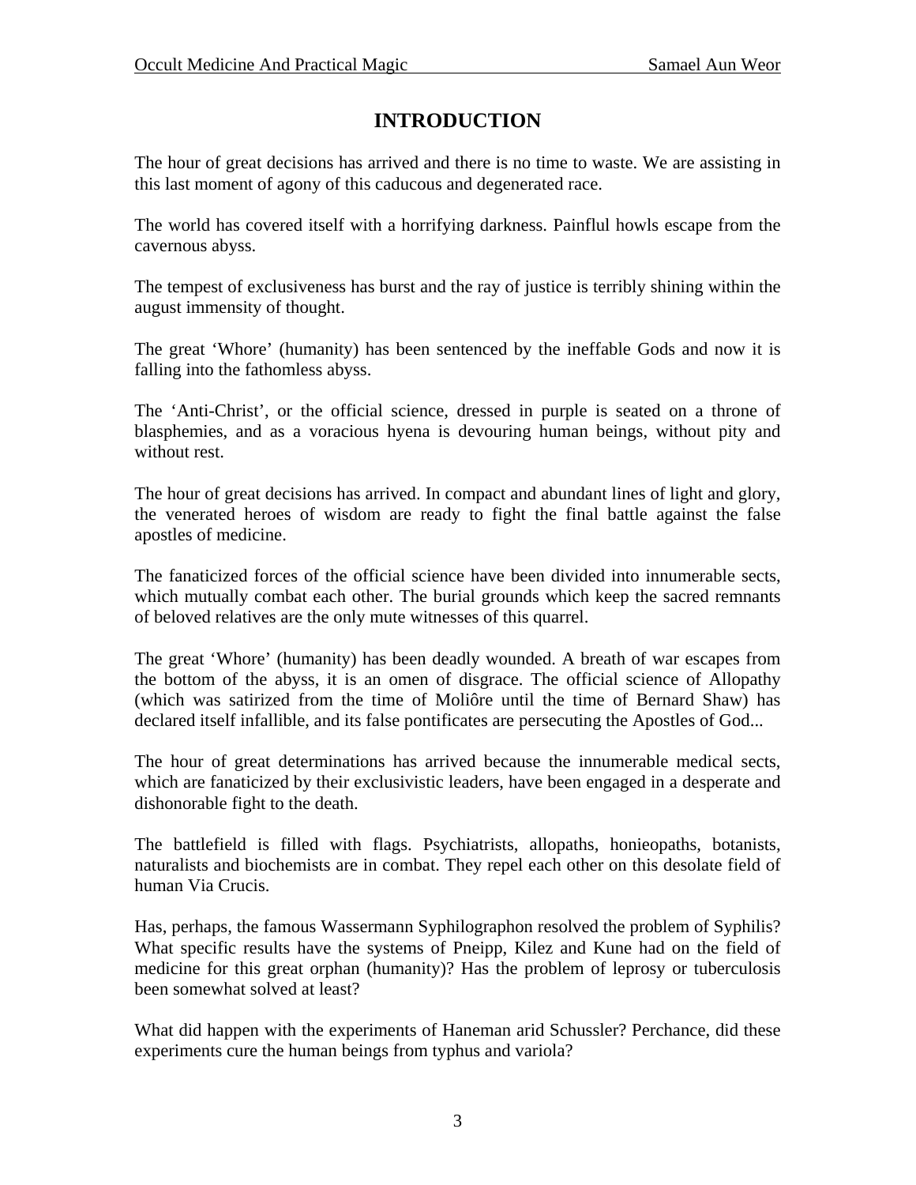# INTRODUCTION

The hour of great decisions has arrived and there is no time to waste. We are assisting in this last moment of agony of this caducous and degenerated race.

The world has covered itself with a horrifying darkness. Painflul howls escape from the cavernous abyss.

The tempest of exclusiveness has burst and the ray of justice is terribly shining within the august immensity of thought.

The great 'Whore' (humanity) has been sentenced by the ineffable Gods and now it is falling into the fathomless abyss.

The 'Anti-Christ', or the official science, dressed in purple is seated on a throne of blasphemies, and as a voracious hyena is devouring human beings, without pity and without rest.

The hour of great decisions has arrived. In compact and abundant lines of light and glory, the venerated heroes of wisdom are ready to fight the final battle against the false apostles of medicine.

The fanaticized forces of the official science have been divided into innumerable sects, which mutually combat each other. The burial grounds which keep the sacred remnants of beloved relatives are the only mute witnesses of this quarrel.

The great 'Whore' (humanity) has been deadly wounded. A breath of war escapes from the bottom of the abyss, it is an omen of disgrace. The official science of Allopathy (which was satirized from the time of Moliôre until the time of Bernard Shaw) has declared itself infallible, and its false pontificates are persecuting the Apostles of God...

The hour of great determinations has arrived because the innumerable medical sects, which are fanaticized by their exclusivistic leaders, have been engaged in a desperate and dishonorable fight to the death.

The battlefield is filled with flags. Psychiatrists, allopaths, honieopaths, botanists, naturalists and biochemists are in combat. They repel each other on this desolate field of human Via Crucis.

Has, perhaps, the famous Wassermann Syphilographon resolved the problem of Syphilis? What specific results have the systems of Pneipp, Kilez and Kune had on the field of medicine for this great orphan (humanity)? Has the problem of leprosy or tuberculosis been somewhat solved at least?

What did happen with the experiments of Haneman arid Schussler? Perchance, did these experiments cure the human beings from typhus and variola?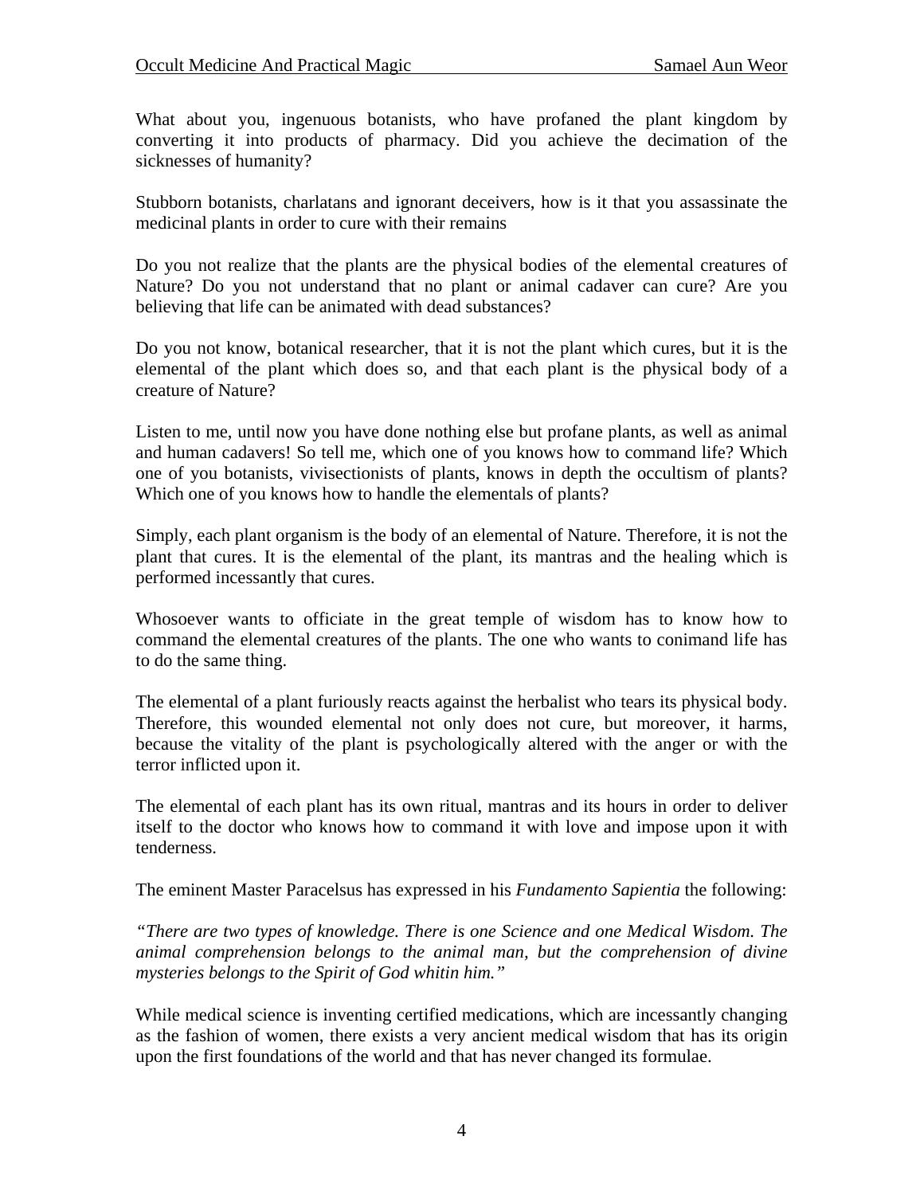What about you, ingenuous botanists, who have profaned the plant kingdom by converting it into products of pharmacy. Did you achieve the decimation of the sicknesses of humanity?

Stubborn botanists, charlatans and ignorant deceivers, how is it that you assassinate the medicinal plants in order to cure with their remains

Do you not realize that the plants are the physical bodies of the elemental creatures of Nature? Do you not understand that no plant or animal cadaver can cure? Are you believing that life can be animated with dead substances?

Do you not know, botanical researcher, that it is not the plant which cures, but it is the elemental of the plant which does so, and that each plant is the physical body of a creature of Nature?

Listen to me, until now you have done nothing else but profane plants, as well as animal and human cadavers! So tell me, which one of you knows how to command life? Which one of you botanists, vivisectionists of plants, knows in depth the occultism of plants? Which one of you knows how to handle the elementals of plants?

Simply, each plant organism is the body of an elemental of Nature. Therefore, it is not the plant that cures. It is the elemental of the plant, its mantras and the healing which is performed incessantly that cures.

Whosoever wants to officiate in the great temple of wisdom has to know how to command the elemental creatures of the plants. The one who wants to conimand life has to do the same thing.

The elemental of a plant furiously reacts against the herbalist who tears its physical body. Therefore, this wounded elemental not only does not cure, but moreover, it harms, because the vitality of the plant is psychologically altered with the anger or with the terror inflicted upon it.

The elemental of each plant has its own ritual, mantras and its hours in order to deliver itself to the doctor who knows how to command it with love and impose upon it with tenderness.

The eminent Master Paracelsus has expressed in his *Fundamento Sapientia* the following:

*"There are two types of knowledge. There is one Science and one Medical Wisdom. The animal comprehension belongs to the animal man, but the comprehension of divine mysteries belongs to the Spirit of God whitin him."*

While medical science is inventing certified medications, which are incessantly changing as the fashion of women, there exists a very ancient medical wisdom that has its origin upon the first foundations of the world and that has never changed its formulae.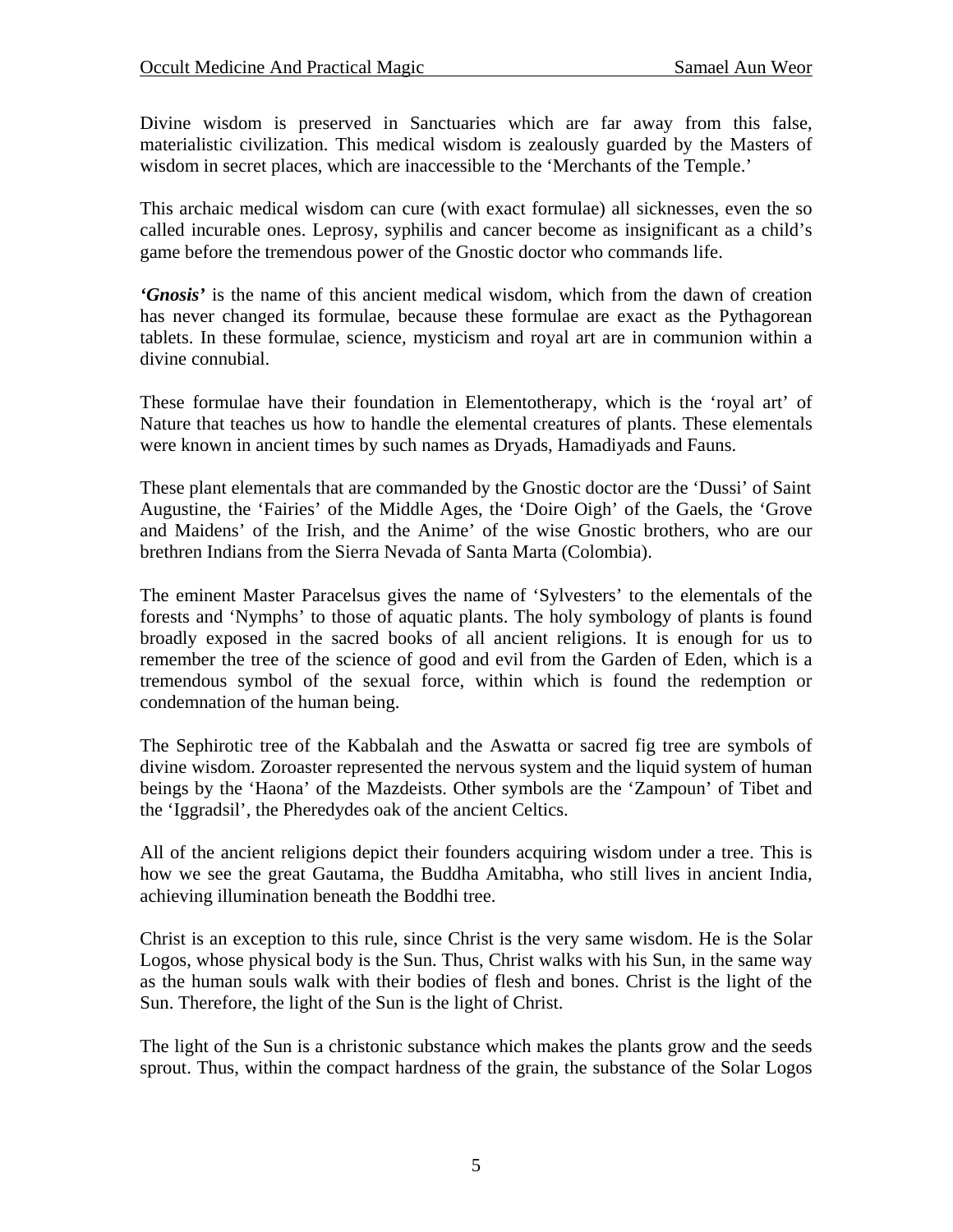Divine wisdom is preserved in Sanctuaries which are far away from this false, materialistic civilization. This medical wisdom is zealously guarded by the Masters of wisdom in secret places, which are inaccessible to the 'Merchants of the Temple.'

This archaic medical wisdom can cure (with exact formulae) all sicknesses, even the so called incurable ones. Leprosy, syphilis and cancer become as insignificant as a child's game before the tremendous power of the Gnostic doctor who commands life.

***'Gnosis'*** is the name of this ancient medical wisdom, which from the dawn of creation has never changed its formulae, because these formulae are exact as the Pythagorean tablets. In these formulae, science, mysticism and royal art are in communion within a divine connubial.

These formulae have their foundation in Elementotherapy, which is the 'royal art' of Nature that teaches us how to handle the elemental creatures of plants. These elementals were known in ancient times by such names as Dryads, Hamadiyads and Fauns.

These plant elementals that are commanded by the Gnostic doctor are the 'Dussi' of Saint Augustine, the 'Fairies' of the Middle Ages, the 'Doire Oigh' of the Gaels, the 'Grove and Maidens' of the Irish, and the Anime' of the wise Gnostic brothers, who are our brethren Indians from the Sierra Nevada of Santa Marta (Colombia).

The eminent Master Paracelsus gives the name of 'Sylvesters' to the elementals of the forests and 'Nymphs' to those of aquatic plants. The holy symbology of plants is found broadly exposed in the sacred books of all ancient religions. It is enough for us to remember the tree of the science of good and evil from the Garden of Eden, which is a tremendous symbol of the sexual force, within which is found the redemption or condemnation of the human being.

The Sephirotic tree of the Kabbalah and the Aswatta or sacred fig tree are symbols of divine wisdom. Zoroaster represented the nervous system and the liquid system of human beings by the 'Haona' of the Mazdeists. Other symbols are the 'Zampoun' of Tibet and the 'Iggradsil', the Pheredydes oak of the ancient Celtics.

All of the ancient religions depict their founders acquiring wisdom under a tree. This is how we see the great Gautama, the Buddha Amitabha, who still lives in ancient India, achieving illumination beneath the Boddhi tree.

Christ is an exception to this rule, since Christ is the very same wisdom. He is the Solar Logos, whose physical body is the Sun. Thus, Christ walks with his Sun, in the same way as the human souls walk with their bodies of flesh and bones. Christ is the light of the Sun. Therefore, the light of the Sun is the light of Christ.

The light of the Sun is a christonic substance which makes the plants grow and the seeds sprout. Thus, within the compact hardness of the grain, the substance of the Solar Logos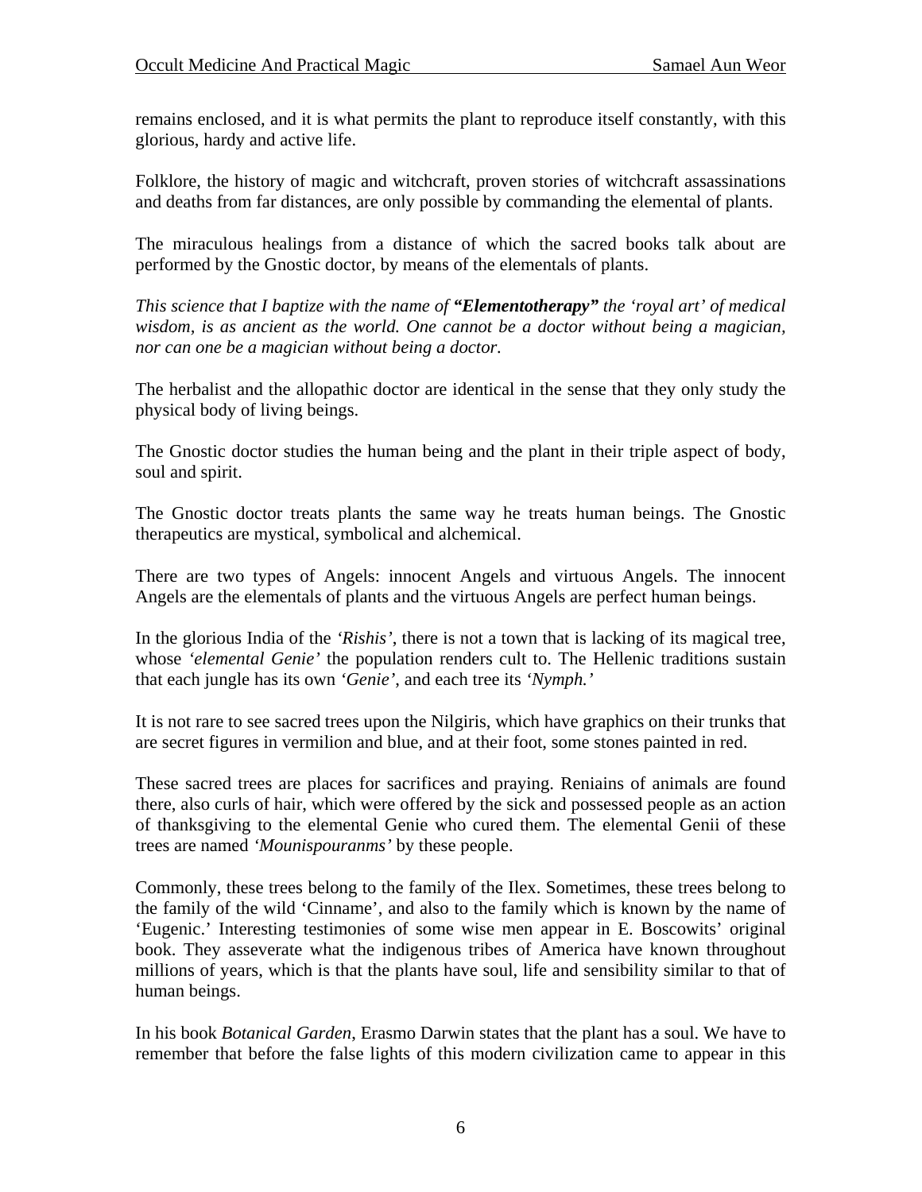remains enclosed, and it is what permits the plant to reproduce itself constantly, with this glorious, hardy and active life.

Folklore, the history of magic and witchcraft, proven stories of witchcraft assassinations and deaths from far distances, are only possible by commanding the elemental of plants.

The miraculous healings from a distance of which the sacred books talk about are performed by the Gnostic doctor, by means of the elementals of plants.

*This science that I baptize with the name of **"Elementotherapy"** the 'royal art' of medical wisdom, is as ancient as the world. One cannot be a doctor without being a magician, nor can one be a magician without being a doctor.*

The herbalist and the allopathic doctor are identical in the sense that they only study the physical body of living beings.

The Gnostic doctor studies the human being and the plant in their triple aspect of body, soul and spirit.

The Gnostic doctor treats plants the same way he treats human beings. The Gnostic therapeutics are mystical, symbolical and alchemical.

There are two types of Angels: innocent Angels and virtuous Angels. The innocent Angels are the elementals of plants and the virtuous Angels are perfect human beings.

In the glorious India of the *'Rishis'*, there is not a town that is lacking of its magical tree, whose *'elemental Genie'* the population renders cult to. The Hellenic traditions sustain that each jungle has its own *'Genie'*, and each tree its *'Nymph.'*

It is not rare to see sacred trees upon the Nilgiris, which have graphics on their trunks that are secret figures in vermilion and blue, and at their foot, some stones painted in red.

These sacred trees are places for sacrifices and praying. Reniains of animals are found there, also curls of hair, which were offered by the sick and possessed people as an action of thanksgiving to the elemental Genie who cured them. The elemental Genii of these trees are named *'Mounispouranms'* by these people.

Commonly, these trees belong to the family of the Ilex. Sometimes, these trees belong to the family of the wild 'Cinname', and also to the family which is known by the name of 'Eugenic.' Interesting testimonies of some wise men appear in E. Boscowits' original book. They asseverate what the indigenous tribes of America have known throughout millions of years, which is that the plants have soul, life and sensibility similar to that of human beings.

In his book *Botanical Garden*, Erasmo Darwin states that the plant has a soul. We have to remember that before the false lights of this modern civilization came to appear in this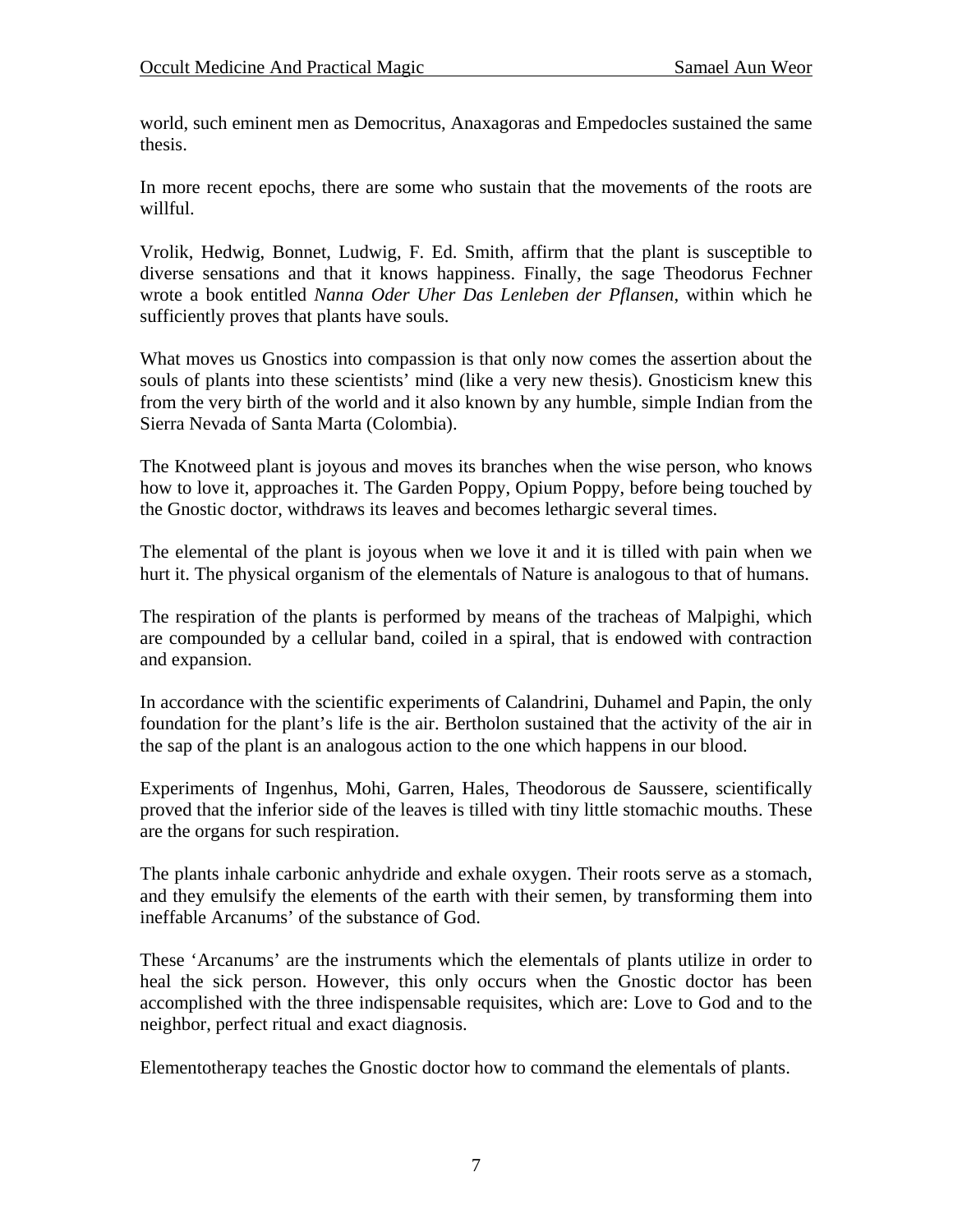world, such eminent men as Democritus, Anaxagoras and Empedocles sustained the same thesis.

In more recent epochs, there are some who sustain that the movements of the roots are willful.

Vrolik, Hedwig, Bonnet, Ludwig, F. Ed. Smith, affirm that the plant is susceptible to diverse sensations and that it knows happiness. Finally, the sage Theodorus Fechner wrote a book entitled *Nanna Oder Uher Das Lenleben der Pflansen*, within which he sufficiently proves that plants have souls.

What moves us Gnostics into compassion is that only now comes the assertion about the souls of plants into these scientists' mind (like a very new thesis). Gnosticism knew this from the very birth of the world and it also known by any humble, simple Indian from the Sierra Nevada of Santa Marta (Colombia).

The Knotweed plant is joyous and moves its branches when the wise person, who knows how to love it, approaches it. The Garden Poppy, Opium Poppy, before being touched by the Gnostic doctor, withdraws its leaves and becomes lethargic several times.

The elemental of the plant is joyous when we love it and it is tilled with pain when we hurt it. The physical organism of the elementals of Nature is analogous to that of humans.

The respiration of the plants is performed by means of the tracheas of Malpighi, which are compounded by a cellular band, coiled in a spiral, that is endowed with contraction and expansion.

In accordance with the scientific experiments of Calandrini, Duhamel and Papin, the only foundation for the plant's life is the air. Bertholon sustained that the activity of the air in the sap of the plant is an analogous action to the one which happens in our blood.

Experiments of Ingenhus, Mohi, Garren, Hales, Theodorous de Saussere, scientifically proved that the inferior side of the leaves is tilled with tiny little stomachic mouths. These are the organs for such respiration.

The plants inhale carbonic anhydride and exhale oxygen. Their roots serve as a stomach, and they emulsify the elements of the earth with their semen, by transforming them into ineffable Arcanums' of the substance of God.

These 'Arcanums' are the instruments which the elementals of plants utilize in order to heal the sick person. However, this only occurs when the Gnostic doctor has been accomplished with the three indispensable requisites, which are: Love to God and to the neighbor, perfect ritual and exact diagnosis.

Elementotherapy teaches the Gnostic doctor how to command the elementals of plants.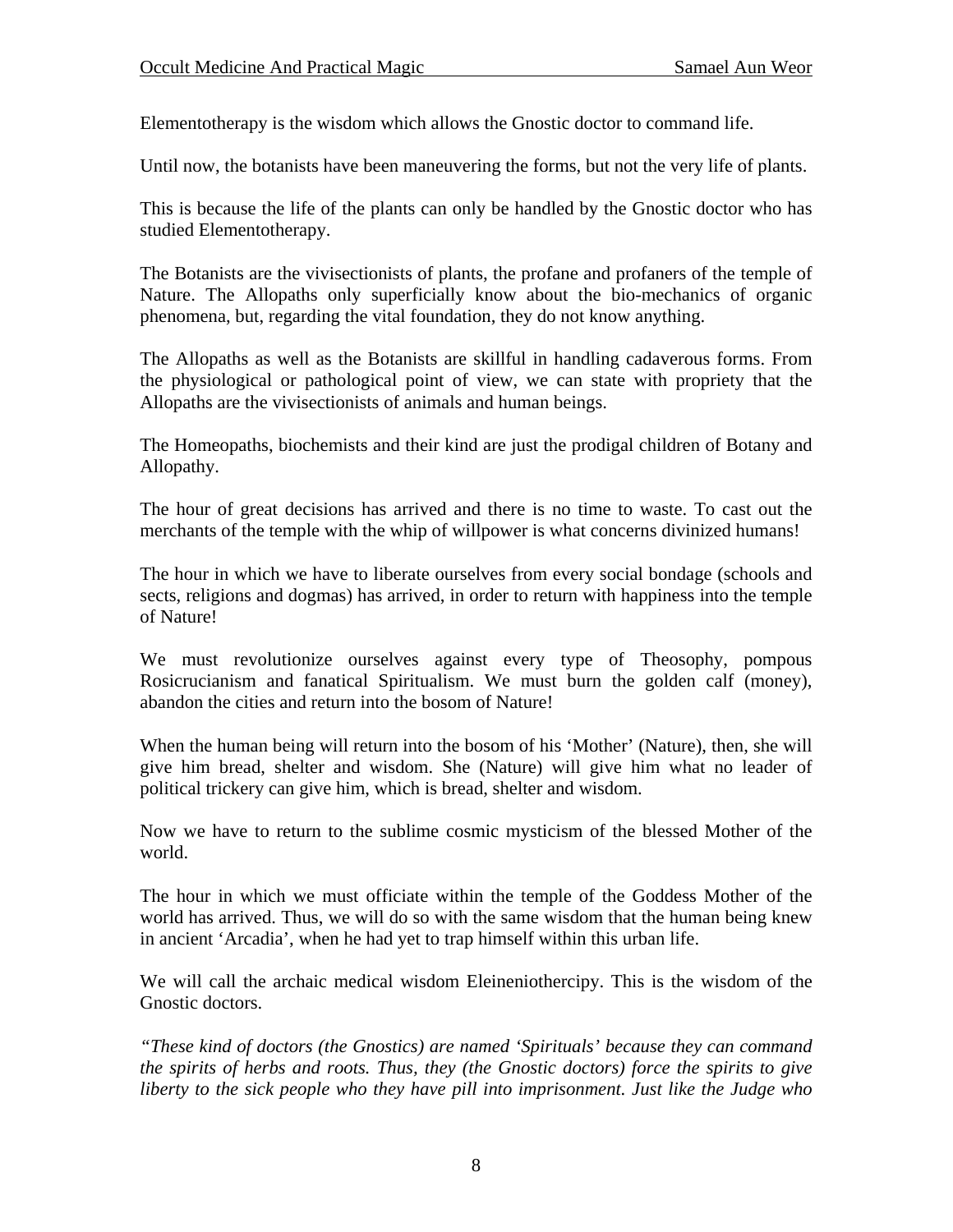Elementotherapy is the wisdom which allows the Gnostic doctor to command life.

Until now, the botanists have been maneuvering the forms, but not the very life of plants.

This is because the life of the plants can only be handled by the Gnostic doctor who has studied Elementotherapy.

The Botanists are the vivisectionists of plants, the profane and profaners of the temple of Nature. The Allopaths only superficially know about the bio-mechanics of organic phenomena, but, regarding the vital foundation, they do not know anything.

The Allopaths as well as the Botanists are skillful in handling cadaverous forms. From the physiological or pathological point of view, we can state with propriety that the Allopaths are the vivisectionists of animals and human beings.

The Homeopaths, biochemists and their kind are just the prodigal children of Botany and Allopathy.

The hour of great decisions has arrived and there is no time to waste. To cast out the merchants of the temple with the whip of willpower is what concerns divinized humans!

The hour in which we have to liberate ourselves from every social bondage (schools and sects, religions and dogmas) has arrived, in order to return with happiness into the temple of Nature!

We must revolutionize ourselves against every type of Theosophy, pompous Rosicrucianism and fanatical Spiritualism. We must burn the golden calf (money), abandon the cities and return into the bosom of Nature!

When the human being will return into the bosom of his 'Mother' (Nature), then, she will give him bread, shelter and wisdom. She (Nature) will give him what no leader of political trickery can give him, which is bread, shelter and wisdom.

Now we have to return to the sublime cosmic mysticism of the blessed Mother of the world.

The hour in which we must officiate within the temple of the Goddess Mother of the world has arrived. Thus, we will do so with the same wisdom that the human being knew in ancient 'Arcadia', when he had yet to trap himself within this urban life.

We will call the archaic medical wisdom Eleineniothercipy. This is the wisdom of the Gnostic doctors.

*"These kind of doctors (the Gnostics) are named 'Spirituals' because they can command the spirits of herbs and roots. Thus, they (the Gnostic doctors) force the spirits to give liberty to the sick people who they have pill into imprisonment. Just like the Judge who*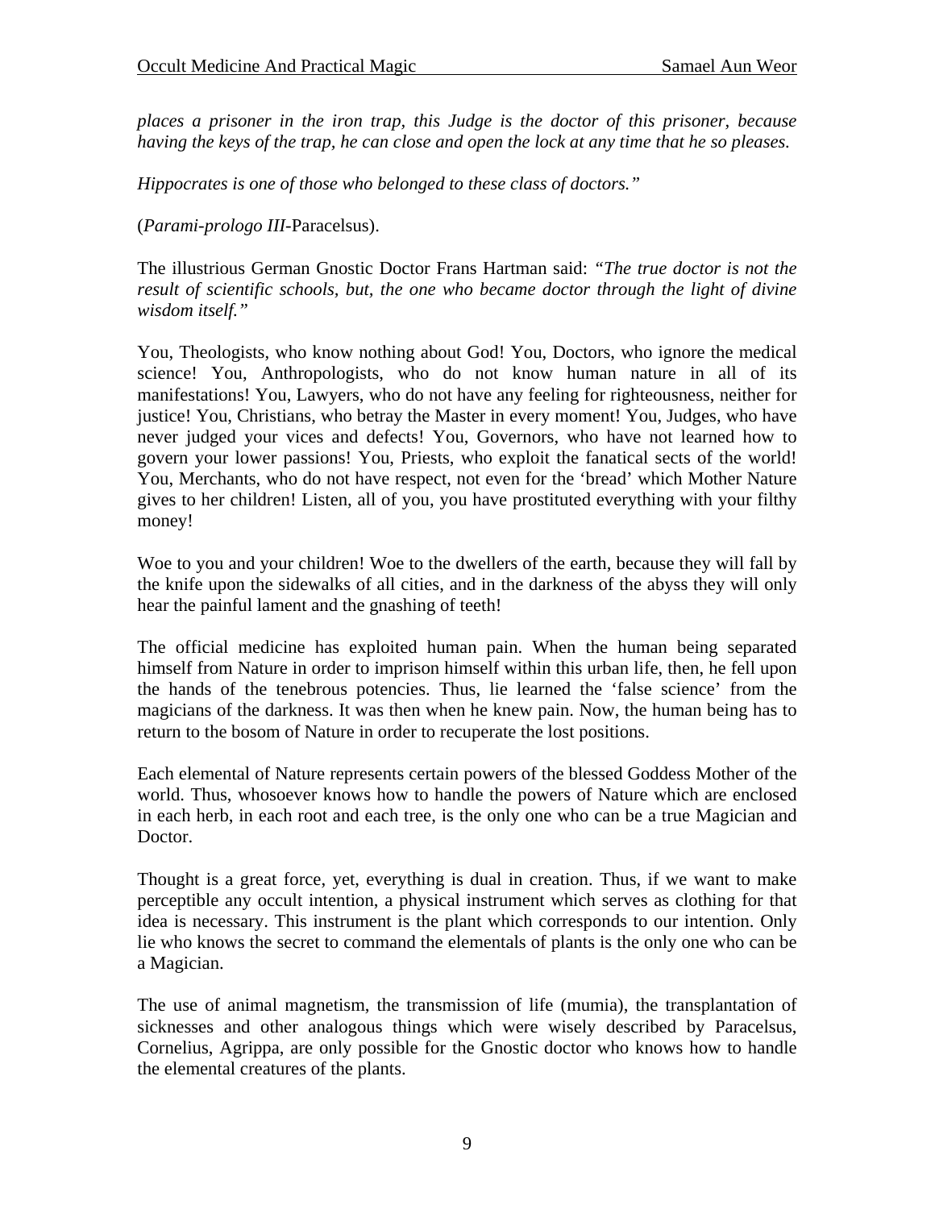*places a prisoner in the iron trap, this Judge is the doctor of this prisoner, because having the keys of the trap, he can close and open the lock at any time that he so pleases.*

*Hippocrates is one of those who belonged to these class of doctors."*

(*Parami-prologo III*-Paracelsus).

The illustrious German Gnostic Doctor Frans Hartman said: *"The true doctor is not the result of scientific schools, but, the one who became doctor through the light of divine wisdom itself."*

You, Theologists, who know nothing about God! You, Doctors, who ignore the medical science! You, Anthropologists, who do not know human nature in all of its manifestations! You, Lawyers, who do not have any feeling for righteousness, neither for justice! You, Christians, who betray the Master in every moment! You, Judges, who have never judged your vices and defects! You, Governors, who have not learned how to govern your lower passions! You, Priests, who exploit the fanatical sects of the world! You, Merchants, who do not have respect, not even for the 'bread' which Mother Nature gives to her children! Listen, all of you, you have prostituted everything with your filthy money!

Woe to you and your children! Woe to the dwellers of the earth, because they will fall by the knife upon the sidewalks of all cities, and in the darkness of the abyss they will only hear the painful lament and the gnashing of teeth!

The official medicine has exploited human pain. When the human being separated himself from Nature in order to imprison himself within this urban life, then, he fell upon the hands of the tenebrous potencies. Thus, lie learned the 'false science' from the magicians of the darkness. It was then when he knew pain. Now, the human being has to return to the bosom of Nature in order to recuperate the lost positions.

Each elemental of Nature represents certain powers of the blessed Goddess Mother of the world. Thus, whosoever knows how to handle the powers of Nature which are enclosed in each herb, in each root and each tree, is the only one who can be a true Magician and Doctor.

Thought is a great force, yet, everything is dual in creation. Thus, if we want to make perceptible any occult intention, a physical instrument which serves as clothing for that idea is necessary. This instrument is the plant which corresponds to our intention. Only lie who knows the secret to command the elementals of plants is the only one who can be a Magician.

The use of animal magnetism, the transmission of life (mumia), the transplantation of sicknesses and other analogous things which were wisely described by Paracelsus, Cornelius, Agrippa, are only possible for the Gnostic doctor who knows how to handle the elemental creatures of the plants.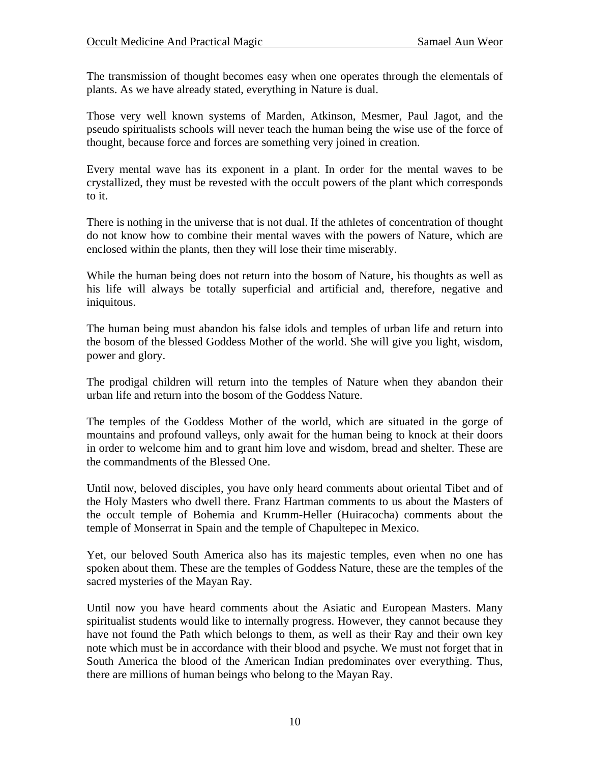The transmission of thought becomes easy when one operates through the elementals of plants. As we have already stated, everything in Nature is dual.

Those very well known systems of Marden, Atkinson, Mesmer, Paul Jagot, and the pseudo spiritualists schools will never teach the human being the wise use of the force of thought, because force and forces are something very joined in creation.

Every mental wave has its exponent in a plant. In order for the mental waves to be crystallized, they must be revested with the occult powers of the plant which corresponds to it.

There is nothing in the universe that is not dual. If the athletes of concentration of thought do not know how to combine their mental waves with the powers of Nature, which are enclosed within the plants, then they will lose their time miserably.

While the human being does not return into the bosom of Nature, his thoughts as well as his life will always be totally superficial and artificial and, therefore, negative and iniquitous.

The human being must abandon his false idols and temples of urban life and return into the bosom of the blessed Goddess Mother of the world. She will give you light, wisdom, power and glory.

The prodigal children will return into the temples of Nature when they abandon their urban life and return into the bosom of the Goddess Nature.

The temples of the Goddess Mother of the world, which are situated in the gorge of mountains and profound valleys, only await for the human being to knock at their doors in order to welcome him and to grant him love and wisdom, bread and shelter. These are the commandments of the Blessed One.

Until now, beloved disciples, you have only heard comments about oriental Tibet and of the Holy Masters who dwell there. Franz Hartman comments to us about the Masters of the occult temple of Bohemia and Krumm-Heller (Huiracocha) comments about the temple of Monserrat in Spain and the temple of Chapultepec in Mexico.

Yet, our beloved South America also has its majestic temples, even when no one has spoken about them. These are the temples of Goddess Nature, these are the temples of the sacred mysteries of the Mayan Ray.

Until now you have heard comments about the Asiatic and European Masters. Many spiritualist students would like to internally progress. However, they cannot because they have not found the Path which belongs to them, as well as their Ray and their own key note which must be in accordance with their blood and psyche. We must not forget that in South America the blood of the American Indian predominates over everything. Thus, there are millions of human beings who belong to the Mayan Ray.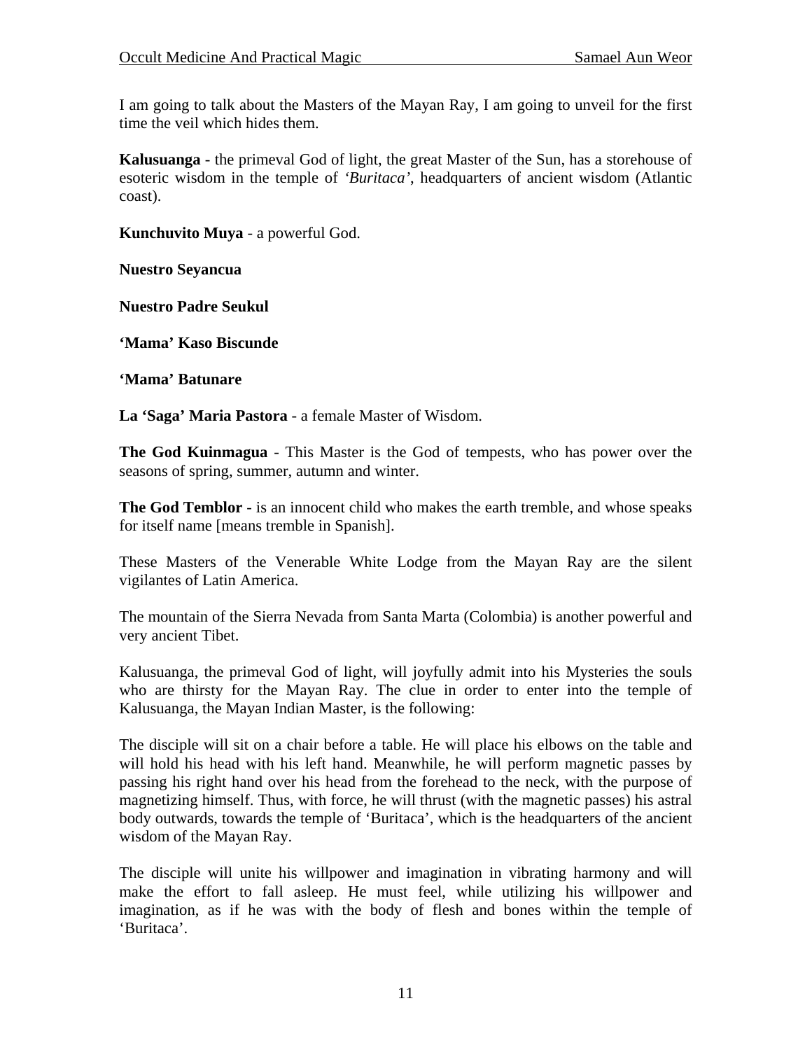I am going to talk about the Masters of the Mayan Ray, I am going to unveil for the first time the veil which hides them.

**Kalusuanga** - the primeval God of light, the great Master of the Sun, has a storehouse of esoteric wisdom in the temple of *'Buritaca'*, headquarters of ancient wisdom (Atlantic coast).

**Kunchuvito Muya** - a powerful God.

**Nuestro Seyancua**

**Nuestro Padre Seukul**

**'Mama' Kaso Biscunde**

**'Mama' Batunare**

**La 'Saga' Maria Pastora** - a female Master of Wisdom.

**The God Kuinmagua** - This Master is the God of tempests, who has power over the seasons of spring, summer, autumn and winter.

**The God Temblor** - is an innocent child who makes the earth tremble, and whose speaks for itself name [means tremble in Spanish].

These Masters of the Venerable White Lodge from the Mayan Ray are the silent vigilantes of Latin America.

The mountain of the Sierra Nevada from Santa Marta (Colombia) is another powerful and very ancient Tibet.

Kalusuanga, the primeval God of light, will joyfully admit into his Mysteries the souls who are thirsty for the Mayan Ray. The clue in order to enter into the temple of Kalusuanga, the Mayan Indian Master, is the following:

The disciple will sit on a chair before a table. He will place his elbows on the table and will hold his head with his left hand. Meanwhile, he will perform magnetic passes by passing his right hand over his head from the forehead to the neck, with the purpose of magnetizing himself. Thus, with force, he will thrust (with the magnetic passes) his astral body outwards, towards the temple of 'Buritaca', which is the headquarters of the ancient wisdom of the Mayan Ray.

The disciple will unite his willpower and imagination in vibrating harmony and will make the effort to fall asleep. He must feel, while utilizing his willpower and imagination, as if he was with the body of flesh and bones within the temple of 'Buritaca'.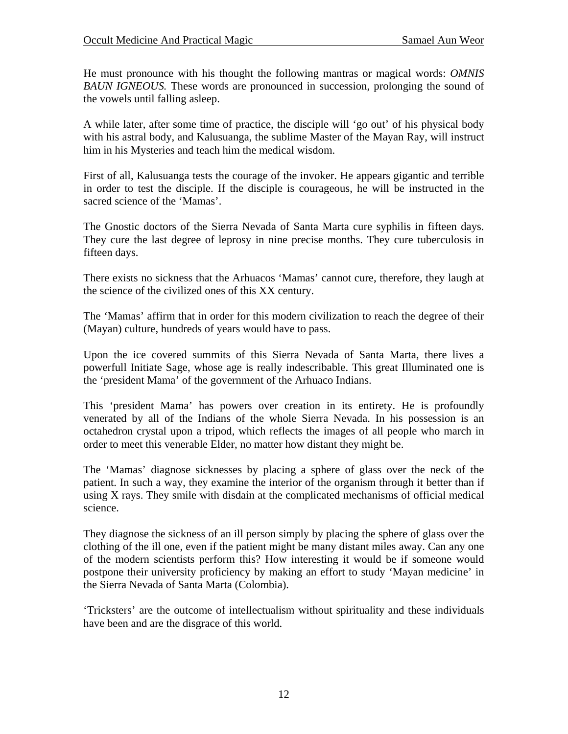He must pronounce with his thought the following mantras or magical words: *OMNIS BAUN IGNEOUS.* These words are pronounced in succession, prolonging the sound of the vowels until falling asleep.

A while later, after some time of practice, the disciple will 'go out' of his physical body with his astral body, and Kalusuanga, the sublime Master of the Mayan Ray, will instruct him in his Mysteries and teach him the medical wisdom.

First of all, Kalusuanga tests the courage of the invoker. He appears gigantic and terrible in order to test the disciple. If the disciple is courageous, he will be instructed in the sacred science of the 'Mamas'.

The Gnostic doctors of the Sierra Nevada of Santa Marta cure syphilis in fifteen days. They cure the last degree of leprosy in nine precise months. They cure tuberculosis in fifteen days.

There exists no sickness that the Arhuacos 'Mamas' cannot cure, therefore, they laugh at the science of the civilized ones of this XX century.

The 'Mamas' affirm that in order for this modern civilization to reach the degree of their (Mayan) culture, hundreds of years would have to pass.

Upon the ice covered summits of this Sierra Nevada of Santa Marta, there lives a powerfull Initiate Sage, whose age is really indescribable. This great Illuminated one is the 'president Mama' of the government of the Arhuaco Indians.

This 'president Mama' has powers over creation in its entirety. He is profoundly venerated by all of the Indians of the whole Sierra Nevada. In his possession is an octahedron crystal upon a tripod, which reflects the images of all people who march in order to meet this venerable Elder, no matter how distant they might be.

The 'Mamas' diagnose sicknesses by placing a sphere of glass over the neck of the patient. In such a way, they examine the interior of the organism through it better than if using X rays. They smile with disdain at the complicated mechanisms of official medical science.

They diagnose the sickness of an ill person simply by placing the sphere of glass over the clothing of the ill one, even if the patient might be many distant miles away. Can any one of the modern scientists perform this? How interesting it would be if someone would postpone their university proficiency by making an effort to study 'Mayan medicine' in the Sierra Nevada of Santa Marta (Colombia).

'Tricksters' are the outcome of intellectualism without spirituality and these individuals have been and are the disgrace of this world.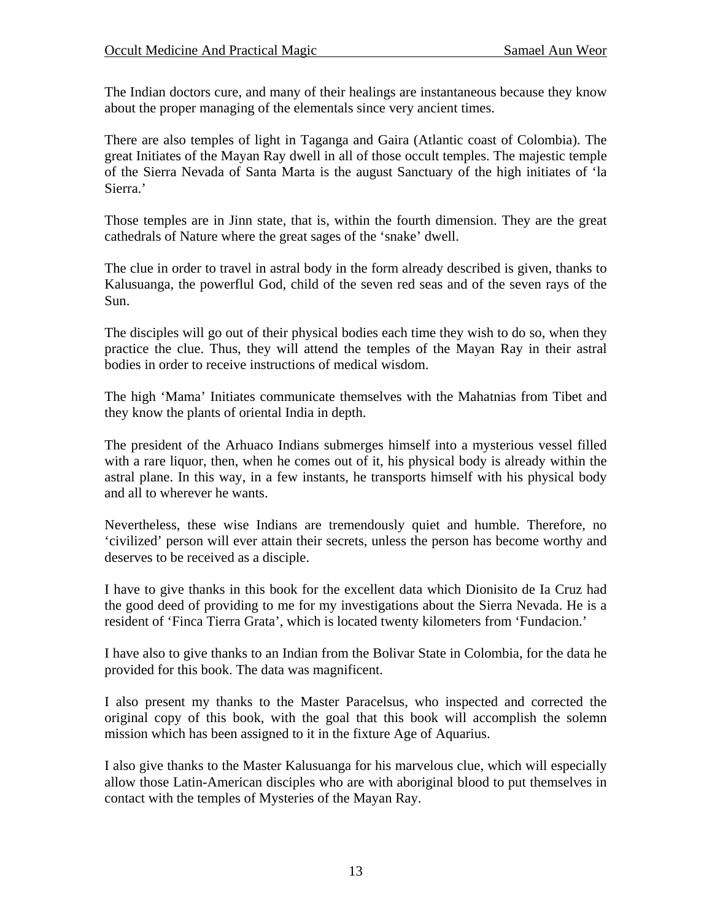The Indian doctors cure, and many of their healings are instantaneous because they know about the proper managing of the elementals since very ancient times.

There are also temples of light in Taganga and Gaira (Atlantic coast of Colombia). The great Initiates of the Mayan Ray dwell in all of those occult temples. The majestic temple of the Sierra Nevada of Santa Marta is the august Sanctuary of the high initiates of 'la Sierra.'

Those temples are in Jinn state, that is, within the fourth dimension. They are the great cathedrals of Nature where the great sages of the 'snake' dwell.

The clue in order to travel in astral body in the form already described is given, thanks to Kalusuanga, the powerflul God, child of the seven red seas and of the seven rays of the Sun.

The disciples will go out of their physical bodies each time they wish to do so, when they practice the clue. Thus, they will attend the temples of the Mayan Ray in their astral bodies in order to receive instructions of medical wisdom.

The high 'Mama' Initiates communicate themselves with the Mahatnias from Tibet and they know the plants of oriental India in depth.

The president of the Arhuaco Indians submerges himself into a mysterious vessel filled with a rare liquor, then, when he comes out of it, his physical body is already within the astral plane. In this way, in a few instants, he transports himself with his physical body and all to wherever he wants.

Nevertheless, these wise Indians are tremendously quiet and humble. Therefore, no 'civilized' person will ever attain their secrets, unless the person has become worthy and deserves to be received as a disciple.

I have to give thanks in this book for the excellent data which Dionisito de Ia Cruz had the good deed of providing to me for my investigations about the Sierra Nevada. He is a resident of 'Finca Tierra Grata', which is located twenty kilometers from 'Fundacion.'

I have also to give thanks to an Indian from the Bolivar State in Colombia, for the data he provided for this book. The data was magnificent.

I also present my thanks to the Master Paracelsus, who inspected and corrected the original copy of this book, with the goal that this book will accomplish the solemn mission which has been assigned to it in the fixture Age of Aquarius.

I also give thanks to the Master Kalusuanga for his marvelous clue, which will especially allow those Latin-American disciples who are with aboriginal blood to put themselves in contact with the temples of Mysteries of the Mayan Ray.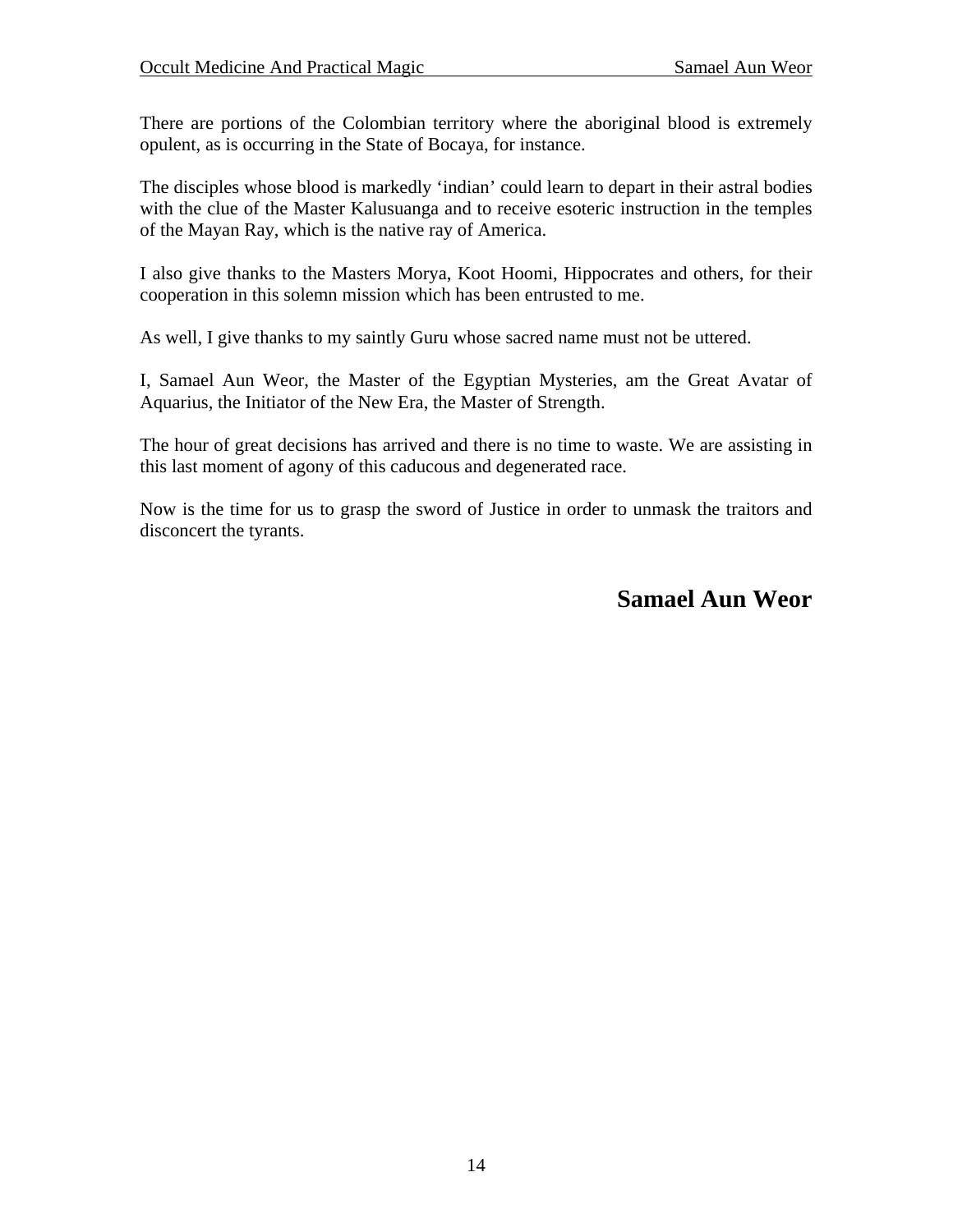There are portions of the Colombian territory where the aboriginal blood is extremely opulent, as is occurring in the State of Bocaya, for instance.

The disciples whose blood is markedly 'indian' could learn to depart in their astral bodies with the clue of the Master Kalusuanga and to receive esoteric instruction in the temples of the Mayan Ray, which is the native ray of America.

I also give thanks to the Masters Morya, Koot Hoomi, Hippocrates and others, for their cooperation in this solemn mission which has been entrusted to me.

As well, I give thanks to my saintly Guru whose sacred name must not be uttered.

I, Samael Aun Weor, the Master of the Egyptian Mysteries, am the Great Avatar of Aquarius, the Initiator of the New Era, the Master of Strength.

The hour of great decisions has arrived and there is no time to waste. We are assisting in this last moment of agony of this caducous and degenerated race.

Now is the time for us to grasp the sword of Justice in order to unmask the traitors and disconcert the tyrants.

**Samael Aun Weor**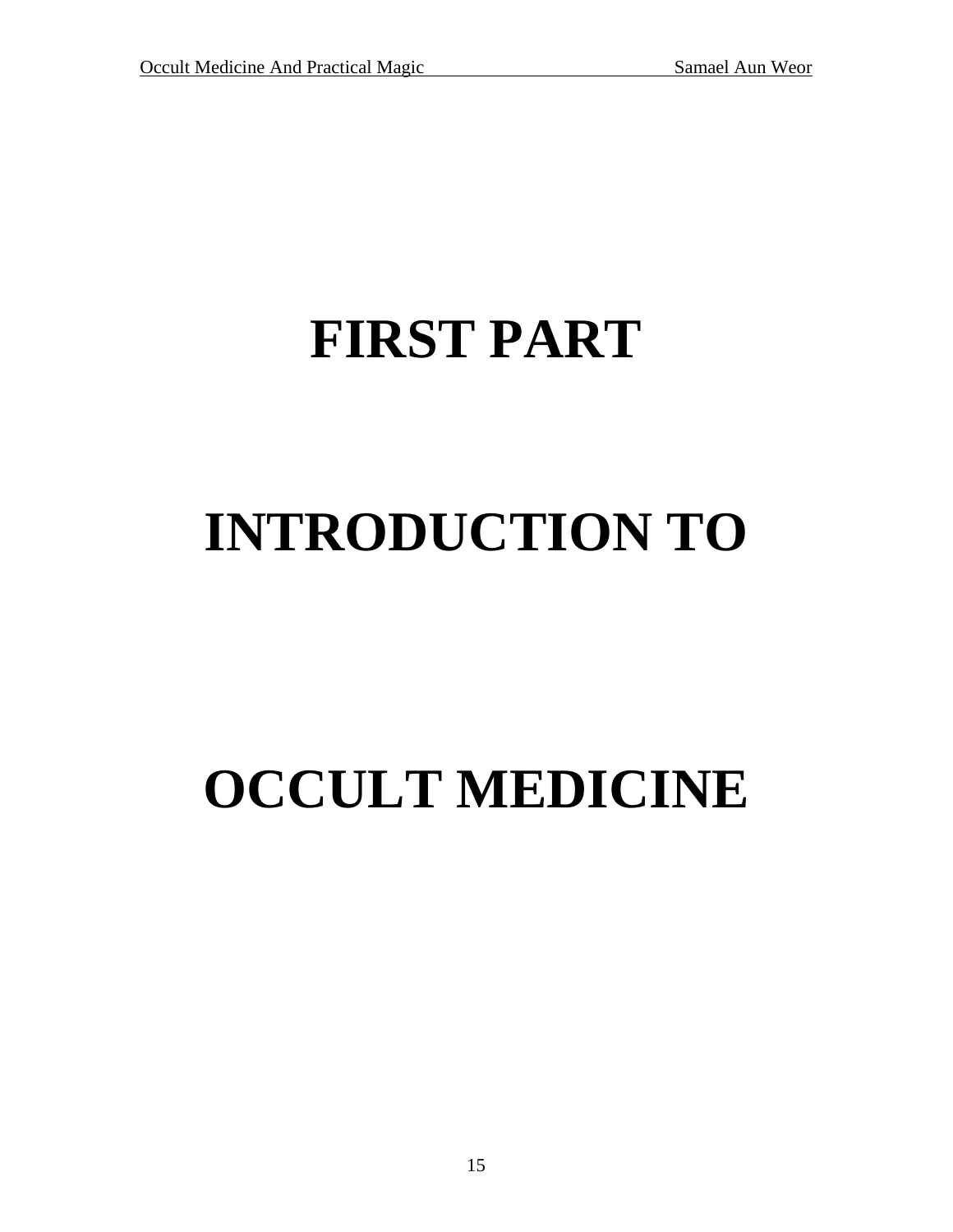# FIRST PART

# INTRODUCTION TO

# OCCULT MEDICINE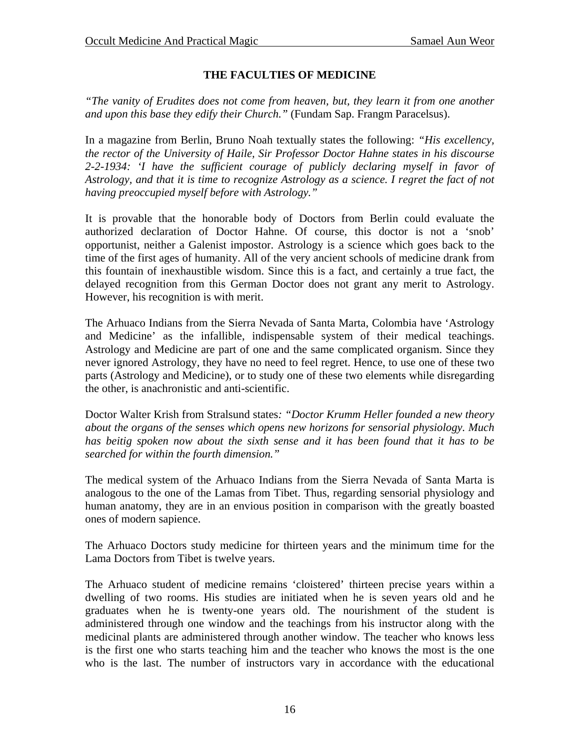## THE FACULTIES OF MEDICINE

*"The vanity of Erudites does not come from heaven, but, they learn it from one another and upon this base they edify their Church."* (Fundam Sap. Frangm Paracelsus).

In a magazine from Berlin, Bruno Noah textually states the following: *"His excellency, the rector of the University of Haile, Sir Professor Doctor Hahne states in his discourse 2-2-1934: 'I have the sufficient courage of publicly declaring myself in favor of Astrology, and that it is time to recognize Astrology as a science. I regret the fact of not having preoccupied myself before with Astrology."*

It is provable that the honorable body of Doctors from Berlin could evaluate the authorized declaration of Doctor Hahne. Of course, this doctor is not a 'snob' opportunist, neither a Galenist impostor. Astrology is a science which goes back to the time of the first ages of humanity. All of the very ancient schools of medicine drank from this fountain of inexhaustible wisdom. Since this is a fact, and certainly a true fact, the delayed recognition from this German Doctor does not grant any merit to Astrology. However, his recognition is with merit.

The Arhuaco Indians from the Sierra Nevada of Santa Marta, Colombia have 'Astrology and Medicine' as the infallible, indispensable system of their medical teachings. Astrology and Medicine are part of one and the same complicated organism. Since they never ignored Astrology, they have no need to feel regret. Hence, to use one of these two parts (Astrology and Medicine), or to study one of these two elements while disregarding the other, is anachronistic and anti-scientific.

Doctor Walter Krish from Stralsund states*: "Doctor Krumm Heller founded a new theory about the organs of the senses which opens new horizons for sensorial physiology. Much has beitig spoken now about the sixth sense and it has been found that it has to be searched for within the fourth dimension."*

The medical system of the Arhuaco Indians from the Sierra Nevada of Santa Marta is analogous to the one of the Lamas from Tibet. Thus, regarding sensorial physiology and human anatomy, they are in an envious position in comparison with the greatly boasted ones of modern sapience.

The Arhuaco Doctors study medicine for thirteen years and the minimum time for the Lama Doctors from Tibet is twelve years.

The Arhuaco student of medicine remains 'cloistered' thirteen precise years within a dwelling of two rooms. His studies are initiated when he is seven years old and he graduates when he is twenty-one years old. The nourishment of the student is administered through one window and the teachings from his instructor along with the medicinal plants are administered through another window. The teacher who knows less is the first one who starts teaching him and the teacher who knows the most is the one who is the last. The number of instructors vary in accordance with the educational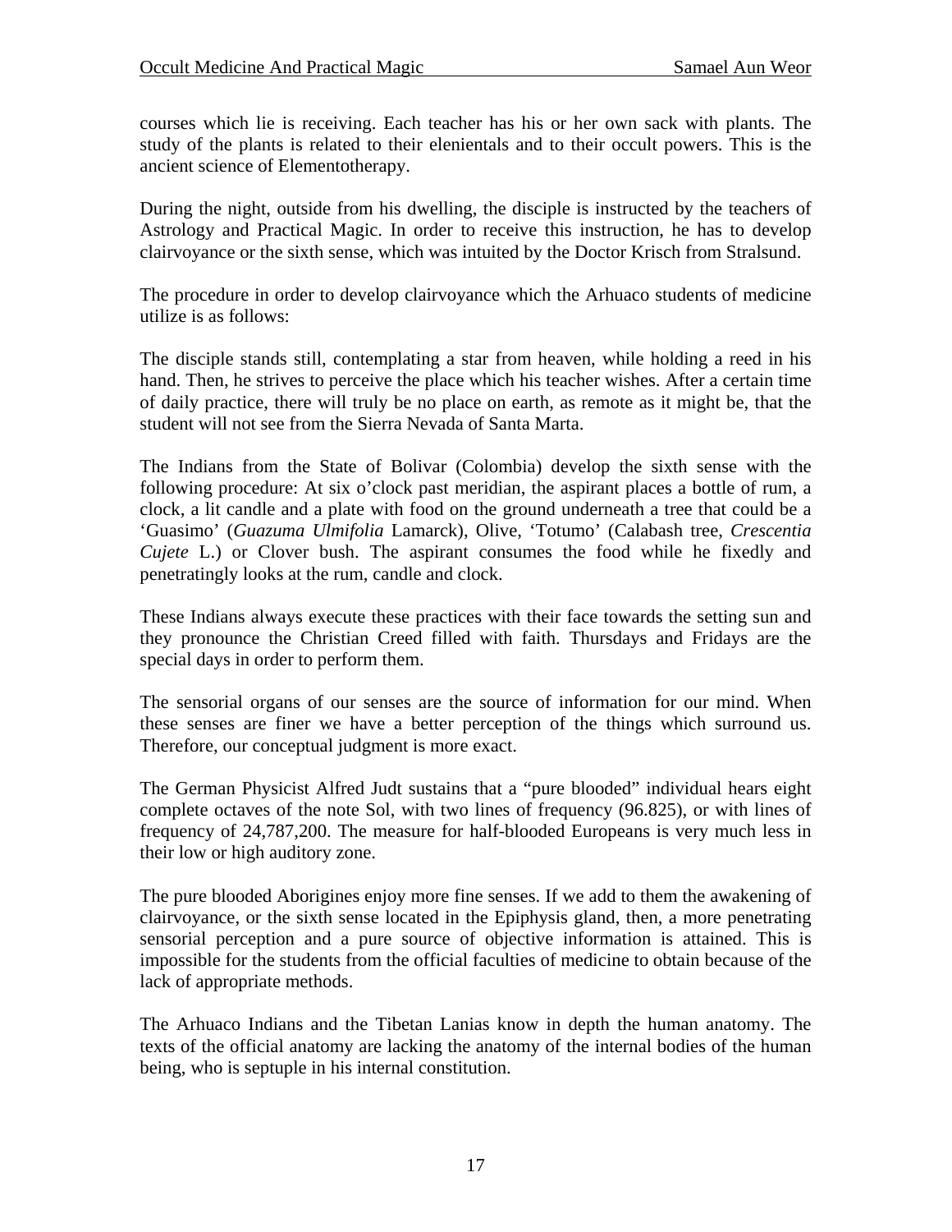courses which lie is receiving. Each teacher has his or her own sack with plants. The study of the plants is related to their elenientals and to their occult powers. This is the ancient science of Elementotherapy.

During the night, outside from his dwelling, the disciple is instructed by the teachers of Astrology and Practical Magic. In order to receive this instruction, he has to develop clairvoyance or the sixth sense, which was intuited by the Doctor Krisch from Stralsund.

The procedure in order to develop clairvoyance which the Arhuaco students of medicine utilize is as follows:

The disciple stands still, contemplating a star from heaven, while holding a reed in his hand. Then, he strives to perceive the place which his teacher wishes. After a certain time of daily practice, there will truly be no place on earth, as remote as it might be, that the student will not see from the Sierra Nevada of Santa Marta.

The Indians from the State of Bolivar (Colombia) develop the sixth sense with the following procedure: At six o'clock past meridian, the aspirant places a bottle of rum, a clock, a lit candle and a plate with food on the ground underneath a tree that could be a 'Guasimo' (*Guazuma Ulmifolia* Lamarck), Olive, 'Totumo' (Calabash tree, *Crescentia Cujete* L.) or Clover bush. The aspirant consumes the food while he fixedly and penetratingly looks at the rum, candle and clock.

These Indians always execute these practices with their face towards the setting sun and they pronounce the Christian Creed filled with faith. Thursdays and Fridays are the special days in order to perform them.

The sensorial organs of our senses are the source of information for our mind. When these senses are finer we have a better perception of the things which surround us. Therefore, our conceptual judgment is more exact.

The German Physicist Alfred Judt sustains that a "pure blooded" individual hears eight complete octaves of the note Sol, with two lines of frequency (96.825), or with lines of frequency of 24,787,200. The measure for half-blooded Europeans is very much less in their low or high auditory zone.

The pure blooded Aborigines enjoy more fine senses. If we add to them the awakening of clairvoyance, or the sixth sense located in the Epiphysis gland, then, a more penetrating sensorial perception and a pure source of objective information is attained. This is impossible for the students from the official faculties of medicine to obtain because of the lack of appropriate methods.

The Arhuaco Indians and the Tibetan Lanias know in depth the human anatomy. The texts of the official anatomy are lacking the anatomy of the internal bodies of the human being, who is septuple in his internal constitution.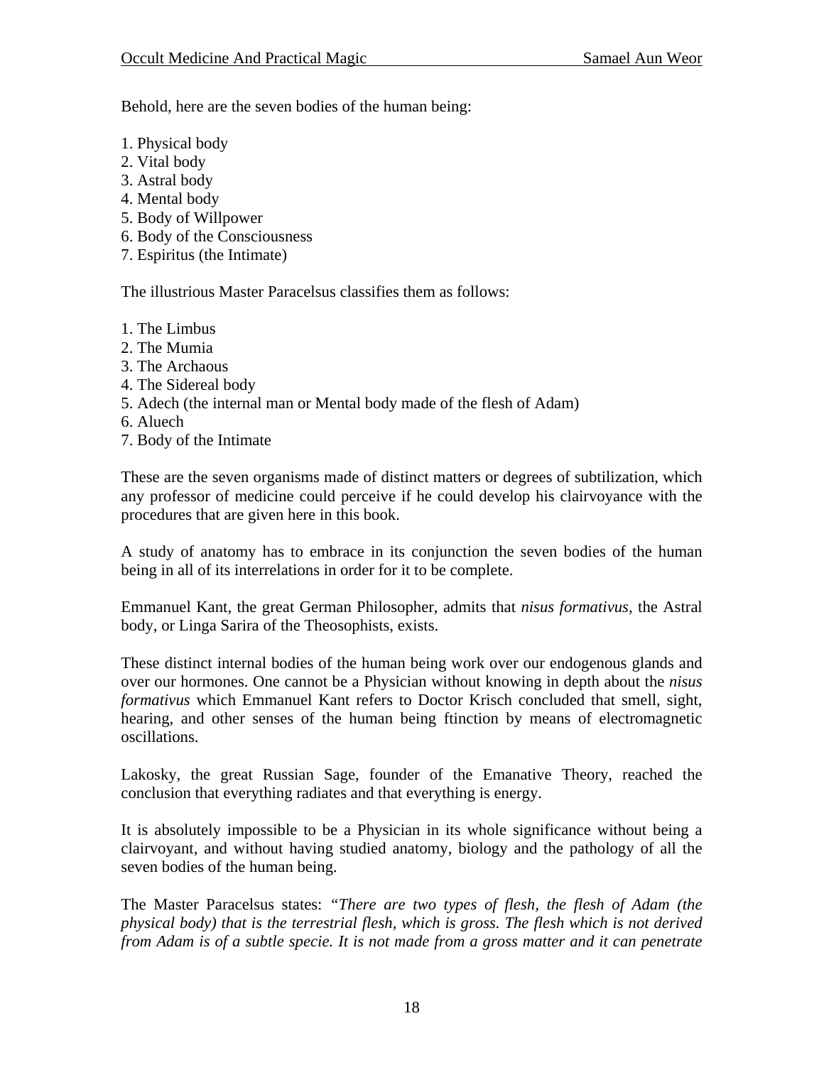Behold, here are the seven bodies of the human being:

1. Physical body
2. Vital body
3. Astral body
4. Mental body
5. Body of Willpower
6. Body of the Consciousness
7. Espiritus (the Intimate)

The illustrious Master Paracelsus classifies them as follows:

1. The Limbus
2. The Mumia
3. The Archaous
4. The Sidereal body
5. Adech (the internal man or Mental body made of the flesh of Adam)
6. Aluech
7. Body of the Intimate

These are the seven organisms made of distinct matters or degrees of subtilization, which any professor of medicine could perceive if he could develop his clairvoyance with the procedures that are given here in this book.

A study of anatomy has to embrace in its conjunction the seven bodies of the human being in all of its interrelations in order for it to be complete.

Emmanuel Kant, the great German Philosopher, admits that *nisus formativus*, the Astral body, or Linga Sarira of the Theosophists, exists.

These distinct internal bodies of the human being work over our endogenous glands and over our hormones. One cannot be a Physician without knowing in depth about the *nisus formativus* which Emmanuel Kant refers to Doctor Krisch concluded that smell, sight, hearing, and other senses of the human being ftinction by means of electromagnetic oscillations.

Lakosky, the great Russian Sage, founder of the Emanative Theory, reached the conclusion that everything radiates and that everything is energy.

It is absolutely impossible to be a Physician in its whole significance without being a clairvoyant, and without having studied anatomy, biology and the pathology of all the seven bodies of the human being.

The Master Paracelsus states: "*There are two types of flesh, the flesh of Adam (the physical body) that is the terrestrial flesh, which is gross. The flesh which is not derived from Adam is of a subtle specie. It is not made from a gross matter and it can penetrate*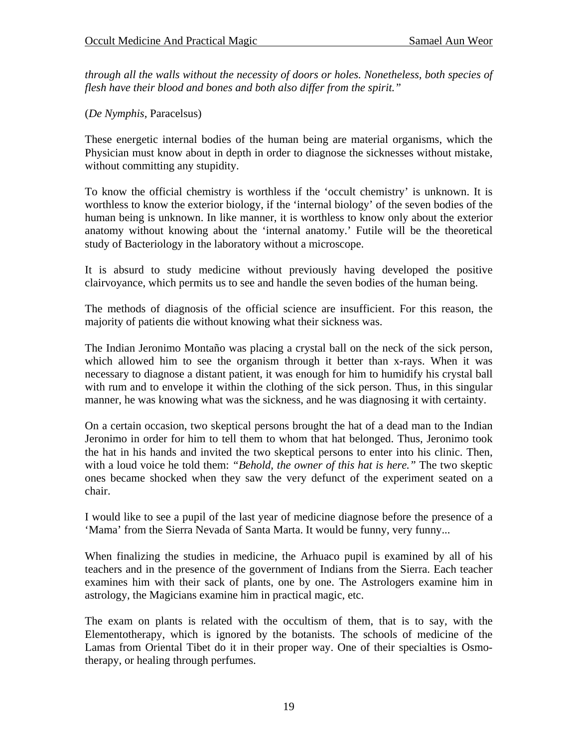*through all the walls without the necessity of doors or holes. Nonetheless, both species of flesh have their blood and bones and both also differ from the spirit."*

(*De Nymphis*, Paracelsus)

These energetic internal bodies of the human being are material organisms, which the Physician must know about in depth in order to diagnose the sicknesses without mistake, without committing any stupidity.

To know the official chemistry is worthless if the 'occult chemistry' is unknown. It is worthless to know the exterior biology, if the 'internal biology' of the seven bodies of the human being is unknown. In like manner, it is worthless to know only about the exterior anatomy without knowing about the 'internal anatomy.' Futile will be the theoretical study of Bacteriology in the laboratory without a microscope.

It is absurd to study medicine without previously having developed the positive clairvoyance, which permits us to see and handle the seven bodies of the human being.

The methods of diagnosis of the official science are insufficient. For this reason, the majority of patients die without knowing what their sickness was.

The Indian Jeronimo Montaño was placing a crystal ball on the neck of the sick person, which allowed him to see the organism through it better than x-rays. When it was necessary to diagnose a distant patient, it was enough for him to humidify his crystal ball with rum and to envelope it within the clothing of the sick person. Thus, in this singular manner, he was knowing what was the sickness, and he was diagnosing it with certainty.

On a certain occasion, two skeptical persons brought the hat of a dead man to the Indian Jeronimo in order for him to tell them to whom that hat belonged. Thus, Jeronimo took the hat in his hands and invited the two skeptical persons to enter into his clinic. Then, with a loud voice he told them: *"Behold, the owner of this hat is here."* The two skeptic ones became shocked when they saw the very defunct of the experiment seated on a chair.

I would like to see a pupil of the last year of medicine diagnose before the presence of a 'Mama' from the Sierra Nevada of Santa Marta. It would be funny, very funny...

When finalizing the studies in medicine, the Arhuaco pupil is examined by all of his teachers and in the presence of the government of Indians from the Sierra. Each teacher examines him with their sack of plants, one by one. The Astrologers examine him in astrology, the Magicians examine him in practical magic, etc.

The exam on plants is related with the occultism of them, that is to say, with the Elementotherapy, which is ignored by the botanists. The schools of medicine of the Lamas from Oriental Tibet do it in their proper way. One of their specialties is Osmo-therapy, or healing through perfumes.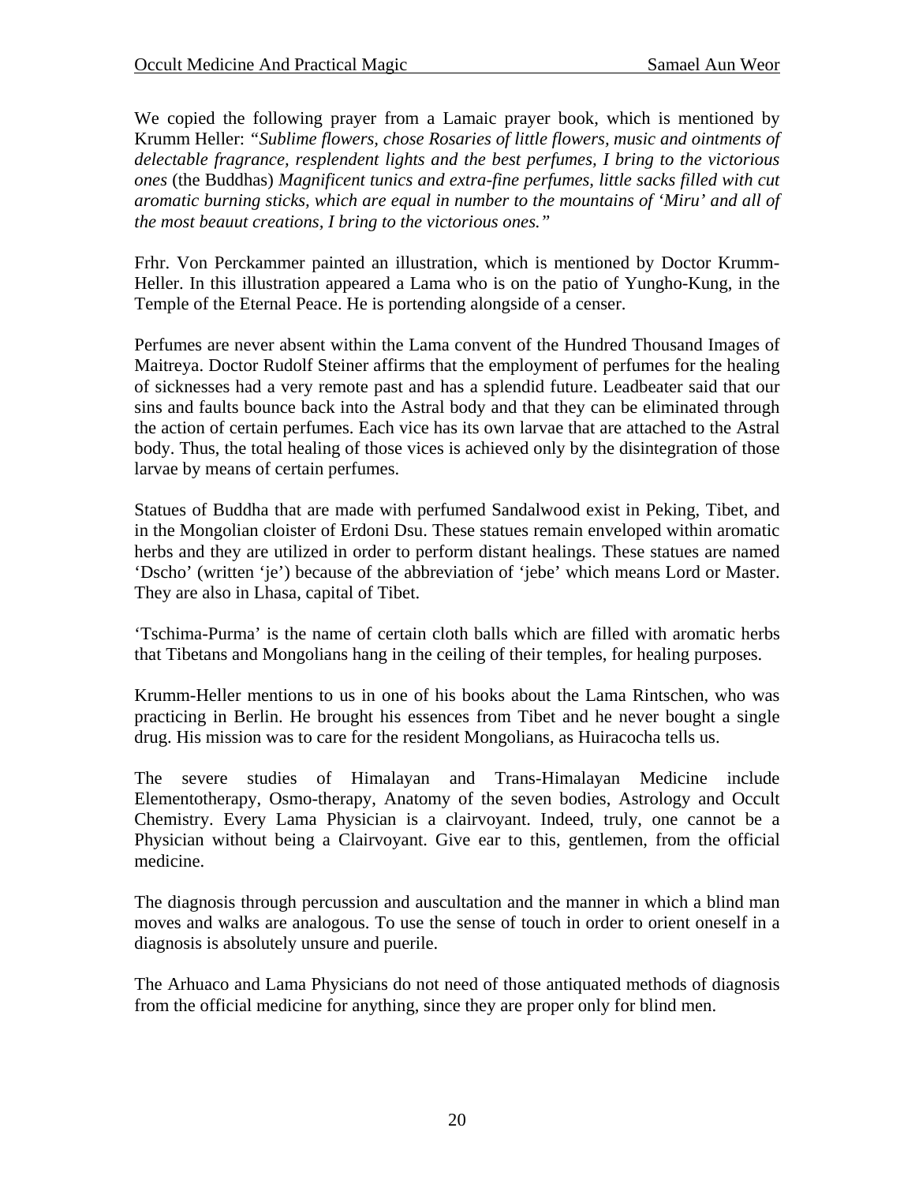We copied the following prayer from a Lamaic prayer book, which is mentioned by Krumm Heller: *"Sublime flowers, chose Rosaries of little flowers, music and ointments of delectable fragrance, resplendent lights and the best perfumes, I bring to the victorious ones* (the Buddhas) *Magnificent tunics and extra-fine perfumes, little sacks filled with cut aromatic burning sticks, which are equal in number to the mountains of 'Miru' and all of the most beauut creations, I bring to the victorious ones."*

Frhr. Von Perckammer painted an illustration, which is mentioned by Doctor Krumm-Heller. In this illustration appeared a Lama who is on the patio of Yungho-Kung, in the Temple of the Eternal Peace. He is portending alongside of a censer.

Perfumes are never absent within the Lama convent of the Hundred Thousand Images of Maitreya. Doctor Rudolf Steiner affirms that the employment of perfumes for the healing of sicknesses had a very remote past and has a splendid future. Leadbeater said that our sins and faults bounce back into the Astral body and that they can be eliminated through the action of certain perfumes. Each vice has its own larvae that are attached to the Astral body. Thus, the total healing of those vices is achieved only by the disintegration of those larvae by means of certain perfumes.

Statues of Buddha that are made with perfumed Sandalwood exist in Peking, Tibet, and in the Mongolian cloister of Erdoni Dsu. These statues remain enveloped within aromatic herbs and they are utilized in order to perform distant healings. These statues are named 'Dscho' (written 'je') because of the abbreviation of 'jebe' which means Lord or Master. They are also in Lhasa, capital of Tibet.

'Tschima-Purma' is the name of certain cloth balls which are filled with aromatic herbs that Tibetans and Mongolians hang in the ceiling of their temples, for healing purposes.

Krumm-Heller mentions to us in one of his books about the Lama Rintschen, who was practicing in Berlin. He brought his essences from Tibet and he never bought a single drug. His mission was to care for the resident Mongolians, as Huiracocha tells us.

The severe studies of Himalayan and Trans-Himalayan Medicine include Elementotherapy, Osmo-therapy, Anatomy of the seven bodies, Astrology and Occult Chemistry. Every Lama Physician is a clairvoyant. Indeed, truly, one cannot be a Physician without being a Clairvoyant. Give ear to this, gentlemen, from the official medicine.

The diagnosis through percussion and auscultation and the manner in which a blind man moves and walks are analogous. To use the sense of touch in order to orient oneself in a diagnosis is absolutely unsure and puerile.

The Arhuaco and Lama Physicians do not need of those antiquated methods of diagnosis from the official medicine for anything, since they are proper only for blind men.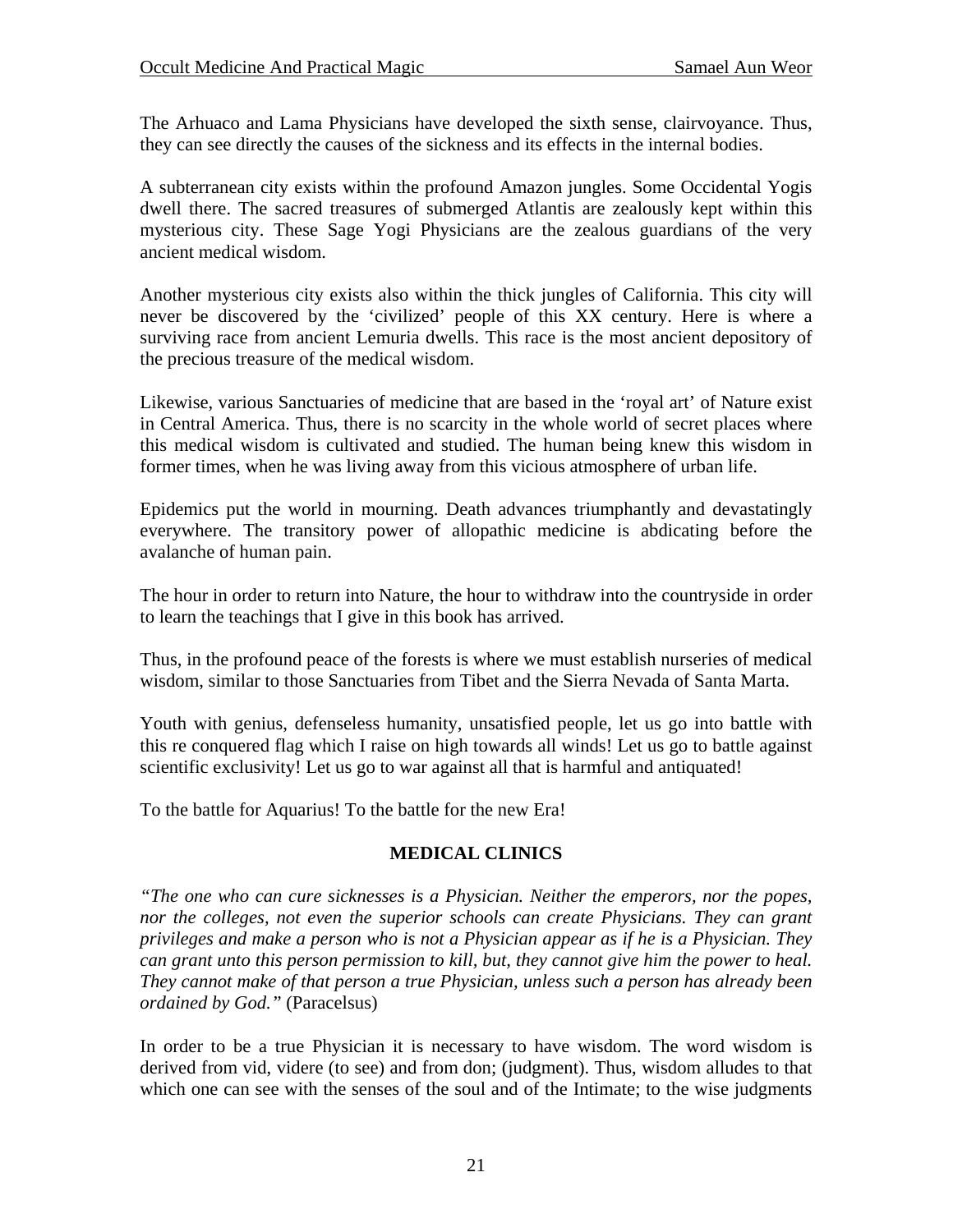The Arhuaco and Lama Physicians have developed the sixth sense, clairvoyance. Thus, they can see directly the causes of the sickness and its effects in the internal bodies.

A subterranean city exists within the profound Amazon jungles. Some Occidental Yogis dwell there. The sacred treasures of submerged Atlantis are zealously kept within this mysterious city. These Sage Yogi Physicians are the zealous guardians of the very ancient medical wisdom.

Another mysterious city exists also within the thick jungles of California. This city will never be discovered by the 'civilized' people of this XX century. Here is where a surviving race from ancient Lemuria dwells. This race is the most ancient depository of the precious treasure of the medical wisdom.

Likewise, various Sanctuaries of medicine that are based in the 'royal art' of Nature exist in Central America. Thus, there is no scarcity in the whole world of secret places where this medical wisdom is cultivated and studied. The human being knew this wisdom in former times, when he was living away from this vicious atmosphere of urban life.

Epidemics put the world in mourning. Death advances triumphantly and devastatingly everywhere. The transitory power of allopathic medicine is abdicating before the avalanche of human pain.

The hour in order to return into Nature, the hour to withdraw into the countryside in order to learn the teachings that I give in this book has arrived.

Thus, in the profound peace of the forests is where we must establish nurseries of medical wisdom, similar to those Sanctuaries from Tibet and the Sierra Nevada of Santa Marta.

Youth with genius, defenseless humanity, unsatisfied people, let us go into battle with this re conquered flag which I raise on high towards all winds! Let us go to battle against scientific exclusivity! Let us go to war against all that is harmful and antiquated!

To the battle for Aquarius! To the battle for the new Era!

## MEDICAL CLINICS

*"The one who can cure sicknesses is a Physician. Neither the emperors, nor the popes, nor the colleges, not even the superior schools can create Physicians. They can grant privileges and make a person who is not a Physician appear as if he is a Physician. They can grant unto this person permission to kill, but, they cannot give him the power to heal. They cannot make of that person a true Physician, unless such a person has already been ordained by God."* (Paracelsus)

In order to be a true Physician it is necessary to have wisdom. The word wisdom is derived from vid, videre (to see) and from don; (judgment). Thus, wisdom alludes to that which one can see with the senses of the soul and of the Intimate; to the wise judgments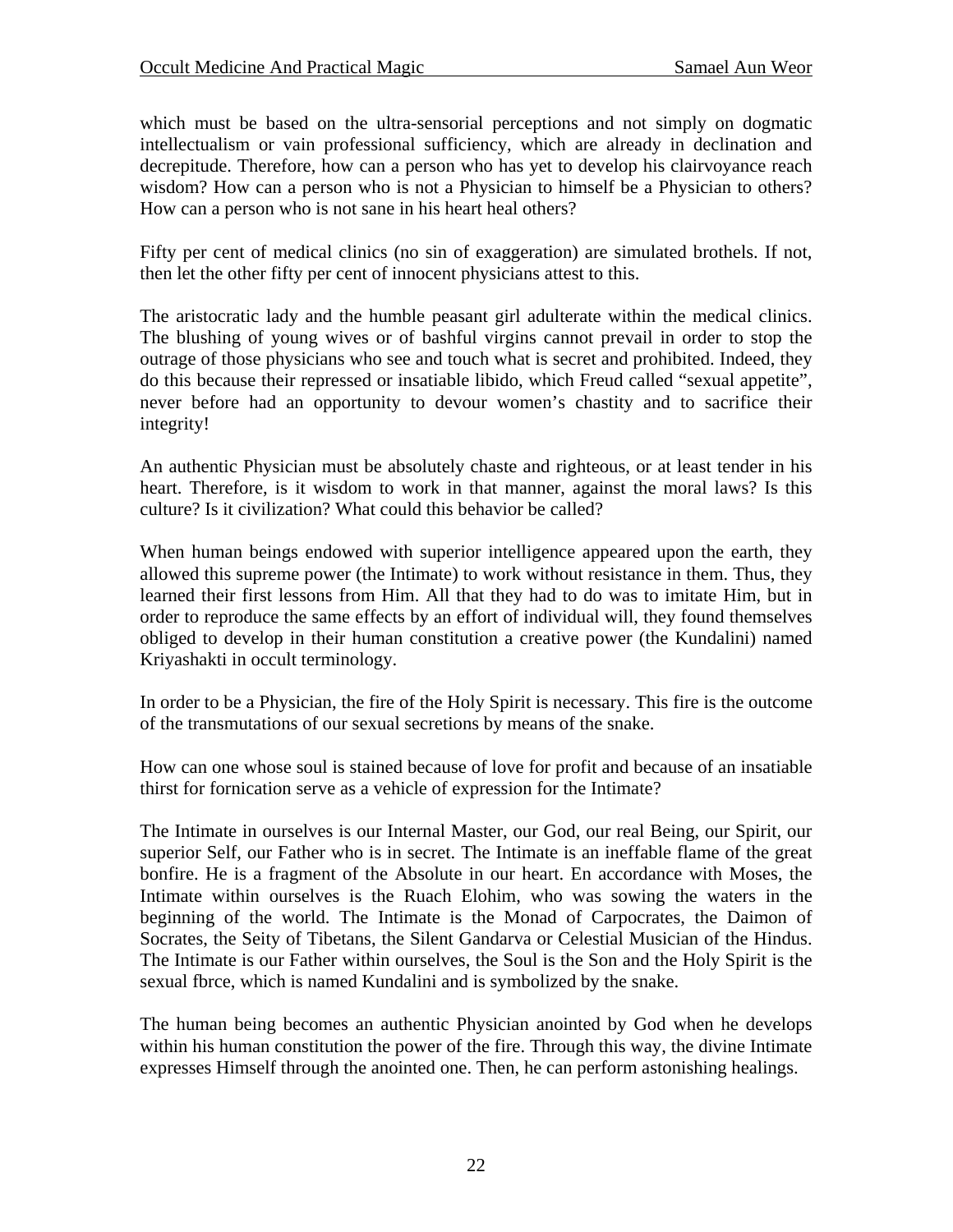which must be based on the ultra-sensorial perceptions and not simply on dogmatic intellectualism or vain professional sufficiency, which are already in declination and decrepitude. Therefore, how can a person who has yet to develop his clairvoyance reach wisdom? How can a person who is not a Physician to himself be a Physician to others? How can a person who is not sane in his heart heal others?

Fifty per cent of medical clinics (no sin of exaggeration) are simulated brothels. If not, then let the other fifty per cent of innocent physicians attest to this.

The aristocratic lady and the humble peasant girl adulterate within the medical clinics. The blushing of young wives or of bashful virgins cannot prevail in order to stop the outrage of those physicians who see and touch what is secret and prohibited. Indeed, they do this because their repressed or insatiable libido, which Freud called "sexual appetite", never before had an opportunity to devour women's chastity and to sacrifice their integrity!

An authentic Physician must be absolutely chaste and righteous, or at least tender in his heart. Therefore, is it wisdom to work in that manner, against the moral laws? Is this culture? Is it civilization? What could this behavior be called?

When human beings endowed with superior intelligence appeared upon the earth, they allowed this supreme power (the Intimate) to work without resistance in them. Thus, they learned their first lessons from Him. All that they had to do was to imitate Him, but in order to reproduce the same effects by an effort of individual will, they found themselves obliged to develop in their human constitution a creative power (the Kundalini) named Kriyashakti in occult terminology.

In order to be a Physician, the fire of the Holy Spirit is necessary. This fire is the outcome of the transmutations of our sexual secretions by means of the snake.

How can one whose soul is stained because of love for profit and because of an insatiable thirst for fornication serve as a vehicle of expression for the Intimate?

The Intimate in ourselves is our Internal Master, our God, our real Being, our Spirit, our superior Self, our Father who is in secret. The Intimate is an ineffable flame of the great bonfire. He is a fragment of the Absolute in our heart. En accordance with Moses, the Intimate within ourselves is the Ruach Elohim, who was sowing the waters in the beginning of the world. The Intimate is the Monad of Carpocrates, the Daimon of Socrates, the Seity of Tibetans, the Silent Gandarva or Celestial Musician of the Hindus. The Intimate is our Father within ourselves, the Soul is the Son and the Holy Spirit is the sexual fbrce, which is named Kundalini and is symbolized by the snake.

The human being becomes an authentic Physician anointed by God when he develops within his human constitution the power of the fire. Through this way, the divine Intimate expresses Himself through the anointed one. Then, he can perform astonishing healings.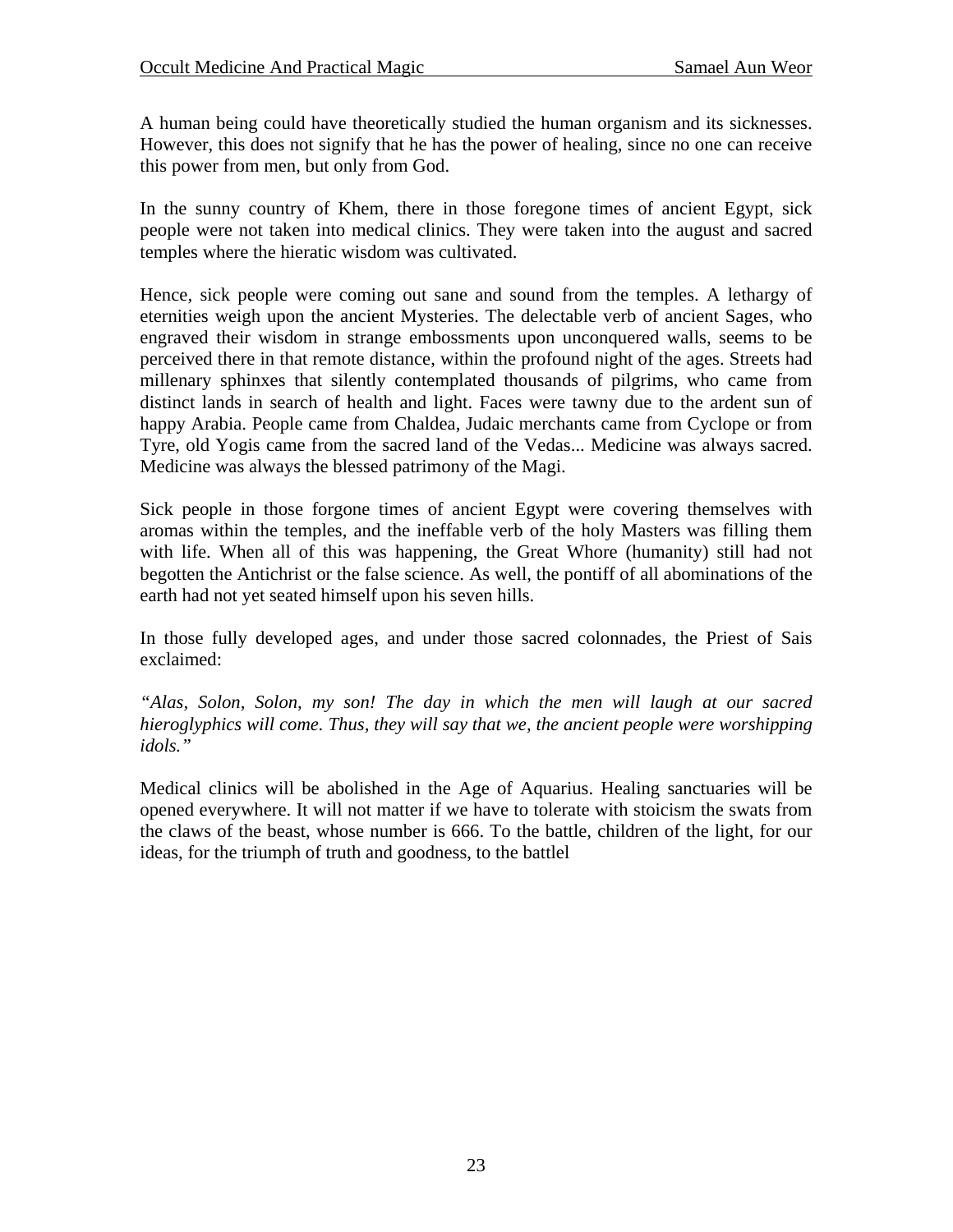A human being could have theoretically studied the human organism and its sicknesses. However, this does not signify that he has the power of healing, since no one can receive this power from men, but only from God.

In the sunny country of Khem, there in those foregone times of ancient Egypt, sick people were not taken into medical clinics. They were taken into the august and sacred temples where the hieratic wisdom was cultivated.

Hence, sick people were coming out sane and sound from the temples. A lethargy of eternities weigh upon the ancient Mysteries. The delectable verb of ancient Sages, who engraved their wisdom in strange embossments upon unconquered walls, seems to be perceived there in that remote distance, within the profound night of the ages. Streets had millenary sphinxes that silently contemplated thousands of pilgrims, who came from distinct lands in search of health and light. Faces were tawny due to the ardent sun of happy Arabia. People came from Chaldea, Judaic merchants came from Cyclope or from Tyre, old Yogis came from the sacred land of the Vedas... Medicine was always sacred. Medicine was always the blessed patrimony of the Magi.

Sick people in those forgone times of ancient Egypt were covering themselves with aromas within the temples, and the ineffable verb of the holy Masters was filling them with life. When all of this was happening, the Great Whore (humanity) still had not begotten the Antichrist or the false science. As well, the pontiff of all abominations of the earth had not yet seated himself upon his seven hills.

In those fully developed ages, and under those sacred colonnades, the Priest of Sais exclaimed:

*"Alas, Solon, Solon, my son! The day in which the men will laugh at our sacred hieroglyphics will come. Thus, they will say that we, the ancient people were worshipping idols."*

Medical clinics will be abolished in the Age of Aquarius. Healing sanctuaries will be opened everywhere. It will not matter if we have to tolerate with stoicism the swats from the claws of the beast, whose number is 666. To the battle, children of the light, for our ideas, for the triumph of truth and goodness, to the battlel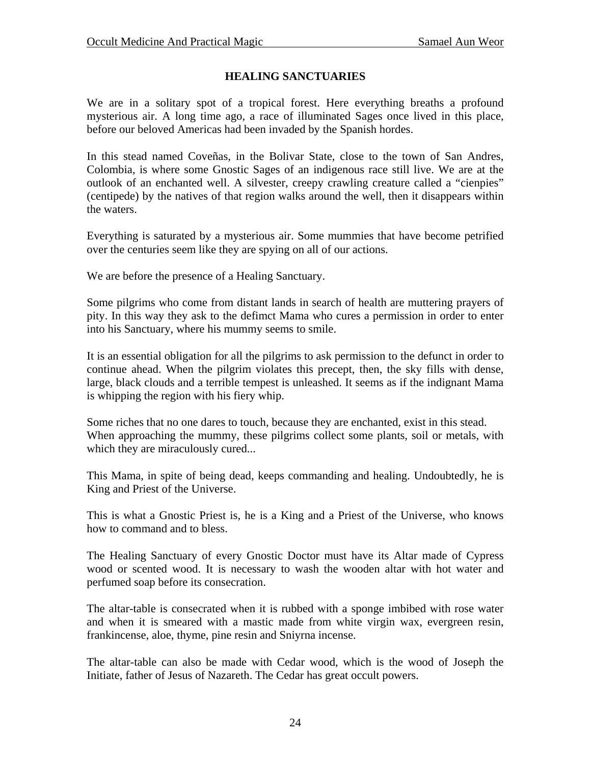## HEALING SANCTUARIES

We are in a solitary spot of a tropical forest. Here everything breaths a profound mysterious air. A long time ago, a race of illuminated Sages once lived in this place, before our beloved Americas had been invaded by the Spanish hordes.

In this stead named Coveñas, in the Bolivar State, close to the town of San Andres, Colombia, is where some Gnostic Sages of an indigenous race still live. We are at the outlook of an enchanted well. A silvester, creepy crawling creature called a "cienpies" (centipede) by the natives of that region walks around the well, then it disappears within the waters.

Everything is saturated by a mysterious air. Some mummies that have become petrified over the centuries seem like they are spying on all of our actions.

We are before the presence of a Healing Sanctuary.

Some pilgrims who come from distant lands in search of health are muttering prayers of pity. In this way they ask to the defimct Mama who cures a permission in order to enter into his Sanctuary, where his mummy seems to smile.

It is an essential obligation for all the pilgrims to ask permission to the defunct in order to continue ahead. When the pilgrim violates this precept, then, the sky fills with dense, large, black clouds and a terrible tempest is unleashed. It seems as if the indignant Mama is whipping the region with his fiery whip.

Some riches that no one dares to touch, because they are enchanted, exist in this stead.
When approaching the mummy, these pilgrims collect some plants, soil or metals, with which they are miraculously cured...

This Mama, in spite of being dead, keeps commanding and healing. Undoubtedly, he is King and Priest of the Universe.

This is what a Gnostic Priest is, he is a King and a Priest of the Universe, who knows how to command and to bless.

The Healing Sanctuary of every Gnostic Doctor must have its Altar made of Cypress wood or scented wood. It is necessary to wash the wooden altar with hot water and perfumed soap before its consecration.

The altar-table is consecrated when it is rubbed with a sponge imbibed with rose water and when it is smeared with a mastic made from white virgin wax, evergreen resin, frankincense, aloe, thyme, pine resin and Sniyrna incense.

The altar-table can also be made with Cedar wood, which is the wood of Joseph the Initiate, father of Jesus of Nazareth. The Cedar has great occult powers.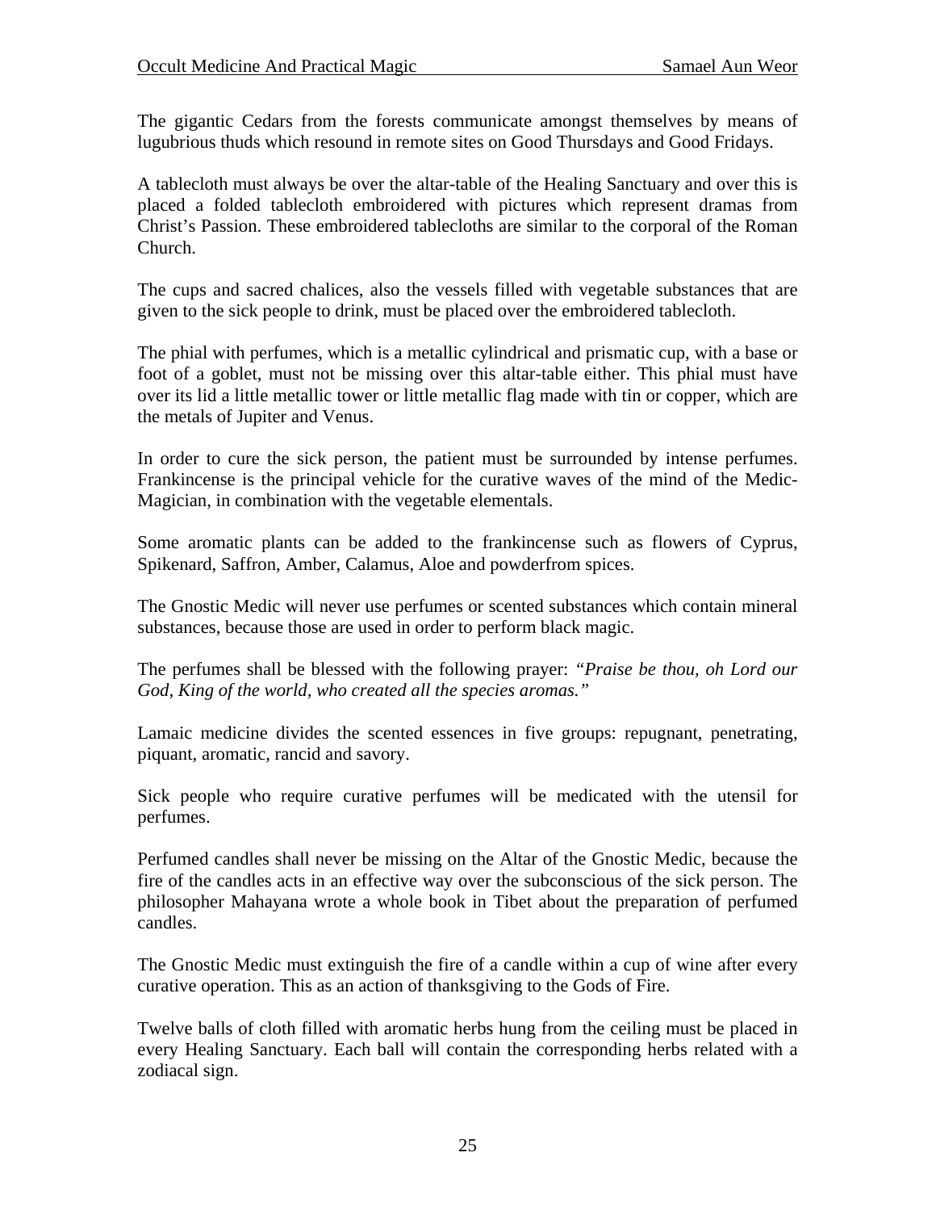The gigantic Cedars from the forests communicate amongst themselves by means of lugubrious thuds which resound in remote sites on Good Thursdays and Good Fridays.

A tablecloth must always be over the altar-table of the Healing Sanctuary and over this is placed a folded tablecloth embroidered with pictures which represent dramas from Christ's Passion. These embroidered tablecloths are similar to the corporal of the Roman Church.

The cups and sacred chalices, also the vessels filled with vegetable substances that are given to the sick people to drink, must be placed over the embroidered tablecloth.

The phial with perfumes, which is a metallic cylindrical and prismatic cup, with a base or foot of a goblet, must not be missing over this altar-table either. This phial must have over its lid a little metallic tower or little metallic flag made with tin or copper, which are the metals of Jupiter and Venus.

In order to cure the sick person, the patient must be surrounded by intense perfumes. Frankincense is the principal vehicle for the curative waves of the mind of the Medic-Magician, in combination with the vegetable elementals.

Some aromatic plants can be added to the frankincense such as flowers of Cyprus, Spikenard, Saffron, Amber, Calamus, Aloe and powderfrom spices.

The Gnostic Medic will never use perfumes or scented substances which contain mineral substances, because those are used in order to perform black magic.

The perfumes shall be blessed with the following prayer: *"Praise be thou, oh Lord our God, King of the world, who created all the species aromas."*

Lamaic medicine divides the scented essences in five groups: repugnant, penetrating, piquant, aromatic, rancid and savory.

Sick people who require curative perfumes will be medicated with the utensil for perfumes.

Perfumed candles shall never be missing on the Altar of the Gnostic Medic, because the fire of the candles acts in an effective way over the subconscious of the sick person. The philosopher Mahayana wrote a whole book in Tibet about the preparation of perfumed candles.

The Gnostic Medic must extinguish the fire of a candle within a cup of wine after every curative operation. This as an action of thanksgiving to the Gods of Fire.

Twelve balls of cloth filled with aromatic herbs hung from the ceiling must be placed in every Healing Sanctuary. Each ball will contain the corresponding herbs related with a zodiacal sign.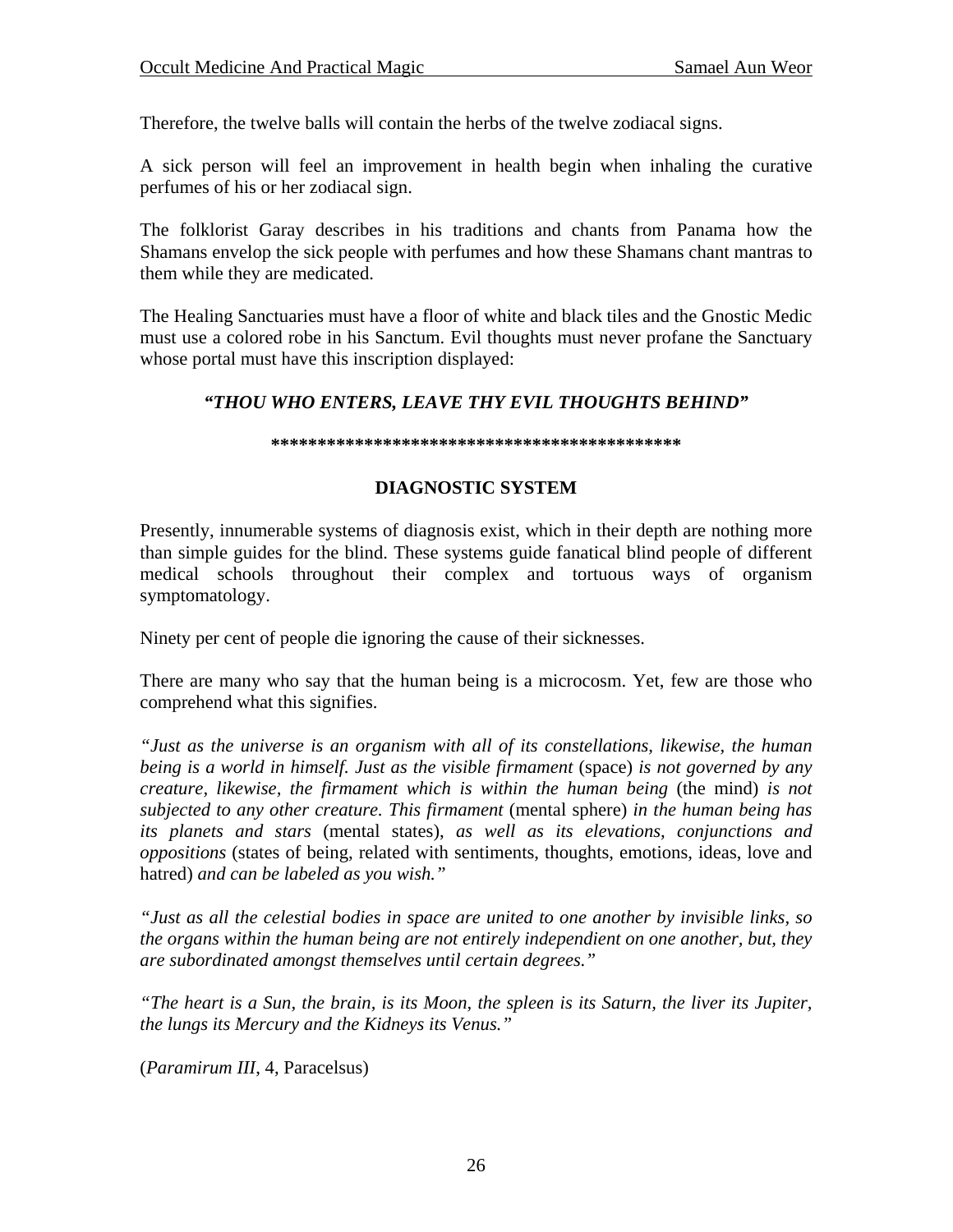Therefore, the twelve balls will contain the herbs of the twelve zodiacal signs.

A sick person will feel an improvement in health begin when inhaling the curative perfumes of his or her zodiacal sign.

The folklorist Garay describes in his traditions and chants from Panama how the Shamans envelop the sick people with perfumes and how these Shamans chant mantras to them while they are medicated.

The Healing Sanctuaries must have a floor of white and black tiles and the Gnostic Medic must use a colored robe in his Sanctum. Evil thoughts must never profane the Sanctuary whose portal must have this inscription displayed:

***"THOU WHO ENTERS, LEAVE THY EVIL THOUGHTS BEHIND"***

**********************************************

## DIAGNOSTIC SYSTEM

Presently, innumerable systems of diagnosis exist, which in their depth are nothing more than simple guides for the blind. These systems guide fanatical blind people of different medical schools throughout their complex and tortuous ways of organism symptomatology.

Ninety per cent of people die ignoring the cause of their sicknesses.

There are many who say that the human being is a microcosm. Yet, few are those who comprehend what this signifies.

*"Just as the universe is an organism with all of its constellations, likewise, the human being is a world in himself. Just as the visible firmament* (space) *is not governed by any creature, likewise, the firmament which is within the human being* (the mind) *is not subjected to any other creature. This firmament* (mental sphere) *in the human being has its planets and stars* (mental states), *as well as its elevations, conjunctions and oppositions* (states of being, related with sentiments, thoughts, emotions, ideas, love and hatred) *and can be labeled as you wish."*

*"Just as all the celestial bodies in space are united to one another by invisible links, so the organs within the human being are not entirely independient on one another, but, they are subordinated amongst themselves until certain degrees."*

*"The heart is a Sun, the brain, is its Moon, the spleen is its Saturn, the liver its Jupiter, the lungs its Mercury and the Kidneys its Venus."*

(*Paramirum III*, 4, Paracelsus)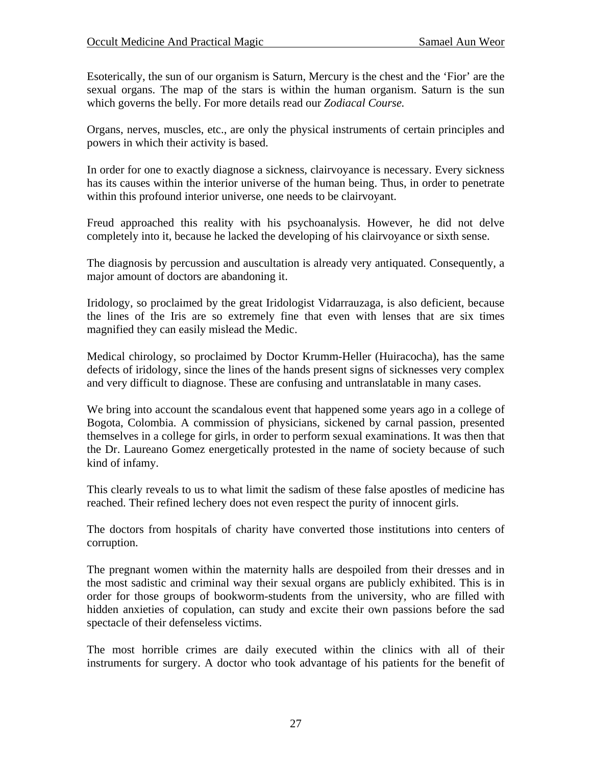Esoterically, the sun of our organism is Saturn, Mercury is the chest and the 'Fior' are the sexual organs. The map of the stars is within the human organism. Saturn is the sun which governs the belly. For more details read our *Zodiacal Course.*

Organs, nerves, muscles, etc., are only the physical instruments of certain principles and powers in which their activity is based.

In order for one to exactly diagnose a sickness, clairvoyance is necessary. Every sickness has its causes within the interior universe of the human being. Thus, in order to penetrate within this profound interior universe, one needs to be clairvoyant.

Freud approached this reality with his psychoanalysis. However, he did not delve completely into it, because he lacked the developing of his clairvoyance or sixth sense.

The diagnosis by percussion and auscultation is already very antiquated. Consequently, a major amount of doctors are abandoning it.

Iridology, so proclaimed by the great Iridologist Vidarrauzaga, is also deficient, because the lines of the Iris are so extremely fine that even with lenses that are six times magnified they can easily mislead the Medic.

Medical chirology, so proclaimed by Doctor Krumm-Heller (Huiracocha), has the same defects of iridology, since the lines of the hands present signs of sicknesses very complex and very difficult to diagnose. These are confusing and untranslatable in many cases.

We bring into account the scandalous event that happened some years ago in a college of Bogota, Colombia. A commission of physicians, sickened by carnal passion, presented themselves in a college for girls, in order to perform sexual examinations. It was then that the Dr. Laureano Gomez energetically protested in the name of society because of such kind of infamy.

This clearly reveals to us to what limit the sadism of these false apostles of medicine has reached. Their refined lechery does not even respect the purity of innocent girls.

The doctors from hospitals of charity have converted those institutions into centers of corruption.

The pregnant women within the maternity halls are despoiled from their dresses and in the most sadistic and criminal way their sexual organs are publicly exhibited. This is in order for those groups of bookworm-students from the university, who are filled with hidden anxieties of copulation, can study and excite their own passions before the sad spectacle of their defenseless victims.

The most horrible crimes are daily executed within the clinics with all of their instruments for surgery. A doctor who took advantage of his patients for the benefit of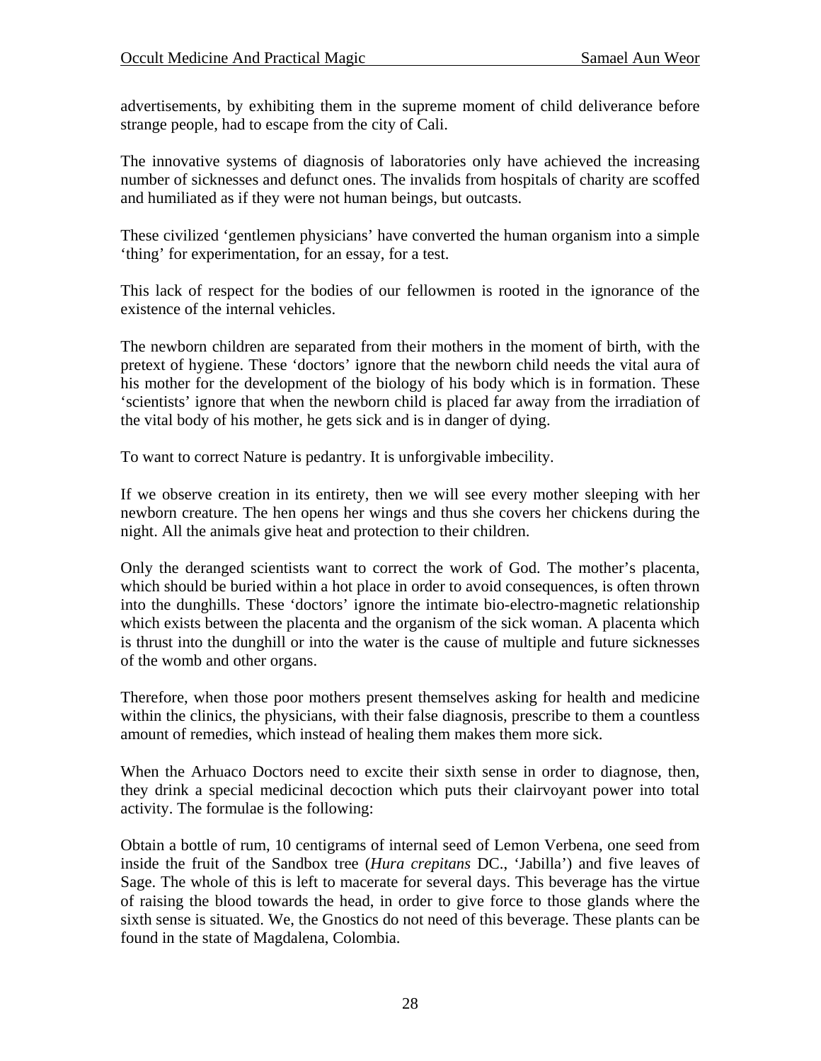advertisements, by exhibiting them in the supreme moment of child deliverance before strange people, had to escape from the city of Cali.

The innovative systems of diagnosis of laboratories only have achieved the increasing number of sicknesses and defunct ones. The invalids from hospitals of charity are scoffed and humiliated as if they were not human beings, but outcasts.

These civilized 'gentlemen physicians' have converted the human organism into a simple 'thing' for experimentation, for an essay, for a test.

This lack of respect for the bodies of our fellowmen is rooted in the ignorance of the existence of the internal vehicles.

The newborn children are separated from their mothers in the moment of birth, with the pretext of hygiene. These 'doctors' ignore that the newborn child needs the vital aura of his mother for the development of the biology of his body which is in formation. These 'scientists' ignore that when the newborn child is placed far away from the irradiation of the vital body of his mother, he gets sick and is in danger of dying.

To want to correct Nature is pedantry. It is unforgivable imbecility.

If we observe creation in its entirety, then we will see every mother sleeping with her newborn creature. The hen opens her wings and thus she covers her chickens during the night. All the animals give heat and protection to their children.

Only the deranged scientists want to correct the work of God. The mother's placenta, which should be buried within a hot place in order to avoid consequences, is often thrown into the dunghills. These 'doctors' ignore the intimate bio-electro-magnetic relationship which exists between the placenta and the organism of the sick woman. A placenta which is thrust into the dunghill or into the water is the cause of multiple and future sicknesses of the womb and other organs.

Therefore, when those poor mothers present themselves asking for health and medicine within the clinics, the physicians, with their false diagnosis, prescribe to them a countless amount of remedies, which instead of healing them makes them more sick.

When the Arhuaco Doctors need to excite their sixth sense in order to diagnose, then, they drink a special medicinal decoction which puts their clairvoyant power into total activity. The formulae is the following:

Obtain a bottle of rum, 10 centigrams of internal seed of Lemon Verbena, one seed from inside the fruit of the Sandbox tree (*Hura crepitans* DC., 'Jabilla') and five leaves of Sage. The whole of this is left to macerate for several days. This beverage has the virtue of raising the blood towards the head, in order to give force to those glands where the sixth sense is situated. We, the Gnostics do not need of this beverage. These plants can be found in the state of Magdalena, Colombia.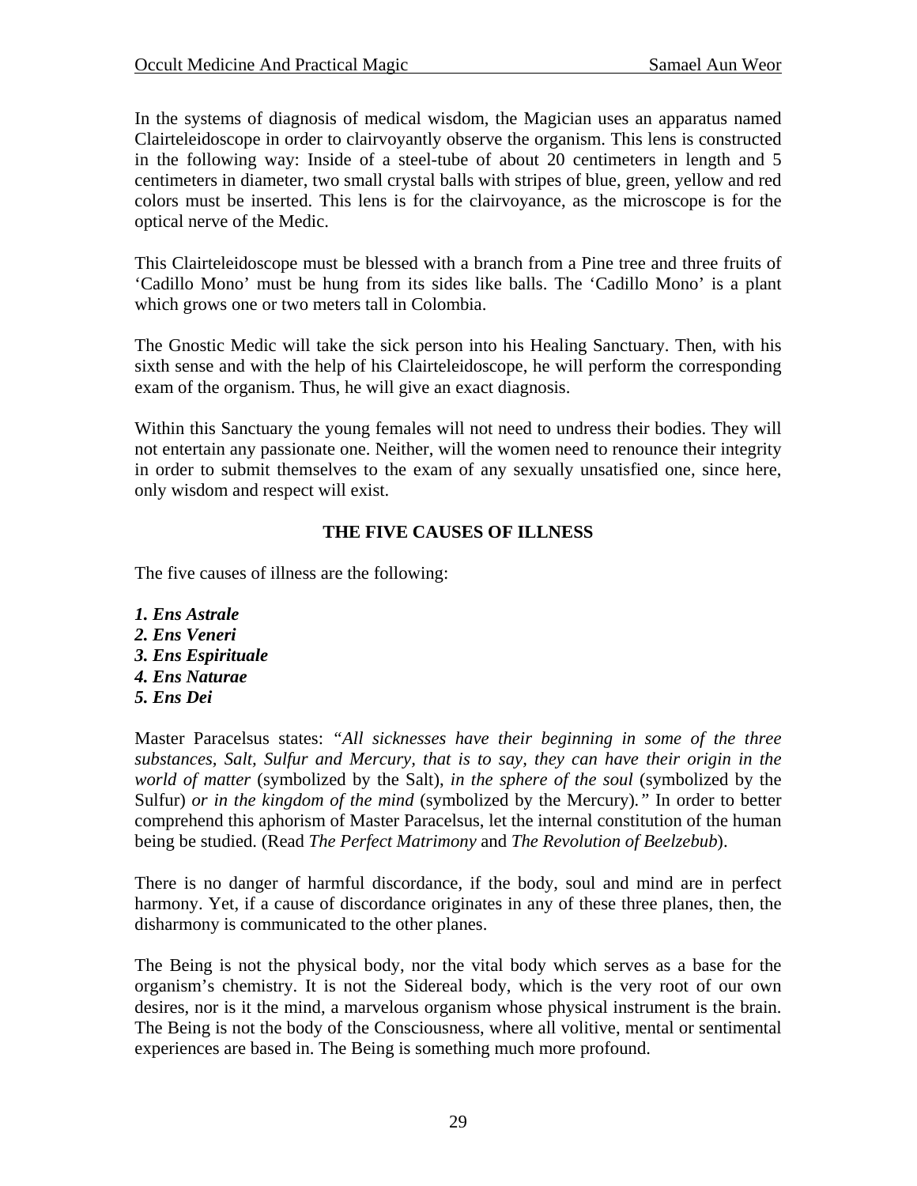In the systems of diagnosis of medical wisdom, the Magician uses an apparatus named Clairteleidoscope in order to clairvoyantly observe the organism. This lens is constructed in the following way: Inside of a steel-tube of about 20 centimeters in length and 5 centimeters in diameter, two small crystal balls with stripes of blue, green, yellow and red colors must be inserted. This lens is for the clairvoyance, as the microscope is for the optical nerve of the Medic.

This Clairteleidoscope must be blessed with a branch from a Pine tree and three fruits of 'Cadillo Mono' must be hung from its sides like balls. The 'Cadillo Mono' is a plant which grows one or two meters tall in Colombia.

The Gnostic Medic will take the sick person into his Healing Sanctuary. Then, with his sixth sense and with the help of his Clairteleidoscope, he will perform the corresponding exam of the organism. Thus, he will give an exact diagnosis.

Within this Sanctuary the young females will not need to undress their bodies. They will not entertain any passionate one. Neither, will the women need to renounce their integrity in order to submit themselves to the exam of any sexually unsatisfied one, since here, only wisdom and respect will exist.

## THE FIVE CAUSES OF ILLNESS

The five causes of illness are the following:

***1. Ens Astrale***
***2. Ens Veneri***
***3. Ens Espirituale***
***4. Ens Naturae***
***5. Ens Dei***

Master Paracelsus states: "*All sicknesses have their beginning in some of the three substances, Salt, Sulfur and Mercury, that is to say, they can have their origin in the world of matter* (symbolized by the Salt), *in the sphere of the soul* (symbolized by the Sulfur) *or in the kingdom of the mind* (symbolized by the Mercury)*.*" In order to better comprehend this aphorism of Master Paracelsus, let the internal constitution of the human being be studied. (Read *The Perfect Matrimony* and *The Revolution of Beelzebub*).

There is no danger of harmful discordance, if the body, soul and mind are in perfect harmony. Yet, if a cause of discordance originates in any of these three planes, then, the disharmony is communicated to the other planes.

The Being is not the physical body, nor the vital body which serves as a base for the organism's chemistry. It is not the Sidereal body, which is the very root of our own desires, nor is it the mind, a marvelous organism whose physical instrument is the brain. The Being is not the body of the Consciousness, where all volitive, mental or sentimental experiences are based in. The Being is something much more profound.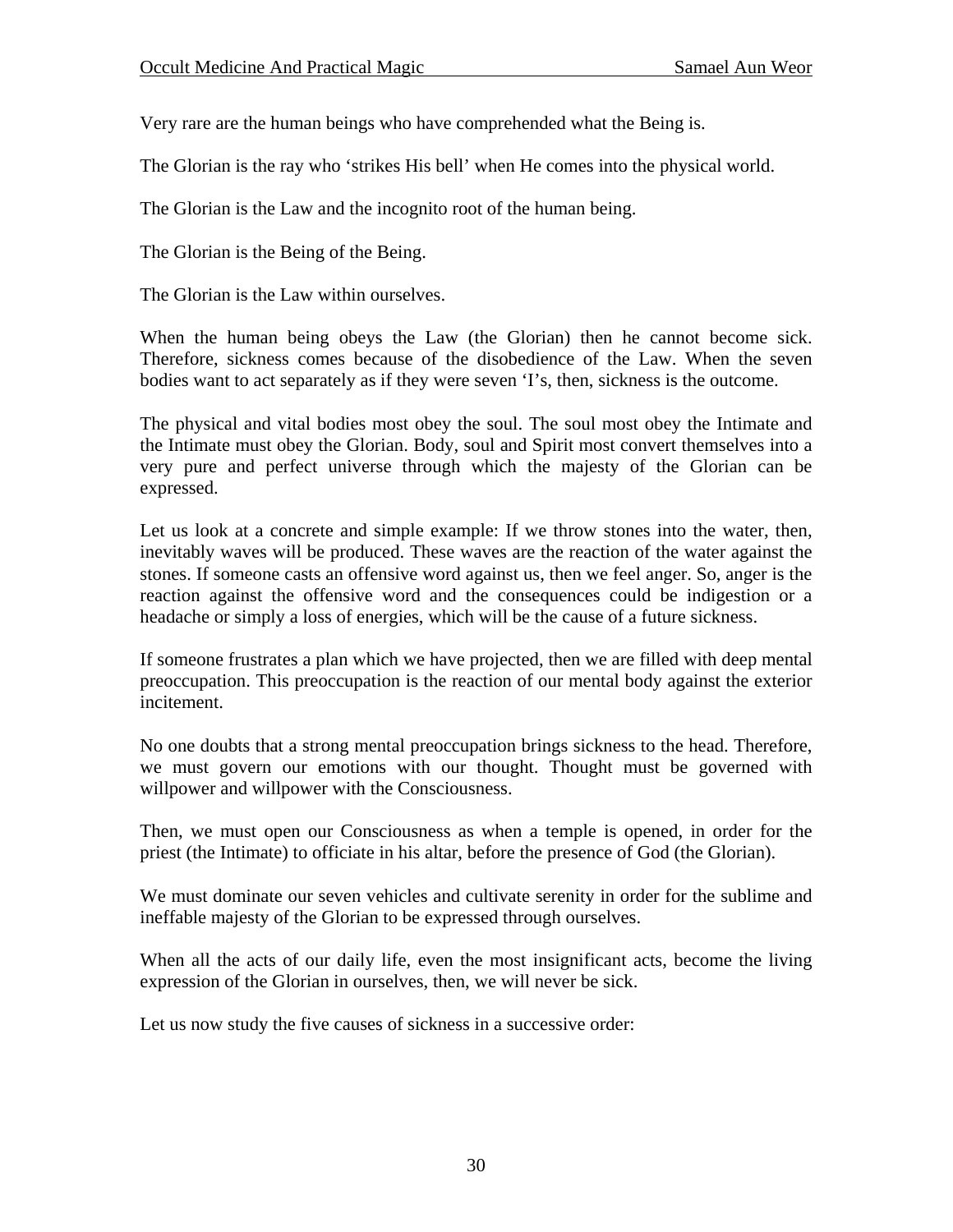Very rare are the human beings who have comprehended what the Being is.

The Glorian is the ray who 'strikes His bell' when He comes into the physical world.

The Glorian is the Law and the incognito root of the human being.

The Glorian is the Being of the Being.

The Glorian is the Law within ourselves.

When the human being obeys the Law (the Glorian) then he cannot become sick. Therefore, sickness comes because of the disobedience of the Law. When the seven bodies want to act separately as if they were seven 'I's, then, sickness is the outcome.

The physical and vital bodies most obey the soul. The soul most obey the Intimate and the Intimate must obey the Glorian. Body, soul and Spirit most convert themselves into a very pure and perfect universe through which the majesty of the Glorian can be expressed.

Let us look at a concrete and simple example: If we throw stones into the water, then, inevitably waves will be produced. These waves are the reaction of the water against the stones. If someone casts an offensive word against us, then we feel anger. So, anger is the reaction against the offensive word and the consequences could be indigestion or a headache or simply a loss of energies, which will be the cause of a future sickness.

If someone frustrates a plan which we have projected, then we are filled with deep mental preoccupation. This preoccupation is the reaction of our mental body against the exterior incitement.

No one doubts that a strong mental preoccupation brings sickness to the head. Therefore, we must govern our emotions with our thought. Thought must be governed with willpower and willpower with the Consciousness.

Then, we must open our Consciousness as when a temple is opened, in order for the priest (the Intimate) to officiate in his altar, before the presence of God (the Glorian).

We must dominate our seven vehicles and cultivate serenity in order for the sublime and ineffable majesty of the Glorian to be expressed through ourselves.

When all the acts of our daily life, even the most insignificant acts, become the living expression of the Glorian in ourselves, then, we will never be sick.

Let us now study the five causes of sickness in a successive order: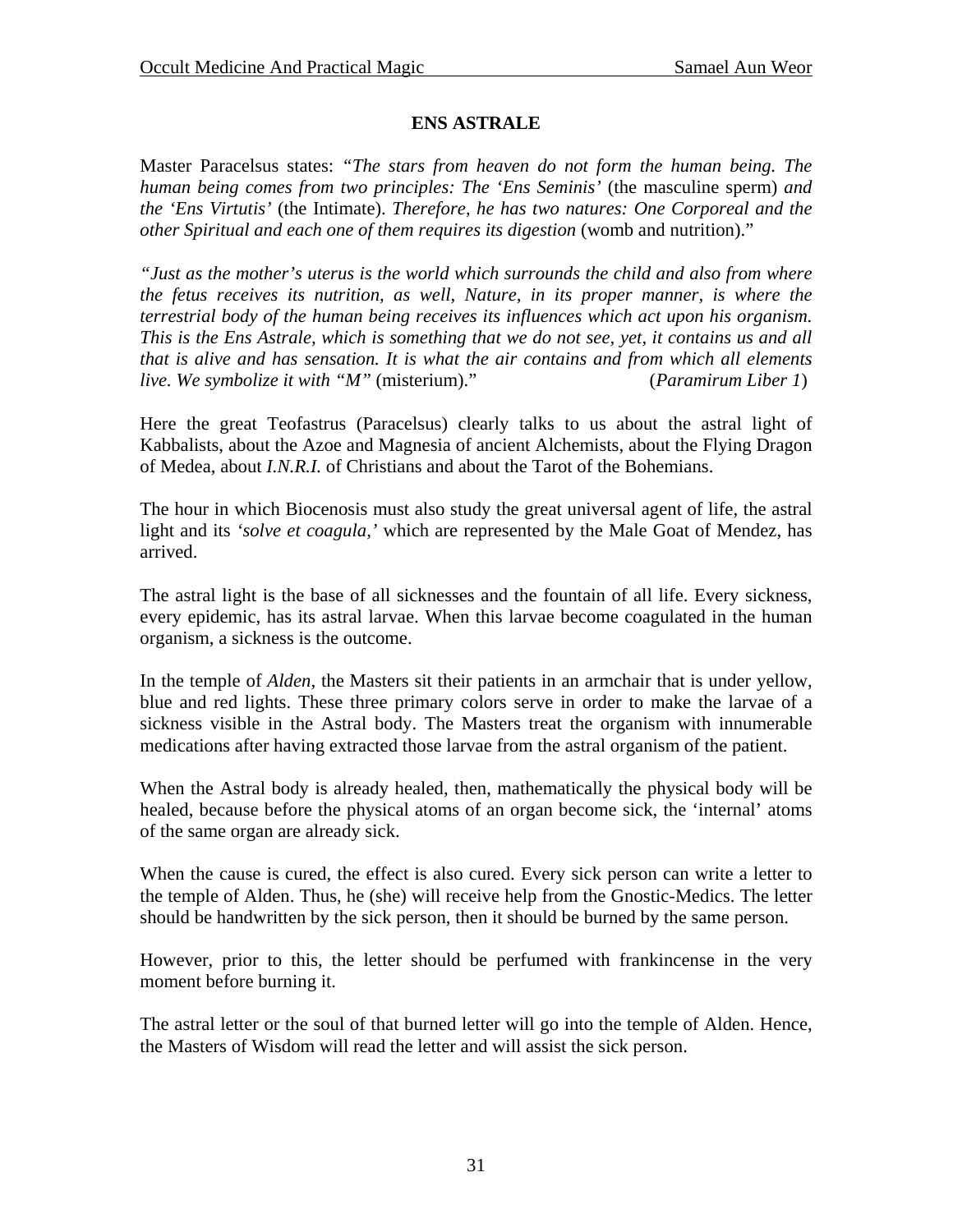## ENS ASTRALE

Master Paracelsus states: *"The stars from heaven do not form the human being. The human being comes from two principles: The 'Ens Seminis'* (the masculine sperm) *and the 'Ens Virtutis'* (the Intimate). *Therefore, he has two natures: One Corporeal and the other Spiritual and each one of them requires its digestion* (womb and nutrition)."

*"Just as the mother's uterus is the world which surrounds the child and also from where the fetus receives its nutrition, as well, Nature, in its proper manner, is where the terrestrial body of the human being receives its influences which act upon his organism. This is the Ens Astrale, which is something that we do not see, yet, it contains us and all that is alive and has sensation. It is what the air contains and from which all elements live. We symbolize it with "M"* (misterium)." (*Paramirum Liber 1*)

Here the great Teofastrus (Paracelsus) clearly talks to us about the astral light of Kabbalists, about the Azoe and Magnesia of ancient Alchemists, about the Flying Dragon of Medea, about *I.N.R.I.* of Christians and about the Tarot of the Bohemians.

The hour in which Biocenosis must also study the great universal agent of life, the astral light and its *'solve et coagula,'* which are represented by the Male Goat of Mendez, has arrived.

The astral light is the base of all sicknesses and the fountain of all life. Every sickness, every epidemic, has its astral larvae. When this larvae become coagulated in the human organism, a sickness is the outcome.

In the temple of *Alden*, the Masters sit their patients in an armchair that is under yellow, blue and red lights. These three primary colors serve in order to make the larvae of a sickness visible in the Astral body. The Masters treat the organism with innumerable medications after having extracted those larvae from the astral organism of the patient.

When the Astral body is already healed, then, mathematically the physical body will be healed, because before the physical atoms of an organ become sick, the 'internal' atoms of the same organ are already sick.

When the cause is cured, the effect is also cured. Every sick person can write a letter to the temple of Alden. Thus, he (she) will receive help from the Gnostic-Medics. The letter should be handwritten by the sick person, then it should be burned by the same person.

However, prior to this, the letter should be perfumed with frankincense in the very moment before burning it.

The astral letter or the soul of that burned letter will go into the temple of Alden. Hence, the Masters of Wisdom will read the letter and will assist the sick person.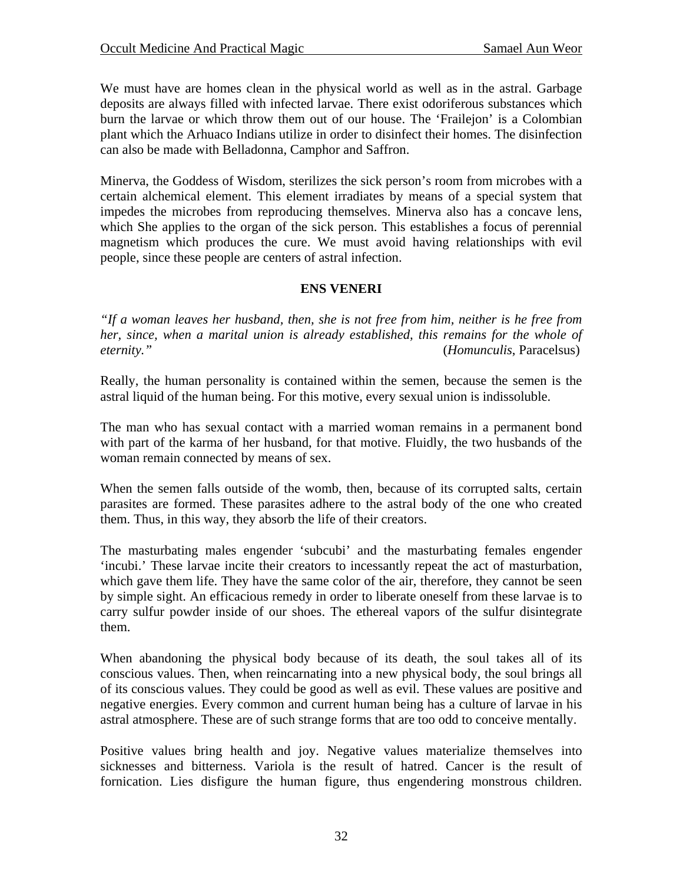We must have are homes clean in the physical world as well as in the astral. Garbage deposits are always filled with infected larvae. There exist odoriferous substances which burn the larvae or which throw them out of our house. The 'Frailejon' is a Colombian plant which the Arhuaco Indians utilize in order to disinfect their homes. The disinfection can also be made with Belladonna, Camphor and Saffron.

Minerva, the Goddess of Wisdom, sterilizes the sick person's room from microbes with a certain alchemical element. This element irradiates by means of a special system that impedes the microbes from reproducing themselves. Minerva also has a concave lens, which She applies to the organ of the sick person. This establishes a focus of perennial magnetism which produces the cure. We must avoid having relationships with evil people, since these people are centers of astral infection.

## ENS VENERI

*"If a woman leaves her husband, then, she is not free from him, neither is he free from her, since, when a marital union is already established, this remains for the whole of eternity."* (*Homunculis*, Paracelsus)

Really, the human personality is contained within the semen, because the semen is the astral liquid of the human being. For this motive, every sexual union is indissoluble.

The man who has sexual contact with a married woman remains in a permanent bond with part of the karma of her husband, for that motive. Fluidly, the two husbands of the woman remain connected by means of sex.

When the semen falls outside of the womb, then, because of its corrupted salts, certain parasites are formed. These parasites adhere to the astral body of the one who created them. Thus, in this way, they absorb the life of their creators.

The masturbating males engender 'subcubi' and the masturbating females engender 'incubi.' These larvae incite their creators to incessantly repeat the act of masturbation, which gave them life. They have the same color of the air, therefore, they cannot be seen by simple sight. An efficacious remedy in order to liberate oneself from these larvae is to carry sulfur powder inside of our shoes. The ethereal vapors of the sulfur disintegrate them.

When abandoning the physical body because of its death, the soul takes all of its conscious values. Then, when reincarnating into a new physical body, the soul brings all of its conscious values. They could be good as well as evil. These values are positive and negative energies. Every common and current human being has a culture of larvae in his astral atmosphere. These are of such strange forms that are too odd to conceive mentally.

Positive values bring health and joy. Negative values materialize themselves into sicknesses and bitterness. Variola is the result of hatred. Cancer is the result of fornication. Lies disfigure the human figure, thus engendering monstrous children.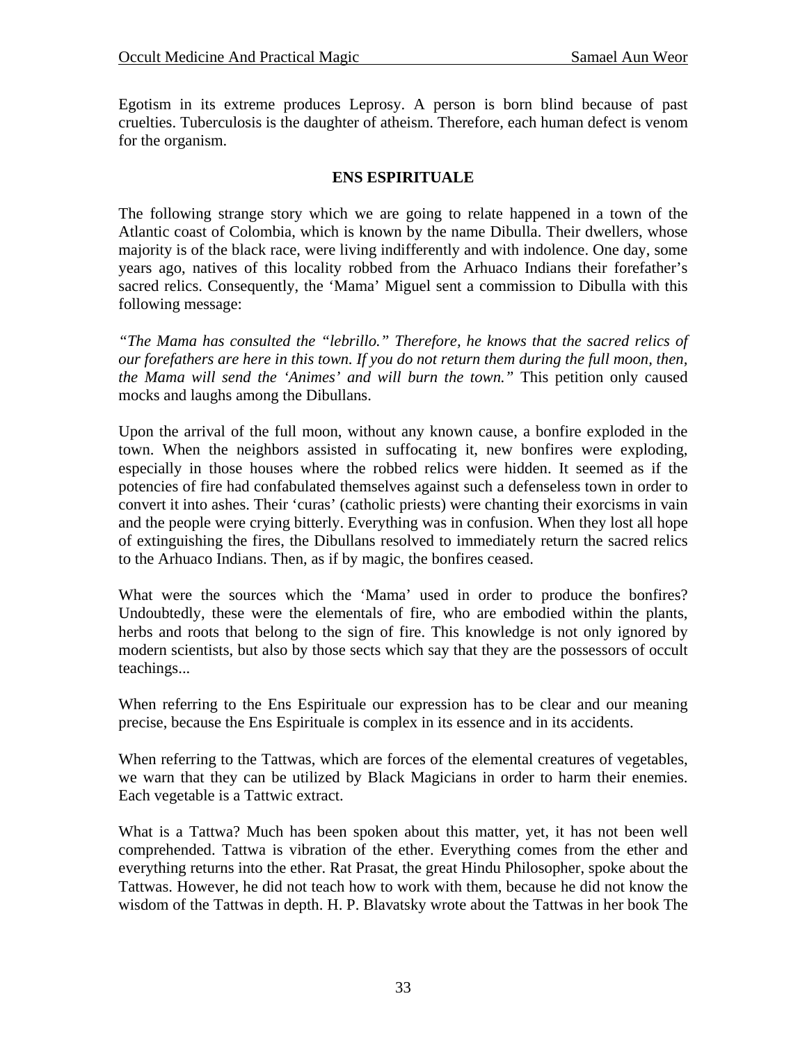Egotism in its extreme produces Leprosy. A person is born blind because of past cruelties. Tuberculosis is the daughter of atheism. Therefore, each human defect is venom for the organism.

## ENS ESPIRITUALE

The following strange story which we are going to relate happened in a town of the Atlantic coast of Colombia, which is known by the name Dibulla. Their dwellers, whose majority is of the black race, were living indifferently and with indolence. One day, some years ago, natives of this locality robbed from the Arhuaco Indians their forefather's sacred relics. Consequently, the 'Mama' Miguel sent a commission to Dibulla with this following message:

*"The Mama has consulted the "lebrillo." Therefore, he knows that the sacred relics of our forefathers are here in this town. If you do not return them during the full moon, then, the Mama will send the 'Animes' and will burn the town."* This petition only caused mocks and laughs among the Dibullans.

Upon the arrival of the full moon, without any known cause, a bonfire exploded in the town. When the neighbors assisted in suffocating it, new bonfires were exploding, especially in those houses where the robbed relics were hidden. It seemed as if the potencies of fire had confabulated themselves against such a defenseless town in order to convert it into ashes. Their 'curas' (catholic priests) were chanting their exorcisms in vain and the people were crying bitterly. Everything was in confusion. When they lost all hope of extinguishing the fires, the Dibullans resolved to immediately return the sacred relics to the Arhuaco Indians. Then, as if by magic, the bonfires ceased.

What were the sources which the 'Mama' used in order to produce the bonfires? Undoubtedly, these were the elementals of fire, who are embodied within the plants, herbs and roots that belong to the sign of fire. This knowledge is not only ignored by modern scientists, but also by those sects which say that they are the possessors of occult teachings...

When referring to the Ens Espirituale our expression has to be clear and our meaning precise, because the Ens Espirituale is complex in its essence and in its accidents.

When referring to the Tattwas, which are forces of the elemental creatures of vegetables, we warn that they can be utilized by Black Magicians in order to harm their enemies. Each vegetable is a Tattwic extract.

What is a Tattwa? Much has been spoken about this matter, yet, it has not been well comprehended. Tattwa is vibration of the ether. Everything comes from the ether and everything returns into the ether. Rat Prasat, the great Hindu Philosopher, spoke about the Tattwas. However, he did not teach how to work with them, because he did not know the wisdom of the Tattwas in depth. H. P. Blavatsky wrote about the Tattwas in her book The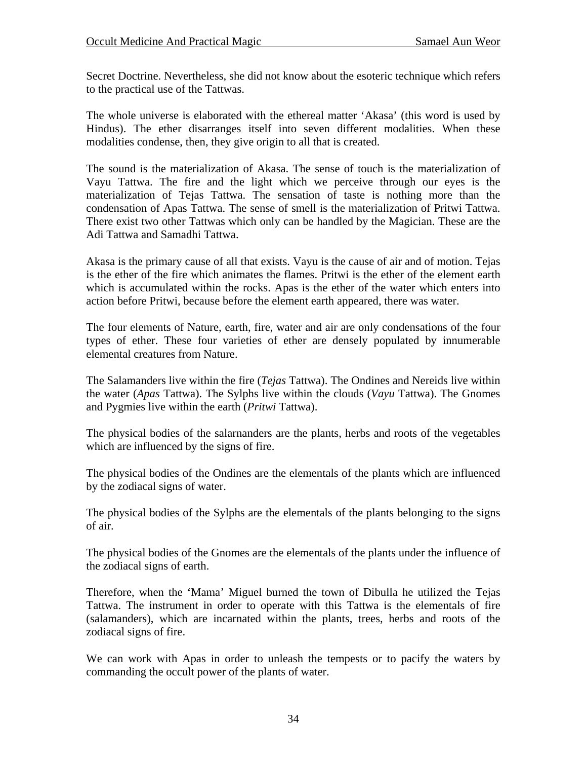Secret Doctrine. Nevertheless, she did not know about the esoteric technique which refers to the practical use of the Tattwas.

The whole universe is elaborated with the ethereal matter 'Akasa' (this word is used by Hindus). The ether disarranges itself into seven different modalities. When these modalities condense, then, they give origin to all that is created.

The sound is the materialization of Akasa. The sense of touch is the materialization of Vayu Tattwa. The fire and the light which we perceive through our eyes is the materialization of Tejas Tattwa. The sensation of taste is nothing more than the condensation of Apas Tattwa. The sense of smell is the materialization of Pritwi Tattwa. There exist two other Tattwas which only can be handled by the Magician. These are the Adi Tattwa and Samadhi Tattwa.

Akasa is the primary cause of all that exists. Vayu is the cause of air and of motion. Tejas is the ether of the fire which animates the flames. Pritwi is the ether of the element earth which is accumulated within the rocks. Apas is the ether of the water which enters into action before Pritwi, because before the element earth appeared, there was water.

The four elements of Nature, earth, fire, water and air are only condensations of the four types of ether. These four varieties of ether are densely populated by innumerable elemental creatures from Nature.

The Salamanders live within the fire (*Tejas* Tattwa). The Ondines and Nereids live within the water (*Apas* Tattwa). The Sylphs live within the clouds (*Vayu* Tattwa). The Gnomes and Pygmies live within the earth (*Pritwi* Tattwa).

The physical bodies of the salarnanders are the plants, herbs and roots of the vegetables which are influenced by the signs of fire.

The physical bodies of the Ondines are the elementals of the plants which are influenced by the zodiacal signs of water.

The physical bodies of the Sylphs are the elementals of the plants belonging to the signs of air.

The physical bodies of the Gnomes are the elementals of the plants under the influence of the zodiacal signs of earth.

Therefore, when the 'Mama' Miguel burned the town of Dibulla he utilized the Tejas Tattwa. The instrument in order to operate with this Tattwa is the elementals of fire (salamanders), which are incarnated within the plants, trees, herbs and roots of the zodiacal signs of fire.

We can work with Apas in order to unleash the tempests or to pacify the waters by commanding the occult power of the plants of water.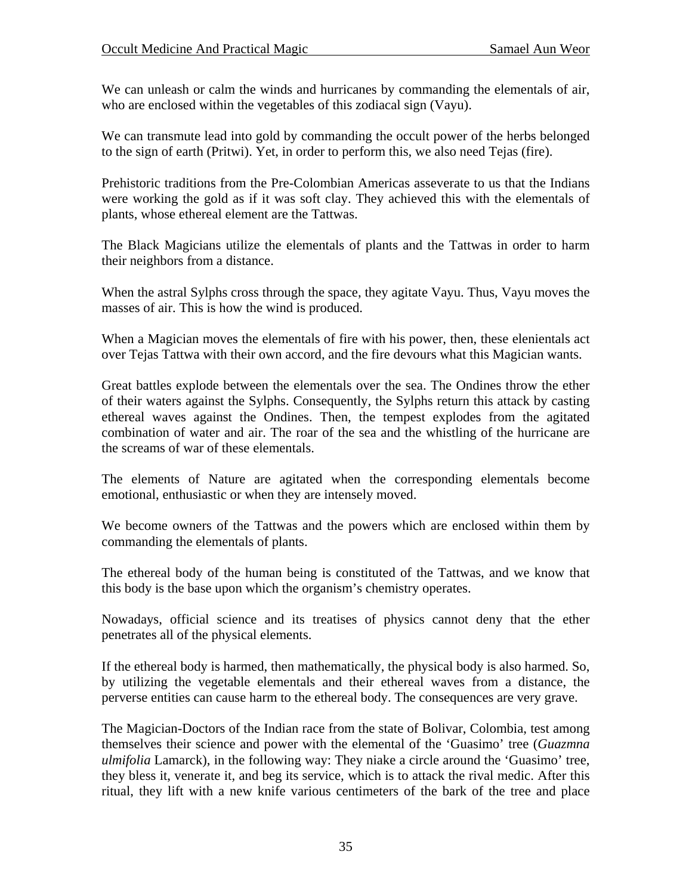We can unleash or calm the winds and hurricanes by commanding the elementals of air, who are enclosed within the vegetables of this zodiacal sign (Vayu).

We can transmute lead into gold by commanding the occult power of the herbs belonged to the sign of earth (Pritwi). Yet, in order to perform this, we also need Tejas (fire).

Prehistoric traditions from the Pre-Colombian Americas asseverate to us that the Indians were working the gold as if it was soft clay. They achieved this with the elementals of plants, whose ethereal element are the Tattwas.

The Black Magicians utilize the elementals of plants and the Tattwas in order to harm their neighbors from a distance.

When the astral Sylphs cross through the space, they agitate Vayu. Thus, Vayu moves the masses of air. This is how the wind is produced.

When a Magician moves the elementals of fire with his power, then, these elenientals act over Tejas Tattwa with their own accord, and the fire devours what this Magician wants.

Great battles explode between the elementals over the sea. The Ondines throw the ether of their waters against the Sylphs. Consequently, the Sylphs return this attack by casting ethereal waves against the Ondines. Then, the tempest explodes from the agitated combination of water and air. The roar of the sea and the whistling of the hurricane are the screams of war of these elementals.

The elements of Nature are agitated when the corresponding elementals become emotional, enthusiastic or when they are intensely moved.

We become owners of the Tattwas and the powers which are enclosed within them by commanding the elementals of plants.

The ethereal body of the human being is constituted of the Tattwas, and we know that this body is the base upon which the organism's chemistry operates.

Nowadays, official science and its treatises of physics cannot deny that the ether penetrates all of the physical elements.

If the ethereal body is harmed, then mathematically, the physical body is also harmed. So, by utilizing the vegetable elementals and their ethereal waves from a distance, the perverse entities can cause harm to the ethereal body. The consequences are very grave.

The Magician-Doctors of the Indian race from the state of Bolivar, Colombia, test among themselves their science and power with the elemental of the 'Guasimo' tree (*Guazmna ulmifolia* Lamarck), in the following way: They niake a circle around the 'Guasimo' tree, they bless it, venerate it, and beg its service, which is to attack the rival medic. After this ritual, they lift with a new knife various centimeters of the bark of the tree and place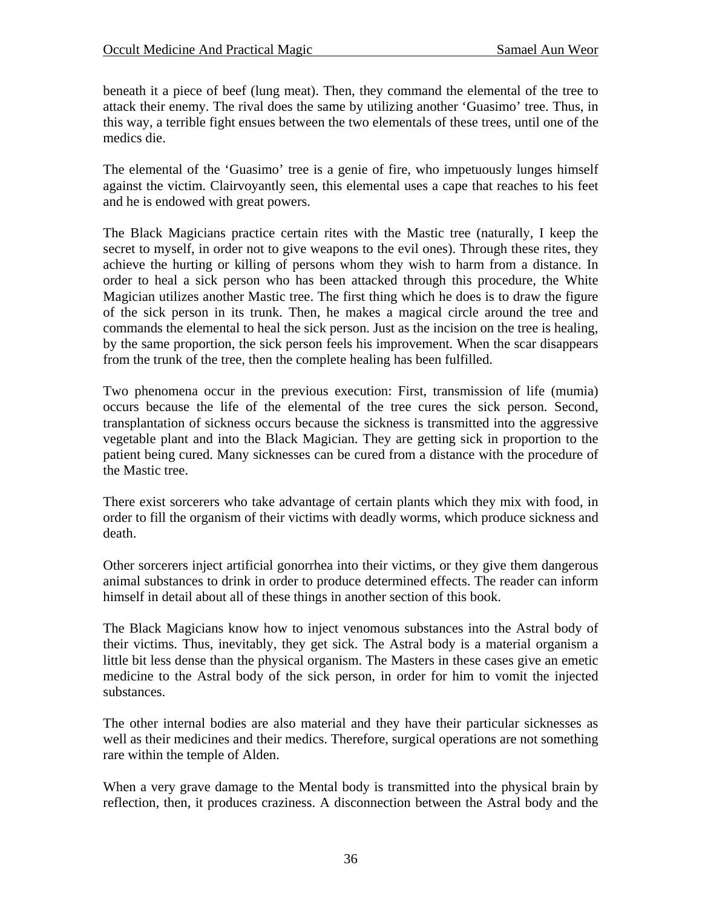beneath it a piece of beef (lung meat). Then, they command the elemental of the tree to attack their enemy. The rival does the same by utilizing another 'Guasimo' tree. Thus, in this way, a terrible fight ensues between the two elementals of these trees, until one of the medics die.

The elemental of the 'Guasimo' tree is a genie of fire, who impetuously lunges himself against the victim. Clairvoyantly seen, this elemental uses a cape that reaches to his feet and he is endowed with great powers.

The Black Magicians practice certain rites with the Mastic tree (naturally, I keep the secret to myself, in order not to give weapons to the evil ones). Through these rites, they achieve the hurting or killing of persons whom they wish to harm from a distance. In order to heal a sick person who has been attacked through this procedure, the White Magician utilizes another Mastic tree. The first thing which he does is to draw the figure of the sick person in its trunk. Then, he makes a magical circle around the tree and commands the elemental to heal the sick person. Just as the incision on the tree is healing, by the same proportion, the sick person feels his improvement. When the scar disappears from the trunk of the tree, then the complete healing has been fulfilled.

Two phenomena occur in the previous execution: First, transmission of life (mumia) occurs because the life of the elemental of the tree cures the sick person. Second, transplantation of sickness occurs because the sickness is transmitted into the aggressive vegetable plant and into the Black Magician. They are getting sick in proportion to the patient being cured. Many sicknesses can be cured from a distance with the procedure of the Mastic tree.

There exist sorcerers who take advantage of certain plants which they mix with food, in order to fill the organism of their victims with deadly worms, which produce sickness and death.

Other sorcerers inject artificial gonorrhea into their victims, or they give them dangerous animal substances to drink in order to produce determined effects. The reader can inform himself in detail about all of these things in another section of this book.

The Black Magicians know how to inject venomous substances into the Astral body of their victims. Thus, inevitably, they get sick. The Astral body is a material organism a little bit less dense than the physical organism. The Masters in these cases give an emetic medicine to the Astral body of the sick person, in order for him to vomit the injected substances.

The other internal bodies are also material and they have their particular sicknesses as well as their medicines and their medics. Therefore, surgical operations are not something rare within the temple of Alden.

When a very grave damage to the Mental body is transmitted into the physical brain by reflection, then, it produces craziness. A disconnection between the Astral body and the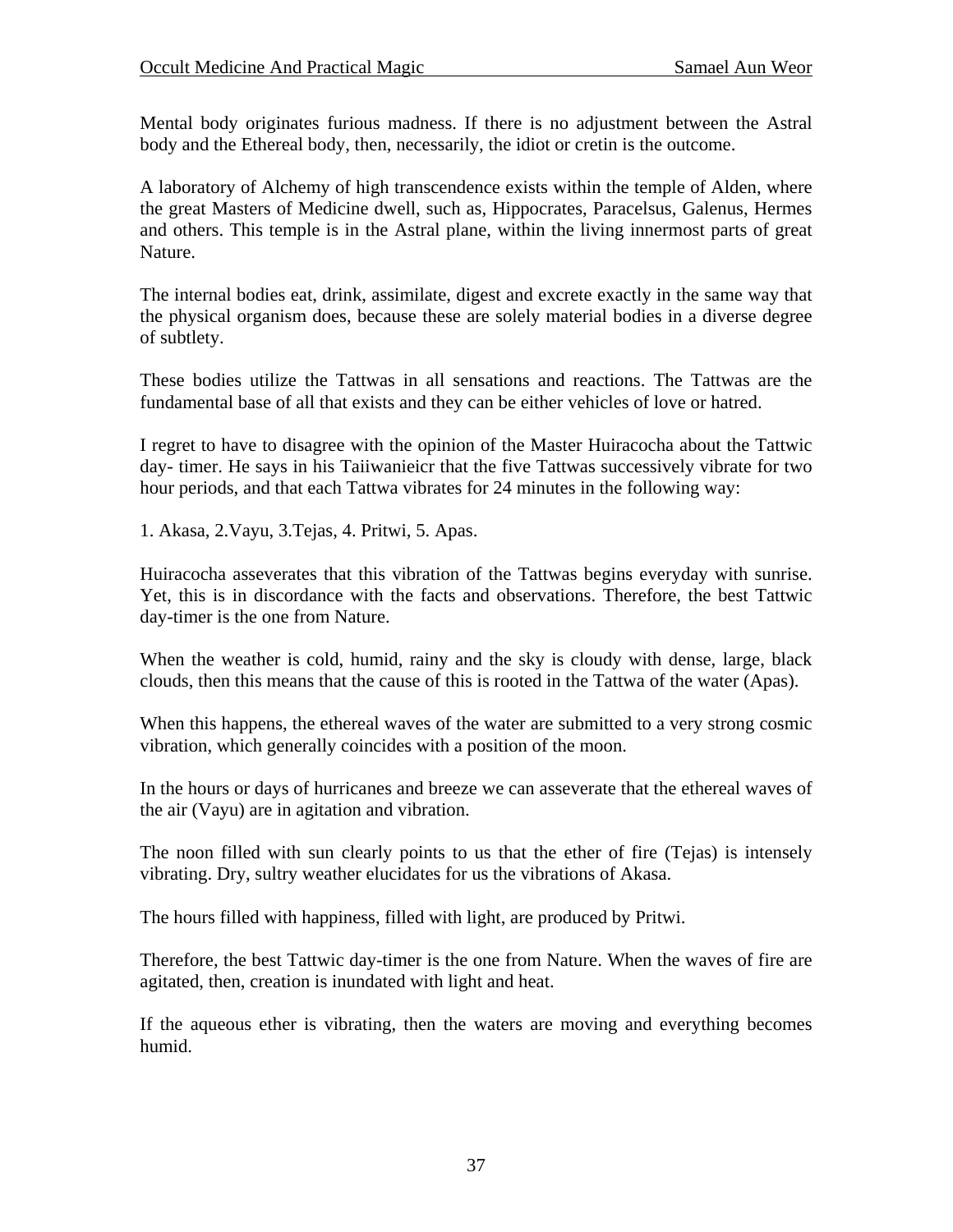Mental body originates furious madness. If there is no adjustment between the Astral body and the Ethereal body, then, necessarily, the idiot or cretin is the outcome.

A laboratory of Alchemy of high transcendence exists within the temple of Alden, where the great Masters of Medicine dwell, such as, Hippocrates, Paracelsus, Galenus, Hermes and others. This temple is in the Astral plane, within the living innermost parts of great Nature.

The internal bodies eat, drink, assimilate, digest and excrete exactly in the same way that the physical organism does, because these are solely material bodies in a diverse degree of subtlety.

These bodies utilize the Tattwas in all sensations and reactions. The Tattwas are the fundamental base of all that exists and they can be either vehicles of love or hatred.

I regret to have to disagree with the opinion of the Master Huiracocha about the Tattwic day- timer. He says in his Taiiwanieicr that the five Tattwas successively vibrate for two hour periods, and that each Tattwa vibrates for 24 minutes in the following way:

1. Akasa, 2.Vayu, 3.Tejas, 4. Pritwi, 5. Apas.

Huiracocha asseverates that this vibration of the Tattwas begins everyday with sunrise. Yet, this is in discordance with the facts and observations. Therefore, the best Tattwic day-timer is the one from Nature.

When the weather is cold, humid, rainy and the sky is cloudy with dense, large, black clouds, then this means that the cause of this is rooted in the Tattwa of the water (Apas).

When this happens, the ethereal waves of the water are submitted to a very strong cosmic vibration, which generally coincides with a position of the moon.

In the hours or days of hurricanes and breeze we can asseverate that the ethereal waves of the air (Vayu) are in agitation and vibration.

The noon filled with sun clearly points to us that the ether of fire (Tejas) is intensely vibrating. Dry, sultry weather elucidates for us the vibrations of Akasa.

The hours filled with happiness, filled with light, are produced by Pritwi.

Therefore, the best Tattwic day-timer is the one from Nature. When the waves of fire are agitated, then, creation is inundated with light and heat.

If the aqueous ether is vibrating, then the waters are moving and everything becomes humid.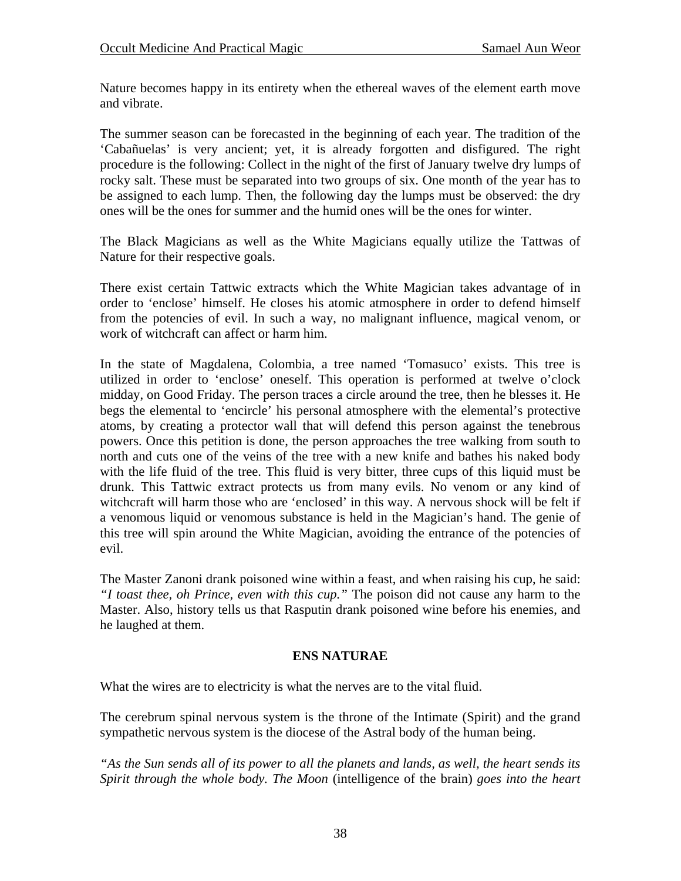Nature becomes happy in its entirety when the ethereal waves of the element earth move and vibrate.

The summer season can be forecasted in the beginning of each year. The tradition of the 'Cabañuelas' is very ancient; yet, it is already forgotten and disfigured. The right procedure is the following: Collect in the night of the first of January twelve dry lumps of rocky salt. These must be separated into two groups of six. One month of the year has to be assigned to each lump. Then, the following day the lumps must be observed: the dry ones will be the ones for summer and the humid ones will be the ones for winter.

The Black Magicians as well as the White Magicians equally utilize the Tattwas of Nature for their respective goals.

There exist certain Tattwic extracts which the White Magician takes advantage of in order to 'enclose' himself. He closes his atomic atmosphere in order to defend himself from the potencies of evil. In such a way, no malignant influence, magical venom, or work of witchcraft can affect or harm him.

In the state of Magdalena, Colombia, a tree named 'Tomasuco' exists. This tree is utilized in order to 'enclose' oneself. This operation is performed at twelve o'clock midday, on Good Friday. The person traces a circle around the tree, then he blesses it. He begs the elemental to 'encircle' his personal atmosphere with the elemental's protective atoms, by creating a protector wall that will defend this person against the tenebrous powers. Once this petition is done, the person approaches the tree walking from south to north and cuts one of the veins of the tree with a new knife and bathes his naked body with the life fluid of the tree. This fluid is very bitter, three cups of this liquid must be drunk. This Tattwic extract protects us from many evils. No venom or any kind of witchcraft will harm those who are 'enclosed' in this way. A nervous shock will be felt if a venomous liquid or venomous substance is held in the Magician's hand. The genie of this tree will spin around the White Magician, avoiding the entrance of the potencies of evil.

The Master Zanoni drank poisoned wine within a feast, and when raising his cup, he said: *"I toast thee, oh Prince, even with this cup."* The poison did not cause any harm to the Master. Also, history tells us that Rasputin drank poisoned wine before his enemies, and he laughed at them.

**ENS NATURAE**

What the wires are to electricity is what the nerves are to the vital fluid.

The cerebrum spinal nervous system is the throne of the Intimate (Spirit) and the grand sympathetic nervous system is the diocese of the Astral body of the human being.

*"As the Sun sends all of its power to all the planets and lands, as well, the heart sends its Spirit through the whole body. The Moon* (intelligence of the brain) *goes into the heart*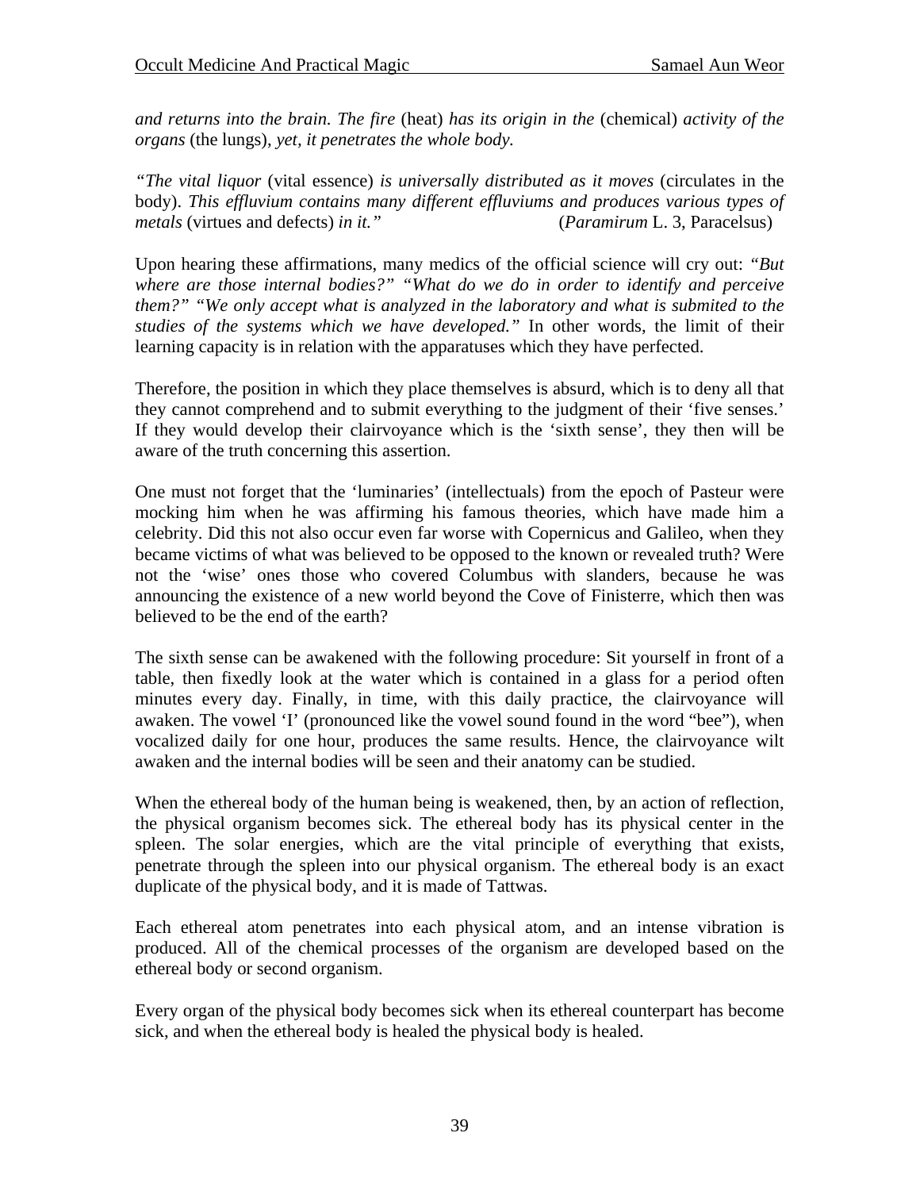*and returns into the brain. The fire* (heat) *has its origin in the* (chemical) *activity of the organs* (the lungs), *yet, it penetrates the whole body.*

*"The vital liquor* (vital essence) *is universally distributed as it moves* (circulates in the body). *This effluvium contains many different effluviums and produces various types of metals* (virtues and defects) *in it."* (*Paramirum* L. 3, Paracelsus)

Upon hearing these affirmations, many medics of the official science will cry out: *"But where are those internal bodies?" "What do we do in order to identify and perceive them?" "We only accept what is analyzed in the laboratory and what is submited to the studies of the systems which we have developed."* In other words, the limit of their learning capacity is in relation with the apparatuses which they have perfected.

Therefore, the position in which they place themselves is absurd, which is to deny all that they cannot comprehend and to submit everything to the judgment of their 'five senses.' If they would develop their clairvoyance which is the 'sixth sense', they then will be aware of the truth concerning this assertion.

One must not forget that the 'luminaries' (intellectuals) from the epoch of Pasteur were mocking him when he was affirming his famous theories, which have made him a celebrity. Did this not also occur even far worse with Copernicus and Galileo, when they became victims of what was believed to be opposed to the known or revealed truth? Were not the 'wise' ones those who covered Columbus with slanders, because he was announcing the existence of a new world beyond the Cove of Finisterre, which then was believed to be the end of the earth?

The sixth sense can be awakened with the following procedure: Sit yourself in front of a table, then fixedly look at the water which is contained in a glass for a period often minutes every day. Finally, in time, with this daily practice, the clairvoyance will awaken. The vowel 'I' (pronounced like the vowel sound found in the word "bee"), when vocalized daily for one hour, produces the same results. Hence, the clairvoyance wilt awaken and the internal bodies will be seen and their anatomy can be studied.

When the ethereal body of the human being is weakened, then, by an action of reflection, the physical organism becomes sick. The ethereal body has its physical center in the spleen. The solar energies, which are the vital principle of everything that exists, penetrate through the spleen into our physical organism. The ethereal body is an exact duplicate of the physical body, and it is made of Tattwas.

Each ethereal atom penetrates into each physical atom, and an intense vibration is produced. All of the chemical processes of the organism are developed based on the ethereal body or second organism.

Every organ of the physical body becomes sick when its ethereal counterpart has become sick, and when the ethereal body is healed the physical body is healed.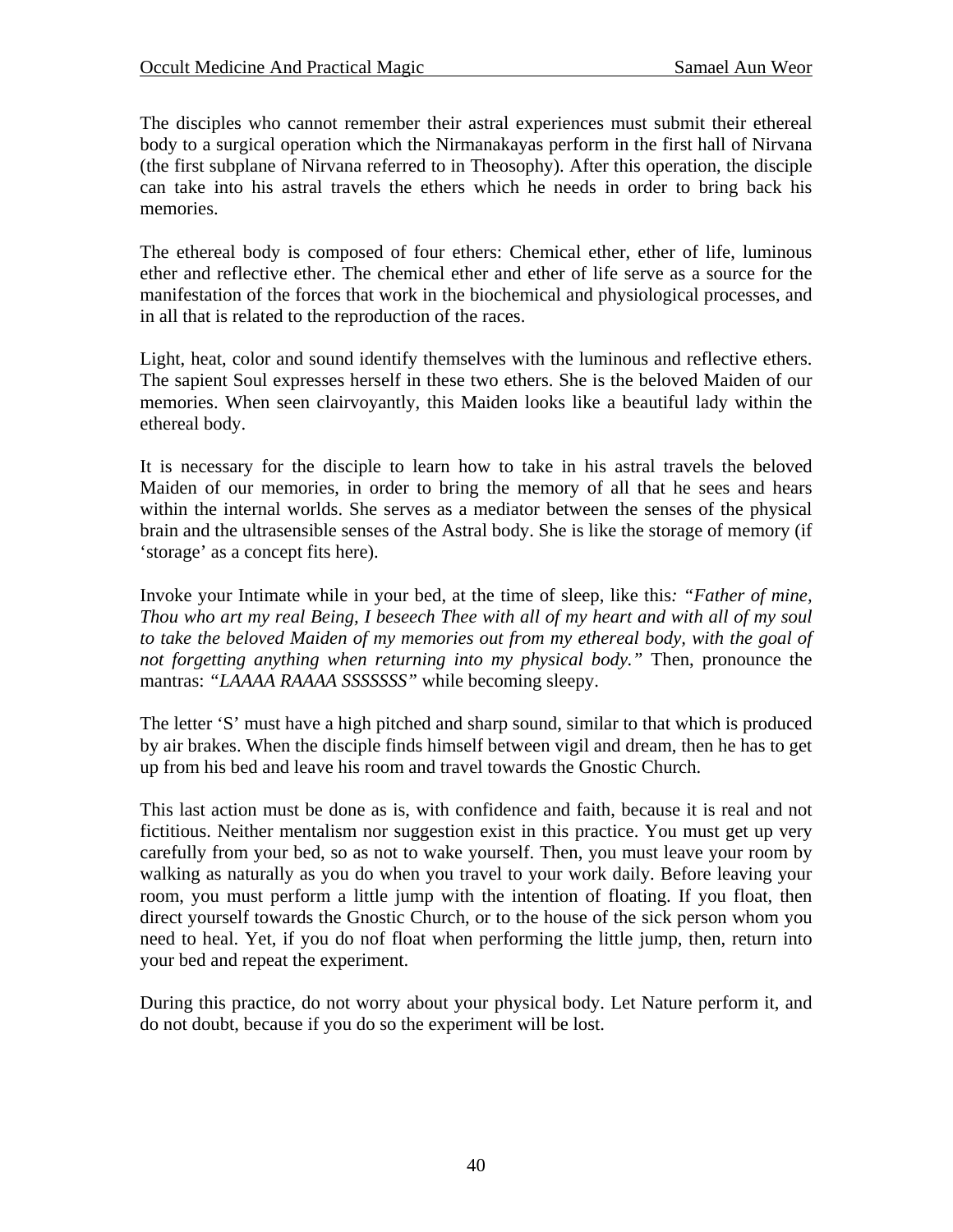The disciples who cannot remember their astral experiences must submit their ethereal body to a surgical operation which the Nirmanakayas perform in the first hall of Nirvana (the first subplane of Nirvana referred to in Theosophy). After this operation, the disciple can take into his astral travels the ethers which he needs in order to bring back his memories.

The ethereal body is composed of four ethers: Chemical ether, ether of life, luminous ether and reflective ether. The chemical ether and ether of life serve as a source for the manifestation of the forces that work in the biochemical and physiological processes, and in all that is related to the reproduction of the races.

Light, heat, color and sound identify themselves with the luminous and reflective ethers. The sapient Soul expresses herself in these two ethers. She is the beloved Maiden of our memories. When seen clairvoyantly, this Maiden looks like a beautiful lady within the ethereal body.

It is necessary for the disciple to learn how to take in his astral travels the beloved Maiden of our memories, in order to bring the memory of all that he sees and hears within the internal worlds. She serves as a mediator between the senses of the physical brain and the ultrasensible senses of the Astral body. She is like the storage of memory (if 'storage' as a concept fits here).

Invoke your Intimate while in your bed, at the time of sleep, like this*: "Father of mine, Thou who art my real Being, I beseech Thee with all of my heart and with all of my soul to take the beloved Maiden of my memories out from my ethereal body, with the goal of not forgetting anything when returning into my physical body."* Then, pronounce the mantras: *"LAAAA RAAAA SSSSSSS"* while becoming sleepy.

The letter 'S' must have a high pitched and sharp sound, similar to that which is produced by air brakes. When the disciple finds himself between vigil and dream, then he has to get up from his bed and leave his room and travel towards the Gnostic Church.

This last action must be done as is, with confidence and faith, because it is real and not fictitious. Neither mentalism nor suggestion exist in this practice. You must get up very carefully from your bed, so as not to wake yourself. Then, you must leave your room by walking as naturally as you do when you travel to your work daily. Before leaving your room, you must perform a little jump with the intention of floating. If you float, then direct yourself towards the Gnostic Church, or to the house of the sick person whom you need to heal. Yet, if you do nof float when performing the little jump, then, return into your bed and repeat the experiment.

During this practice, do not worry about your physical body. Let Nature perform it, and do not doubt, because if you do so the experiment will be lost.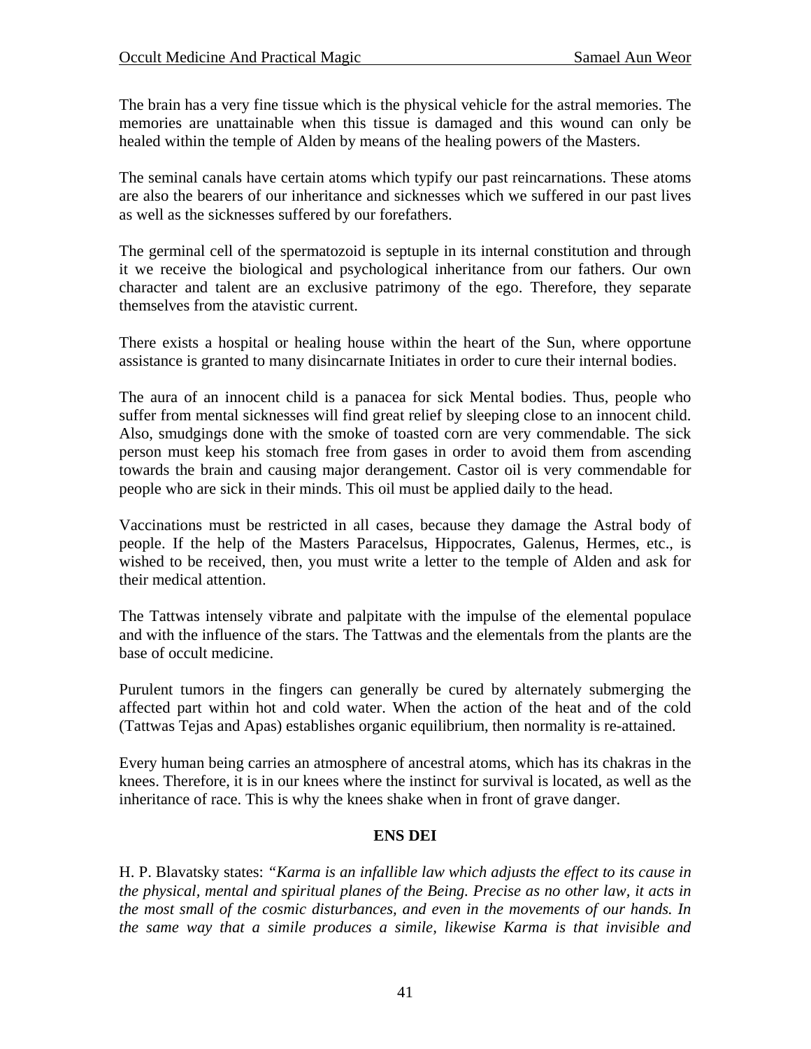The brain has a very fine tissue which is the physical vehicle for the astral memories. The memories are unattainable when this tissue is damaged and this wound can only be healed within the temple of Alden by means of the healing powers of the Masters.

The seminal canals have certain atoms which typify our past reincarnations. These atoms are also the bearers of our inheritance and sicknesses which we suffered in our past lives as well as the sicknesses suffered by our forefathers.

The germinal cell of the spermatozoid is septuple in its internal constitution and through it we receive the biological and psychological inheritance from our fathers. Our own character and talent are an exclusive patrimony of the ego. Therefore, they separate themselves from the atavistic current.

There exists a hospital or healing house within the heart of the Sun, where opportune assistance is granted to many disincarnate Initiates in order to cure their internal bodies.

The aura of an innocent child is a panacea for sick Mental bodies. Thus, people who suffer from mental sicknesses will find great relief by sleeping close to an innocent child. Also, smudgings done with the smoke of toasted corn are very commendable. The sick person must keep his stomach free from gases in order to avoid them from ascending towards the brain and causing major derangement. Castor oil is very commendable for people who are sick in their minds. This oil must be applied daily to the head.

Vaccinations must be restricted in all cases, because they damage the Astral body of people. If the help of the Masters Paracelsus, Hippocrates, Galenus, Hermes, etc., is wished to be received, then, you must write a letter to the temple of Alden and ask for their medical attention.

The Tattwas intensely vibrate and palpitate with the impulse of the elemental populace and with the influence of the stars. The Tattwas and the elementals from the plants are the base of occult medicine.

Purulent tumors in the fingers can generally be cured by alternately submerging the affected part within hot and cold water. When the action of the heat and of the cold (Tattwas Tejas and Apas) establishes organic equilibrium, then normality is re-attained.

Every human being carries an atmosphere of ancestral atoms, which has its chakras in the knees. Therefore, it is in our knees where the instinct for survival is located, as well as the inheritance of race. This is why the knees shake when in front of grave danger.

## ENS DEI

H. P. Blavatsky states: *"Karma is an infallible law which adjusts the effect to its cause in the physical, mental and spiritual planes of the Being. Precise as no other law, it acts in the most small of the cosmic disturbances, and even in the movements of our hands. In the same way that a simile produces a simile, likewise Karma is that invisible and*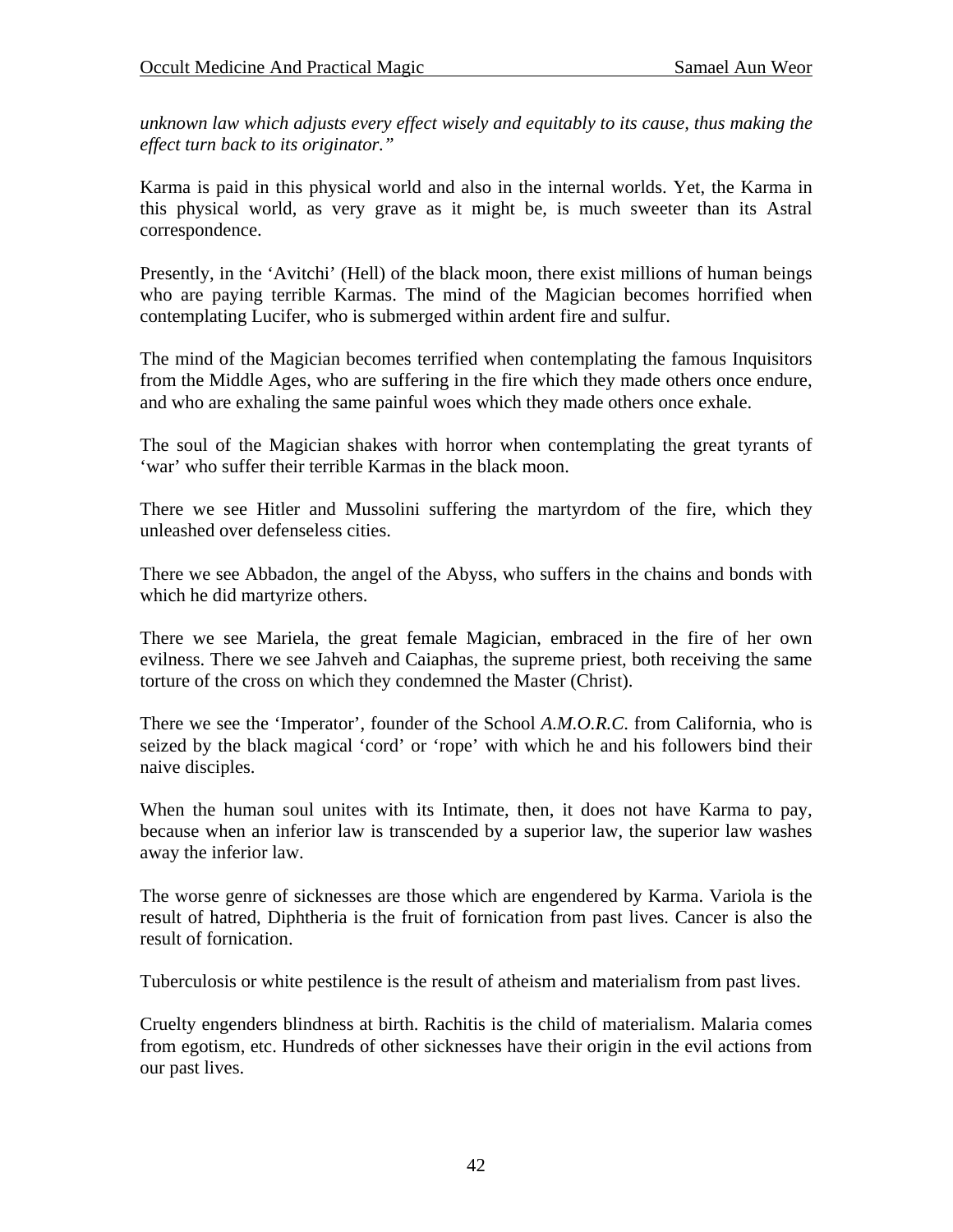*unknown law which adjusts every effect wisely and equitably to its cause, thus making the effect turn back to its originator."*

Karma is paid in this physical world and also in the internal worlds. Yet, the Karma in this physical world, as very grave as it might be, is much sweeter than its Astral correspondence.

Presently, in the 'Avitchi' (Hell) of the black moon, there exist millions of human beings who are paying terrible Karmas. The mind of the Magician becomes horrified when contemplating Lucifer, who is submerged within ardent fire and sulfur.

The mind of the Magician becomes terrified when contemplating the famous Inquisitors from the Middle Ages, who are suffering in the fire which they made others once endure, and who are exhaling the same painful woes which they made others once exhale.

The soul of the Magician shakes with horror when contemplating the great tyrants of 'war' who suffer their terrible Karmas in the black moon.

There we see Hitler and Mussolini suffering the martyrdom of the fire, which they unleashed over defenseless cities.

There we see Abbadon, the angel of the Abyss, who suffers in the chains and bonds with which he did martyrize others.

There we see Mariela, the great female Magician, embraced in the fire of her own evilness. There we see Jahveh and Caiaphas, the supreme priest, both receiving the same torture of the cross on which they condemned the Master (Christ).

There we see the 'Imperator', founder of the School *A.M.O.R.C.* from California, who is seized by the black magical 'cord' or 'rope' with which he and his followers bind their naive disciples.

When the human soul unites with its Intimate, then, it does not have Karma to pay, because when an inferior law is transcended by a superior law, the superior law washes away the inferior law.

The worse genre of sicknesses are those which are engendered by Karma. Variola is the result of hatred, Diphtheria is the fruit of fornication from past lives. Cancer is also the result of fornication.

Tuberculosis or white pestilence is the result of atheism and materialism from past lives.

Cruelty engenders blindness at birth. Rachitis is the child of materialism. Malaria comes from egotism, etc. Hundreds of other sicknesses have their origin in the evil actions from our past lives.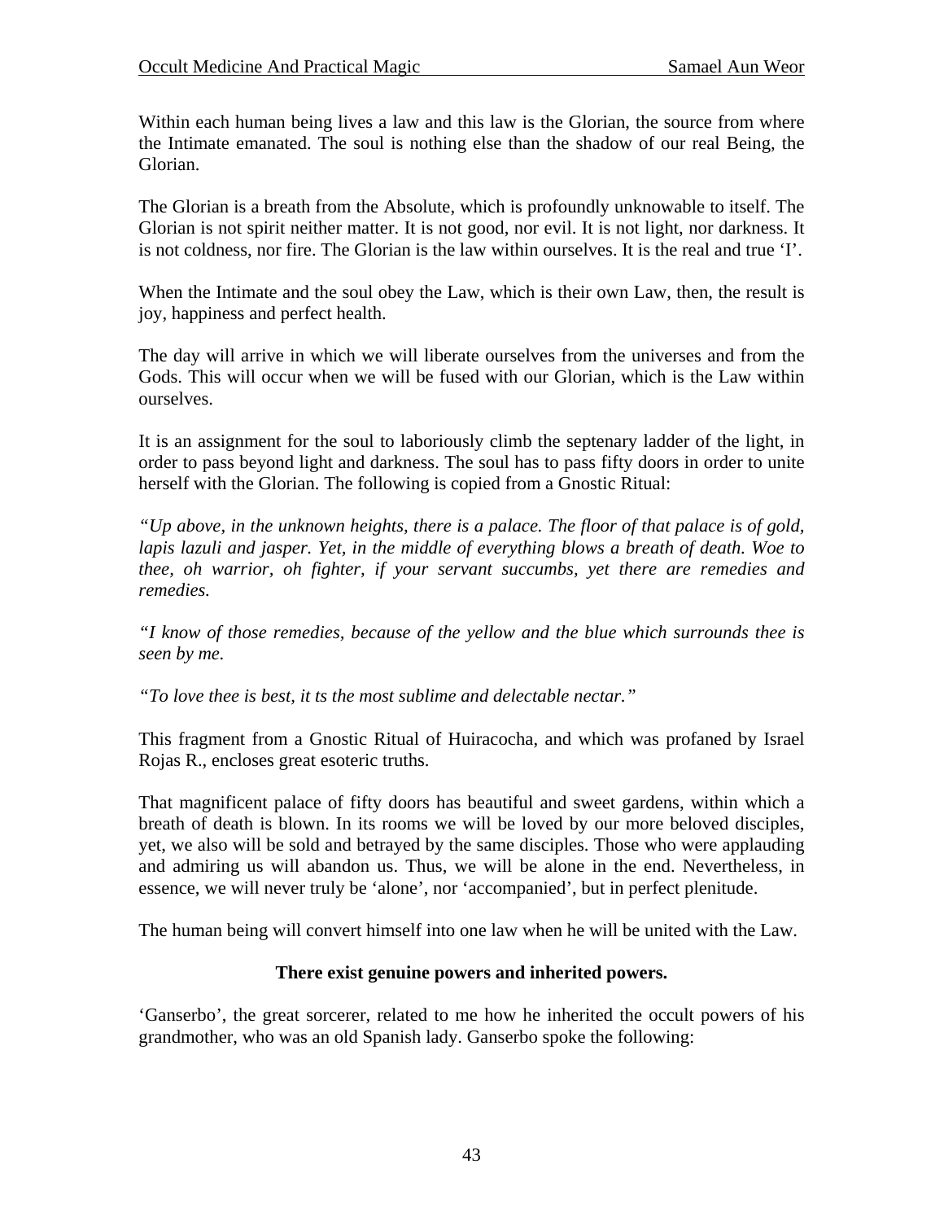Within each human being lives a law and this law is the Glorian, the source from where the Intimate emanated. The soul is nothing else than the shadow of our real Being, the Glorian.

The Glorian is a breath from the Absolute, which is profoundly unknowable to itself. The Glorian is not spirit neither matter. It is not good, nor evil. It is not light, nor darkness. It is not coldness, nor fire. The Glorian is the law within ourselves. It is the real and true 'I'.

When the Intimate and the soul obey the Law, which is their own Law, then, the result is joy, happiness and perfect health.

The day will arrive in which we will liberate ourselves from the universes and from the Gods. This will occur when we will be fused with our Glorian, which is the Law within ourselves.

It is an assignment for the soul to laboriously climb the septenary ladder of the light, in order to pass beyond light and darkness. The soul has to pass fifty doors in order to unite herself with the Glorian. The following is copied from a Gnostic Ritual:

*"Up above, in the unknown heights, there is a palace. The floor of that palace is of gold, lapis lazuli and jasper. Yet, in the middle of everything blows a breath of death. Woe to thee, oh warrior, oh fighter, if your servant succumbs, yet there are remedies and remedies.*

*"I know of those remedies, because of the yellow and the blue which surrounds thee is seen by me.*

*"To love thee is best, it ts the most sublime and delectable nectar."*

This fragment from a Gnostic Ritual of Huiracocha, and which was profaned by Israel Rojas R., encloses great esoteric truths.

That magnificent palace of fifty doors has beautiful and sweet gardens, within which a breath of death is blown. In its rooms we will be loved by our more beloved disciples, yet, we also will be sold and betrayed by the same disciples. Those who were applauding and admiring us will abandon us. Thus, we will be alone in the end. Nevertheless, in essence, we will never truly be 'alone', nor 'accompanied', but in perfect plenitude.

The human being will convert himself into one law when he will be united with the Law.

**There exist genuine powers and inherited powers.**

'Ganserbo', the great sorcerer, related to me how he inherited the occult powers of his grandmother, who was an old Spanish lady. Ganserbo spoke the following: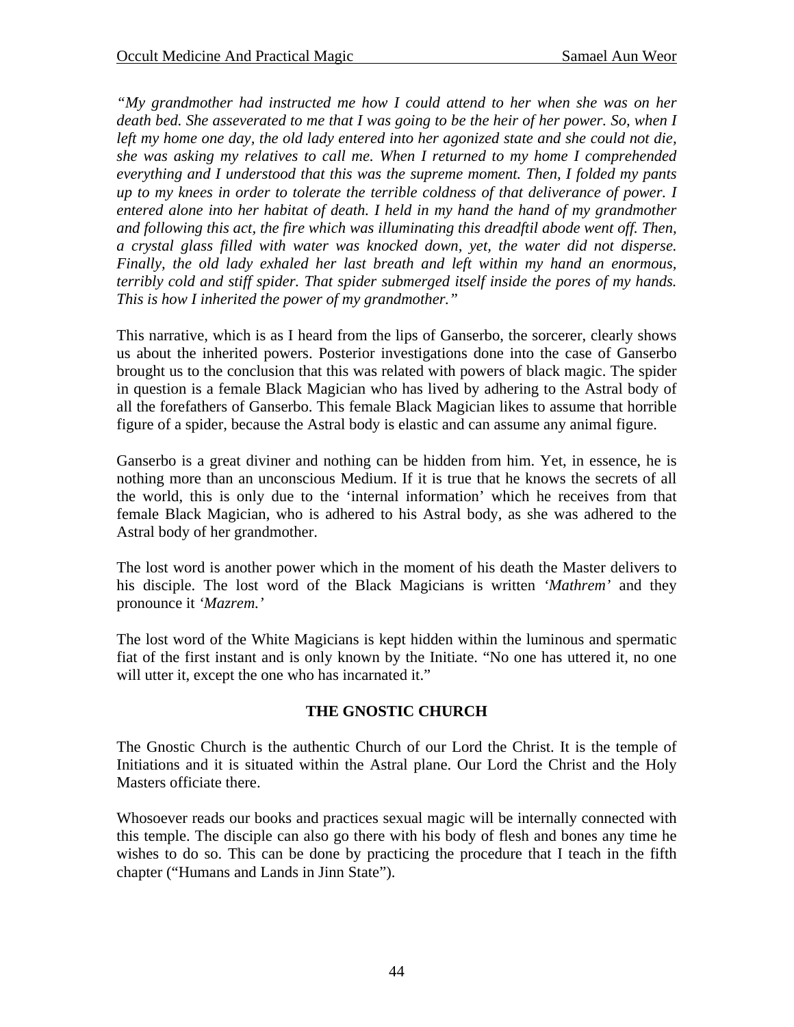*"My grandmother had instructed me how I could attend to her when she was on her death bed. She asseverated to me that I was going to be the heir of her power. So, when I left my home one day, the old lady entered into her agonized state and she could not die, she was asking my relatives to call me. When I returned to my home I comprehended everything and I understood that this was the supreme moment. Then, I folded my pants up to my knees in order to tolerate the terrible coldness of that deliverance of power. I entered alone into her habitat of death. I held in my hand the hand of my grandmother and following this act, the fire which was illuminating this dreadftil abode went off. Then, a crystal glass filled with water was knocked down, yet, the water did not disperse. Finally, the old lady exhaled her last breath and left within my hand an enormous, terribly cold and stiff spider. That spider submerged itself inside the pores of my hands. This is how I inherited the power of my grandmother."*

This narrative, which is as I heard from the lips of Ganserbo, the sorcerer, clearly shows us about the inherited powers. Posterior investigations done into the case of Ganserbo brought us to the conclusion that this was related with powers of black magic. The spider in question is a female Black Magician who has lived by adhering to the Astral body of all the forefathers of Ganserbo. This female Black Magician likes to assume that horrible figure of a spider, because the Astral body is elastic and can assume any animal figure.

Ganserbo is a great diviner and nothing can be hidden from him. Yet, in essence, he is nothing more than an unconscious Medium. If it is true that he knows the secrets of all the world, this is only due to the 'internal information' which he receives from that female Black Magician, who is adhered to his Astral body, as she was adhered to the Astral body of her grandmother.

The lost word is another power which in the moment of his death the Master delivers to his disciple. The lost word of the Black Magicians is written *'Mathrem'* and they pronounce it *'Mazrem.'*

The lost word of the White Magicians is kept hidden within the luminous and spermatic fiat of the first instant and is only known by the Initiate. "No one has uttered it, no one will utter it, except the one who has incarnated it."

## THE GNOSTIC CHURCH

The Gnostic Church is the authentic Church of our Lord the Christ. It is the temple of Initiations and it is situated within the Astral plane. Our Lord the Christ and the Holy Masters officiate there.

Whosoever reads our books and practices sexual magic will be internally connected with this temple. The disciple can also go there with his body of flesh and bones any time he wishes to do so. This can be done by practicing the procedure that I teach in the fifth chapter ("Humans and Lands in Jinn State").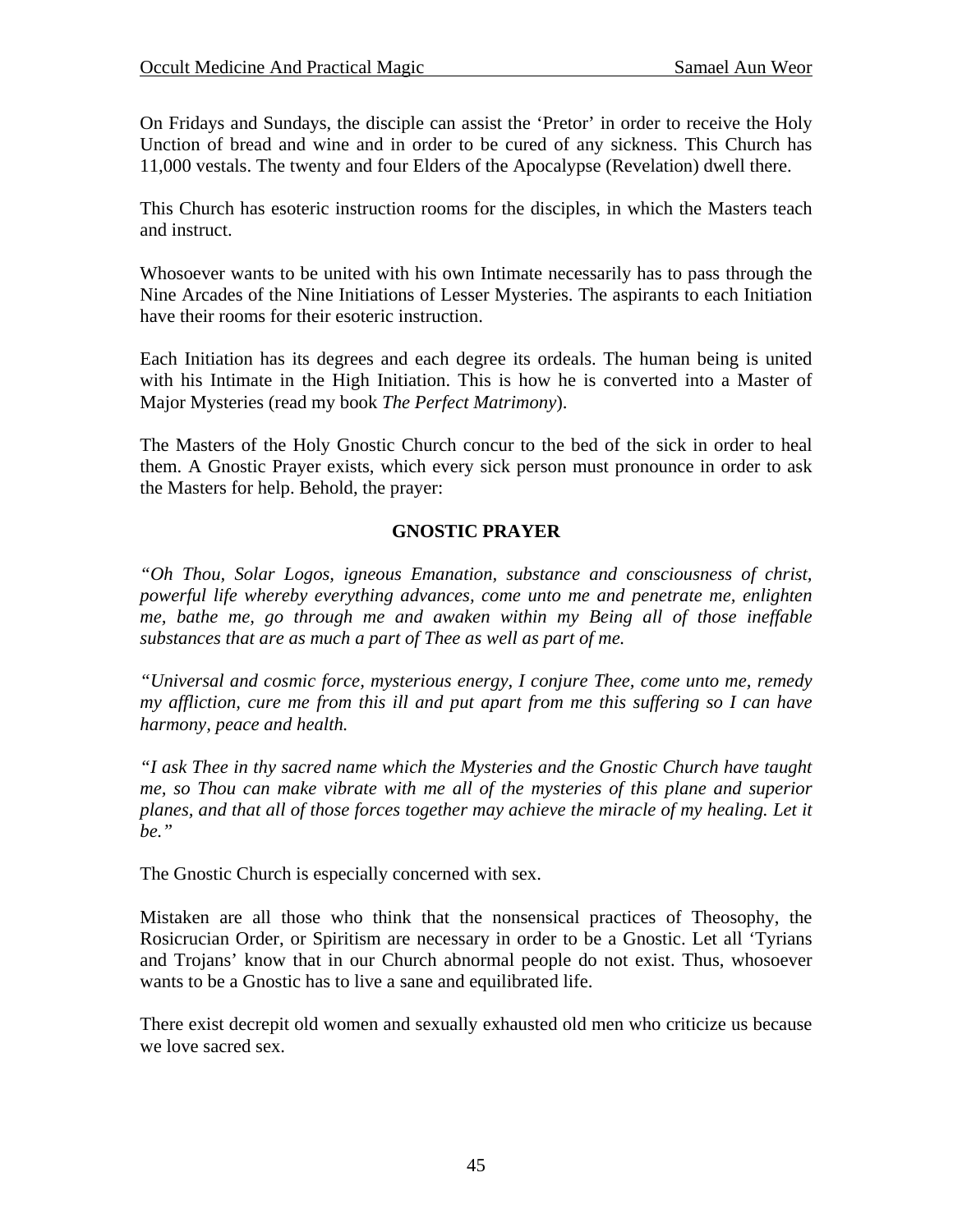On Fridays and Sundays, the disciple can assist the 'Pretor' in order to receive the Holy Unction of bread and wine and in order to be cured of any sickness. This Church has 11,000 vestals. The twenty and four Elders of the Apocalypse (Revelation) dwell there.

This Church has esoteric instruction rooms for the disciples, in which the Masters teach and instruct.

Whosoever wants to be united with his own Intimate necessarily has to pass through the Nine Arcades of the Nine Initiations of Lesser Mysteries. The aspirants to each Initiation have their rooms for their esoteric instruction.

Each Initiation has its degrees and each degree its ordeals. The human being is united with his Intimate in the High Initiation. This is how he is converted into a Master of Major Mysteries (read my book *The Perfect Matrimony*).

The Masters of the Holy Gnostic Church concur to the bed of the sick in order to heal them. A Gnostic Prayer exists, which every sick person must pronounce in order to ask the Masters for help. Behold, the prayer:

### GNOSTIC PRAYER

*"Oh Thou, Solar Logos, igneous Emanation, substance and consciousness of christ, powerful life whereby everything advances, come unto me and penetrate me, enlighten me, bathe me, go through me and awaken within my Being all of those ineffable substances that are as much a part of Thee as well as part of me.*

*"Universal and cosmic force, mysterious energy, I conjure Thee, come unto me, remedy my affliction, cure me from this ill and put apart from me this suffering so I can have harmony, peace and health.*

*"I ask Thee in thy sacred name which the Mysteries and the Gnostic Church have taught me, so Thou can make vibrate with me all of the mysteries of this plane and superior planes, and that all of those forces together may achieve the miracle of my healing. Let it be."*

The Gnostic Church is especially concerned with sex.

Mistaken are all those who think that the nonsensical practices of Theosophy, the Rosicrucian Order, or Spiritism are necessary in order to be a Gnostic. Let all 'Tyrians and Trojans' know that in our Church abnormal people do not exist. Thus, whosoever wants to be a Gnostic has to live a sane and equilibrated life.

There exist decrepit old women and sexually exhausted old men who criticize us because we love sacred sex.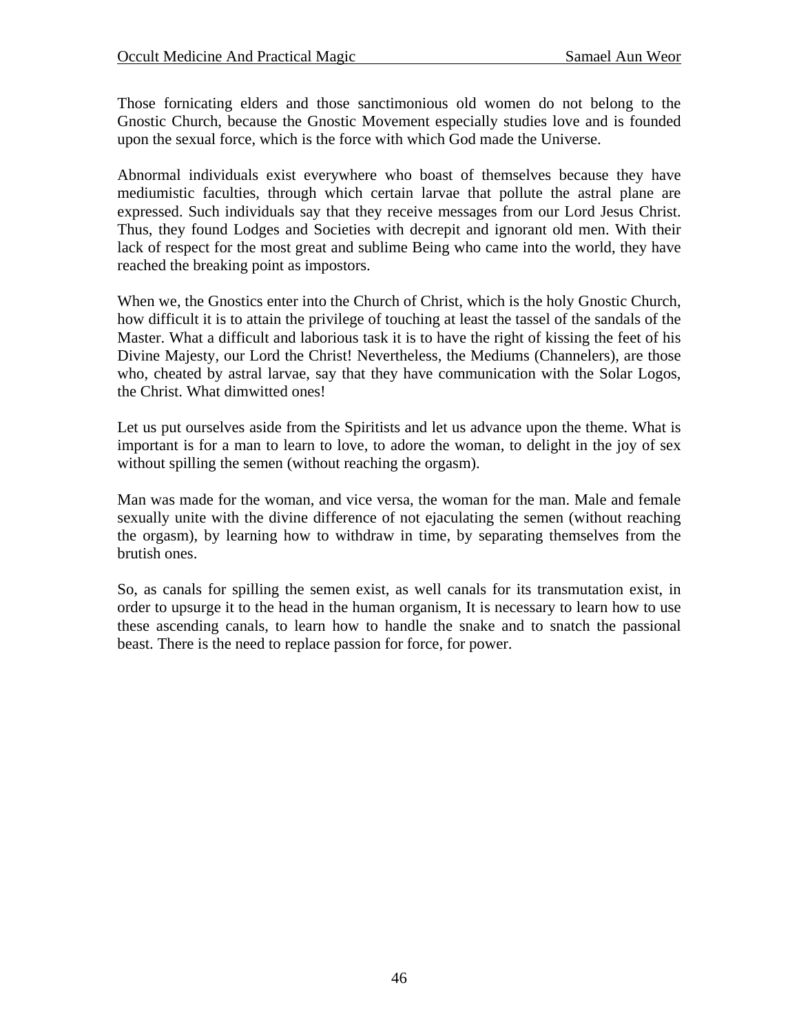Those fornicating elders and those sanctimonious old women do not belong to the Gnostic Church, because the Gnostic Movement especially studies love and is founded upon the sexual force, which is the force with which God made the Universe.

Abnormal individuals exist everywhere who boast of themselves because they have mediumistic faculties, through which certain larvae that pollute the astral plane are expressed. Such individuals say that they receive messages from our Lord Jesus Christ. Thus, they found Lodges and Societies with decrepit and ignorant old men. With their lack of respect for the most great and sublime Being who came into the world, they have reached the breaking point as impostors.

When we, the Gnostics enter into the Church of Christ, which is the holy Gnostic Church, how difficult it is to attain the privilege of touching at least the tassel of the sandals of the Master. What a difficult and laborious task it is to have the right of kissing the feet of his Divine Majesty, our Lord the Christ! Nevertheless, the Mediums (Channelers), are those who, cheated by astral larvae, say that they have communication with the Solar Logos, the Christ. What dimwitted ones!

Let us put ourselves aside from the Spiritists and let us advance upon the theme. What is important is for a man to learn to love, to adore the woman, to delight in the joy of sex without spilling the semen (without reaching the orgasm).

Man was made for the woman, and vice versa, the woman for the man. Male and female sexually unite with the divine difference of not ejaculating the semen (without reaching the orgasm), by learning how to withdraw in time, by separating themselves from the brutish ones.

So, as canals for spilling the semen exist, as well canals for its transmutation exist, in order to upsurge it to the head in the human organism, It is necessary to learn how to use these ascending canals, to learn how to handle the snake and to snatch the passional beast. There is the need to replace passion for force, for power.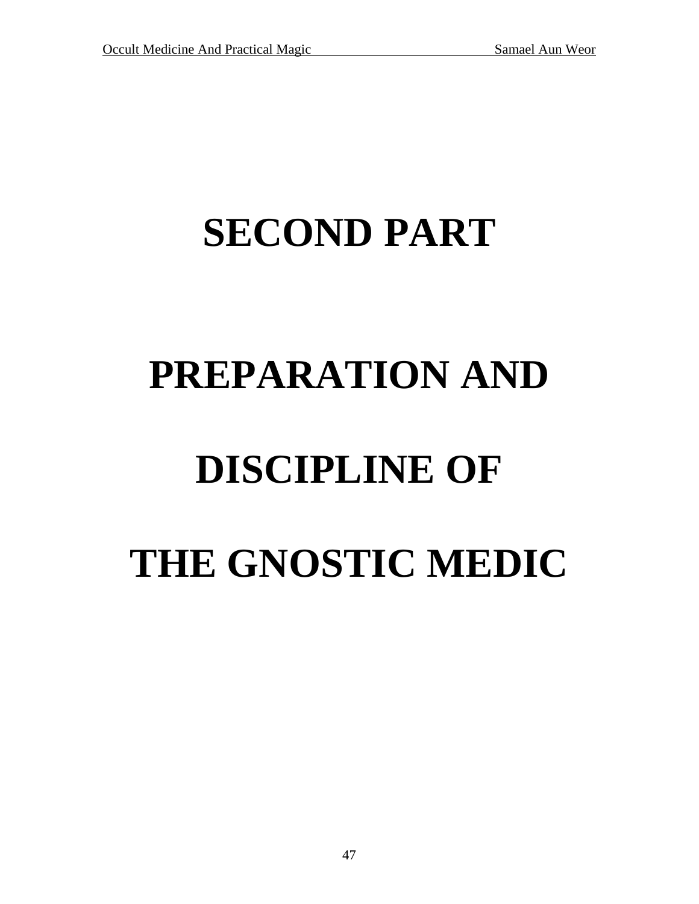# SECOND PART

# PREPARATION AND DISCIPLINE OF THE GNOSTIC MEDIC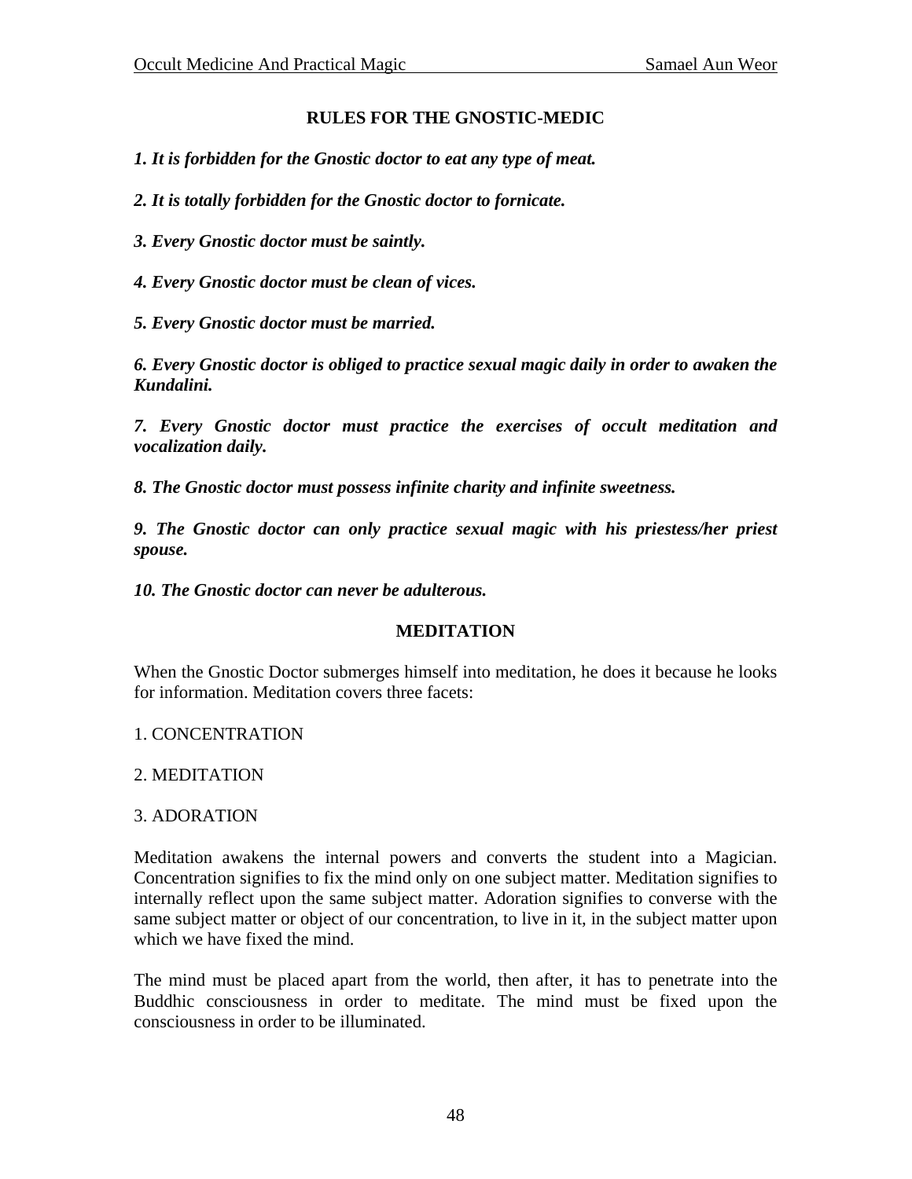## RULES FOR THE GNOSTIC-MEDIC

***1. It is forbidden for the Gnostic doctor to eat any type of meat.***

***2. It is totally forbidden for the Gnostic doctor to fornicate.***

***3. Every Gnostic doctor must be saintly.***

***4. Every Gnostic doctor must be clean of vices.***

***5. Every Gnostic doctor must be married.***

***6. Every Gnostic doctor is obliged to practice sexual magic daily in order to awaken the Kundalini.***

***7. Every Gnostic doctor must practice the exercises of occult meditation and vocalization daily.***

***8. The Gnostic doctor must possess infinite charity and infinite sweetness.***

***9. The Gnostic doctor can only practice sexual magic with his priestess/her priest spouse.***

***10. The Gnostic doctor can never be adulterous.***

## MEDITATION

When the Gnostic Doctor submerges himself into meditation, he does it because he looks for information. Meditation covers three facets:

1. CONCENTRATION

2. MEDITATION

3. ADORATION

Meditation awakens the internal powers and converts the student into a Magician. Concentration signifies to fix the mind only on one subject matter. Meditation signifies to internally reflect upon the same subject matter. Adoration signifies to converse with the same subject matter or object of our concentration, to live in it, in the subject matter upon which we have fixed the mind.

The mind must be placed apart from the world, then after, it has to penetrate into the Buddhic consciousness in order to meditate. The mind must be fixed upon the consciousness in order to be illuminated.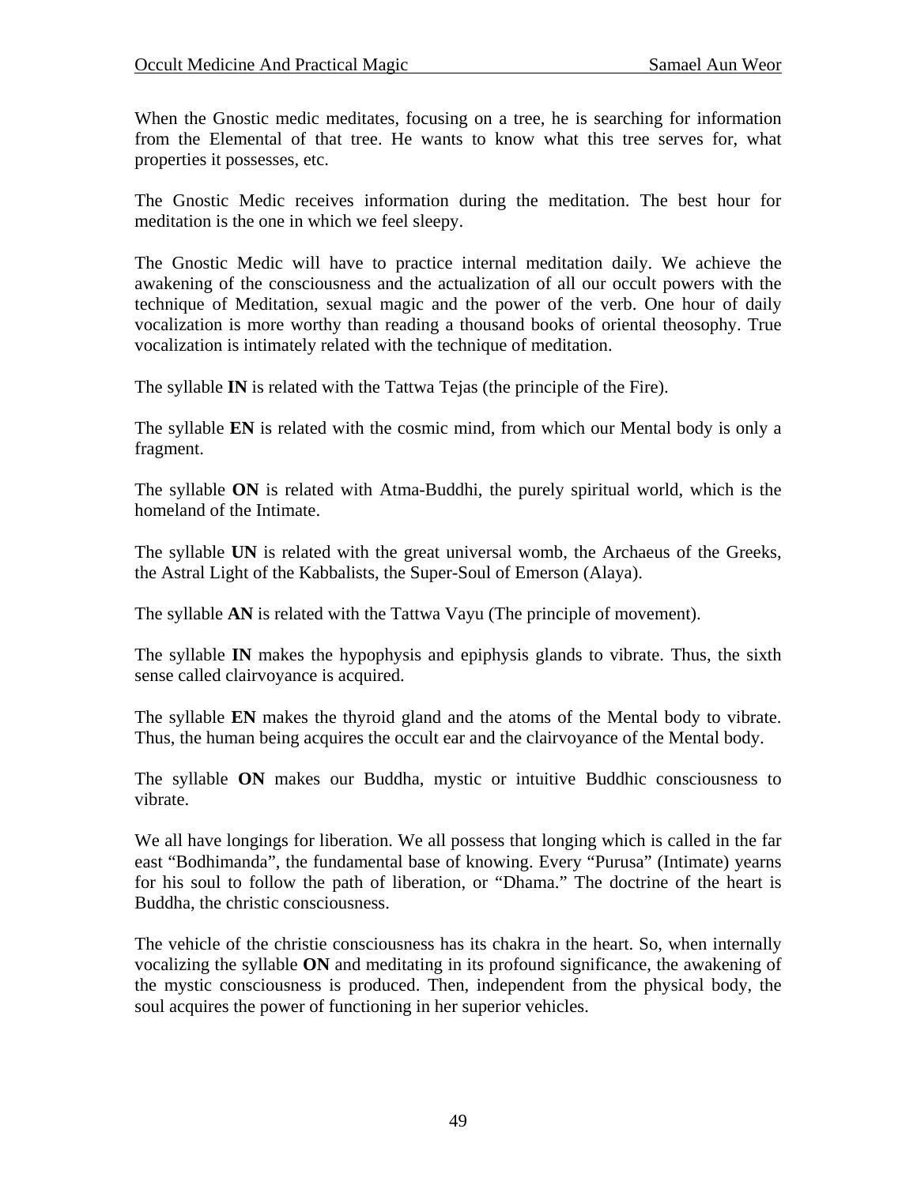When the Gnostic medic meditates, focusing on a tree, he is searching for information from the Elemental of that tree. He wants to know what this tree serves for, what properties it possesses, etc.

The Gnostic Medic receives information during the meditation. The best hour for meditation is the one in which we feel sleepy.

The Gnostic Medic will have to practice internal meditation daily. We achieve the awakening of the consciousness and the actualization of all our occult powers with the technique of Meditation, sexual magic and the power of the verb. One hour of daily vocalization is more worthy than reading a thousand books of oriental theosophy. True vocalization is intimately related with the technique of meditation.

The syllable **IN** is related with the Tattwa Tejas (the principle of the Fire).

The syllable **EN** is related with the cosmic mind, from which our Mental body is only a fragment.

The syllable **ON** is related with Atma-Buddhi, the purely spiritual world, which is the homeland of the Intimate.

The syllable **UN** is related with the great universal womb, the Archaeus of the Greeks, the Astral Light of the Kabbalists, the Super-Soul of Emerson (Alaya).

The syllable **AN** is related with the Tattwa Vayu (The principle of movement).

The syllable **IN** makes the hypophysis and epiphysis glands to vibrate. Thus, the sixth sense called clairvoyance is acquired.

The syllable **EN** makes the thyroid gland and the atoms of the Mental body to vibrate. Thus, the human being acquires the occult ear and the clairvoyance of the Mental body.

The syllable **ON** makes our Buddha, mystic or intuitive Buddhic consciousness to vibrate.

We all have longings for liberation. We all possess that longing which is called in the far east "Bodhimanda", the fundamental base of knowing. Every "Purusa" (Intimate) yearns for his soul to follow the path of liberation, or "Dhama." The doctrine of the heart is Buddha, the christic consciousness.

The vehicle of the christie consciousness has its chakra in the heart. So, when internally vocalizing the syllable **ON** and meditating in its profound significance, the awakening of the mystic consciousness is produced. Then, independent from the physical body, the soul acquires the power of functioning in her superior vehicles.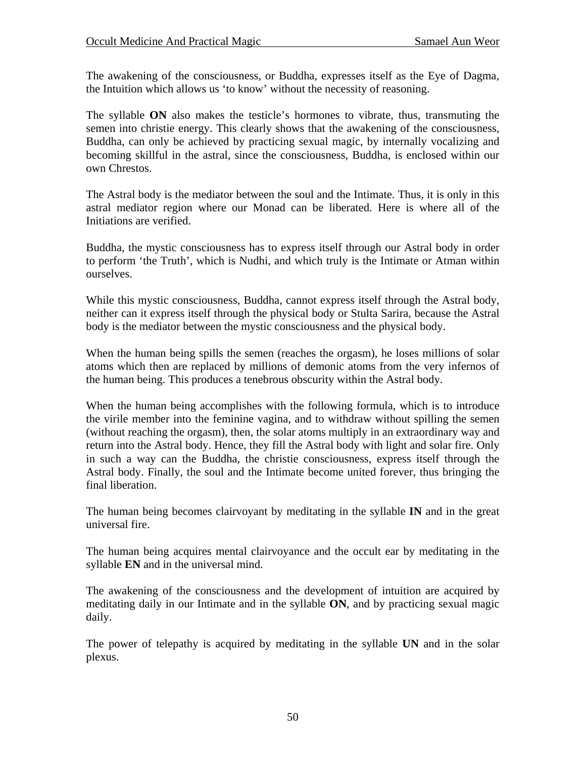The awakening of the consciousness, or Buddha, expresses itself as the Eye of Dagma, the Intuition which allows us 'to know' without the necessity of reasoning.

The syllable **ON** also makes the testicle's hormones to vibrate, thus, transmuting the semen into christie energy. This clearly shows that the awakening of the consciousness, Buddha, can only be achieved by practicing sexual magic, by internally vocalizing and becoming skillful in the astral, since the consciousness, Buddha, is enclosed within our own Chrestos.

The Astral body is the mediator between the soul and the Intimate. Thus, it is only in this astral mediator region where our Monad can be liberated. Here is where all of the Initiations are verified.

Buddha, the mystic consciousness has to express itself through our Astral body in order to perform 'the Truth', which is Nudhi, and which truly is the Intimate or Atman within ourselves.

While this mystic consciousness, Buddha, cannot express itself through the Astral body, neither can it express itself through the physical body or Stulta Sarira, because the Astral body is the mediator between the mystic consciousness and the physical body.

When the human being spills the semen (reaches the orgasm), he loses millions of solar atoms which then are replaced by millions of demonic atoms from the very infernos of the human being. This produces a tenebrous obscurity within the Astral body.

When the human being accomplishes with the following formula, which is to introduce the virile member into the feminine vagina, and to withdraw without spilling the semen (without reaching the orgasm), then, the solar atoms multiply in an extraordinary way and return into the Astral body. Hence, they fill the Astral body with light and solar fire. Only in such a way can the Buddha, the christie consciousness, express itself through the Astral body. Finally, the soul and the Intimate become united forever, thus bringing the final liberation.

The human being becomes clairvoyant by meditating in the syllable **IN** and in the great universal fire.

The human being acquires mental clairvoyance and the occult ear by meditating in the syllable **EN** and in the universal mind.

The awakening of the consciousness and the development of intuition are acquired by meditating daily in our Intimate and in the syllable **ON**, and by practicing sexual magic daily.

The power of telepathy is acquired by meditating in the syllable **UN** and in the solar plexus.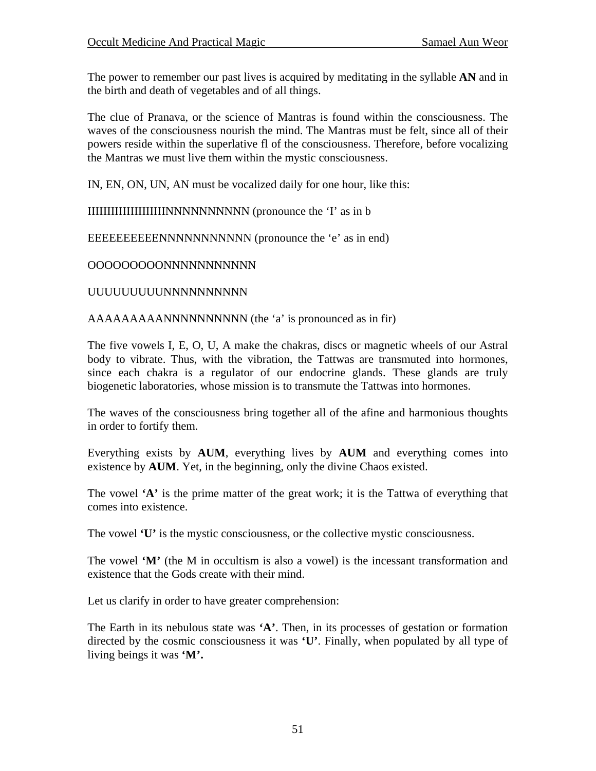The power to remember our past lives is acquired by meditating in the syllable **AN** and in the birth and death of vegetables and of all things.

The clue of Pranava, or the science of Mantras is found within the consciousness. The waves of the consciousness nourish the mind. The Mantras must be felt, since all of their powers reside within the superlative fl of the consciousness. Therefore, before vocalizing the Mantras we must live them within the mystic consciousness.

IN, EN, ON, UN, AN must be vocalized daily for one hour, like this:

IIIIIIIIIIIIIIIIIIINNNNNNNNNN (pronounce the 'I' as in b

EEEEEEEEEENNNNNNNNNNN (pronounce the 'e' as in end)

OOOOOOOOONNNNNNNNNNN

UUUUUUUUUNNNNNNNNNN

AAAAAAAAANNNNNNNNNN (the 'a' is pronounced as in fir)

The five vowels I, E, O, U, A make the chakras, discs or magnetic wheels of our Astral body to vibrate. Thus, with the vibration, the Tattwas are transmuted into hormones, since each chakra is a regulator of our endocrine glands. These glands are truly biogenetic laboratories, whose mission is to transmute the Tattwas into hormones.

The waves of the consciousness bring together all of the afine and harmonious thoughts in order to fortify them.

Everything exists by **AUM**, everything lives by **AUM** and everything comes into existence by **AUM**. Yet, in the beginning, only the divine Chaos existed.

The vowel **'A'** is the prime matter of the great work; it is the Tattwa of everything that comes into existence.

The vowel **'U'** is the mystic consciousness, or the collective mystic consciousness.

The vowel **'M'** (the M in occultism is also a vowel) is the incessant transformation and existence that the Gods create with their mind.

Let us clarify in order to have greater comprehension:

The Earth in its nebulous state was **'A'**. Then, in its processes of gestation or formation directed by the cosmic consciousness it was **'U'**. Finally, when populated by all type of living beings it was **'M'.**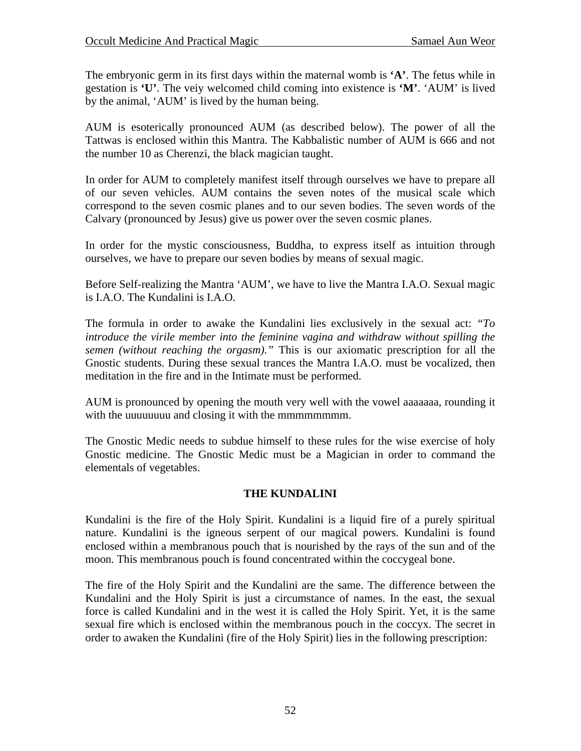The embryonic germ in its first days within the maternal womb is **'A'**. The fetus while in gestation is **'U'**. The veiy welcomed child coming into existence is **'M'**. 'AUM' is lived by the animal, 'AUM' is lived by the human being.

AUM is esoterically pronounced AUM (as described below). The power of all the Tattwas is enclosed within this Mantra. The Kabbalistic number of AUM is 666 and not the number 10 as Cherenzi, the black magician taught.

In order for AUM to completely manifest itself through ourselves we have to prepare all of our seven vehicles. AUM contains the seven notes of the musical scale which correspond to the seven cosmic planes and to our seven bodies. The seven words of the Calvary (pronounced by Jesus) give us power over the seven cosmic planes.

In order for the mystic consciousness, Buddha, to express itself as intuition through ourselves, we have to prepare our seven bodies by means of sexual magic.

Before Self-realizing the Mantra 'AUM', we have to live the Mantra I.A.O. Sexual magic is I.A.O. The Kundalini is I.A.O.

The formula in order to awake the Kundalini lies exclusively in the sexual act: *"To introduce the virile member into the feminine vagina and withdraw without spilling the semen (without reaching the orgasm)."* This is our axiomatic prescription for all the Gnostic students. During these sexual trances the Mantra I.A.O. must be vocalized, then meditation in the fire and in the Intimate must be performed.

AUM is pronounced by opening the mouth very well with the vowel aaaaaaa, rounding it with the uuuuuuuu and closing it with the mmmmmmmm.

The Gnostic Medic needs to subdue himself to these rules for the wise exercise of holy Gnostic medicine. The Gnostic Medic must be a Magician in order to command the elementals of vegetables.

## THE KUNDALINI

Kundalini is the fire of the Holy Spirit. Kundalini is a liquid fire of a purely spiritual nature. Kundalini is the igneous serpent of our magical powers. Kundalini is found enclosed within a membranous pouch that is nourished by the rays of the sun and of the moon. This membranous pouch is found concentrated within the coccygeal bone.

The fire of the Holy Spirit and the Kundalini are the same. The difference between the Kundalini and the Holy Spirit is just a circumstance of names. In the east, the sexual force is called Kundalini and in the west it is called the Holy Spirit. Yet, it is the same sexual fire which is enclosed within the membranous pouch in the coccyx. The secret in order to awaken the Kundalini (fire of the Holy Spirit) lies in the following prescription: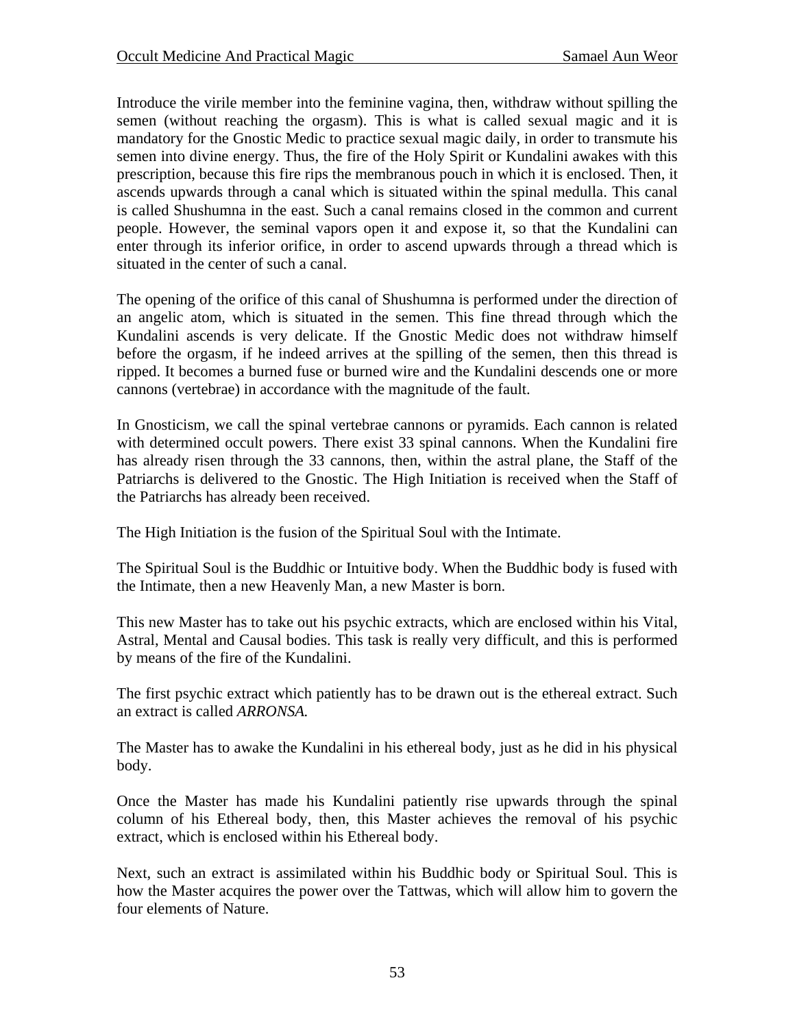Introduce the virile member into the feminine vagina, then, withdraw without spilling the semen (without reaching the orgasm). This is what is called sexual magic and it is mandatory for the Gnostic Medic to practice sexual magic daily, in order to transmute his semen into divine energy. Thus, the fire of the Holy Spirit or Kundalini awakes with this prescription, because this fire rips the membranous pouch in which it is enclosed. Then, it ascends upwards through a canal which is situated within the spinal medulla. This canal is called Shushumna in the east. Such a canal remains closed in the common and current people. However, the seminal vapors open it and expose it, so that the Kundalini can enter through its inferior orifice, in order to ascend upwards through a thread which is situated in the center of such a canal.

The opening of the orifice of this canal of Shushumna is performed under the direction of an angelic atom, which is situated in the semen. This fine thread through which the Kundalini ascends is very delicate. If the Gnostic Medic does not withdraw himself before the orgasm, if he indeed arrives at the spilling of the semen, then this thread is ripped. It becomes a burned fuse or burned wire and the Kundalini descends one or more cannons (vertebrae) in accordance with the magnitude of the fault.

In Gnosticism, we call the spinal vertebrae cannons or pyramids. Each cannon is related with determined occult powers. There exist 33 spinal cannons. When the Kundalini fire has already risen through the 33 cannons, then, within the astral plane, the Staff of the Patriarchs is delivered to the Gnostic. The High Initiation is received when the Staff of the Patriarchs has already been received.

The High Initiation is the fusion of the Spiritual Soul with the Intimate.

The Spiritual Soul is the Buddhic or Intuitive body. When the Buddhic body is fused with the Intimate, then a new Heavenly Man, a new Master is born.

This new Master has to take out his psychic extracts, which are enclosed within his Vital, Astral, Mental and Causal bodies. This task is really very difficult, and this is performed by means of the fire of the Kundalini.

The first psychic extract which patiently has to be drawn out is the ethereal extract. Such an extract is called *ARRONSA.*

The Master has to awake the Kundalini in his ethereal body, just as he did in his physical body.

Once the Master has made his Kundalini patiently rise upwards through the spinal column of his Ethereal body, then, this Master achieves the removal of his psychic extract, which is enclosed within his Ethereal body.

Next, such an extract is assimilated within his Buddhic body or Spiritual Soul. This is how the Master acquires the power over the Tattwas, which will allow him to govern the four elements of Nature.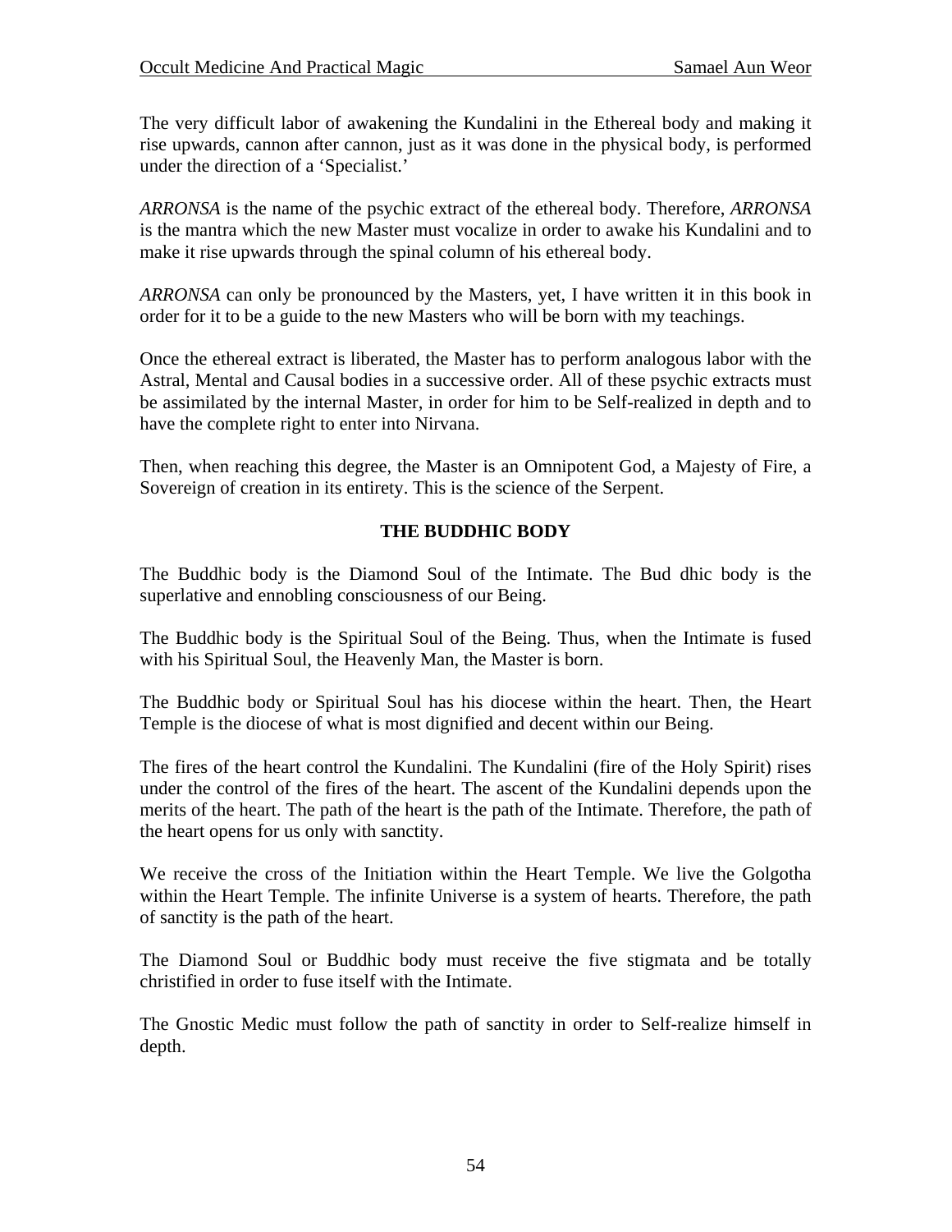The very difficult labor of awakening the Kundalini in the Ethereal body and making it rise upwards, cannon after cannon, just as it was done in the physical body, is performed under the direction of a 'Specialist.'

*ARRONSA* is the name of the psychic extract of the ethereal body. Therefore, *ARRONSA* is the mantra which the new Master must vocalize in order to awake his Kundalini and to make it rise upwards through the spinal column of his ethereal body.

*ARRONSA* can only be pronounced by the Masters, yet, I have written it in this book in order for it to be a guide to the new Masters who will be born with my teachings.

Once the ethereal extract is liberated, the Master has to perform analogous labor with the Astral, Mental and Causal bodies in a successive order. All of these psychic extracts must be assimilated by the internal Master, in order for him to be Self-realized in depth and to have the complete right to enter into Nirvana.

Then, when reaching this degree, the Master is an Omnipotent God, a Majesty of Fire, a Sovereign of creation in its entirety. This is the science of the Serpent.

## THE BUDDHIC BODY

The Buddhic body is the Diamond Soul of the Intimate. The Bud dhic body is the superlative and ennobling consciousness of our Being.

The Buddhic body is the Spiritual Soul of the Being. Thus, when the Intimate is fused with his Spiritual Soul, the Heavenly Man, the Master is born.

The Buddhic body or Spiritual Soul has his diocese within the heart. Then, the Heart Temple is the diocese of what is most dignified and decent within our Being.

The fires of the heart control the Kundalini. The Kundalini (fire of the Holy Spirit) rises under the control of the fires of the heart. The ascent of the Kundalini depends upon the merits of the heart. The path of the heart is the path of the Intimate. Therefore, the path of the heart opens for us only with sanctity.

We receive the cross of the Initiation within the Heart Temple. We live the Golgotha within the Heart Temple. The infinite Universe is a system of hearts. Therefore, the path of sanctity is the path of the heart.

The Diamond Soul or Buddhic body must receive the five stigmata and be totally christified in order to fuse itself with the Intimate.

The Gnostic Medic must follow the path of sanctity in order to Self-realize himself in depth.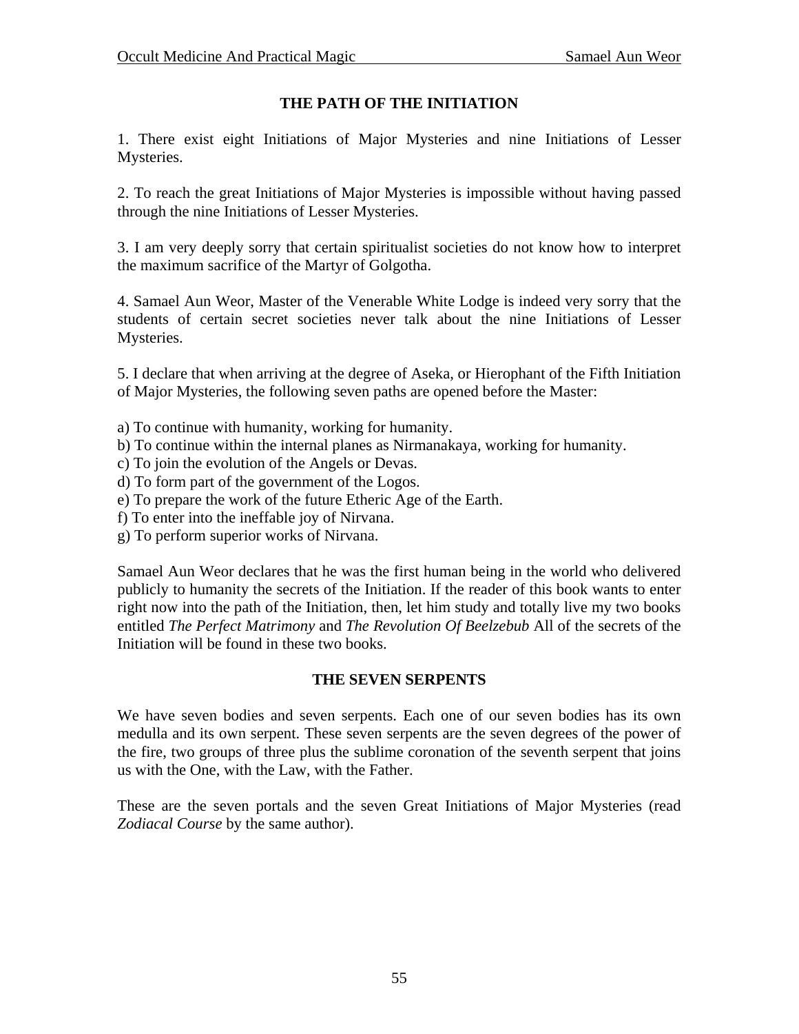## THE PATH OF THE INITIATION

1. There exist eight Initiations of Major Mysteries and nine Initiations of Lesser Mysteries.

2. To reach the great Initiations of Major Mysteries is impossible without having passed through the nine Initiations of Lesser Mysteries.

3. I am very deeply sorry that certain spiritualist societies do not know how to interpret the maximum sacrifice of the Martyr of Golgotha.

4. Samael Aun Weor, Master of the Venerable White Lodge is indeed very sorry that the students of certain secret societies never talk about the nine Initiations of Lesser Mysteries.

5. I declare that when arriving at the degree of Aseka, or Hierophant of the Fifth Initiation of Major Mysteries, the following seven paths are opened before the Master:

a) To continue with humanity, working for humanity.
b) To continue within the internal planes as Nirmanakaya, working for humanity.
c) To join the evolution of the Angels or Devas.
d) To form part of the government of the Logos.
e) To prepare the work of the future Etheric Age of the Earth.
f) To enter into the ineffable joy of Nirvana.
g) To perform superior works of Nirvana.

Samael Aun Weor declares that he was the first human being in the world who delivered publicly to humanity the secrets of the Initiation. If the reader of this book wants to enter right now into the path of the Initiation, then, let him study and totally live my two books entitled *The Perfect Matrimony* and *The Revolution Of Beelzebub* All of the secrets of the Initiation will be found in these two books.

## THE SEVEN SERPENTS

We have seven bodies and seven serpents. Each one of our seven bodies has its own medulla and its own serpent. These seven serpents are the seven degrees of the power of the fire, two groups of three plus the sublime coronation of the seventh serpent that joins us with the One, with the Law, with the Father.

These are the seven portals and the seven Great Initiations of Major Mysteries (read *Zodiacal Course* by the same author).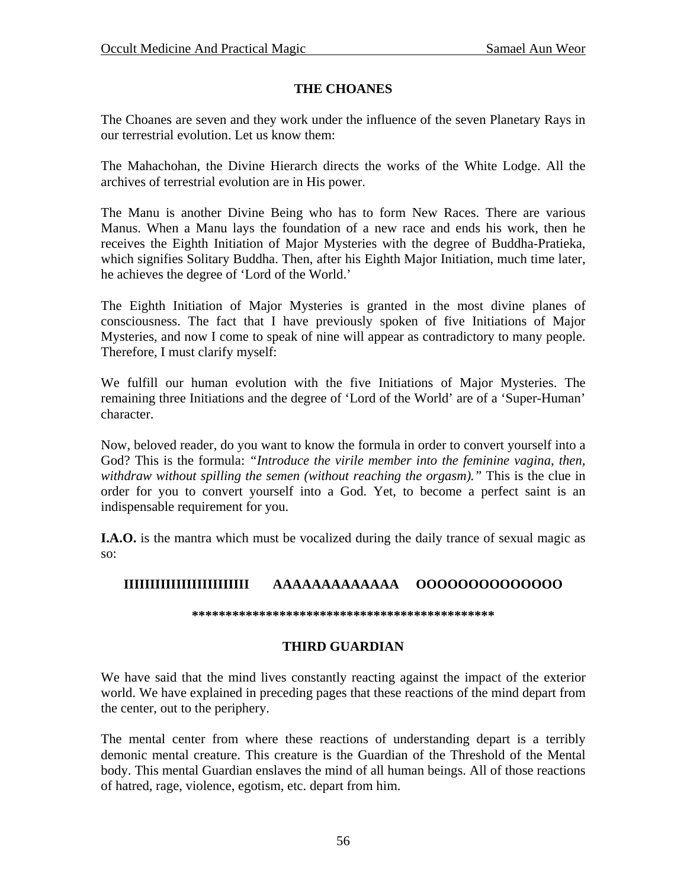### THE CHOANES

The Choanes are seven and they work under the influence of the seven Planetary Rays in our terrestrial evolution. Let us know them:

The Mahachohan, the Divine Hierarch directs the works of the White Lodge. All the archives of terrestrial evolution are in His power.

The Manu is another Divine Being who has to form New Races. There are various Manus. When a Manu lays the foundation of a new race and ends his work, then he receives the Eighth Initiation of Major Mysteries with the degree of Buddha-Pratieka, which signifies Solitary Buddha. Then, after his Eighth Major Initiation, much time later, he achieves the degree of 'Lord of the World.'

The Eighth Initiation of Major Mysteries is granted in the most divine planes of consciousness. The fact that I have previously spoken of five Initiations of Major Mysteries, and now I come to speak of nine will appear as contradictory to many people. Therefore, I must clarify myself:

We fulfill our human evolution with the five Initiations of Major Mysteries. The remaining three Initiations and the degree of 'Lord of the World' are of a 'Super-Human' character.

Now, beloved reader, do you want to know the formula in order to convert yourself into a God? This is the formula: *"Introduce the virile member into the feminine vagina, then, withdraw without spilling the semen (without reaching the orgasm)."* This is the clue in order for you to convert yourself into a God. Yet, to become a perfect saint is an indispensable requirement for you.

**I.A.O.** is the mantra which must be vocalized during the daily trance of sexual magic as so:

**IIIIIIIIIIIIIIIIIIIIIII AAAAAAAAAAAAA OOOOOOOOOOOOOO**

**********************************************

### THIRD GUARDIAN

We have said that the mind lives constantly reacting against the impact of the exterior world. We have explained in preceding pages that these reactions of the mind depart from the center, out to the periphery.

The mental center from where these reactions of understanding depart is a terribly demonic mental creature. This creature is the Guardian of the Threshold of the Mental body. This mental Guardian enslaves the mind of all human beings. All of those reactions of hatred, rage, violence, egotism, etc. depart from him.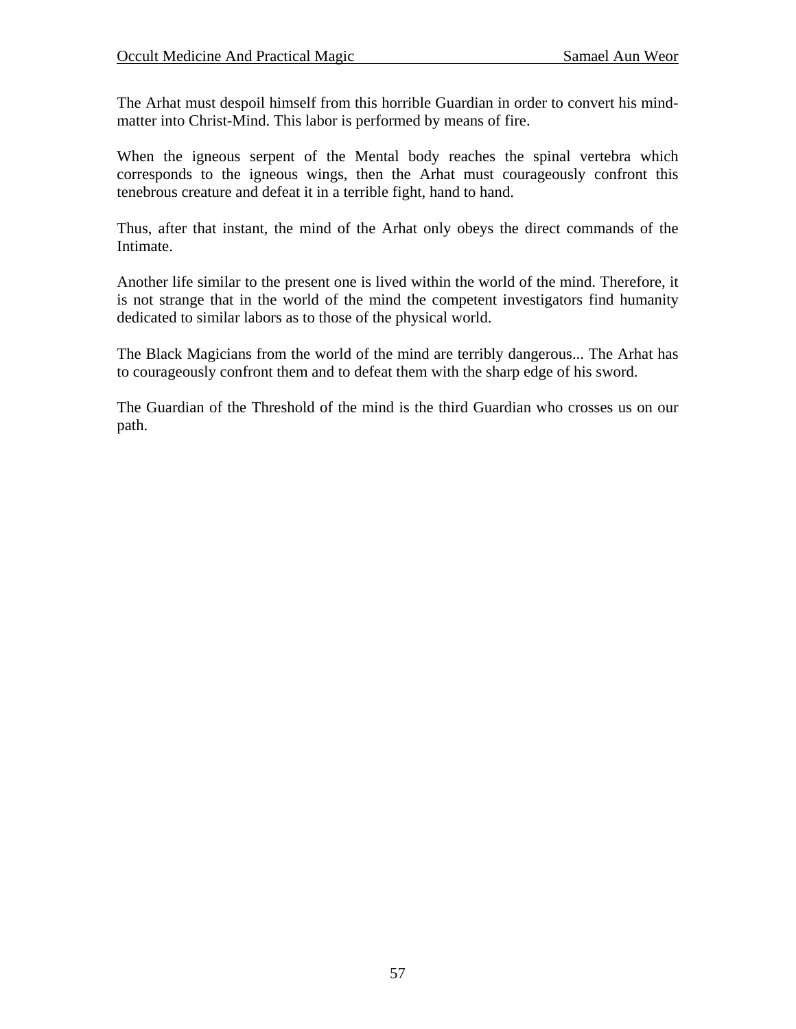The Arhat must despoil himself from this horrible Guardian in order to convert his mind-matter into Christ-Mind. This labor is performed by means of fire.

When the igneous serpent of the Mental body reaches the spinal vertebra which corresponds to the igneous wings, then the Arhat must courageously confront this tenebrous creature and defeat it in a terrible fight, hand to hand.

Thus, after that instant, the mind of the Arhat only obeys the direct commands of the Intimate.

Another life similar to the present one is lived within the world of the mind. Therefore, it is not strange that in the world of the mind the competent investigators find humanity dedicated to similar labors as to those of the physical world.

The Black Magicians from the world of the mind are terribly dangerous... The Arhat has to courageously confront them and to defeat them with the sharp edge of his sword.

The Guardian of the Threshold of the mind is the third Guardian who crosses us on our path.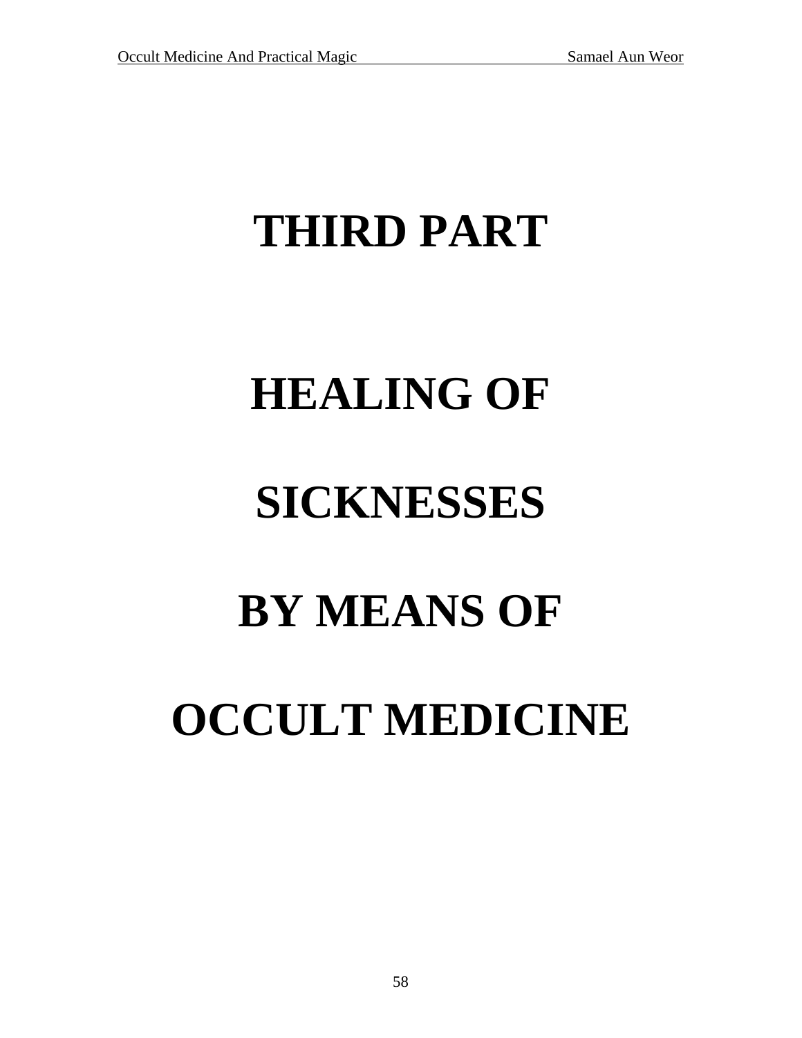# THIRD PART

# HEALING OF SICKNESSES BY MEANS OF OCCULT MEDICINE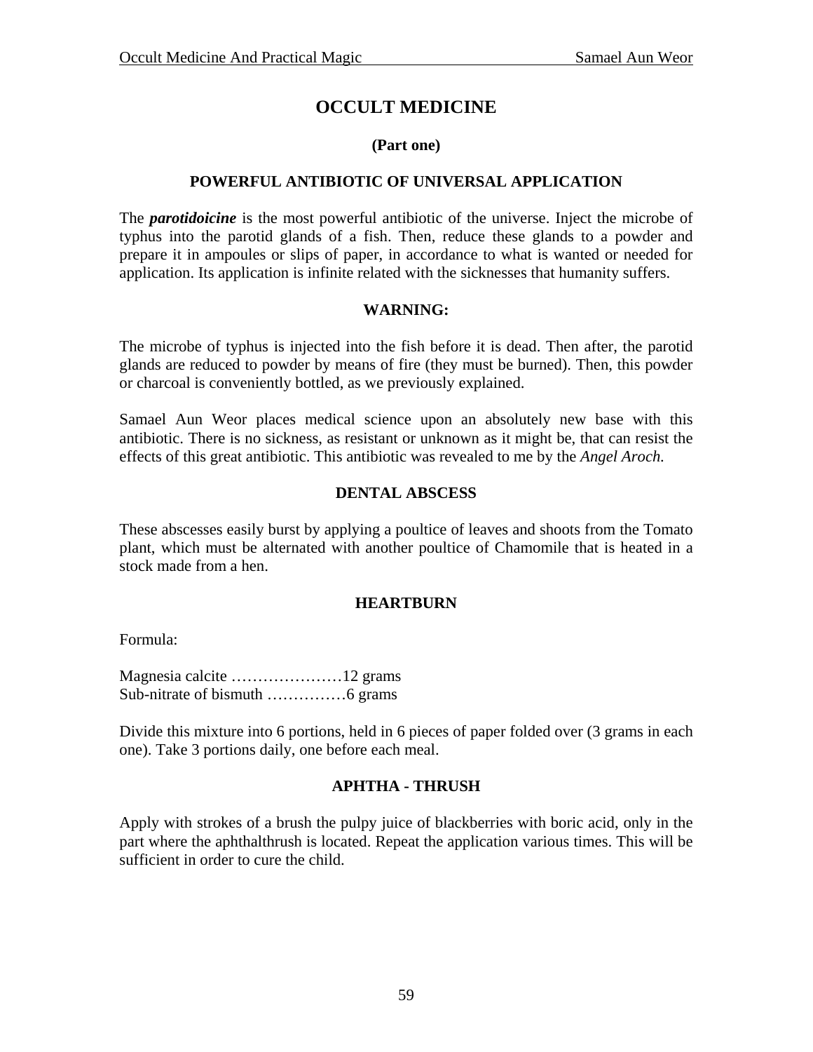# OCCULT MEDICINE

**(Part one)**

## POWERFUL ANTIBIOTIC OF UNIVERSAL APPLICATION

The ***parotidoicine*** is the most powerful antibiotic of the universe. Inject the microbe of typhus into the parotid glands of a fish. Then, reduce these glands to a powder and prepare it in ampoules or slips of paper, in accordance to what is wanted or needed for application. Its application is infinite related with the sicknesses that humanity suffers.

### WARNING:

The microbe of typhus is injected into the fish before it is dead. Then after, the parotid glands are reduced to powder by means of fire (they must be burned). Then, this powder or charcoal is conveniently bottled, as we previously explained.

Samael Aun Weor places medical science upon an absolutely new base with this antibiotic. There is no sickness, as resistant or unknown as it might be, that can resist the effects of this great antibiotic. This antibiotic was revealed to me by the *Angel Aroch.*

## DENTAL ABSCESS

These abscesses easily burst by applying a poultice of leaves and shoots from the Tomato plant, which must be alternated with another poultice of Chamomile that is heated in a stock made from a hen.

## HEARTBURN

Formula:

Magnesia calcite …………………12 grams
Sub-nitrate of bismuth ……………6 grams

Divide this mixture into 6 portions, held in 6 pieces of paper folded over (3 grams in each one). Take 3 portions daily, one before each meal.

## APHTHA - THRUSH

Apply with strokes of a brush the pulpy juice of blackberries with boric acid, only in the part where the aphthalthrush is located. Repeat the application various times. This will be sufficient in order to cure the child.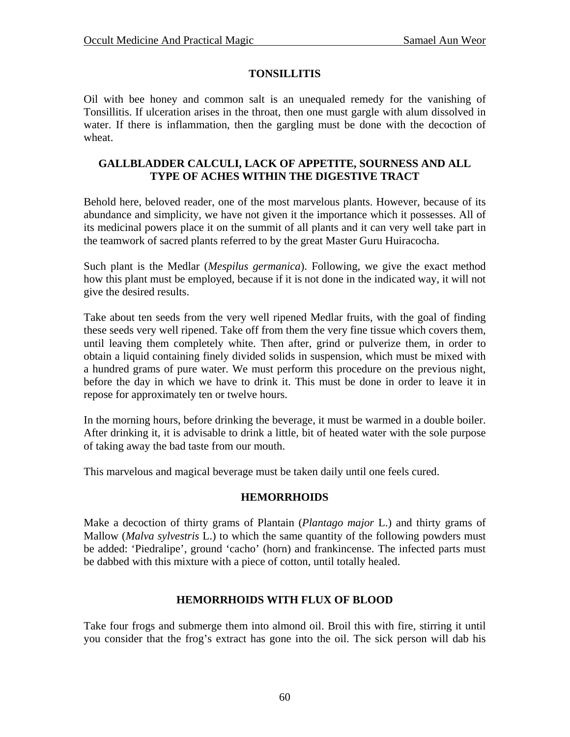## TONSILLITIS

Oil with bee honey and common salt is an unequaled remedy for the vanishing of Tonsillitis. If ulceration arises in the throat, then one must gargle with alum dissolved in water. If there is inflammation, then the gargling must be done with the decoction of wheat.

## GALLBLADDER CALCULI, LACK OF APPETITE, SOURNESS AND ALL TYPE OF ACHES WITHIN THE DIGESTIVE TRACT

Behold here, beloved reader, one of the most marvelous plants. However, because of its abundance and simplicity, we have not given it the importance which it possesses. All of its medicinal powers place it on the summit of all plants and it can very well take part in the teamwork of sacred plants referred to by the great Master Guru Huiracocha.

Such plant is the Medlar (*Mespilus germanica*). Following, we give the exact method how this plant must be employed, because if it is not done in the indicated way, it will not give the desired results.

Take about ten seeds from the very well ripened Medlar fruits, with the goal of finding these seeds very well ripened. Take off from them the very fine tissue which covers them, until leaving them completely white. Then after, grind or pulverize them, in order to obtain a liquid containing finely divided solids in suspension, which must be mixed with a hundred grams of pure water. We must perform this procedure on the previous night, before the day in which we have to drink it. This must be done in order to leave it in repose for approximately ten or twelve hours.

In the morning hours, before drinking the beverage, it must be warmed in a double boiler. After drinking it, it is advisable to drink a little, bit of heated water with the sole purpose of taking away the bad taste from our mouth.

This marvelous and magical beverage must be taken daily until one feels cured.

## HEMORRHOIDS

Make a decoction of thirty grams of Plantain (*Plantago major* L.) and thirty grams of Mallow (*Malva sylvestris* L.) to which the same quantity of the following powders must be added: 'Piedralipe', ground 'cacho' (horn) and frankincense. The infected parts must be dabbed with this mixture with a piece of cotton, until totally healed.

## HEMORRHOIDS WITH FLUX OF BLOOD

Take four frogs and submerge them into almond oil. Broil this with fire, stirring it until you consider that the frog's extract has gone into the oil. The sick person will dab his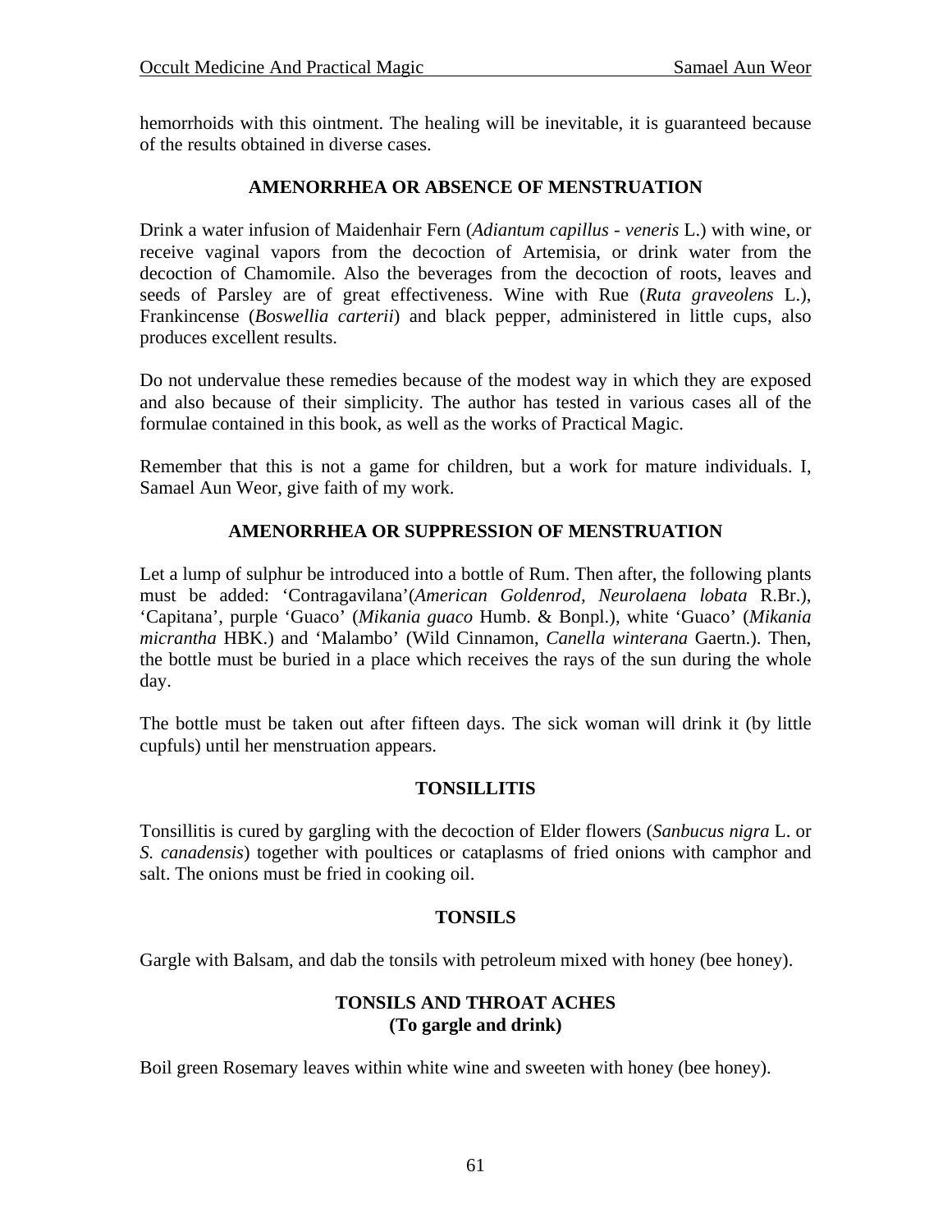hemorrhoids with this ointment. The healing will be inevitable, it is guaranteed because of the results obtained in diverse cases.

## AMENORRHEA OR ABSENCE OF MENSTRUATION

Drink a water infusion of Maidenhair Fern (*Adiantum capillus - veneris* L.) with wine, or receive vaginal vapors from the decoction of Artemisia, or drink water from the decoction of Chamomile. Also the beverages from the decoction of roots, leaves and seeds of Parsley are of great effectiveness. Wine with Rue (*Ruta graveolens* L.), Frankincense (*Boswellia carterii*) and black pepper, administered in little cups, also produces excellent results.

Do not undervalue these remedies because of the modest way in which they are exposed and also because of their simplicity. The author has tested in various cases all of the formulae contained in this book, as well as the works of Practical Magic.

Remember that this is not a game for children, but a work for mature individuals. I, Samael Aun Weor, give faith of my work.

## AMENORRHEA OR SUPPRESSION OF MENSTRUATION

Let a lump of sulphur be introduced into a bottle of Rum. Then after, the following plants must be added: 'Contragavilana'(*American Goldenrod, Neurolaena lobata* R.Br.), 'Capitana', purple 'Guaco' (*Mikania guaco* Humb. & Bonpl.), white 'Guaco' (*Mikania micrantha* HBK.) and 'Malambo' (Wild Cinnamon, *Canella winterana* Gaertn.). Then, the bottle must be buried in a place which receives the rays of the sun during the whole day.

The bottle must be taken out after fifteen days. The sick woman will drink it (by little cupfuls) until her menstruation appears.

## TONSILLITIS

Tonsillitis is cured by gargling with the decoction of Elder flowers (*Sanbucus nigra* L. or *S. canadensis*) together with poultices or cataplasms of fried onions with camphor and salt. The onions must be fried in cooking oil.

## TONSILS

Gargle with Balsam, and dab the tonsils with petroleum mixed with honey (bee honey).

## TONSILS AND THROAT ACHES
**(To gargle and drink)**

Boil green Rosemary leaves within white wine and sweeten with honey (bee honey).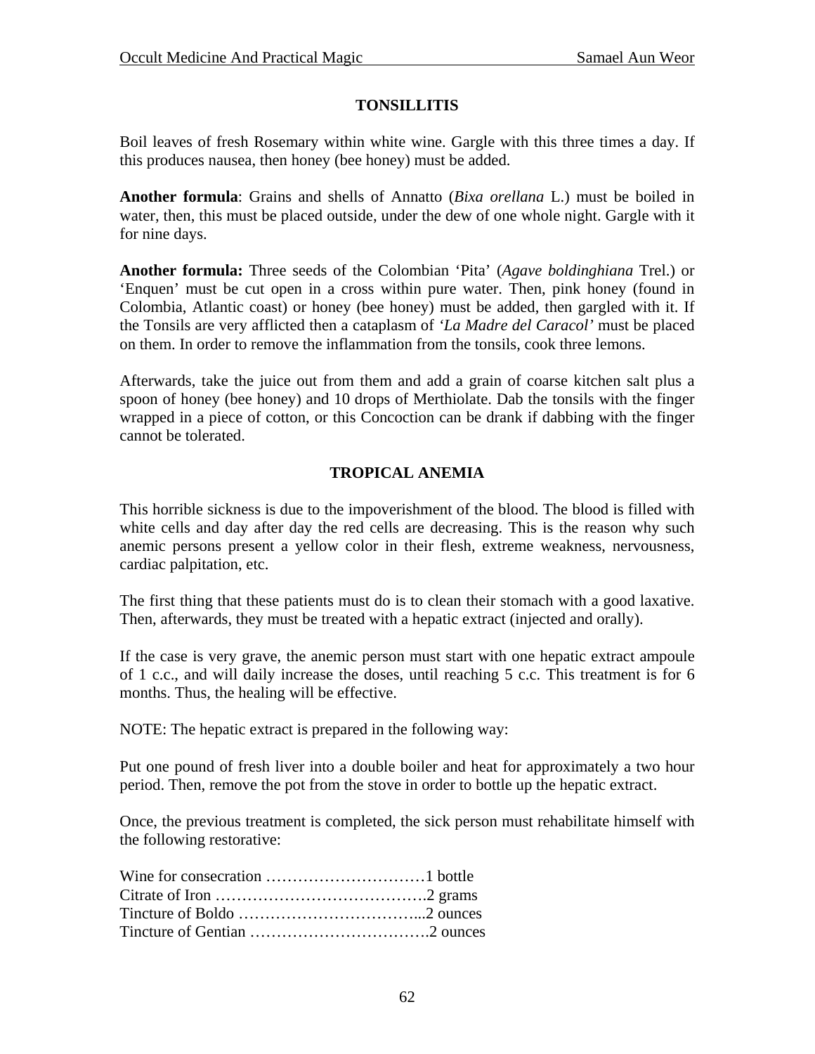## TONSILLITIS

Boil leaves of fresh Rosemary within white wine. Gargle with this three times a day. If this produces nausea, then honey (bee honey) must be added.

**Another formula**: Grains and shells of Annatto (*Bixa orellana* L.) must be boiled in water, then, this must be placed outside, under the dew of one whole night. Gargle with it for nine days.

**Another formula:** Three seeds of the Colombian 'Pita' (*Agave boldinghiana* Trel.) or 'Enquen' must be cut open in a cross within pure water. Then, pink honey (found in Colombia, Atlantic coast) or honey (bee honey) must be added, then gargled with it. If the Tonsils are very afflicted then a cataplasm of *'La Madre del Caracol'* must be placed on them. In order to remove the inflammation from the tonsils, cook three lemons.

Afterwards, take the juice out from them and add a grain of coarse kitchen salt plus a spoon of honey (bee honey) and 10 drops of Merthiolate. Dab the tonsils with the finger wrapped in a piece of cotton, or this Concoction can be drank if dabbing with the finger cannot be tolerated.

## TROPICAL ANEMIA

This horrible sickness is due to the impoverishment of the blood. The blood is filled with white cells and day after day the red cells are decreasing. This is the reason why such anemic persons present a yellow color in their flesh, extreme weakness, nervousness, cardiac palpitation, etc.

The first thing that these patients must do is to clean their stomach with a good laxative. Then, afterwards, they must be treated with a hepatic extract (injected and orally).

If the case is very grave, the anemic person must start with one hepatic extract ampoule of 1 c.c., and will daily increase the doses, until reaching 5 c.c. This treatment is for 6 months. Thus, the healing will be effective.

NOTE: The hepatic extract is prepared in the following way:

Put one pound of fresh liver into a double boiler and heat for approximately a two hour period. Then, remove the pot from the stove in order to bottle up the hepatic extract.

Once, the previous treatment is completed, the sick person must rehabilitate himself with the following restorative:

Wine for consecration …………………………1 bottle
Citrate of Iron ………………………………….2 grams
Tincture of Boldo ……………………………...2 ounces
Tincture of Gentian …………………………….2 ounces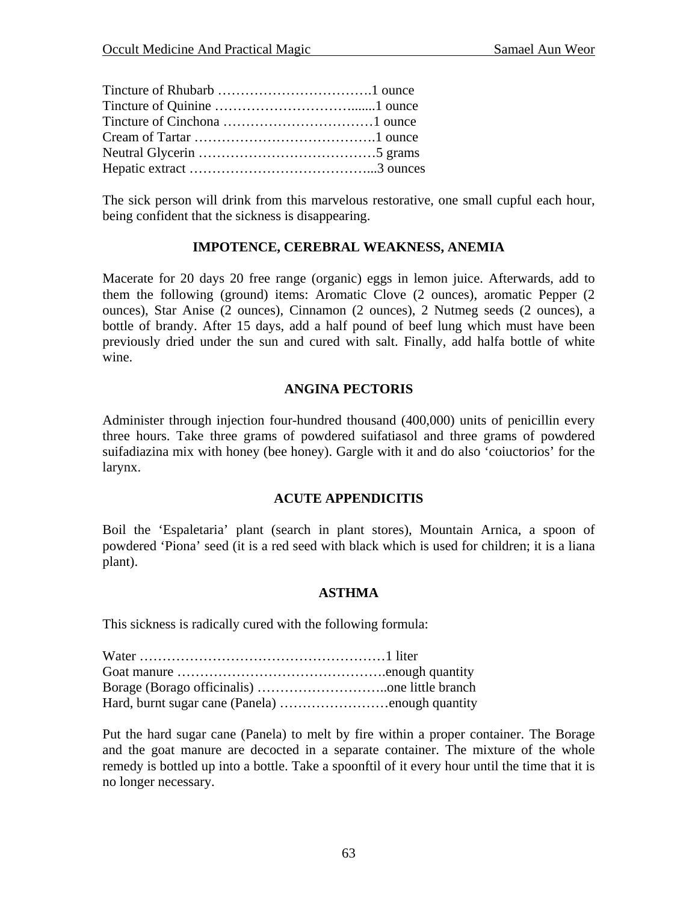Tincture of Rhubarb …………………………….1 ounce  
Tincture of Quinine …………………………......1 ounce  
Tincture of Cinchona ……………………………1 ounce  
Cream of Tartar ………………………………….1 ounce  
Neutral Glycerin …………………………………5 grams  
Hepatic extract …………………………………...3 ounces

The sick person will drink from this marvelous restorative, one small cupful each hour, being confident that the sickness is disappearing.

### IMPOTENCE, CEREBRAL WEAKNESS, ANEMIA

Macerate for 20 days 20 free range (organic) eggs in lemon juice. Afterwards, add to them the following (ground) items: Aromatic Clove (2 ounces), aromatic Pepper (2 ounces), Star Anise (2 ounces), Cinnamon (2 ounces), 2 Nutmeg seeds (2 ounces), a bottle of brandy. After 15 days, add a half pound of beef lung which must have been previously dried under the sun and cured with salt. Finally, add halfa bottle of white wine.

### ANGINA PECTORIS

Administer through injection four-hundred thousand (400,000) units of penicillin every three hours. Take three grams of powdered suifatiasol and three grams of powdered suifadiazina mix with honey (bee honey). Gargle with it and do also 'coiuctorios' for the larynx.

### ACUTE APPENDICITIS

Boil the 'Espaletaria' plant (search in plant stores), Mountain Arnica, a spoon of powdered 'Piona' seed (it is a red seed with black which is used for children; it is a liana plant).

### ASTHMA

This sickness is radically cured with the following formula:

Water ………………………………………………1 liter  
Goat manure ……………………………………….enough quantity  
Borage (Borago officinalis) ………………………..one little branch  
Hard, burnt sugar cane (Panela) ……………………enough quantity

Put the hard sugar cane (Panela) to melt by fire within a proper container. The Borage and the goat manure are decocted in a separate container. The mixture of the whole remedy is bottled up into a bottle. Take a spoonftil of it every hour until the time that it is no longer necessary.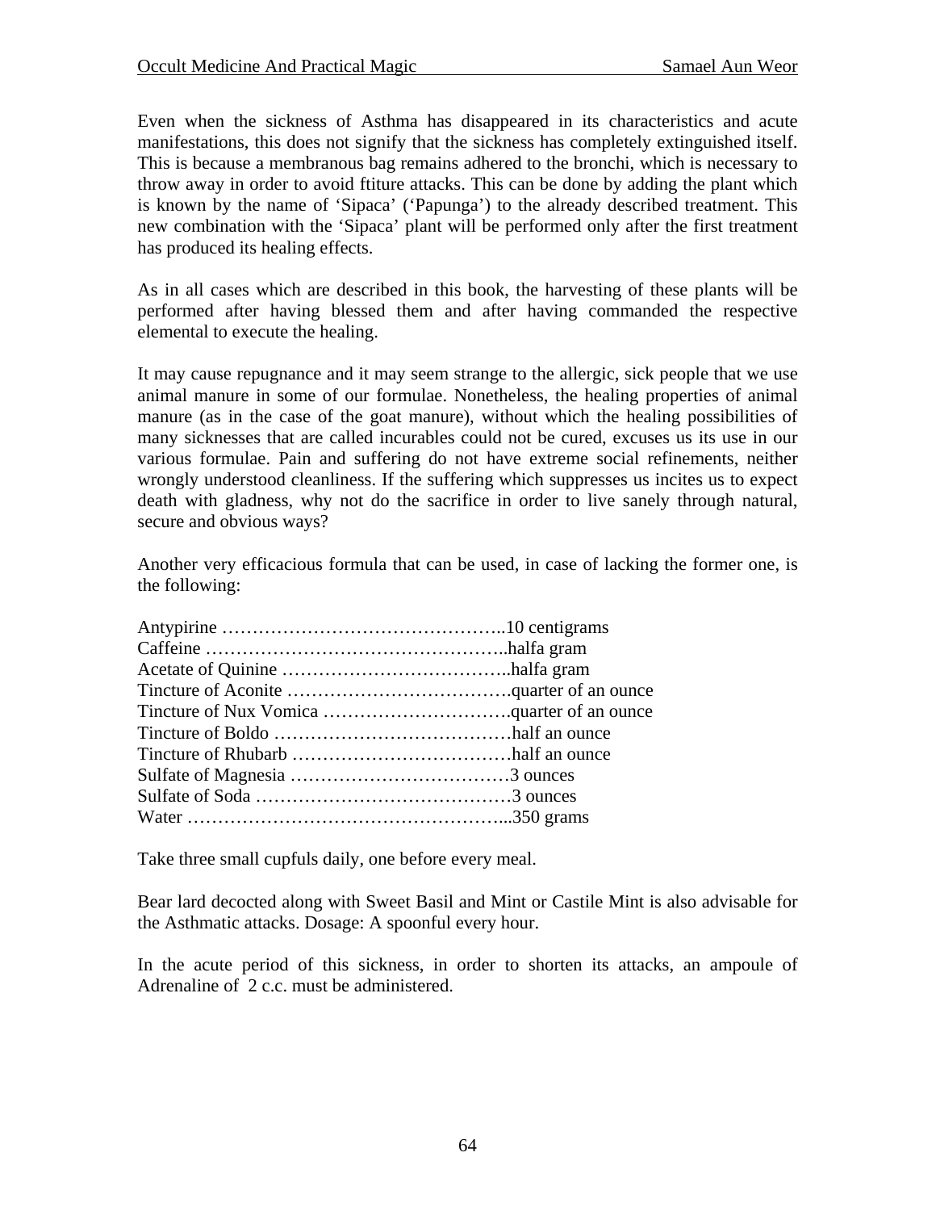Even when the sickness of Asthma has disappeared in its characteristics and acute manifestations, this does not signify that the sickness has completely extinguished itself. This is because a membranous bag remains adhered to the bronchi, which is necessary to throw away in order to avoid ftiture attacks. This can be done by adding the plant which is known by the name of 'Sipaca' ('Papunga') to the already described treatment. This new combination with the 'Sipaca' plant will be performed only after the first treatment has produced its healing effects.

As in all cases which are described in this book, the harvesting of these plants will be performed after having blessed them and after having commanded the respective elemental to execute the healing.

It may cause repugnance and it may seem strange to the allergic, sick people that we use animal manure in some of our formulae. Nonetheless, the healing properties of animal manure (as in the case of the goat manure), without which the healing possibilities of many sicknesses that are called incurables could not be cured, excuses us its use in our various formulae. Pain and suffering do not have extreme social refinements, neither wrongly understood cleanliness. If the suffering which suppresses us incites us to expect death with gladness, why not do the sacrifice in order to live sanely through natural, secure and obvious ways?

Another very efficacious formula that can be used, in case of lacking the former one, is the following:

Antypirine ………………………………………..10 centigrams
Caffeine …………………………………………..halfa gram
Acetate of Quinine ………………………………..halfa gram
Tincture of Aconite ……………………………….quarter of an ounce
Tincture of Nux Vomica ………………………….quarter of an ounce
Tincture of Boldo …………………………………half an ounce
Tincture of Rhubarb ………………………………half an ounce
Sulfate of Magnesia ………………………………3 ounces
Sulfate of Soda ……………………………………3 ounces
Water ……………………………………………...350 grams

Take three small cupfuls daily, one before every meal.

Bear lard decocted along with Sweet Basil and Mint or Castile Mint is also advisable for the Asthmatic attacks. Dosage: A spoonful every hour.

In the acute period of this sickness, in order to shorten its attacks, an ampoule of Adrenaline of 2 c.c. must be administered.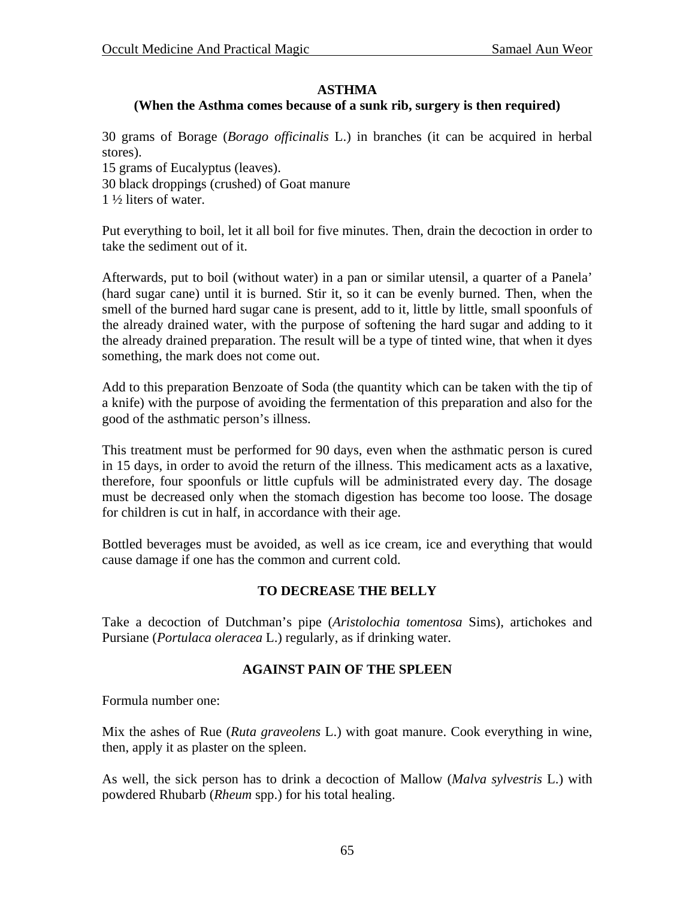## ASTHMA

### (When the Asthma comes because of a sunk rib, surgery is then required)

30 grams of Borage (*Borago officinalis* L.) in branches (it can be acquired in herbal stores).
15 grams of Eucalyptus (leaves).
30 black droppings (crushed) of Goat manure
1 ½ liters of water.

Put everything to boil, let it all boil for five minutes. Then, drain the decoction in order to take the sediment out of it.

Afterwards, put to boil (without water) in a pan or similar utensil, a quarter of a Panela' (hard sugar cane) until it is burned. Stir it, so it can be evenly burned. Then, when the smell of the burned hard sugar cane is present, add to it, little by little, small spoonfuls of the already drained water, with the purpose of softening the hard sugar and adding to it the already drained preparation. The result will be a type of tinted wine, that when it dyes something, the mark does not come out.

Add to this preparation Benzoate of Soda (the quantity which can be taken with the tip of a knife) with the purpose of avoiding the fermentation of this preparation and also for the good of the asthmatic person's illness.

This treatment must be performed for 90 days, even when the asthmatic person is cured in 15 days, in order to avoid the return of the illness. This medicament acts as a laxative, therefore, four spoonfuls or little cupfuls will be administrated every day. The dosage must be decreased only when the stomach digestion has become too loose. The dosage for children is cut in half, in accordance with their age.

Bottled beverages must be avoided, as well as ice cream, ice and everything that would cause damage if one has the common and current cold.

## TO DECREASE THE BELLY

Take a decoction of Dutchman's pipe (*Aristolochia tomentosa* Sims), artichokes and Pursiane (*Portulaca oleracea* L.) regularly, as if drinking water.

## AGAINST PAIN OF THE SPLEEN

Formula number one:

Mix the ashes of Rue (*Ruta graveolens* L.) with goat manure. Cook everything in wine, then, apply it as plaster on the spleen.

As well, the sick person has to drink a decoction of Mallow (*Malva sylvestris* L.) with powdered Rhubarb (*Rheum* spp.) for his total healing.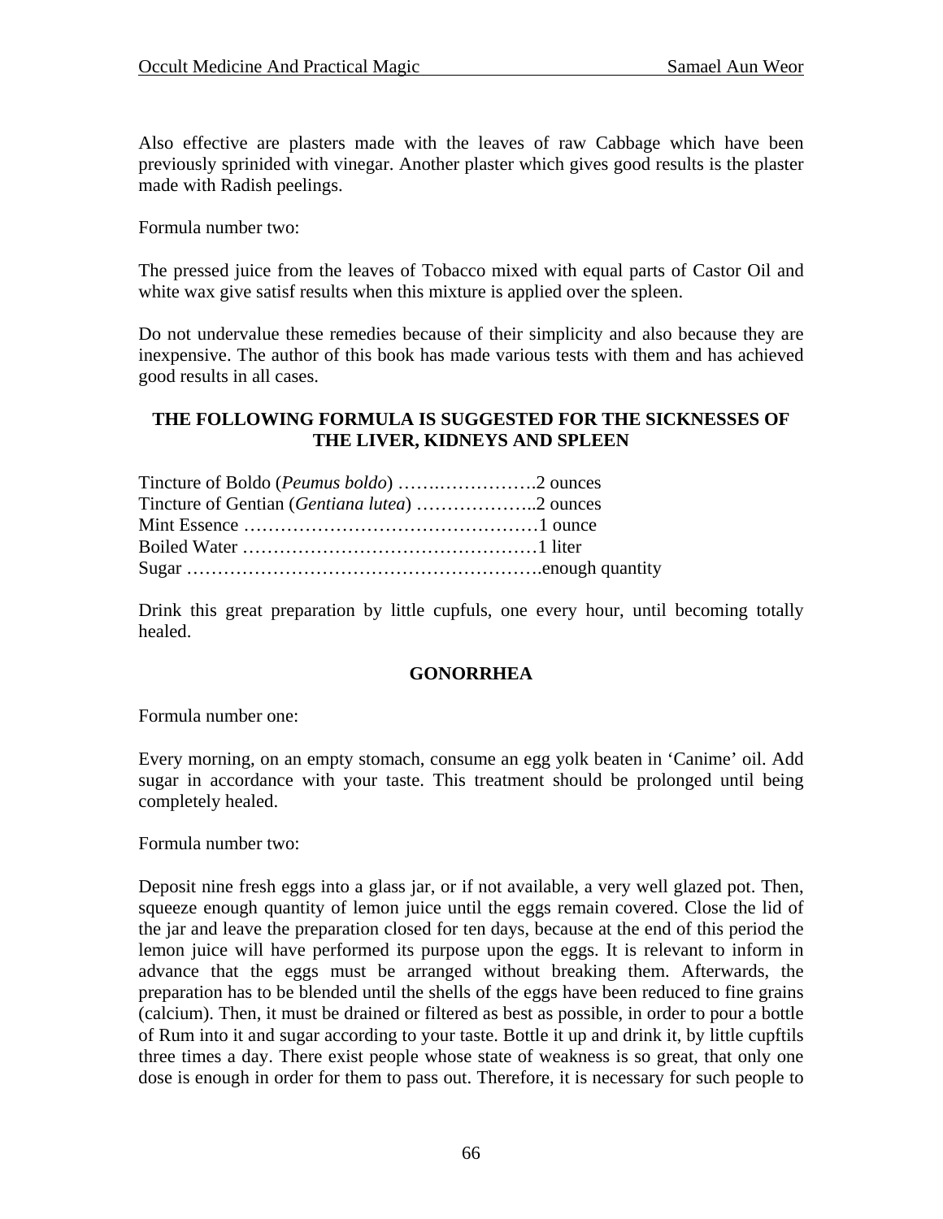Also effective are plasters made with the leaves of raw Cabbage which have been previously sprinided with vinegar. Another plaster which gives good results is the plaster made with Radish peelings.

Formula number two:

The pressed juice from the leaves of Tobacco mixed with equal parts of Castor Oil and white wax give satisf results when this mixture is applied over the spleen.

Do not undervalue these remedies because of their simplicity and also because they are inexpensive. The author of this book has made various tests with them and has achieved good results in all cases.

**THE FOLLOWING FORMULA IS SUGGESTED FOR THE SICKNESSES OF THE LIVER, KIDNEYS AND SPLEEN**

Tincture of Boldo (*Peumus boldo*) …….……………….2 ounces
Tincture of Gentian (*Gentiana lutea*) ………………..2 ounces
Mint Essence …………………………………………1 ounce
Boiled Water …………………………………………1 liter
Sugar ……………………………………………….enough quantity

Drink this great preparation by little cupfuls, one every hour, until becoming totally healed.

**GONORRHEA**

Formula number one:

Every morning, on an empty stomach, consume an egg yolk beaten in 'Canime' oil. Add sugar in accordance with your taste. This treatment should be prolonged until being completely healed.

Formula number two:

Deposit nine fresh eggs into a glass jar, or if not available, a very well glazed pot. Then, squeeze enough quantity of lemon juice until the eggs remain covered. Close the lid of the jar and leave the preparation closed for ten days, because at the end of this period the lemon juice will have performed its purpose upon the eggs. It is relevant to inform in advance that the eggs must be arranged without breaking them. Afterwards, the preparation has to be blended until the shells of the eggs have been reduced to fine grains (calcium). Then, it must be drained or filtered as best as possible, in order to pour a bottle of Rum into it and sugar according to your taste. Bottle it up and drink it, by little cupftils three times a day. There exist people whose state of weakness is so great, that only one dose is enough in order for them to pass out. Therefore, it is necessary for such people to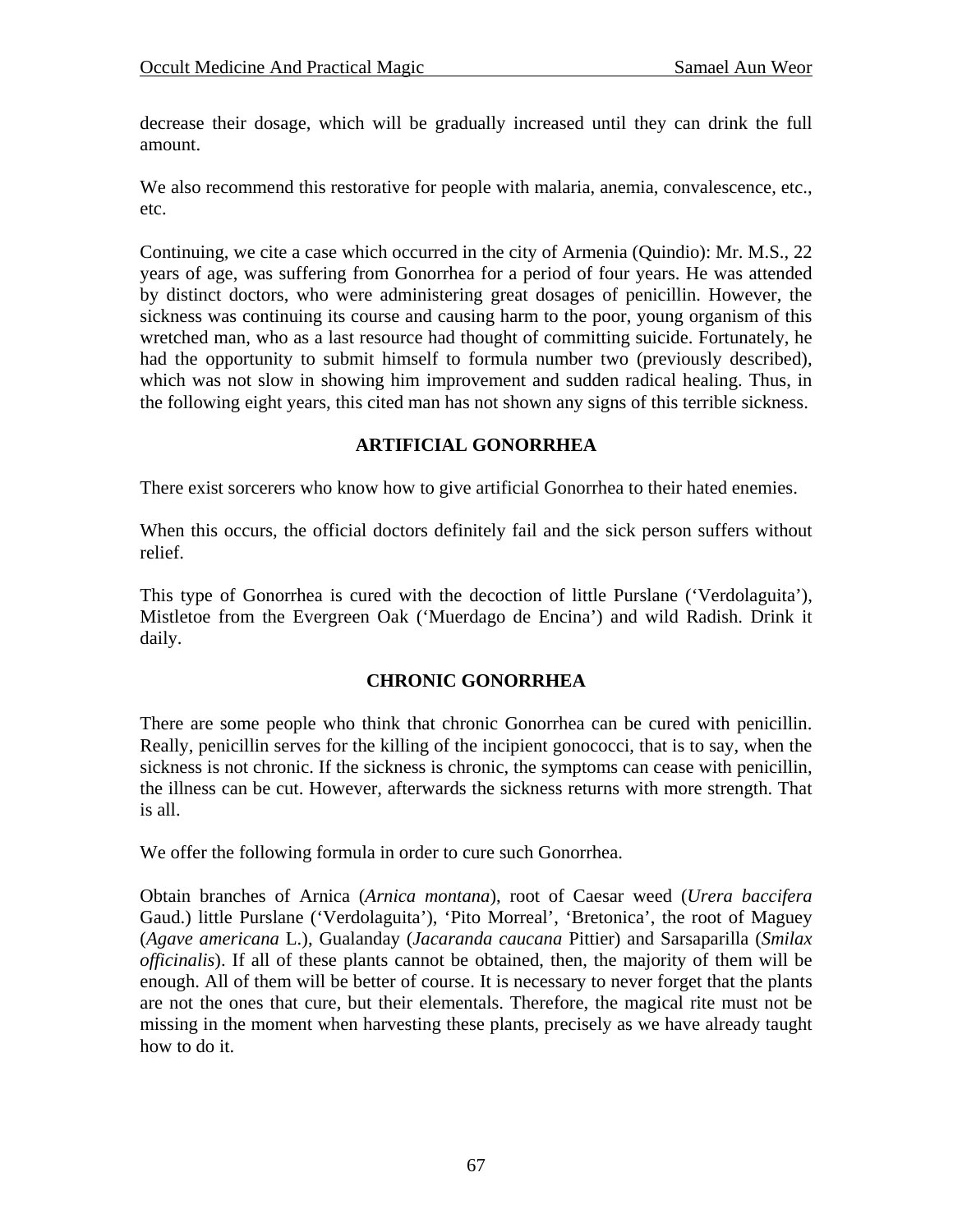decrease their dosage, which will be gradually increased until they can drink the full amount.

We also recommend this restorative for people with malaria, anemia, convalescence, etc., etc.

Continuing, we cite a case which occurred in the city of Armenia (Quindio): Mr. M.S., 22 years of age, was suffering from Gonorrhea for a period of four years. He was attended by distinct doctors, who were administering great dosages of penicillin. However, the sickness was continuing its course and causing harm to the poor, young organism of this wretched man, who as a last resource had thought of committing suicide. Fortunately, he had the opportunity to submit himself to formula number two (previously described), which was not slow in showing him improvement and sudden radical healing. Thus, in the following eight years, this cited man has not shown any signs of this terrible sickness.

## ARTIFICIAL GONORRHEA

There exist sorcerers who know how to give artificial Gonorrhea to their hated enemies.

When this occurs, the official doctors definitely fail and the sick person suffers without relief.

This type of Gonorrhea is cured with the decoction of little Purslane ('Verdolaguita'), Mistletoe from the Evergreen Oak ('Muerdago de Encina') and wild Radish. Drink it daily.

## CHRONIC GONORRHEA

There are some people who think that chronic Gonorrhea can be cured with penicillin. Really, penicillin serves for the killing of the incipient gonococci, that is to say, when the sickness is not chronic. If the sickness is chronic, the symptoms can cease with penicillin, the illness can be cut. However, afterwards the sickness returns with more strength. That is all.

We offer the following formula in order to cure such Gonorrhea.

Obtain branches of Arnica (*Arnica montana*), root of Caesar weed (*Urera baccifera* Gaud.) little Purslane ('Verdolaguita'), 'Pito Morreal', 'Bretonica', the root of Maguey (*Agave americana* L.), Gualanday (*Jacaranda caucana* Pittier) and Sarsaparilla (*Smilax officinalis*). If all of these plants cannot be obtained, then, the majority of them will be enough. All of them will be better of course. It is necessary to never forget that the plants are not the ones that cure, but their elementals. Therefore, the magical rite must not be missing in the moment when harvesting these plants, precisely as we have already taught how to do it.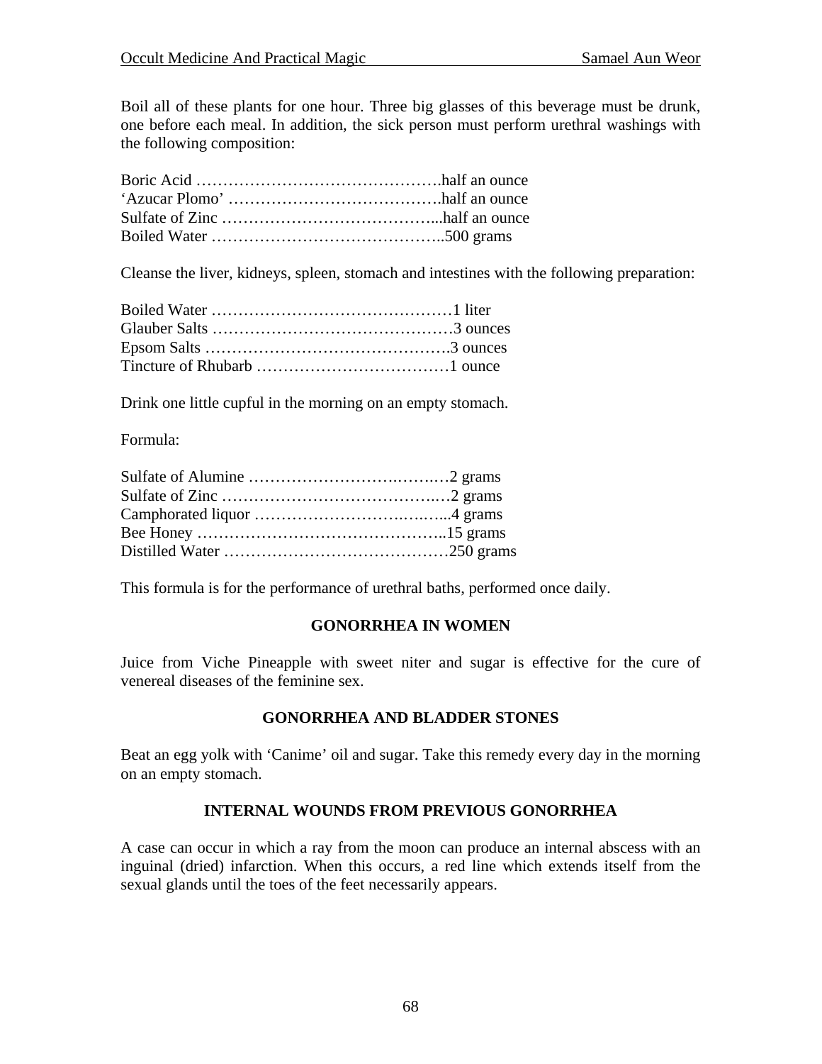Boil all of these plants for one hour. Three big glasses of this beverage must be drunk, one before each meal. In addition, the sick person must perform urethral washings with the following composition:

Boric Acid ……………………………………….half an ounce
'Azucar Plomo' ………………………………….half an ounce
Sulfate of Zinc …………………………………...half an ounce
Boiled Water ……………………………………..500 grams

Cleanse the liver, kidneys, spleen, stomach and intestines with the following preparation:

Boiled Water ………………………………………1 liter
Glauber Salts ………………………………………3 ounces
Epsom Salts ……………………………………….3 ounces
Tincture of Rhubarb ………………………………1 ounce

Drink one little cupful in the morning on an empty stomach.

Formula:

Sulfate of Alumine ……………………….……..…2 grams
Sulfate of Zinc ……………………………………..…2 grams
Camphorated liquor ………………………..….…...4 grams
Bee Honey ………………………………………..15 grams
Distilled Water ……………………………………250 grams

This formula is for the performance of urethral baths, performed once daily.

### GONORRHEA IN WOMEN

Juice from Viche Pineapple with sweet niter and sugar is effective for the cure of venereal diseases of the feminine sex.

### GONORRHEA AND BLADDER STONES

Beat an egg yolk with 'Canime' oil and sugar. Take this remedy every day in the morning on an empty stomach.

### INTERNAL WOUNDS FROM PREVIOUS GONORRHEA

A case can occur in which a ray from the moon can produce an internal abscess with an inguinal (dried) infarction. When this occurs, a red line which extends itself from the sexual glands until the toes of the feet necessarily appears.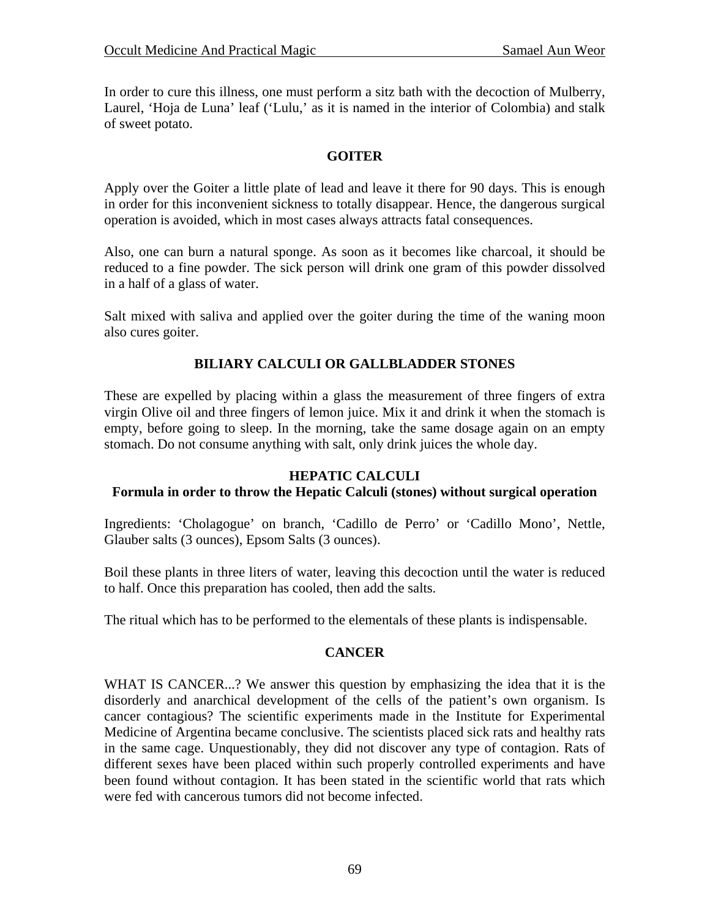In order to cure this illness, one must perform a sitz bath with the decoction of Mulberry, Laurel, 'Hoja de Luna' leaf ('Lulu,' as it is named in the interior of Colombia) and stalk of sweet potato.

## GOITER

Apply over the Goiter a little plate of lead and leave it there for 90 days. This is enough in order for this inconvenient sickness to totally disappear. Hence, the dangerous surgical operation is avoided, which in most cases always attracts fatal consequences.

Also, one can burn a natural sponge. As soon as it becomes like charcoal, it should be reduced to a fine powder. The sick person will drink one gram of this powder dissolved in a half of a glass of water.

Salt mixed with saliva and applied over the goiter during the time of the waning moon also cures goiter.

## BILIARY CALCULI OR GALLBLADDER STONES

These are expelled by placing within a glass the measurement of three fingers of extra virgin Olive oil and three fingers of lemon juice. Mix it and drink it when the stomach is empty, before going to sleep. In the morning, take the same dosage again on an empty stomach. Do not consume anything with salt, only drink juices the whole day.

## HEPATIC CALCULI

**Formula in order to throw the Hepatic Calculi (stones) without surgical operation**

Ingredients: 'Cholagogue' on branch, 'Cadillo de Perro' or 'Cadillo Mono', Nettle, Glauber salts (3 ounces), Epsom Salts (3 ounces).

Boil these plants in three liters of water, leaving this decoction until the water is reduced to half. Once this preparation has cooled, then add the salts.

The ritual which has to be performed to the elementals of these plants is indispensable.

## CANCER

WHAT IS CANCER...? We answer this question by emphasizing the idea that it is the disorderly and anarchical development of the cells of the patient's own organism. Is cancer contagious? The scientific experiments made in the Institute for Experimental Medicine of Argentina became conclusive. The scientists placed sick rats and healthy rats in the same cage. Unquestionably, they did not discover any type of contagion. Rats of different sexes have been placed within such properly controlled experiments and have been found without contagion. It has been stated in the scientific world that rats which were fed with cancerous tumors did not become infected.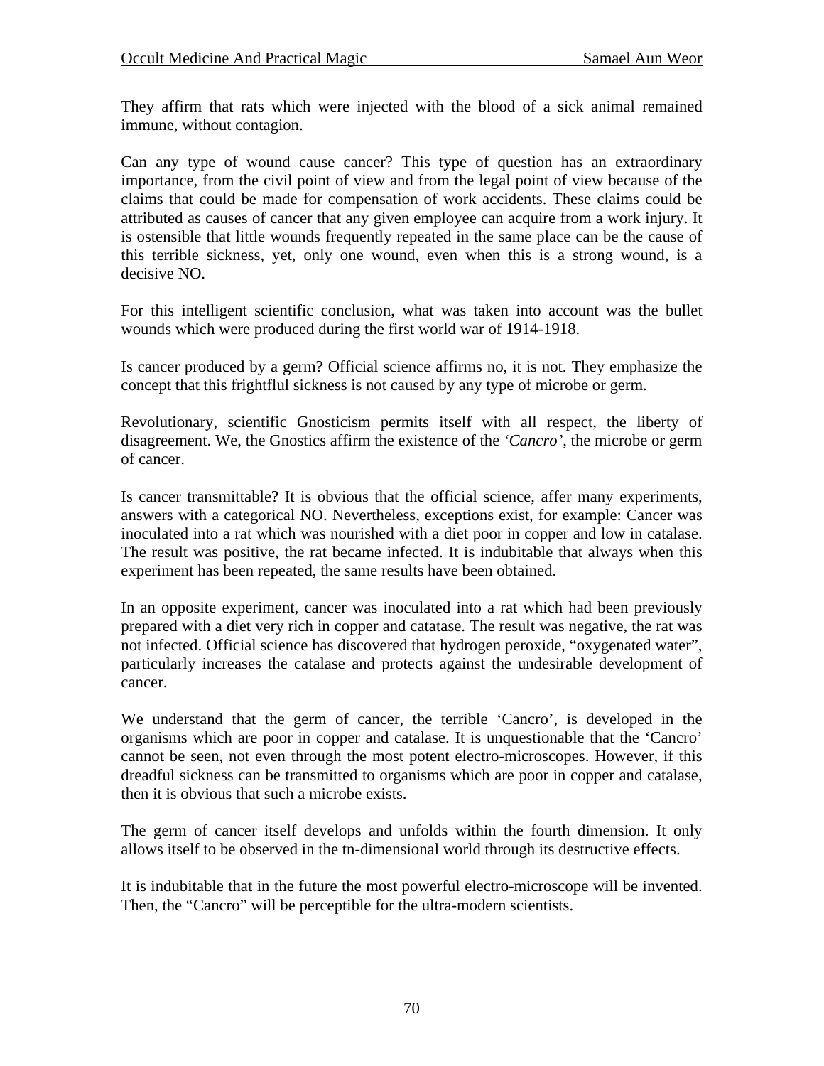They affirm that rats which were injected with the blood of a sick animal remained immune, without contagion.

Can any type of wound cause cancer? This type of question has an extraordinary importance, from the civil point of view and from the legal point of view because of the claims that could be made for compensation of work accidents. These claims could be attributed as causes of cancer that any given employee can acquire from a work injury. It is ostensible that little wounds frequently repeated in the same place can be the cause of this terrible sickness, yet, only one wound, even when this is a strong wound, is a decisive NO.

For this intelligent scientific conclusion, what was taken into account was the bullet wounds which were produced during the first world war of 1914-1918.

Is cancer produced by a germ? Official science affirms no, it is not. They emphasize the concept that this frightflul sickness is not caused by any type of microbe or germ.

Revolutionary, scientific Gnosticism permits itself with all respect, the liberty of disagreement. We, the Gnostics affirm the existence of the *'Cancro'*, the microbe or germ of cancer.

Is cancer transmittable? It is obvious that the official science, affer many experiments, answers with a categorical NO. Nevertheless, exceptions exist, for example: Cancer was inoculated into a rat which was nourished with a diet poor in copper and low in catalase. The result was positive, the rat became infected. It is indubitable that always when this experiment has been repeated, the same results have been obtained.

In an opposite experiment, cancer was inoculated into a rat which had been previously prepared with a diet very rich in copper and catatase. The result was negative, the rat was not infected. Official science has discovered that hydrogen peroxide, "oxygenated water", particularly increases the catalase and protects against the undesirable development of cancer.

We understand that the germ of cancer, the terrible 'Cancro', is developed in the organisms which are poor in copper and catalase. It is unquestionable that the 'Cancro' cannot be seen, not even through the most potent electro-microscopes. However, if this dreadful sickness can be transmitted to organisms which are poor in copper and catalase, then it is obvious that such a microbe exists.

The germ of cancer itself develops and unfolds within the fourth dimension. It only allows itself to be observed in the tn-dimensional world through its destructive effects.

It is indubitable that in the future the most powerful electro-microscope will be invented. Then, the "Cancro" will be perceptible for the ultra-modern scientists.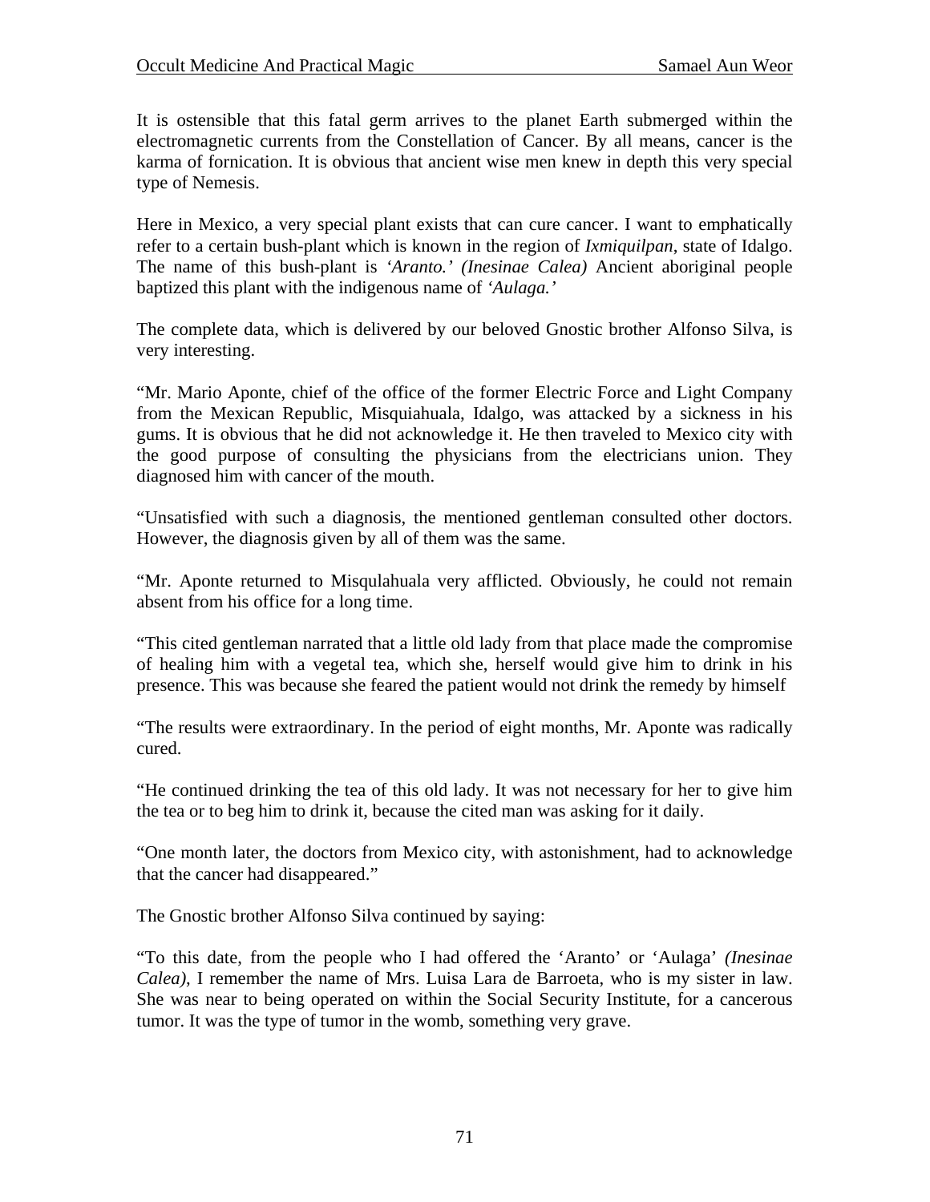It is ostensible that this fatal germ arrives to the planet Earth submerged within the electromagnetic currents from the Constellation of Cancer. By all means, cancer is the karma of fornication. It is obvious that ancient wise men knew in depth this very special type of Nemesis.

Here in Mexico, a very special plant exists that can cure cancer. I want to emphatically refer to a certain bush-plant which is known in the region of *Ixmiquilpan*, state of Idalgo. The name of this bush-plant is *'Aranto.' (Inesinae Calea)* Ancient aboriginal people baptized this plant with the indigenous name of *'Aulaga.'*

The complete data, which is delivered by our beloved Gnostic brother Alfonso Silva, is very interesting.

"Mr. Mario Aponte, chief of the office of the former Electric Force and Light Company from the Mexican Republic, Misquiahuala, Idalgo, was attacked by a sickness in his gums. It is obvious that he did not acknowledge it. He then traveled to Mexico city with the good purpose of consulting the physicians from the electricians union. They diagnosed him with cancer of the mouth.

"Unsatisfied with such a diagnosis, the mentioned gentleman consulted other doctors. However, the diagnosis given by all of them was the same.

"Mr. Aponte returned to Misqulahuala very afflicted. Obviously, he could not remain absent from his office for a long time.

"This cited gentleman narrated that a little old lady from that place made the compromise of healing him with a vegetal tea, which she, herself would give him to drink in his presence. This was because she feared the patient would not drink the remedy by himself

"The results were extraordinary. In the period of eight months, Mr. Aponte was radically cured.

"He continued drinking the tea of this old lady. It was not necessary for her to give him the tea or to beg him to drink it, because the cited man was asking for it daily.

"One month later, the doctors from Mexico city, with astonishment, had to acknowledge that the cancer had disappeared."

The Gnostic brother Alfonso Silva continued by saying:

"To this date, from the people who I had offered the 'Aranto' or 'Aulaga' *(Inesinae Calea)*, I remember the name of Mrs. Luisa Lara de Barroeta, who is my sister in law. She was near to being operated on within the Social Security Institute, for a cancerous tumor. It was the type of tumor in the womb, something very grave.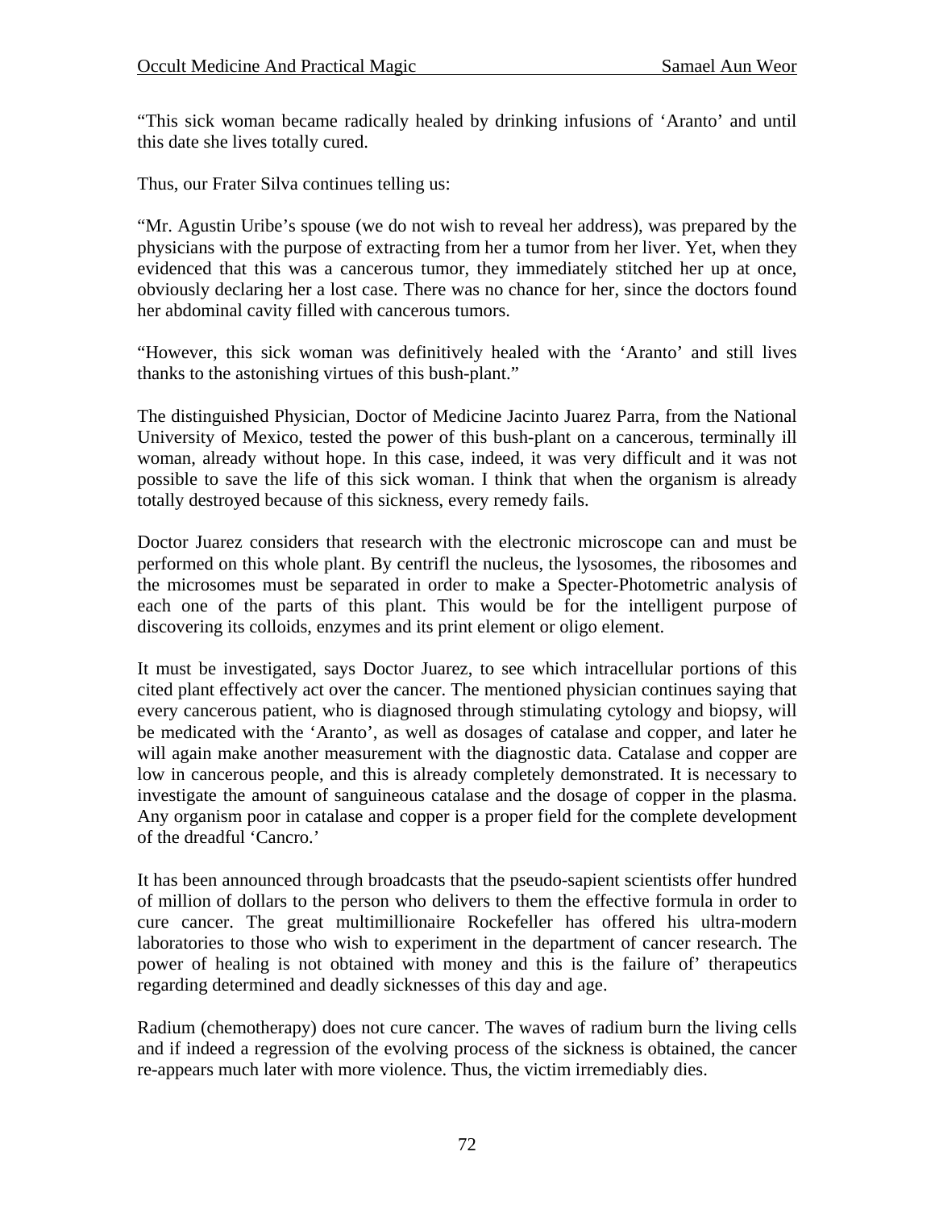“This sick woman became radically healed by drinking infusions of ‘Aranto’ and until this date she lives totally cured.

Thus, our Frater Silva continues telling us:

“Mr. Agustin Uribe’s spouse (we do not wish to reveal her address), was prepared by the physicians with the purpose of extracting from her a tumor from her liver. Yet, when they evidenced that this was a cancerous tumor, they immediately stitched her up at once, obviously declaring her a lost case. There was no chance for her, since the doctors found her abdominal cavity filled with cancerous tumors.

“However, this sick woman was definitively healed with the ‘Aranto’ and still lives thanks to the astonishing virtues of this bush-plant.”

The distinguished Physician, Doctor of Medicine Jacinto Juarez Parra, from the National University of Mexico, tested the power of this bush-plant on a cancerous, terminally ill woman, already without hope. In this case, indeed, it was very difficult and it was not possible to save the life of this sick woman. I think that when the organism is already totally destroyed because of this sickness, every remedy fails.

Doctor Juarez considers that research with the electronic microscope can and must be performed on this whole plant. By centrifl the nucleus, the lysosomes, the ribosomes and the microsomes must be separated in order to make a Specter-Photometric analysis of each one of the parts of this plant. This would be for the intelligent purpose of discovering its colloids, enzymes and its print element or oligo element.

It must be investigated, says Doctor Juarez, to see which intracellular portions of this cited plant effectively act over the cancer. The mentioned physician continues saying that every cancerous patient, who is diagnosed through stimulating cytology and biopsy, will be medicated with the ‘Aranto’, as well as dosages of catalase and copper, and later he will again make another measurement with the diagnostic data. Catalase and copper are low in cancerous people, and this is already completely demonstrated. It is necessary to investigate the amount of sanguineous catalase and the dosage of copper in the plasma. Any organism poor in catalase and copper is a proper field for the complete development of the dreadful ‘Cancro.’

It has been announced through broadcasts that the pseudo-sapient scientists offer hundred of million of dollars to the person who delivers to them the effective formula in order to cure cancer. The great multimillionaire Rockefeller has offered his ultra-modern laboratories to those who wish to experiment in the department of cancer research. The power of healing is not obtained with money and this is the failure of’ therapeutics regarding determined and deadly sicknesses of this day and age.

Radium (chemotherapy) does not cure cancer. The waves of radium burn the living cells and if indeed a regression of the evolving process of the sickness is obtained, the cancer re-appears much later with more violence. Thus, the victim irremediably dies.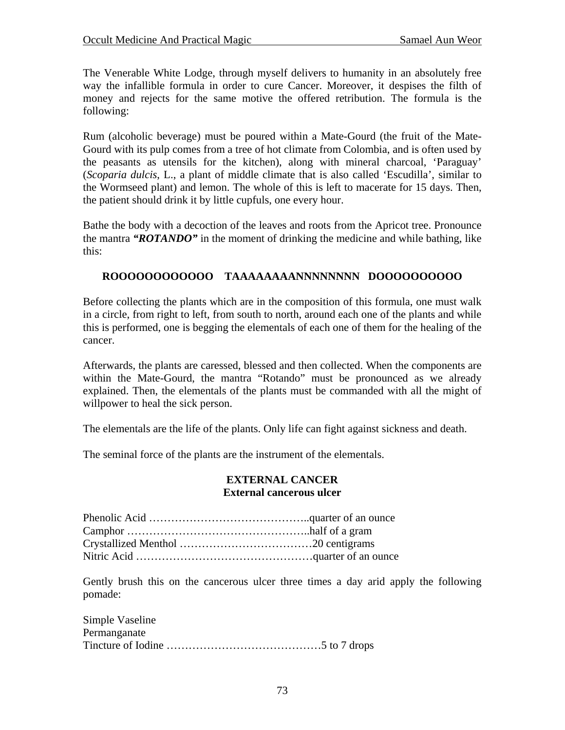The Venerable White Lodge, through myself delivers to humanity in an absolutely free way the infallible formula in order to cure Cancer. Moreover, it despises the filth of money and rejects for the same motive the offered retribution. The formula is the following:

Rum (alcoholic beverage) must be poured within a Mate-Gourd (the fruit of the Mate-Gourd with its pulp comes from a tree of hot climate from Colombia, and is often used by the peasants as utensils for the kitchen), along with mineral charcoal, 'Paraguay' (*Scoparia dulcis*, L., a plant of middle climate that is also called 'Escudilla', similar to the Wormseed plant) and lemon. The whole of this is left to macerate for 15 days. Then, the patient should drink it by little cupfuls, one every hour.

Bathe the body with a decoction of the leaves and roots from the Apricot tree. Pronounce the mantra ***"ROTANDO"*** in the moment of drinking the medicine and while bathing, like this:

**ROOOOOOOOOOOO TAAAAAAAANNNNNNNN DOOOOOOOOOO**

Before collecting the plants which are in the composition of this formula, one must walk in a circle, from right to left, from south to north, around each one of the plants and while this is performed, one is begging the elementals of each one of them for the healing of the cancer.

Afterwards, the plants are caressed, blessed and then collected. When the components are within the Mate-Gourd, the mantra "Rotando" must be pronounced as we already explained. Then, the elementals of the plants must be commanded with all the might of willpower to heal the sick person.

The elementals are the life of the plants. Only life can fight against sickness and death.

The seminal force of the plants are the instrument of the elementals.

## EXTERNAL CANCER
### External cancerous ulcer

Phenolic Acid ……………………………………..quarter of an ounce
Camphor …………………………………………..half of a gram
Crystallized Menthol ………………………………20 centigrams
Nitric Acid …………………………………………quarter of an ounce

Gently brush this on the cancerous ulcer three times a day arid apply the following pomade:

Simple Vaseline
Permanganate
Tincture of Iodine ……………………………………5 to 7 drops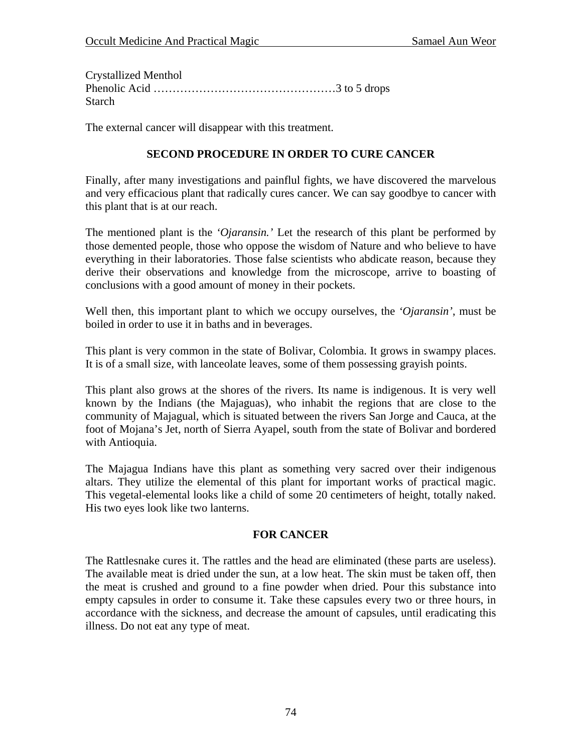Crystallized Menthol
Phenolic Acid …………………………………………3 to 5 drops
Starch

The external cancer will disappear with this treatment.

## SECOND PROCEDURE IN ORDER TO CURE CANCER

Finally, after many investigations and painflul fights, we have discovered the marvelous and very efficacious plant that radically cures cancer. We can say goodbye to cancer with this plant that is at our reach.

The mentioned plant is the *'Ojaransin.'* Let the research of this plant be performed by those demented people, those who oppose the wisdom of Nature and who believe to have everything in their laboratories. Those false scientists who abdicate reason, because they derive their observations and knowledge from the microscope, arrive to boasting of conclusions with a good amount of money in their pockets.

Well then, this important plant to which we occupy ourselves, the *'Ojaransin'*, must be boiled in order to use it in baths and in beverages.

This plant is very common in the state of Bolivar, Colombia. It grows in swampy places. It is of a small size, with lanceolate leaves, some of them possessing grayish points.

This plant also grows at the shores of the rivers. Its name is indigenous. It is very well known by the Indians (the Majaguas), who inhabit the regions that are close to the community of Majagual, which is situated between the rivers San Jorge and Cauca, at the foot of Mojana's Jet, north of Sierra Ayapel, south from the state of Bolivar and bordered with Antioquia.

The Majagua Indians have this plant as something very sacred over their indigenous altars. They utilize the elemental of this plant for important works of practical magic. This vegetal-elemental looks like a child of some 20 centimeters of height, totally naked. His two eyes look like two lanterns.

## FOR CANCER

The Rattlesnake cures it. The rattles and the head are eliminated (these parts are useless). The available meat is dried under the sun, at a low heat. The skin must be taken off, then the meat is crushed and ground to a fine powder when dried. Pour this substance into empty capsules in order to consume it. Take these capsules every two or three hours, in accordance with the sickness, and decrease the amount of capsules, until eradicating this illness. Do not eat any type of meat.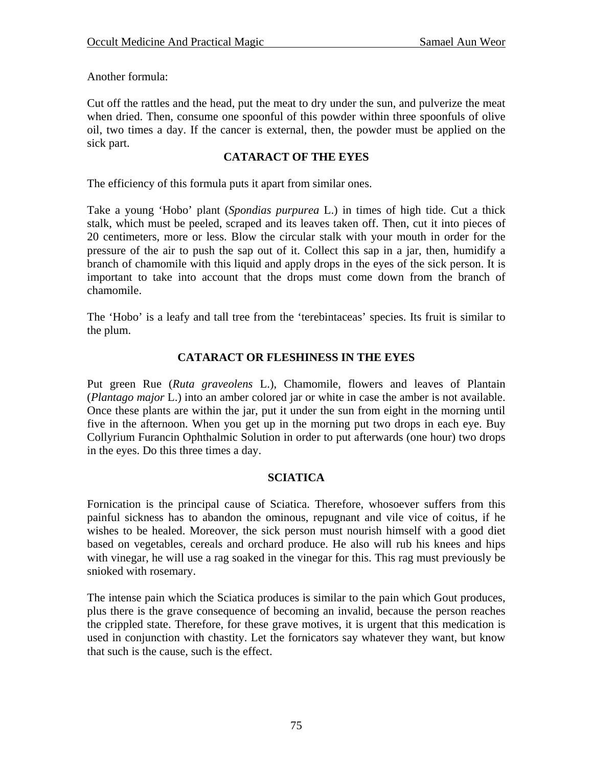Another formula:

Cut off the rattles and the head, put the meat to dry under the sun, and pulverize the meat when dried. Then, consume one spoonful of this powder within three spoonfuls of olive oil, two times a day. If the cancer is external, then, the powder must be applied on the sick part.

## CATARACT OF THE EYES

The efficiency of this formula puts it apart from similar ones.

Take a young 'Hobo' plant (*Spondias purpurea* L.) in times of high tide. Cut a thick stalk, which must be peeled, scraped and its leaves taken off. Then, cut it into pieces of 20 centimeters, more or less. Blow the circular stalk with your mouth in order for the pressure of the air to push the sap out of it. Collect this sap in a jar, then, humidify a branch of chamomile with this liquid and apply drops in the eyes of the sick person. It is important to take into account that the drops must come down from the branch of chamomile.

The 'Hobo' is a leafy and tall tree from the 'terebintaceas' species. Its fruit is similar to the plum.

## CATARACT OR FLESHINESS IN THE EYES

Put green Rue (*Ruta graveolens* L.), Chamomile, flowers and leaves of Plantain (*Plantago major* L.) into an amber colored jar or white in case the amber is not available. Once these plants are within the jar, put it under the sun from eight in the morning until five in the afternoon. When you get up in the morning put two drops in each eye. Buy Collyrium Furancin Ophthalmic Solution in order to put afterwards (one hour) two drops in the eyes. Do this three times a day.

## SCIATICA

Fornication is the principal cause of Sciatica. Therefore, whosoever suffers from this painful sickness has to abandon the ominous, repugnant and vile vice of coitus, if he wishes to be healed. Moreover, the sick person must nourish himself with a good diet based on vegetables, cereals and orchard produce. He also will rub his knees and hips with vinegar, he will use a rag soaked in the vinegar for this. This rag must previously be snioked with rosemary.

The intense pain which the Sciatica produces is similar to the pain which Gout produces, plus there is the grave consequence of becoming an invalid, because the person reaches the crippled state. Therefore, for these grave motives, it is urgent that this medication is used in conjunction with chastity. Let the fornicators say whatever they want, but know that such is the cause, such is the effect.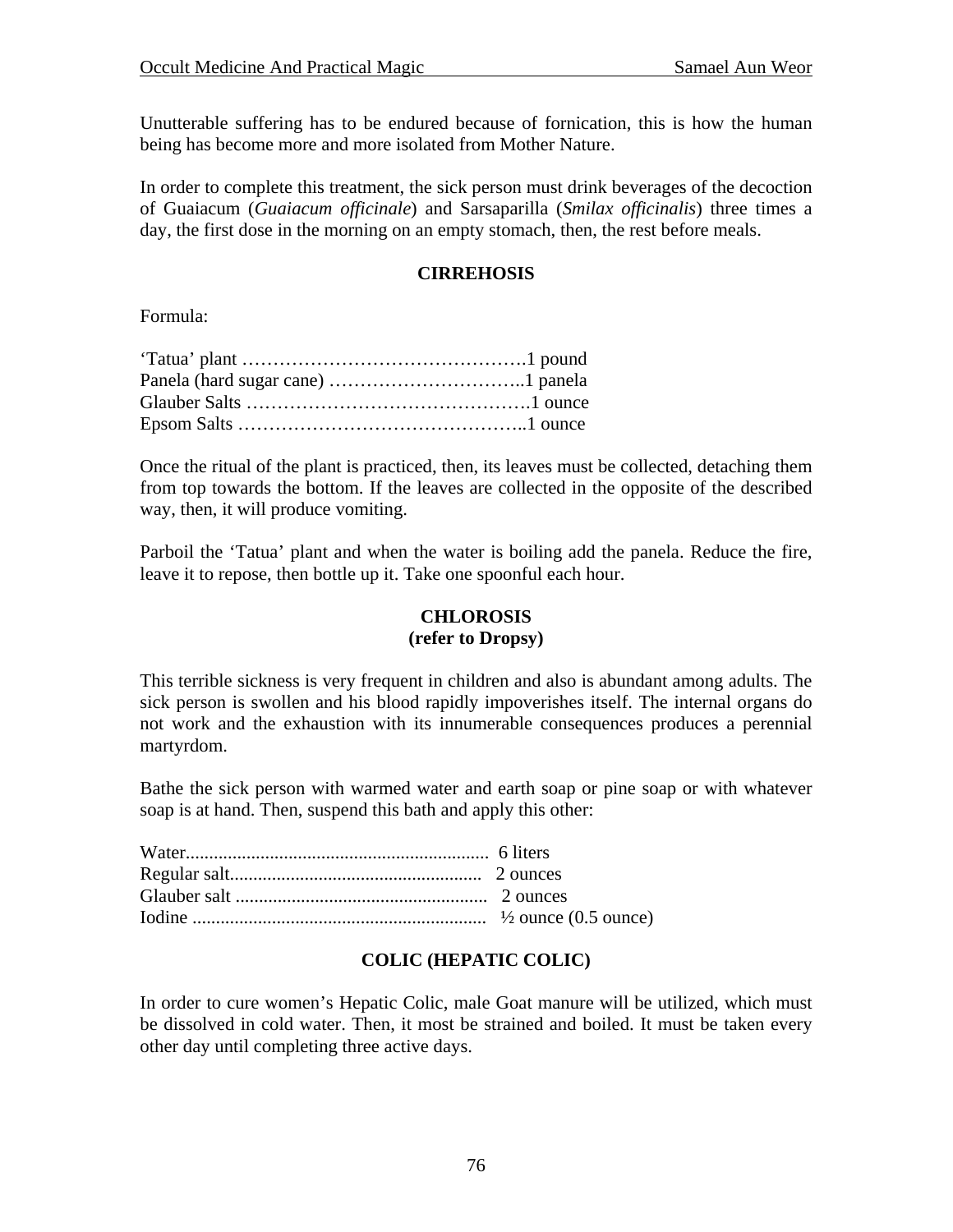Unutterable suffering has to be endured because of fornication, this is how the human being has become more and more isolated from Mother Nature.

In order to complete this treatment, the sick person must drink beverages of the decoction of Guaiacum (*Guaiacum officinale*) and Sarsaparilla (*Smilax officinalis*) three times a day, the first dose in the morning on an empty stomach, then, the rest before meals.

### CIRREHOSIS

Formula:

‘Tatua’ plant ……………………………………….1 pound
Panela (hard sugar cane) …………………………..1 panela
Glauber Salts ……………………………………….1 ounce
Epsom Salts ………………………………………..1 ounce

Once the ritual of the plant is practiced, then, its leaves must be collected, detaching them from top towards the bottom. If the leaves are collected in the opposite of the described way, then, it will produce vomiting.

Parboil the ‘Tatua’ plant and when the water is boiling add the panela. Reduce the fire, leave it to repose, then bottle up it. Take one spoonful each hour.

### CHLOROSIS
### (refer to Dropsy)

This terrible sickness is very frequent in children and also is abundant among adults. The sick person is swollen and his blood rapidly impoverishes itself. The internal organs do not work and the exhaustion with its innumerable consequences produces a perennial martyrdom.

Bathe the sick person with warmed water and earth soap or pine soap or with whatever soap is at hand. Then, suspend this bath and apply this other:

Water................................................................ 6 liters
Regular salt...................................................... 2 ounces
Glauber salt ...................................................... 2 ounces
Iodine .............................................................. ½ ounce (0.5 ounce)

### COLIC (HEPATIC COLIC)

In order to cure women’s Hepatic Colic, male Goat manure will be utilized, which must be dissolved in cold water. Then, it most be strained and boiled. It must be taken every other day until completing three active days.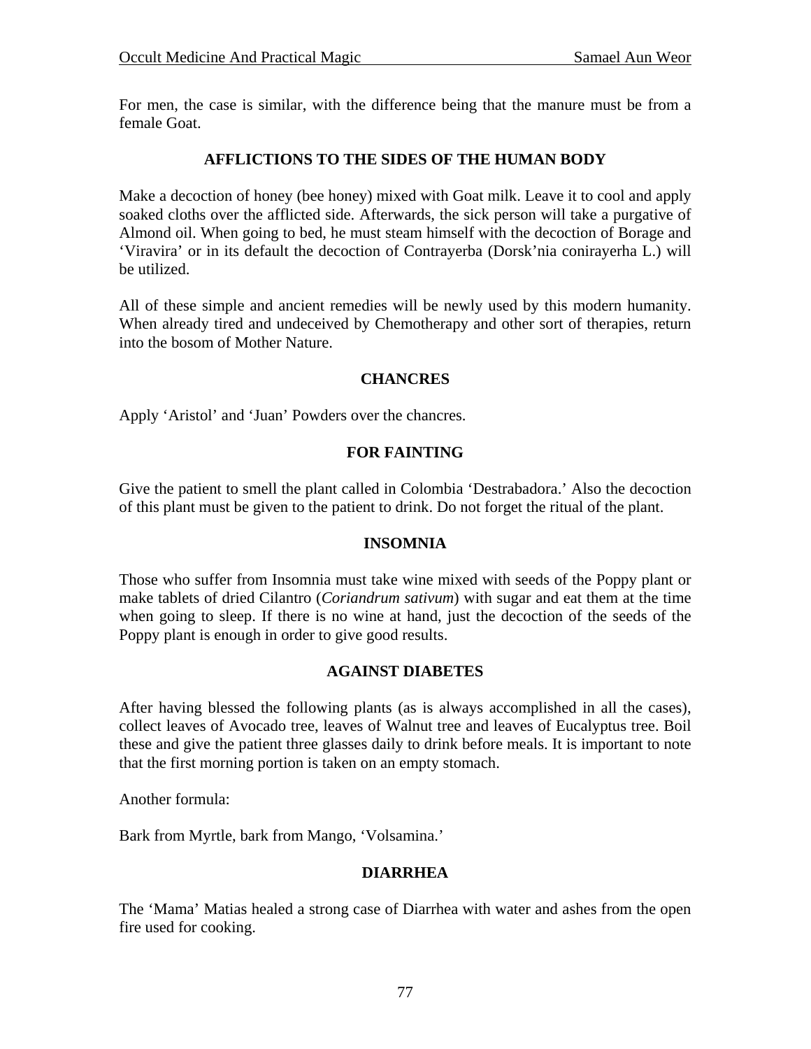For men, the case is similar, with the difference being that the manure must be from a female Goat.

### AFFLICTIONS TO THE SIDES OF THE HUMAN BODY

Make a decoction of honey (bee honey) mixed with Goat milk. Leave it to cool and apply soaked cloths over the afflicted side. Afterwards, the sick person will take a purgative of Almond oil. When going to bed, he must steam himself with the decoction of Borage and 'Viravira' or in its default the decoction of Contrayerba (Dorsk'nia conirayerha L.) will be utilized.

All of these simple and ancient remedies will be newly used by this modern humanity. When already tired and undeceived by Chemotherapy and other sort of therapies, return into the bosom of Mother Nature.

### CHANCRES

Apply 'Aristol' and 'Juan' Powders over the chancres.

### FOR FAINTING

Give the patient to smell the plant called in Colombia 'Destrabadora.' Also the decoction of this plant must be given to the patient to drink. Do not forget the ritual of the plant.

### INSOMNIA

Those who suffer from Insomnia must take wine mixed with seeds of the Poppy plant or make tablets of dried Cilantro (*Coriandrum sativum*) with sugar and eat them at the time when going to sleep. If there is no wine at hand, just the decoction of the seeds of the Poppy plant is enough in order to give good results.

### AGAINST DIABETES

After having blessed the following plants (as is always accomplished in all the cases), collect leaves of Avocado tree, leaves of Walnut tree and leaves of Eucalyptus tree. Boil these and give the patient three glasses daily to drink before meals. It is important to note that the first morning portion is taken on an empty stomach.

Another formula:

Bark from Myrtle, bark from Mango, 'Volsamina.'

### DIARRHEA

The 'Mama' Matias healed a strong case of Diarrhea with water and ashes from the open fire used for cooking.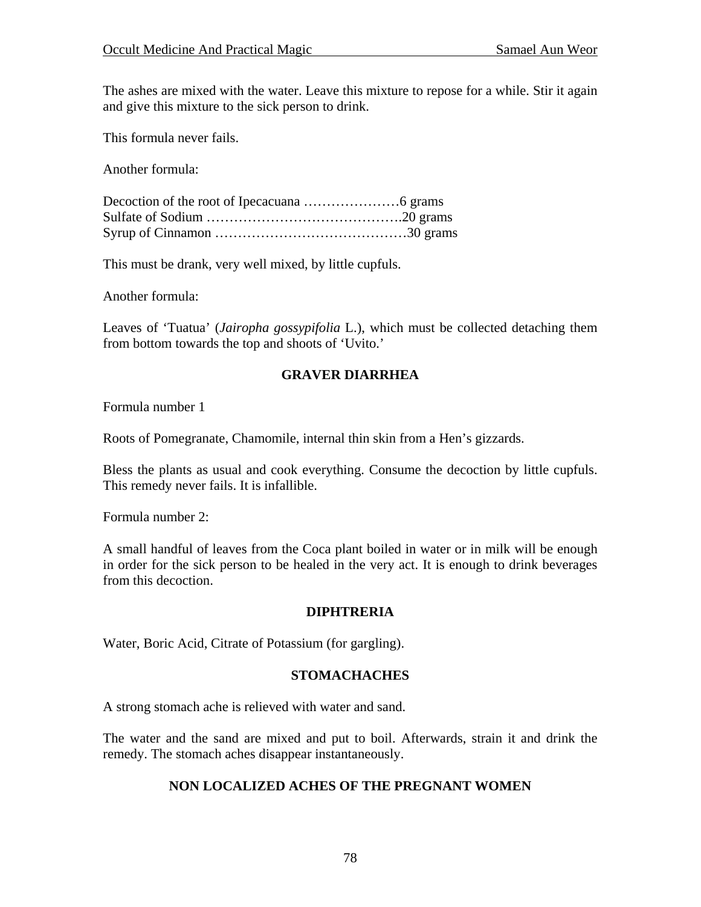The ashes are mixed with the water. Leave this mixture to repose for a while. Stir it again and give this mixture to the sick person to drink.

This formula never fails.

Another formula:

Decoction of the root of Ipecacuana …………………6 grams
Sulfate of Sodium …………………………………….20 grams
Syrup of Cinnamon ……………………………………30 grams

This must be drank, very well mixed, by little cupfuls.

Another formula:

Leaves of 'Tuatua' (*Jairopha gossypifolia* L.), which must be collected detaching them from bottom towards the top and shoots of 'Uvito.'

## GRAVER DIARRHEA

Formula number 1

Roots of Pomegranate, Chamomile, internal thin skin from a Hen's gizzards.

Bless the plants as usual and cook everything. Consume the decoction by little cupfuls. This remedy never fails. It is infallible.

Formula number 2:

A small handful of leaves from the Coca plant boiled in water or in milk will be enough in order for the sick person to be healed in the very act. It is enough to drink beverages from this decoction.

## DIPHTRERIA

Water, Boric Acid, Citrate of Potassium (for gargling).

## STOMACHACHES

A strong stomach ache is relieved with water and sand.

The water and the sand are mixed and put to boil. Afterwards, strain it and drink the remedy. The stomach aches disappear instantaneously.

## NON LOCALIZED ACHES OF THE PREGNANT WOMEN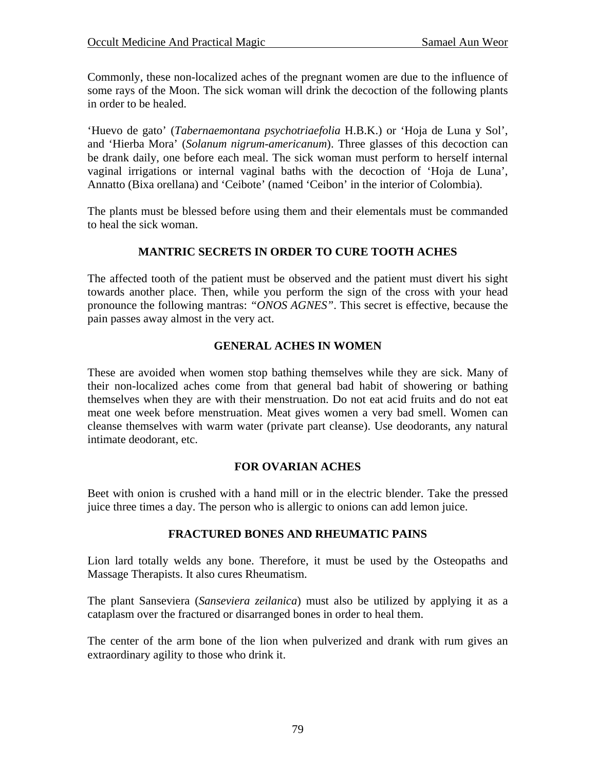Commonly, these non-localized aches of the pregnant women are due to the influence of some rays of the Moon. The sick woman will drink the decoction of the following plants in order to be healed.

'Huevo de gato' (*Tabernaemontana psychotriaefolia* H.B.K.) or 'Hoja de Luna y Sol', and 'Hierba Mora' (*Solanum nigrum-americanum*). Three glasses of this decoction can be drank daily, one before each meal. The sick woman must perform to herself internal vaginal irrigations or internal vaginal baths with the decoction of 'Hoja de Luna', Annatto (Bixa orellana) and 'Ceibote' (named 'Ceibon' in the interior of Colombia).

The plants must be blessed before using them and their elementals must be commanded to heal the sick woman.

## MANTRIC SECRETS IN ORDER TO CURE TOOTH ACHES

The affected tooth of the patient must be observed and the patient must divert his sight towards another place. Then, while you perform the sign of the cross with your head pronounce the following mantras: *"ONOS AGNES"*. This secret is effective, because the pain passes away almost in the very act.

## GENERAL ACHES IN WOMEN

These are avoided when women stop bathing themselves while they are sick. Many of their non-localized aches come from that general bad habit of showering or bathing themselves when they are with their menstruation. Do not eat acid fruits and do not eat meat one week before menstruation. Meat gives women a very bad smell. Women can cleanse themselves with warm water (private part cleanse). Use deodorants, any natural intimate deodorant, etc.

## FOR OVARIAN ACHES

Beet with onion is crushed with a hand mill or in the electric blender. Take the pressed juice three times a day. The person who is allergic to onions can add lemon juice.

## FRACTURED BONES AND RHEUMATIC PAINS

Lion lard totally welds any bone. Therefore, it must be used by the Osteopaths and Massage Therapists. It also cures Rheumatism.

The plant Sanseviera (*Sanseviera zeilanica*) must also be utilized by applying it as a cataplasm over the fractured or disarranged bones in order to heal them.

The center of the arm bone of the lion when pulverized and drank with rum gives an extraordinary agility to those who drink it.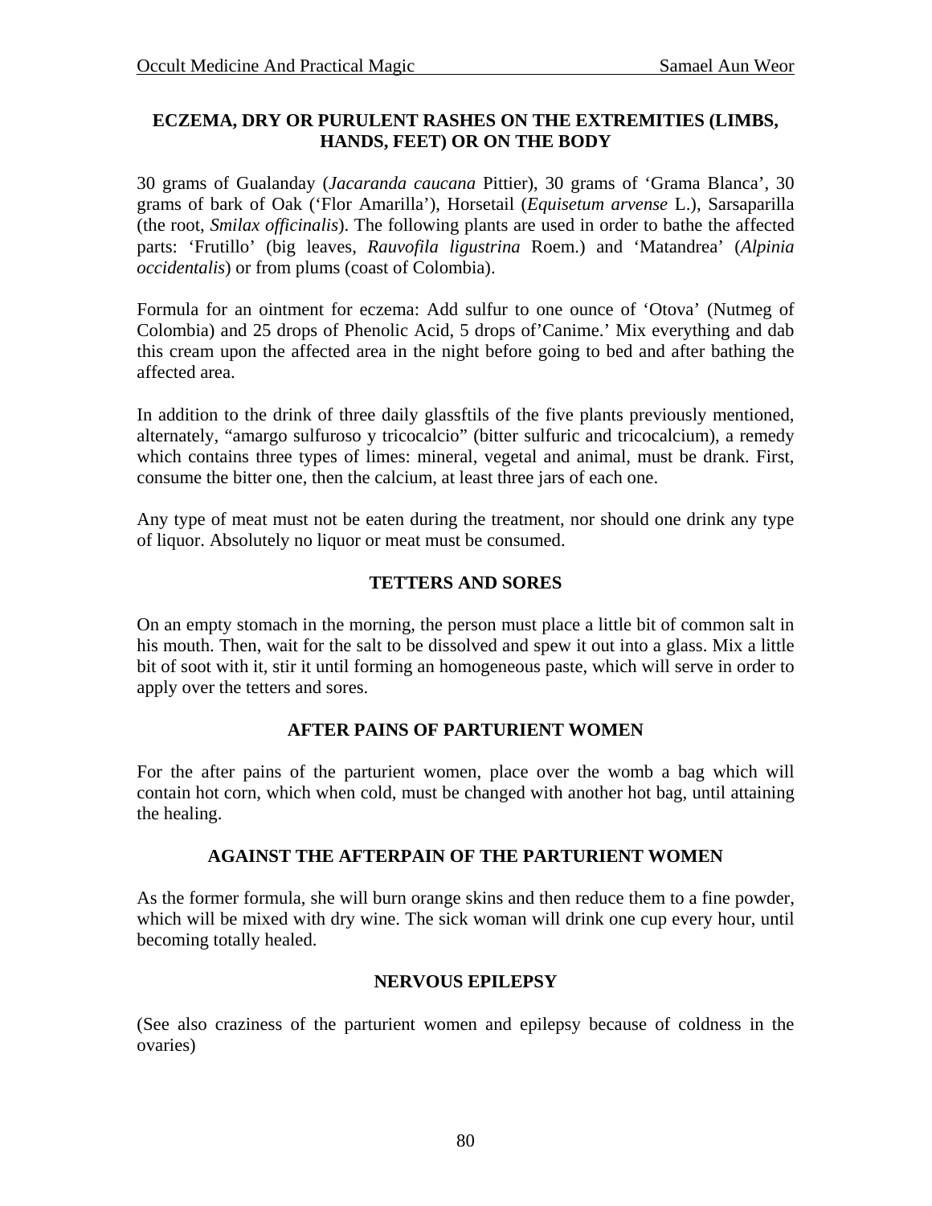## ECZEMA, DRY OR PURULENT RASHES ON THE EXTREMITIES (LIMBS, HANDS, FEET) OR ON THE BODY

30 grams of Gualanday (*Jacaranda caucana* Pittier), 30 grams of 'Grama Blanca', 30 grams of bark of Oak ('Flor Amarilla'), Horsetail (*Equisetum arvense* L.), Sarsaparilla (the root, *Smilax officinalis*). The following plants are used in order to bathe the affected parts: 'Frutillo' (big leaves, *Rauvofila ligustrina* Roem.) and 'Matandrea' (*Alpinia occidentalis*) or from plums (coast of Colombia).

Formula for an ointment for eczema: Add sulfur to one ounce of 'Otova' (Nutmeg of Colombia) and 25 drops of Phenolic Acid, 5 drops of'Canime.' Mix everything and dab this cream upon the affected area in the night before going to bed and after bathing the affected area.

In addition to the drink of three daily glassftils of the five plants previously mentioned, alternately, "amargo sulfuroso y tricocalcio" (bitter sulfuric and tricocalcium), a remedy which contains three types of limes: mineral, vegetal and animal, must be drank. First, consume the bitter one, then the calcium, at least three jars of each one.

Any type of meat must not be eaten during the treatment, nor should one drink any type of liquor. Absolutely no liquor or meat must be consumed.

## TETTERS AND SORES

On an empty stomach in the morning, the person must place a little bit of common salt in his mouth. Then, wait for the salt to be dissolved and spew it out into a glass. Mix a little bit of soot with it, stir it until forming an homogeneous paste, which will serve in order to apply over the tetters and sores.

## AFTER PAINS OF PARTURIENT WOMEN

For the after pains of the parturient women, place over the womb a bag which will contain hot corn, which when cold, must be changed with another hot bag, until attaining the healing.

## AGAINST THE AFTERPAIN OF THE PARTURIENT WOMEN

As the former formula, she will burn orange skins and then reduce them to a fine powder, which will be mixed with dry wine. The sick woman will drink one cup every hour, until becoming totally healed.

## NERVOUS EPILEPSY

(See also craziness of the parturient women and epilepsy because of coldness in the ovaries)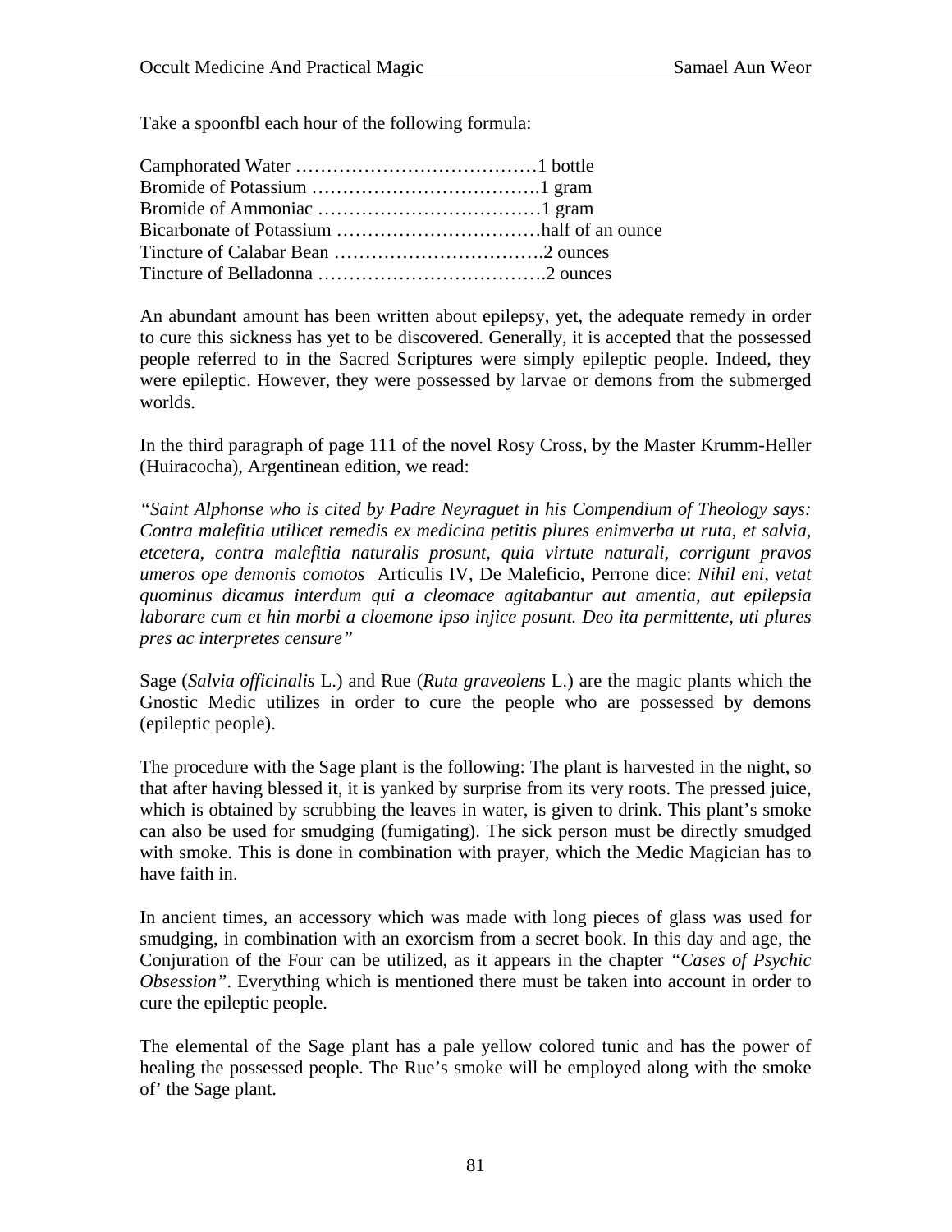Take a spoonfbl each hour of the following formula:

Camphorated Water …………………………………1 bottle
Bromide of Potassium ……………………………….1 gram
Bromide of Ammoniac ………………………………1 gram
Bicarbonate of Potassium ……………………………half of an ounce
Tincture of Calabar Bean …………………………….2 ounces
Tincture of Belladonna ……………………………….2 ounces

An abundant amount has been written about epilepsy, yet, the adequate remedy in order to cure this sickness has yet to be discovered. Generally, it is accepted that the possessed people referred to in the Sacred Scriptures were simply epileptic people. Indeed, they were epileptic. However, they were possessed by larvae or demons from the submerged worlds.

In the third paragraph of page 111 of the novel Rosy Cross, by the Master Krumm-Heller (Huiracocha), Argentinean edition, we read:

*"Saint Alphonse who is cited by Padre Neyraguet in his Compendium of Theology says: Contra malefitia utilicet remedis ex medicina petitis plures enimverba ut ruta, et salvia, etcetera, contra malefitia naturalis prosunt, quia virtute naturali, corrigunt pravos umeros ope demonis comotos* Articulis IV, De Maleficio, Perrone dice: *Nihil eni, vetat quominus dicamus interdum qui a cleomace agitabantur aut amentia, aut epilepsia laborare cum et hin morbi a cloemone ipso injice posunt. Deo ita permittente, uti plures pres ac interpretes censure"*

Sage (*Salvia officinalis* L.) and Rue (*Ruta graveolens* L.) are the magic plants which the Gnostic Medic utilizes in order to cure the people who are possessed by demons (epileptic people).

The procedure with the Sage plant is the following: The plant is harvested in the night, so that after having blessed it, it is yanked by surprise from its very roots. The pressed juice, which is obtained by scrubbing the leaves in water, is given to drink. This plant's smoke can also be used for smudging (fumigating). The sick person must be directly smudged with smoke. This is done in combination with prayer, which the Medic Magician has to have faith in.

In ancient times, an accessory which was made with long pieces of glass was used for smudging, in combination with an exorcism from a secret book. In this day and age, the Conjuration of the Four can be utilized, as it appears in the chapter *"Cases of Psychic Obsession"*. Everything which is mentioned there must be taken into account in order to cure the epileptic people.

The elemental of the Sage plant has a pale yellow colored tunic and has the power of healing the possessed people. The Rue's smoke will be employed along with the smoke of' the Sage plant.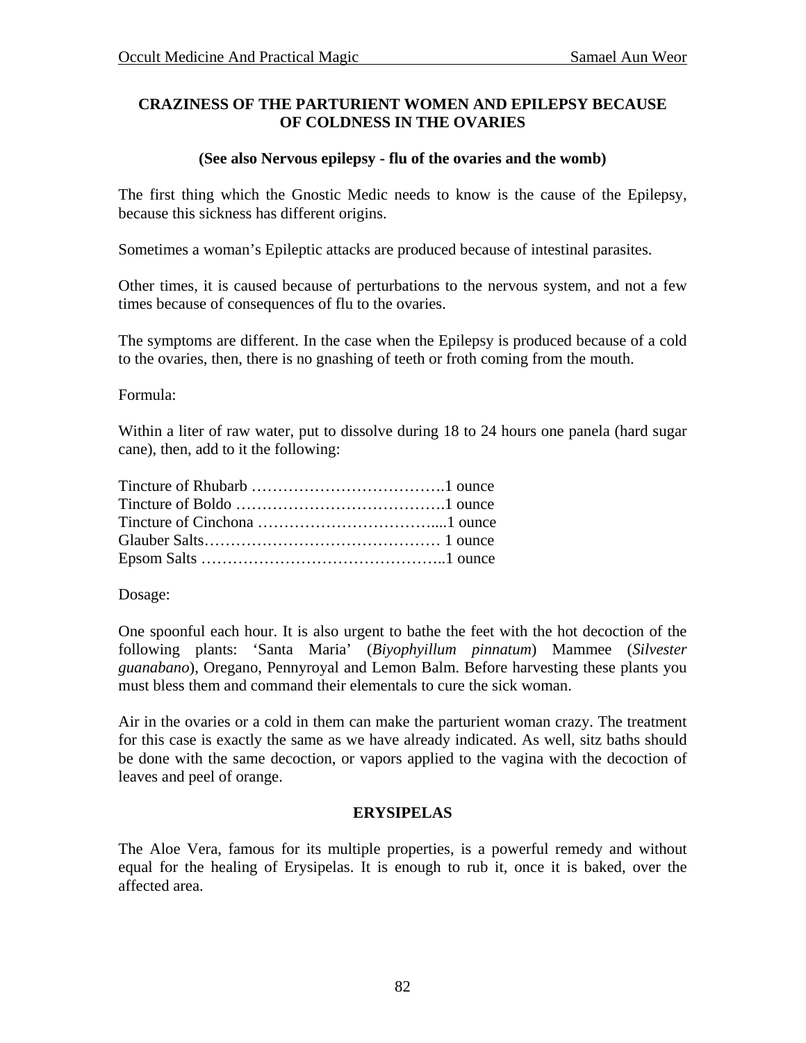## CRAZINESS OF THE PARTURIENT WOMEN AND EPILEPSY BECAUSE OF COLDNESS IN THE OVARIES

**(See also Nervous epilepsy - flu of the ovaries and the womb)**

The first thing which the Gnostic Medic needs to know is the cause of the Epilepsy, because this sickness has different origins.

Sometimes a woman's Epileptic attacks are produced because of intestinal parasites.

Other times, it is caused because of perturbations to the nervous system, and not a few times because of consequences of flu to the ovaries.

The symptoms are different. In the case when the Epilepsy is produced because of a cold to the ovaries, then, there is no gnashing of teeth or froth coming from the mouth.

Formula:

Within a liter of raw water, put to dissolve during 18 to 24 hours one panela (hard sugar cane), then, add to it the following:

Tincture of Rhubarb ……………………………….1 ounce
Tincture of Boldo ………………………………….1 ounce
Tincture of Cinchona …………………………....1 ounce
Glauber Salts……………………………………… 1 ounce
Epsom Salts ……………………………………...1 ounce

Dosage:

One spoonful each hour. It is also urgent to bathe the feet with the hot decoction of the following plants: 'Santa Maria' (*Biyophyillum pinnatum*) Mammee (*Silvester guanabano*), Oregano, Pennyroyal and Lemon Balm. Before harvesting these plants you must bless them and command their elementals to cure the sick woman.

Air in the ovaries or a cold in them can make the parturient woman crazy. The treatment for this case is exactly the same as we have already indicated. As well, sitz baths should be done with the same decoction, or vapors applied to the vagina with the decoction of leaves and peel of orange.

## ERYSIPELAS

The Aloe Vera, famous for its multiple properties, is a powerful remedy and without equal for the healing of Erysipelas. It is enough to rub it, once it is baked, over the affected area.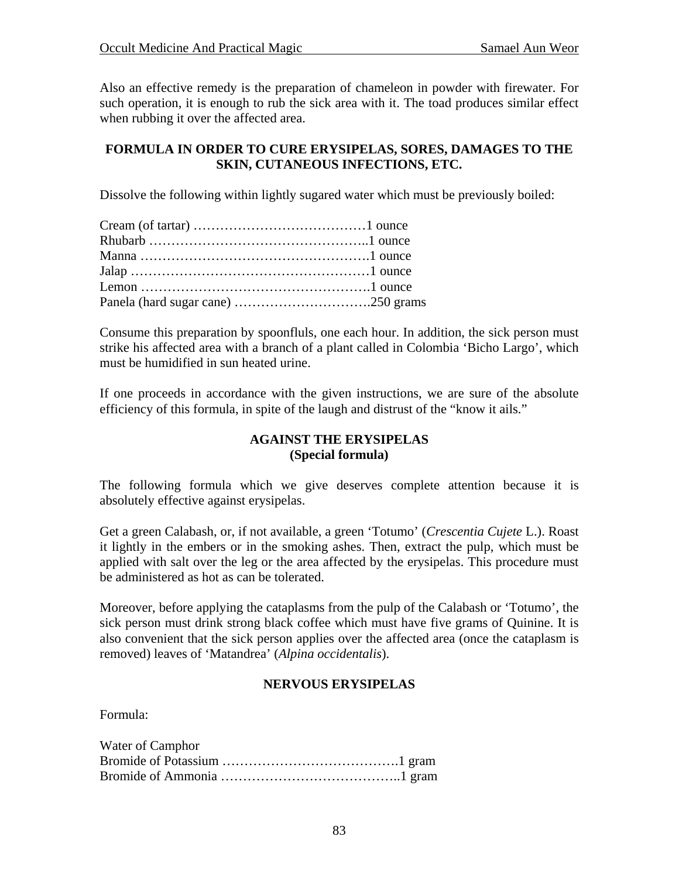Also an effective remedy is the preparation of chameleon in powder with firewater. For such operation, it is enough to rub the sick area with it. The toad produces similar effect when rubbing it over the affected area.

**FORMULA IN ORDER TO CURE ERYSIPELAS, SORES, DAMAGES TO THE SKIN, CUTANEOUS INFECTIONS, ETC.**

Dissolve the following within lightly sugared water which must be previously boiled:

Cream (of tartar) …………………………………1 ounce
Rhubarb …………………………………………..1 ounce
Manna …………………………………………….1 ounce
Jalap ………………………………………………1 ounce
Lemon …………………………………………….1 ounce
Panela (hard sugar cane) ………………………….250 grams

Consume this preparation by spoonfluls, one each hour. In addition, the sick person must strike his affected area with a branch of a plant called in Colombia 'Bicho Largo', which must be humidified in sun heated urine.

If one proceeds in accordance with the given instructions, we are sure of the absolute efficiency of this formula, in spite of the laugh and distrust of the "know it ails."

**AGAINST THE ERYSIPELAS**
**(Special formula)**

The following formula which we give deserves complete attention because it is absolutely effective against erysipelas.

Get a green Calabash, or, if not available, a green 'Totumo' (*Crescentia Cujete* L.). Roast it lightly in the embers or in the smoking ashes. Then, extract the pulp, which must be applied with salt over the leg or the area affected by the erysipelas. This procedure must be administered as hot as can be tolerated.

Moreover, before applying the cataplasms from the pulp of the Calabash or 'Totumo', the sick person must drink strong black coffee which must have five grams of Quinine. It is also convenient that the sick person applies over the affected area (once the cataplasm is removed) leaves of 'Matandrea' (*Alpina occidentalis*).

**NERVOUS ERYSIPELAS**

Formula:

Water of Camphor
Bromide of Potassium ………………………………….1 gram
Bromide of Ammonia …………………………………..1 gram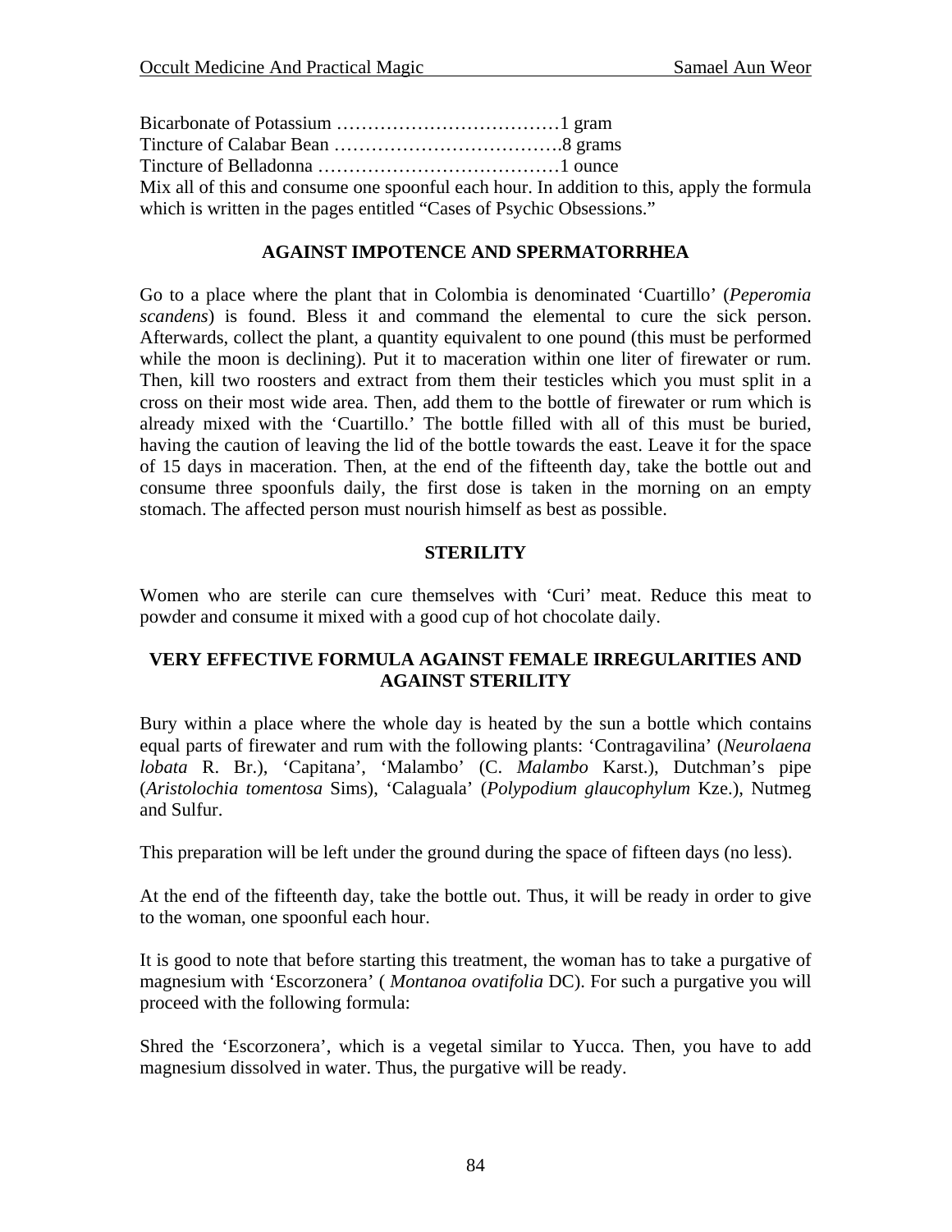Bicarbonate of Potassium ………………………………1 gram
Tincture of Calabar Bean ……………………………….8 grams
Tincture of Belladonna …………………………………1 ounce
Mix all of this and consume one spoonful each hour. In addition to this, apply the formula which is written in the pages entitled "Cases of Psychic Obsessions."

## AGAINST IMPOTENCE AND SPERMATORRHEA

Go to a place where the plant that in Colombia is denominated 'Cuartillo' (*Peperomia scandens*) is found. Bless it and command the elemental to cure the sick person. Afterwards, collect the plant, a quantity equivalent to one pound (this must be performed while the moon is declining). Put it to maceration within one liter of firewater or rum. Then, kill two roosters and extract from them their testicles which you must split in a cross on their most wide area. Then, add them to the bottle of firewater or rum which is already mixed with the 'Cuartillo.' The bottle filled with all of this must be buried, having the caution of leaving the lid of the bottle towards the east. Leave it for the space of 15 days in maceration. Then, at the end of the fifteenth day, take the bottle out and consume three spoonfuls daily, the first dose is taken in the morning on an empty stomach. The affected person must nourish himself as best as possible.

## STERILITY

Women who are sterile can cure themselves with 'Curi' meat. Reduce this meat to powder and consume it mixed with a good cup of hot chocolate daily.

## VERY EFFECTIVE FORMULA AGAINST FEMALE IRREGULARITIES AND AGAINST STERILITY

Bury within a place where the whole day is heated by the sun a bottle which contains equal parts of firewater and rum with the following plants: 'Contragavilina' (*Neurolaena lobata* R. Br.), 'Capitana', 'Malambo' (C. *Malambo* Karst.), Dutchman's pipe (*Aristolochia tomentosa* Sims), 'Calaguala' (*Polypodium glaucophylum* Kze.), Nutmeg and Sulfur.

This preparation will be left under the ground during the space of fifteen days (no less).

At the end of the fifteenth day, take the bottle out. Thus, it will be ready in order to give to the woman, one spoonful each hour.

It is good to note that before starting this treatment, the woman has to take a purgative of magnesium with 'Escorzonera' ( *Montanoa ovatifolia* DC). For such a purgative you will proceed with the following formula:

Shred the 'Escorzonera', which is a vegetal similar to Yucca. Then, you have to add magnesium dissolved in water. Thus, the purgative will be ready.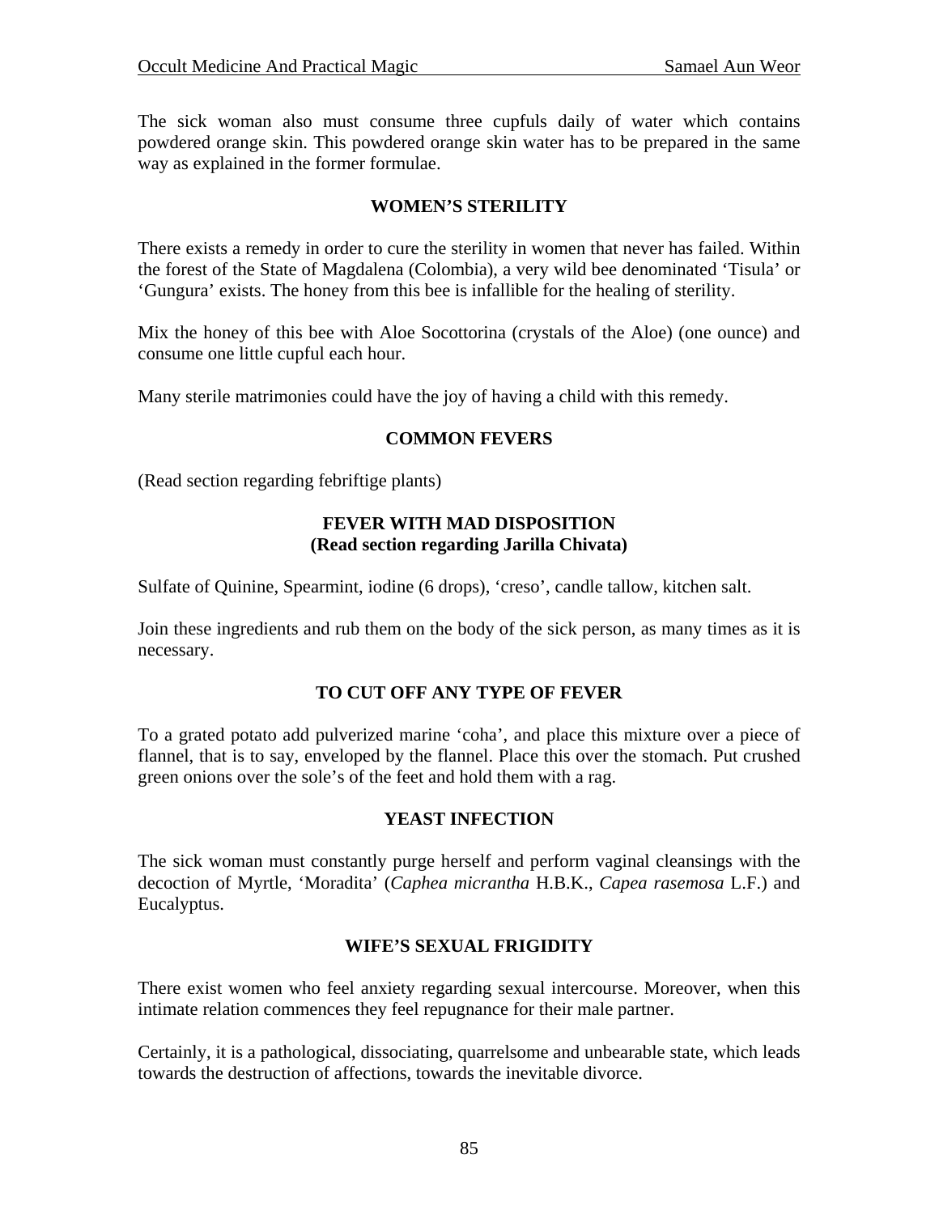The sick woman also must consume three cupfuls daily of water which contains powdered orange skin. This powdered orange skin water has to be prepared in the same way as explained in the former formulae.

### WOMEN'S STERILITY

There exists a remedy in order to cure the sterility in women that never has failed. Within the forest of the State of Magdalena (Colombia), a very wild bee denominated 'Tisula' or 'Gungura' exists. The honey from this bee is infallible for the healing of sterility.

Mix the honey of this bee with Aloe Socottorina (crystals of the Aloe) (one ounce) and consume one little cupful each hour.

Many sterile matrimonies could have the joy of having a child with this remedy.

### COMMON FEVERS

(Read section regarding febriftige plants)

### FEVER WITH MAD DISPOSITION
**(Read section regarding Jarilla Chivata)**

Sulfate of Quinine, Spearmint, iodine (6 drops), 'creso', candle tallow, kitchen salt.

Join these ingredients and rub them on the body of the sick person, as many times as it is necessary.

### TO CUT OFF ANY TYPE OF FEVER

To a grated potato add pulverized marine 'coha', and place this mixture over a piece of flannel, that is to say, enveloped by the flannel. Place this over the stomach. Put crushed green onions over the sole's of the feet and hold them with a rag.

### YEAST INFECTION

The sick woman must constantly purge herself and perform vaginal cleansings with the decoction of Myrtle, 'Moradita' (*Caphea micrantha* H.B.K., *Capea rasemosa* L.F.) and Eucalyptus.

### WIFE'S SEXUAL FRIGIDITY

There exist women who feel anxiety regarding sexual intercourse. Moreover, when this intimate relation commences they feel repugnance for their male partner.

Certainly, it is a pathological, dissociating, quarrelsome and unbearable state, which leads towards the destruction of affections, towards the inevitable divorce.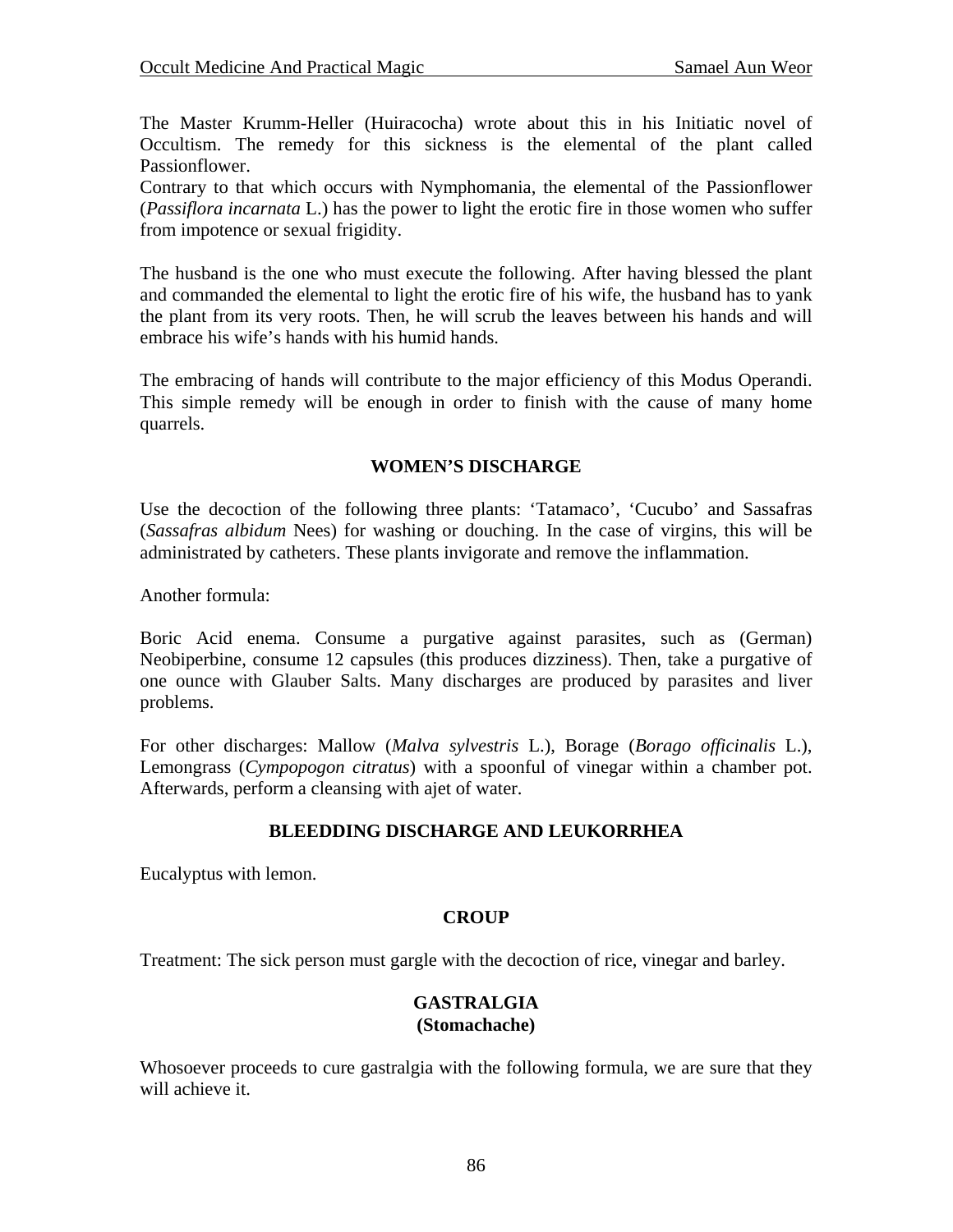The Master Krumm-Heller (Huiracocha) wrote about this in his Initiatic novel of Occultism. The remedy for this sickness is the elemental of the plant called Passionflower.
Contrary to that which occurs with Nymphomania, the elemental of the Passionflower (*Passiflora incarnata* L.) has the power to light the erotic fire in those women who suffer from impotence or sexual frigidity.

The husband is the one who must execute the following. After having blessed the plant and commanded the elemental to light the erotic fire of his wife, the husband has to yank the plant from its very roots. Then, he will scrub the leaves between his hands and will embrace his wife's hands with his humid hands.

The embracing of hands will contribute to the major efficiency of this Modus Operandi. This simple remedy will be enough in order to finish with the cause of many home quarrels.

## WOMEN'S DISCHARGE

Use the decoction of the following three plants: 'Tatamaco', 'Cucubo' and Sassafras (*Sassafras albidum* Nees) for washing or douching. In the case of virgins, this will be administrated by catheters. These plants invigorate and remove the inflammation.

Another formula:

Boric Acid enema. Consume a purgative against parasites, such as (German) Neobiperbine, consume 12 capsules (this produces dizziness). Then, take a purgative of one ounce with Glauber Salts. Many discharges are produced by parasites and liver problems.

For other discharges: Mallow (*Malva sylvestris* L.), Borage (*Borago officinalis* L.), Lemongrass (*Cympopogon citratus*) with a spoonful of vinegar within a chamber pot. Afterwards, perform a cleansing with ajet of water.

## BLEEDDING DISCHARGE AND LEUKORRHEA

Eucalyptus with lemon.

## CROUP

Treatment: The sick person must gargle with the decoction of rice, vinegar and barley.

## GASTRALGIA
**(Stomachache)**

Whosoever proceeds to cure gastralgia with the following formula, we are sure that they will achieve it.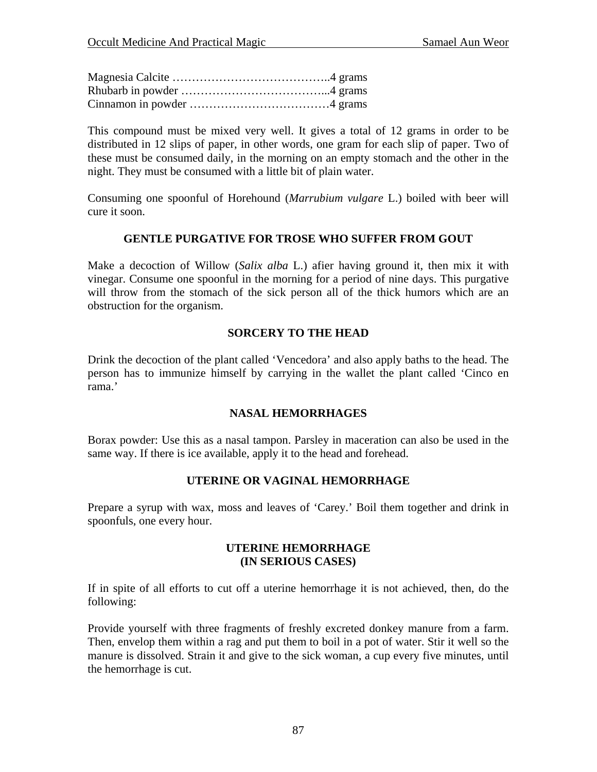Magnesia Calcite …………………………………..4 grams
Rhubarb in powder ………………………………...4 grams
Cinnamon in powder ………………………………4 grams

This compound must be mixed very well. It gives a total of 12 grams in order to be distributed in 12 slips of paper, in other words, one gram for each slip of paper. Two of these must be consumed daily, in the morning on an empty stomach and the other in the night. They must be consumed with a little bit of plain water.

Consuming one spoonful of Horehound (*Marrubium vulgare* L.) boiled with beer will cure it soon.

### GENTLE PURGATIVE FOR TROSE WHO SUFFER FROM GOUT

Make a decoction of Willow (*Salix alba* L.) afier having ground it, then mix it with vinegar. Consume one spoonful in the morning for a period of nine days. This purgative will throw from the stomach of the sick person all of the thick humors which are an obstruction for the organism.

### SORCERY TO THE HEAD

Drink the decoction of the plant called 'Vencedora' and also apply baths to the head. The person has to immunize himself by carrying in the wallet the plant called 'Cinco en rama.'

### NASAL HEMORRHAGES

Borax powder: Use this as a nasal tampon. Parsley in maceration can also be used in the same way. If there is ice available, apply it to the head and forehead.

### UTERINE OR VAGINAL HEMORRHAGE

Prepare a syrup with wax, moss and leaves of 'Carey.' Boil them together and drink in spoonfuls, one every hour.

### UTERINE HEMORRHAGE (IN SERIOUS CASES)

If in spite of all efforts to cut off a uterine hemorrhage it is not achieved, then, do the following:

Provide yourself with three fragments of freshly excreted donkey manure from a farm. Then, envelop them within a rag and put them to boil in a pot of water. Stir it well so the manure is dissolved. Strain it and give to the sick woman, a cup every five minutes, until the hemorrhage is cut.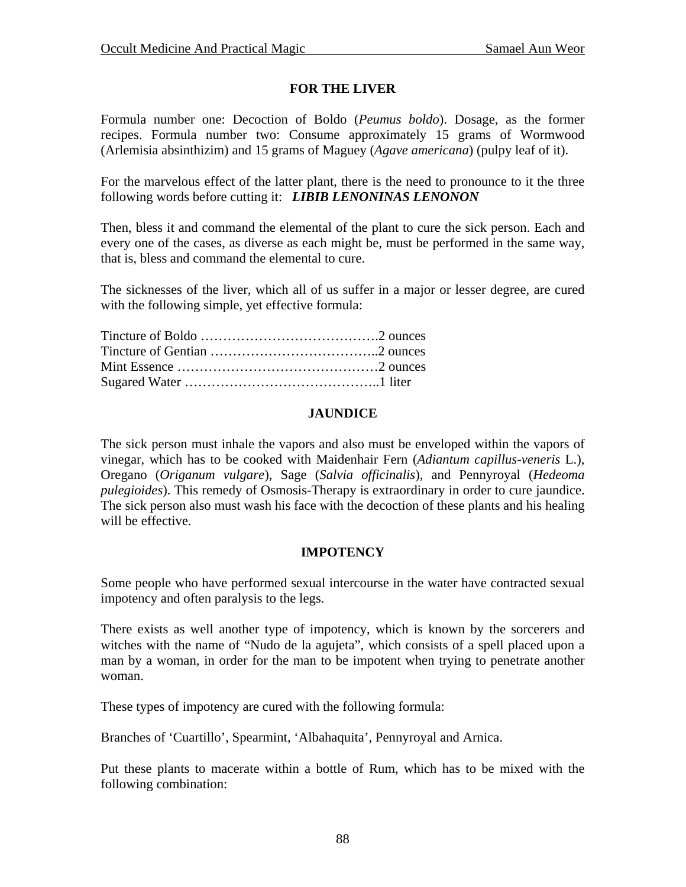## FOR THE LIVER

Formula number one: Decoction of Boldo (*Peumus boldo*). Dosage, as the former recipes. Formula number two: Consume approximately 15 grams of Wormwood (Arlemisia absinthizim) and 15 grams of Maguey (*Agave americana*) (pulpy leaf of it).

For the marvelous effect of the latter plant, there is the need to pronounce to it the three following words before cutting it: ***LIBIB LENONINAS LENONON***

Then, bless it and command the elemental of the plant to cure the sick person. Each and every one of the cases, as diverse as each might be, must be performed in the same way, that is, bless and command the elemental to cure.

The sicknesses of the liver, which all of us suffer in a major or lesser degree, are cured with the following simple, yet effective formula:

Tincture of Boldo ………………………………….2 ounces
Tincture of Gentian ………………………………..2 ounces
Mint Essence ………………………………………2 ounces
Sugared Water ……………………………………..1 liter

## JAUNDICE

The sick person must inhale the vapors and also must be enveloped within the vapors of vinegar, which has to be cooked with Maidenhair Fern (*Adiantum capillus-veneris* L.), Oregano (*Origanum vulgare*), Sage (*Salvia officinalis*), and Pennyroyal (*Hedeoma pulegioides*). This remedy of Osmosis-Therapy is extraordinary in order to cure jaundice. The sick person also must wash his face with the decoction of these plants and his healing will be effective.

## IMPOTENCY

Some people who have performed sexual intercourse in the water have contracted sexual impotency and often paralysis to the legs.

There exists as well another type of impotency, which is known by the sorcerers and witches with the name of "Nudo de la agujeta", which consists of a spell placed upon a man by a woman, in order for the man to be impotent when trying to penetrate another woman.

These types of impotency are cured with the following formula:

Branches of 'Cuartillo', Spearmint, 'Albahaquita', Pennyroyal and Arnica.

Put these plants to macerate within a bottle of Rum, which has to be mixed with the following combination: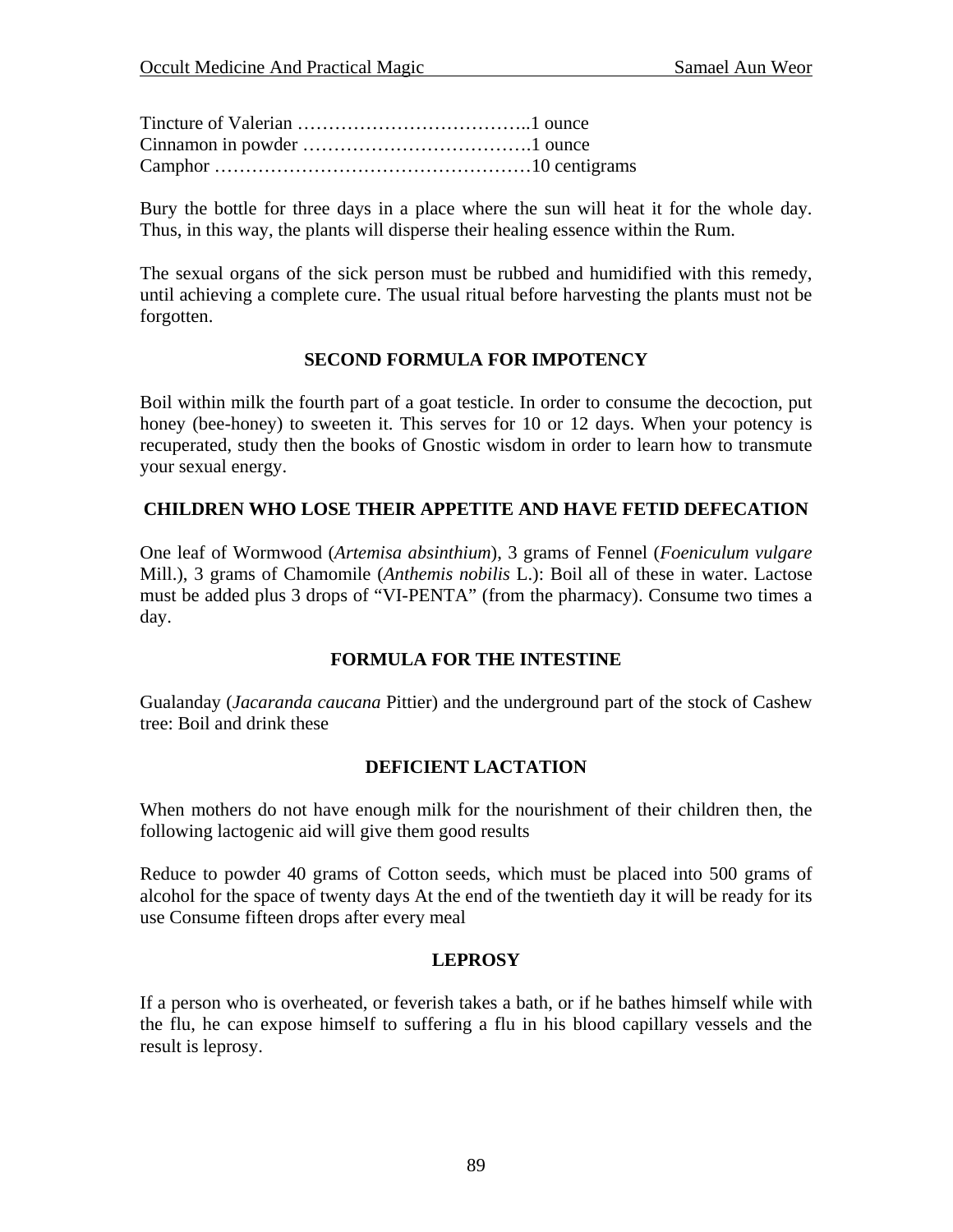Tincture of Valerian ………………………………..1 ounce
Cinnamon in powder ……………………………….1 ounce
Camphor ……………………………………………10 centigrams

Bury the bottle for three days in a place where the sun will heat it for the whole day. Thus, in this way, the plants will disperse their healing essence within the Rum.

The sexual organs of the sick person must be rubbed and humidified with this remedy, until achieving a complete cure. The usual ritual before harvesting the plants must not be forgotten.

### SECOND FORMULA FOR IMPOTENCY

Boil within milk the fourth part of a goat testicle. In order to consume the decoction, put honey (bee-honey) to sweeten it. This serves for 10 or 12 days. When your potency is recuperated, study then the books of Gnostic wisdom in order to learn how to transmute your sexual energy.

### CHILDREN WHO LOSE THEIR APPETITE AND HAVE FETID DEFECATION

One leaf of Wormwood (*Artemisa absinthium*), 3 grams of Fennel (*Foeniculum vulgare* Mill.), 3 grams of Chamomile (*Anthemis nobilis* L.): Boil all of these in water. Lactose must be added plus 3 drops of "VI-PENTA" (from the pharmacy). Consume two times a day.

### FORMULA FOR THE INTESTINE

Gualanday (*Jacaranda caucana* Pittier) and the underground part of the stock of Cashew tree: Boil and drink these

### DEFICIENT LACTATION

When mothers do not have enough milk for the nourishment of their children then, the following lactogenic aid will give them good results

Reduce to powder 40 grams of Cotton seeds, which must be placed into 500 grams of alcohol for the space of twenty days At the end of the twentieth day it will be ready for its use Consume fifteen drops after every meal

### LEPROSY

If a person who is overheated, or feverish takes a bath, or if he bathes himself while with the flu, he can expose himself to suffering a flu in his blood capillary vessels and the result is leprosy.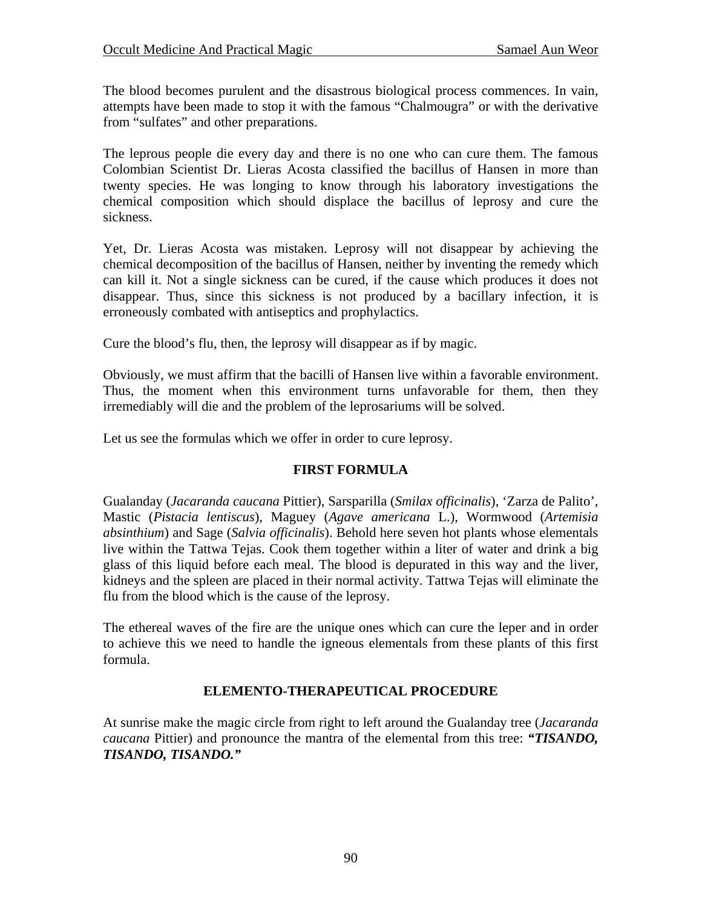The blood becomes purulent and the disastrous biological process commences. In vain, attempts have been made to stop it with the famous "Chalmougra" or with the derivative from "sulfates" and other preparations.

The leprous people die every day and there is no one who can cure them. The famous Colombian Scientist Dr. Lieras Acosta classified the bacillus of Hansen in more than twenty species. He was longing to know through his laboratory investigations the chemical composition which should displace the bacillus of leprosy and cure the sickness.

Yet, Dr. Lieras Acosta was mistaken. Leprosy will not disappear by achieving the chemical decomposition of the bacillus of Hansen, neither by inventing the remedy which can kill it. Not a single sickness can be cured, if the cause which produces it does not disappear. Thus, since this sickness is not produced by a bacillary infection, it is erroneously combated with antiseptics and prophylactics.

Cure the blood's flu, then, the leprosy will disappear as if by magic.

Obviously, we must affirm that the bacilli of Hansen live within a favorable environment. Thus, the moment when this environment turns unfavorable for them, then they irremediably will die and the problem of the leprosariums will be solved.

Let us see the formulas which we offer in order to cure leprosy.

### FIRST FORMULA

Gualanday (*Jacaranda caucana* Pittier), Sarsparilla (*Smilax officinalis*), 'Zarza de Palito', Mastic (*Pistacia lentiscus*), Maguey (*Agave americana* L.), Wormwood (*Artemisia absinthium*) and Sage (*Salvia officinalis*). Behold here seven hot plants whose elementals live within the Tattwa Tejas. Cook them together within a liter of water and drink a big glass of this liquid before each meal. The blood is depurated in this way and the liver, kidneys and the spleen are placed in their normal activity. Tattwa Tejas will eliminate the flu from the blood which is the cause of the leprosy.

The ethereal waves of the fire are the unique ones which can cure the leper and in order to achieve this we need to handle the igneous elementals from these plants of this first formula.

### ELEMENTO-THERAPEUTICAL PROCEDURE

At sunrise make the magic circle from right to left around the Gualanday tree (*Jacaranda caucana* Pittier) and pronounce the mantra of the elemental from this tree: ***"TISANDO, TISANDO, TISANDO."***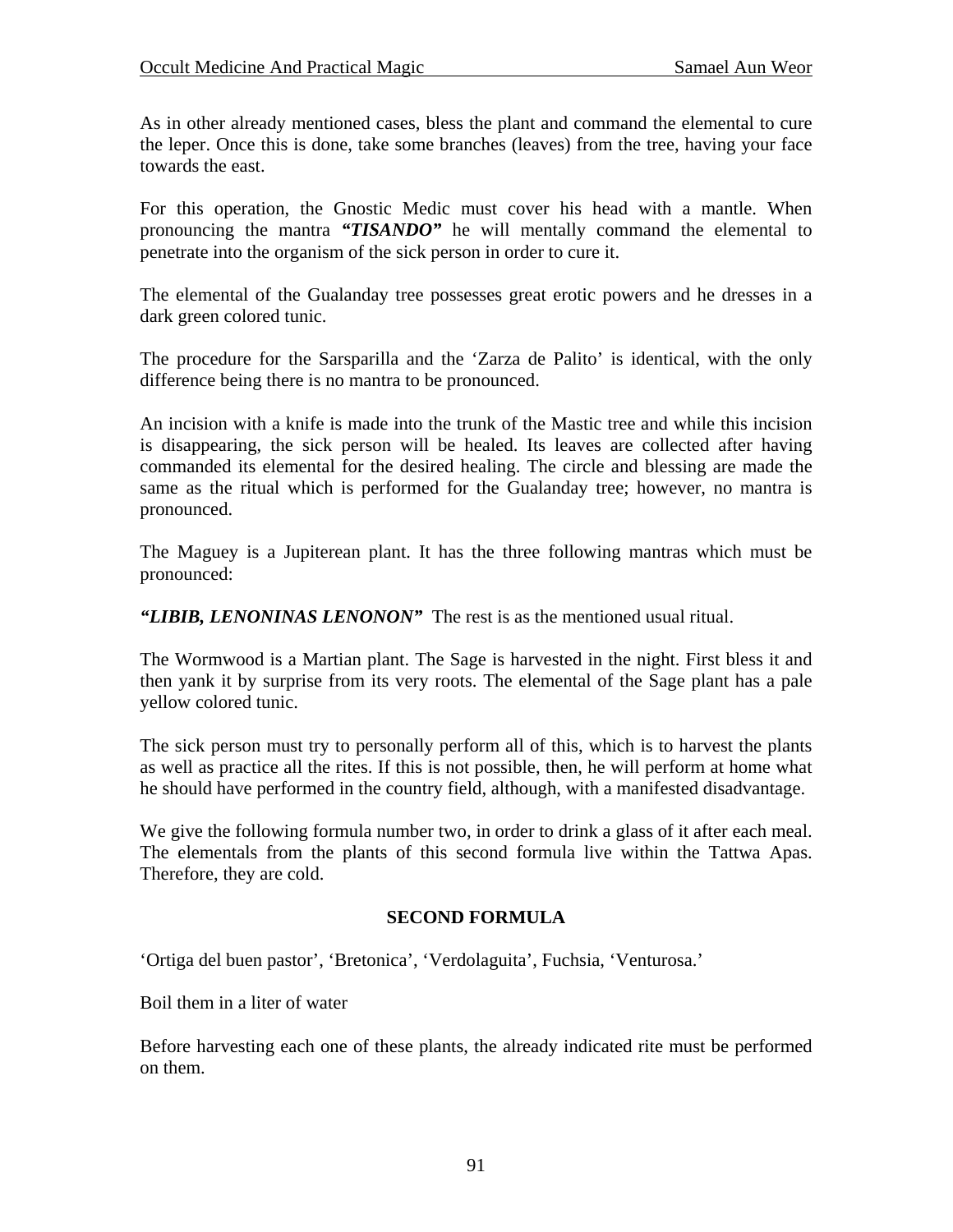As in other already mentioned cases, bless the plant and command the elemental to cure the leper. Once this is done, take some branches (leaves) from the tree, having your face towards the east.

For this operation, the Gnostic Medic must cover his head with a mantle. When pronouncing the mantra ***"TISANDO"*** he will mentally command the elemental to penetrate into the organism of the sick person in order to cure it.

The elemental of the Gualanday tree possesses great erotic powers and he dresses in a dark green colored tunic.

The procedure for the Sarsparilla and the 'Zarza de Palito' is identical, with the only difference being there is no mantra to be pronounced.

An incision with a knife is made into the trunk of the Mastic tree and while this incision is disappearing, the sick person will be healed. Its leaves are collected after having commanded its elemental for the desired healing. The circle and blessing are made the same as the ritual which is performed for the Gualanday tree; however, no mantra is pronounced.

The Maguey is a Jupiterean plant. It has the three following mantras which must be pronounced:

***"LIBIB, LENONINAS LENONON"*** The rest is as the mentioned usual ritual.

The Wormwood is a Martian plant. The Sage is harvested in the night. First bless it and then yank it by surprise from its very roots. The elemental of the Sage plant has a pale yellow colored tunic.

The sick person must try to personally perform all of this, which is to harvest the plants as well as practice all the rites. If this is not possible, then, he will perform at home what he should have performed in the country field, although, with a manifested disadvantage.

We give the following formula number two, in order to drink a glass of it after each meal. The elementals from the plants of this second formula live within the Tattwa Apas. Therefore, they are cold.

## SECOND FORMULA

'Ortiga del buen pastor', 'Bretonica', 'Verdolaguita', Fuchsia, 'Venturosa.'

Boil them in a liter of water

Before harvesting each one of these plants, the already indicated rite must be performed on them.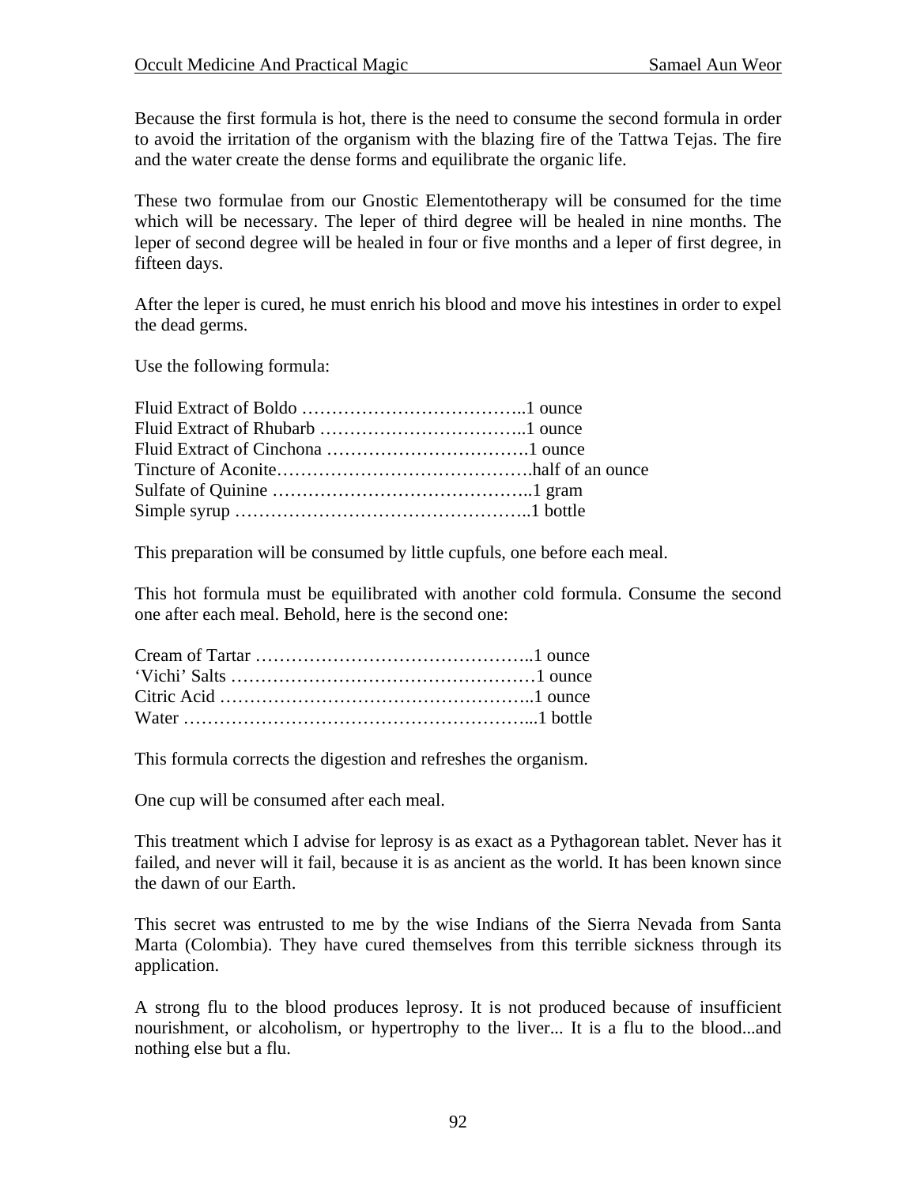Because the first formula is hot, there is the need to consume the second formula in order to avoid the irritation of the organism with the blazing fire of the Tattwa Tejas. The fire and the water create the dense forms and equilibrate the organic life.

These two formulae from our Gnostic Elementotherapy will be consumed for the time which will be necessary. The leper of third degree will be healed in nine months. The leper of second degree will be healed in four or five months and a leper of first degree, in fifteen days.

After the leper is cured, he must enrich his blood and move his intestines in order to expel the dead germs.

Use the following formula:

Fluid Extract of Boldo ………………………………..1 ounce
Fluid Extract of Rhubarb ……………………………..1 ounce
Fluid Extract of Cinchona …………………………….1 ounce
Tincture of Aconite…………………………………….half of an ounce
Sulfate of Quinine ……………………………………..1 gram
Simple syrup …………………………………………..1 bottle

This preparation will be consumed by little cupfuls, one before each meal.

This hot formula must be equilibrated with another cold formula. Consume the second one after each meal. Behold, here is the second one:

Cream of Tartar ………………………………………..1 ounce
'Vichi' Salts ……………………………………………1 ounce
Citric Acid ……………………………………………..1 ounce
Water …………………………………………………...1 bottle

This formula corrects the digestion and refreshes the organism.

One cup will be consumed after each meal.

This treatment which I advise for leprosy is as exact as a Pythagorean tablet. Never has it failed, and never will it fail, because it is as ancient as the world. It has been known since the dawn of our Earth.

This secret was entrusted to me by the wise Indians of the Sierra Nevada from Santa Marta (Colombia). They have cured themselves from this terrible sickness through its application.

A strong flu to the blood produces leprosy. It is not produced because of insufficient nourishment, or alcoholism, or hypertrophy to the liver... It is a flu to the blood...and nothing else but a flu.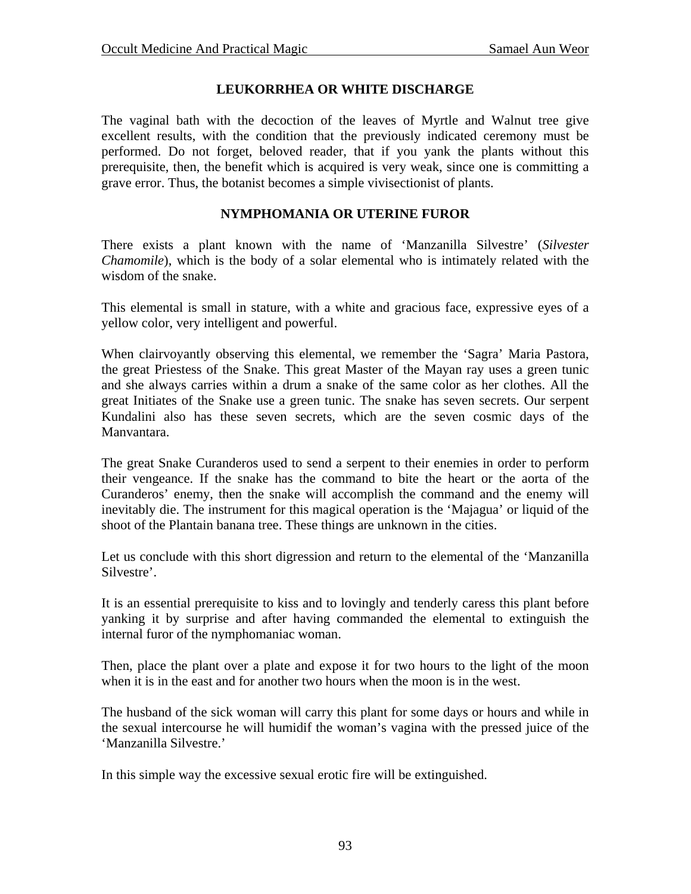### LEUKORRHEA OR WHITE DISCHARGE

The vaginal bath with the decoction of the leaves of Myrtle and Walnut tree give excellent results, with the condition that the previously indicated ceremony must be performed. Do not forget, beloved reader, that if you yank the plants without this prerequisite, then, the benefit which is acquired is very weak, since one is committing a grave error. Thus, the botanist becomes a simple vivisectionist of plants.

### NYMPHOMANIA OR UTERINE FUROR

There exists a plant known with the name of 'Manzanilla Silvestre' (*Silvester Chamomile*), which is the body of a solar elemental who is intimately related with the wisdom of the snake.

This elemental is small in stature, with a white and gracious face, expressive eyes of a yellow color, very intelligent and powerful.

When clairvoyantly observing this elemental, we remember the 'Sagra' Maria Pastora, the great Priestess of the Snake. This great Master of the Mayan ray uses a green tunic and she always carries within a drum a snake of the same color as her clothes. All the great Initiates of the Snake use a green tunic. The snake has seven secrets. Our serpent Kundalini also has these seven secrets, which are the seven cosmic days of the Manvantara.

The great Snake Curanderos used to send a serpent to their enemies in order to perform their vengeance. If the snake has the command to bite the heart or the aorta of the Curanderos' enemy, then the snake will accomplish the command and the enemy will inevitably die. The instrument for this magical operation is the 'Majagua' or liquid of the shoot of the Plantain banana tree. These things are unknown in the cities.

Let us conclude with this short digression and return to the elemental of the 'Manzanilla Silvestre'.

It is an essential prerequisite to kiss and to lovingly and tenderly caress this plant before yanking it by surprise and after having commanded the elemental to extinguish the internal furor of the nymphomaniac woman.

Then, place the plant over a plate and expose it for two hours to the light of the moon when it is in the east and for another two hours when the moon is in the west.

The husband of the sick woman will carry this plant for some days or hours and while in the sexual intercourse he will humidif the woman's vagina with the pressed juice of the 'Manzanilla Silvestre.'

In this simple way the excessive sexual erotic fire will be extinguished.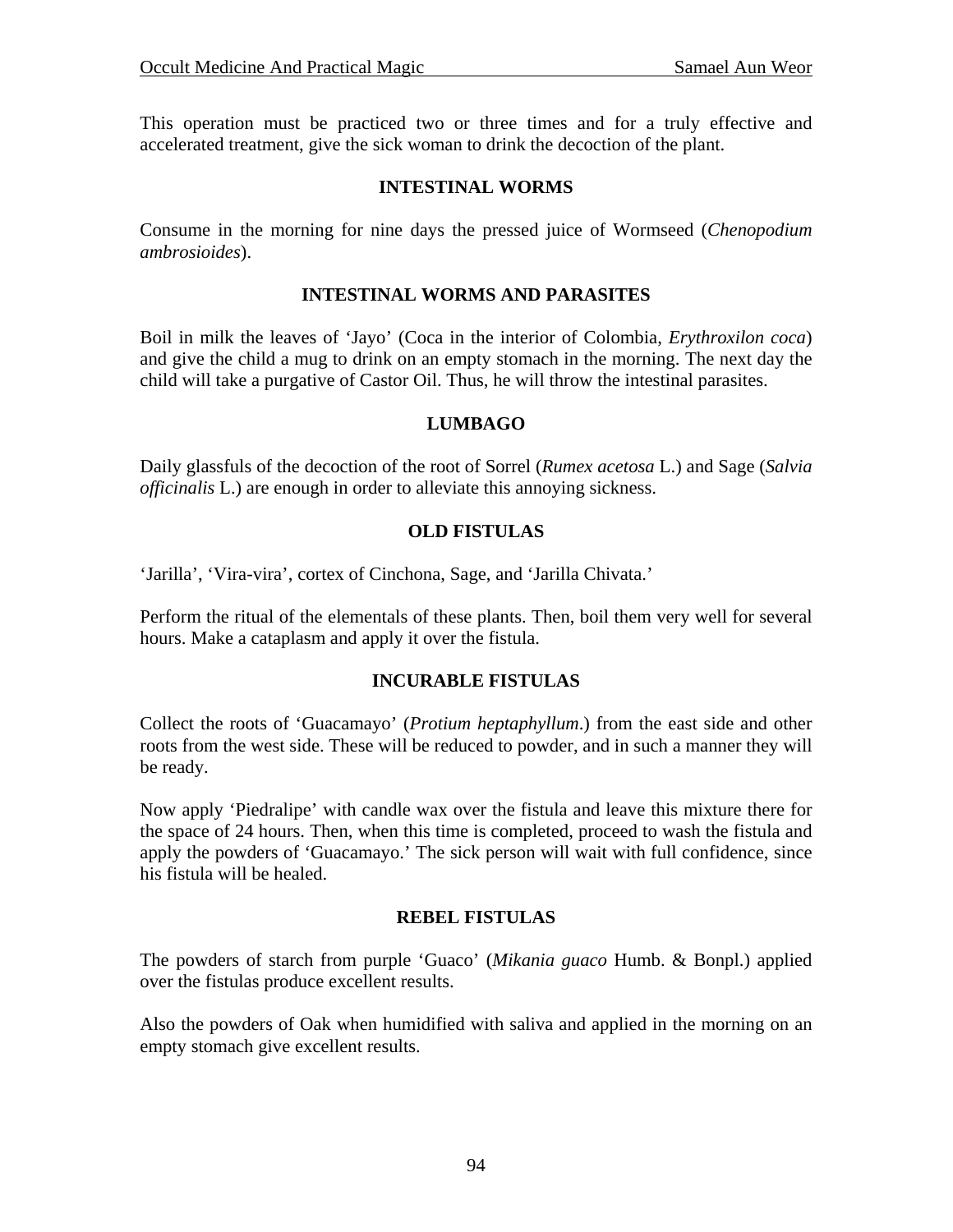This operation must be practiced two or three times and for a truly effective and accelerated treatment, give the sick woman to drink the decoction of the plant.

## INTESTINAL WORMS

Consume in the morning for nine days the pressed juice of Wormseed (*Chenopodium ambrosioides*).

## INTESTINAL WORMS AND PARASITES

Boil in milk the leaves of 'Jayo' (Coca in the interior of Colombia, *Erythroxilon coca*) and give the child a mug to drink on an empty stomach in the morning. The next day the child will take a purgative of Castor Oil. Thus, he will throw the intestinal parasites.

## LUMBAGO

Daily glassfuls of the decoction of the root of Sorrel (*Rumex acetosa* L.) and Sage (*Salvia officinalis* L.) are enough in order to alleviate this annoying sickness.

## OLD FISTULAS

'Jarilla', 'Vira-vira', cortex of Cinchona, Sage, and 'Jarilla Chivata.'

Perform the ritual of the elementals of these plants. Then, boil them very well for several hours. Make a cataplasm and apply it over the fistula.

## INCURABLE FISTULAS

Collect the roots of 'Guacamayo' (*Protium heptaphyllum*.) from the east side and other roots from the west side. These will be reduced to powder, and in such a manner they will be ready.

Now apply 'Piedralipe' with candle wax over the fistula and leave this mixture there for the space of 24 hours. Then, when this time is completed, proceed to wash the fistula and apply the powders of 'Guacamayo.' The sick person will wait with full confidence, since his fistula will be healed.

## REBEL FISTULAS

The powders of starch from purple 'Guaco' (*Mikania guaco* Humb. & Bonpl.) applied over the fistulas produce excellent results.

Also the powders of Oak when humidified with saliva and applied in the morning on an empty stomach give excellent results.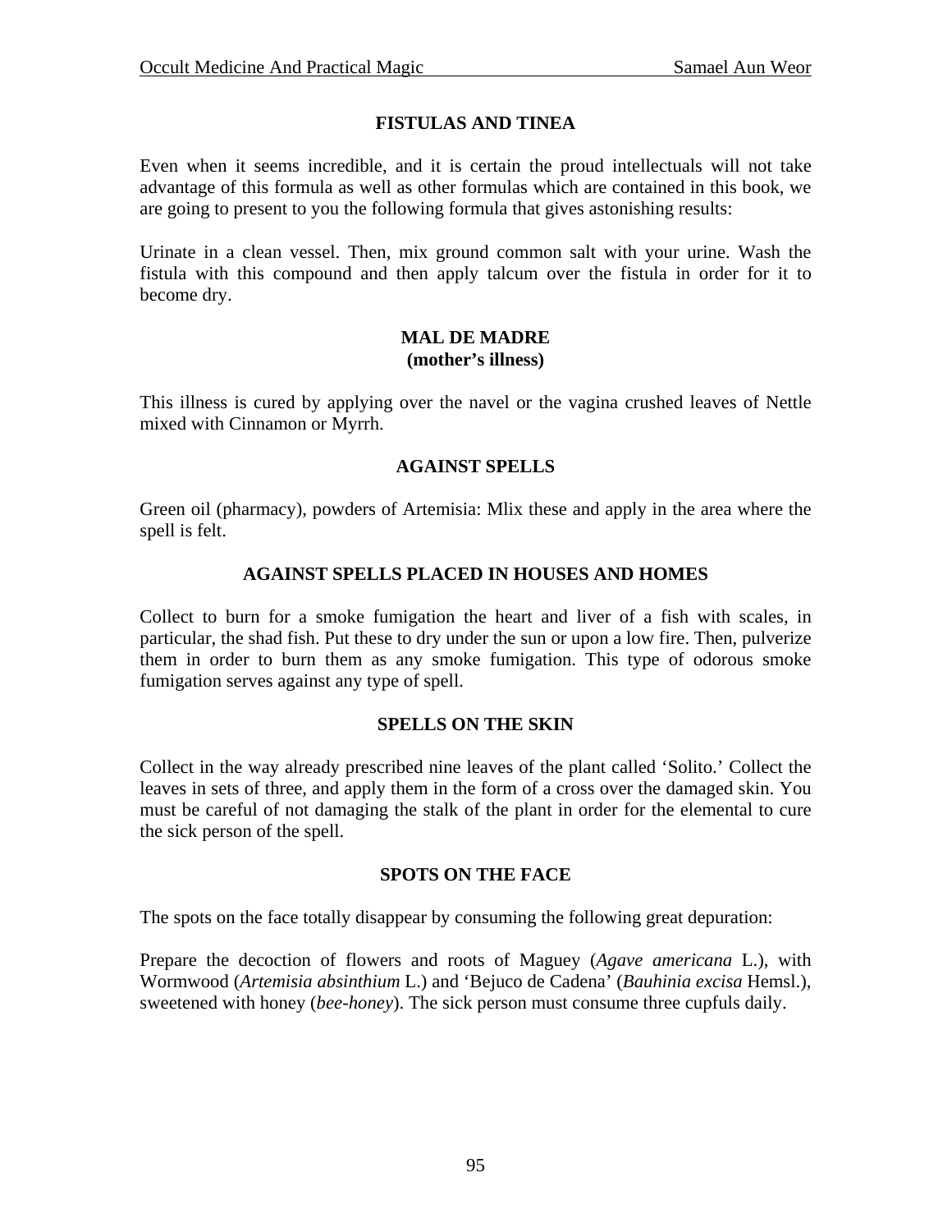## FISTULAS AND TINEA

Even when it seems incredible, and it is certain the proud intellectuals will not take advantage of this formula as well as other formulas which are contained in this book, we are going to present to you the following formula that gives astonishing results:

Urinate in a clean vessel. Then, mix ground common salt with your urine. Wash the fistula with this compound and then apply talcum over the fistula in order for it to become dry.

## MAL DE MADRE
**(mother's illness)**

This illness is cured by applying over the navel or the vagina crushed leaves of Nettle mixed with Cinnamon or Myrrh.

## AGAINST SPELLS

Green oil (pharmacy), powders of Artemisia: Mlix these and apply in the area where the spell is felt.

## AGAINST SPELLS PLACED IN HOUSES AND HOMES

Collect to burn for a smoke fumigation the heart and liver of a fish with scales, in particular, the shad fish. Put these to dry under the sun or upon a low fire. Then, pulverize them in order to burn them as any smoke fumigation. This type of odorous smoke fumigation serves against any type of spell.

## SPELLS ON THE SKIN

Collect in the way already prescribed nine leaves of the plant called 'Solito.' Collect the leaves in sets of three, and apply them in the form of a cross over the damaged skin. You must be careful of not damaging the stalk of the plant in order for the elemental to cure the sick person of the spell.

## SPOTS ON THE FACE

The spots on the face totally disappear by consuming the following great depuration:

Prepare the decoction of flowers and roots of Maguey (*Agave americana* L.), with Wormwood (*Artemisia absinthium* L.) and 'Bejuco de Cadena' (*Bauhinia excisa* Hemsl.), sweetened with honey (*bee-honey*). The sick person must consume three cupfuls daily.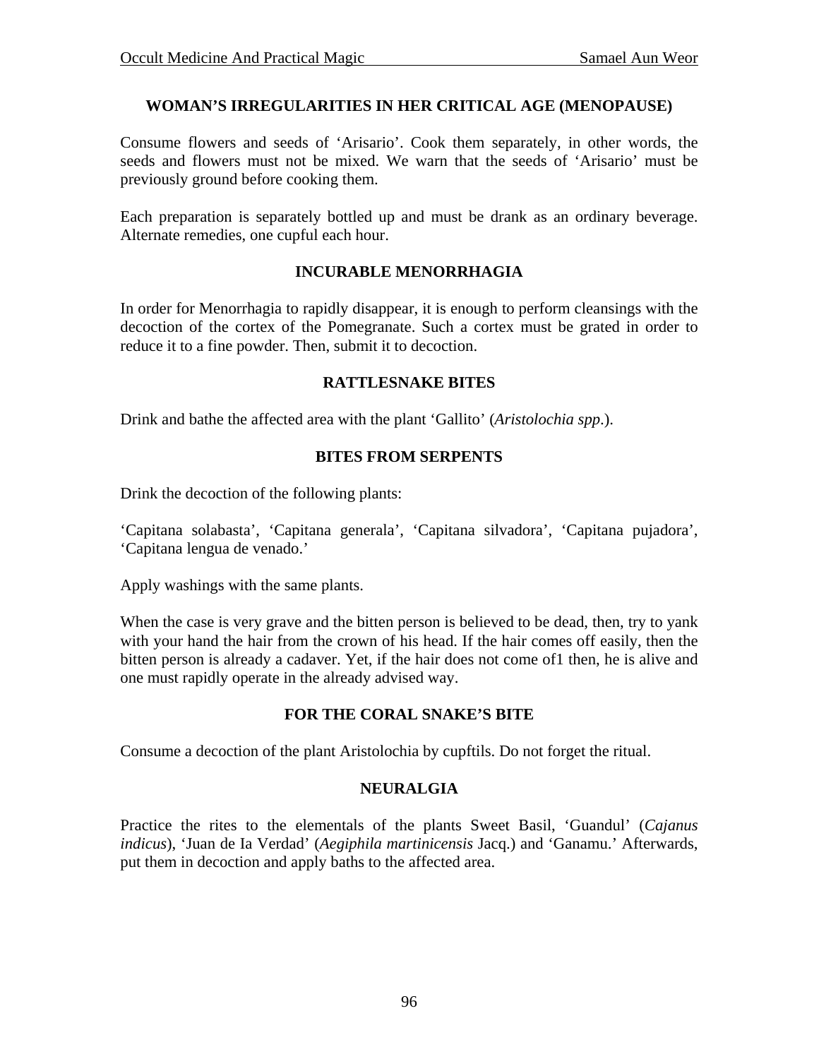## WOMAN'S IRREGULARITIES IN HER CRITICAL AGE (MENOPAUSE)

Consume flowers and seeds of 'Arisario'. Cook them separately, in other words, the seeds and flowers must not be mixed. We warn that the seeds of 'Arisario' must be previously ground before cooking them.

Each preparation is separately bottled up and must be drank as an ordinary beverage. Alternate remedies, one cupful each hour.

## INCURABLE MENORRHAGIA

In order for Menorrhagia to rapidly disappear, it is enough to perform cleansings with the decoction of the cortex of the Pomegranate. Such a cortex must be grated in order to reduce it to a fine powder. Then, submit it to decoction.

## RATTLESNAKE BITES

Drink and bathe the affected area with the plant 'Gallito' (*Aristolochia spp*.).

## BITES FROM SERPENTS

Drink the decoction of the following plants:

'Capitana solabasta', 'Capitana generala', 'Capitana silvadora', 'Capitana pujadora', 'Capitana lengua de venado.'

Apply washings with the same plants.

When the case is very grave and the bitten person is believed to be dead, then, try to yank with your hand the hair from the crown of his head. If the hair comes off easily, then the bitten person is already a cadaver. Yet, if the hair does not come of1 then, he is alive and one must rapidly operate in the already advised way.

## FOR THE CORAL SNAKE'S BITE

Consume a decoction of the plant Aristolochia by cupftils. Do not forget the ritual.

## NEURALGIA

Practice the rites to the elementals of the plants Sweet Basil, 'Guandul' (*Cajanus indicus*), 'Juan de Ia Verdad' (*Aegiphila martinicensis* Jacq.) and 'Ganamu.' Afterwards, put them in decoction and apply baths to the affected area.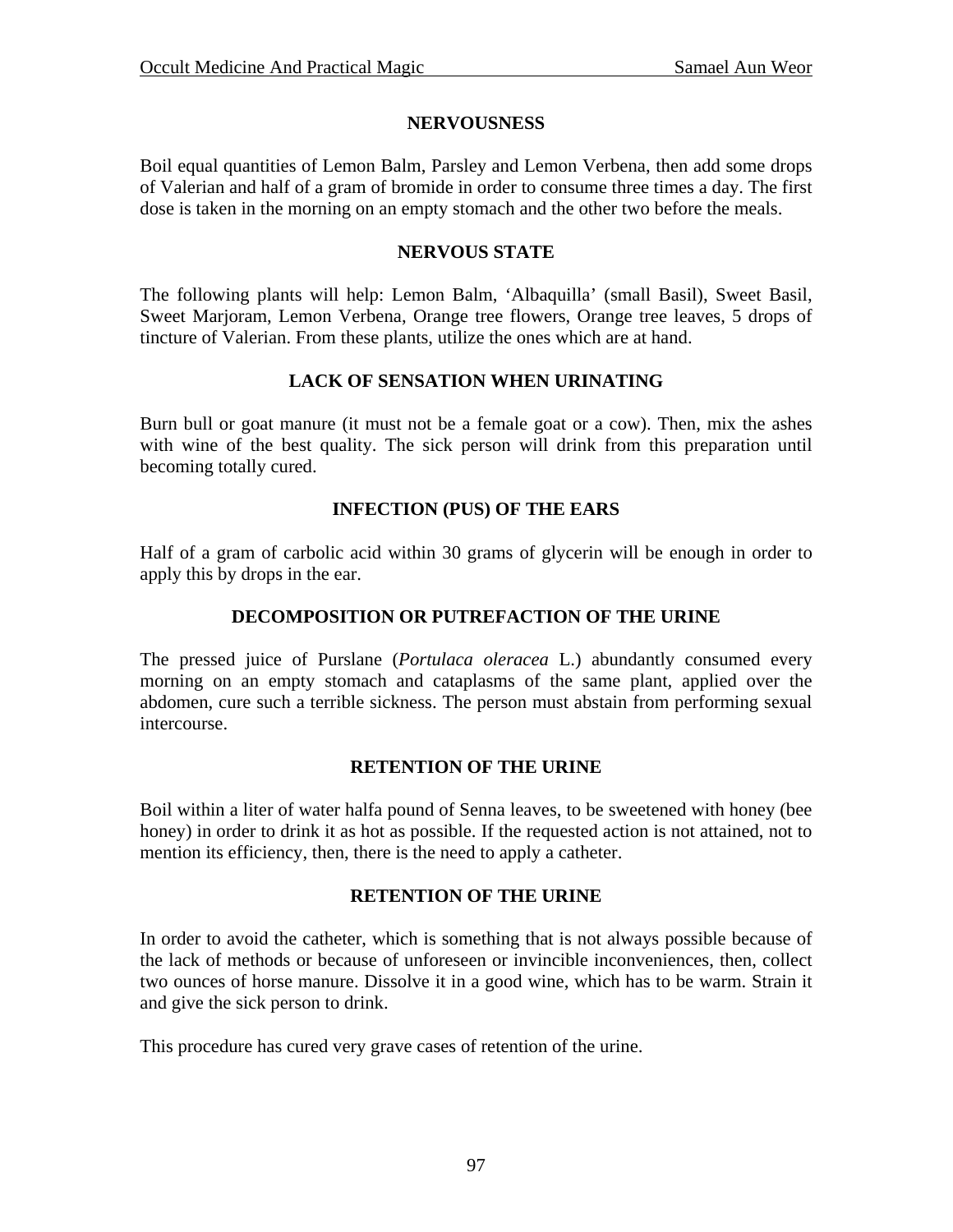## NERVOUSNESS

Boil equal quantities of Lemon Balm, Parsley and Lemon Verbena, then add some drops of Valerian and half of a gram of bromide in order to consume three times a day. The first dose is taken in the morning on an empty stomach and the other two before the meals.

## NERVOUS STATE

The following plants will help: Lemon Balm, 'Albaquilla' (small Basil), Sweet Basil, Sweet Marjoram, Lemon Verbena, Orange tree flowers, Orange tree leaves, 5 drops of tincture of Valerian. From these plants, utilize the ones which are at hand.

## LACK OF SENSATION WHEN URINATING

Burn bull or goat manure (it must not be a female goat or a cow). Then, mix the ashes with wine of the best quality. The sick person will drink from this preparation until becoming totally cured.

## INFECTION (PUS) OF THE EARS

Half of a gram of carbolic acid within 30 grams of glycerin will be enough in order to apply this by drops in the ear.

## DECOMPOSITION OR PUTREFACTION OF THE URINE

The pressed juice of Purslane (*Portulaca oleracea* L.) abundantly consumed every morning on an empty stomach and cataplasms of the same plant, applied over the abdomen, cure such a terrible sickness. The person must abstain from performing sexual intercourse.

## RETENTION OF THE URINE

Boil within a liter of water halfa pound of Senna leaves, to be sweetened with honey (bee honey) in order to drink it as hot as possible. If the requested action is not attained, not to mention its efficiency, then, there is the need to apply a catheter.

## RETENTION OF THE URINE

In order to avoid the catheter, which is something that is not always possible because of the lack of methods or because of unforeseen or invincible inconveniences, then, collect two ounces of horse manure. Dissolve it in a good wine, which has to be warm. Strain it and give the sick person to drink.

This procedure has cured very grave cases of retention of the urine.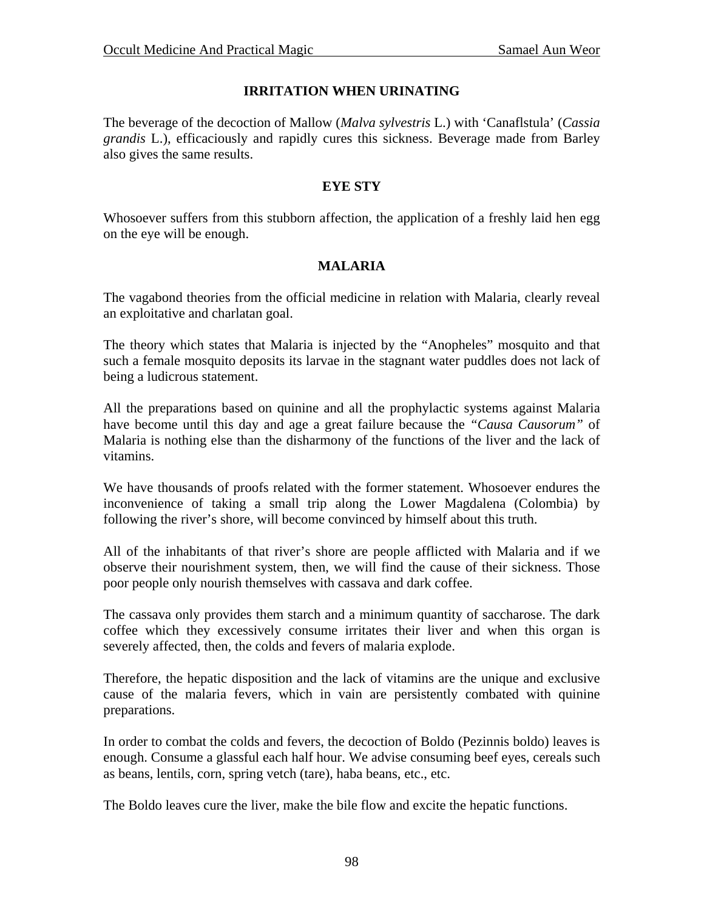## IRRITATION WHEN URINATING

The beverage of the decoction of Mallow (*Malva sylvestris* L.) with 'Canaflstula' (*Cassia grandis* L.), efficaciously and rapidly cures this sickness. Beverage made from Barley also gives the same results.

## EYE STY

Whosoever suffers from this stubborn affection, the application of a freshly laid hen egg on the eye will be enough.

## MALARIA

The vagabond theories from the official medicine in relation with Malaria, clearly reveal an exploitative and charlatan goal.

The theory which states that Malaria is injected by the "Anopheles" mosquito and that such a female mosquito deposits its larvae in the stagnant water puddles does not lack of being a ludicrous statement.

All the preparations based on quinine and all the prophylactic systems against Malaria have become until this day and age a great failure because the *"Causa Causorum"* of Malaria is nothing else than the disharmony of the functions of the liver and the lack of vitamins.

We have thousands of proofs related with the former statement. Whosoever endures the inconvenience of taking a small trip along the Lower Magdalena (Colombia) by following the river's shore, will become convinced by himself about this truth.

All of the inhabitants of that river's shore are people afflicted with Malaria and if we observe their nourishment system, then, we will find the cause of their sickness. Those poor people only nourish themselves with cassava and dark coffee.

The cassava only provides them starch and a minimum quantity of saccharose. The dark coffee which they excessively consume irritates their liver and when this organ is severely affected, then, the colds and fevers of malaria explode.

Therefore, the hepatic disposition and the lack of vitamins are the unique and exclusive cause of the malaria fevers, which in vain are persistently combated with quinine preparations.

In order to combat the colds and fevers, the decoction of Boldo (Pezinnis boldo) leaves is enough. Consume a glassful each half hour. We advise consuming beef eyes, cereals such as beans, lentils, corn, spring vetch (tare), haba beans, etc., etc.

The Boldo leaves cure the liver, make the bile flow and excite the hepatic functions.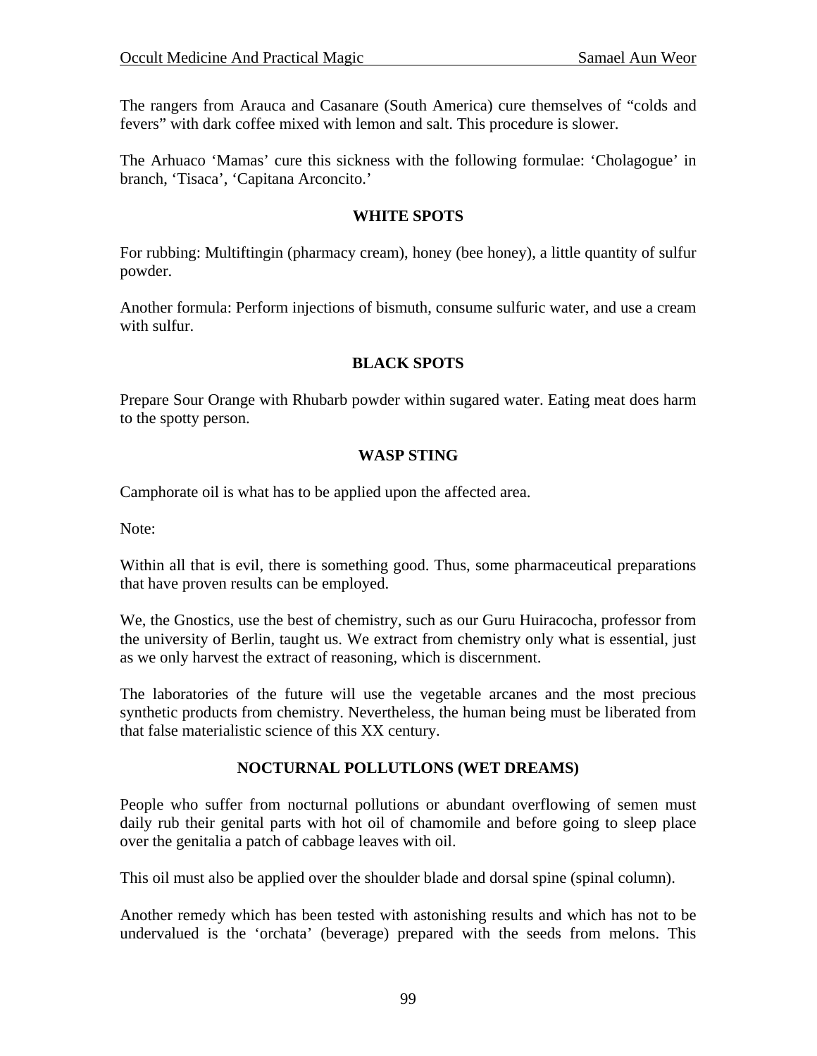The rangers from Arauca and Casanare (South America) cure themselves of “colds and fevers” with dark coffee mixed with lemon and salt. This procedure is slower.

The Arhuaco ‘Mamas’ cure this sickness with the following formulae: ‘Cholagogue’ in branch, ‘Tisaca’, ‘Capitana Arconcito.’

### WHITE SPOTS

For rubbing: Multiftingin (pharmacy cream), honey (bee honey), a little quantity of sulfur powder.

Another formula: Perform injections of bismuth, consume sulfuric water, and use a cream with sulfur.

### BLACK SPOTS

Prepare Sour Orange with Rhubarb powder within sugared water. Eating meat does harm to the spotty person.

### WASP STING

Camphorate oil is what has to be applied upon the affected area.

Note:

Within all that is evil, there is something good. Thus, some pharmaceutical preparations that have proven results can be employed.

We, the Gnostics, use the best of chemistry, such as our Guru Huiracocha, professor from the university of Berlin, taught us. We extract from chemistry only what is essential, just as we only harvest the extract of reasoning, which is discernment.

The laboratories of the future will use the vegetable arcanes and the most precious synthetic products from chemistry. Nevertheless, the human being must be liberated from that false materialistic science of this XX century.

### NOCTURNAL POLLUTLONS (WET DREAMS)

People who suffer from nocturnal pollutions or abundant overflowing of semen must daily rub their genital parts with hot oil of chamomile and before going to sleep place over the genitalia a patch of cabbage leaves with oil.

This oil must also be applied over the shoulder blade and dorsal spine (spinal column).

Another remedy which has been tested with astonishing results and which has not to be undervalued is the ‘orchata’ (beverage) prepared with the seeds from melons. This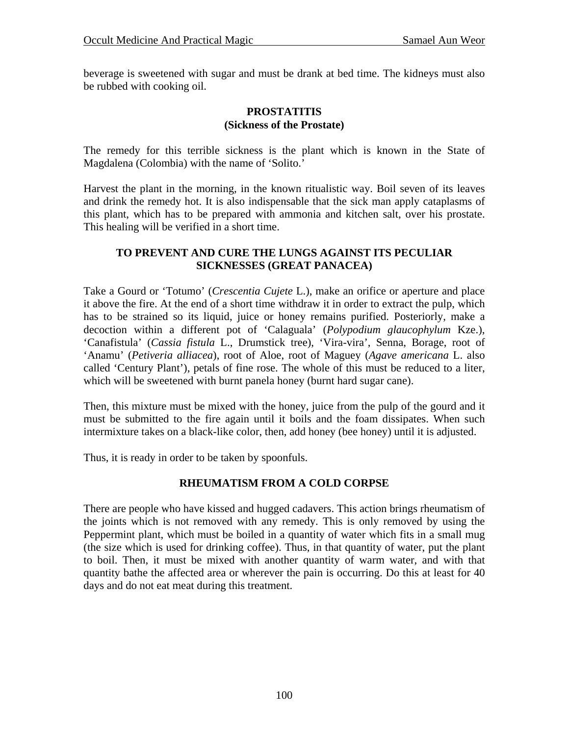beverage is sweetened with sugar and must be drank at bed time. The kidneys must also be rubbed with cooking oil.

## PROSTATITIS
## (Sickness of the Prostate)

The remedy for this terrible sickness is the plant which is known in the State of Magdalena (Colombia) with the name of 'Solito.'

Harvest the plant in the morning, in the known ritualistic way. Boil seven of its leaves and drink the remedy hot. It is also indispensable that the sick man apply cataplasms of this plant, which has to be prepared with ammonia and kitchen salt, over his prostate. This healing will be verified in a short time.

## TO PREVENT AND CURE THE LUNGS AGAINST ITS PECULIAR SICKNESSES (GREAT PANACEA)

Take a Gourd or 'Totumo' (*Crescentia Cujete* L.), make an orifice or aperture and place it above the fire. At the end of a short time withdraw it in order to extract the pulp, which has to be strained so its liquid, juice or honey remains purified. Posteriorly, make a decoction within a different pot of 'Calaguala' (*Polypodium glaucophylum* Kze.), 'Canafistula' (*Cassia fistula* L., Drumstick tree), 'Vira-vira', Senna, Borage, root of 'Anamu' (*Petiveria alliacea*), root of Aloe, root of Maguey (*Agave americana* L. also called 'Century Plant'), petals of fine rose. The whole of this must be reduced to a liter, which will be sweetened with burnt panela honey (burnt hard sugar cane).

Then, this mixture must be mixed with the honey, juice from the pulp of the gourd and it must be submitted to the fire again until it boils and the foam dissipates. When such intermixture takes on a black-like color, then, add honey (bee honey) until it is adjusted.

Thus, it is ready in order to be taken by spoonfuls.

## RHEUMATISM FROM A COLD CORPSE

There are people who have kissed and hugged cadavers. This action brings rheumatism of the joints which is not removed with any remedy. This is only removed by using the Peppermint plant, which must be boiled in a quantity of water which fits in a small mug (the size which is used for drinking coffee). Thus, in that quantity of water, put the plant to boil. Then, it must be mixed with another quantity of warm water, and with that quantity bathe the affected area or wherever the pain is occurring. Do this at least for 40 days and do not eat meat during this treatment.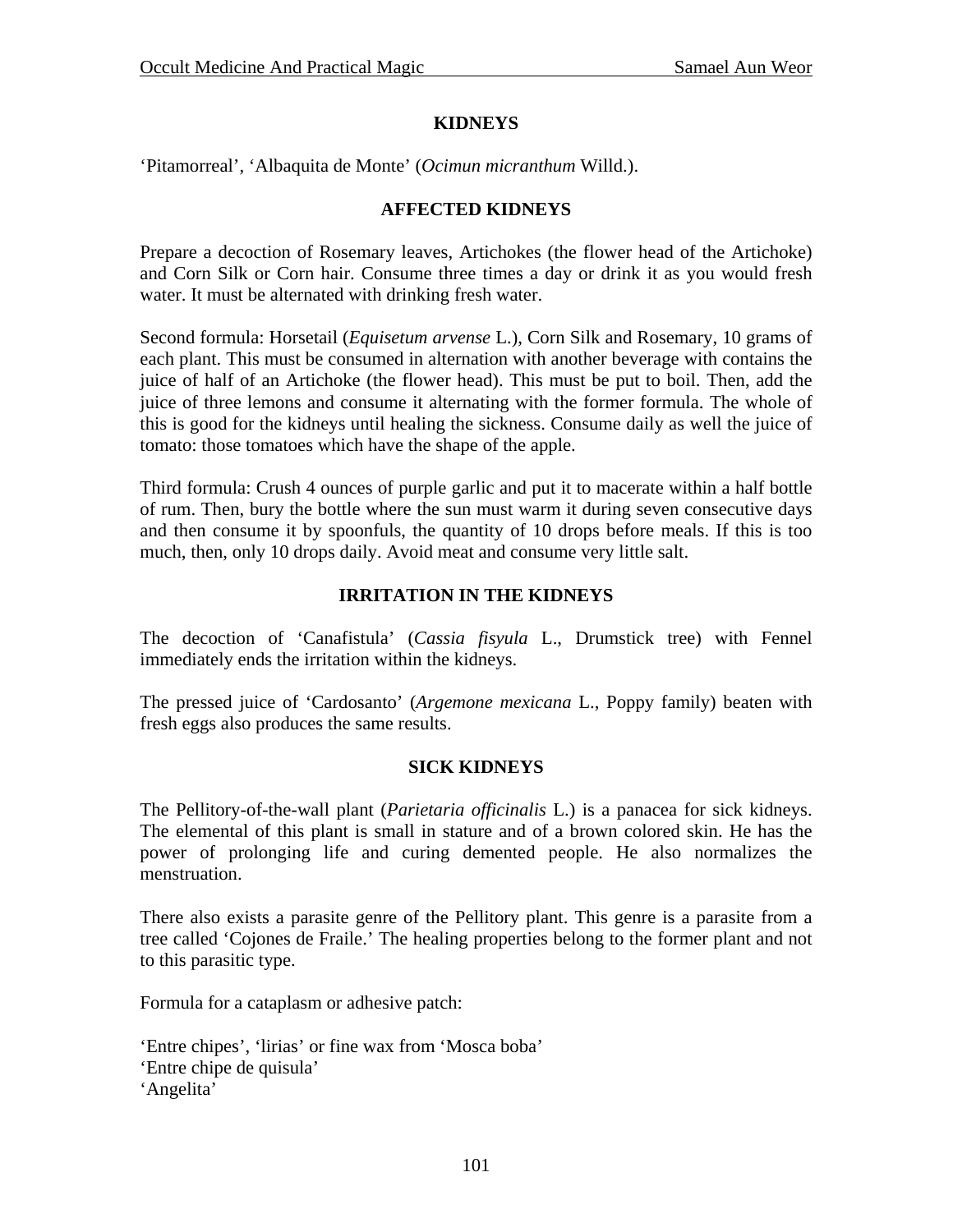## KIDNEYS

'Pitamorreal', 'Albaquita de Monte' (*Ocimun micranthum* Willd.).

## AFFECTED KIDNEYS

Prepare a decoction of Rosemary leaves, Artichokes (the flower head of the Artichoke) and Corn Silk or Corn hair. Consume three times a day or drink it as you would fresh water. It must be alternated with drinking fresh water.

Second formula: Horsetail (*Equisetum arvense* L.), Corn Silk and Rosemary, 10 grams of each plant. This must be consumed in alternation with another beverage with contains the juice of half of an Artichoke (the flower head). This must be put to boil. Then, add the juice of three lemons and consume it alternating with the former formula. The whole of this is good for the kidneys until healing the sickness. Consume daily as well the juice of tomato: those tomatoes which have the shape of the apple.

Third formula: Crush 4 ounces of purple garlic and put it to macerate within a half bottle of rum. Then, bury the bottle where the sun must warm it during seven consecutive days and then consume it by spoonfuls, the quantity of 10 drops before meals. If this is too much, then, only 10 drops daily. Avoid meat and consume very little salt.

## IRRITATION IN THE KIDNEYS

The decoction of 'Canafistula' (*Cassia fisyula* L., Drumstick tree) with Fennel immediately ends the irritation within the kidneys.

The pressed juice of 'Cardosanto' (*Argemone mexicana* L., Poppy family) beaten with fresh eggs also produces the same results.

## SICK KIDNEYS

The Pellitory-of-the-wall plant (*Parietaria officinalis* L.) is a panacea for sick kidneys. The elemental of this plant is small in stature and of a brown colored skin. He has the power of prolonging life and curing demented people. He also normalizes the menstruation.

There also exists a parasite genre of the Pellitory plant. This genre is a parasite from a tree called 'Cojones de Fraile.' The healing properties belong to the former plant and not to this parasitic type.

Formula for a cataplasm or adhesive patch:

'Entre chipes', 'lirias' or fine wax from 'Mosca boba'
'Entre chipe de quisula'
'Angelita'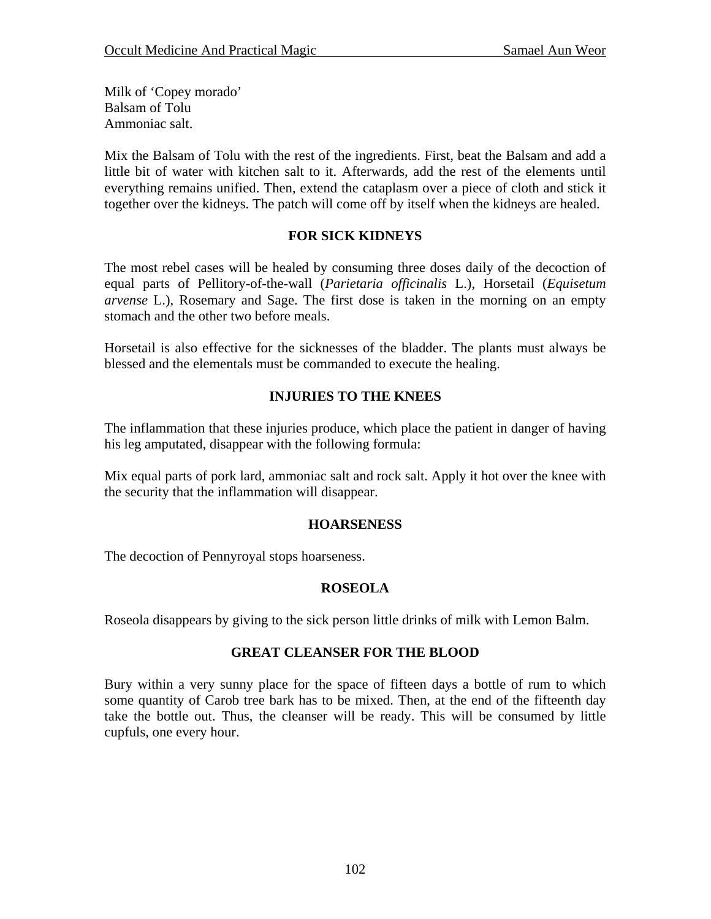Milk of 'Copey morado'  
Balsam of Tolu  
Ammoniac salt.

Mix the Balsam of Tolu with the rest of the ingredients. First, beat the Balsam and add a little bit of water with kitchen salt to it. Afterwards, add the rest of the elements until everything remains unified. Then, extend the cataplasm over a piece of cloth and stick it together over the kidneys. The patch will come off by itself when the kidneys are healed.

### FOR SICK KIDNEYS

The most rebel cases will be healed by consuming three doses daily of the decoction of equal parts of Pellitory-of-the-wall (*Parietaria officinalis* L.), Horsetail (*Equisetum arvense* L.), Rosemary and Sage. The first dose is taken in the morning on an empty stomach and the other two before meals.

Horsetail is also effective for the sicknesses of the bladder. The plants must always be blessed and the elementals must be commanded to execute the healing.

### INJURIES TO THE KNEES

The inflammation that these injuries produce, which place the patient in danger of having his leg amputated, disappear with the following formula:

Mix equal parts of pork lard, ammoniac salt and rock salt. Apply it hot over the knee with the security that the inflammation will disappear.

### HOARSENESS

The decoction of Pennyroyal stops hoarseness.

### ROSEOLA

Roseola disappears by giving to the sick person little drinks of milk with Lemon Balm.

### GREAT CLEANSER FOR THE BLOOD

Bury within a very sunny place for the space of fifteen days a bottle of rum to which some quantity of Carob tree bark has to be mixed. Then, at the end of the fifteenth day take the bottle out. Thus, the cleanser will be ready. This will be consumed by little cupfuls, one every hour.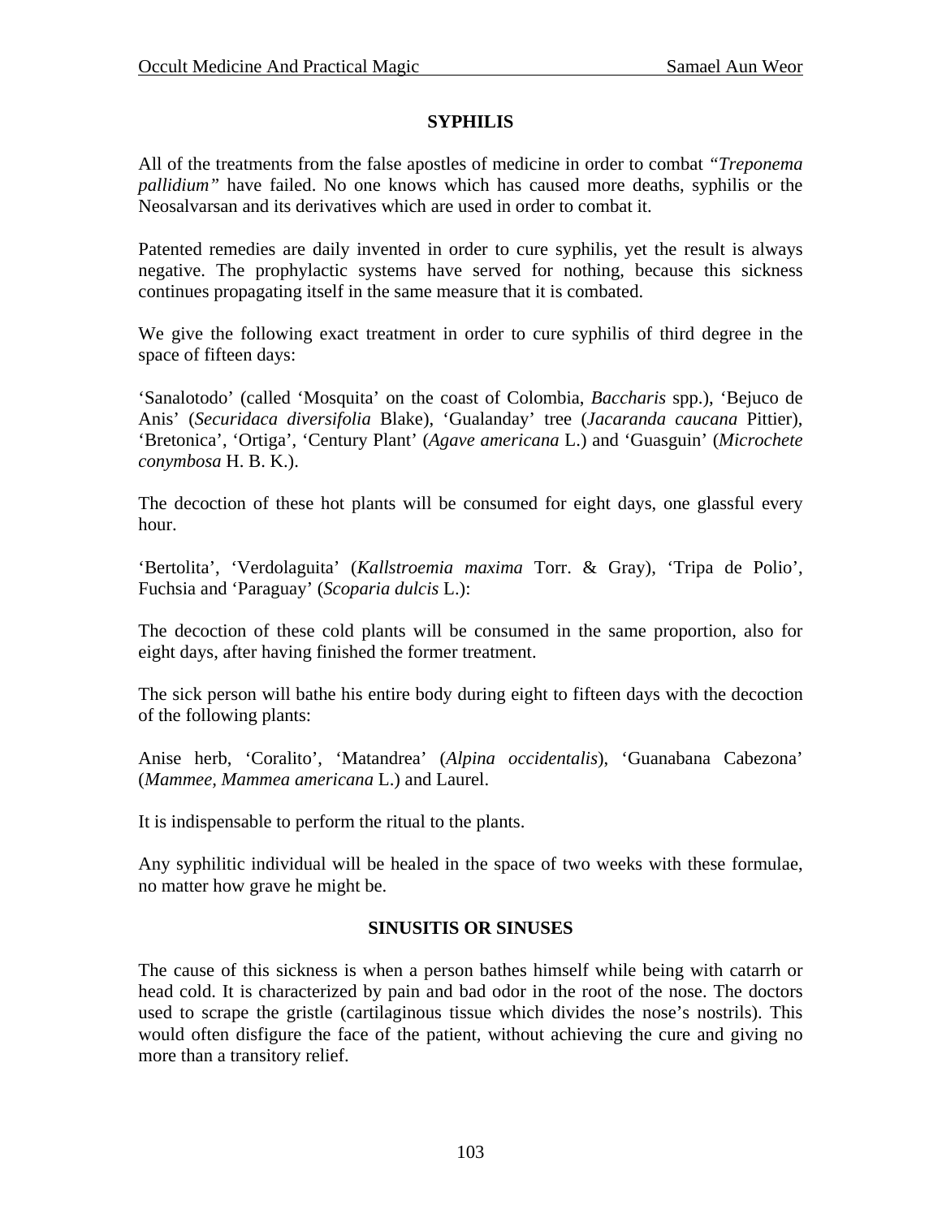## SYPHILIS

All of the treatments from the false apostles of medicine in order to combat *"Treponema pallidium"* have failed. No one knows which has caused more deaths, syphilis or the Neosalvarsan and its derivatives which are used in order to combat it.

Patented remedies are daily invented in order to cure syphilis, yet the result is always negative. The prophylactic systems have served for nothing, because this sickness continues propagating itself in the same measure that it is combated.

We give the following exact treatment in order to cure syphilis of third degree in the space of fifteen days:

'Sanalotodo' (called 'Mosquita' on the coast of Colombia, *Baccharis* spp.), 'Bejuco de Anis' (*Securidaca diversifolia* Blake), 'Gualanday' tree (*Jacaranda caucana* Pittier), 'Bretonica', 'Ortiga', 'Century Plant' (*Agave americana* L.) and 'Guasguin' (*Microchete conymbosa* H. B. K.).

The decoction of these hot plants will be consumed for eight days, one glassful every hour.

'Bertolita', 'Verdolaguita' (*Kallstroemia maxima* Torr. & Gray), 'Tripa de Polio', Fuchsia and 'Paraguay' (*Scoparia dulcis* L.):

The decoction of these cold plants will be consumed in the same proportion, also for eight days, after having finished the former treatment.

The sick person will bathe his entire body during eight to fifteen days with the decoction of the following plants:

Anise herb, 'Coralito', 'Matandrea' (*Alpina occidentalis*), 'Guanabana Cabezona' (*Mammee, Mammea americana* L.) and Laurel.

It is indispensable to perform the ritual to the plants.

Any syphilitic individual will be healed in the space of two weeks with these formulae, no matter how grave he might be.

## SINUSITIS OR SINUSES

The cause of this sickness is when a person bathes himself while being with catarrh or head cold. It is characterized by pain and bad odor in the root of the nose. The doctors used to scrape the gristle (cartilaginous tissue which divides the nose's nostrils). This would often disfigure the face of the patient, without achieving the cure and giving no more than a transitory relief.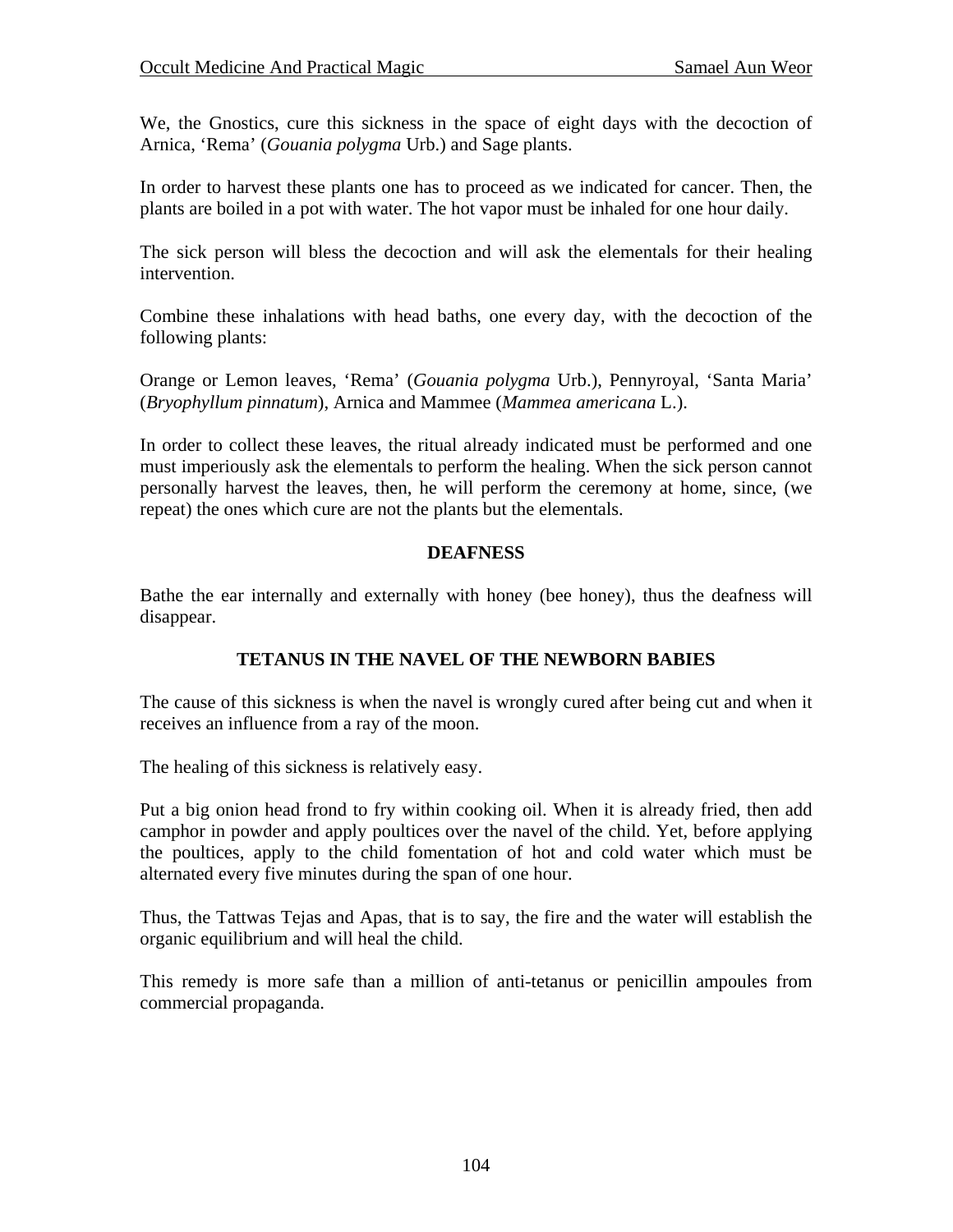We, the Gnostics, cure this sickness in the space of eight days with the decoction of Arnica, 'Rema' (*Gouania polygma* Urb.) and Sage plants.

In order to harvest these plants one has to proceed as we indicated for cancer. Then, the plants are boiled in a pot with water. The hot vapor must be inhaled for one hour daily.

The sick person will bless the decoction and will ask the elementals for their healing intervention.

Combine these inhalations with head baths, one every day, with the decoction of the following plants:

Orange or Lemon leaves, 'Rema' (*Gouania polygma* Urb.), Pennyroyal, 'Santa Maria' (*Bryophyllum pinnatum*), Arnica and Mammee (*Mammea americana* L.).

In order to collect these leaves, the ritual already indicated must be performed and one must imperiously ask the elementals to perform the healing. When the sick person cannot personally harvest the leaves, then, he will perform the ceremony at home, since, (we repeat) the ones which cure are not the plants but the elementals.

## DEAFNESS

Bathe the ear internally and externally with honey (bee honey), thus the deafness will disappear.

## TETANUS IN THE NAVEL OF THE NEWBORN BABIES

The cause of this sickness is when the navel is wrongly cured after being cut and when it receives an influence from a ray of the moon.

The healing of this sickness is relatively easy.

Put a big onion head frond to fry within cooking oil. When it is already fried, then add camphor in powder and apply poultices over the navel of the child. Yet, before applying the poultices, apply to the child fomentation of hot and cold water which must be alternated every five minutes during the span of one hour.

Thus, the Tattwas Tejas and Apas, that is to say, the fire and the water will establish the organic equilibrium and will heal the child.

This remedy is more safe than a million of anti-tetanus or penicillin ampoules from commercial propaganda.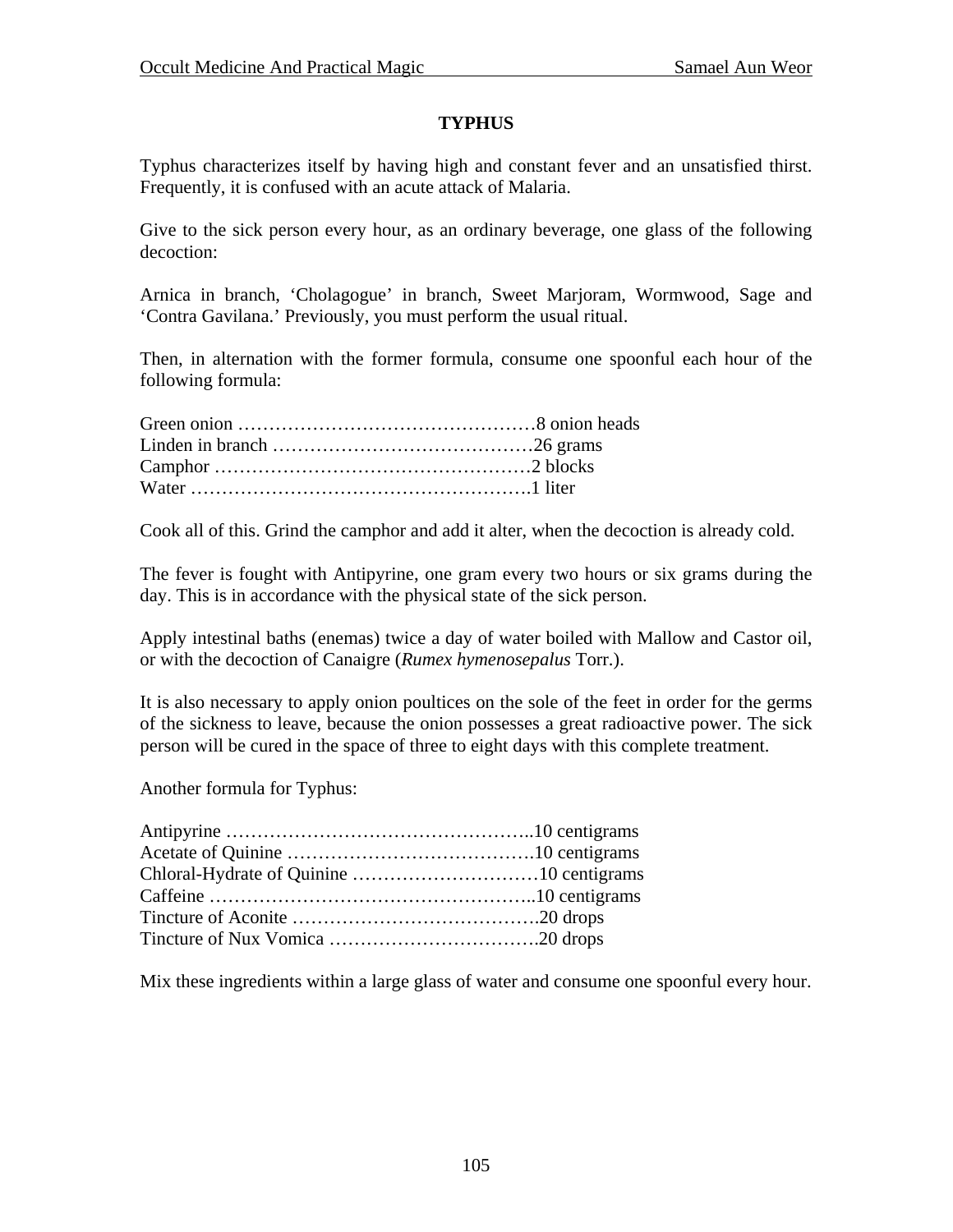# TYPHUS

Typhus characterizes itself by having high and constant fever and an unsatisfied thirst. Frequently, it is confused with an acute attack of Malaria.

Give to the sick person every hour, as an ordinary beverage, one glass of the following decoction:

Arnica in branch, 'Cholagogue' in branch, Sweet Marjoram, Wormwood, Sage and 'Contra Gavilana.' Previously, you must perform the usual ritual.

Then, in alternation with the former formula, consume one spoonful each hour of the following formula:

Green onion …………………………………………8 onion heads
Linden in branch ……………………………………26 grams
Camphor ……………………………………………2 blocks
Water ……………………………………………….1 liter

Cook all of this. Grind the camphor and add it alter, when the decoction is already cold.

The fever is fought with Antipyrine, one gram every two hours or six grams during the day. This is in accordance with the physical state of the sick person.

Apply intestinal baths (enemas) twice a day of water boiled with Mallow and Castor oil, or with the decoction of Canaigre (*Rumex hymenosepalus* Torr.).

It is also necessary to apply onion poultices on the sole of the feet in order for the germs of the sickness to leave, because the onion possesses a great radioactive power. The sick person will be cured in the space of three to eight days with this complete treatment.

Another formula for Typhus:

Antipyrine …………………………………………..10 centigrams
Acetate of Quinine ………………………………….10 centigrams
Chloral-Hydrate of Quinine …………………………10 centigrams
Caffeine ……………………………………………..10 centigrams
Tincture of Aconite ………………………………….20 drops
Tincture of Nux Vomica …………………………….20 drops

Mix these ingredients within a large glass of water and consume one spoonful every hour.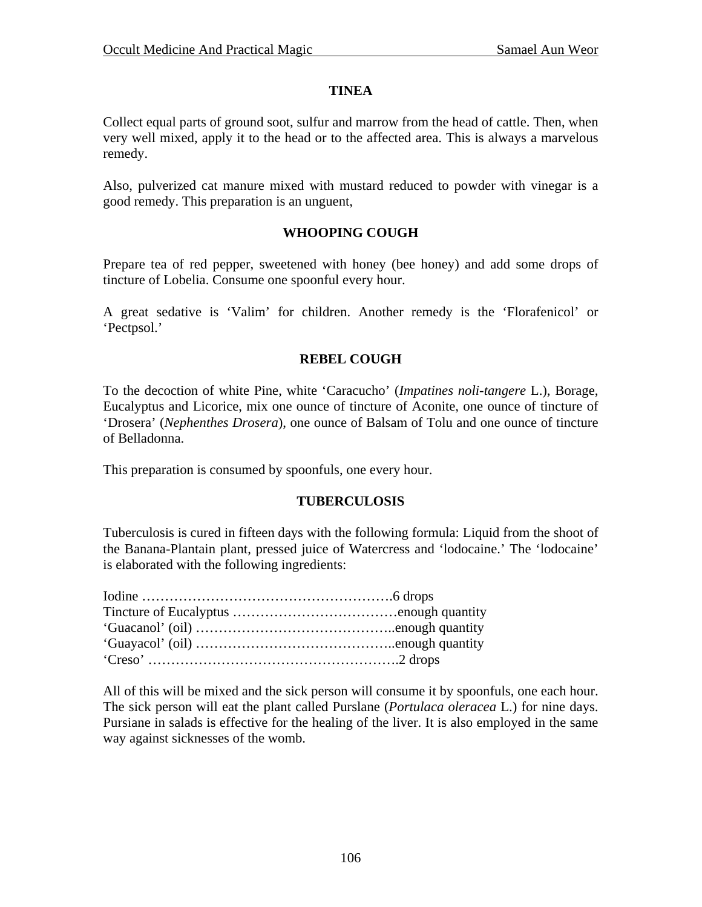## TINEA

Collect equal parts of ground soot, sulfur and marrow from the head of cattle. Then, when very well mixed, apply it to the head or to the affected area. This is always a marvelous remedy.

Also, pulverized cat manure mixed with mustard reduced to powder with vinegar is a good remedy. This preparation is an unguent,

## WHOOPING COUGH

Prepare tea of red pepper, sweetened with honey (bee honey) and add some drops of tincture of Lobelia. Consume one spoonful every hour.

A great sedative is 'Valim' for children. Another remedy is the 'Florafenicol' or 'Pectpsol.'

## REBEL COUGH

To the decoction of white Pine, white 'Caracucho' (*Impatines noli-tangere* L.), Borage, Eucalyptus and Licorice, mix one ounce of tincture of Aconite, one ounce of tincture of 'Drosera' (*Nephenthes Drosera*), one ounce of Balsam of Tolu and one ounce of tincture of Belladonna.

This preparation is consumed by spoonfuls, one every hour.

## TUBERCULOSIS

Tuberculosis is cured in fifteen days with the following formula: Liquid from the shoot of the Banana-Plantain plant, pressed juice of Watercress and 'lodocaine.' The 'lodocaine' is elaborated with the following ingredients:

Iodine ……………………………………………….6 drops
Tincture of Eucalyptus ………………………………enough quantity
'Guacanol' (oil) ……………………………………..enough quantity
'Guayacol' (oil) ……………………………………..enough quantity
'Creso' ……………………………………………….2 drops

All of this will be mixed and the sick person will consume it by spoonfuls, one each hour. The sick person will eat the plant called Purslane (*Portulaca oleracea* L.) for nine days. Pursiane in salads is effective for the healing of the liver. It is also employed in the same way against sicknesses of the womb.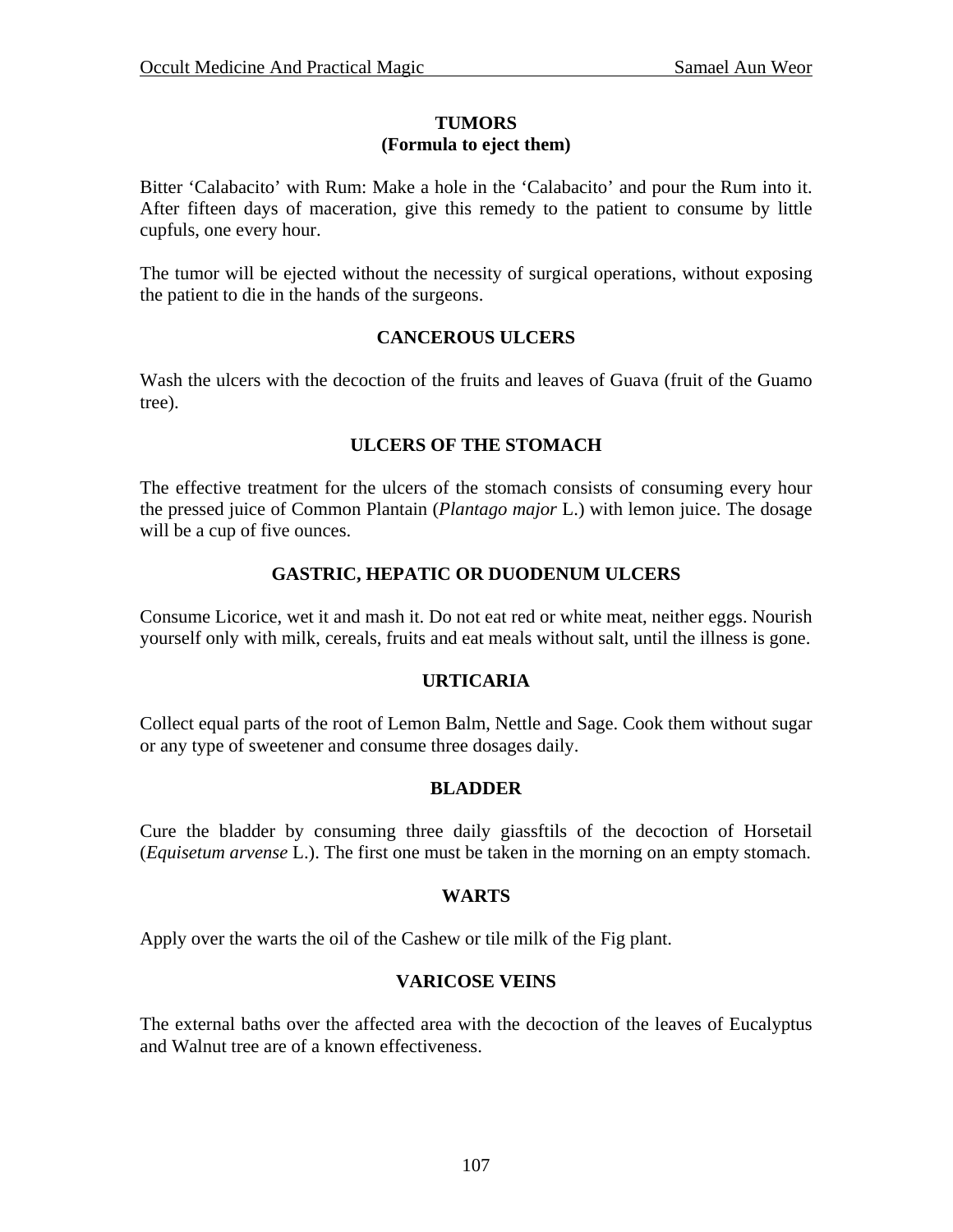## TUMORS
## (Formula to eject them)

Bitter 'Calabacito' with Rum: Make a hole in the 'Calabacito' and pour the Rum into it. After fifteen days of maceration, give this remedy to the patient to consume by little cupfuls, one every hour.

The tumor will be ejected without the necessity of surgical operations, without exposing the patient to die in the hands of the surgeons.

## CANCEROUS ULCERS

Wash the ulcers with the decoction of the fruits and leaves of Guava (fruit of the Guamo tree).

## ULCERS OF THE STOMACH

The effective treatment for the ulcers of the stomach consists of consuming every hour the pressed juice of Common Plantain (*Plantago major* L.) with lemon juice. The dosage will be a cup of five ounces.

## GASTRIC, HEPATIC OR DUODENUM ULCERS

Consume Licorice, wet it and mash it. Do not eat red or white meat, neither eggs. Nourish yourself only with milk, cereals, fruits and eat meals without salt, until the illness is gone.

## URTICARIA

Collect equal parts of the root of Lemon Balm, Nettle and Sage. Cook them without sugar or any type of sweetener and consume three dosages daily.

## BLADDER

Cure the bladder by consuming three daily giassftils of the decoction of Horsetail (*Equisetum arvense* L.). The first one must be taken in the morning on an empty stomach.

## WARTS

Apply over the warts the oil of the Cashew or tile milk of the Fig plant.

## VARICOSE VEINS

The external baths over the affected area with the decoction of the leaves of Eucalyptus and Walnut tree are of a known effectiveness.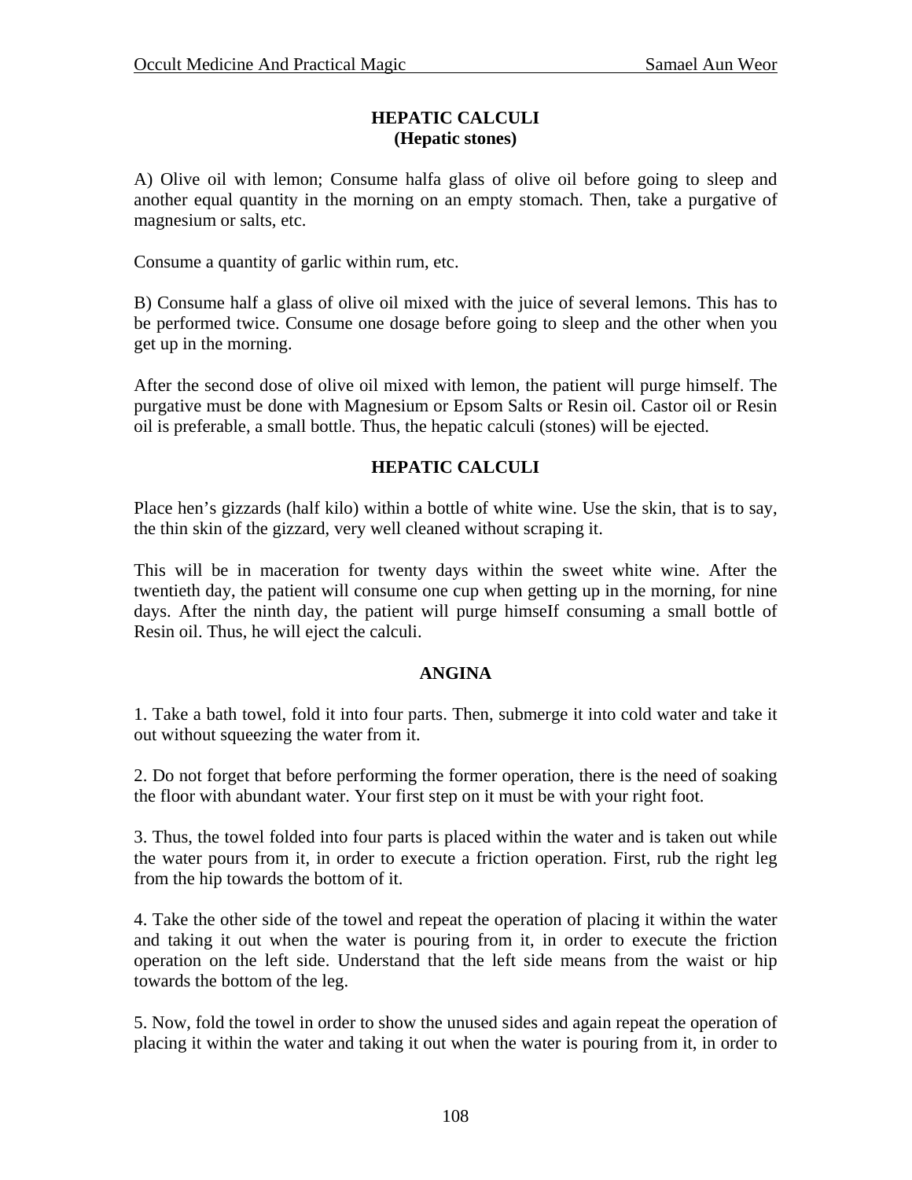## HEPATIC CALCULI
## (Hepatic stones)

A) Olive oil with lemon; Consume halfa glass of olive oil before going to sleep and another equal quantity in the morning on an empty stomach. Then, take a purgative of magnesium or salts, etc.

Consume a quantity of garlic within rum, etc.

B) Consume half a glass of olive oil mixed with the juice of several lemons. This has to be performed twice. Consume one dosage before going to sleep and the other when you get up in the morning.

After the second dose of olive oil mixed with lemon, the patient will purge himself. The purgative must be done with Magnesium or Epsom Salts or Resin oil. Castor oil or Resin oil is preferable, a small bottle. Thus, the hepatic calculi (stones) will be ejected.

## HEPATIC CALCULI

Place hen's gizzards (half kilo) within a bottle of white wine. Use the skin, that is to say, the thin skin of the gizzard, very well cleaned without scraping it.

This will be in maceration for twenty days within the sweet white wine. After the twentieth day, the patient will consume one cup when getting up in the morning, for nine days. After the ninth day, the patient will purge himseIf consuming a small bottle of Resin oil. Thus, he will eject the calculi.

## ANGINA

1. Take a bath towel, fold it into four parts. Then, submerge it into cold water and take it out without squeezing the water from it.

2. Do not forget that before performing the former operation, there is the need of soaking the floor with abundant water. Your first step on it must be with your right foot.

3. Thus, the towel folded into four parts is placed within the water and is taken out while the water pours from it, in order to execute a friction operation. First, rub the right leg from the hip towards the bottom of it.

4. Take the other side of the towel and repeat the operation of placing it within the water and taking it out when the water is pouring from it, in order to execute the friction operation on the left side. Understand that the left side means from the waist or hip towards the bottom of the leg.

5. Now, fold the towel in order to show the unused sides and again repeat the operation of placing it within the water and taking it out when the water is pouring from it, in order to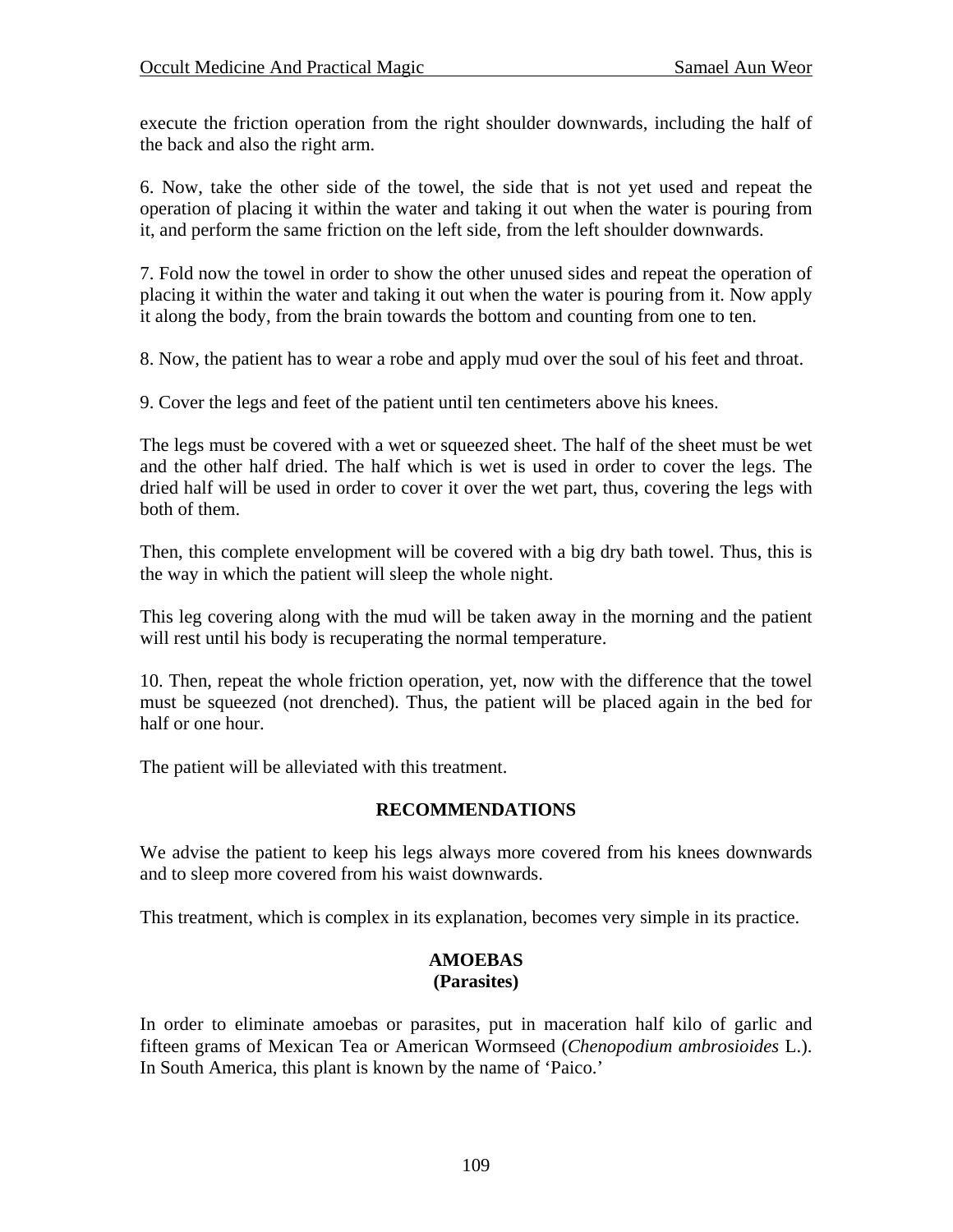execute the friction operation from the right shoulder downwards, including the half of the back and also the right arm.

6. Now, take the other side of the towel, the side that is not yet used and repeat the operation of placing it within the water and taking it out when the water is pouring from it, and perform the same friction on the left side, from the left shoulder downwards.

7. Fold now the towel in order to show the other unused sides and repeat the operation of placing it within the water and taking it out when the water is pouring from it. Now apply it along the body, from the brain towards the bottom and counting from one to ten.

8. Now, the patient has to wear a robe and apply mud over the soul of his feet and throat.

9. Cover the legs and feet of the patient until ten centimeters above his knees.

The legs must be covered with a wet or squeezed sheet. The half of the sheet must be wet and the other half dried. The half which is wet is used in order to cover the legs. The dried half will be used in order to cover it over the wet part, thus, covering the legs with both of them.

Then, this complete envelopment will be covered with a big dry bath towel. Thus, this is the way in which the patient will sleep the whole night.

This leg covering along with the mud will be taken away in the morning and the patient will rest until his body is recuperating the normal temperature.

10. Then, repeat the whole friction operation, yet, now with the difference that the towel must be squeezed (not drenched). Thus, the patient will be placed again in the bed for half or one hour.

The patient will be alleviated with this treatment.

## RECOMMENDATIONS

We advise the patient to keep his legs always more covered from his knees downwards and to sleep more covered from his waist downwards.

This treatment, which is complex in its explanation, becomes very simple in its practice.

## AMOEBAS
## (Parasites)

In order to eliminate amoebas or parasites, put in maceration half kilo of garlic and fifteen grams of Mexican Tea or American Wormseed (*Chenopodium ambrosioides* L.). In South America, this plant is known by the name of 'Paico.'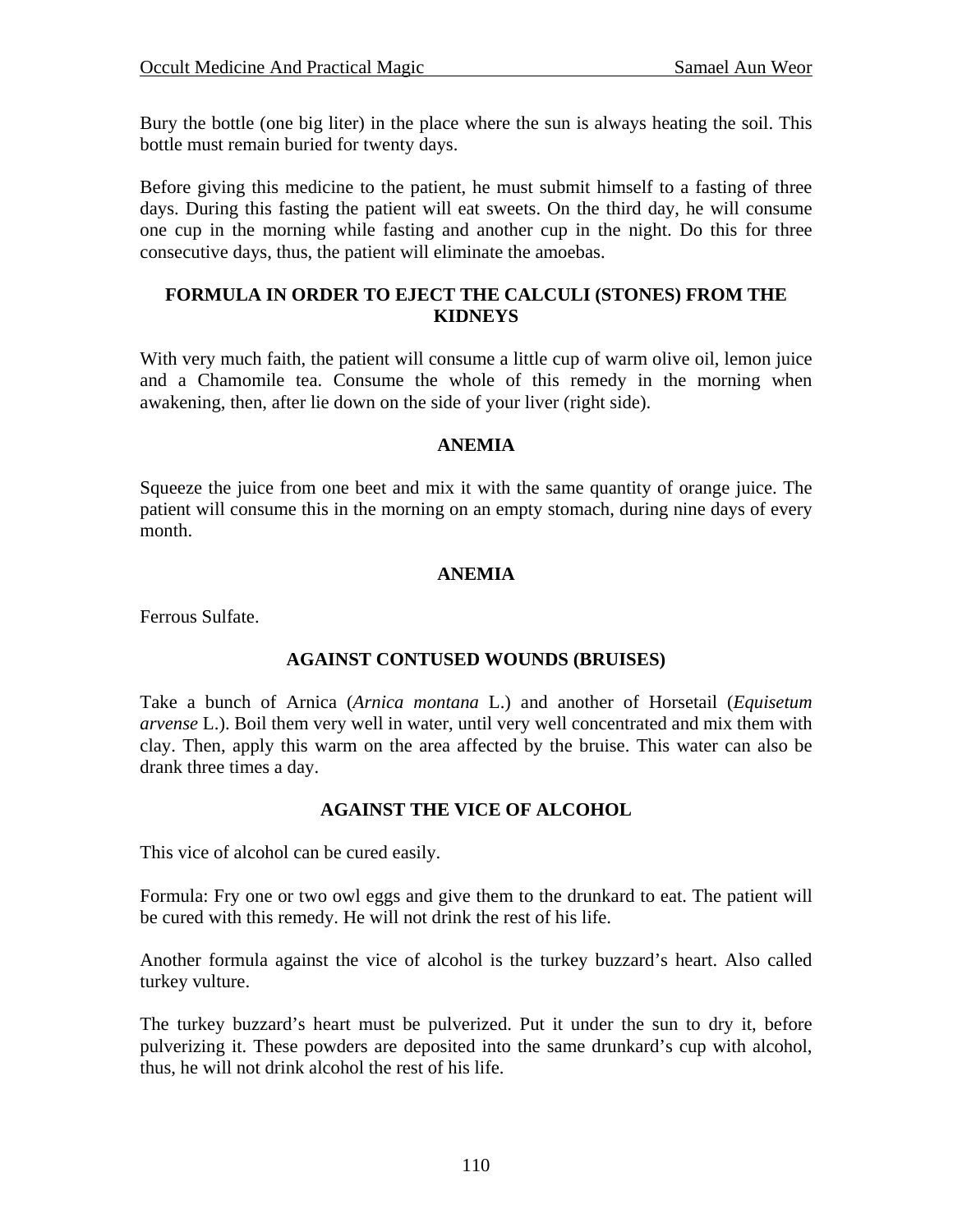Bury the bottle (one big liter) in the place where the sun is always heating the soil. This bottle must remain buried for twenty days.

Before giving this medicine to the patient, he must submit himself to a fasting of three days. During this fasting the patient will eat sweets. On the third day, he will consume one cup in the morning while fasting and another cup in the night. Do this for three consecutive days, thus, the patient will eliminate the amoebas.

### FORMULA IN ORDER TO EJECT THE CALCULI (STONES) FROM THE KIDNEYS

With very much faith, the patient will consume a little cup of warm olive oil, lemon juice and a Chamomile tea. Consume the whole of this remedy in the morning when awakening, then, after lie down on the side of your liver (right side).

### ANEMIA

Squeeze the juice from one beet and mix it with the same quantity of orange juice. The patient will consume this in the morning on an empty stomach, during nine days of every month.

### ANEMIA

Ferrous Sulfate.

### AGAINST CONTUSED WOUNDS (BRUISES)

Take a bunch of Arnica (*Arnica montana* L.) and another of Horsetail (*Equisetum arvense* L.). Boil them very well in water, until very well concentrated and mix them with clay. Then, apply this warm on the area affected by the bruise. This water can also be drank three times a day.

### AGAINST THE VICE OF ALCOHOL

This vice of alcohol can be cured easily.

Formula: Fry one or two owl eggs and give them to the drunkard to eat. The patient will be cured with this remedy. He will not drink the rest of his life.

Another formula against the vice of alcohol is the turkey buzzard's heart. Also called turkey vulture.

The turkey buzzard's heart must be pulverized. Put it under the sun to dry it, before pulverizing it. These powders are deposited into the same drunkard's cup with alcohol, thus, he will not drink alcohol the rest of his life.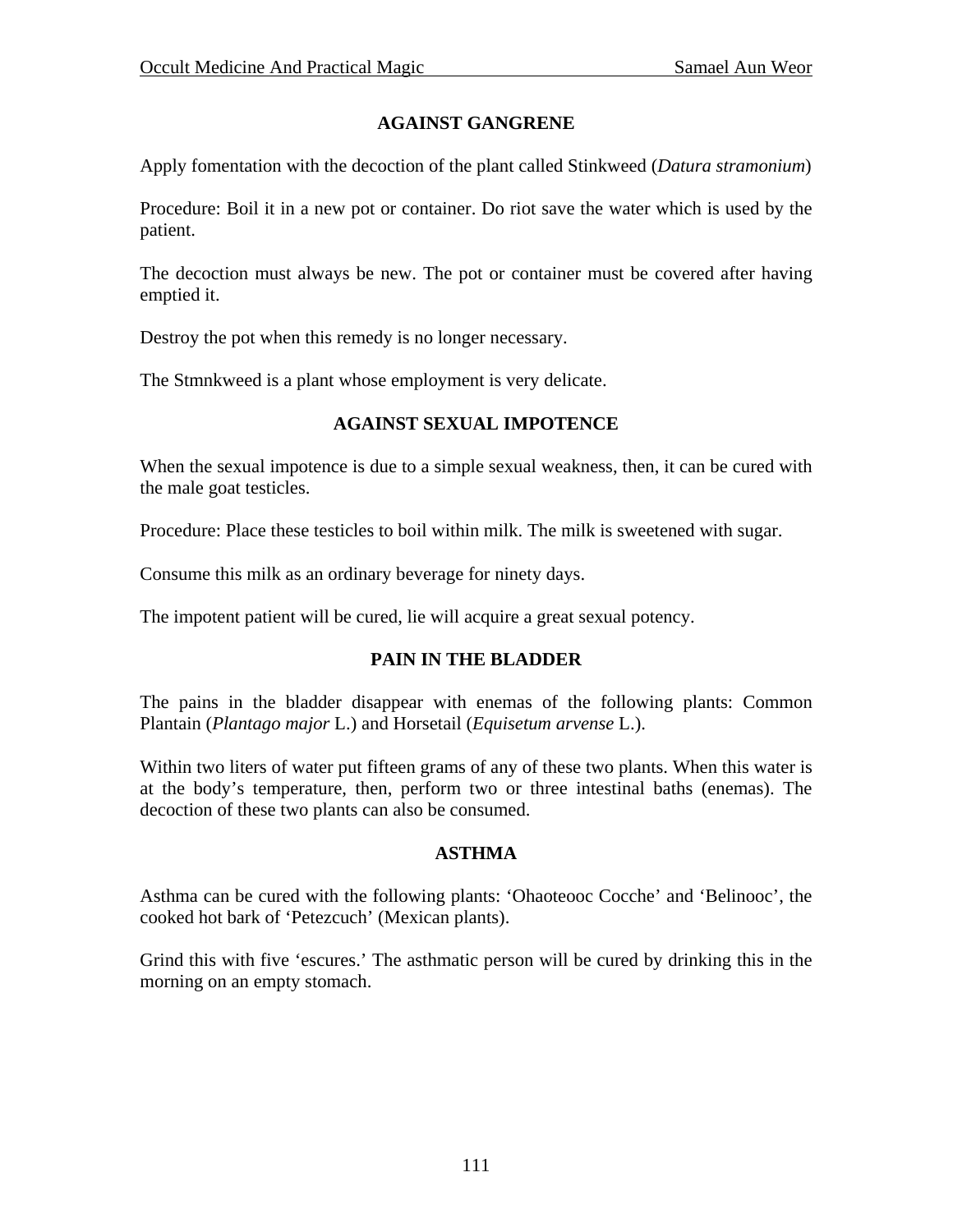## AGAINST GANGRENE

Apply fomentation with the decoction of the plant called Stinkweed (*Datura stramonium*)

Procedure: Boil it in a new pot or container. Do riot save the water which is used by the patient.

The decoction must always be new. The pot or container must be covered after having emptied it.

Destroy the pot when this remedy is no longer necessary.

The Stmnkweed is a plant whose employment is very delicate.

## AGAINST SEXUAL IMPOTENCE

When the sexual impotence is due to a simple sexual weakness, then, it can be cured with the male goat testicles.

Procedure: Place these testicles to boil within milk. The milk is sweetened with sugar.

Consume this milk as an ordinary beverage for ninety days.

The impotent patient will be cured, lie will acquire a great sexual potency.

## PAIN IN THE BLADDER

The pains in the bladder disappear with enemas of the following plants: Common Plantain (*Plantago major* L.) and Horsetail (*Equisetum arvense* L.).

Within two liters of water put fifteen grams of any of these two plants. When this water is at the body's temperature, then, perform two or three intestinal baths (enemas). The decoction of these two plants can also be consumed.

## ASTHMA

Asthma can be cured with the following plants: 'Ohaoteooc Cocche' and 'Belinooc', the cooked hot bark of 'Petezcuch' (Mexican plants).

Grind this with five 'escures.' The asthmatic person will be cured by drinking this in the morning on an empty stomach.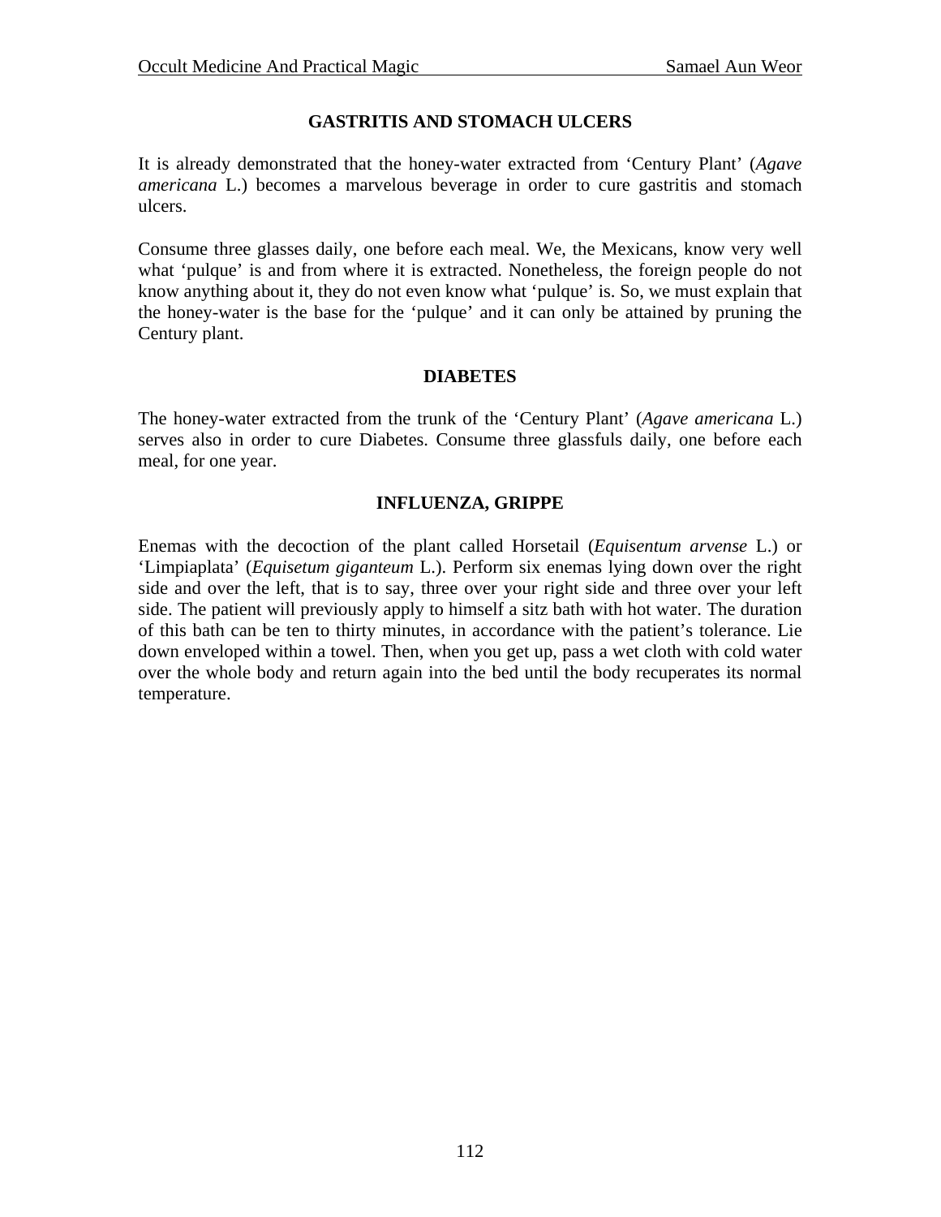## GASTRITIS AND STOMACH ULCERS

It is already demonstrated that the honey-water extracted from 'Century Plant' (*Agave americana* L.) becomes a marvelous beverage in order to cure gastritis and stomach ulcers.

Consume three glasses daily, one before each meal. We, the Mexicans, know very well what 'pulque' is and from where it is extracted. Nonetheless, the foreign people do not know anything about it, they do not even know what 'pulque' is. So, we must explain that the honey-water is the base for the 'pulque' and it can only be attained by pruning the Century plant.

## DIABETES

The honey-water extracted from the trunk of the 'Century Plant' (*Agave americana* L.) serves also in order to cure Diabetes. Consume three glassfuls daily, one before each meal, for one year.

## INFLUENZA, GRIPPE

Enemas with the decoction of the plant called Horsetail (*Equisentum arvense* L.) or 'Limpiaplata' (*Equisetum giganteum* L.). Perform six enemas lying down over the right side and over the left, that is to say, three over your right side and three over your left side. The patient will previously apply to himself a sitz bath with hot water. The duration of this bath can be ten to thirty minutes, in accordance with the patient's tolerance. Lie down enveloped within a towel. Then, when you get up, pass a wet cloth with cold water over the whole body and return again into the bed until the body recuperates its normal temperature.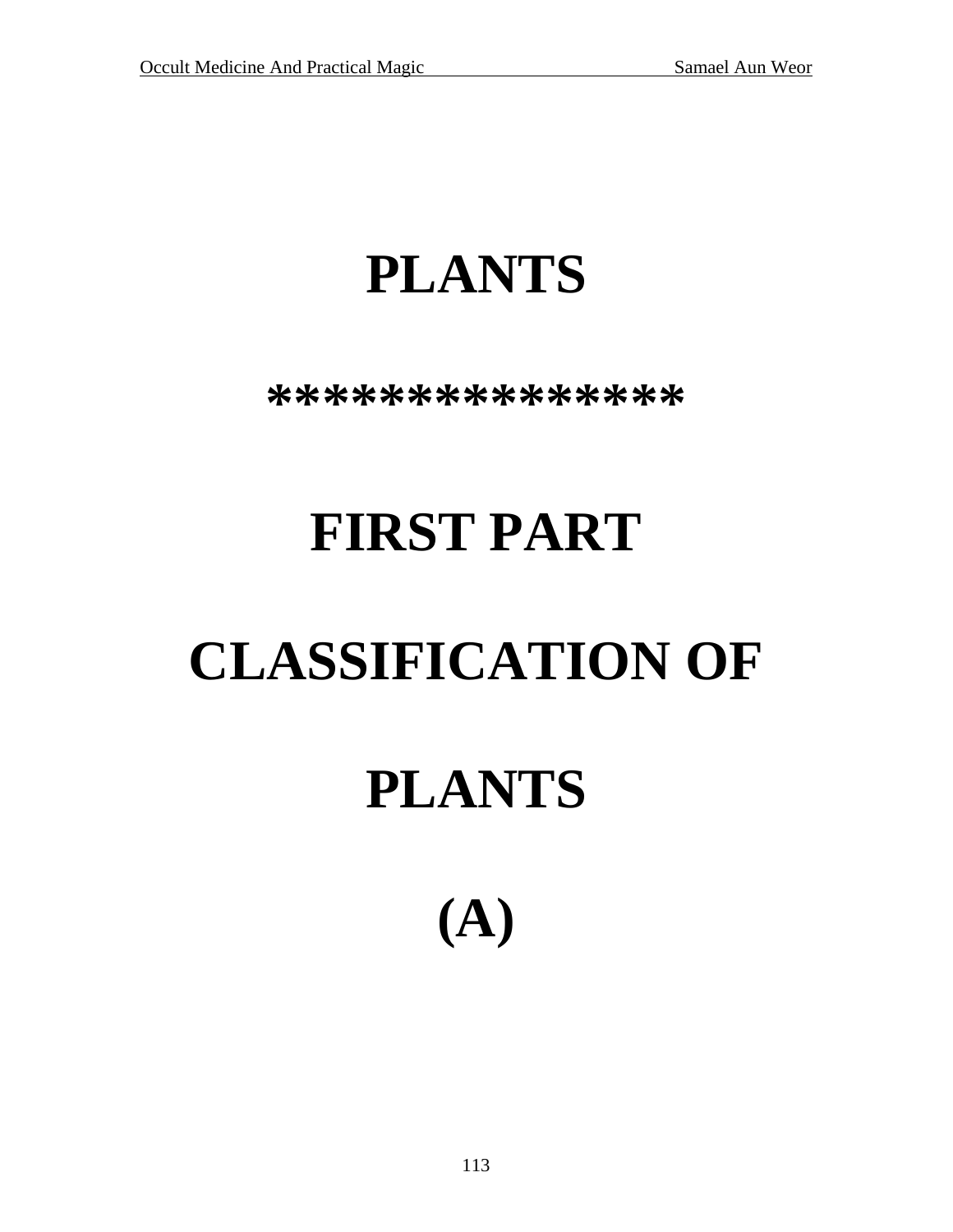# PLANTS

****************

# FIRST PART

# CLASSIFICATION OF PLANTS

# (A)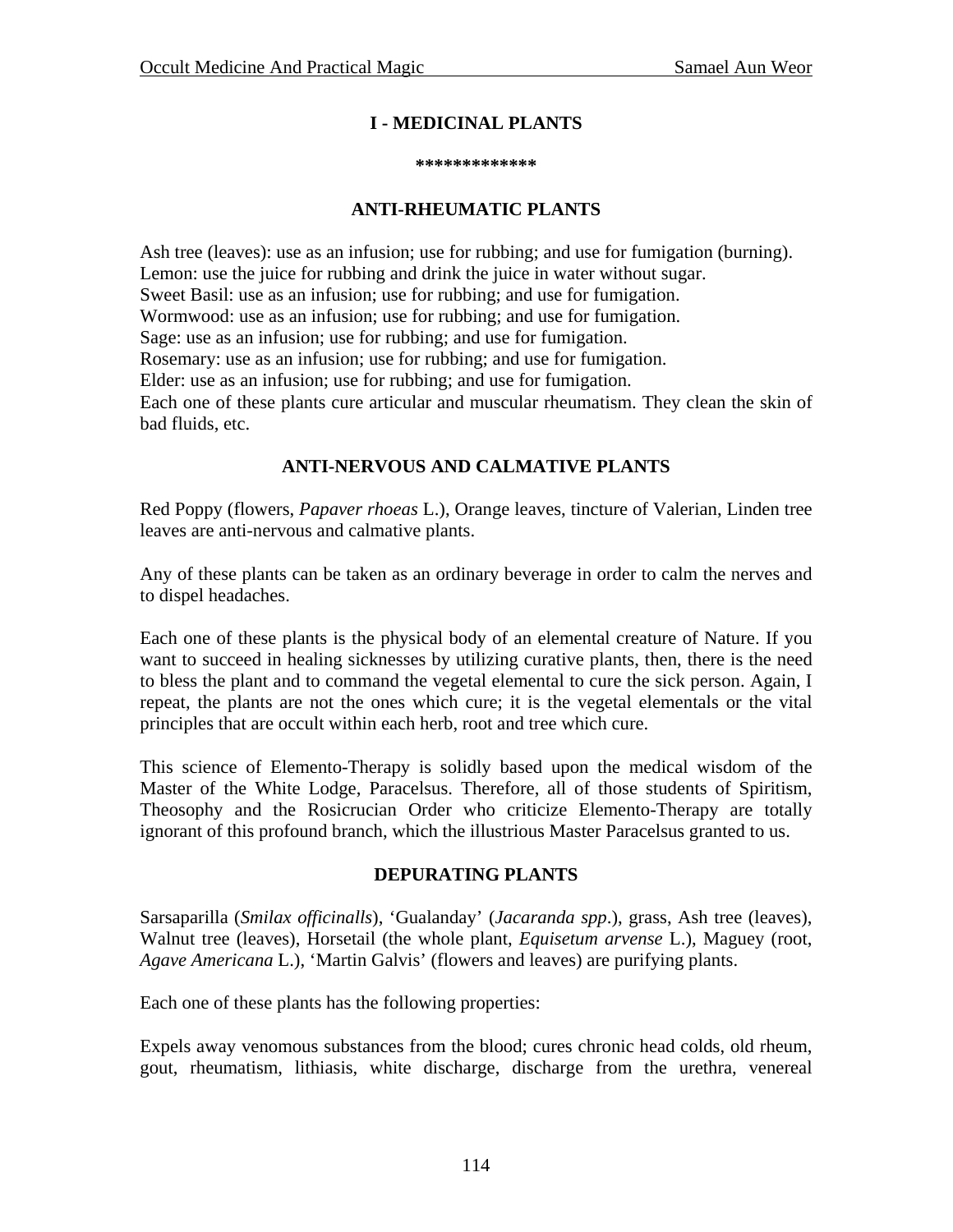# I - MEDICINAL PLANTS

\*\*\*\*\*\*\*\*\*\*\*\*\*

## ANTI-RHEUMATIC PLANTS

Ash tree (leaves): use as an infusion; use for rubbing; and use for fumigation (burning).
Lemon: use the juice for rubbing and drink the juice in water without sugar.
Sweet Basil: use as an infusion; use for rubbing; and use for fumigation.
Wormwood: use as an infusion; use for rubbing; and use for fumigation.
Sage: use as an infusion; use for rubbing; and use for fumigation.
Rosemary: use as an infusion; use for rubbing; and use for fumigation.
Elder: use as an infusion; use for rubbing; and use for fumigation.
Each one of these plants cure articular and muscular rheumatism. They clean the skin of bad fluids, etc.

## ANTI-NERVOUS AND CALMATIVE PLANTS

Red Poppy (flowers, *Papaver rhoeas* L.), Orange leaves, tincture of Valerian, Linden tree leaves are anti-nervous and calmative plants.

Any of these plants can be taken as an ordinary beverage in order to calm the nerves and to dispel headaches.

Each one of these plants is the physical body of an elemental creature of Nature. If you want to succeed in healing sicknesses by utilizing curative plants, then, there is the need to bless the plant and to command the vegetal elemental to cure the sick person. Again, I repeat, the plants are not the ones which cure; it is the vegetal elementals or the vital principles that are occult within each herb, root and tree which cure.

This science of Elemento-Therapy is solidly based upon the medical wisdom of the Master of the White Lodge, Paracelsus. Therefore, all of those students of Spiritism, Theosophy and the Rosicrucian Order who criticize Elemento-Therapy are totally ignorant of this profound branch, which the illustrious Master Paracelsus granted to us.

## DEPURATING PLANTS

Sarsaparilla (*Smilax officinalls*), 'Gualanday' (*Jacaranda spp*.), grass, Ash tree (leaves), Walnut tree (leaves), Horsetail (the whole plant, *Equisetum arvense* L.), Maguey (root, *Agave Americana* L.), 'Martin Galvis' (flowers and leaves) are purifying plants.

Each one of these plants has the following properties:

Expels away venomous substances from the blood; cures chronic head colds, old rheum, gout, rheumatism, lithiasis, white discharge, discharge from the urethra, venereal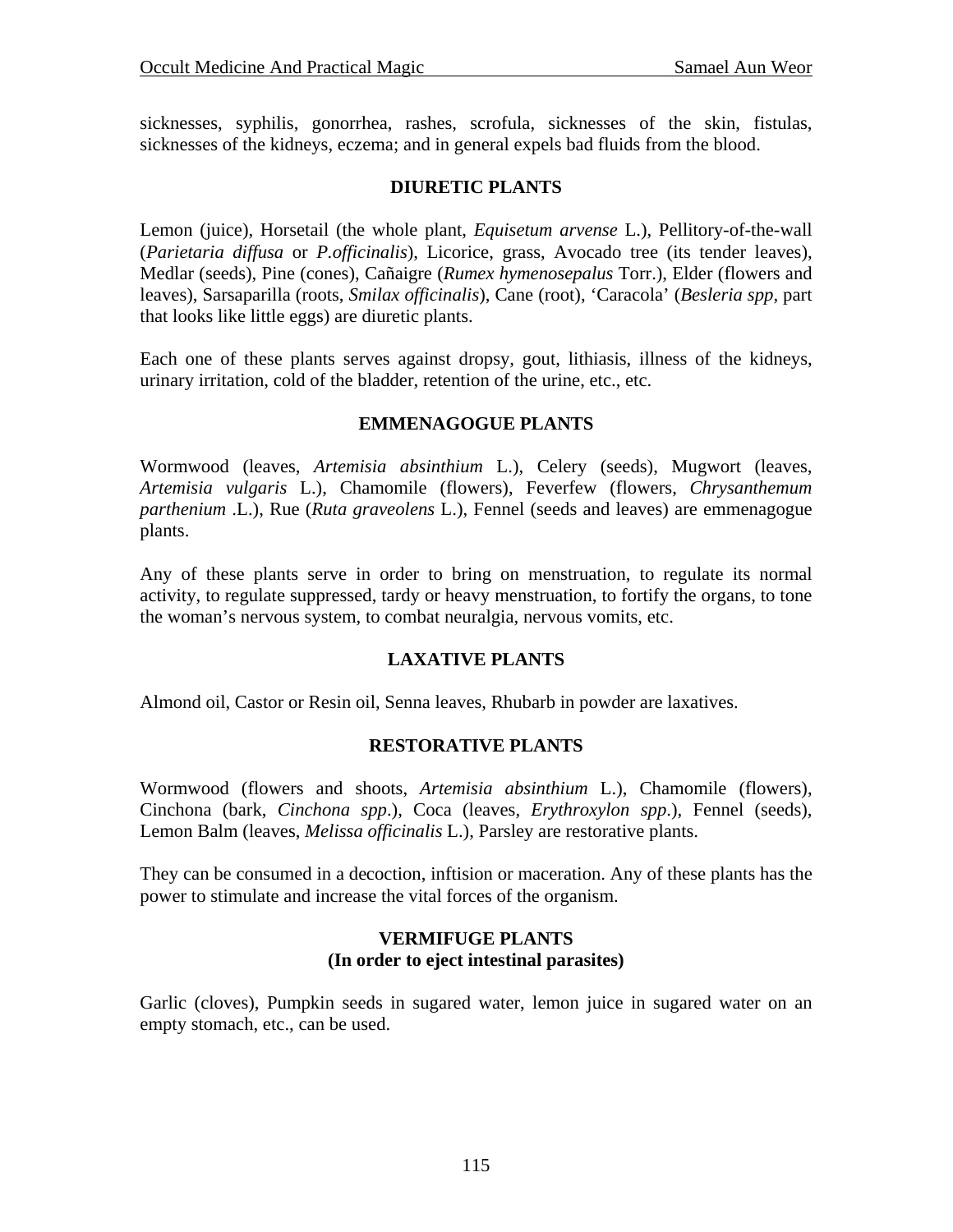sicknesses, syphilis, gonorrhea, rashes, scrofula, sicknesses of the skin, fistulas, sicknesses of the kidneys, eczema; and in general expels bad fluids from the blood.

### DIURETIC PLANTS

Lemon (juice), Horsetail (the whole plant, *Equisetum arvense* L.), Pellitory-of-the-wall (*Parietaria diffusa* or *P.officinalis*), Licorice, grass, Avocado tree (its tender leaves), Medlar (seeds), Pine (cones), Cañaigre (*Rumex hymenosepalus* Torr.), Elder (flowers and leaves), Sarsaparilla (roots, *Smilax officinalis*), Cane (root), 'Caracola' (*Besleria spp*, part that looks like little eggs) are diuretic plants.

Each one of these plants serves against dropsy, gout, lithiasis, illness of the kidneys, urinary irritation, cold of the bladder, retention of the urine, etc., etc.

### EMMENAGOGUE PLANTS

Wormwood (leaves, *Artemisia absinthium* L.), Celery (seeds), Mugwort (leaves, *Artemisia vulgaris* L.), Chamomile (flowers), Feverfew (flowers, *Chrysanthemum parthenium* .L.), Rue (*Ruta graveolens* L.), Fennel (seeds and leaves) are emmenagogue plants.

Any of these plants serve in order to bring on menstruation, to regulate its normal activity, to regulate suppressed, tardy or heavy menstruation, to fortify the organs, to tone the woman's nervous system, to combat neuralgia, nervous vomits, etc.

### LAXATIVE PLANTS

Almond oil, Castor or Resin oil, Senna leaves, Rhubarb in powder are laxatives.

### RESTORATIVE PLANTS

Wormwood (flowers and shoots, *Artemisia absinthium* L.), Chamomile (flowers), Cinchona (bark, *Cinchona spp*.), Coca (leaves, *Erythroxylon spp*.), Fennel (seeds), Lemon Balm (leaves, *Melissa officinalis* L.), Parsley are restorative plants.

They can be consumed in a decoction, inftision or maceration. Any of these plants has the power to stimulate and increase the vital forces of the organism.

### VERMIFUGE PLANTS
**(In order to eject intestinal parasites)**

Garlic (cloves), Pumpkin seeds in sugared water, lemon juice in sugared water on an empty stomach, etc., can be used.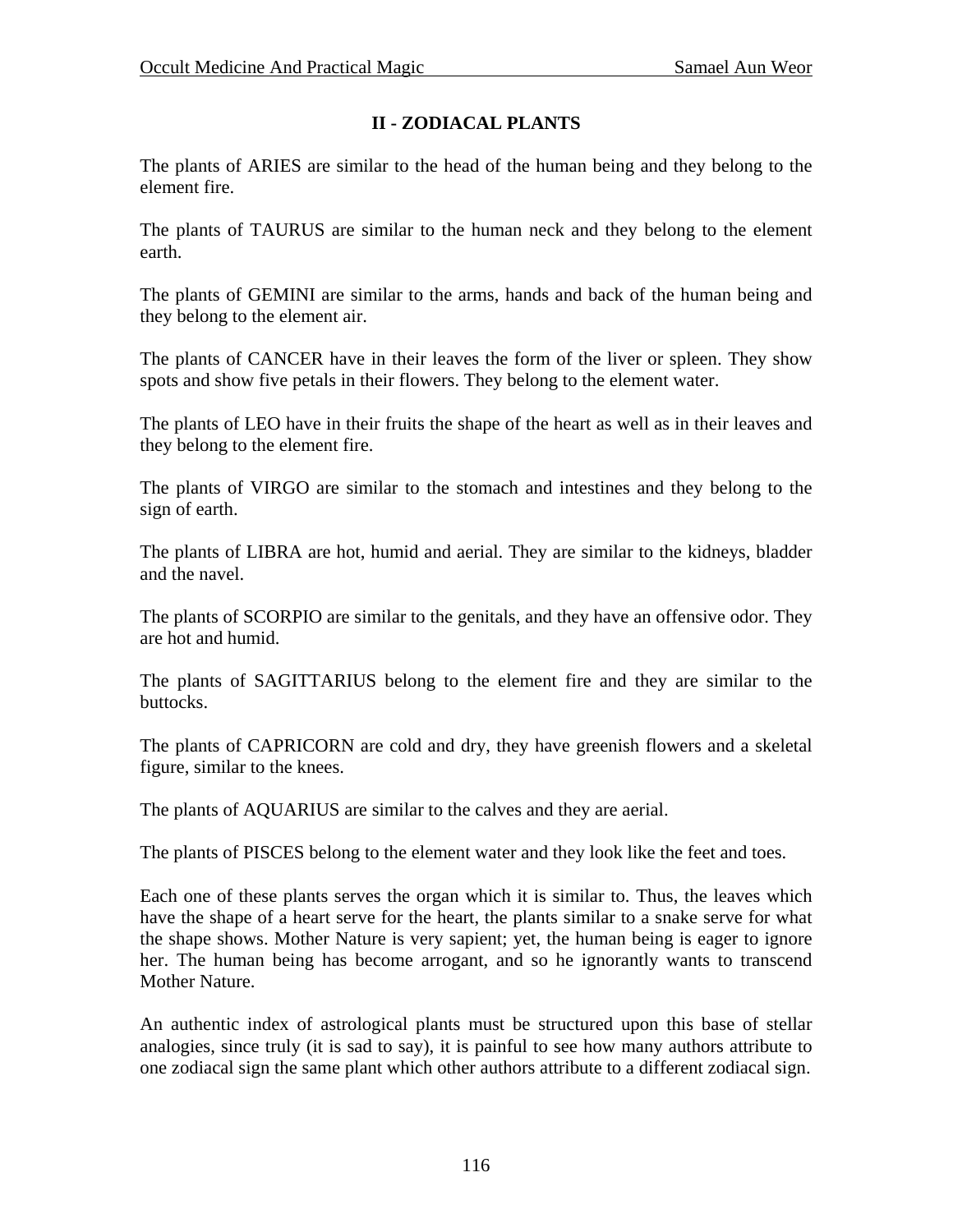## II - ZODIACAL PLANTS

The plants of ARIES are similar to the head of the human being and they belong to the element fire.

The plants of TAURUS are similar to the human neck and they belong to the element earth.

The plants of GEMINI are similar to the arms, hands and back of the human being and they belong to the element air.

The plants of CANCER have in their leaves the form of the liver or spleen. They show spots and show five petals in their flowers. They belong to the element water.

The plants of LEO have in their fruits the shape of the heart as well as in their leaves and they belong to the element fire.

The plants of VIRGO are similar to the stomach and intestines and they belong to the sign of earth.

The plants of LIBRA are hot, humid and aerial. They are similar to the kidneys, bladder and the navel.

The plants of SCORPIO are similar to the genitals, and they have an offensive odor. They are hot and humid.

The plants of SAGITTARIUS belong to the element fire and they are similar to the buttocks.

The plants of CAPRICORN are cold and dry, they have greenish flowers and a skeletal figure, similar to the knees.

The plants of AQUARIUS are similar to the calves and they are aerial.

The plants of PISCES belong to the element water and they look like the feet and toes.

Each one of these plants serves the organ which it is similar to. Thus, the leaves which have the shape of a heart serve for the heart, the plants similar to a snake serve for what the shape shows. Mother Nature is very sapient; yet, the human being is eager to ignore her. The human being has become arrogant, and so he ignorantly wants to transcend Mother Nature.

An authentic index of astrological plants must be structured upon this base of stellar analogies, since truly (it is sad to say), it is painful to see how many authors attribute to one zodiacal sign the same plant which other authors attribute to a different zodiacal sign.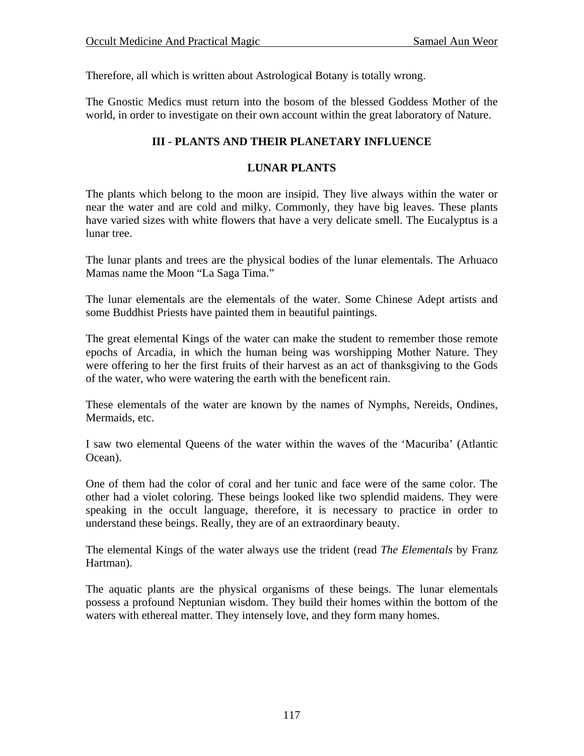Therefore, all which is written about Astrological Botany is totally wrong.

The Gnostic Medics must return into the bosom of the blessed Goddess Mother of the world, in order to investigate on their own account within the great laboratory of Nature.

## III - PLANTS AND THEIR PLANETARY INFLUENCE

### LUNAR PLANTS

The plants which belong to the moon are insipid. They live always within the water or near the water and are cold and milky. Commonly, they have big leaves. These plants have varied sizes with white flowers that have a very delicate smell. The Eucalyptus is a lunar tree.

The lunar plants and trees are the physical bodies of the lunar elementals. The Arhuaco Mamas name the Moon "La Saga Tima."

The lunar elementals are the elementals of the water. Some Chinese Adept artists and some Buddhist Priests have painted them in beautiful paintings.

The great elemental Kings of the water can make the student to remember those remote epochs of Arcadia, in which the human being was worshipping Mother Nature. They were offering to her the first fruits of their harvest as an act of thanksgiving to the Gods of the water, who were watering the earth with the beneficent rain.

These elementals of the water are known by the names of Nymphs, Nereids, Ondines, Mermaids, etc.

I saw two elemental Queens of the water within the waves of the 'Macuriba' (Atlantic Ocean).

One of them had the color of coral and her tunic and face were of the same color. The other had a violet coloring. These beings looked like two splendid maidens. They were speaking in the occult language, therefore, it is necessary to practice in order to understand these beings. Really, they are of an extraordinary beauty.

The elemental Kings of the water always use the trident (read *The Elementals* by Franz Hartman).

The aquatic plants are the physical organisms of these beings. The lunar elementals possess a profound Neptunian wisdom. They build their homes within the bottom of the waters with ethereal matter. They intensely love, and they form many homes.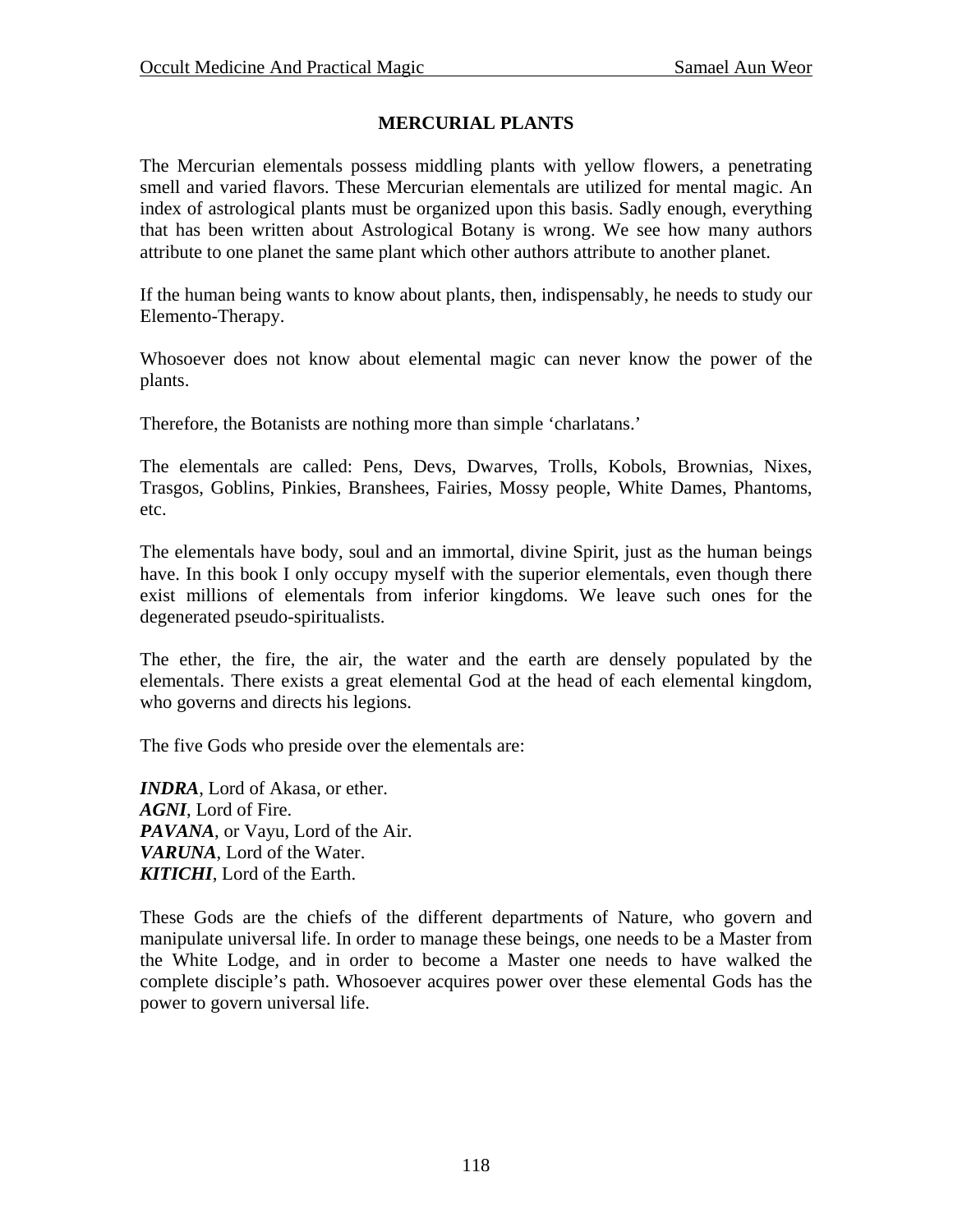## MERCURIAL PLANTS

The Mercurian elementals possess middling plants with yellow flowers, a penetrating smell and varied flavors. These Mercurian elementals are utilized for mental magic. An index of astrological plants must be organized upon this basis. Sadly enough, everything that has been written about Astrological Botany is wrong. We see how many authors attribute to one planet the same plant which other authors attribute to another planet.

If the human being wants to know about plants, then, indispensably, he needs to study our Elemento-Therapy.

Whosoever does not know about elemental magic can never know the power of the plants.

Therefore, the Botanists are nothing more than simple 'charlatans.'

The elementals are called: Pens, Devs, Dwarves, Trolls, Kobols, Brownias, Nixes, Trasgos, Goblins, Pinkies, Branshees, Fairies, Mossy people, White Dames, Phantoms, etc.

The elementals have body, soul and an immortal, divine Spirit, just as the human beings have. In this book I only occupy myself with the superior elementals, even though there exist millions of elementals from inferior kingdoms. We leave such ones for the degenerated pseudo-spiritualists.

The ether, the fire, the air, the water and the earth are densely populated by the elementals. There exists a great elemental God at the head of each elemental kingdom, who governs and directs his legions.

The five Gods who preside over the elementals are:

***INDRA***, Lord of Akasa, or ether.
***AGNI***, Lord of Fire.
***PAVANA***, or Vayu, Lord of the Air.
***VARUNA***, Lord of the Water.
***KITICHI***, Lord of the Earth.

These Gods are the chiefs of the different departments of Nature, who govern and manipulate universal life. In order to manage these beings, one needs to be a Master from the White Lodge, and in order to become a Master one needs to have walked the complete disciple's path. Whosoever acquires power over these elemental Gods has the power to govern universal life.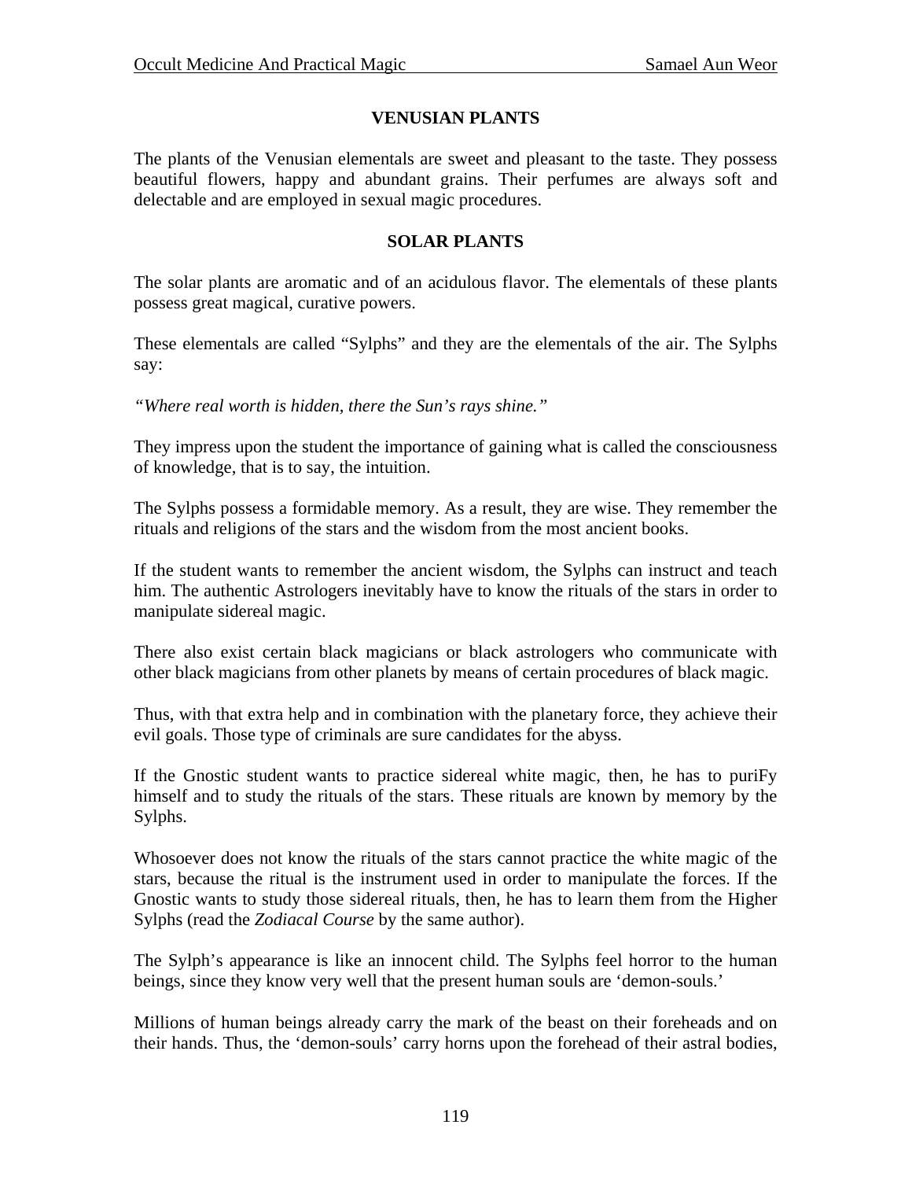## VENUSIAN PLANTS

The plants of the Venusian elementals are sweet and pleasant to the taste. They possess beautiful flowers, happy and abundant grains. Their perfumes are always soft and delectable and are employed in sexual magic procedures.

## SOLAR PLANTS

The solar plants are aromatic and of an acidulous flavor. The elementals of these plants possess great magical, curative powers.

These elementals are called "Sylphs" and they are the elementals of the air. The Sylphs say:

*"Where real worth is hidden, there the Sun's rays shine."*

They impress upon the student the importance of gaining what is called the consciousness of knowledge, that is to say, the intuition.

The Sylphs possess a formidable memory. As a result, they are wise. They remember the rituals and religions of the stars and the wisdom from the most ancient books.

If the student wants to remember the ancient wisdom, the Sylphs can instruct and teach him. The authentic Astrologers inevitably have to know the rituals of the stars in order to manipulate sidereal magic.

There also exist certain black magicians or black astrologers who communicate with other black magicians from other planets by means of certain procedures of black magic.

Thus, with that extra help and in combination with the planetary force, they achieve their evil goals. Those type of criminals are sure candidates for the abyss.

If the Gnostic student wants to practice sidereal white magic, then, he has to puriFy himself and to study the rituals of the stars. These rituals are known by memory by the Sylphs.

Whosoever does not know the rituals of the stars cannot practice the white magic of the stars, because the ritual is the instrument used in order to manipulate the forces. If the Gnostic wants to study those sidereal rituals, then, he has to learn them from the Higher Sylphs (read the *Zodiacal Course* by the same author).

The Sylph's appearance is like an innocent child. The Sylphs feel horror to the human beings, since they know very well that the present human souls are 'demon-souls.'

Millions of human beings already carry the mark of the beast on their foreheads and on their hands. Thus, the 'demon-souls' carry horns upon the forehead of their astral bodies,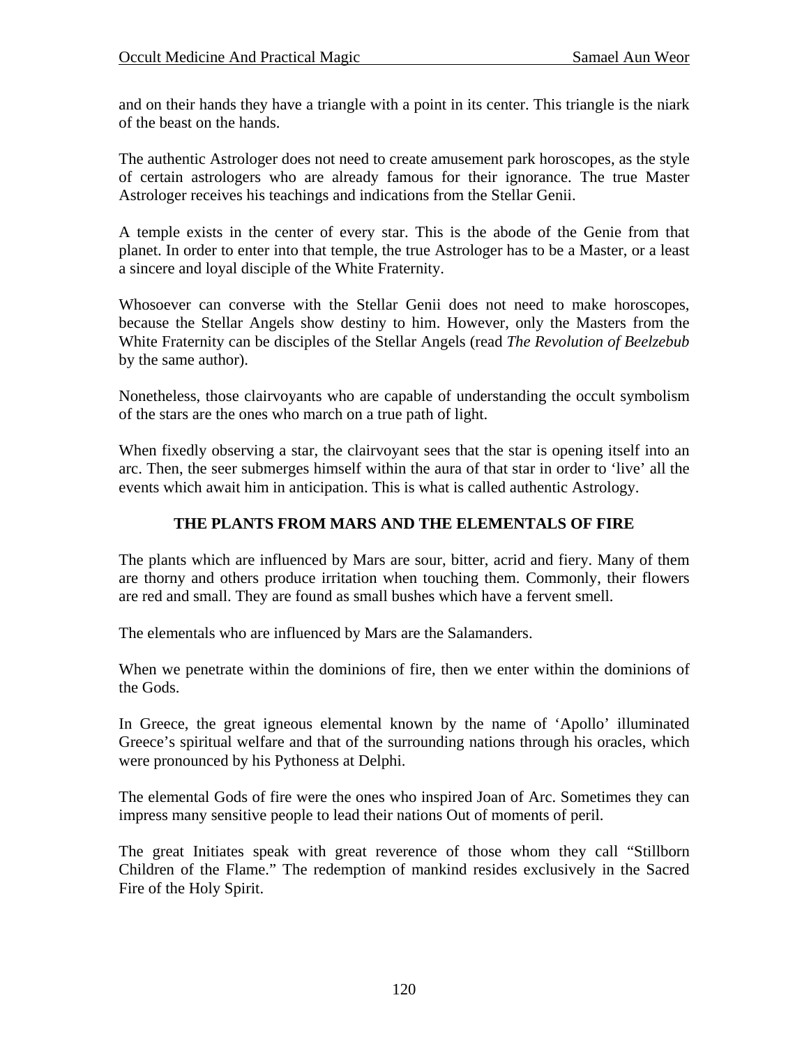and on their hands they have a triangle with a point in its center. This triangle is the niark of the beast on the hands.

The authentic Astrologer does not need to create amusement park horoscopes, as the style of certain astrologers who are already famous for their ignorance. The true Master Astrologer receives his teachings and indications from the Stellar Genii.

A temple exists in the center of every star. This is the abode of the Genie from that planet. In order to enter into that temple, the true Astrologer has to be a Master, or a least a sincere and loyal disciple of the White Fraternity.

Whosoever can converse with the Stellar Genii does not need to make horoscopes, because the Stellar Angels show destiny to him. However, only the Masters from the White Fraternity can be disciples of the Stellar Angels (read *The Revolution of Beelzebub* by the same author).

Nonetheless, those clairvoyants who are capable of understanding the occult symbolism of the stars are the ones who march on a true path of light.

When fixedly observing a star, the clairvoyant sees that the star is opening itself into an arc. Then, the seer submerges himself within the aura of that star in order to 'live' all the events which await him in anticipation. This is what is called authentic Astrology.

## THE PLANTS FROM MARS AND THE ELEMENTALS OF FIRE

The plants which are influenced by Mars are sour, bitter, acrid and fiery. Many of them are thorny and others produce irritation when touching them. Commonly, their flowers are red and small. They are found as small bushes which have a fervent smell.

The elementals who are influenced by Mars are the Salamanders.

When we penetrate within the dominions of fire, then we enter within the dominions of the Gods.

In Greece, the great igneous elemental known by the name of 'Apollo' illuminated Greece's spiritual welfare and that of the surrounding nations through his oracles, which were pronounced by his Pythoness at Delphi.

The elemental Gods of fire were the ones who inspired Joan of Arc. Sometimes they can impress many sensitive people to lead their nations Out of moments of peril.

The great Initiates speak with great reverence of those whom they call "Stillborn Children of the Flame." The redemption of mankind resides exclusively in the Sacred Fire of the Holy Spirit.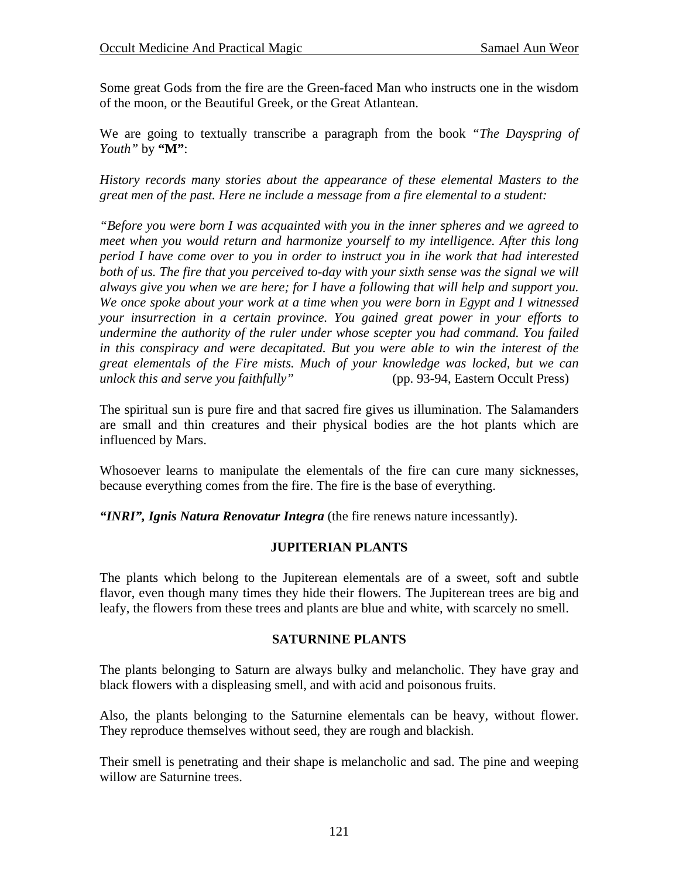Some great Gods from the fire are the Green-faced Man who instructs one in the wisdom of the moon, or the Beautiful Greek, or the Great Atlantean.

We are going to textually transcribe a paragraph from the book *"The Dayspring of Youth"* by **"M"**:

*History records many stories about the appearance of these elemental Masters to the great men of the past. Here ne include a message from a fire elemental to a student:*

*"Before you were born I was acquainted with you in the inner spheres and we agreed to meet when you would return and harmonize yourself to my intelligence. After this long period I have come over to you in order to instruct you in ihe work that had interested both of us. The fire that you perceived to-day with your sixth sense was the signal we will always give you when we are here; for I have a following that will help and support you. We once spoke about your work at a time when you were born in Egypt and I witnessed your insurrection in a certain province. You gained great power in your efforts to undermine the authority of the ruler under whose scepter you had command. You failed in this conspiracy and were decapitated. But you were able to win the interest of the great elementals of the Fire mists. Much of your knowledge was locked, but we can unlock this and serve you faithfully"* (pp. 93-94, Eastern Occult Press)

The spiritual sun is pure fire and that sacred fire gives us illumination. The Salamanders are small and thin creatures and their physical bodies are the hot plants which are influenced by Mars.

Whosoever learns to manipulate the elementals of the fire can cure many sicknesses, because everything comes from the fire. The fire is the base of everything.

***"INRI", Ignis Natura Renovatur Integra*** (the fire renews nature incessantly).

### JUPITERIAN PLANTS

The plants which belong to the Jupiterean elementals are of a sweet, soft and subtle flavor, even though many times they hide their flowers. The Jupiterean trees are big and leafy, the flowers from these trees and plants are blue and white, with scarcely no smell.

### SATURNINE PLANTS

The plants belonging to Saturn are always bulky and melancholic. They have gray and black flowers with a displeasing smell, and with acid and poisonous fruits.

Also, the plants belonging to the Saturnine elementals can be heavy, without flower. They reproduce themselves without seed, they are rough and blackish.

Their smell is penetrating and their shape is melancholic and sad. The pine and weeping willow are Saturnine trees.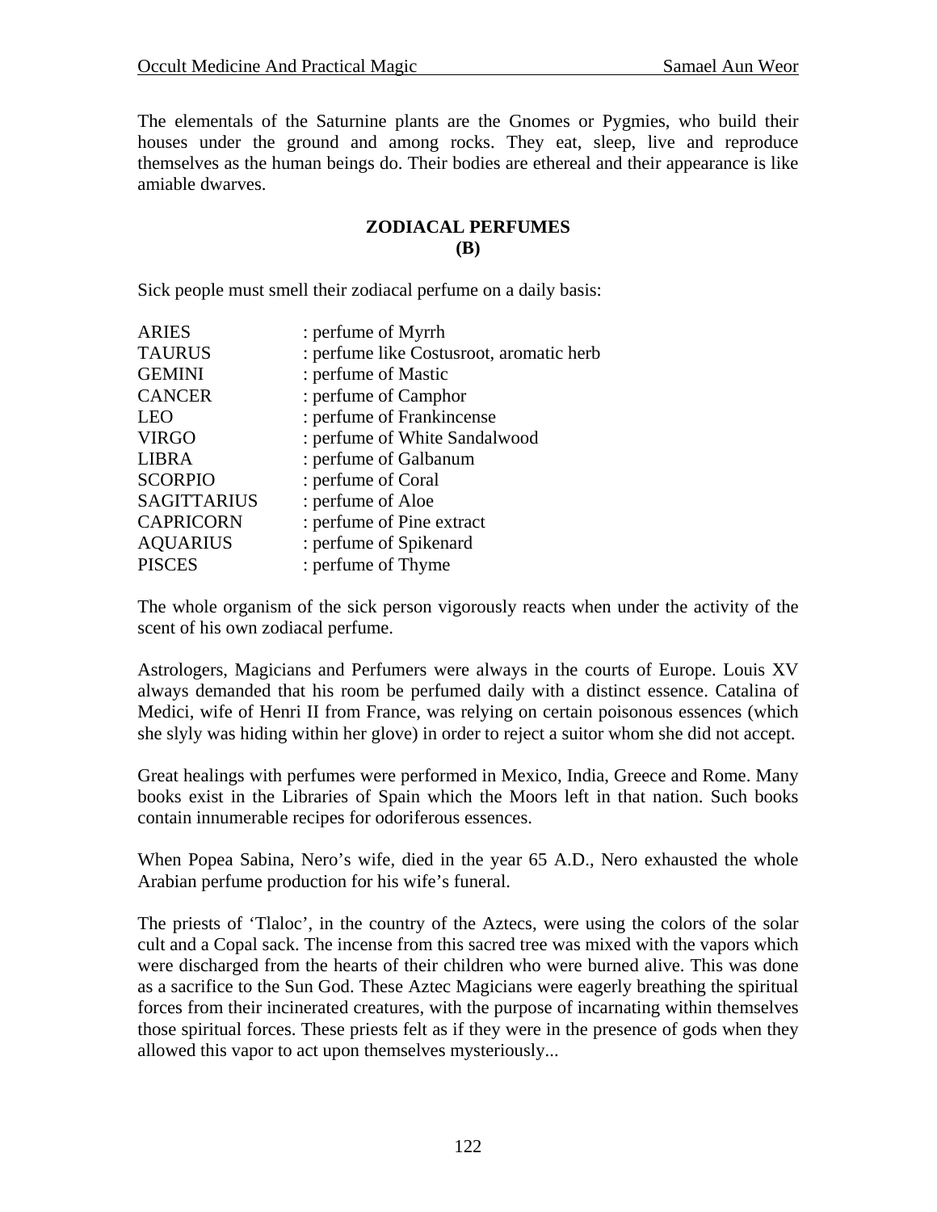The elementals of the Saturnine plants are the Gnomes or Pygmies, who build their houses under the ground and among rocks. They eat, sleep, live and reproduce themselves as the human beings do. Their bodies are ethereal and their appearance is like amiable dwarves.

## ZODIACAL PERFUMES
## (B)

Sick people must smell their zodiacal perfume on a daily basis:

| | |
|---|---|
| ARIES | : perfume of Myrrh |
| TAURUS | : perfume like Costusroot, aromatic herb |
| GEMINI | : perfume of Mastic |
| CANCER | : perfume of Camphor |
| LEO | : perfume of Frankincense |
| VIRGO | : perfume of White Sandalwood |
| LIBRA | : perfume of Galbanum |
| SCORPIO | : perfume of Coral |
| SAGITTARIUS | : perfume of Aloe |
| CAPRICORN | : perfume of Pine extract |
| AQUARIUS | : perfume of Spikenard |
| PISCES | : perfume of Thyme |

The whole organism of the sick person vigorously reacts when under the activity of the scent of his own zodiacal perfume.

Astrologers, Magicians and Perfumers were always in the courts of Europe. Louis XV always demanded that his room be perfumed daily with a distinct essence. Catalina of Medici, wife of Henri II from France, was relying on certain poisonous essences (which she slyly was hiding within her glove) in order to reject a suitor whom she did not accept.

Great healings with perfumes were performed in Mexico, India, Greece and Rome. Many books exist in the Libraries of Spain which the Moors left in that nation. Such books contain innumerable recipes for odoriferous essences.

When Popea Sabina, Nero's wife, died in the year 65 A.D., Nero exhausted the whole Arabian perfume production for his wife's funeral.

The priests of 'Tlaloc', in the country of the Aztecs, were using the colors of the solar cult and a Copal sack. The incense from this sacred tree was mixed with the vapors which were discharged from the hearts of their children who were burned alive. This was done as a sacrifice to the Sun God. These Aztec Magicians were eagerly breathing the spiritual forces from their incinerated creatures, with the purpose of incarnating within themselves those spiritual forces. These priests felt as if they were in the presence of gods when they allowed this vapor to act upon themselves mysteriously...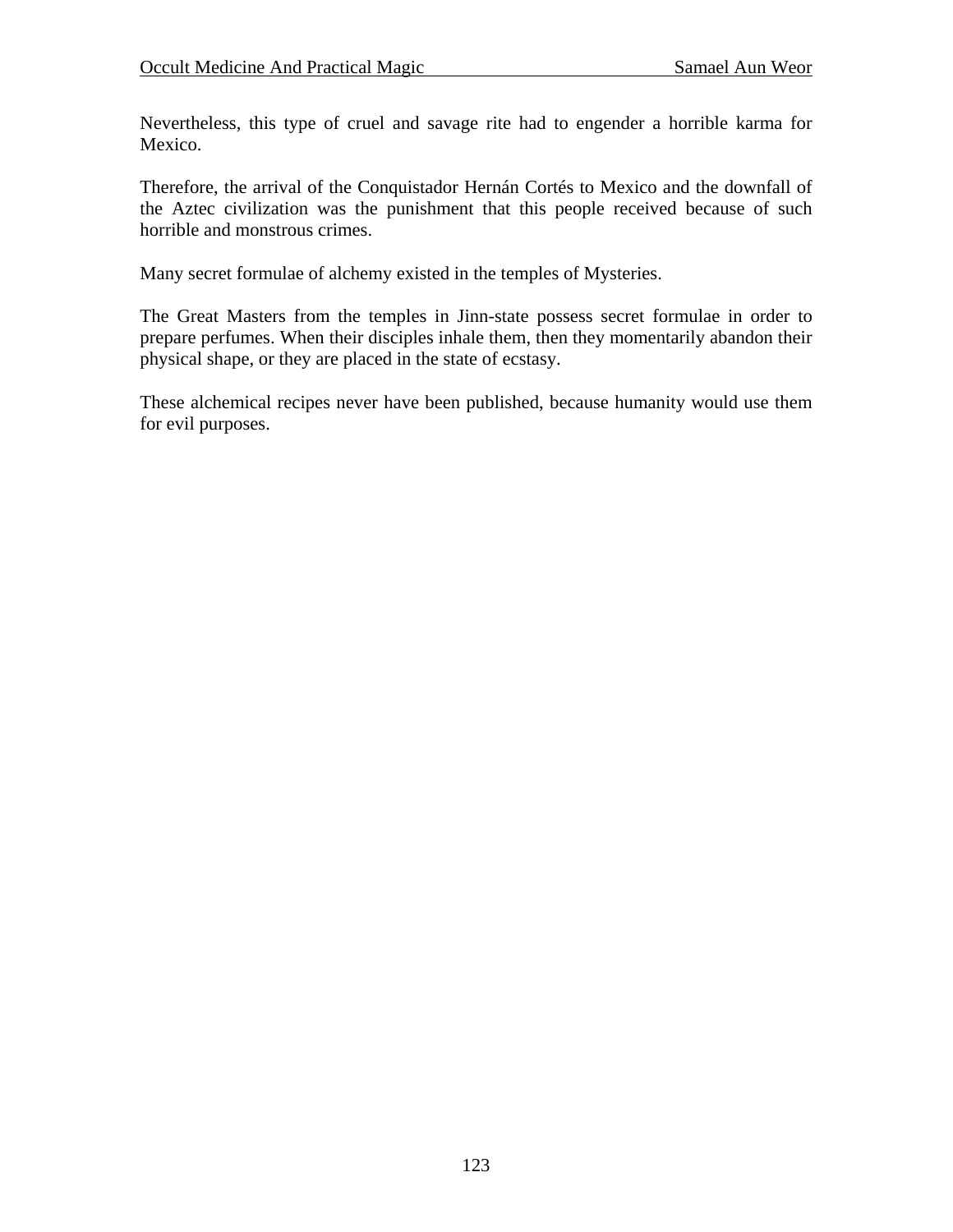Nevertheless, this type of cruel and savage rite had to engender a horrible karma for Mexico.

Therefore, the arrival of the Conquistador Hernán Cortés to Mexico and the downfall of the Aztec civilization was the punishment that this people received because of such horrible and monstrous crimes.

Many secret formulae of alchemy existed in the temples of Mysteries.

The Great Masters from the temples in Jinn-state possess secret formulae in order to prepare perfumes. When their disciples inhale them, then they momentarily abandon their physical shape, or they are placed in the state of ecstasy.

These alchemical recipes never have been published, because humanity would use them for evil purposes.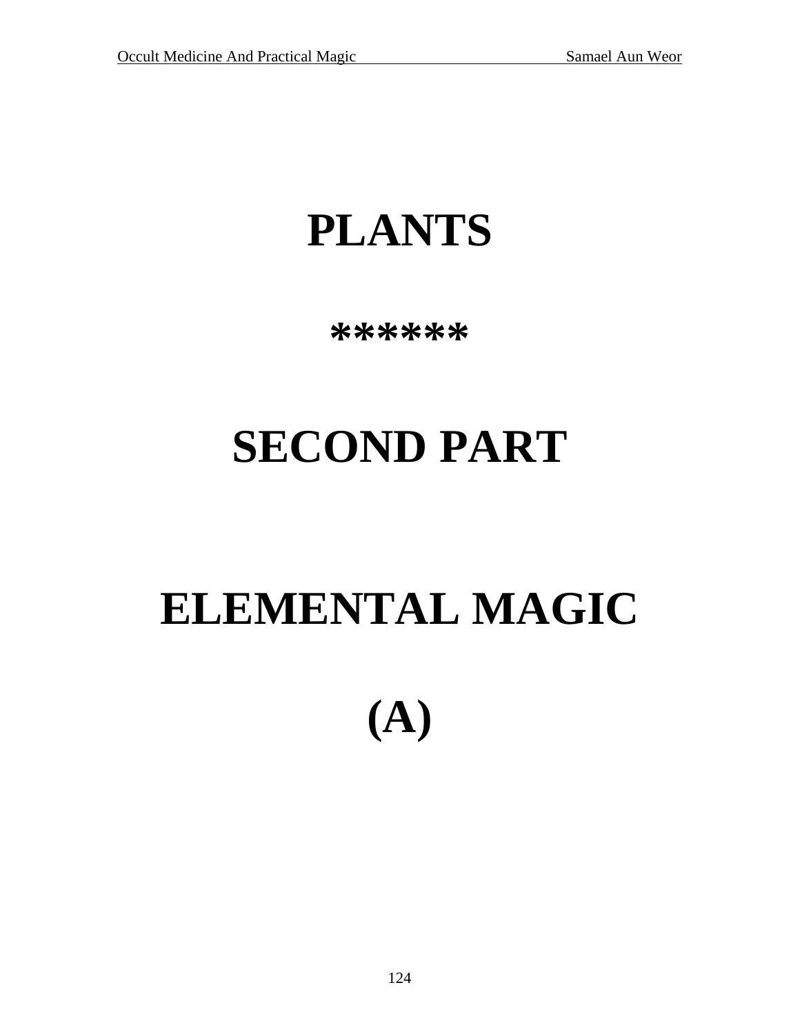# PLANTS

******

# SECOND PART

# ELEMENTAL MAGIC

# (A)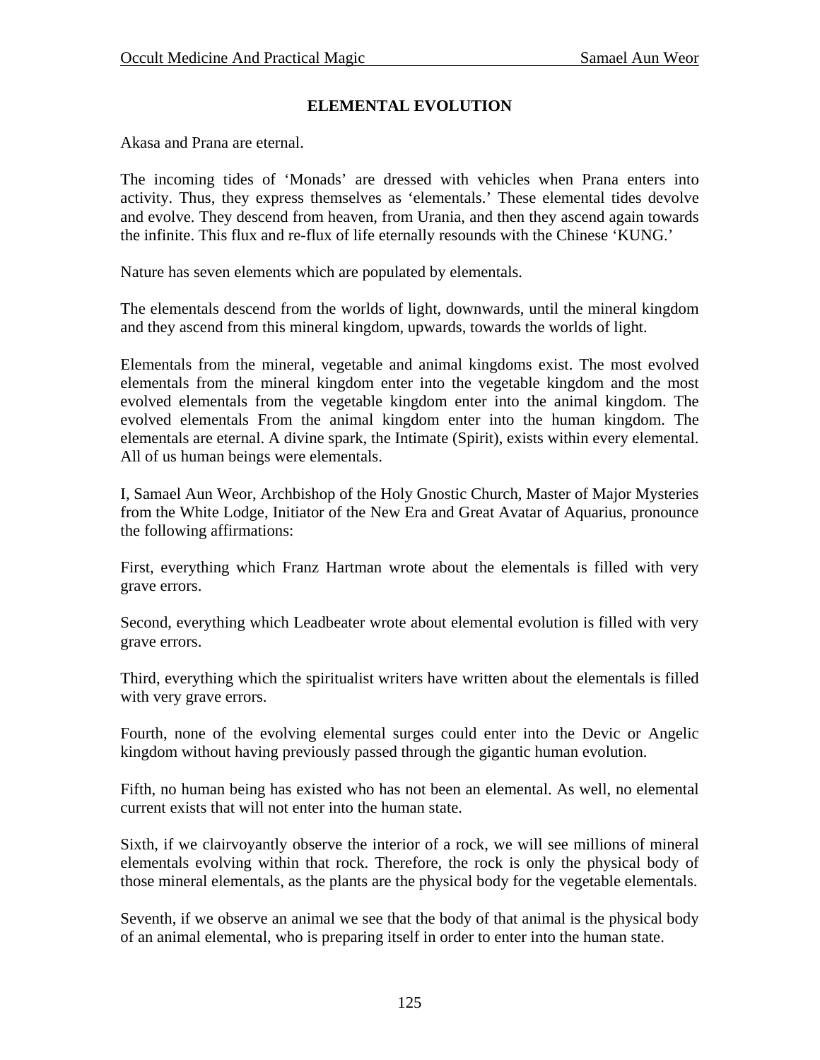# ELEMENTAL EVOLUTION

Akasa and Prana are eternal.

The incoming tides of 'Monads' are dressed with vehicles when Prana enters into activity. Thus, they express themselves as 'elementals.' These elemental tides devolve and evolve. They descend from heaven, from Urania, and then they ascend again towards the infinite. This flux and re-flux of life eternally resounds with the Chinese 'KUNG.'

Nature has seven elements which are populated by elementals.

The elementals descend from the worlds of light, downwards, until the mineral kingdom and they ascend from this mineral kingdom, upwards, towards the worlds of light.

Elementals from the mineral, vegetable and animal kingdoms exist. The most evolved elementals from the mineral kingdom enter into the vegetable kingdom and the most evolved elementals from the vegetable kingdom enter into the animal kingdom. The evolved elementals From the animal kingdom enter into the human kingdom. The elementals are eternal. A divine spark, the Intimate (Spirit), exists within every elemental. All of us human beings were elementals.

I, Samael Aun Weor, Archbishop of the Holy Gnostic Church, Master of Major Mysteries from the White Lodge, Initiator of the New Era and Great Avatar of Aquarius, pronounce the following affirmations:

First, everything which Franz Hartman wrote about the elementals is filled with very grave errors.

Second, everything which Leadbeater wrote about elemental evolution is filled with very grave errors.

Third, everything which the spiritualist writers have written about the elementals is filled with very grave errors.

Fourth, none of the evolving elemental surges could enter into the Devic or Angelic kingdom without having previously passed through the gigantic human evolution.

Fifth, no human being has existed who has not been an elemental. As well, no elemental current exists that will not enter into the human state.

Sixth, if we clairvoyantly observe the interior of a rock, we will see millions of mineral elementals evolving within that rock. Therefore, the rock is only the physical body of those mineral elementals, as the plants are the physical body for the vegetable elementals.

Seventh, if we observe an animal we see that the body of that animal is the physical body of an animal elemental, who is preparing itself in order to enter into the human state.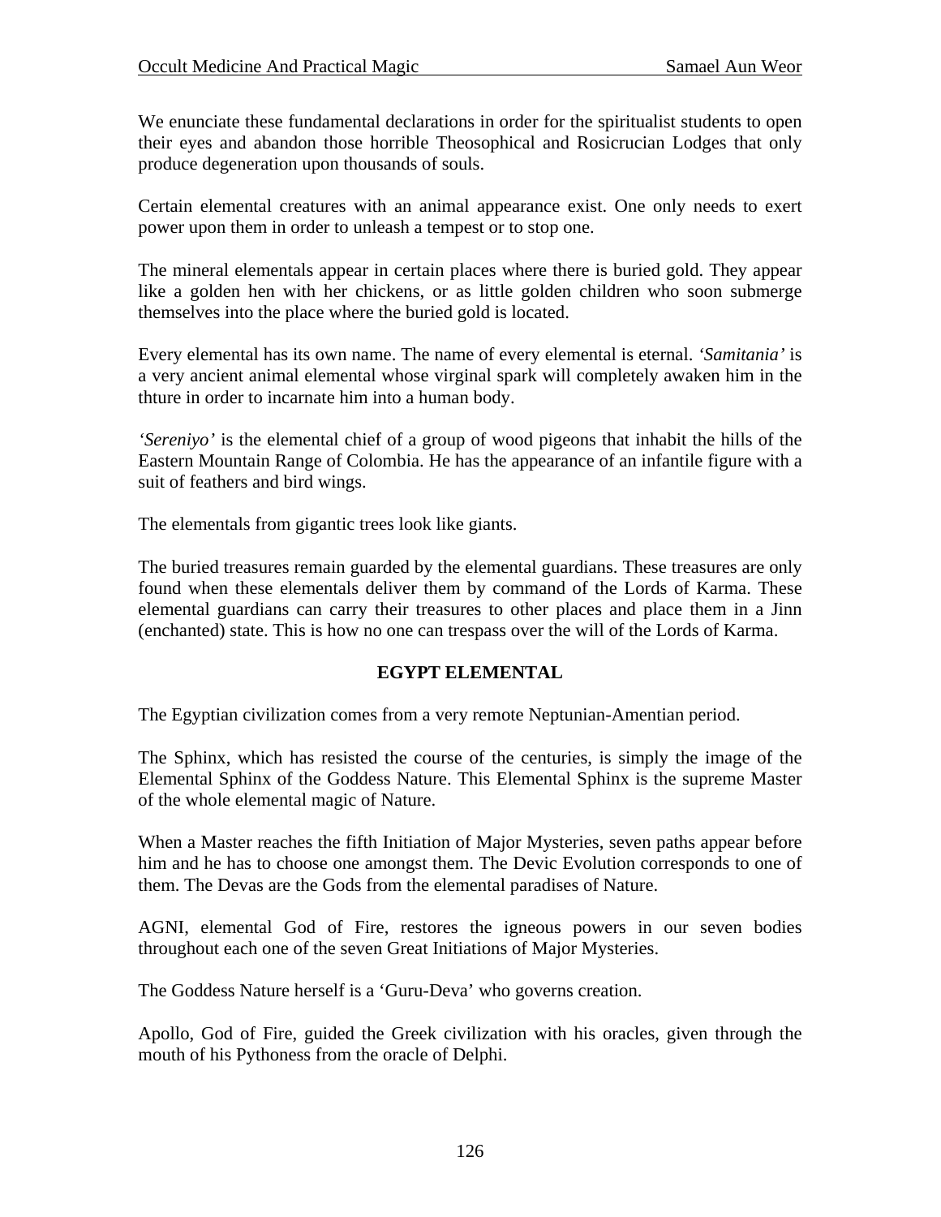We enunciate these fundamental declarations in order for the spiritualist students to open their eyes and abandon those horrible Theosophical and Rosicrucian Lodges that only produce degeneration upon thousands of souls.

Certain elemental creatures with an animal appearance exist. One only needs to exert power upon them in order to unleash a tempest or to stop one.

The mineral elementals appear in certain places where there is buried gold. They appear like a golden hen with her chickens, or as little golden children who soon submerge themselves into the place where the buried gold is located.

Every elemental has its own name. The name of every elemental is eternal. *'Samitania'* is a very ancient animal elemental whose virginal spark will completely awaken him in the thture in order to incarnate him into a human body.

*'Sereniyo'* is the elemental chief of a group of wood pigeons that inhabit the hills of the Eastern Mountain Range of Colombia. He has the appearance of an infantile figure with a suit of feathers and bird wings.

The elementals from gigantic trees look like giants.

The buried treasures remain guarded by the elemental guardians. These treasures are only found when these elementals deliver them by command of the Lords of Karma. These elemental guardians can carry their treasures to other places and place them in a Jinn (enchanted) state. This is how no one can trespass over the will of the Lords of Karma.

## EGYPT ELEMENTAL

The Egyptian civilization comes from a very remote Neptunian-Amentian period.

The Sphinx, which has resisted the course of the centuries, is simply the image of the Elemental Sphinx of the Goddess Nature. This Elemental Sphinx is the supreme Master of the whole elemental magic of Nature.

When a Master reaches the fifth Initiation of Major Mysteries, seven paths appear before him and he has to choose one amongst them. The Devic Evolution corresponds to one of them. The Devas are the Gods from the elemental paradises of Nature.

AGNI, elemental God of Fire, restores the igneous powers in our seven bodies throughout each one of the seven Great Initiations of Major Mysteries.

The Goddess Nature herself is a 'Guru-Deva' who governs creation.

Apollo, God of Fire, guided the Greek civilization with his oracles, given through the mouth of his Pythoness from the oracle of Delphi.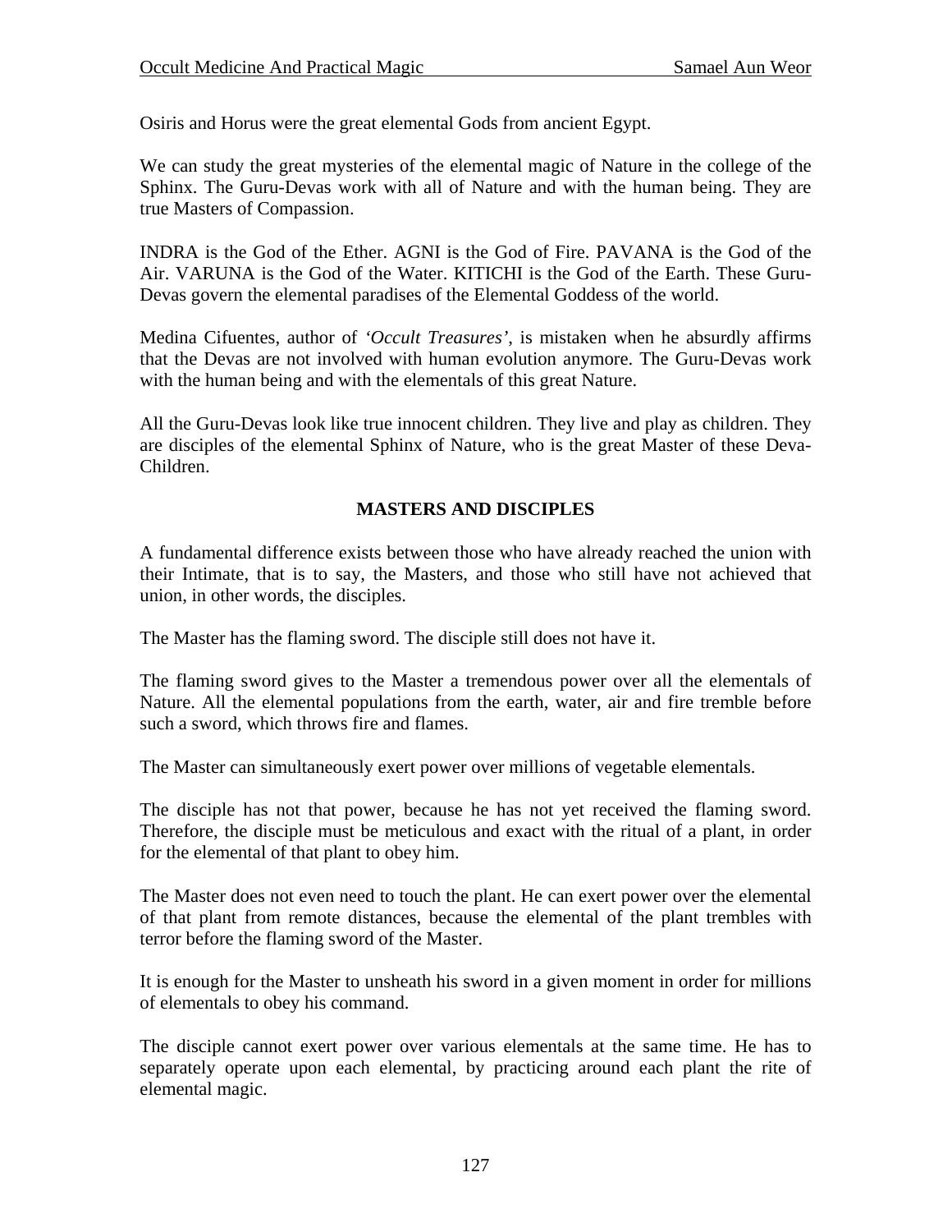Osiris and Horus were the great elemental Gods from ancient Egypt.

We can study the great mysteries of the elemental magic of Nature in the college of the Sphinx. The Guru-Devas work with all of Nature and with the human being. They are true Masters of Compassion.

INDRA is the God of the Ether. AGNI is the God of Fire. PAVANA is the God of the Air. VARUNA is the God of the Water. KITICHI is the God of the Earth. These Guru-Devas govern the elemental paradises of the Elemental Goddess of the world.

Medina Cifuentes, author of *'Occult Treasures'*, is mistaken when he absurdly affirms that the Devas are not involved with human evolution anymore. The Guru-Devas work with the human being and with the elementals of this great Nature.

All the Guru-Devas look like true innocent children. They live and play as children. They are disciples of the elemental Sphinx of Nature, who is the great Master of these Deva-Children.

## MASTERS AND DISCIPLES

A fundamental difference exists between those who have already reached the union with their Intimate, that is to say, the Masters, and those who still have not achieved that union, in other words, the disciples.

The Master has the flaming sword. The disciple still does not have it.

The flaming sword gives to the Master a tremendous power over all the elementals of Nature. All the elemental populations from the earth, water, air and fire tremble before such a sword, which throws fire and flames.

The Master can simultaneously exert power over millions of vegetable elementals.

The disciple has not that power, because he has not yet received the flaming sword. Therefore, the disciple must be meticulous and exact with the ritual of a plant, in order for the elemental of that plant to obey him.

The Master does not even need to touch the plant. He can exert power over the elemental of that plant from remote distances, because the elemental of the plant trembles with terror before the flaming sword of the Master.

It is enough for the Master to unsheath his sword in a given moment in order for millions of elementals to obey his command.

The disciple cannot exert power over various elementals at the same time. He has to separately operate upon each elemental, by practicing around each plant the rite of elemental magic.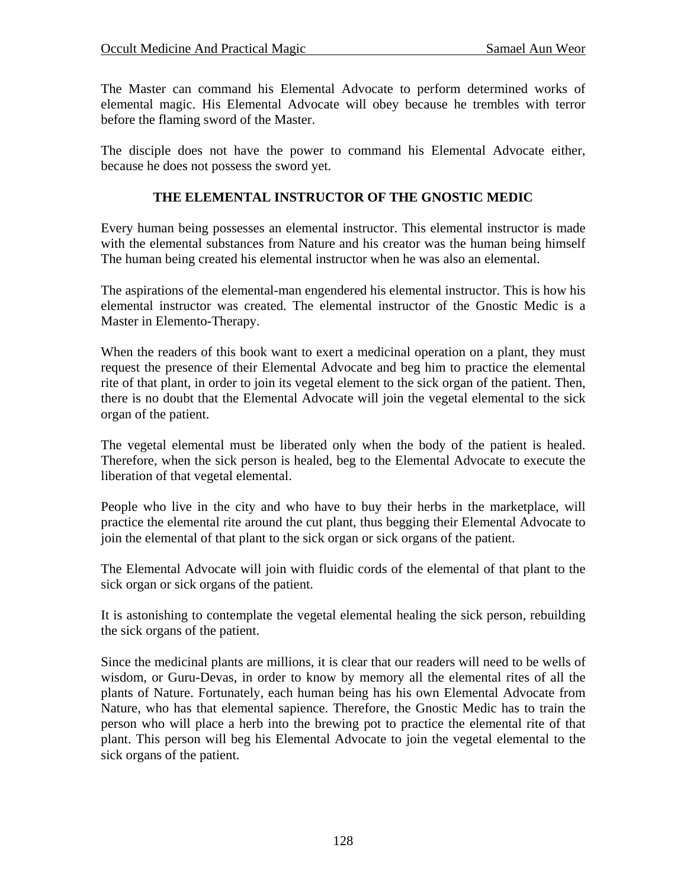The Master can command his Elemental Advocate to perform determined works of elemental magic. His Elemental Advocate will obey because he trembles with terror before the flaming sword of the Master.

The disciple does not have the power to command his Elemental Advocate either, because he does not possess the sword yet.

## THE ELEMENTAL INSTRUCTOR OF THE GNOSTIC MEDIC

Every human being possesses an elemental instructor. This elemental instructor is made with the elemental substances from Nature and his creator was the human being himself The human being created his elemental instructor when he was also an elemental.

The aspirations of the elemental-man engendered his elemental instructor. This is how his elemental instructor was created. The elemental instructor of the Gnostic Medic is a Master in Elemento-Therapy.

When the readers of this book want to exert a medicinal operation on a plant, they must request the presence of their Elemental Advocate and beg him to practice the elemental rite of that plant, in order to join its vegetal element to the sick organ of the patient. Then, there is no doubt that the Elemental Advocate will join the vegetal elemental to the sick organ of the patient.

The vegetal elemental must be liberated only when the body of the patient is healed. Therefore, when the sick person is healed, beg to the Elemental Advocate to execute the liberation of that vegetal elemental.

People who live in the city and who have to buy their herbs in the marketplace, will practice the elemental rite around the cut plant, thus begging their Elemental Advocate to join the elemental of that plant to the sick organ or sick organs of the patient.

The Elemental Advocate will join with fluidic cords of the elemental of that plant to the sick organ or sick organs of the patient.

It is astonishing to contemplate the vegetal elemental healing the sick person, rebuilding the sick organs of the patient.

Since the medicinal plants are millions, it is clear that our readers will need to be wells of wisdom, or Guru-Devas, in order to know by memory all the elemental rites of all the plants of Nature. Fortunately, each human being has his own Elemental Advocate from Nature, who has that elemental sapience. Therefore, the Gnostic Medic has to train the person who will place a herb into the brewing pot to practice the elemental rite of that plant. This person will beg his Elemental Advocate to join the vegetal elemental to the sick organs of the patient.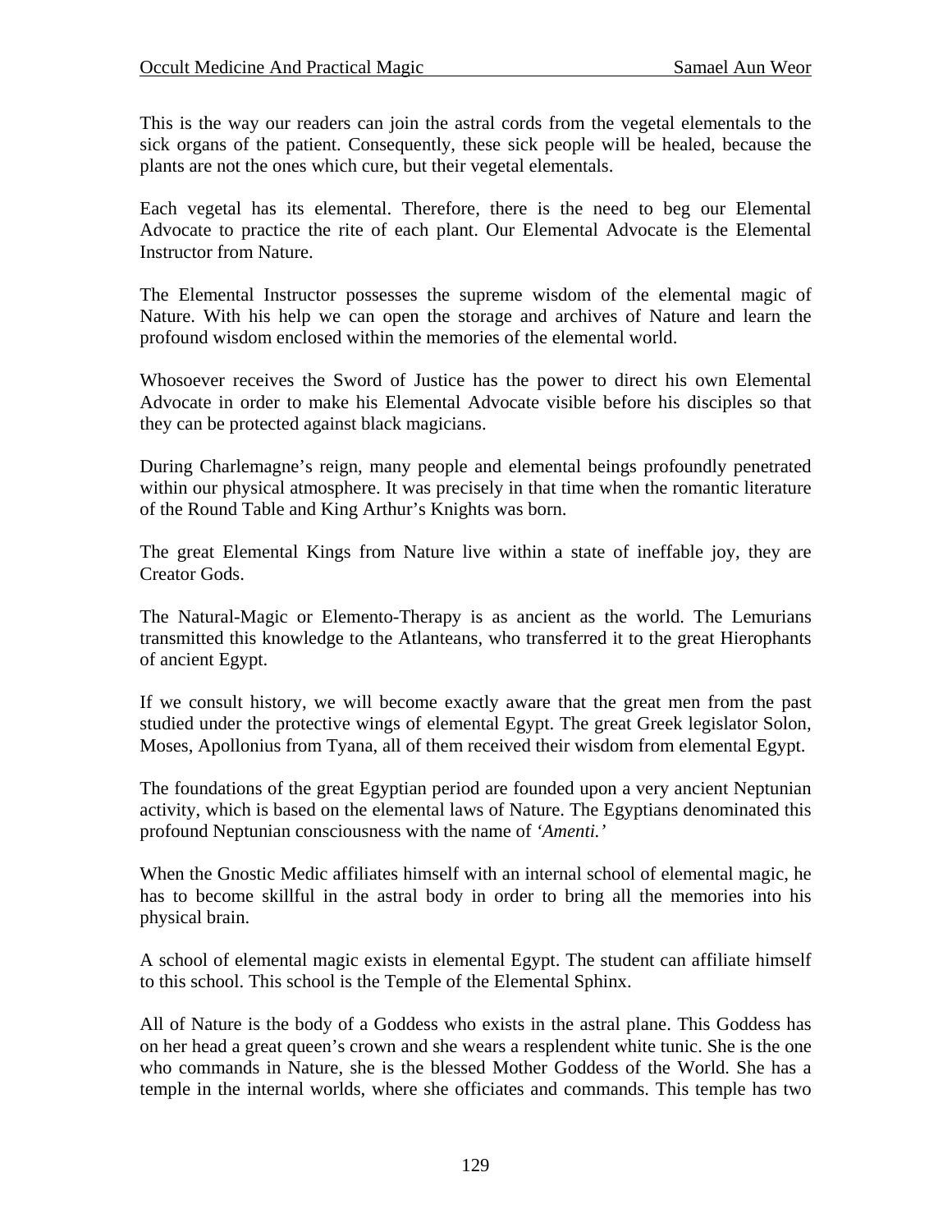This is the way our readers can join the astral cords from the vegetal elementals to the sick organs of the patient. Consequently, these sick people will be healed, because the plants are not the ones which cure, but their vegetal elementals.

Each vegetal has its elemental. Therefore, there is the need to beg our Elemental Advocate to practice the rite of each plant. Our Elemental Advocate is the Elemental Instructor from Nature.

The Elemental Instructor possesses the supreme wisdom of the elemental magic of Nature. With his help we can open the storage and archives of Nature and learn the profound wisdom enclosed within the memories of the elemental world.

Whosoever receives the Sword of Justice has the power to direct his own Elemental Advocate in order to make his Elemental Advocate visible before his disciples so that they can be protected against black magicians.

During Charlemagne's reign, many people and elemental beings profoundly penetrated within our physical atmosphere. It was precisely in that time when the romantic literature of the Round Table and King Arthur's Knights was born.

The great Elemental Kings from Nature live within a state of ineffable joy, they are Creator Gods.

The Natural-Magic or Elemento-Therapy is as ancient as the world. The Lemurians transmitted this knowledge to the Atlanteans, who transferred it to the great Hierophants of ancient Egypt.

If we consult history, we will become exactly aware that the great men from the past studied under the protective wings of elemental Egypt. The great Greek legislator Solon, Moses, Apollonius from Tyana, all of them received their wisdom from elemental Egypt.

The foundations of the great Egyptian period are founded upon a very ancient Neptunian activity, which is based on the elemental laws of Nature. The Egyptians denominated this profound Neptunian consciousness with the name of *'Amenti.'*

When the Gnostic Medic affiliates himself with an internal school of elemental magic, he has to become skillful in the astral body in order to bring all the memories into his physical brain.

A school of elemental magic exists in elemental Egypt. The student can affiliate himself to this school. This school is the Temple of the Elemental Sphinx.

All of Nature is the body of a Goddess who exists in the astral plane. This Goddess has on her head a great queen's crown and she wears a resplendent white tunic. She is the one who commands in Nature, she is the blessed Mother Goddess of the World. She has a temple in the internal worlds, where she officiates and commands. This temple has two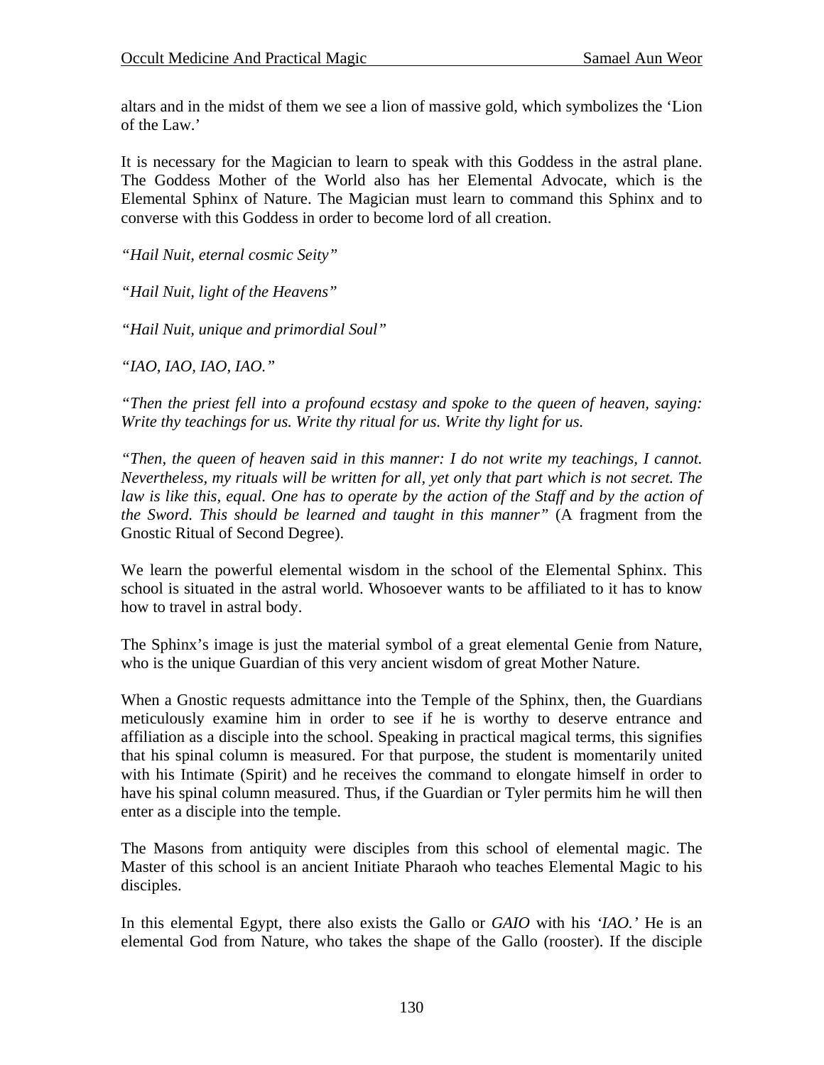altars and in the midst of them we see a lion of massive gold, which symbolizes the 'Lion of the Law.'

It is necessary for the Magician to learn to speak with this Goddess in the astral plane. The Goddess Mother of the World also has her Elemental Advocate, which is the Elemental Sphinx of Nature. The Magician must learn to command this Sphinx and to converse with this Goddess in order to become lord of all creation.

*"Hail Nuit, eternal cosmic Seity"*

*"Hail Nuit, light of the Heavens"*

*"Hail Nuit, unique and primordial Soul"*

*"IAO, IAO, IAO, IAO."*

*"Then the priest fell into a profound ecstasy and spoke to the queen of heaven, saying: Write thy teachings for us. Write thy ritual for us. Write thy light for us.*

*"Then, the queen of heaven said in this manner: I do not write my teachings, I cannot. Nevertheless, my rituals will be written for all, yet only that part which is not secret. The law is like this, equal. One has to operate by the action of the Staff and by the action of the Sword. This should be learned and taught in this manner"* (A fragment from the Gnostic Ritual of Second Degree).

We learn the powerful elemental wisdom in the school of the Elemental Sphinx. This school is situated in the astral world. Whosoever wants to be affiliated to it has to know how to travel in astral body.

The Sphinx's image is just the material symbol of a great elemental Genie from Nature, who is the unique Guardian of this very ancient wisdom of great Mother Nature.

When a Gnostic requests admittance into the Temple of the Sphinx, then, the Guardians meticulously examine him in order to see if he is worthy to deserve entrance and affiliation as a disciple into the school. Speaking in practical magical terms, this signifies that his spinal column is measured. For that purpose, the student is momentarily united with his Intimate (Spirit) and he receives the command to elongate himself in order to have his spinal column measured. Thus, if the Guardian or Tyler permits him he will then enter as a disciple into the temple.

The Masons from antiquity were disciples from this school of elemental magic. The Master of this school is an ancient Initiate Pharaoh who teaches Elemental Magic to his disciples.

In this elemental Egypt, there also exists the Gallo or *GAIO* with his *'IAO.'* He is an elemental God from Nature, who takes the shape of the Gallo (rooster). If the disciple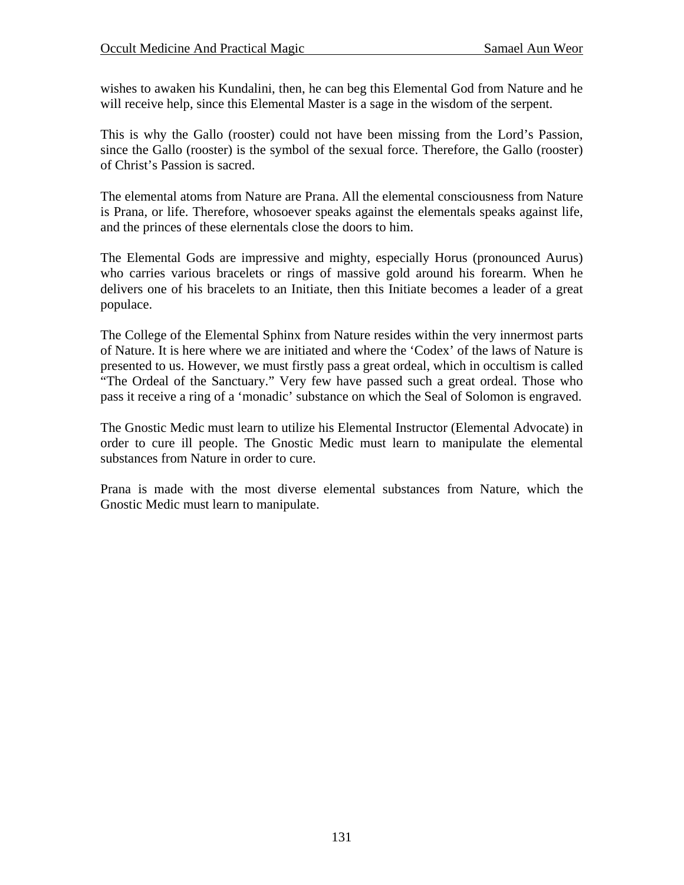wishes to awaken his Kundalini, then, he can beg this Elemental God from Nature and he will receive help, since this Elemental Master is a sage in the wisdom of the serpent.

This is why the Gallo (rooster) could not have been missing from the Lord's Passion, since the Gallo (rooster) is the symbol of the sexual force. Therefore, the Gallo (rooster) of Christ's Passion is sacred.

The elemental atoms from Nature are Prana. All the elemental consciousness from Nature is Prana, or life. Therefore, whosoever speaks against the elementals speaks against life, and the princes of these elernentals close the doors to him.

The Elemental Gods are impressive and mighty, especially Horus (pronounced Aurus) who carries various bracelets or rings of massive gold around his forearm. When he delivers one of his bracelets to an Initiate, then this Initiate becomes a leader of a great populace.

The College of the Elemental Sphinx from Nature resides within the very innermost parts of Nature. It is here where we are initiated and where the 'Codex' of the laws of Nature is presented to us. However, we must firstly pass a great ordeal, which in occultism is called "The Ordeal of the Sanctuary." Very few have passed such a great ordeal. Those who pass it receive a ring of a 'monadic' substance on which the Seal of Solomon is engraved.

The Gnostic Medic must learn to utilize his Elemental Instructor (Elemental Advocate) in order to cure ill people. The Gnostic Medic must learn to manipulate the elemental substances from Nature in order to cure.

Prana is made with the most diverse elemental substances from Nature, which the Gnostic Medic must learn to manipulate.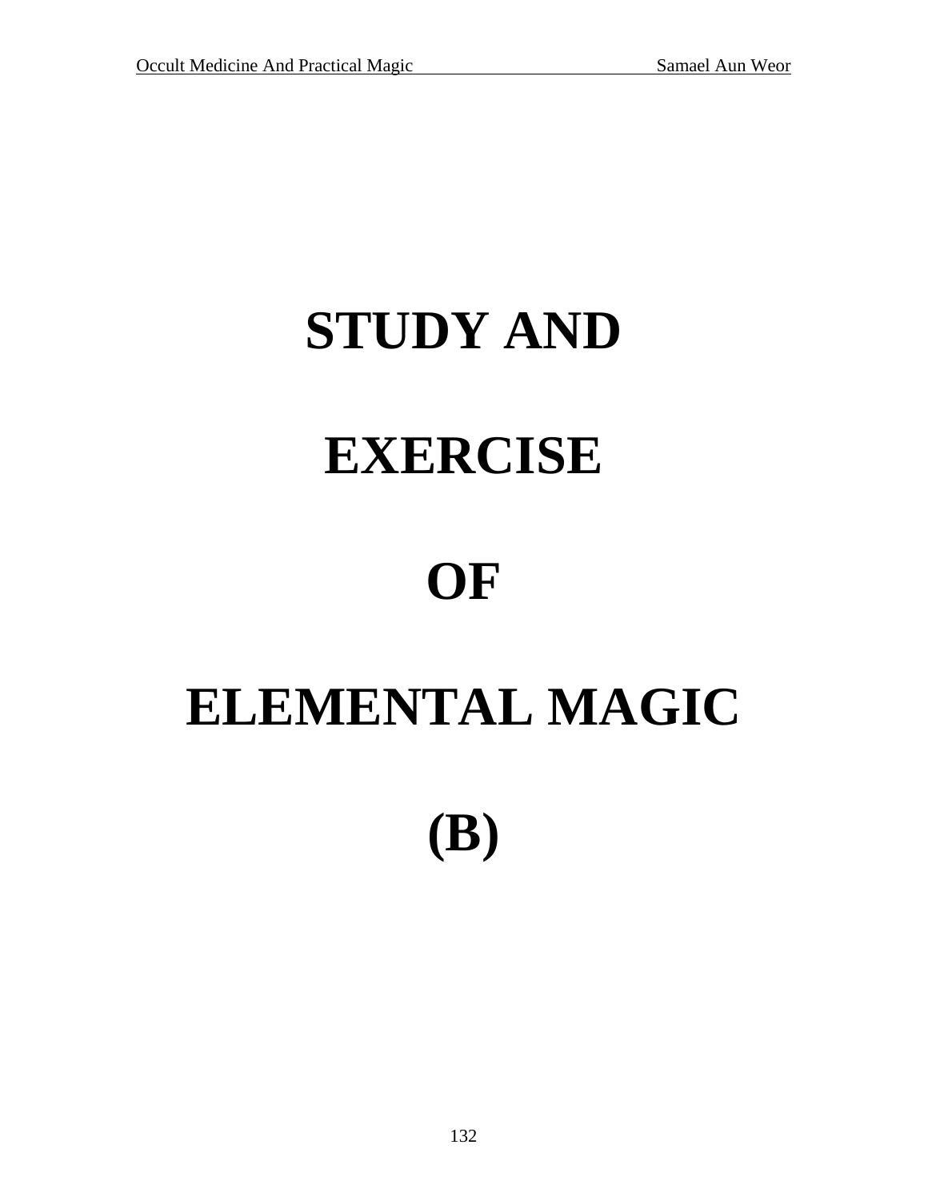# STUDY AND EXERCISE OF ELEMENTAL MAGIC (B)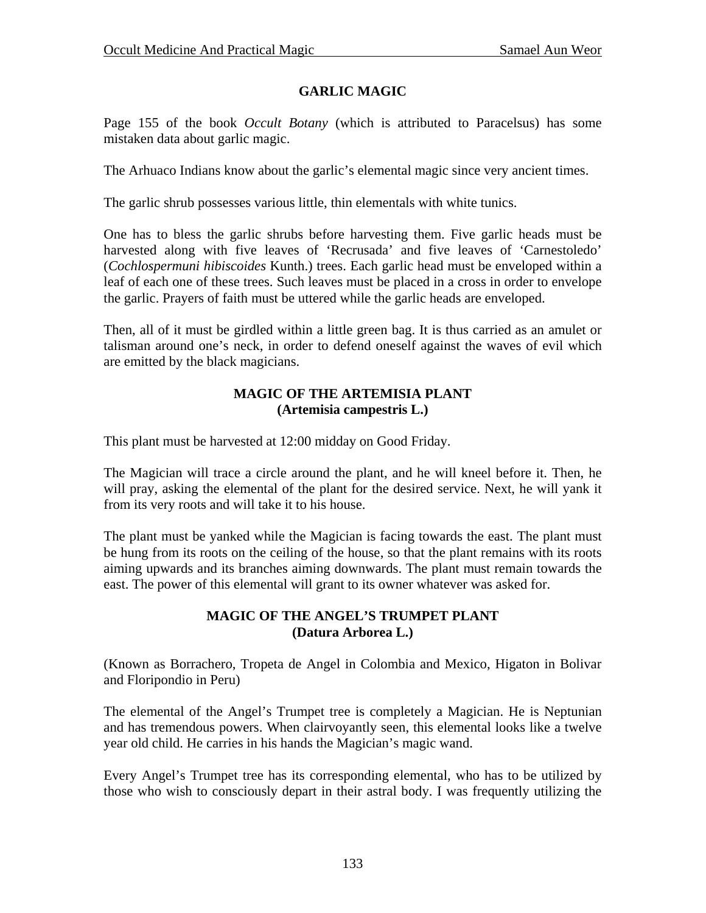## GARLIC MAGIC

Page 155 of the book *Occult Botany* (which is attributed to Paracelsus) has some mistaken data about garlic magic.

The Arhuaco Indians know about the garlic's elemental magic since very ancient times.

The garlic shrub possesses various little, thin elementals with white tunics.

One has to bless the garlic shrubs before harvesting them. Five garlic heads must be harvested along with five leaves of 'Recrusada' and five leaves of 'Carnestoledo' (*Cochlospermuni hibiscoides* Kunth.) trees. Each garlic head must be enveloped within a leaf of each one of these trees. Such leaves must be placed in a cross in order to envelope the garlic. Prayers of faith must be uttered while the garlic heads are enveloped.

Then, all of it must be girdled within a little green bag. It is thus carried as an amulet or talisman around one's neck, in order to defend oneself against the waves of evil which are emitted by the black magicians.

## MAGIC OF THE ARTEMISIA PLANT (Artemisia campestris L.)

This plant must be harvested at 12:00 midday on Good Friday.

The Magician will trace a circle around the plant, and he will kneel before it. Then, he will pray, asking the elemental of the plant for the desired service. Next, he will yank it from its very roots and will take it to his house.

The plant must be yanked while the Magician is facing towards the east. The plant must be hung from its roots on the ceiling of the house, so that the plant remains with its roots aiming upwards and its branches aiming downwards. The plant must remain towards the east. The power of this elemental will grant to its owner whatever was asked for.

## MAGIC OF THE ANGEL'S TRUMPET PLANT (Datura Arborea L.)

(Known as Borrachero, Tropeta de Angel in Colombia and Mexico, Higaton in Bolivar and Floripondio in Peru)

The elemental of the Angel's Trumpet tree is completely a Magician. He is Neptunian and has tremendous powers. When clairvoyantly seen, this elemental looks like a twelve year old child. He carries in his hands the Magician's magic wand.

Every Angel's Trumpet tree has its corresponding elemental, who has to be utilized by those who wish to consciously depart in their astral body. I was frequently utilizing the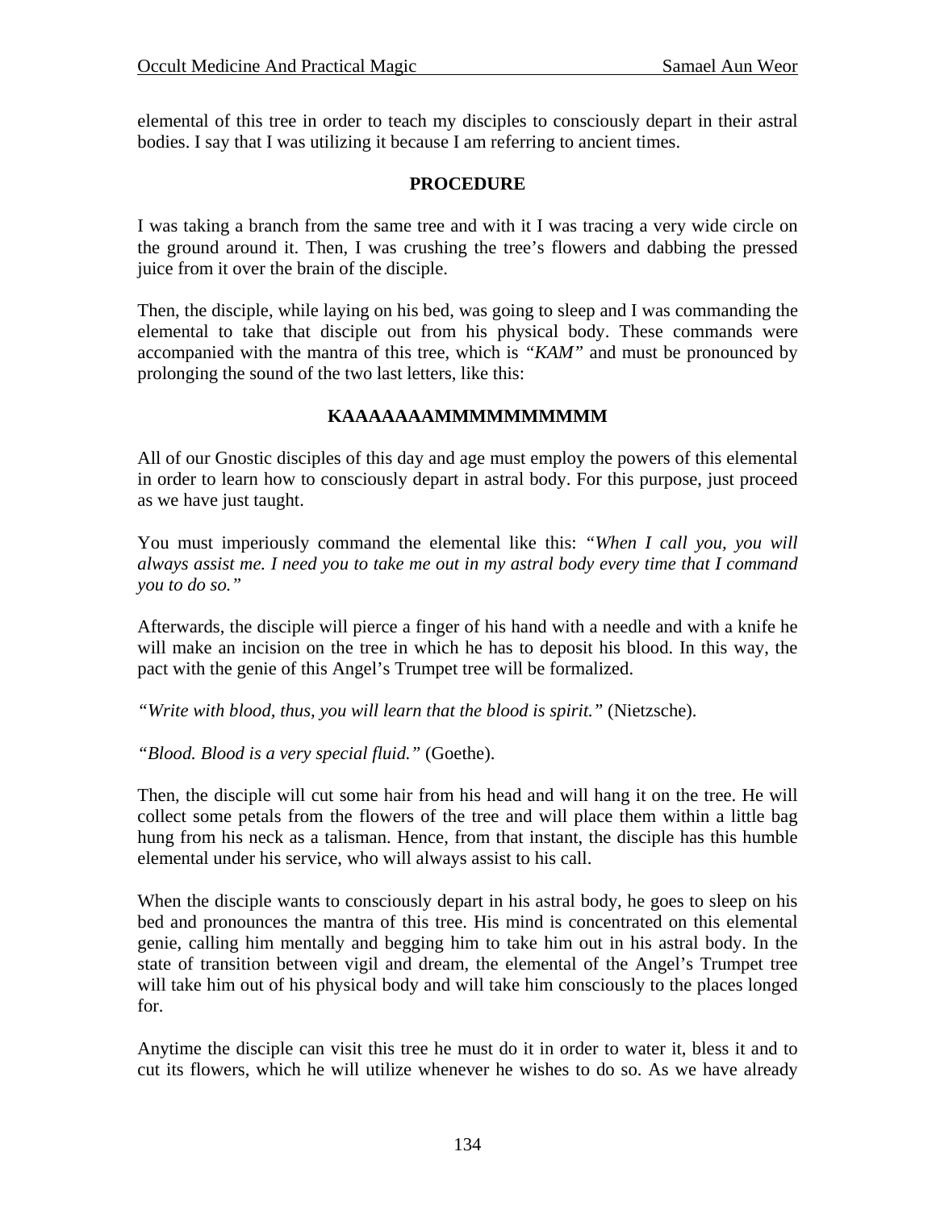elemental of this tree in order to teach my disciples to consciously depart in their astral bodies. I say that I was utilizing it because I am referring to ancient times.

### PROCEDURE

I was taking a branch from the same tree and with it I was tracing a very wide circle on the ground around it. Then, I was crushing the tree's flowers and dabbing the pressed juice from it over the brain of the disciple.

Then, the disciple, while laying on his bed, was going to sleep and I was commanding the elemental to take that disciple out from his physical body. These commands were accompanied with the mantra of this tree, which is *"KAM"* and must be pronounced by prolonging the sound of the two last letters, like this:

**KAAAAAAAMMMMMMMMMM**

All of our Gnostic disciples of this day and age must employ the powers of this elemental in order to learn how to consciously depart in astral body. For this purpose, just proceed as we have just taught.

You must imperiously command the elemental like this: *"When I call you, you will always assist me. I need you to take me out in my astral body every time that I command you to do so."*

Afterwards, the disciple will pierce a finger of his hand with a needle and with a knife he will make an incision on the tree in which he has to deposit his blood. In this way, the pact with the genie of this Angel's Trumpet tree will be formalized.

*"Write with blood, thus, you will learn that the blood is spirit."* (Nietzsche).

*"Blood. Blood is a very special fluid."* (Goethe).

Then, the disciple will cut some hair from his head and will hang it on the tree. He will collect some petals from the flowers of the tree and will place them within a little bag hung from his neck as a talisman. Hence, from that instant, the disciple has this humble elemental under his service, who will always assist to his call.

When the disciple wants to consciously depart in his astral body, he goes to sleep on his bed and pronounces the mantra of this tree. His mind is concentrated on this elemental genie, calling him mentally and begging him to take him out in his astral body. In the state of transition between vigil and dream, the elemental of the Angel's Trumpet tree will take him out of his physical body and will take him consciously to the places longed for.

Anytime the disciple can visit this tree he must do it in order to water it, bless it and to cut its flowers, which he will utilize whenever he wishes to do so. As we have already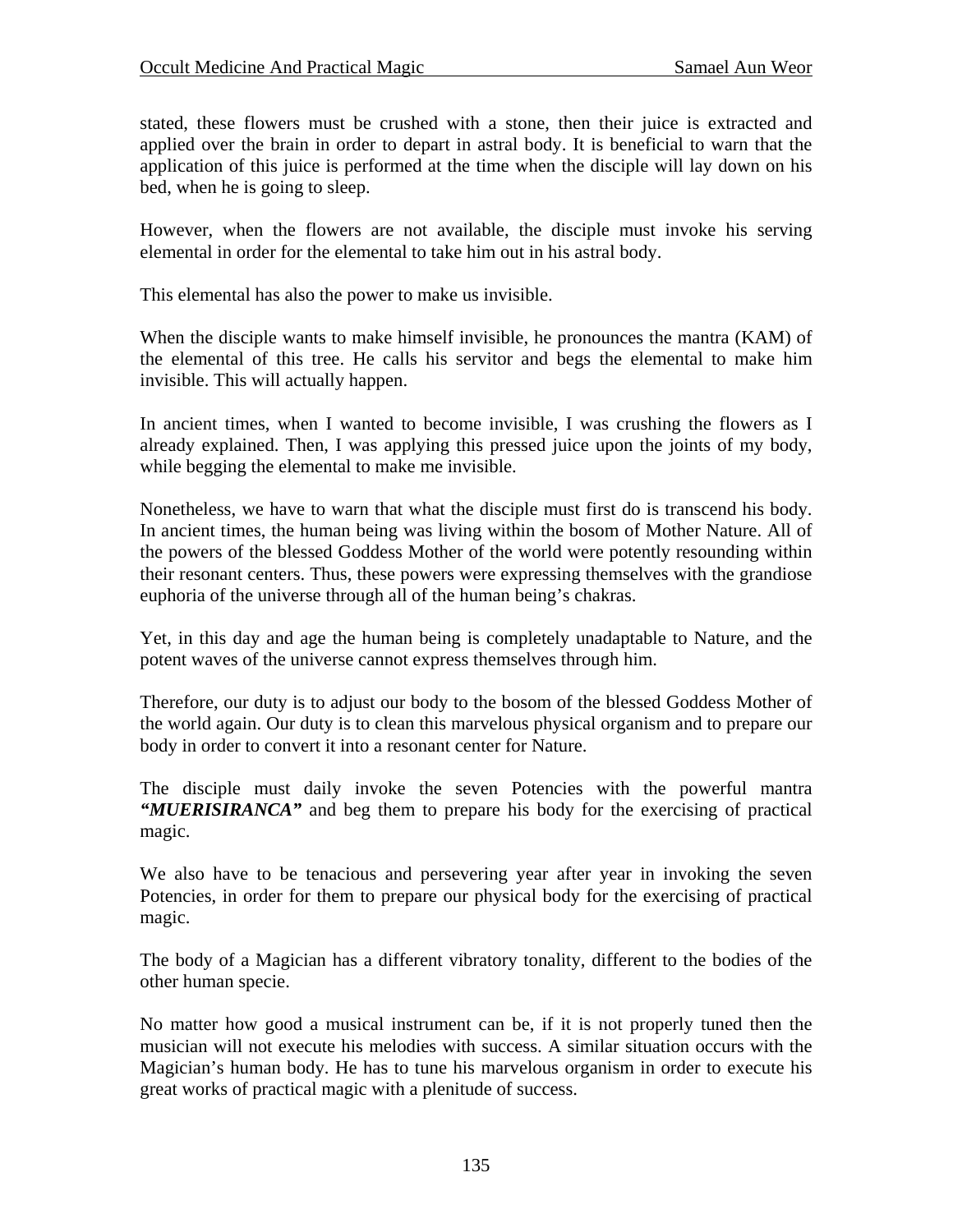stated, these flowers must be crushed with a stone, then their juice is extracted and applied over the brain in order to depart in astral body. It is beneficial to warn that the application of this juice is performed at the time when the disciple will lay down on his bed, when he is going to sleep.

However, when the flowers are not available, the disciple must invoke his serving elemental in order for the elemental to take him out in his astral body.

This elemental has also the power to make us invisible.

When the disciple wants to make himself invisible, he pronounces the mantra (KAM) of the elemental of this tree. He calls his servitor and begs the elemental to make him invisible. This will actually happen.

In ancient times, when I wanted to become invisible, I was crushing the flowers as I already explained. Then, I was applying this pressed juice upon the joints of my body, while begging the elemental to make me invisible.

Nonetheless, we have to warn that what the disciple must first do is transcend his body. In ancient times, the human being was living within the bosom of Mother Nature. All of the powers of the blessed Goddess Mother of the world were potently resounding within their resonant centers. Thus, these powers were expressing themselves with the grandiose euphoria of the universe through all of the human being's chakras.

Yet, in this day and age the human being is completely unadaptable to Nature, and the potent waves of the universe cannot express themselves through him.

Therefore, our duty is to adjust our body to the bosom of the blessed Goddess Mother of the world again. Our duty is to clean this marvelous physical organism and to prepare our body in order to convert it into a resonant center for Nature.

The disciple must daily invoke the seven Potencies with the powerful mantra ***"MUERISIRANCA"*** and beg them to prepare his body for the exercising of practical magic.

We also have to be tenacious and persevering year after year in invoking the seven Potencies, in order for them to prepare our physical body for the exercising of practical magic.

The body of a Magician has a different vibratory tonality, different to the bodies of the other human specie.

No matter how good a musical instrument can be, if it is not properly tuned then the musician will not execute his melodies with success. A similar situation occurs with the Magician's human body. He has to tune his marvelous organism in order to execute his great works of practical magic with a plenitude of success.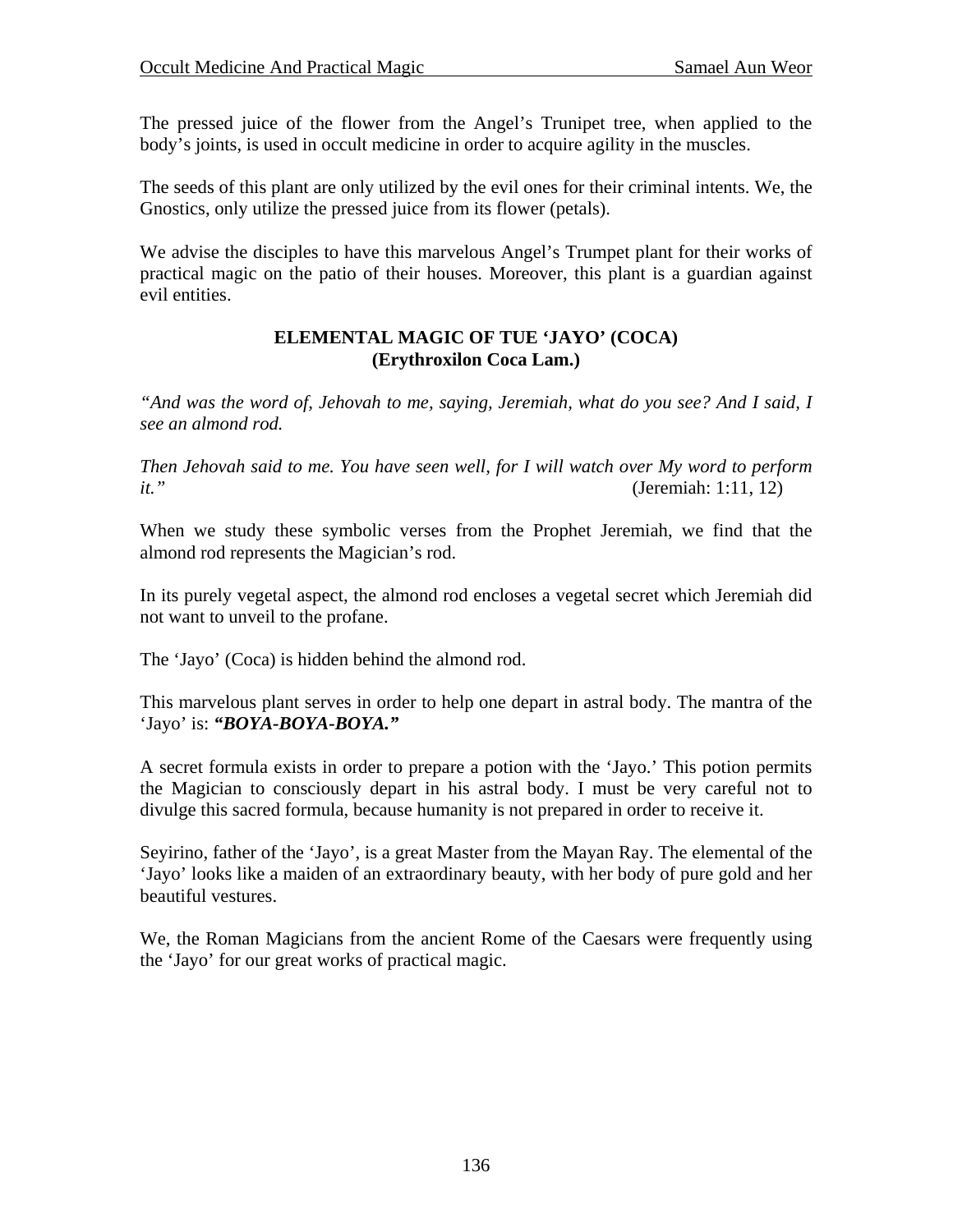The pressed juice of the flower from the Angel's Trunipet tree, when applied to the body's joints, is used in occult medicine in order to acquire agility in the muscles.

The seeds of this plant are only utilized by the evil ones for their criminal intents. We, the Gnostics, only utilize the pressed juice from its flower (petals).

We advise the disciples to have this marvelous Angel's Trumpet plant for their works of practical magic on the patio of their houses. Moreover, this plant is a guardian against evil entities.

## ELEMENTAL MAGIC OF TUE 'JAYO' (COCA)
## (Erythroxilon Coca Lam.)

*"And was the word of, Jehovah to me, saying, Jeremiah, what do you see? And I said, I see an almond rod.*

*Then Jehovah said to me. You have seen well, for I will watch over My word to perform it."* (Jeremiah: 1:11, 12)

When we study these symbolic verses from the Prophet Jeremiah, we find that the almond rod represents the Magician's rod.

In its purely vegetal aspect, the almond rod encloses a vegetal secret which Jeremiah did not want to unveil to the profane.

The 'Jayo' (Coca) is hidden behind the almond rod.

This marvelous plant serves in order to help one depart in astral body. The mantra of the 'Jayo' is: ***"BOYA-BOYA-BOYA."***

A secret formula exists in order to prepare a potion with the 'Jayo.' This potion permits the Magician to consciously depart in his astral body. I must be very careful not to divulge this sacred formula, because humanity is not prepared in order to receive it.

Seyirino, father of the 'Jayo', is a great Master from the Mayan Ray. The elemental of the 'Jayo' looks like a maiden of an extraordinary beauty, with her body of pure gold and her beautiful vestures.

We, the Roman Magicians from the ancient Rome of the Caesars were frequently using the 'Jayo' for our great works of practical magic.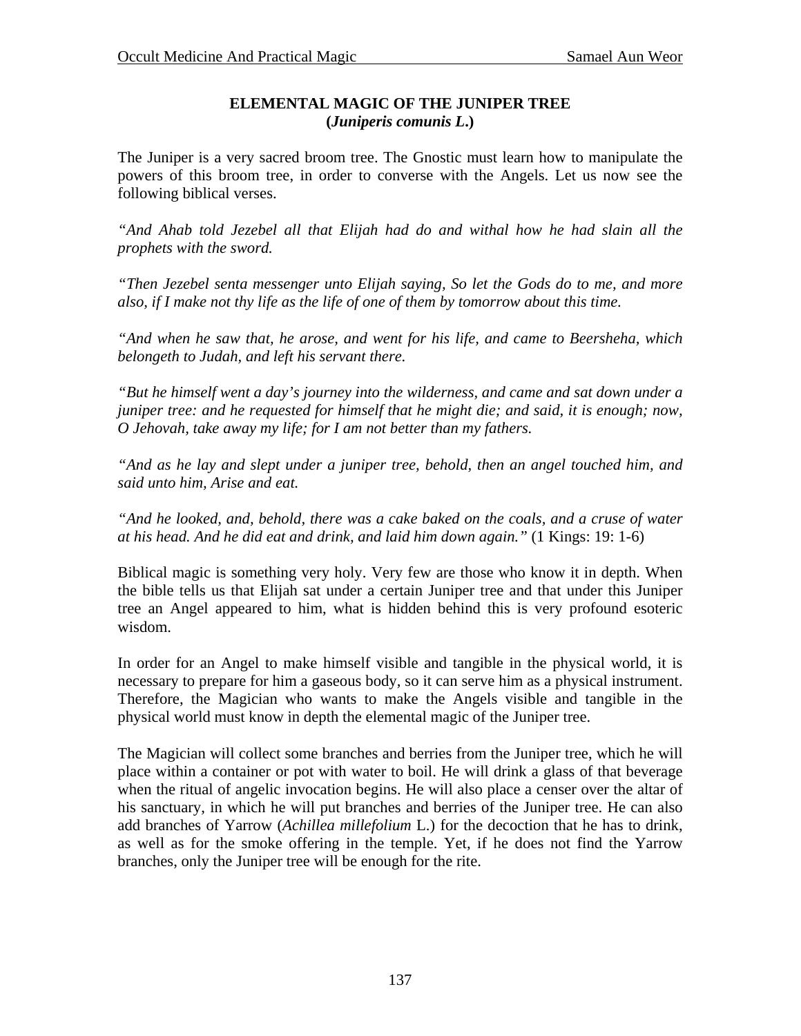## ELEMENTAL MAGIC OF THE JUNIPER TREE
## (*Juniperis comunis L.*)

The Juniper is a very sacred broom tree. The Gnostic must learn how to manipulate the powers of this broom tree, in order to converse with the Angels. Let us now see the following biblical verses.

*"And Ahab told Jezebel all that Elijah had do and withal how he had slain all the prophets with the sword.*

*"Then Jezebel senta messenger unto Elijah saying, So let the Gods do to me, and more also, if I make not thy life as the life of one of them by tomorrow about this time.*

*"And when he saw that, he arose, and went for his life, and came to Beersheha, which belongeth to Judah, and left his servant there.*

*"But he himself went a day's journey into the wilderness, and came and sat down under a juniper tree: and he requested for himself that he might die; and said, it is enough; now, O Jehovah, take away my life; for I am not better than my fathers.*

*"And as he lay and slept under a juniper tree, behold, then an angel touched him, and said unto him, Arise and eat.*

*"And he looked, and, behold, there was a cake baked on the coals, and a cruse of water at his head. And he did eat and drink, and laid him down again."* (1 Kings: 19: 1-6)

Biblical magic is something very holy. Very few are those who know it in depth. When the bible tells us that Elijah sat under a certain Juniper tree and that under this Juniper tree an Angel appeared to him, what is hidden behind this is very profound esoteric wisdom.

In order for an Angel to make himself visible and tangible in the physical world, it is necessary to prepare for him a gaseous body, so it can serve him as a physical instrument. Therefore, the Magician who wants to make the Angels visible and tangible in the physical world must know in depth the elemental magic of the Juniper tree.

The Magician will collect some branches and berries from the Juniper tree, which he will place within a container or pot with water to boil. He will drink a glass of that beverage when the ritual of angelic invocation begins. He will also place a censer over the altar of his sanctuary, in which he will put branches and berries of the Juniper tree. He can also add branches of Yarrow (*Achillea millefolium* L.) for the decoction that he has to drink, as well as for the smoke offering in the temple. Yet, if he does not find the Yarrow branches, only the Juniper tree will be enough for the rite.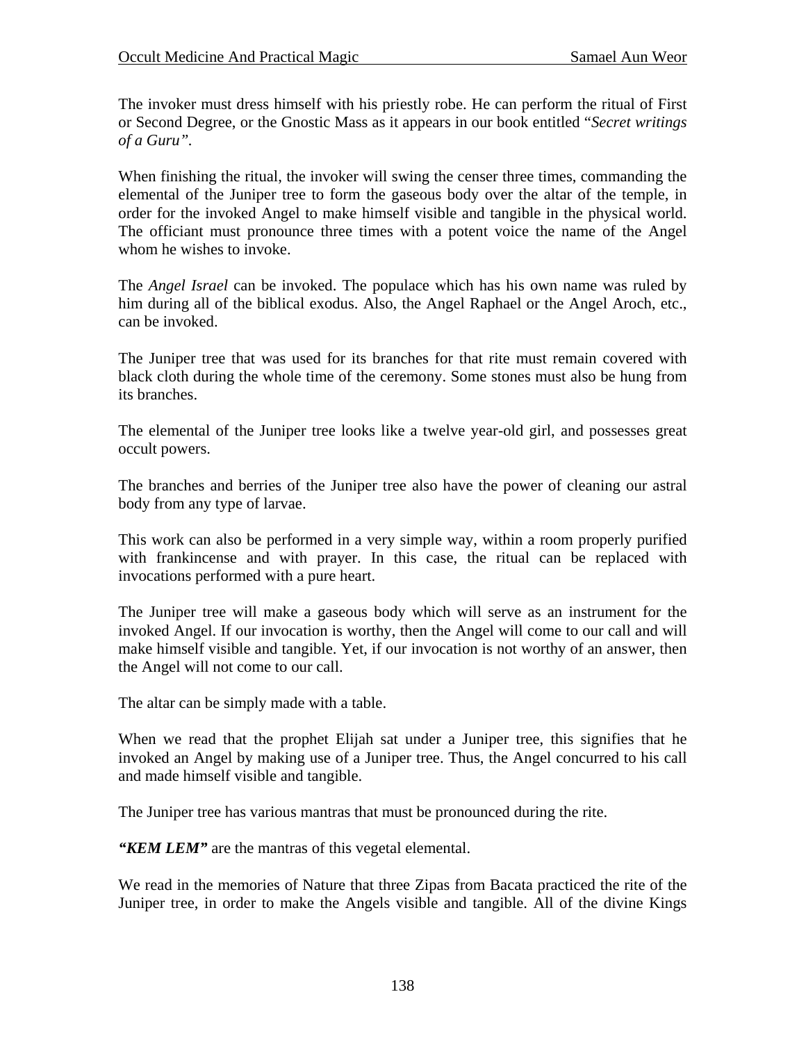The invoker must dress himself with his priestly robe. He can perform the ritual of First or Second Degree, or the Gnostic Mass as it appears in our book entitled "*Secret writings of a Guru"*.

When finishing the ritual, the invoker will swing the censer three times, commanding the elemental of the Juniper tree to form the gaseous body over the altar of the temple, in order for the invoked Angel to make himself visible and tangible in the physical world. The officiant must pronounce three times with a potent voice the name of the Angel whom he wishes to invoke.

The *Angel Israel* can be invoked. The populace which has his own name was ruled by him during all of the biblical exodus. Also, the Angel Raphael or the Angel Aroch, etc., can be invoked.

The Juniper tree that was used for its branches for that rite must remain covered with black cloth during the whole time of the ceremony. Some stones must also be hung from its branches.

The elemental of the Juniper tree looks like a twelve year-old girl, and possesses great occult powers.

The branches and berries of the Juniper tree also have the power of cleaning our astral body from any type of larvae.

This work can also be performed in a very simple way, within a room properly purified with frankincense and with prayer. In this case, the ritual can be replaced with invocations performed with a pure heart.

The Juniper tree will make a gaseous body which will serve as an instrument for the invoked Angel. If our invocation is worthy, then the Angel will come to our call and will make himself visible and tangible. Yet, if our invocation is not worthy of an answer, then the Angel will not come to our call.

The altar can be simply made with a table.

When we read that the prophet Elijah sat under a Juniper tree, this signifies that he invoked an Angel by making use of a Juniper tree. Thus, the Angel concurred to his call and made himself visible and tangible.

The Juniper tree has various mantras that must be pronounced during the rite.

***"KEM LEM"*** are the mantras of this vegetal elemental.

We read in the memories of Nature that three Zipas from Bacata practiced the rite of the Juniper tree, in order to make the Angels visible and tangible. All of the divine Kings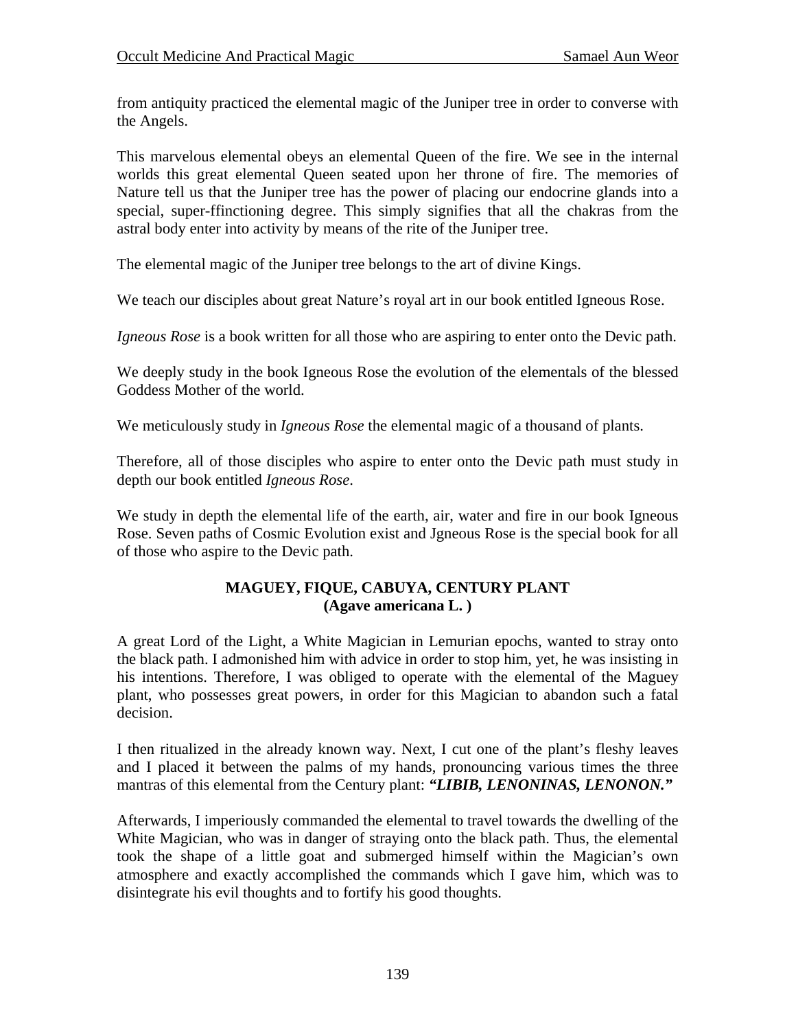from antiquity practiced the elemental magic of the Juniper tree in order to converse with the Angels.

This marvelous elemental obeys an elemental Queen of the fire. We see in the internal worlds this great elemental Queen seated upon her throne of fire. The memories of Nature tell us that the Juniper tree has the power of placing our endocrine glands into a special, super-ffinctioning degree. This simply signifies that all the chakras from the astral body enter into activity by means of the rite of the Juniper tree.

The elemental magic of the Juniper tree belongs to the art of divine Kings.

We teach our disciples about great Nature's royal art in our book entitled Igneous Rose.

*Igneous Rose* is a book written for all those who are aspiring to enter onto the Devic path.

We deeply study in the book Igneous Rose the evolution of the elementals of the blessed Goddess Mother of the world.

We meticulously study in *Igneous Rose* the elemental magic of a thousand of plants.

Therefore, all of those disciples who aspire to enter onto the Devic path must study in depth our book entitled *Igneous Rose*.

We study in depth the elemental life of the earth, air, water and fire in our book Igneous Rose. Seven paths of Cosmic Evolution exist and Jgneous Rose is the special book for all of those who aspire to the Devic path.

## MAGUEY, FIQUE, CABUYA, CENTURY PLANT (Agave americana L. )

A great Lord of the Light, a White Magician in Lemurian epochs, wanted to stray onto the black path. I admonished him with advice in order to stop him, yet, he was insisting in his intentions. Therefore, I was obliged to operate with the elemental of the Maguey plant, who possesses great powers, in order for this Magician to abandon such a fatal decision.

I then ritualized in the already known way. Next, I cut one of the plant's fleshy leaves and I placed it between the palms of my hands, pronouncing various times the three mantras of this elemental from the Century plant: ***"LIBIB, LENONINAS, LENONON."***

Afterwards, I imperiously commanded the elemental to travel towards the dwelling of the White Magician, who was in danger of straying onto the black path. Thus, the elemental took the shape of a little goat and submerged himself within the Magician's own atmosphere and exactly accomplished the commands which I gave him, which was to disintegrate his evil thoughts and to fortify his good thoughts.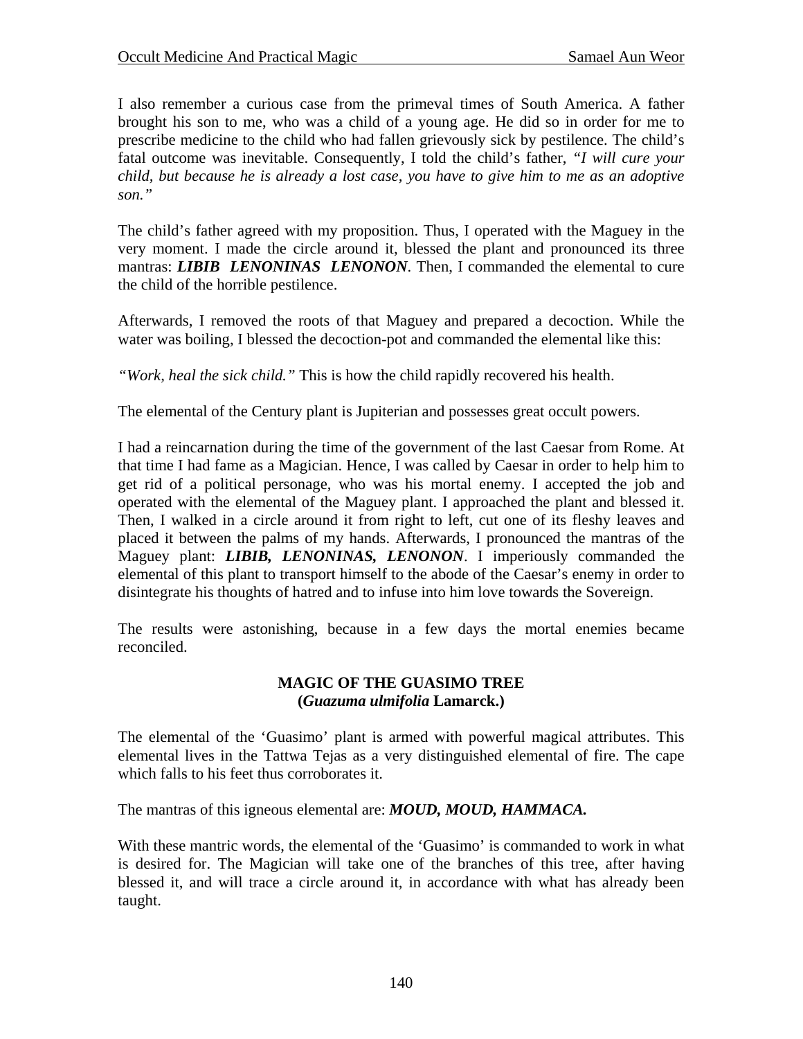I also remember a curious case from the primeval times of South America. A father brought his son to me, who was a child of a young age. He did so in order for me to prescribe medicine to the child who had fallen grievously sick by pestilence. The child's fatal outcome was inevitable. Consequently, I told the child's father, *"I will cure your child, but because he is already a lost case, you have to give him to me as an adoptive son."*

The child's father agreed with my proposition. Thus, I operated with the Maguey in the very moment. I made the circle around it, blessed the plant and pronounced its three mantras: ***LIBIB LENONINAS LENONON***. Then, I commanded the elemental to cure the child of the horrible pestilence.

Afterwards, I removed the roots of that Maguey and prepared a decoction. While the water was boiling, I blessed the decoction-pot and commanded the elemental like this:

*"Work, heal the sick child."* This is how the child rapidly recovered his health.

The elemental of the Century plant is Jupiterian and possesses great occult powers.

I had a reincarnation during the time of the government of the last Caesar from Rome. At that time I had fame as a Magician. Hence, I was called by Caesar in order to help him to get rid of a political personage, who was his mortal enemy. I accepted the job and operated with the elemental of the Maguey plant. I approached the plant and blessed it. Then, I walked in a circle around it from right to left, cut one of its fleshy leaves and placed it between the palms of my hands. Afterwards, I pronounced the mantras of the Maguey plant: ***LIBIB, LENONINAS, LENONON***. I imperiously commanded the elemental of this plant to transport himself to the abode of the Caesar's enemy in order to disintegrate his thoughts of hatred and to infuse into him love towards the Sovereign.

The results were astonishing, because in a few days the mortal enemies became reconciled.

### MAGIC OF THE GUASIMO TREE
### (*Guazuma ulmifolia* Lamarck.)

The elemental of the 'Guasimo' plant is armed with powerful magical attributes. This elemental lives in the Tattwa Tejas as a very distinguished elemental of fire. The cape which falls to his feet thus corroborates it.

The mantras of this igneous elemental are: ***MOUD, MOUD, HAMMACA.***

With these mantric words, the elemental of the 'Guasimo' is commanded to work in what is desired for. The Magician will take one of the branches of this tree, after having blessed it, and will trace a circle around it, in accordance with what has already been taught.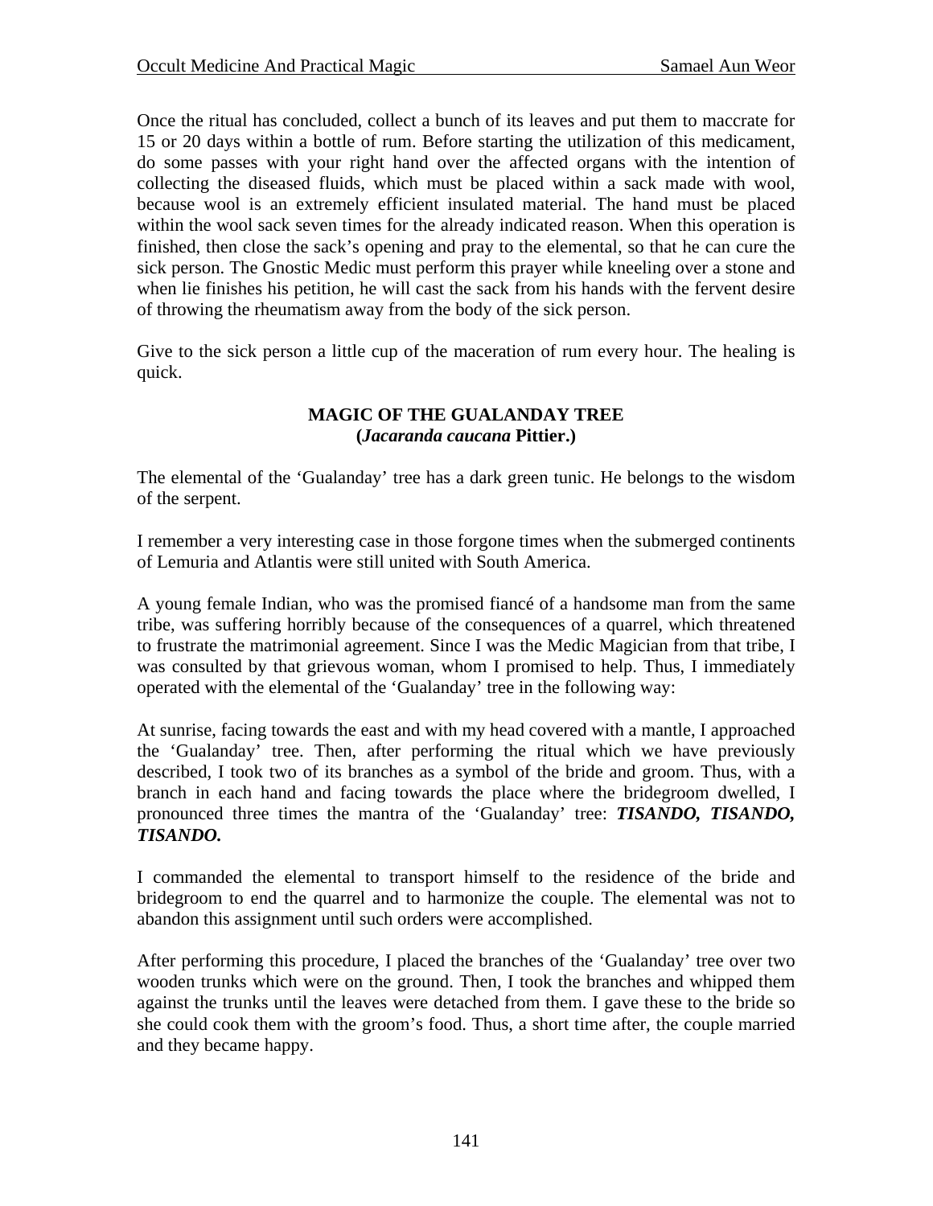Once the ritual has concluded, collect a bunch of its leaves and put them to maccrate for 15 or 20 days within a bottle of rum. Before starting the utilization of this medicament, do some passes with your right hand over the affected organs with the intention of collecting the diseased fluids, which must be placed within a sack made with wool, because wool is an extremely efficient insulated material. The hand must be placed within the wool sack seven times for the already indicated reason. When this operation is finished, then close the sack's opening and pray to the elemental, so that he can cure the sick person. The Gnostic Medic must perform this prayer while kneeling over a stone and when lie finishes his petition, he will cast the sack from his hands with the fervent desire of throwing the rheumatism away from the body of the sick person.

Give to the sick person a little cup of the maceration of rum every hour. The healing is quick.

## MAGIC OF THE GUALANDAY TREE
**(*Jacaranda caucana* Pittier.)**

The elemental of the 'Gualanday' tree has a dark green tunic. He belongs to the wisdom of the serpent.

I remember a very interesting case in those forgone times when the submerged continents of Lemuria and Atlantis were still united with South America.

A young female Indian, who was the promised fiancé of a handsome man from the same tribe, was suffering horribly because of the consequences of a quarrel, which threatened to frustrate the matrimonial agreement. Since I was the Medic Magician from that tribe, I was consulted by that grievous woman, whom I promised to help. Thus, I immediately operated with the elemental of the 'Gualanday' tree in the following way:

At sunrise, facing towards the east and with my head covered with a mantle, I approached the 'Gualanday' tree. Then, after performing the ritual which we have previously described, I took two of its branches as a symbol of the bride and groom. Thus, with a branch in each hand and facing towards the place where the bridegroom dwelled, I pronounced three times the mantra of the 'Gualanday' tree: ***TISANDO, TISANDO, TISANDO.***

I commanded the elemental to transport himself to the residence of the bride and bridegroom to end the quarrel and to harmonize the couple. The elemental was not to abandon this assignment until such orders were accomplished.

After performing this procedure, I placed the branches of the 'Gualanday' tree over two wooden trunks which were on the ground. Then, I took the branches and whipped them against the trunks until the leaves were detached from them. I gave these to the bride so she could cook them with the groom's food. Thus, a short time after, the couple married and they became happy.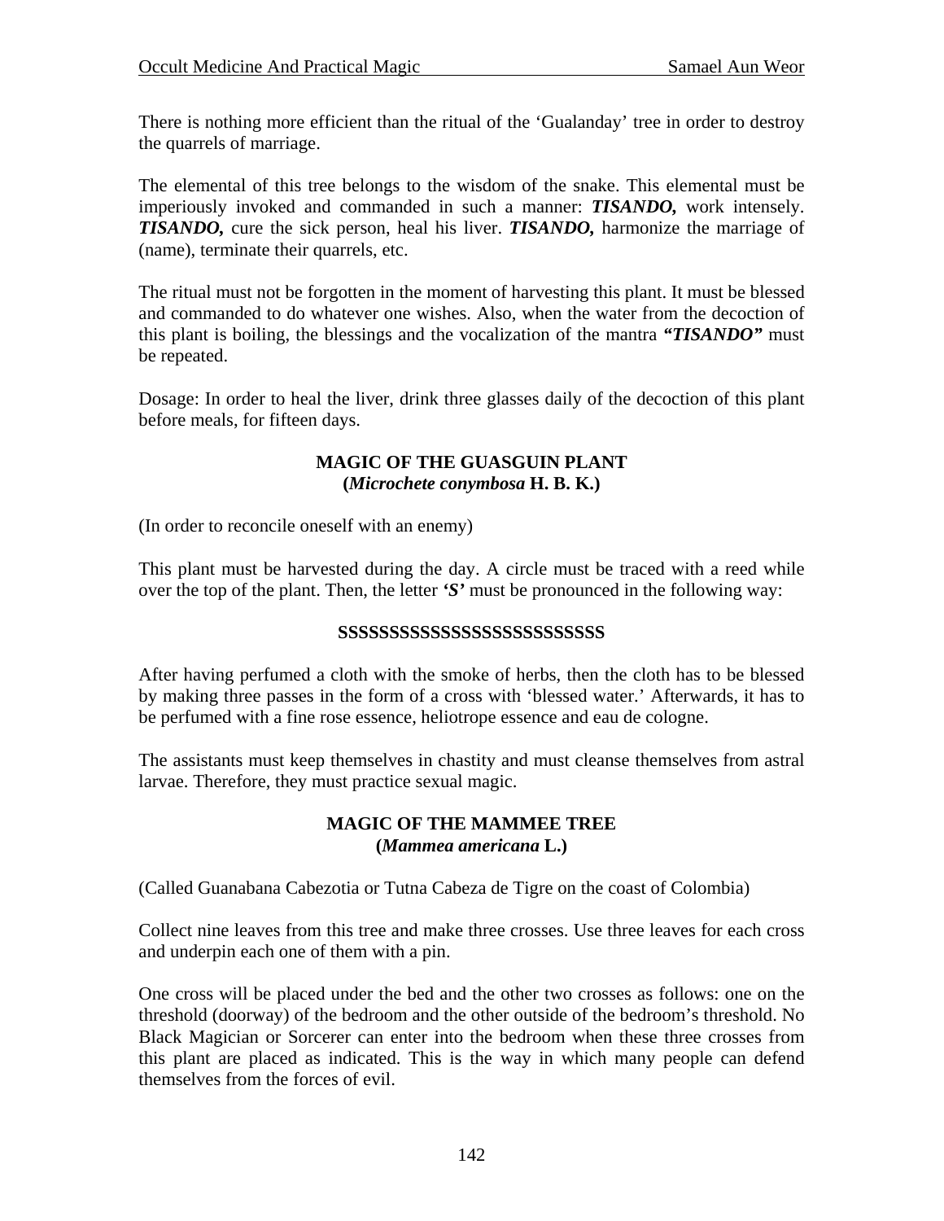There is nothing more efficient than the ritual of the 'Gualanday' tree in order to destroy the quarrels of marriage.

The elemental of this tree belongs to the wisdom of the snake. This elemental must be imperiously invoked and commanded in such a manner: ***TISANDO,*** work intensely. ***TISANDO,*** cure the sick person, heal his liver. ***TISANDO,*** harmonize the marriage of (name), terminate their quarrels, etc.

The ritual must not be forgotten in the moment of harvesting this plant. It must be blessed and commanded to do whatever one wishes. Also, when the water from the decoction of this plant is boiling, the blessings and the vocalization of the mantra ***"TISANDO"*** must be repeated.

Dosage: In order to heal the liver, drink three glasses daily of the decoction of this plant before meals, for fifteen days.

### MAGIC OF THE GUASGUIN PLANT
### (*Microchete conymbosa* H. B. K.)

(In order to reconcile oneself with an enemy)

This plant must be harvested during the day. A circle must be traced with a reed while over the top of the plant. Then, the letter ***'S'*** must be pronounced in the following way:

**SSSSSSSSSSSSSSSSSSSSSSSSS**

After having perfumed a cloth with the smoke of herbs, then the cloth has to be blessed by making three passes in the form of a cross with 'blessed water.' Afterwards, it has to be perfumed with a fine rose essence, heliotrope essence and eau de cologne.

The assistants must keep themselves in chastity and must cleanse themselves from astral larvae. Therefore, they must practice sexual magic.

### MAGIC OF THE MAMMEE TREE
### (*Mammea americana* L.)

(Called Guanabana Cabezotia or Tutna Cabeza de Tigre on the coast of Colombia)

Collect nine leaves from this tree and make three crosses. Use three leaves for each cross and underpin each one of them with a pin.

One cross will be placed under the bed and the other two crosses as follows: one on the threshold (doorway) of the bedroom and the other outside of the bedroom's threshold. No Black Magician or Sorcerer can enter into the bedroom when these three crosses from this plant are placed as indicated. This is the way in which many people can defend themselves from the forces of evil.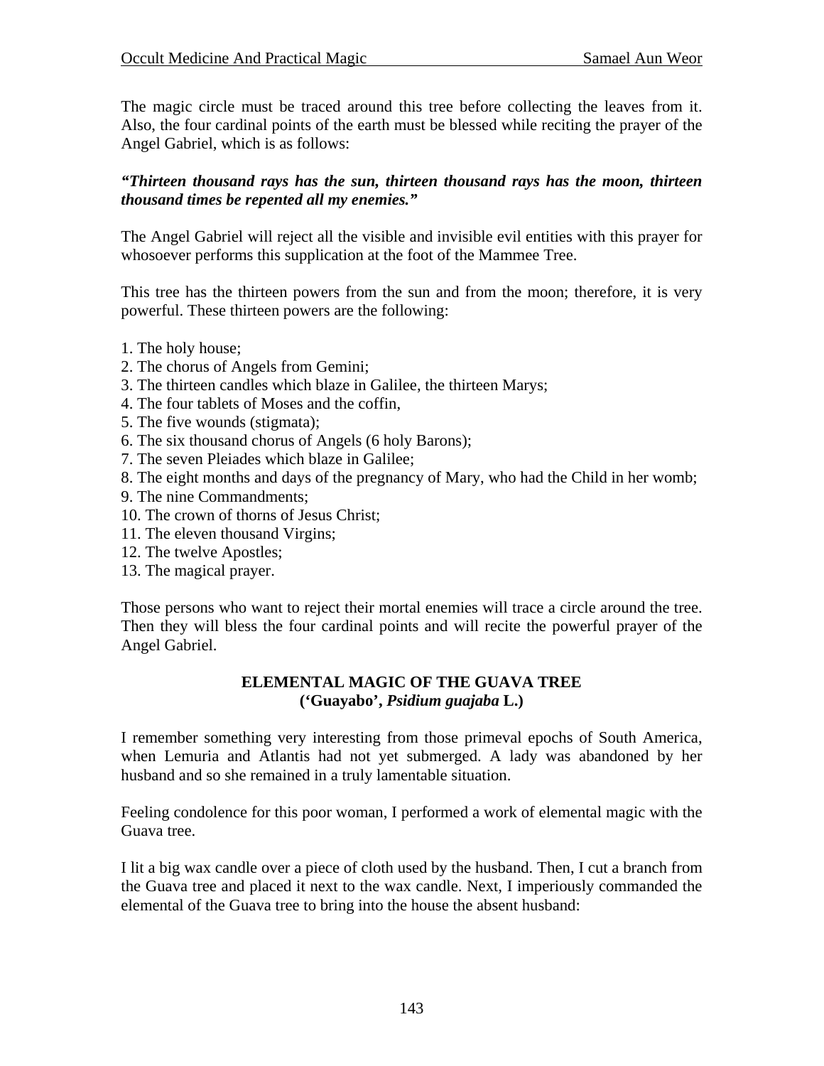The magic circle must be traced around this tree before collecting the leaves from it. Also, the four cardinal points of the earth must be blessed while reciting the prayer of the Angel Gabriel, which is as follows:

***"Thirteen thousand rays has the sun, thirteen thousand rays has the moon, thirteen thousand times be repented all my enemies."***

The Angel Gabriel will reject all the visible and invisible evil entities with this prayer for whosoever performs this supplication at the foot of the Mammee Tree.

This tree has the thirteen powers from the sun and from the moon; therefore, it is very powerful. These thirteen powers are the following:

1. The holy house;
2. The chorus of Angels from Gemini;
3. The thirteen candles which blaze in Galilee, the thirteen Marys;
4. The four tablets of Moses and the coffin,
5. The five wounds (stigmata);
6. The six thousand chorus of Angels (6 holy Barons);
7. The seven Pleiades which blaze in Galilee;
8. The eight months and days of the pregnancy of Mary, who had the Child in her womb;
9. The nine Commandments;
10. The crown of thorns of Jesus Christ;
11. The eleven thousand Virgins;
12. The twelve Apostles;
13. The magical prayer.

Those persons who want to reject their mortal enemies will trace a circle around the tree. Then they will bless the four cardinal points and will recite the powerful prayer of the Angel Gabriel.

## ELEMENTAL MAGIC OF THE GUAVA TREE
## ('Guayabo', *Psidium guajaba* L.)

I remember something very interesting from those primeval epochs of South America, when Lemuria and Atlantis had not yet submerged. A lady was abandoned by her husband and so she remained in a truly lamentable situation.

Feeling condolence for this poor woman, I performed a work of elemental magic with the Guava tree.

I lit a big wax candle over a piece of cloth used by the husband. Then, I cut a branch from the Guava tree and placed it next to the wax candle. Next, I imperiously commanded the elemental of the Guava tree to bring into the house the absent husband: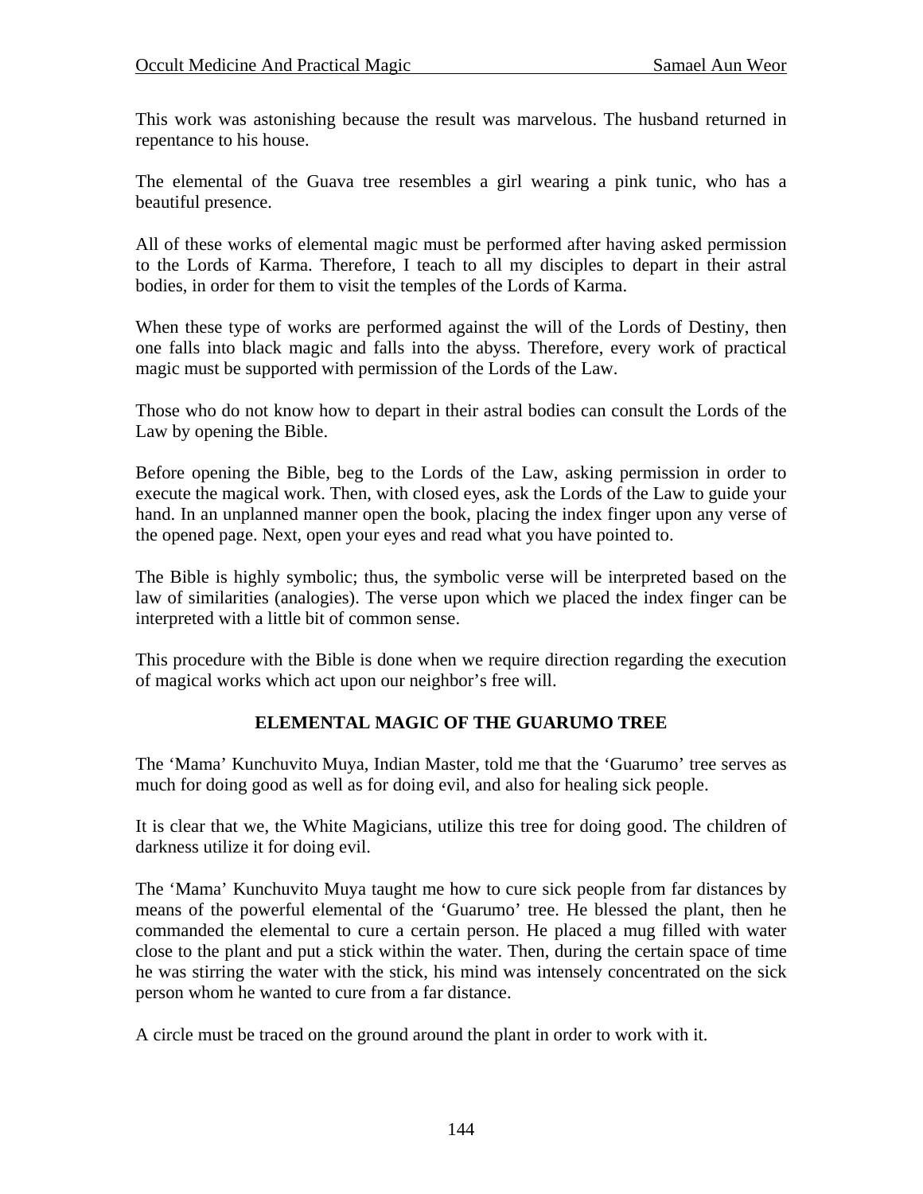This work was astonishing because the result was marvelous. The husband returned in repentance to his house.

The elemental of the Guava tree resembles a girl wearing a pink tunic, who has a beautiful presence.

All of these works of elemental magic must be performed after having asked permission to the Lords of Karma. Therefore, I teach to all my disciples to depart in their astral bodies, in order for them to visit the temples of the Lords of Karma.

When these type of works are performed against the will of the Lords of Destiny, then one falls into black magic and falls into the abyss. Therefore, every work of practical magic must be supported with permission of the Lords of the Law.

Those who do not know how to depart in their astral bodies can consult the Lords of the Law by opening the Bible.

Before opening the Bible, beg to the Lords of the Law, asking permission in order to execute the magical work. Then, with closed eyes, ask the Lords of the Law to guide your hand. In an unplanned manner open the book, placing the index finger upon any verse of the opened page. Next, open your eyes and read what you have pointed to.

The Bible is highly symbolic; thus, the symbolic verse will be interpreted based on the law of similarities (analogies). The verse upon which we placed the index finger can be interpreted with a little bit of common sense.

This procedure with the Bible is done when we require direction regarding the execution of magical works which act upon our neighbor's free will.

## ELEMENTAL MAGIC OF THE GUARUMO TREE

The 'Mama' Kunchuvito Muya, Indian Master, told me that the 'Guarumo' tree serves as much for doing good as well as for doing evil, and also for healing sick people.

It is clear that we, the White Magicians, utilize this tree for doing good. The children of darkness utilize it for doing evil.

The 'Mama' Kunchuvito Muya taught me how to cure sick people from far distances by means of the powerful elemental of the 'Guarumo' tree. He blessed the plant, then he commanded the elemental to cure a certain person. He placed a mug filled with water close to the plant and put a stick within the water. Then, during the certain space of time he was stirring the water with the stick, his mind was intensely concentrated on the sick person whom he wanted to cure from a far distance.

A circle must be traced on the ground around the plant in order to work with it.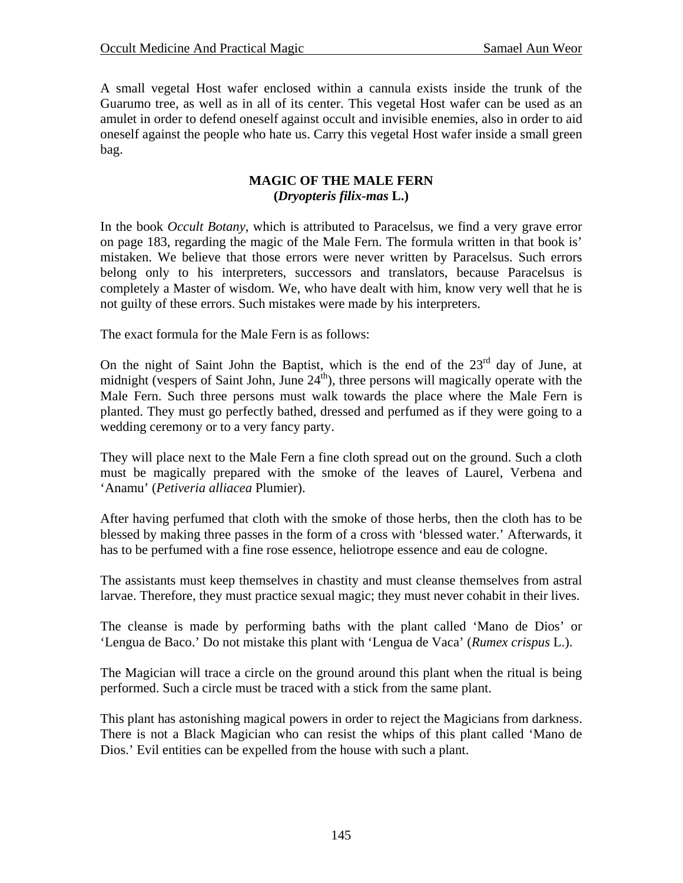A small vegetal Host wafer enclosed within a cannula exists inside the trunk of the Guarumo tree, as well as in all of its center. This vegetal Host wafer can be used as an amulet in order to defend oneself against occult and invisible enemies, also in order to aid oneself against the people who hate us. Carry this vegetal Host wafer inside a small green bag.

## MAGIC OF THE MALE FERN
### (*Dryopteris filix-mas* L.)

In the book *Occult Botany*, which is attributed to Paracelsus, we find a very grave error on page 183, regarding the magic of the Male Fern. The formula written in that book is' mistaken. We believe that those errors were never written by Paracelsus. Such errors belong only to his interpreters, successors and translators, because Paracelsus is completely a Master of wisdom. We, who have dealt with him, know very well that he is not guilty of these errors. Such mistakes were made by his interpreters.

The exact formula for the Male Fern is as follows:

On the night of Saint John the Baptist, which is the end of the 23rd day of June, at midnight (vespers of Saint John, June 24th), three persons will magically operate with the Male Fern. Such three persons must walk towards the place where the Male Fern is planted. They must go perfectly bathed, dressed and perfumed as if they were going to a wedding ceremony or to a very fancy party.

They will place next to the Male Fern a fine cloth spread out on the ground. Such a cloth must be magically prepared with the smoke of the leaves of Laurel, Verbena and 'Anamu' (*Petiveria alliacea* Plumier).

After having perfumed that cloth with the smoke of those herbs, then the cloth has to be blessed by making three passes in the form of a cross with 'blessed water.' Afterwards, it has to be perfumed with a fine rose essence, heliotrope essence and eau de cologne.

The assistants must keep themselves in chastity and must cleanse themselves from astral larvae. Therefore, they must practice sexual magic; they must never cohabit in their lives.

The cleanse is made by performing baths with the plant called 'Mano de Dios' or 'Lengua de Baco.' Do not mistake this plant with 'Lengua de Vaca' (*Rumex crispus* L.).

The Magician will trace a circle on the ground around this plant when the ritual is being performed. Such a circle must be traced with a stick from the same plant.

This plant has astonishing magical powers in order to reject the Magicians from darkness. There is not a Black Magician who can resist the whips of this plant called 'Mano de Dios.' Evil entities can be expelled from the house with such a plant.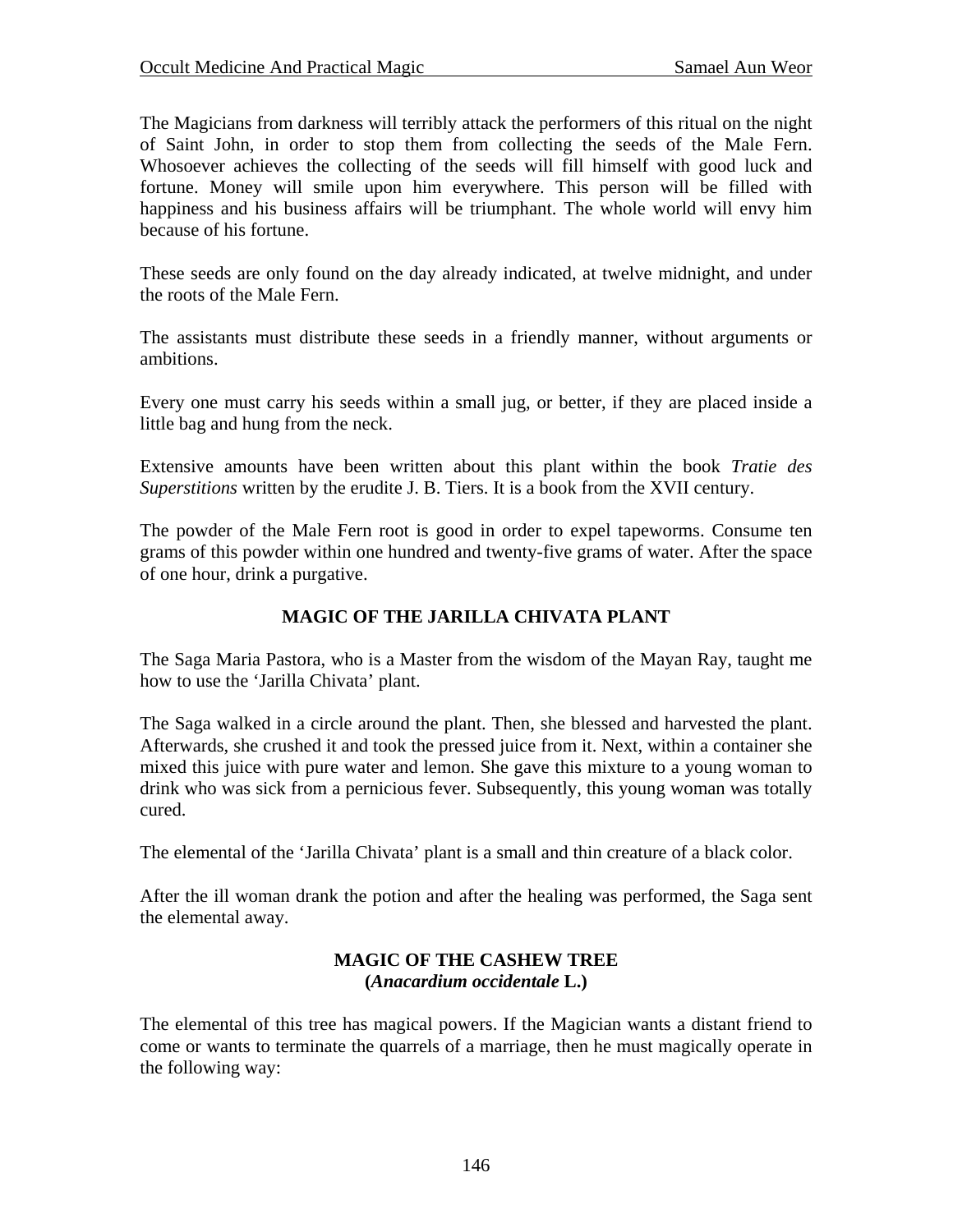The Magicians from darkness will terribly attack the performers of this ritual on the night of Saint John, in order to stop them from collecting the seeds of the Male Fern. Whosoever achieves the collecting of the seeds will fill himself with good luck and fortune. Money will smile upon him everywhere. This person will be filled with happiness and his business affairs will be triumphant. The whole world will envy him because of his fortune.

These seeds are only found on the day already indicated, at twelve midnight, and under the roots of the Male Fern.

The assistants must distribute these seeds in a friendly manner, without arguments or ambitions.

Every one must carry his seeds within a small jug, or better, if they are placed inside a little bag and hung from the neck.

Extensive amounts have been written about this plant within the book *Tratie des Superstitions* written by the erudite J. B. Tiers. It is a book from the XVII century.

The powder of the Male Fern root is good in order to expel tapeworms. Consume ten grams of this powder within one hundred and twenty-five grams of water. After the space of one hour, drink a purgative.

## MAGIC OF THE JARILLA CHIVATA PLANT

The Saga Maria Pastora, who is a Master from the wisdom of the Mayan Ray, taught me how to use the 'Jarilla Chivata' plant.

The Saga walked in a circle around the plant. Then, she blessed and harvested the plant. Afterwards, she crushed it and took the pressed juice from it. Next, within a container she mixed this juice with pure water and lemon. She gave this mixture to a young woman to drink who was sick from a pernicious fever. Subsequently, this young woman was totally cured.

The elemental of the 'Jarilla Chivata' plant is a small and thin creature of a black color.

After the ill woman drank the potion and after the healing was performed, the Saga sent the elemental away.

## MAGIC OF THE CASHEW TREE
## (*Anacardium occidentale* L.)

The elemental of this tree has magical powers. If the Magician wants a distant friend to come or wants to terminate the quarrels of a marriage, then he must magically operate in the following way: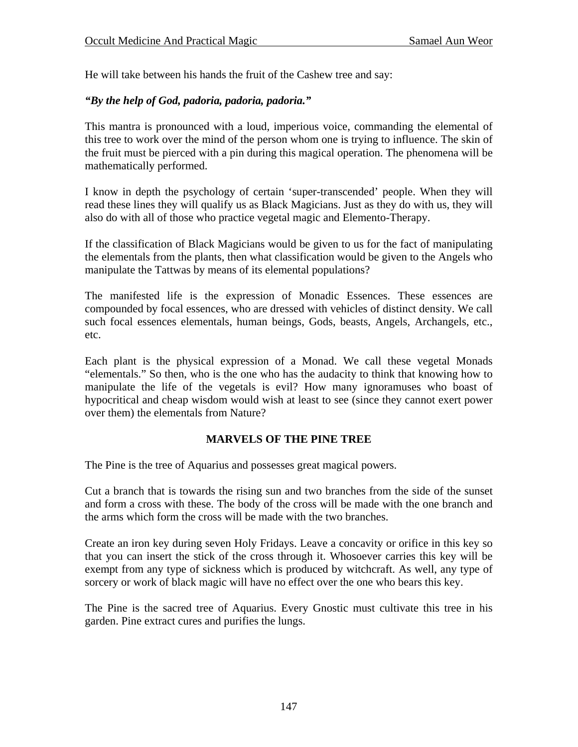He will take between his hands the fruit of the Cashew tree and say:

***"By the help of God, padoria, padoria, padoria."***

This mantra is pronounced with a loud, imperious voice, commanding the elemental of this tree to work over the mind of the person whom one is trying to influence. The skin of the fruit must be pierced with a pin during this magical operation. The phenomena will be mathematically performed.

I know in depth the psychology of certain 'super-transcended' people. When they will read these lines they will qualify us as Black Magicians. Just as they do with us, they will also do with all of those who practice vegetal magic and Elemento-Therapy.

If the classification of Black Magicians would be given to us for the fact of manipulating the elementals from the plants, then what classification would be given to the Angels who manipulate the Tattwas by means of its elemental populations?

The manifested life is the expression of Monadic Essences. These essences are compounded by focal essences, who are dressed with vehicles of distinct density. We call such focal essences elementals, human beings, Gods, beasts, Angels, Archangels, etc., etc.

Each plant is the physical expression of a Monad. We call these vegetal Monads "elementals." So then, who is the one who has the audacity to think that knowing how to manipulate the life of the vegetals is evil? How many ignoramuses who boast of hypocritical and cheap wisdom would wish at least to see (since they cannot exert power over them) the elementals from Nature?

## MARVELS OF THE PINE TREE

The Pine is the tree of Aquarius and possesses great magical powers.

Cut a branch that is towards the rising sun and two branches from the side of the sunset and form a cross with these. The body of the cross will be made with the one branch and the arms which form the cross will be made with the two branches.

Create an iron key during seven Holy Fridays. Leave a concavity or orifice in this key so that you can insert the stick of the cross through it. Whosoever carries this key will be exempt from any type of sickness which is produced by witchcraft. As well, any type of sorcery or work of black magic will have no effect over the one who bears this key.

The Pine is the sacred tree of Aquarius. Every Gnostic must cultivate this tree in his garden. Pine extract cures and purifies the lungs.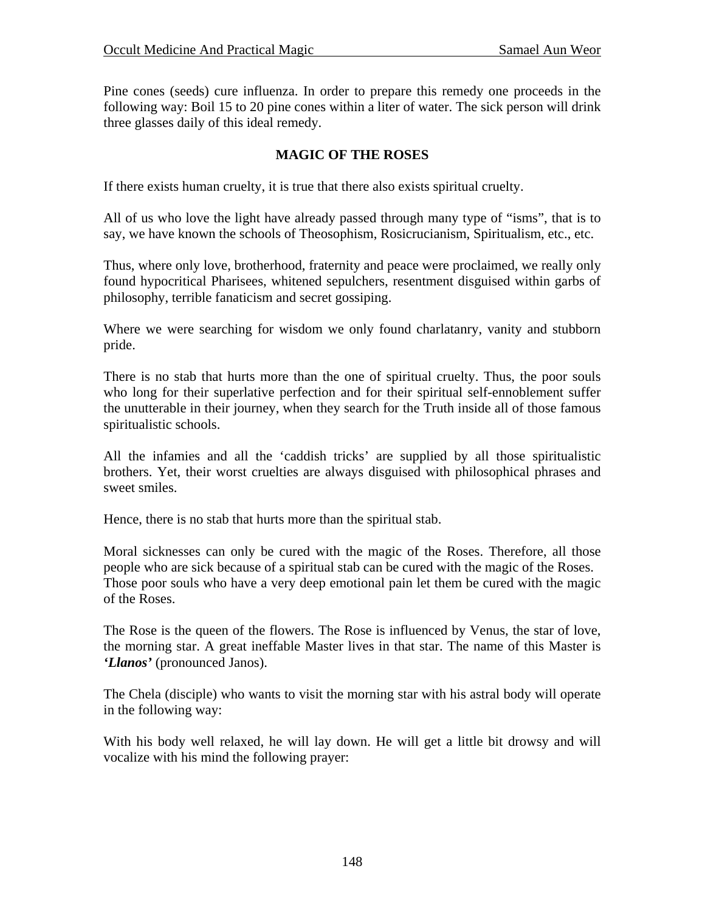Pine cones (seeds) cure influenza. In order to prepare this remedy one proceeds in the following way: Boil 15 to 20 pine cones within a liter of water. The sick person will drink three glasses daily of this ideal remedy.

## MAGIC OF THE ROSES

If there exists human cruelty, it is true that there also exists spiritual cruelty.

All of us who love the light have already passed through many type of "isms", that is to say, we have known the schools of Theosophism, Rosicrucianism, Spiritualism, etc., etc.

Thus, where only love, brotherhood, fraternity and peace were proclaimed, we really only found hypocritical Pharisees, whitened sepulchers, resentment disguised within garbs of philosophy, terrible fanaticism and secret gossiping.

Where we were searching for wisdom we only found charlatanry, vanity and stubborn pride.

There is no stab that hurts more than the one of spiritual cruelty. Thus, the poor souls who long for their superlative perfection and for their spiritual self-ennoblement suffer the unutterable in their journey, when they search for the Truth inside all of those famous spiritualistic schools.

All the infamies and all the 'caddish tricks' are supplied by all those spiritualistic brothers. Yet, their worst cruelties are always disguised with philosophical phrases and sweet smiles.

Hence, there is no stab that hurts more than the spiritual stab.

Moral sicknesses can only be cured with the magic of the Roses. Therefore, all those people who are sick because of a spiritual stab can be cured with the magic of the Roses. Those poor souls who have a very deep emotional pain let them be cured with the magic of the Roses.

The Rose is the queen of the flowers. The Rose is influenced by Venus, the star of love, the morning star. A great ineffable Master lives in that star. The name of this Master is ***'Llanos'*** (pronounced Janos).

The Chela (disciple) who wants to visit the morning star with his astral body will operate in the following way:

With his body well relaxed, he will lay down. He will get a little bit drowsy and will vocalize with his mind the following prayer: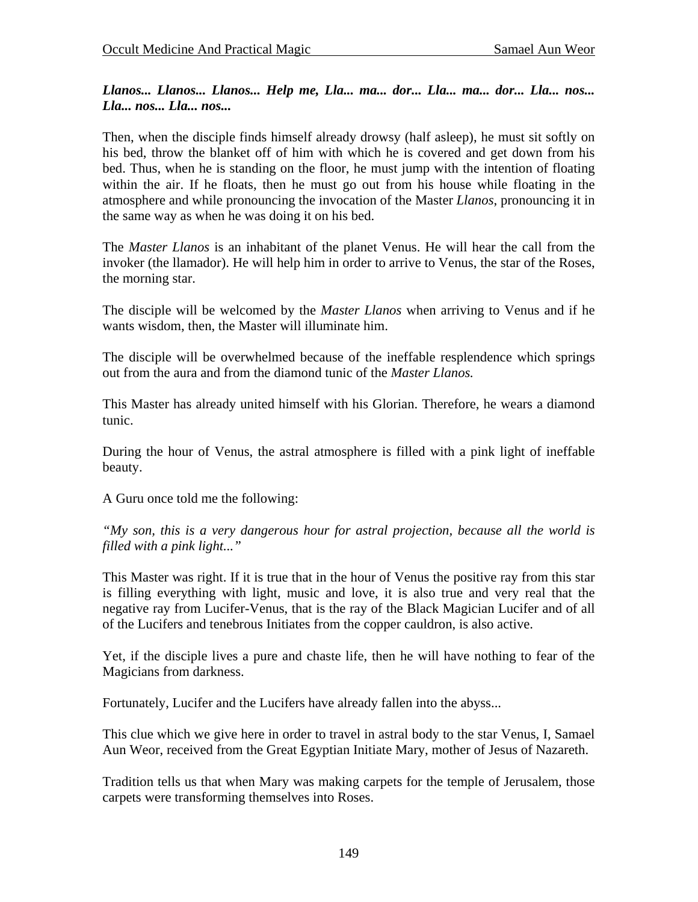***Llanos... Llanos... Llanos... Help me, Lla... ma... dor... Lla... ma... dor... Lla... nos... Lla... nos... Lla... nos...***

Then, when the disciple finds himself already drowsy (half asleep), he must sit softly on his bed, throw the blanket off of him with which he is covered and get down from his bed. Thus, when he is standing on the floor, he must jump with the intention of floating within the air. If he floats, then he must go out from his house while floating in the atmosphere and while pronouncing the invocation of the Master *Llanos*, pronouncing it in the same way as when he was doing it on his bed.

The *Master Llanos* is an inhabitant of the planet Venus. He will hear the call from the invoker (the llamador). He will help him in order to arrive to Venus, the star of the Roses, the morning star.

The disciple will be welcomed by the *Master Llanos* when arriving to Venus and if he wants wisdom, then, the Master will illuminate him.

The disciple will be overwhelmed because of the ineffable resplendence which springs out from the aura and from the diamond tunic of the *Master Llanos.*

This Master has already united himself with his Glorian. Therefore, he wears a diamond tunic.

During the hour of Venus, the astral atmosphere is filled with a pink light of ineffable beauty.

A Guru once told me the following:

*"My son, this is a very dangerous hour for astral projection, because all the world is filled with a pink light..."*

This Master was right. If it is true that in the hour of Venus the positive ray from this star is filling everything with light, music and love, it is also true and very real that the negative ray from Lucifer-Venus, that is the ray of the Black Magician Lucifer and of all of the Lucifers and tenebrous Initiates from the copper cauldron, is also active.

Yet, if the disciple lives a pure and chaste life, then he will have nothing to fear of the Magicians from darkness.

Fortunately, Lucifer and the Lucifers have already fallen into the abyss...

This clue which we give here in order to travel in astral body to the star Venus, I, Samael Aun Weor, received from the Great Egyptian Initiate Mary, mother of Jesus of Nazareth.

Tradition tells us that when Mary was making carpets for the temple of Jerusalem, those carpets were transforming themselves into Roses.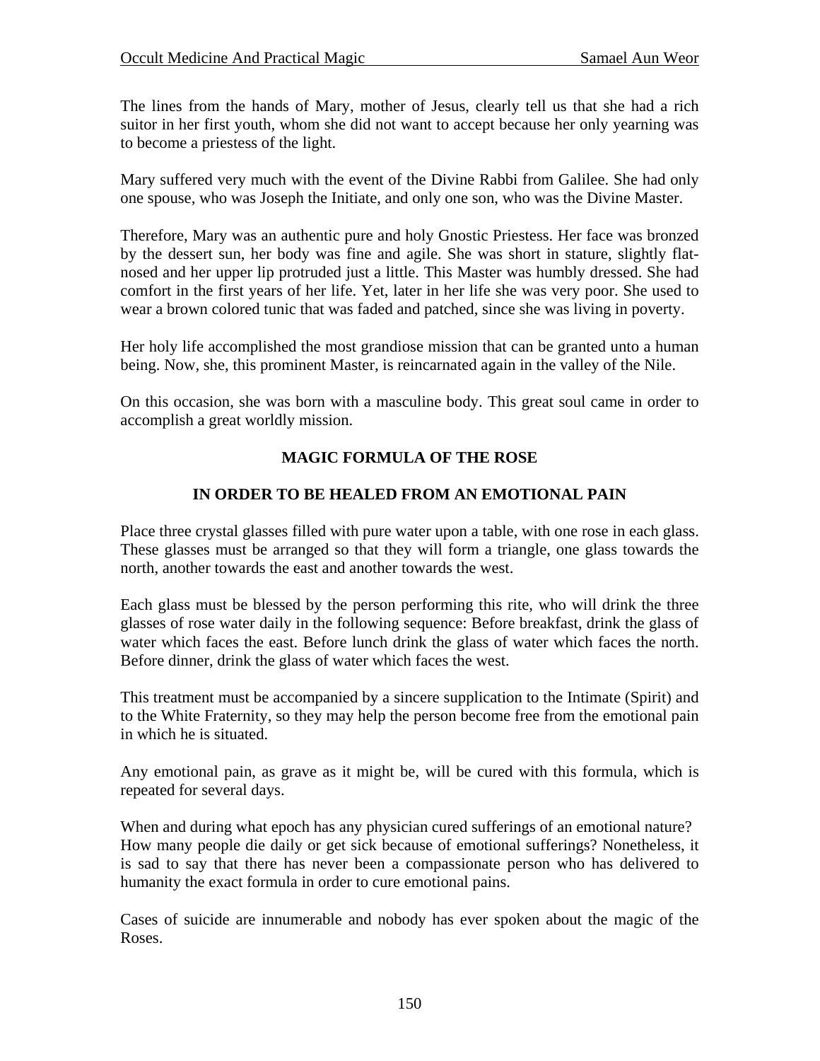The lines from the hands of Mary, mother of Jesus, clearly tell us that she had a rich suitor in her first youth, whom she did not want to accept because her only yearning was to become a priestess of the light.

Mary suffered very much with the event of the Divine Rabbi from Galilee. She had only one spouse, who was Joseph the Initiate, and only one son, who was the Divine Master.

Therefore, Mary was an authentic pure and holy Gnostic Priestess. Her face was bronzed by the dessert sun, her body was fine and agile. She was short in stature, slightly flat-nosed and her upper lip protruded just a little. This Master was humbly dressed. She had comfort in the first years of her life. Yet, later in her life she was very poor. She used to wear a brown colored tunic that was faded and patched, since she was living in poverty.

Her holy life accomplished the most grandiose mission that can be granted unto a human being. Now, she, this prominent Master, is reincarnated again in the valley of the Nile.

On this occasion, she was born with a masculine body. This great soul came in order to accomplish a great worldly mission.

## MAGIC FORMULA OF THE ROSE

## IN ORDER TO BE HEALED FROM AN EMOTIONAL PAIN

Place three crystal glasses filled with pure water upon a table, with one rose in each glass. These glasses must be arranged so that they will form a triangle, one glass towards the north, another towards the east and another towards the west.

Each glass must be blessed by the person performing this rite, who will drink the three glasses of rose water daily in the following sequence: Before breakfast, drink the glass of water which faces the east. Before lunch drink the glass of water which faces the north. Before dinner, drink the glass of water which faces the west.

This treatment must be accompanied by a sincere supplication to the Intimate (Spirit) and to the White Fraternity, so they may help the person become free from the emotional pain in which he is situated.

Any emotional pain, as grave as it might be, will be cured with this formula, which is repeated for several days.

When and during what epoch has any physician cured sufferings of an emotional nature? How many people die daily or get sick because of emotional sufferings? Nonetheless, it is sad to say that there has never been a compassionate person who has delivered to humanity the exact formula in order to cure emotional pains.

Cases of suicide are innumerable and nobody has ever spoken about the magic of the Roses.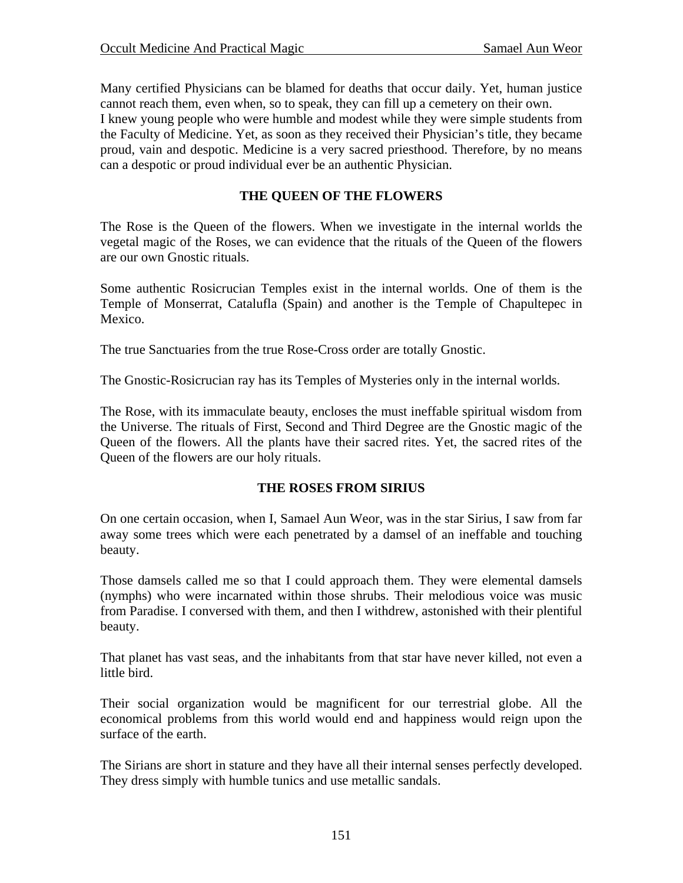Many certified Physicians can be blamed for deaths that occur daily. Yet, human justice cannot reach them, even when, so to speak, they can fill up a cemetery on their own.
I knew young people who were humble and modest while they were simple students from the Faculty of Medicine. Yet, as soon as they received their Physician's title, they became proud, vain and despotic. Medicine is a very sacred priesthood. Therefore, by no means can a despotic or proud individual ever be an authentic Physician.

## THE QUEEN OF THE FLOWERS

The Rose is the Queen of the flowers. When we investigate in the internal worlds the vegetal magic of the Roses, we can evidence that the rituals of the Queen of the flowers are our own Gnostic rituals.

Some authentic Rosicrucian Temples exist in the internal worlds. One of them is the Temple of Monserrat, Catalufla (Spain) and another is the Temple of Chapultepec in Mexico.

The true Sanctuaries from the true Rose-Cross order are totally Gnostic.

The Gnostic-Rosicrucian ray has its Temples of Mysteries only in the internal worlds.

The Rose, with its immaculate beauty, encloses the must ineffable spiritual wisdom from the Universe. The rituals of First, Second and Third Degree are the Gnostic magic of the Queen of the flowers. All the plants have their sacred rites. Yet, the sacred rites of the Queen of the flowers are our holy rituals.

## THE ROSES FROM SIRIUS

On one certain occasion, when I, Samael Aun Weor, was in the star Sirius, I saw from far away some trees which were each penetrated by a damsel of an ineffable and touching beauty.

Those damsels called me so that I could approach them. They were elemental damsels (nymphs) who were incarnated within those shrubs. Their melodious voice was music from Paradise. I conversed with them, and then I withdrew, astonished with their plentiful beauty.

That planet has vast seas, and the inhabitants from that star have never killed, not even a little bird.

Their social organization would be magnificent for our terrestrial globe. All the economical problems from this world would end and happiness would reign upon the surface of the earth.

The Sirians are short in stature and they have all their internal senses perfectly developed. They dress simply with humble tunics and use metallic sandals.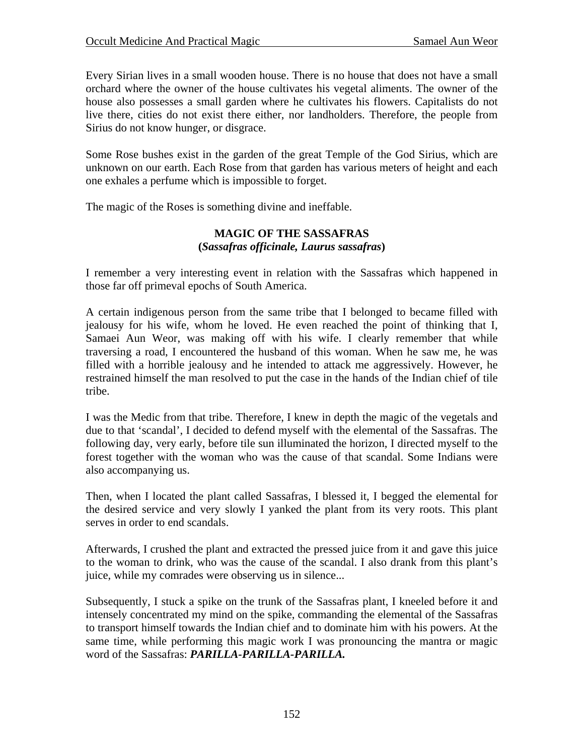Every Sirian lives in a small wooden house. There is no house that does not have a small orchard where the owner of the house cultivates his vegetal aliments. The owner of the house also possesses a small garden where he cultivates his flowers. Capitalists do not live there, cities do not exist there either, nor landholders. Therefore, the people from Sirius do not know hunger, or disgrace.

Some Rose bushes exist in the garden of the great Temple of the God Sirius, which are unknown on our earth. Each Rose from that garden has various meters of height and each one exhales a perfume which is impossible to forget.

The magic of the Roses is something divine and ineffable.

### MAGIC OF THE SASSAFRAS
**(*Sassafras officinale, Laurus sassafras*)**

I remember a very interesting event in relation with the Sassafras which happened in those far off primeval epochs of South America.

A certain indigenous person from the same tribe that I belonged to became filled with jealousy for his wife, whom he loved. He even reached the point of thinking that I, Samaei Aun Weor, was making off with his wife. I clearly remember that while traversing a road, I encountered the husband of this woman. When he saw me, he was filled with a horrible jealousy and he intended to attack me aggressively. However, he restrained himself the man resolved to put the case in the hands of the Indian chief of tile tribe.

I was the Medic from that tribe. Therefore, I knew in depth the magic of the vegetals and due to that 'scandal', I decided to defend myself with the elemental of the Sassafras. The following day, very early, before tile sun illuminated the horizon, I directed myself to the forest together with the woman who was the cause of that scandal. Some Indians were also accompanying us.

Then, when I located the plant called Sassafras, I blessed it, I begged the elemental for the desired service and very slowly I yanked the plant from its very roots. This plant serves in order to end scandals.

Afterwards, I crushed the plant and extracted the pressed juice from it and gave this juice to the woman to drink, who was the cause of the scandal. I also drank from this plant's juice, while my comrades were observing us in silence...

Subsequently, I stuck a spike on the trunk of the Sassafras plant, I kneeled before it and intensely concentrated my mind on the spike, commanding the elemental of the Sassafras to transport himself towards the Indian chief and to dominate him with his powers. At the same time, while performing this magic work I was pronouncing the mantra or magic word of the Sassafras: ***PARILLA-PARILLA-PARILLA.***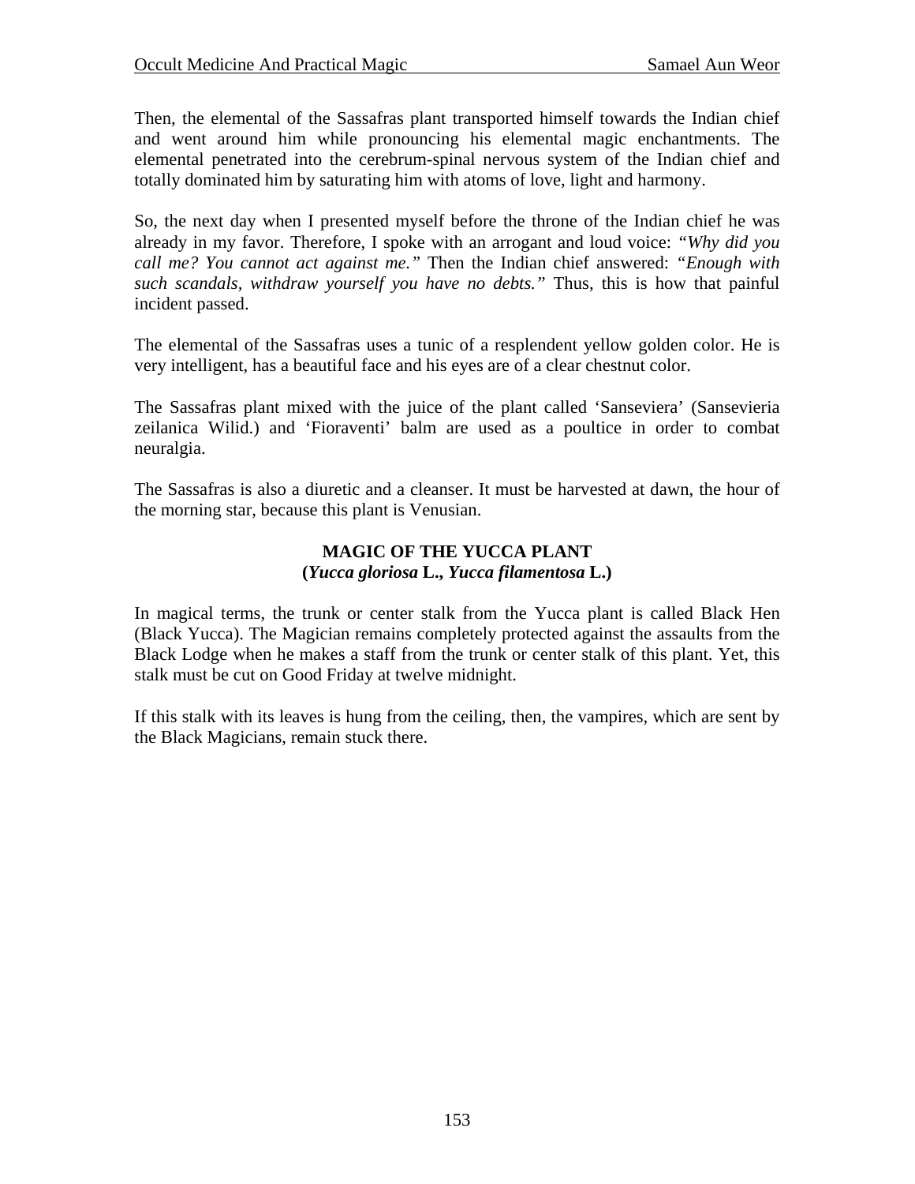Then, the elemental of the Sassafras plant transported himself towards the Indian chief and went around him while pronouncing his elemental magic enchantments. The elemental penetrated into the cerebrum-spinal nervous system of the Indian chief and totally dominated him by saturating him with atoms of love, light and harmony.

So, the next day when I presented myself before the throne of the Indian chief he was already in my favor. Therefore, I spoke with an arrogant and loud voice: *"Why did you call me? You cannot act against me."* Then the Indian chief answered: *"Enough with such scandals, withdraw yourself you have no debts."* Thus, this is how that painful incident passed.

The elemental of the Sassafras uses a tunic of a resplendent yellow golden color. He is very intelligent, has a beautiful face and his eyes are of a clear chestnut color.

The Sassafras plant mixed with the juice of the plant called 'Sanseviera' (Sansevieria zeilanica Wilid.) and 'Fioraventi' balm are used as a poultice in order to combat neuralgia.

The Sassafras is also a diuretic and a cleanser. It must be harvested at dawn, the hour of the morning star, because this plant is Venusian.

### MAGIC OF THE YUCCA PLANT
### (*Yucca gloriosa* L., *Yucca filamentosa* L.)

In magical terms, the trunk or center stalk from the Yucca plant is called Black Hen (Black Yucca). The Magician remains completely protected against the assaults from the Black Lodge when he makes a staff from the trunk or center stalk of this plant. Yet, this stalk must be cut on Good Friday at twelve midnight.

If this stalk with its leaves is hung from the ceiling, then, the vampires, which are sent by the Black Magicians, remain stuck there.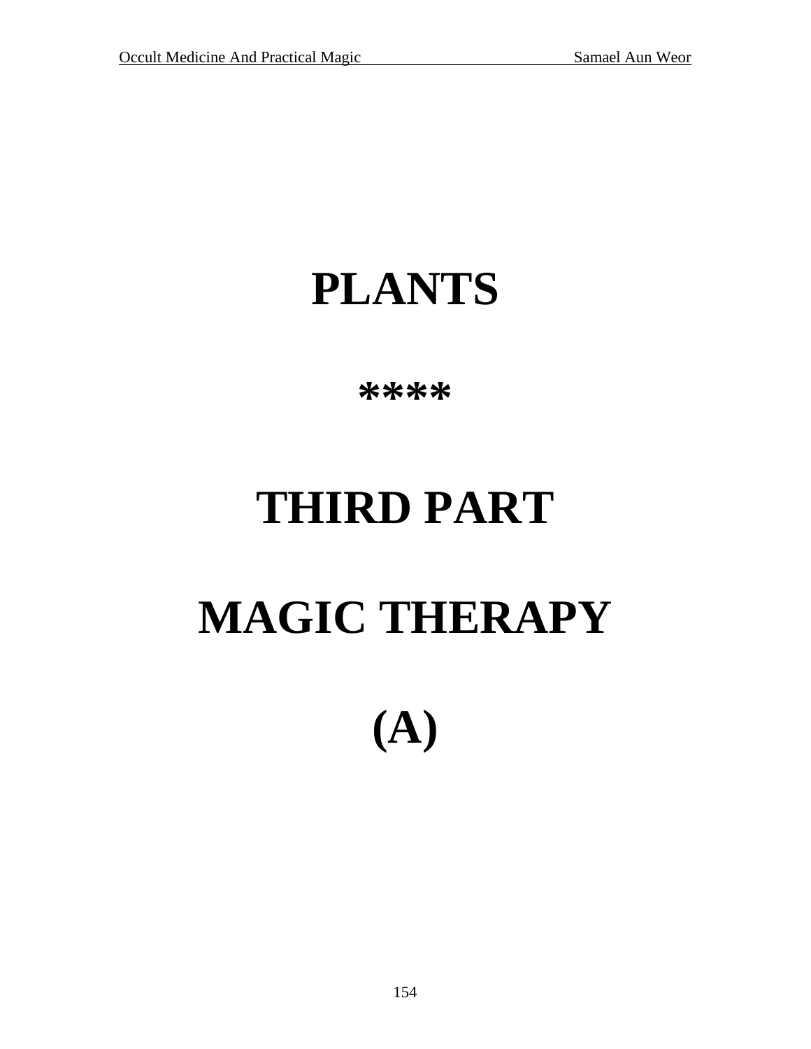# PLANTS

****

# THIRD PART

# MAGIC THERAPY

# (A)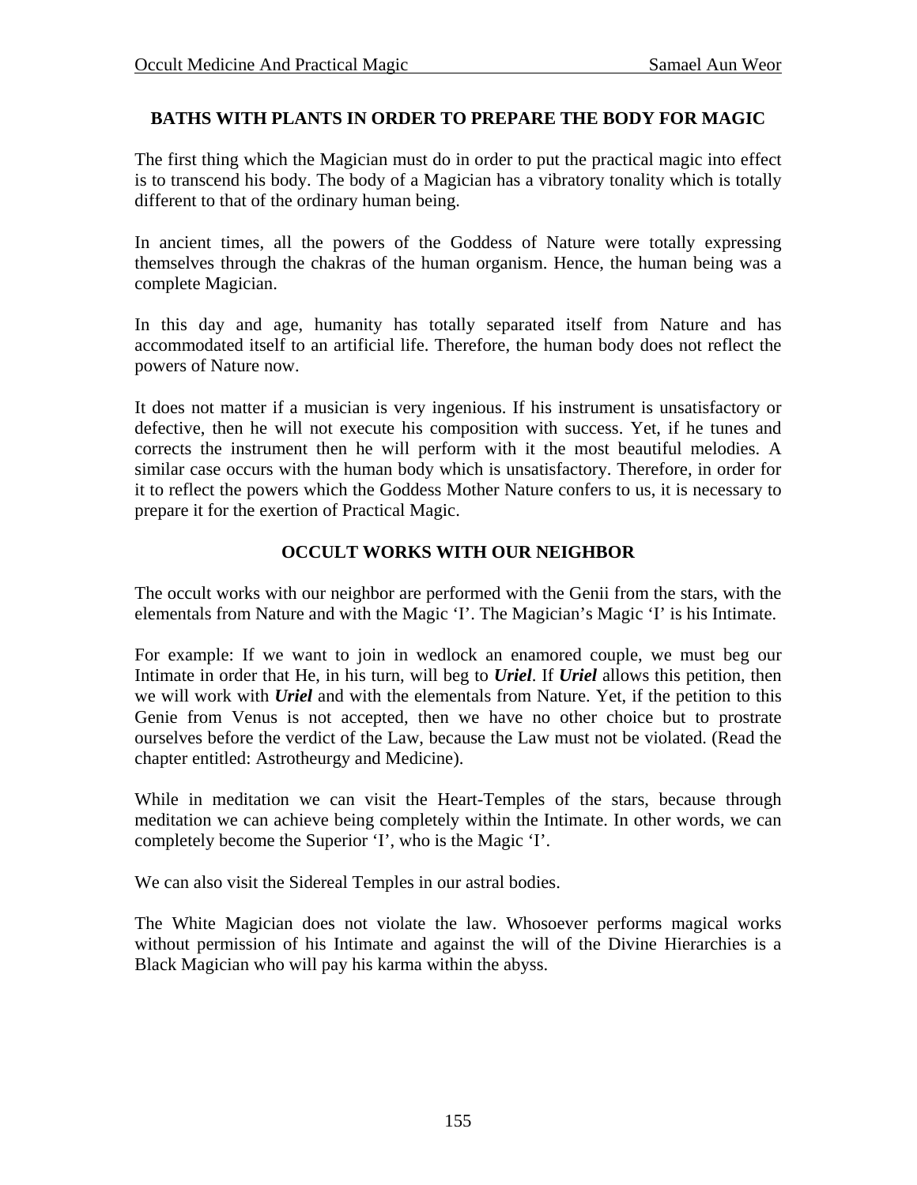## BATHS WITH PLANTS IN ORDER TO PREPARE THE BODY FOR MAGIC

The first thing which the Magician must do in order to put the practical magic into effect is to transcend his body. The body of a Magician has a vibratory tonality which is totally different to that of the ordinary human being.

In ancient times, all the powers of the Goddess of Nature were totally expressing themselves through the chakras of the human organism. Hence, the human being was a complete Magician.

In this day and age, humanity has totally separated itself from Nature and has accommodated itself to an artificial life. Therefore, the human body does not reflect the powers of Nature now.

It does not matter if a musician is very ingenious. If his instrument is unsatisfactory or defective, then he will not execute his composition with success. Yet, if he tunes and corrects the instrument then he will perform with it the most beautiful melodies. A similar case occurs with the human body which is unsatisfactory. Therefore, in order for it to reflect the powers which the Goddess Mother Nature confers to us, it is necessary to prepare it for the exertion of Practical Magic.

## OCCULT WORKS WITH OUR NEIGHBOR

The occult works with our neighbor are performed with the Genii from the stars, with the elementals from Nature and with the Magic 'I'. The Magician's Magic 'I' is his Intimate.

For example: If we want to join in wedlock an enamored couple, we must beg our Intimate in order that He, in his turn, will beg to ***Uriel***. If ***Uriel*** allows this petition, then we will work with ***Uriel*** and with the elementals from Nature. Yet, if the petition to this Genie from Venus is not accepted, then we have no other choice but to prostrate ourselves before the verdict of the Law, because the Law must not be violated. (Read the chapter entitled: Astrotheurgy and Medicine).

While in meditation we can visit the Heart-Temples of the stars, because through meditation we can achieve being completely within the Intimate. In other words, we can completely become the Superior 'I', who is the Magic 'I'.

We can also visit the Sidereal Temples in our astral bodies.

The White Magician does not violate the law. Whosoever performs magical works without permission of his Intimate and against the will of the Divine Hierarchies is a Black Magician who will pay his karma within the abyss.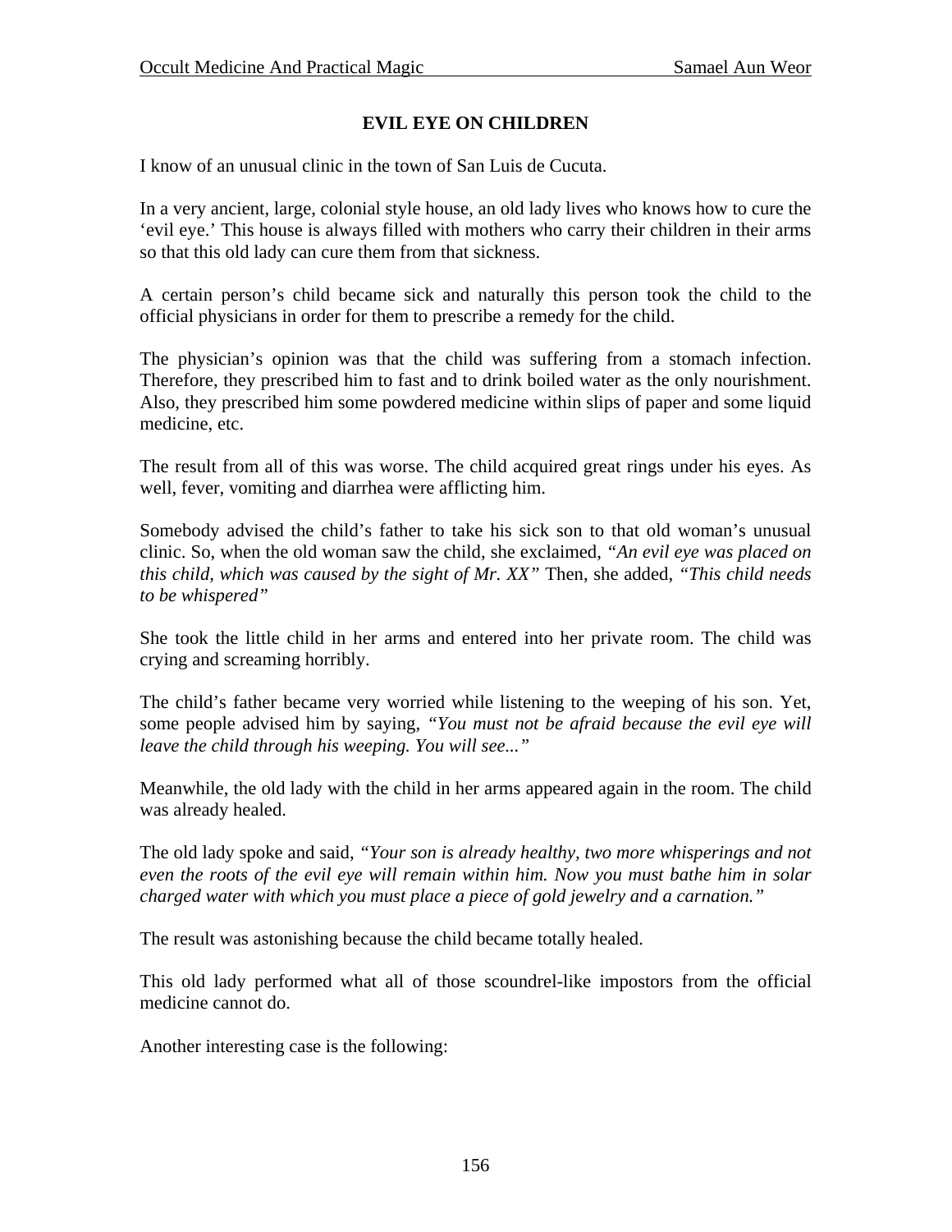## EVIL EYE ON CHILDREN

I know of an unusual clinic in the town of San Luis de Cucuta.

In a very ancient, large, colonial style house, an old lady lives who knows how to cure the 'evil eye.' This house is always filled with mothers who carry their children in their arms so that this old lady can cure them from that sickness.

A certain person's child became sick and naturally this person took the child to the official physicians in order for them to prescribe a remedy for the child.

The physician's opinion was that the child was suffering from a stomach infection. Therefore, they prescribed him to fast and to drink boiled water as the only nourishment. Also, they prescribed him some powdered medicine within slips of paper and some liquid medicine, etc.

The result from all of this was worse. The child acquired great rings under his eyes. As well, fever, vomiting and diarrhea were afflicting him.

Somebody advised the child's father to take his sick son to that old woman's unusual clinic. So, when the old woman saw the child, she exclaimed, *"An evil eye was placed on this child, which was caused by the sight of Mr. XX"* Then, she added, *"This child needs to be whispered"*

She took the little child in her arms and entered into her private room. The child was crying and screaming horribly.

The child's father became very worried while listening to the weeping of his son. Yet, some people advised him by saying, *"You must not be afraid because the evil eye will leave the child through his weeping. You will see..."*

Meanwhile, the old lady with the child in her arms appeared again in the room. The child was already healed.

The old lady spoke and said, *"Your son is already healthy, two more whisperings and not even the roots of the evil eye will remain within him. Now you must bathe him in solar charged water with which you must place a piece of gold jewelry and a carnation."*

The result was astonishing because the child became totally healed.

This old lady performed what all of those scoundrel-like impostors from the official medicine cannot do.

Another interesting case is the following: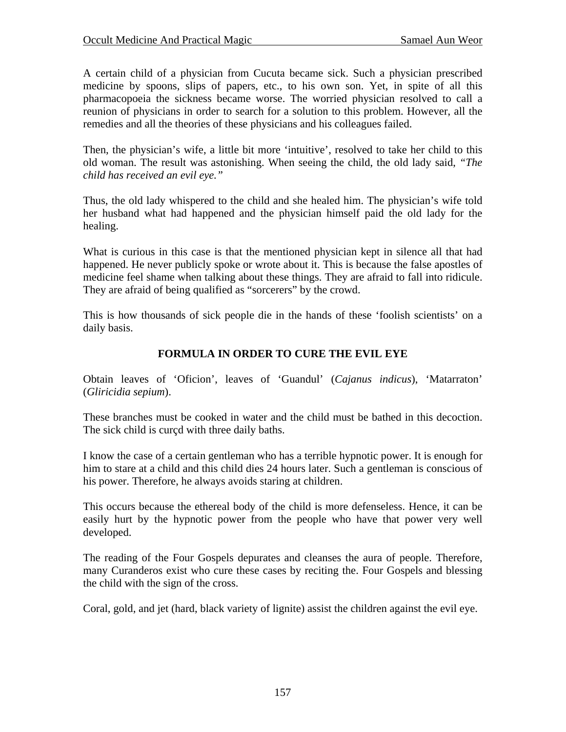A certain child of a physician from Cucuta became sick. Such a physician prescribed medicine by spoons, slips of papers, etc., to his own son. Yet, in spite of all this pharmacopoeia the sickness became worse. The worried physician resolved to call a reunion of physicians in order to search for a solution to this problem. However, all the remedies and all the theories of these physicians and his colleagues failed.

Then, the physician's wife, a little bit more 'intuitive', resolved to take her child to this old woman. The result was astonishing. When seeing the child, the old lady said, *"The child has received an evil eye."*

Thus, the old lady whispered to the child and she healed him. The physician's wife told her husband what had happened and the physician himself paid the old lady for the healing.

What is curious in this case is that the mentioned physician kept in silence all that had happened. He never publicly spoke or wrote about it. This is because the false apostles of medicine feel shame when talking about these things. They are afraid to fall into ridicule. They are afraid of being qualified as "sorcerers" by the crowd.

This is how thousands of sick people die in the hands of these 'foolish scientists' on a daily basis.

## FORMULA IN ORDER TO CURE THE EVIL EYE

Obtain leaves of 'Oficion', leaves of 'Guandul' (*Cajanus indicus*), 'Matarraton' (*Gliricidia sepium*).

These branches must be cooked in water and the child must be bathed in this decoction. The sick child is curçd with three daily baths.

I know the case of a certain gentleman who has a terrible hypnotic power. It is enough for him to stare at a child and this child dies 24 hours later. Such a gentleman is conscious of his power. Therefore, he always avoids staring at children.

This occurs because the ethereal body of the child is more defenseless. Hence, it can be easily hurt by the hypnotic power from the people who have that power very well developed.

The reading of the Four Gospels depurates and cleanses the aura of people. Therefore, many Curanderos exist who cure these cases by reciting the. Four Gospels and blessing the child with the sign of the cross.

Coral, gold, and jet (hard, black variety of lignite) assist the children against the evil eye.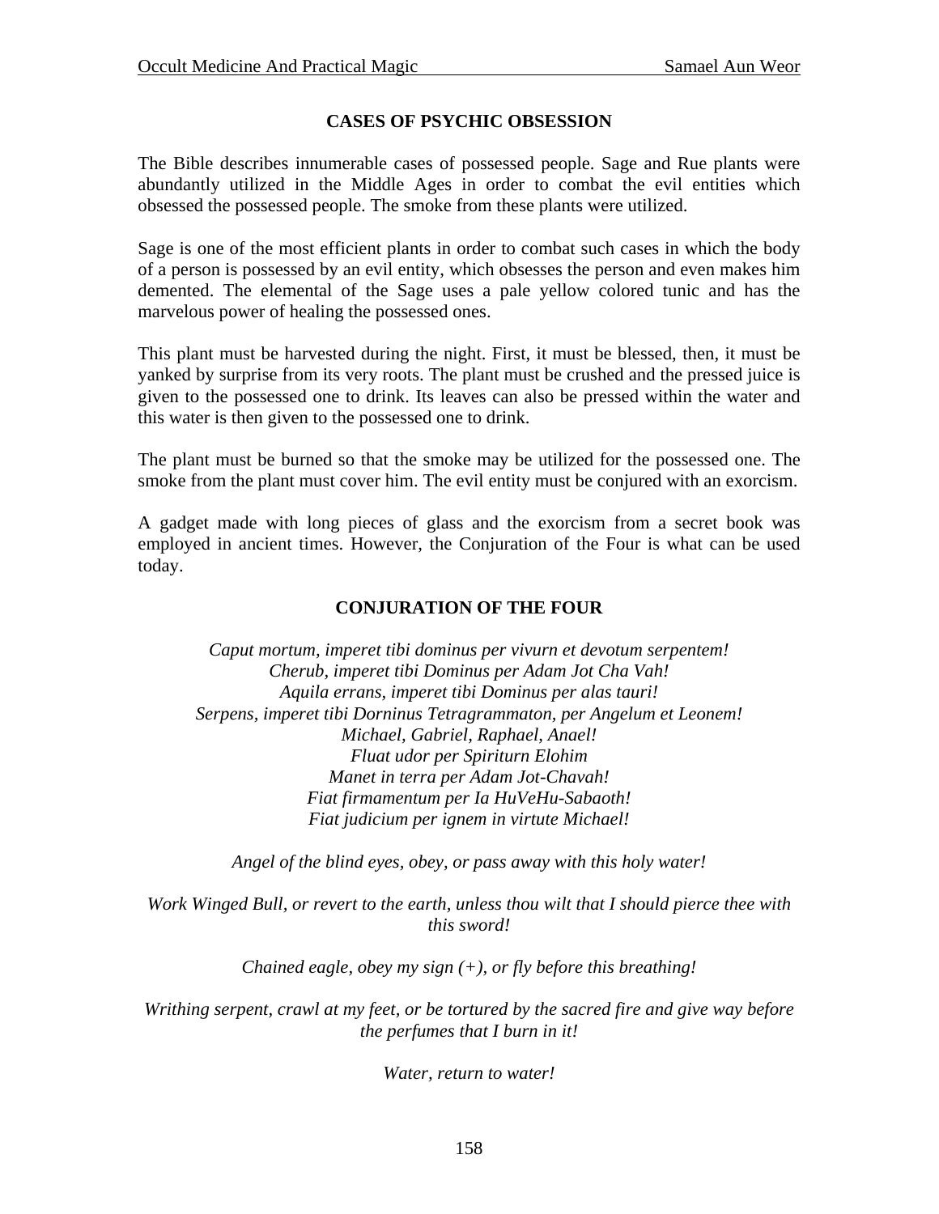## CASES OF PSYCHIC OBSESSION

The Bible describes innumerable cases of possessed people. Sage and Rue plants were abundantly utilized in the Middle Ages in order to combat the evil entities which obsessed the possessed people. The smoke from these plants were utilized.

Sage is one of the most efficient plants in order to combat such cases in which the body of a person is possessed by an evil entity, which obsesses the person and even makes him demented. The elemental of the Sage uses a pale yellow colored tunic and has the marvelous power of healing the possessed ones.

This plant must be harvested during the night. First, it must be blessed, then, it must be yanked by surprise from its very roots. The plant must be crushed and the pressed juice is given to the possessed one to drink. Its leaves can also be pressed within the water and this water is then given to the possessed one to drink.

The plant must be burned so that the smoke may be utilized for the possessed one. The smoke from the plant must cover him. The evil entity must be conjured with an exorcism.

A gadget made with long pieces of glass and the exorcism from a secret book was employed in ancient times. However, the Conjuration of the Four is what can be used today.

## CONJURATION OF THE FOUR

*Caput mortum, imperet tibi dominus per vivurn et devotum serpentem!*
*Cherub, imperet tibi Dominus per Adam Jot Cha Vah!*
*Aquila errans, imperet tibi Dominus per alas tauri!*
*Serpens, imperet tibi Dorninus Tetragrammaton, per Angelum et Leonem!*
*Michael, Gabriel, Raphael, Anael!*
*Fluat udor per Spiriturn Elohim*
*Manet in terra per Adam Jot-Chavah!*
*Fiat firmamentum per Ia HuVeHu-Sabaoth!*
*Fiat judicium per ignem in virtute Michael!*

*Angel of the blind eyes, obey, or pass away with this holy water!*

*Work Winged Bull, or revert to the earth, unless thou wilt that I should pierce thee with this sword!*

*Chained eagle, obey my sign (+), or fly before this breathing!*

*Writhing serpent, crawl at my feet, or be tortured by the sacred fire and give way before the perfumes that I burn in it!*

*Water, return to water!*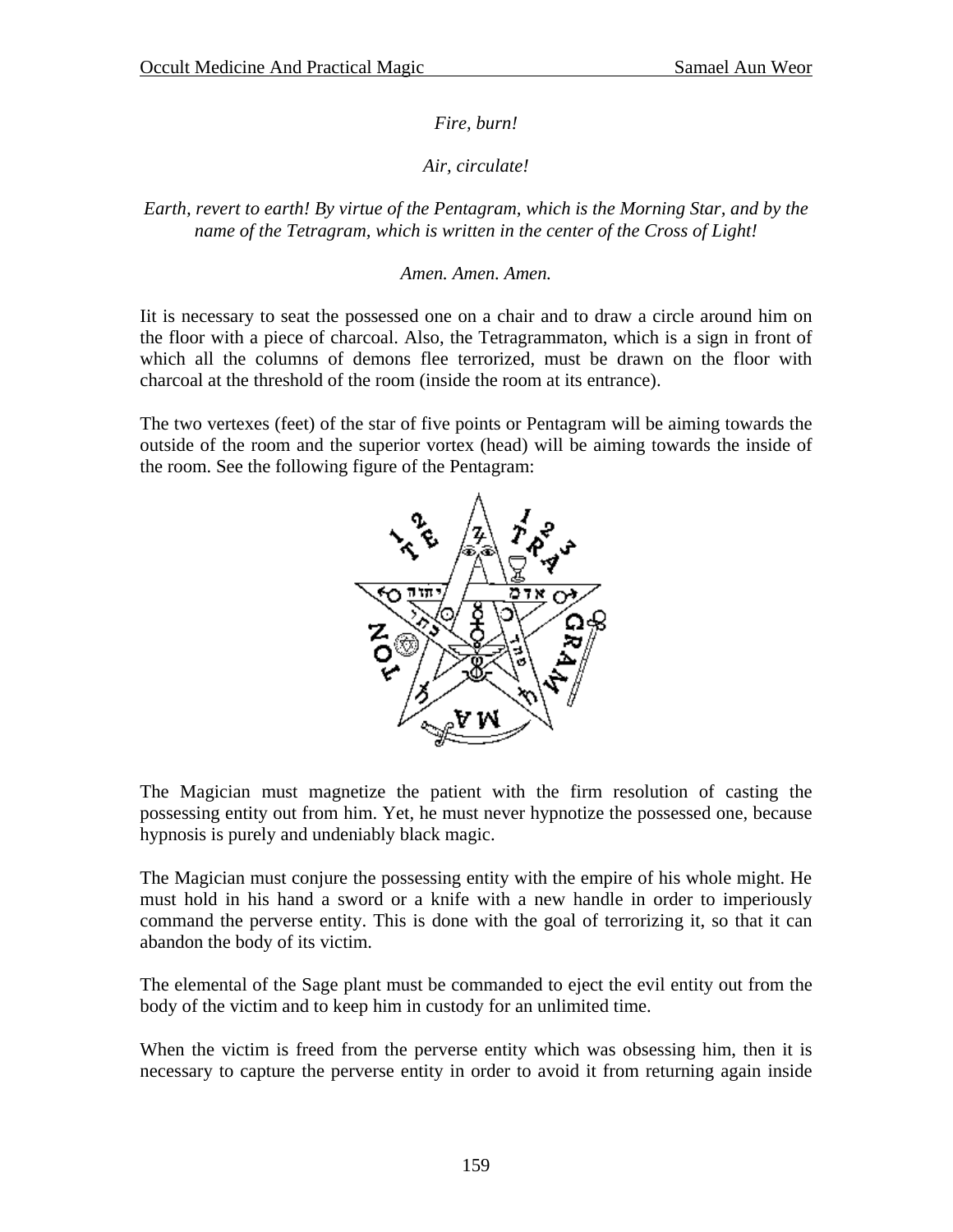*Fire, burn!*

*Air, circulate!*

*Earth, revert to earth! By virtue of the Pentagram, which is the Morning Star, and by the name of the Tetragram, which is written in the center of the Cross of Light!*

*Amen. Amen. Amen.*

Iit is necessary to seat the possessed one on a chair and to draw a circle around him on the floor with a piece of charcoal. Also, the Tetragrammaton, which is a sign in front of which all the columns of demons flee terrorized, must be drawn on the floor with charcoal at the threshold of the room (inside the room at its entrance).

The two vertexes (feet) of the star of five points or Pentagram will be aiming towards the outside of the room and the superior vortex (head) will be aiming towards the inside of the room. See the following figure of the Pentagram:

The Magician must magnetize the patient with the firm resolution of casting the possessing entity out from him. Yet, he must never hypnotize the possessed one, because hypnosis is purely and undeniably black magic.

The Magician must conjure the possessing entity with the empire of his whole might. He must hold in his hand a sword or a knife with a new handle in order to imperiously command the perverse entity. This is done with the goal of terrorizing it, so that it can abandon the body of its victim.

The elemental of the Sage plant must be commanded to eject the evil entity out from the body of the victim and to keep him in custody for an unlimited time.

When the victim is freed from the perverse entity which was obsessing him, then it is necessary to capture the perverse entity in order to avoid it from returning again inside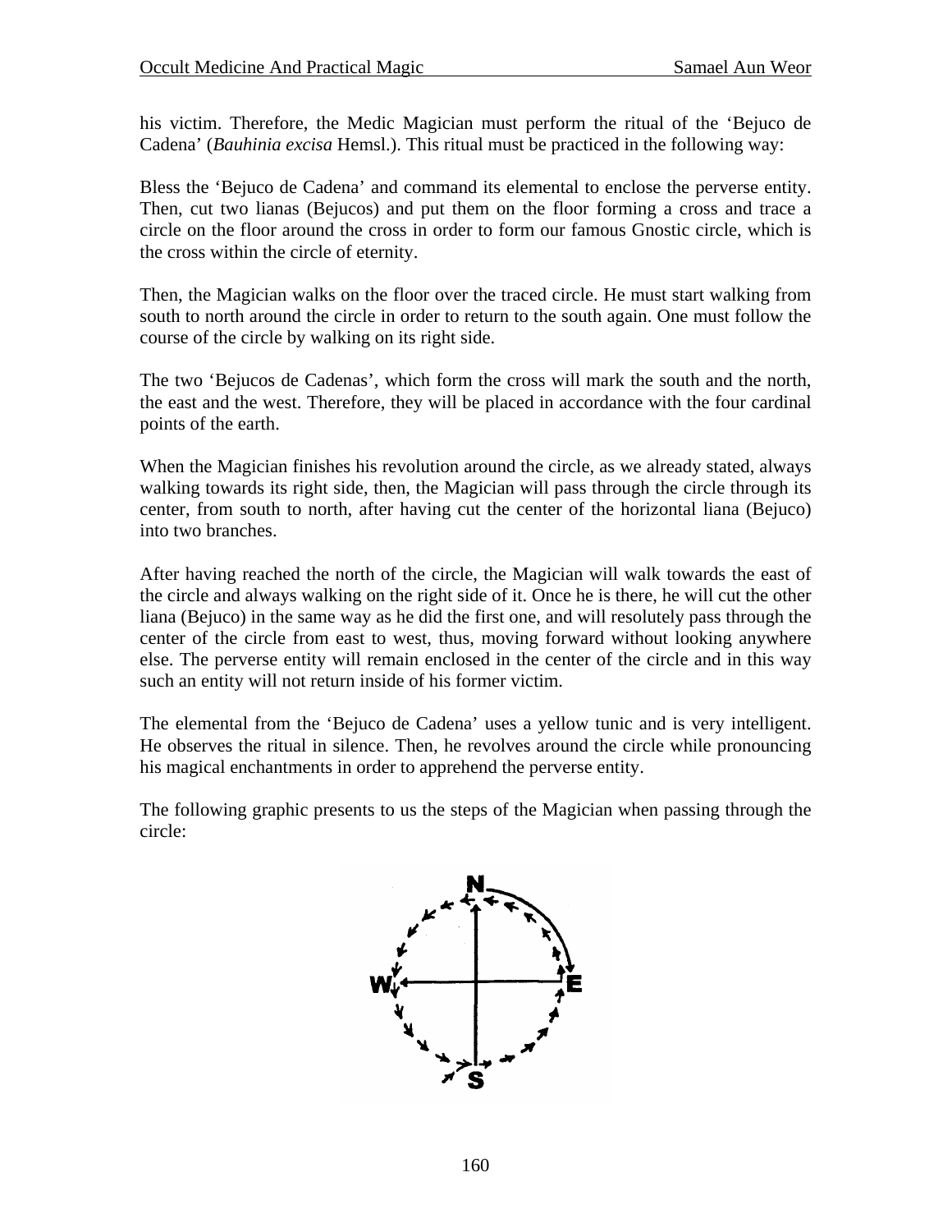his victim. Therefore, the Medic Magician must perform the ritual of the 'Bejuco de Cadena' (*Bauhinia excisa* Hemsl.). This ritual must be practiced in the following way:

Bless the 'Bejuco de Cadena' and command its elemental to enclose the perverse entity. Then, cut two lianas (Bejucos) and put them on the floor forming a cross and trace a circle on the floor around the cross in order to form our famous Gnostic circle, which is the cross within the circle of eternity.

Then, the Magician walks on the floor over the traced circle. He must start walking from south to north around the circle in order to return to the south again. One must follow the course of the circle by walking on its right side.

The two 'Bejucos de Cadenas', which form the cross will mark the south and the north, the east and the west. Therefore, they will be placed in accordance with the four cardinal points of the earth.

When the Magician finishes his revolution around the circle, as we already stated, always walking towards its right side, then, the Magician will pass through the circle through its center, from south to north, after having cut the center of the horizontal liana (Bejuco) into two branches.

After having reached the north of the circle, the Magician will walk towards the east of the circle and always walking on the right side of it. Once he is there, he will cut the other liana (Bejuco) in the same way as he did the first one, and will resolutely pass through the center of the circle from east to west, thus, moving forward without looking anywhere else. The perverse entity will remain enclosed in the center of the circle and in this way such an entity will not return inside of his former victim.

The elemental from the 'Bejuco de Cadena' uses a yellow tunic and is very intelligent. He observes the ritual in silence. Then, he revolves around the circle while pronouncing his magical enchantments in order to apprehend the perverse entity.

The following graphic presents to us the steps of the Magician when passing through the circle:

N

W

E

S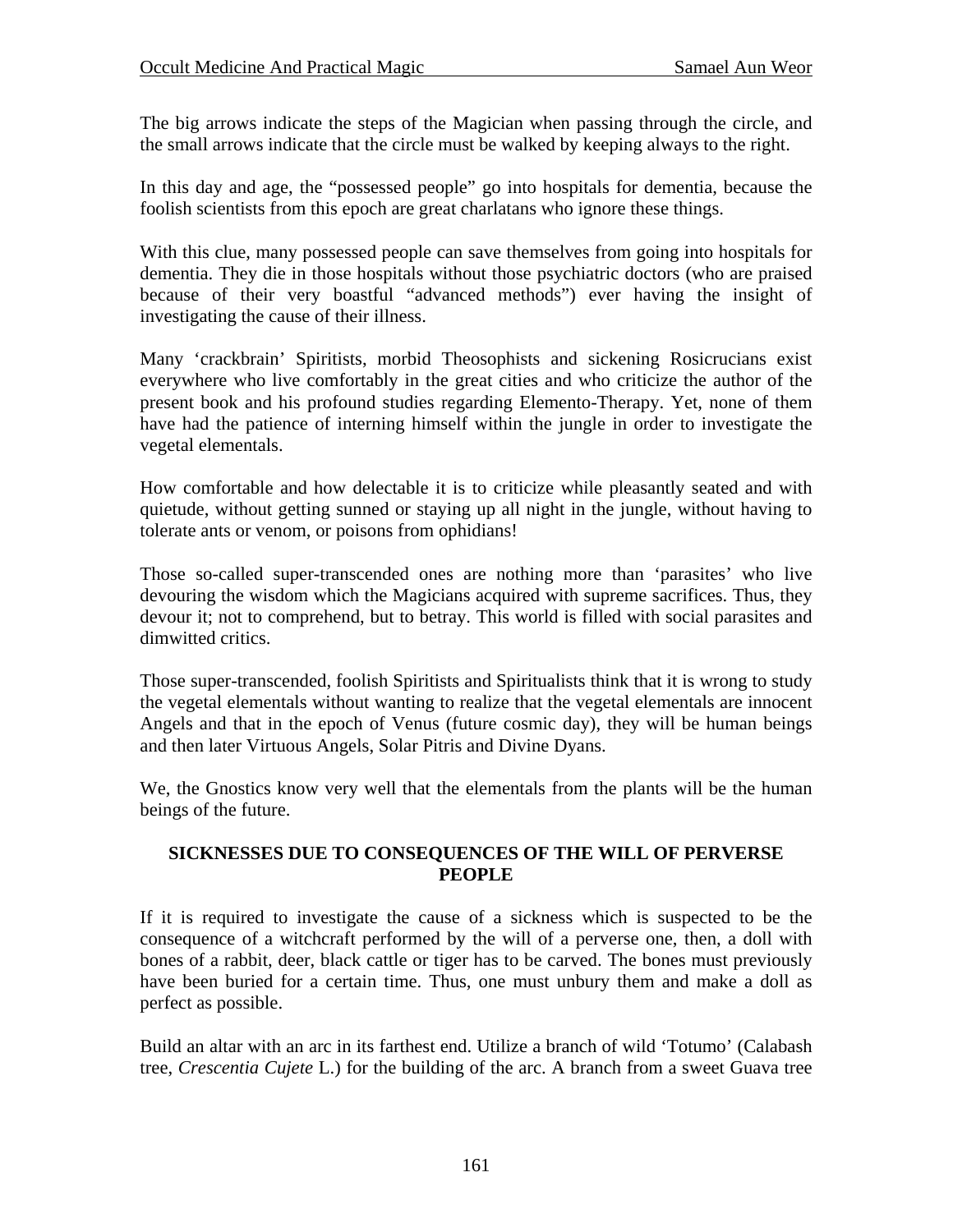The big arrows indicate the steps of the Magician when passing through the circle, and the small arrows indicate that the circle must be walked by keeping always to the right.

In this day and age, the "possessed people" go into hospitals for dementia, because the foolish scientists from this epoch are great charlatans who ignore these things.

With this clue, many possessed people can save themselves from going into hospitals for dementia. They die in those hospitals without those psychiatric doctors (who are praised because of their very boastful "advanced methods") ever having the insight of investigating the cause of their illness.

Many 'crackbrain' Spiritists, morbid Theosophists and sickening Rosicrucians exist everywhere who live comfortably in the great cities and who criticize the author of the present book and his profound studies regarding Elemento-Therapy. Yet, none of them have had the patience of interning himself within the jungle in order to investigate the vegetal elementals.

How comfortable and how delectable it is to criticize while pleasantly seated and with quietude, without getting sunned or staying up all night in the jungle, without having to tolerate ants or venom, or poisons from ophidians!

Those so-called super-transcended ones are nothing more than 'parasites' who live devouring the wisdom which the Magicians acquired with supreme sacrifices. Thus, they devour it; not to comprehend, but to betray. This world is filled with social parasites and dimwitted critics.

Those super-transcended, foolish Spiritists and Spiritualists think that it is wrong to study the vegetal elementals without wanting to realize that the vegetal elementals are innocent Angels and that in the epoch of Venus (future cosmic day), they will be human beings and then later Virtuous Angels, Solar Pitris and Divine Dyans.

We, the Gnostics know very well that the elementals from the plants will be the human beings of the future.

## SICKNESSES DUE TO CONSEQUENCES OF THE WILL OF PERVERSE PEOPLE

If it is required to investigate the cause of a sickness which is suspected to be the consequence of a witchcraft performed by the will of a perverse one, then, a doll with bones of a rabbit, deer, black cattle or tiger has to be carved. The bones must previously have been buried for a certain time. Thus, one must unbury them and make a doll as perfect as possible.

Build an altar with an arc in its farthest end. Utilize a branch of wild 'Totumo' (Calabash tree, *Crescentia Cujete* L.) for the building of the arc. A branch from a sweet Guava tree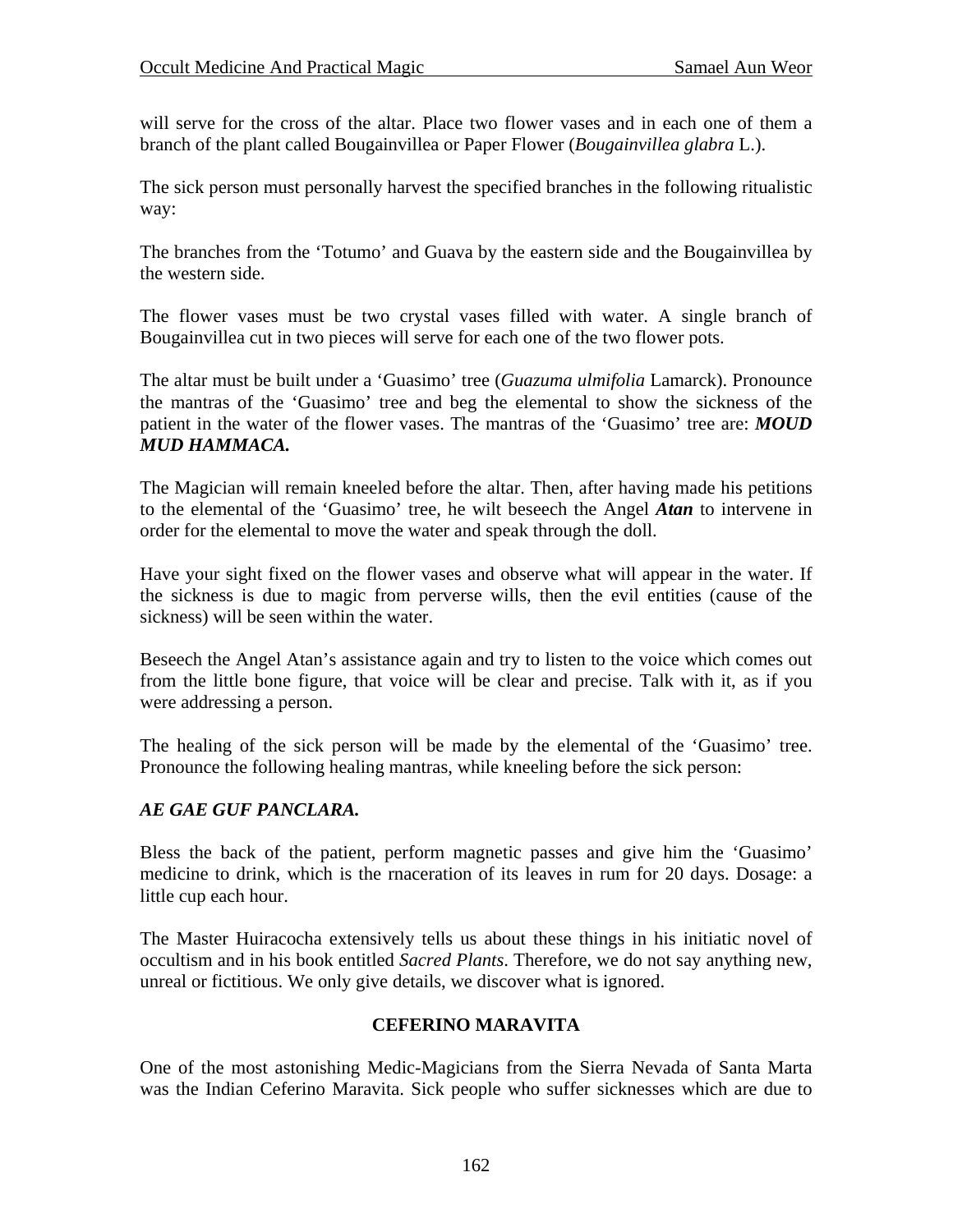will serve for the cross of the altar. Place two flower vases and in each one of them a branch of the plant called Bougainvillea or Paper Flower (*Bougainvillea glabra* L.).

The sick person must personally harvest the specified branches in the following ritualistic way:

The branches from the 'Totumo' and Guava by the eastern side and the Bougainvillea by the western side.

The flower vases must be two crystal vases filled with water. A single branch of Bougainvillea cut in two pieces will serve for each one of the two flower pots.

The altar must be built under a 'Guasimo' tree (*Guazuma ulmifolia* Lamarck). Pronounce the mantras of the 'Guasimo' tree and beg the elemental to show the sickness of the patient in the water of the flower vases. The mantras of the 'Guasimo' tree are: ***MOUD MUD HAMMACA.***

The Magician will remain kneeled before the altar. Then, after having made his petitions to the elemental of the 'Guasimo' tree, he wilt beseech the Angel ***Atan*** to intervene in order for the elemental to move the water and speak through the doll.

Have your sight fixed on the flower vases and observe what will appear in the water. If the sickness is due to magic from perverse wills, then the evil entities (cause of the sickness) will be seen within the water.

Beseech the Angel Atan's assistance again and try to listen to the voice which comes out from the little bone figure, that voice will be clear and precise. Talk with it, as if you were addressing a person.

The healing of the sick person will be made by the elemental of the 'Guasimo' tree. Pronounce the following healing mantras, while kneeling before the sick person:

***AE GAE GUF PANCLARA.***

Bless the back of the patient, perform magnetic passes and give him the 'Guasimo' medicine to drink, which is the rnaceration of its leaves in rum for 20 days. Dosage: a little cup each hour.

The Master Huiracocha extensively tells us about these things in his initiatic novel of occultism and in his book entitled *Sacred Plants*. Therefore, we do not say anything new, unreal or fictitious. We only give details, we discover what is ignored.

## CEFERINO MARAVITA

One of the most astonishing Medic-Magicians from the Sierra Nevada of Santa Marta was the Indian Ceferino Maravita. Sick people who suffer sicknesses which are due to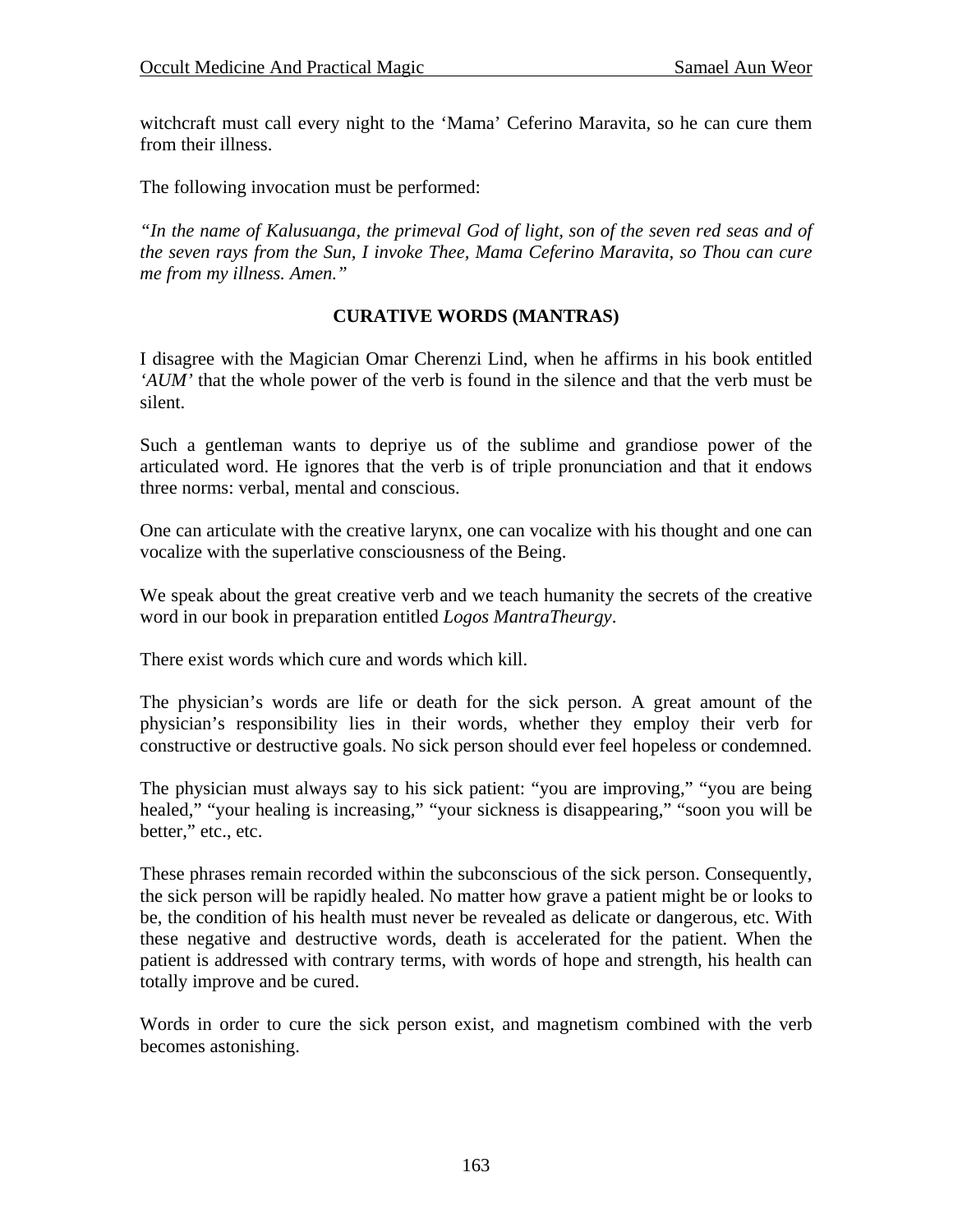witchcraft must call every night to the 'Mama' Ceferino Maravita, so he can cure them from their illness.

The following invocation must be performed:

*"In the name of Kalusuanga, the primeval God of light, son of the seven red seas and of the seven rays from the Sun, I invoke Thee, Mama Ceferino Maravita, so Thou can cure me from my illness. Amen."*

## CURATIVE WORDS (MANTRAS)

I disagree with the Magician Omar Cherenzi Lind, when he affirms in his book entitled *'AUM'* that the whole power of the verb is found in the silence and that the verb must be silent.

Such a gentleman wants to depriye us of the sublime and grandiose power of the articulated word. He ignores that the verb is of triple pronunciation and that it endows three norms: verbal, mental and conscious.

One can articulate with the creative larynx, one can vocalize with his thought and one can vocalize with the superlative consciousness of the Being.

We speak about the great creative verb and we teach humanity the secrets of the creative word in our book in preparation entitled *Logos MantraTheurgy*.

There exist words which cure and words which kill.

The physician's words are life or death for the sick person. A great amount of the physician's responsibility lies in their words, whether they employ their verb for constructive or destructive goals. No sick person should ever feel hopeless or condemned.

The physician must always say to his sick patient: "you are improving," "you are being healed," "your healing is increasing," "your sickness is disappearing," "soon you will be better," etc., etc.

These phrases remain recorded within the subconscious of the sick person. Consequently, the sick person will be rapidly healed. No matter how grave a patient might be or looks to be, the condition of his health must never be revealed as delicate or dangerous, etc. With these negative and destructive words, death is accelerated for the patient. When the patient is addressed with contrary terms, with words of hope and strength, his health can totally improve and be cured.

Words in order to cure the sick person exist, and magnetism combined with the verb becomes astonishing.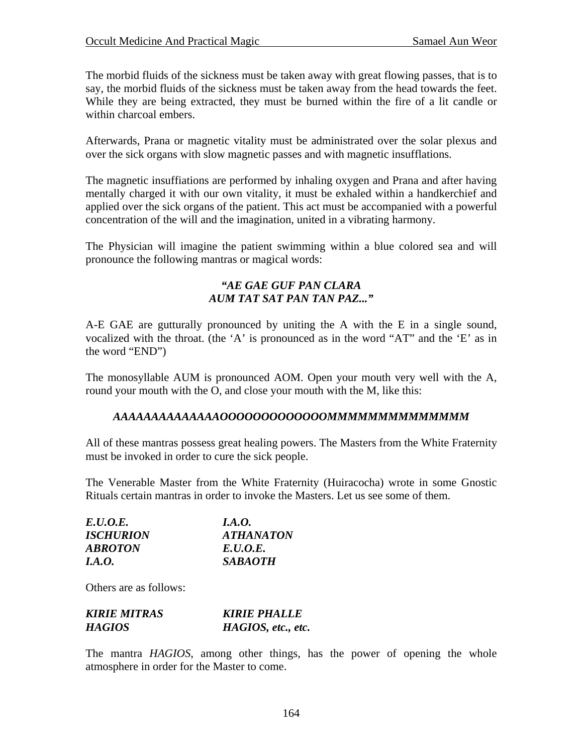The morbid fluids of the sickness must be taken away with great flowing passes, that is to say, the morbid fluids of the sickness must be taken away from the head towards the feet. While they are being extracted, they must be burned within the fire of a lit candle or within charcoal embers.

Afterwards, Prana or magnetic vitality must be administrated over the solar plexus and over the sick organs with slow magnetic passes and with magnetic insufflations.

The magnetic insuffiations are performed by inhaling oxygen and Prana and after having mentally charged it with our own vitality, it must be exhaled within a handkerchief and applied over the sick organs of the patient. This act must be accompanied with a powerful concentration of the will and the imagination, united in a vibrating harmony.

The Physician will imagine the patient swimming within a blue colored sea and will pronounce the following mantras or magical words:

***"AE GAE GUF PAN CLARA***
***AUM TAT SAT PAN TAN PAZ..."***

A-E GAE are gutturally pronounced by uniting the A with the E in a single sound, vocalized with the throat. (the 'A' is pronounced as in the word "AT" and the 'E' as in the word "END")

The monosyllable AUM is pronounced AOM. Open your mouth very well with the A, round your mouth with the O, and close your mouth with the M, like this:

***AAAAAAAAAAAAAAOOOOOOOOOOOOOMMMMMMMMMMMMM***

All of these mantras possess great healing powers. The Masters from the White Fraternity must be invoked in order to cure the sick people.

The Venerable Master from the White Fraternity (Huiracocha) wrote in some Gnostic Rituals certain mantras in order to invoke the Masters. Let us see some of them.

| | |
|---|---|
| ***E.U.O.E.*** | ***I.A.O.*** |
| ***ISCHURION*** | ***ATHANATON*** |
| ***ABROTON*** | ***E.U.O.E.*** |
| ***I.A.O.*** | ***SABAOTH*** |

Others are as follows:

| | |
|---|---|
| ***KIRIE MITRAS*** | ***KIRIE PHALLE*** |
| ***HAGIOS*** | ***HAGIOS, etc., etc.*** |

The mantra *HAGIOS*, among other things, has the power of opening the whole atmosphere in order for the Master to come.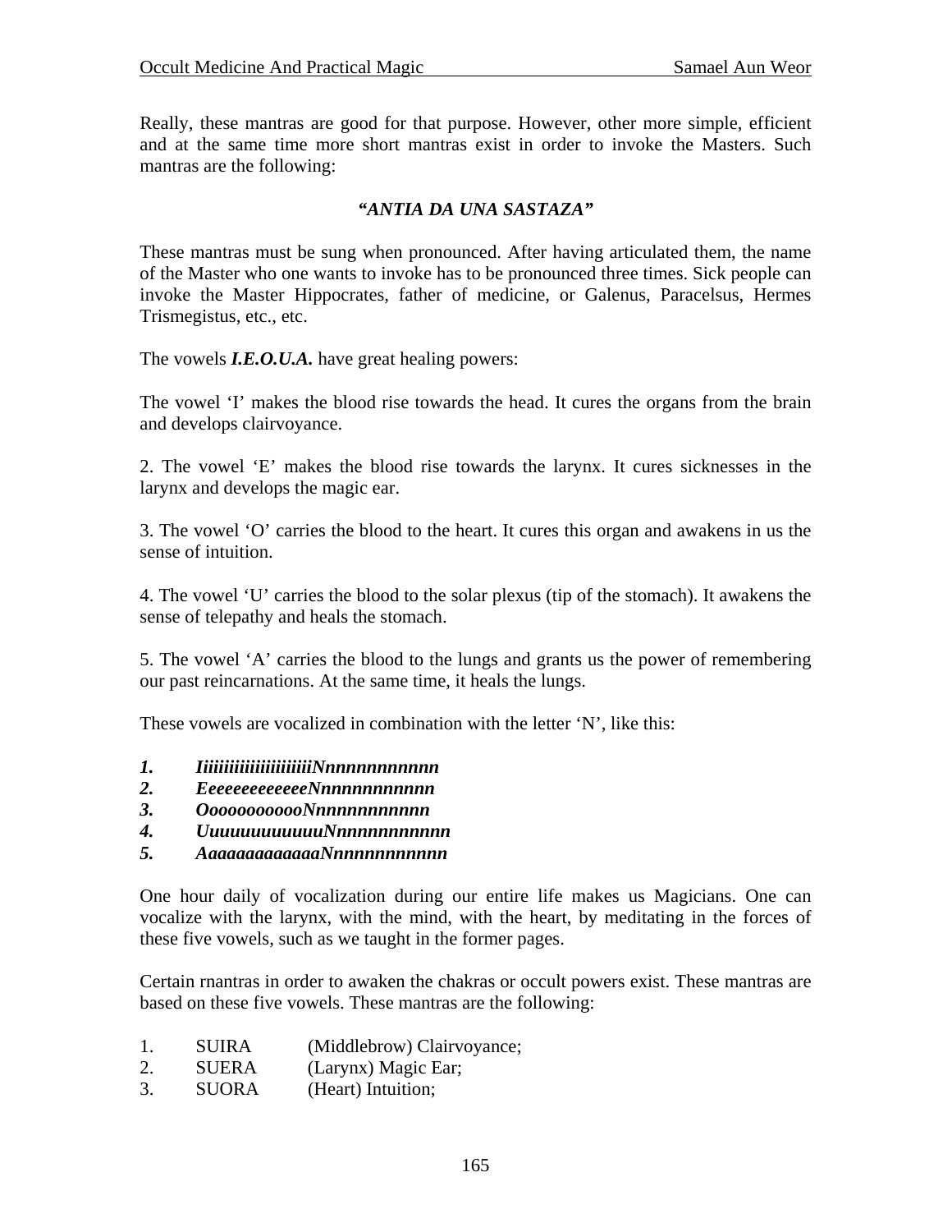Really, these mantras are good for that purpose. However, other more simple, efficient and at the same time more short mantras exist in order to invoke the Masters. Such mantras are the following:

***"ANTIA DA UNA SASTAZA"***

These mantras must be sung when pronounced. After having articulated them, the name of the Master who one wants to invoke has to be pronounced three times. Sick people can invoke the Master Hippocrates, father of medicine, or Galenus, Paracelsus, Hermes Trismegistus, etc., etc.

The vowels ***I.E.O.U.A.*** have great healing powers:

The vowel 'I' makes the blood rise towards the head. It cures the organs from the brain and develops clairvoyance.

2. The vowel 'E' makes the blood rise towards the larynx. It cures sicknesses in the larynx and develops the magic ear.

3. The vowel 'O' carries the blood to the heart. It cures this organ and awakens in us the sense of intuition.

4. The vowel 'U' carries the blood to the solar plexus (tip of the stomach). It awakens the sense of telepathy and heals the stomach.

5. The vowel 'A' carries the blood to the lungs and grants us the power of remembering our past reincarnations. At the same time, it heals the lungs.

These vowels are vocalized in combination with the letter 'N', like this:

1. ***IiiiiiiiiiiiiiiiiiiiiNnnnnnnnnnnn***
2. ***EeeeeeeeeeeeeNnnnnnnnnnnn***
3. ***OoooooooooooNnnnnnnnnnnn***
4. ***UuuuuuuuuuuuNnnnnnnnnnnn***
5. ***AaaaaaaaaaaaaNnnnnnnnnnnn***

One hour daily of vocalization during our entire life makes us Magicians. One can vocalize with the larynx, with the mind, with the heart, by meditating in the forces of these five vowels, such as we taught in the former pages.

Certain rnantras in order to awaken the chakras or occult powers exist. These mantras are based on these five vowels. These mantras are the following:

1. SUIRA (Middlebrow) Clairvoyance;
2. SUERA (Larynx) Magic Ear;
3. SUORA (Heart) Intuition;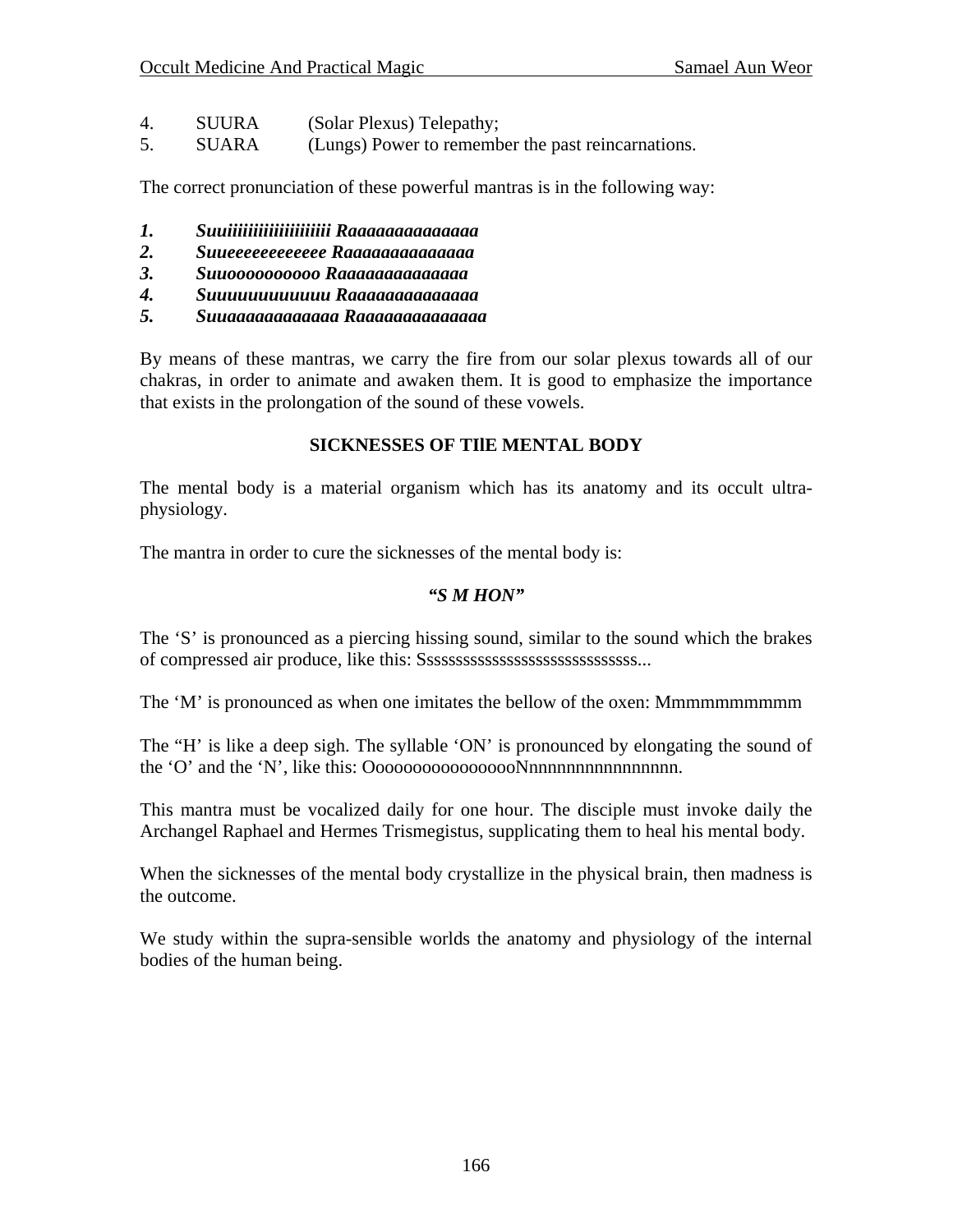4. SUURA (Solar Plexus) Telepathy;
5. SUARA (Lungs) Power to remember the past reincarnations.

The correct pronunciation of these powerful mantras is in the following way:

1. ***Suuiiiiiiiiiiiiiiiiiiii Raaaaaaaaaaaaaa***
2. ***Suueeeeeeeeeeee Raaaaaaaaaaaaaa***
3. ***Suuooooooooooo Raaaaaaaaaaaaaa***
4. ***Suuuuuuuuuuuu Raaaaaaaaaaaaaa***
5. ***Suuaaaaaaaaaaaa Raaaaaaaaaaaaaa***

By means of these mantras, we carry the fire from our solar plexus towards all of our chakras, in order to animate and awaken them. It is good to emphasize the importance that exists in the prolongation of the sound of these vowels.

## SICKNESSES OF TIlE MENTAL BODY

The mental body is a material organism which has its anatomy and its occult ultra-physiology.

The mantra in order to cure the sicknesses of the mental body is:

***"S M HON"***

The 'S' is pronounced as a piercing hissing sound, similar to the sound which the brakes of compressed air produce, like this: Sssssssssssssssssssssssssssss...

The 'M' is pronounced as when one imitates the bellow of the oxen: Mmmmmmmmmm

The "H' is like a deep sigh. The syllable 'ON' is pronounced by elongating the sound of the 'O' and the 'N', like this: OoooooooooooooooNnnnnnnnnnnnnnnn.

This mantra must be vocalized daily for one hour. The disciple must invoke daily the Archangel Raphael and Hermes Trismegistus, supplicating them to heal his mental body.

When the sicknesses of the mental body crystallize in the physical brain, then madness is the outcome.

We study within the supra-sensible worlds the anatomy and physiology of the internal bodies of the human being.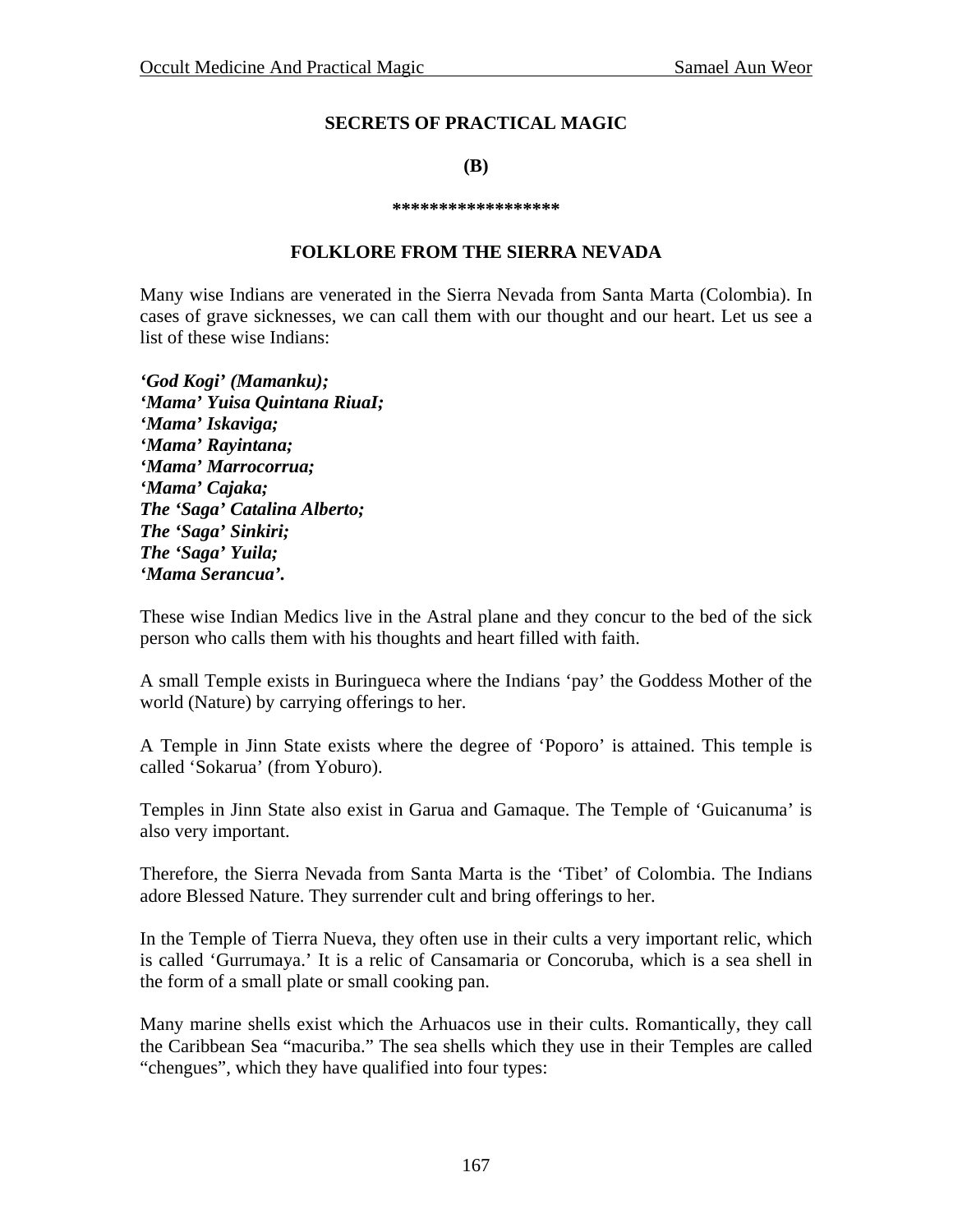**SECRETS OF PRACTICAL MAGIC**

**(B)**

**\*\*\*\*\*\*\*\*\*\*\*\*\*\*\*\*\*\***

## FOLKLORE FROM THE SIERRA NEVADA

Many wise Indians are venerated in the Sierra Nevada from Santa Marta (Colombia). In cases of grave sicknesses, we can call them with our thought and our heart. Let us see a list of these wise Indians:

***'God Kogi' (Mamanku);***
***'Mama' Yuisa Quintana RiuaI;***
***'Mama' Iskaviga;***
***'Mama' Rayintana;***
***'Mama' Marrocorrua;***
***'Mama' Cajaka;***
***The 'Saga' Catalina Alberto;***
***The 'Saga' Sinkiri;***
***The 'Saga' Yuila;***
***'Mama Serancua'.***

These wise Indian Medics live in the Astral plane and they concur to the bed of the sick person who calls them with his thoughts and heart filled with faith.

A small Temple exists in Buringueca where the Indians 'pay' the Goddess Mother of the world (Nature) by carrying offerings to her.

A Temple in Jinn State exists where the degree of 'Poporo' is attained. This temple is called 'Sokarua' (from Yoburo).

Temples in Jinn State also exist in Garua and Gamaque. The Temple of 'Guicanuma' is also very important.

Therefore, the Sierra Nevada from Santa Marta is the 'Tibet' of Colombia. The Indians adore Blessed Nature. They surrender cult and bring offerings to her.

In the Temple of Tierra Nueva, they often use in their cults a very important relic, which is called 'Gurrumaya.' It is a relic of Cansamaria or Concoruba, which is a sea shell in the form of a small plate or small cooking pan.

Many marine shells exist which the Arhuacos use in their cults. Romantically, they call the Caribbean Sea "macuriba." The sea shells which they use in their Temples are called "chengues", which they have qualified into four types: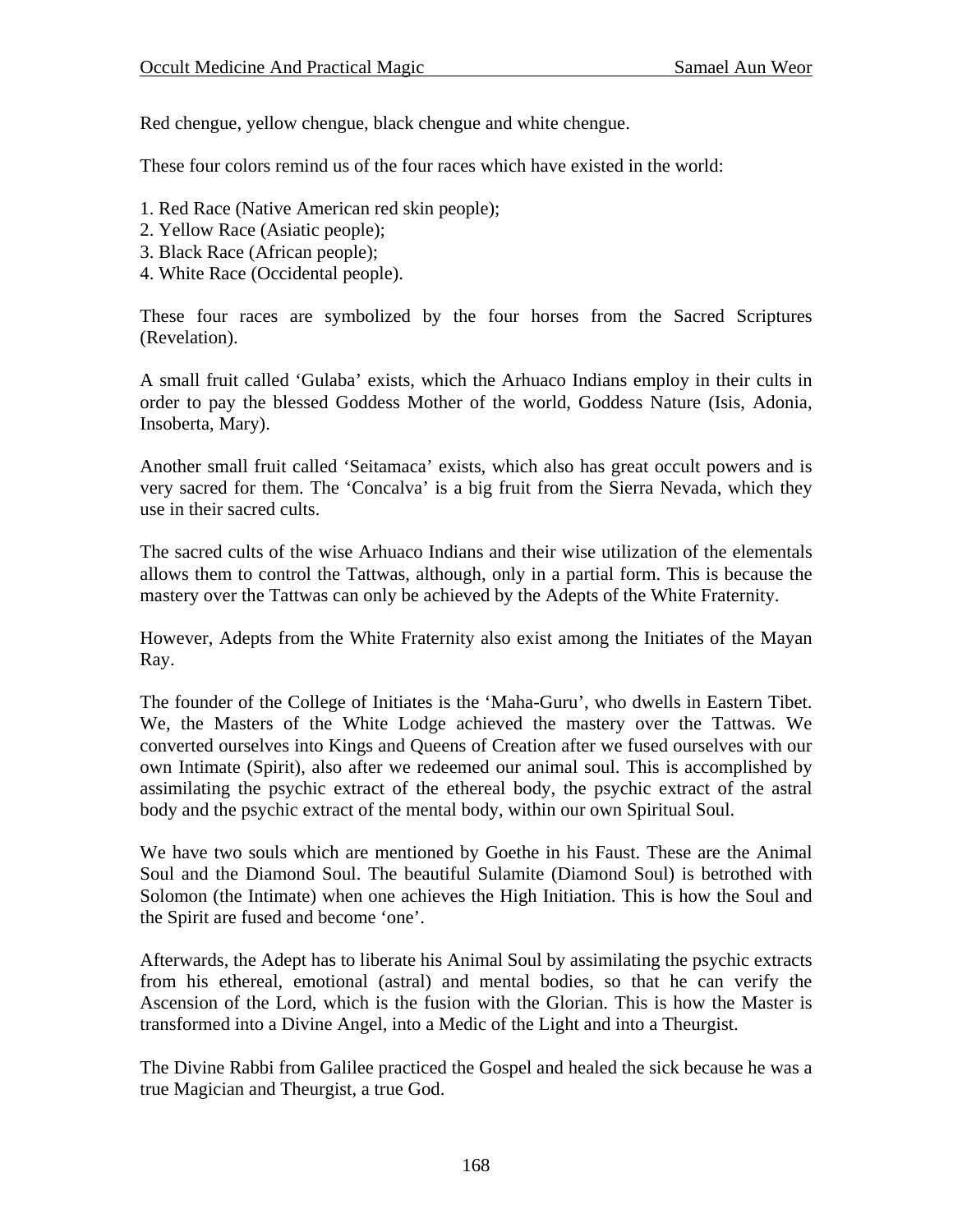Red chengue, yellow chengue, black chengue and white chengue.

These four colors remind us of the four races which have existed in the world:

1. Red Race (Native American red skin people);
2. Yellow Race (Asiatic people);
3. Black Race (African people);
4. White Race (Occidental people).

These four races are symbolized by the four horses from the Sacred Scriptures (Revelation).

A small fruit called 'Gulaba' exists, which the Arhuaco Indians employ in their cults in order to pay the blessed Goddess Mother of the world, Goddess Nature (Isis, Adonia, Insoberta, Mary).

Another small fruit called 'Seitamaca' exists, which also has great occult powers and is very sacred for them. The 'Concalva' is a big fruit from the Sierra Nevada, which they use in their sacred cults.

The sacred cults of the wise Arhuaco Indians and their wise utilization of the elementals allows them to control the Tattwas, although, only in a partial form. This is because the mastery over the Tattwas can only be achieved by the Adepts of the White Fraternity.

However, Adepts from the White Fraternity also exist among the Initiates of the Mayan Ray.

The founder of the College of Initiates is the 'Maha-Guru', who dwells in Eastern Tibet. We, the Masters of the White Lodge achieved the mastery over the Tattwas. We converted ourselves into Kings and Queens of Creation after we fused ourselves with our own Intimate (Spirit), also after we redeemed our animal soul. This is accomplished by assimilating the psychic extract of the ethereal body, the psychic extract of the astral body and the psychic extract of the mental body, within our own Spiritual Soul.

We have two souls which are mentioned by Goethe in his Faust. These are the Animal Soul and the Diamond Soul. The beautiful Sulamite (Diamond Soul) is betrothed with Solomon (the Intimate) when one achieves the High Initiation. This is how the Soul and the Spirit are fused and become 'one'.

Afterwards, the Adept has to liberate his Animal Soul by assimilating the psychic extracts from his ethereal, emotional (astral) and mental bodies, so that he can verify the Ascension of the Lord, which is the fusion with the Glorian. This is how the Master is transformed into a Divine Angel, into a Medic of the Light and into a Theurgist.

The Divine Rabbi from Galilee practiced the Gospel and healed the sick because he was a true Magician and Theurgist, a true God.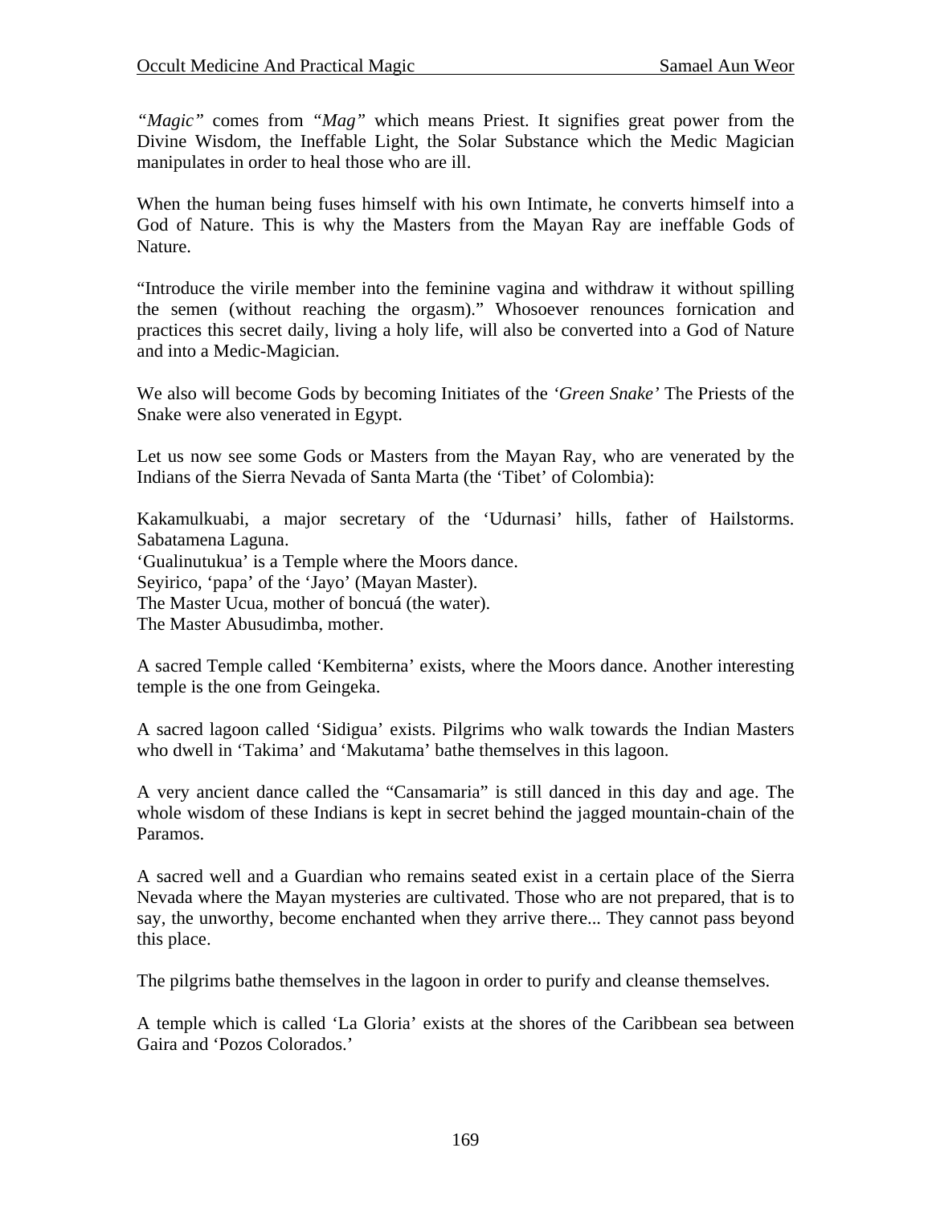*"Magic"* comes from *"Mag"* which means Priest. It signifies great power from the Divine Wisdom, the Ineffable Light, the Solar Substance which the Medic Magician manipulates in order to heal those who are ill.

When the human being fuses himself with his own Intimate, he converts himself into a God of Nature. This is why the Masters from the Mayan Ray are ineffable Gods of Nature.

"Introduce the virile member into the feminine vagina and withdraw it without spilling the semen (without reaching the orgasm)." Whosoever renounces fornication and practices this secret daily, living a holy life, will also be converted into a God of Nature and into a Medic-Magician.

We also will become Gods by becoming Initiates of the *'Green Snake'* The Priests of the Snake were also venerated in Egypt.

Let us now see some Gods or Masters from the Mayan Ray, who are venerated by the Indians of the Sierra Nevada of Santa Marta (the 'Tibet' of Colombia):

Kakamulkuabi, a major secretary of the 'Udurnasi' hills, father of Hailstorms. Sabatamena Laguna.
'Gualinutukua' is a Temple where the Moors dance.
Seyirico, 'papa' of the 'Jayo' (Mayan Master).
The Master Ucua, mother of boncuá (the water).
The Master Abusudimba, mother.

A sacred Temple called 'Kembiterna' exists, where the Moors dance. Another interesting temple is the one from Geingeka.

A sacred lagoon called 'Sidigua' exists. Pilgrims who walk towards the Indian Masters who dwell in 'Takima' and 'Makutama' bathe themselves in this lagoon.

A very ancient dance called the "Cansamaria" is still danced in this day and age. The whole wisdom of these Indians is kept in secret behind the jagged mountain-chain of the Paramos.

A sacred well and a Guardian who remains seated exist in a certain place of the Sierra Nevada where the Mayan mysteries are cultivated. Those who are not prepared, that is to say, the unworthy, become enchanted when they arrive there... They cannot pass beyond this place.

The pilgrims bathe themselves in the lagoon in order to purify and cleanse themselves.

A temple which is called 'La Gloria' exists at the shores of the Caribbean sea between Gaira and 'Pozos Colorados.'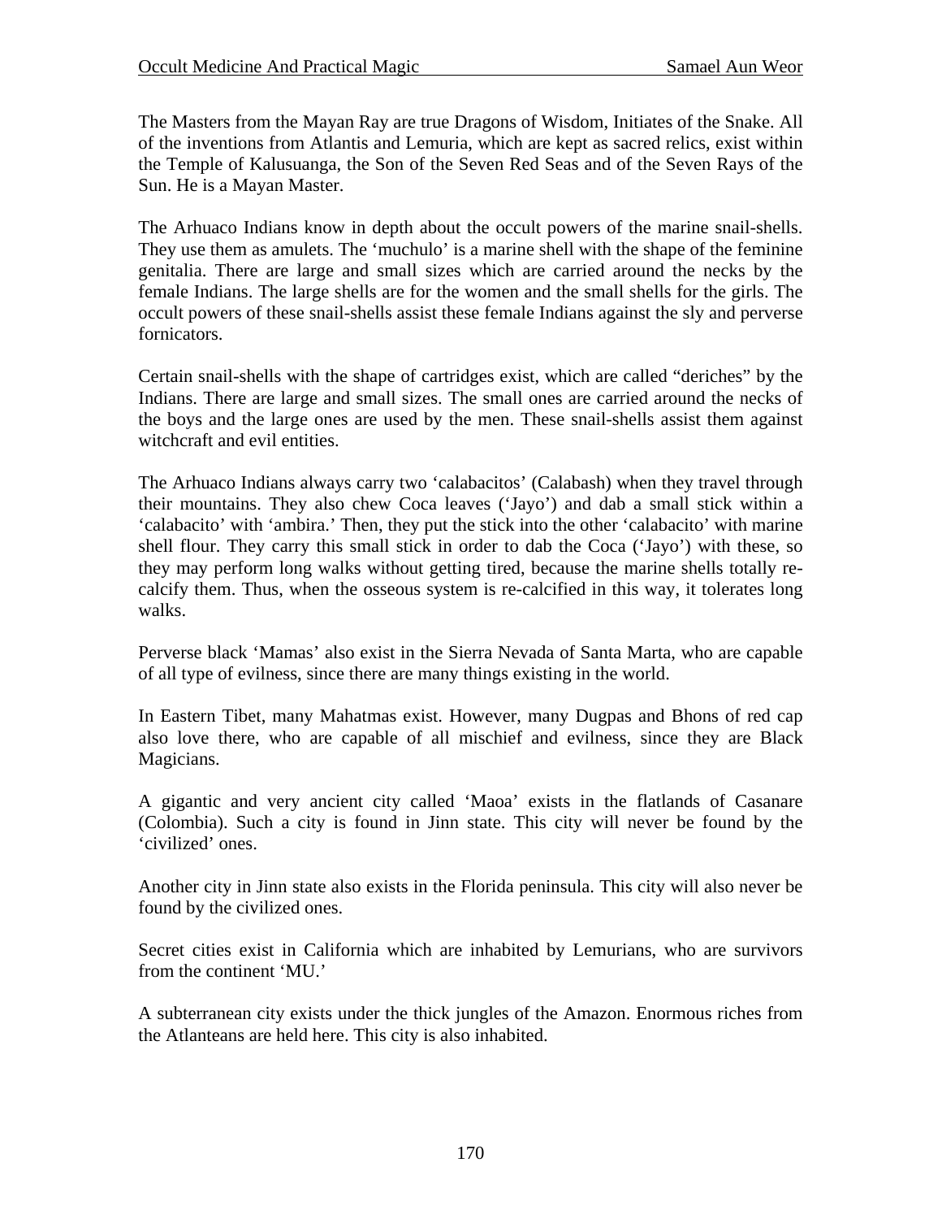The Masters from the Mayan Ray are true Dragons of Wisdom, Initiates of the Snake. All of the inventions from Atlantis and Lemuria, which are kept as sacred relics, exist within the Temple of Kalusuanga, the Son of the Seven Red Seas and of the Seven Rays of the Sun. He is a Mayan Master.

The Arhuaco Indians know in depth about the occult powers of the marine snail-shells. They use them as amulets. The 'muchulo' is a marine shell with the shape of the feminine genitalia. There are large and small sizes which are carried around the necks by the female Indians. The large shells are for the women and the small shells for the girls. The occult powers of these snail-shells assist these female Indians against the sly and perverse fornicators.

Certain snail-shells with the shape of cartridges exist, which are called "deriches" by the Indians. There are large and small sizes. The small ones are carried around the necks of the boys and the large ones are used by the men. These snail-shells assist them against witchcraft and evil entities.

The Arhuaco Indians always carry two 'calabacitos' (Calabash) when they travel through their mountains. They also chew Coca leaves ('Jayo') and dab a small stick within a 'calabacito' with 'ambira.' Then, they put the stick into the other 'calabacito' with marine shell flour. They carry this small stick in order to dab the Coca ('Jayo') with these, so they may perform long walks without getting tired, because the marine shells totally re-calcify them. Thus, when the osseous system is re-calcified in this way, it tolerates long walks.

Perverse black 'Mamas' also exist in the Sierra Nevada of Santa Marta, who are capable of all type of evilness, since there are many things existing in the world.

In Eastern Tibet, many Mahatmas exist. However, many Dugpas and Bhons of red cap also love there, who are capable of all mischief and evilness, since they are Black Magicians.

A gigantic and very ancient city called 'Maoa' exists in the flatlands of Casanare (Colombia). Such a city is found in Jinn state. This city will never be found by the 'civilized' ones.

Another city in Jinn state also exists in the Florida peninsula. This city will also never be found by the civilized ones.

Secret cities exist in California which are inhabited by Lemurians, who are survivors from the continent 'MU.'

A subterranean city exists under the thick jungles of the Amazon. Enormous riches from the Atlanteans are held here. This city is also inhabited.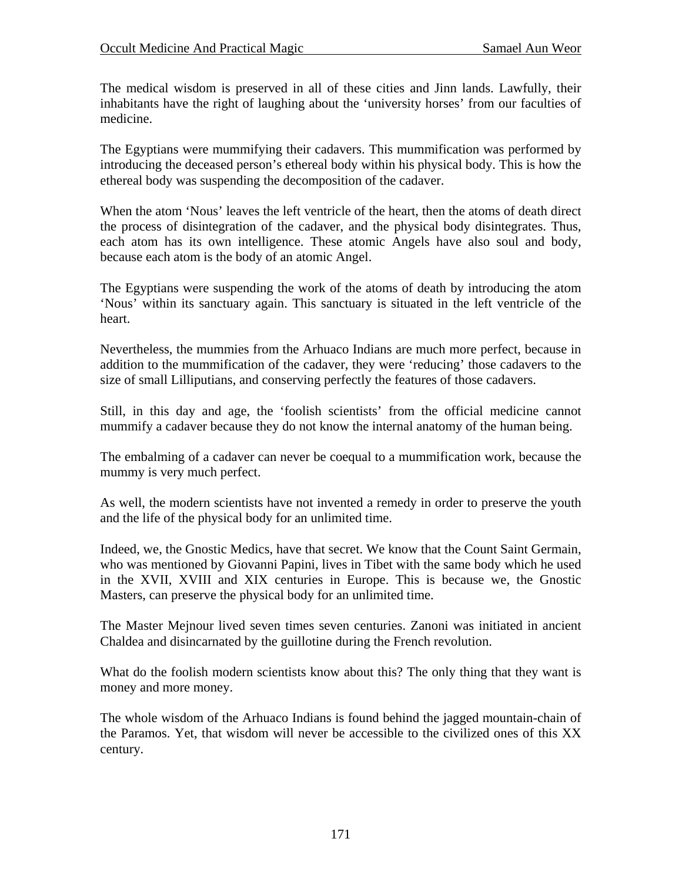The medical wisdom is preserved in all of these cities and Jinn lands. Lawfully, their inhabitants have the right of laughing about the 'university horses' from our faculties of medicine.

The Egyptians were mummifying their cadavers. This mummification was performed by introducing the deceased person's ethereal body within his physical body. This is how the ethereal body was suspending the decomposition of the cadaver.

When the atom 'Nous' leaves the left ventricle of the heart, then the atoms of death direct the process of disintegration of the cadaver, and the physical body disintegrates. Thus, each atom has its own intelligence. These atomic Angels have also soul and body, because each atom is the body of an atomic Angel.

The Egyptians were suspending the work of the atoms of death by introducing the atom 'Nous' within its sanctuary again. This sanctuary is situated in the left ventricle of the heart.

Nevertheless, the mummies from the Arhuaco Indians are much more perfect, because in addition to the mummification of the cadaver, they were 'reducing' those cadavers to the size of small Lilliputians, and conserving perfectly the features of those cadavers.

Still, in this day and age, the 'foolish scientists' from the official medicine cannot mummify a cadaver because they do not know the internal anatomy of the human being.

The embalming of a cadaver can never be coequal to a mummification work, because the mummy is very much perfect.

As well, the modern scientists have not invented a remedy in order to preserve the youth and the life of the physical body for an unlimited time.

Indeed, we, the Gnostic Medics, have that secret. We know that the Count Saint Germain, who was mentioned by Giovanni Papini, lives in Tibet with the same body which he used in the XVII, XVIII and XIX centuries in Europe. This is because we, the Gnostic Masters, can preserve the physical body for an unlimited time.

The Master Mejnour lived seven times seven centuries. Zanoni was initiated in ancient Chaldea and disincarnated by the guillotine during the French revolution.

What do the foolish modern scientists know about this? The only thing that they want is money and more money.

The whole wisdom of the Arhuaco Indians is found behind the jagged mountain-chain of the Paramos. Yet, that wisdom will never be accessible to the civilized ones of this XX century.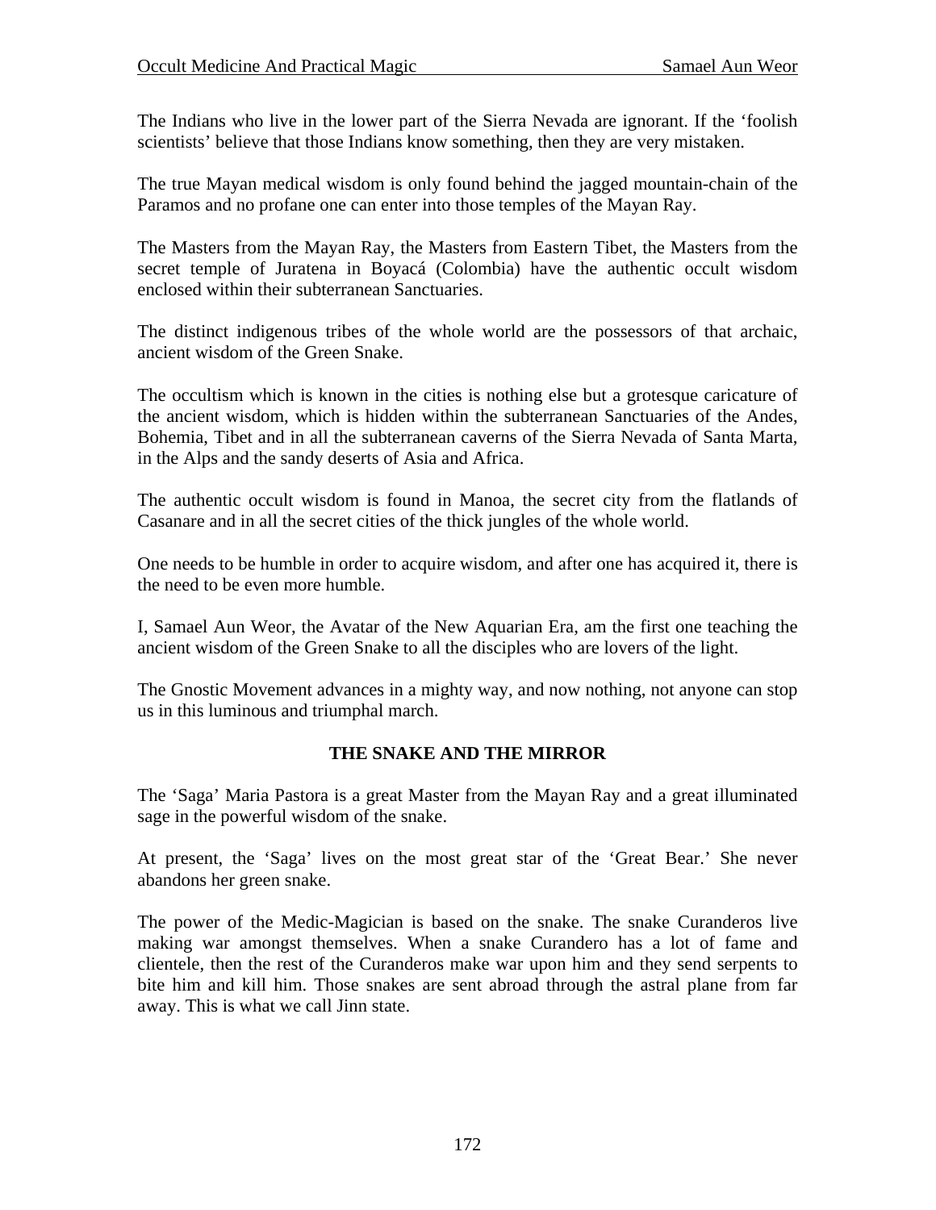The Indians who live in the lower part of the Sierra Nevada are ignorant. If the 'foolish scientists' believe that those Indians know something, then they are very mistaken.

The true Mayan medical wisdom is only found behind the jagged mountain-chain of the Paramos and no profane one can enter into those temples of the Mayan Ray.

The Masters from the Mayan Ray, the Masters from Eastern Tibet, the Masters from the secret temple of Juratena in Boyacá (Colombia) have the authentic occult wisdom enclosed within their subterranean Sanctuaries.

The distinct indigenous tribes of the whole world are the possessors of that archaic, ancient wisdom of the Green Snake.

The occultism which is known in the cities is nothing else but a grotesque caricature of the ancient wisdom, which is hidden within the subterranean Sanctuaries of the Andes, Bohemia, Tibet and in all the subterranean caverns of the Sierra Nevada of Santa Marta, in the Alps and the sandy deserts of Asia and Africa.

The authentic occult wisdom is found in Manoa, the secret city from the flatlands of Casanare and in all the secret cities of the thick jungles of the whole world.

One needs to be humble in order to acquire wisdom, and after one has acquired it, there is the need to be even more humble.

I, Samael Aun Weor, the Avatar of the New Aquarian Era, am the first one teaching the ancient wisdom of the Green Snake to all the disciples who are lovers of the light.

The Gnostic Movement advances in a mighty way, and now nothing, not anyone can stop us in this luminous and triumphal march.

## THE SNAKE AND THE MIRROR

The 'Saga' Maria Pastora is a great Master from the Mayan Ray and a great illuminated sage in the powerful wisdom of the snake.

At present, the 'Saga' lives on the most great star of the 'Great Bear.' She never abandons her green snake.

The power of the Medic-Magician is based on the snake. The snake Curanderos live making war amongst themselves. When a snake Curandero has a lot of fame and clientele, then the rest of the Curanderos make war upon him and they send serpents to bite him and kill him. Those snakes are sent abroad through the astral plane from far away. This is what we call Jinn state.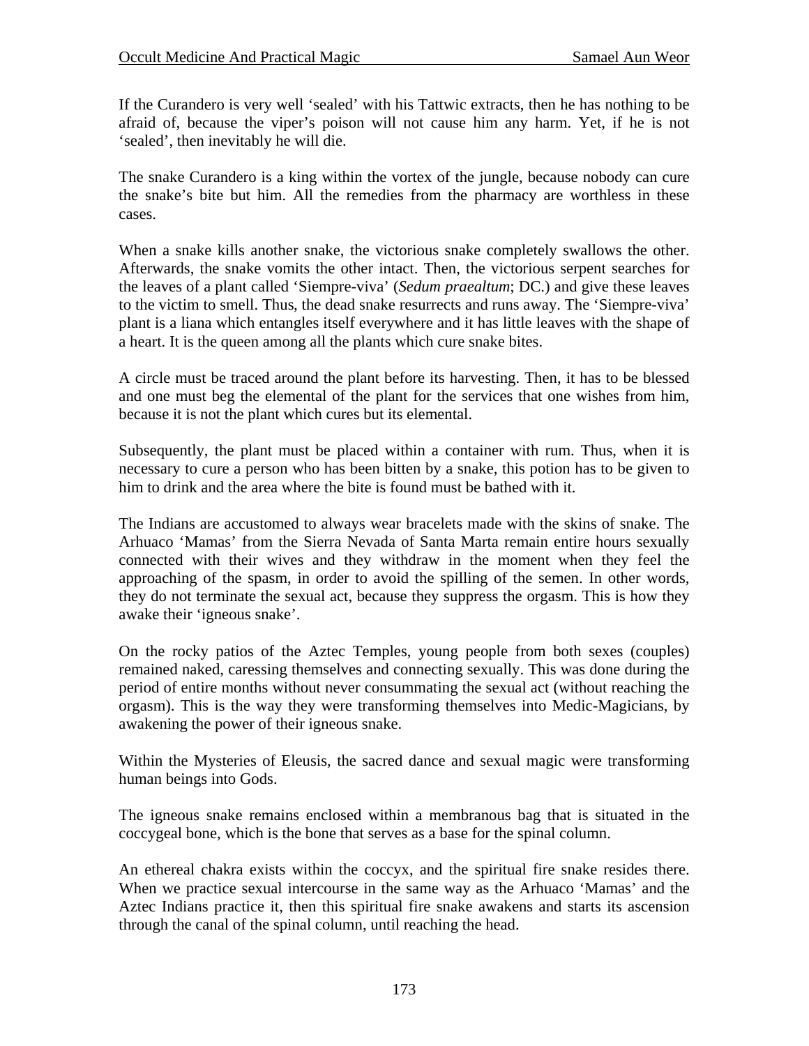If the Curandero is very well 'sealed' with his Tattwic extracts, then he has nothing to be afraid of, because the viper's poison will not cause him any harm. Yet, if he is not 'sealed', then inevitably he will die.

The snake Curandero is a king within the vortex of the jungle, because nobody can cure the snake's bite but him. All the remedies from the pharmacy are worthless in these cases.

When a snake kills another snake, the victorious snake completely swallows the other. Afterwards, the snake vomits the other intact. Then, the victorious serpent searches for the leaves of a plant called 'Siempre-viva' (*Sedum praealtum*; DC.) and give these leaves to the victim to smell. Thus, the dead snake resurrects and runs away. The 'Siempre-viva' plant is a liana which entangles itself everywhere and it has little leaves with the shape of a heart. It is the queen among all the plants which cure snake bites.

A circle must be traced around the plant before its harvesting. Then, it has to be blessed and one must beg the elemental of the plant for the services that one wishes from him, because it is not the plant which cures but its elemental.

Subsequently, the plant must be placed within a container with rum. Thus, when it is necessary to cure a person who has been bitten by a snake, this potion has to be given to him to drink and the area where the bite is found must be bathed with it.

The Indians are accustomed to always wear bracelets made with the skins of snake. The Arhuaco 'Mamas' from the Sierra Nevada of Santa Marta remain entire hours sexually connected with their wives and they withdraw in the moment when they feel the approaching of the spasm, in order to avoid the spilling of the semen. In other words, they do not terminate the sexual act, because they suppress the orgasm. This is how they awake their 'igneous snake'.

On the rocky patios of the Aztec Temples, young people from both sexes (couples) remained naked, caressing themselves and connecting sexually. This was done during the period of entire months without never consummating the sexual act (without reaching the orgasm). This is the way they were transforming themselves into Medic-Magicians, by awakening the power of their igneous snake.

Within the Mysteries of Eleusis, the sacred dance and sexual magic were transforming human beings into Gods.

The igneous snake remains enclosed within a membranous bag that is situated in the coccygeal bone, which is the bone that serves as a base for the spinal column.

An ethereal chakra exists within the coccyx, and the spiritual fire snake resides there. When we practice sexual intercourse in the same way as the Arhuaco 'Mamas' and the Aztec Indians practice it, then this spiritual fire snake awakens and starts its ascension through the canal of the spinal column, until reaching the head.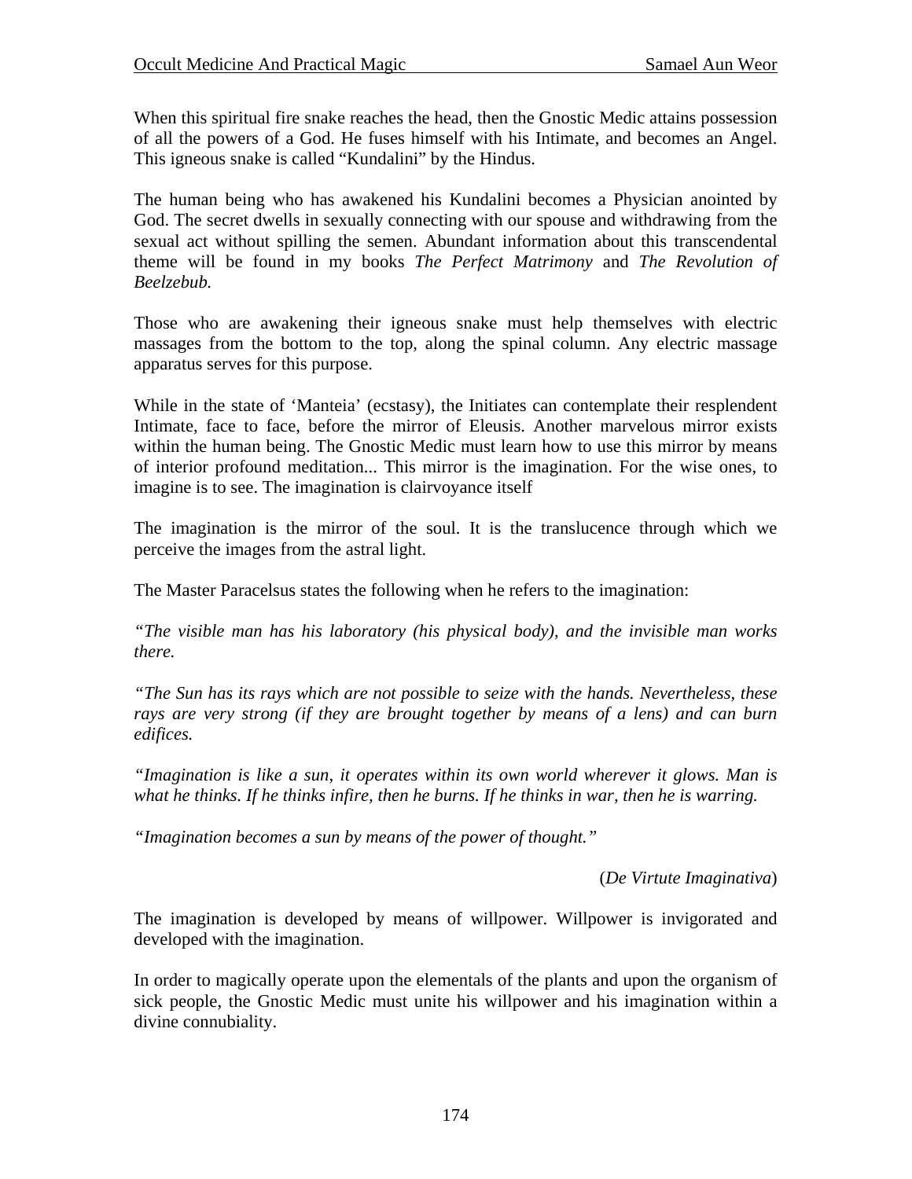When this spiritual fire snake reaches the head, then the Gnostic Medic attains possession of all the powers of a God. He fuses himself with his Intimate, and becomes an Angel. This igneous snake is called "Kundalini" by the Hindus.

The human being who has awakened his Kundalini becomes a Physician anointed by God. The secret dwells in sexually connecting with our spouse and withdrawing from the sexual act without spilling the semen. Abundant information about this transcendental theme will be found in my books *The Perfect Matrimony* and *The Revolution of Beelzebub.*

Those who are awakening their igneous snake must help themselves with electric massages from the bottom to the top, along the spinal column. Any electric massage apparatus serves for this purpose.

While in the state of 'Manteia' (ecstasy), the Initiates can contemplate their resplendent Intimate, face to face, before the mirror of Eleusis. Another marvelous mirror exists within the human being. The Gnostic Medic must learn how to use this mirror by means of interior profound meditation... This mirror is the imagination. For the wise ones, to imagine is to see. The imagination is clairvoyance itself

The imagination is the mirror of the soul. It is the translucence through which we perceive the images from the astral light.

The Master Paracelsus states the following when he refers to the imagination:

*"The visible man has his laboratory (his physical body), and the invisible man works there.*

*"The Sun has its rays which are not possible to seize with the hands. Nevertheless, these rays are very strong (if they are brought together by means of a lens) and can burn edifices.*

*"Imagination is like a sun, it operates within its own world wherever it glows. Man is what he thinks. If he thinks infire, then he burns. If he thinks in war, then he is warring.*

*"Imagination becomes a sun by means of the power of thought."*

(*De Virtute Imaginativa*)

The imagination is developed by means of willpower. Willpower is invigorated and developed with the imagination.

In order to magically operate upon the elementals of the plants and upon the organism of sick people, the Gnostic Medic must unite his willpower and his imagination within a divine connubiality.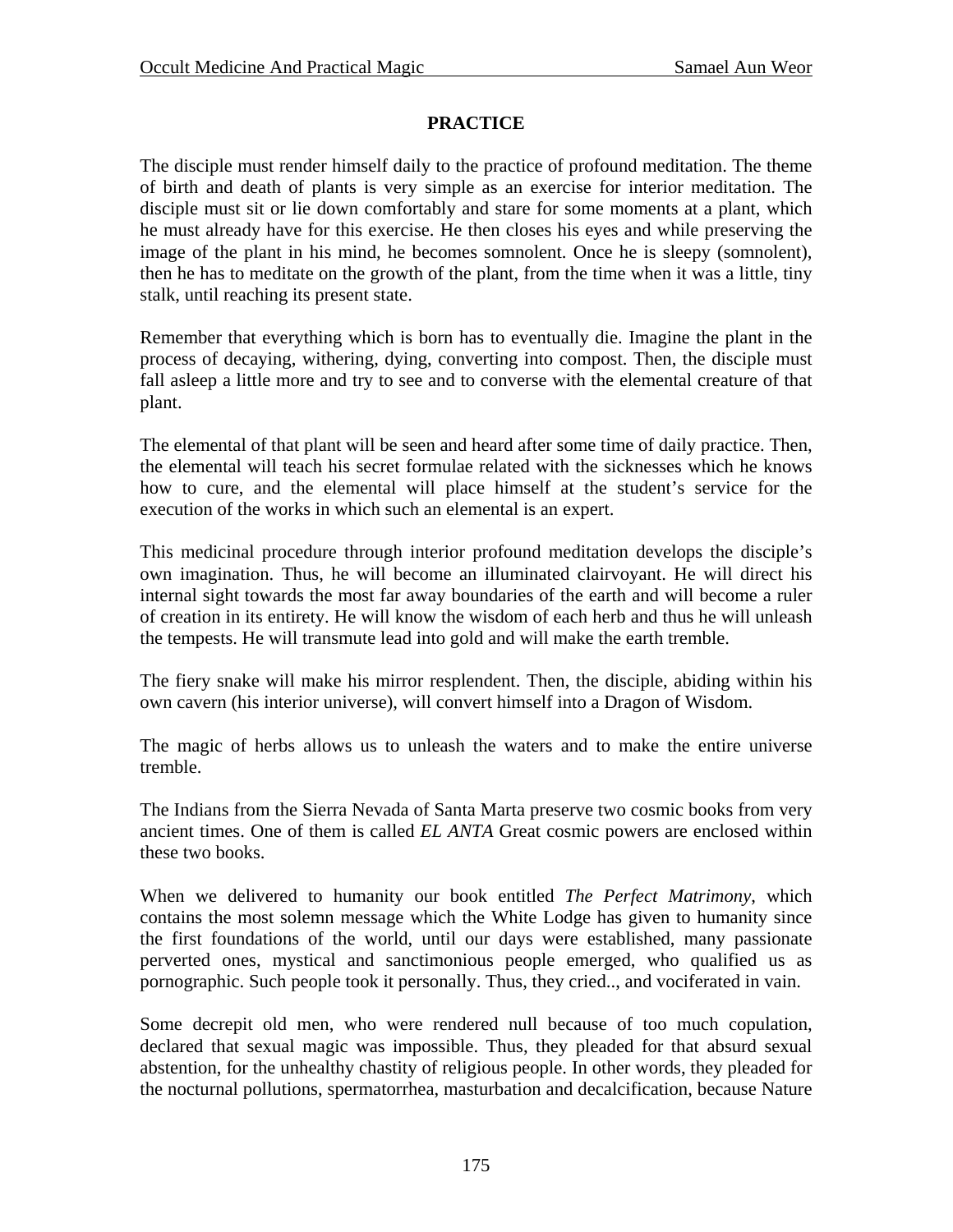## PRACTICE

The disciple must render himself daily to the practice of profound meditation. The theme of birth and death of plants is very simple as an exercise for interior meditation. The disciple must sit or lie down comfortably and stare for some moments at a plant, which he must already have for this exercise. He then closes his eyes and while preserving the image of the plant in his mind, he becomes somnolent. Once he is sleepy (somnolent), then he has to meditate on the growth of the plant, from the time when it was a little, tiny stalk, until reaching its present state.

Remember that everything which is born has to eventually die. Imagine the plant in the process of decaying, withering, dying, converting into compost. Then, the disciple must fall asleep a little more and try to see and to converse with the elemental creature of that plant.

The elemental of that plant will be seen and heard after some time of daily practice. Then, the elemental will teach his secret formulae related with the sicknesses which he knows how to cure, and the elemental will place himself at the student's service for the execution of the works in which such an elemental is an expert.

This medicinal procedure through interior profound meditation develops the disciple's own imagination. Thus, he will become an illuminated clairvoyant. He will direct his internal sight towards the most far away boundaries of the earth and will become a ruler of creation in its entirety. He will know the wisdom of each herb and thus he will unleash the tempests. He will transmute lead into gold and will make the earth tremble.

The fiery snake will make his mirror resplendent. Then, the disciple, abiding within his own cavern (his interior universe), will convert himself into a Dragon of Wisdom.

The magic of herbs allows us to unleash the waters and to make the entire universe tremble.

The Indians from the Sierra Nevada of Santa Marta preserve two cosmic books from very ancient times. One of them is called *EL ANTA* Great cosmic powers are enclosed within these two books.

When we delivered to humanity our book entitled *The Perfect Matrimony*, which contains the most solemn message which the White Lodge has given to humanity since the first foundations of the world, until our days were established, many passionate perverted ones, mystical and sanctimonious people emerged, who qualified us as pornographic. Such people took it personally. Thus, they cried.., and vociferated in vain.

Some decrepit old men, who were rendered null because of too much copulation, declared that sexual magic was impossible. Thus, they pleaded for that absurd sexual abstention, for the unhealthy chastity of religious people. In other words, they pleaded for the nocturnal pollutions, spermatorrhea, masturbation and decalcification, because Nature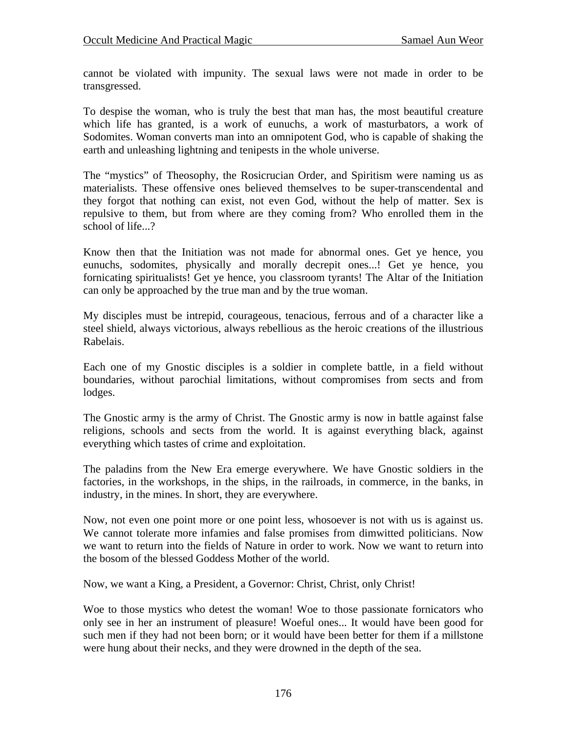cannot be violated with impunity. The sexual laws were not made in order to be transgressed.

To despise the woman, who is truly the best that man has, the most beautiful creature which life has granted, is a work of eunuchs, a work of masturbators, a work of Sodomites. Woman converts man into an omnipotent God, who is capable of shaking the earth and unleashing lightning and tenipests in the whole universe.

The "mystics" of Theosophy, the Rosicrucian Order, and Spiritism were naming us as materialists. These offensive ones believed themselves to be super-transcendental and they forgot that nothing can exist, not even God, without the help of matter. Sex is repulsive to them, but from where are they coming from? Who enrolled them in the school of life...?

Know then that the Initiation was not made for abnormal ones. Get ye hence, you eunuchs, sodomites, physically and morally decrepit ones...! Get ye hence, you fornicating spiritualists! Get ye hence, you classroom tyrants! The Altar of the Initiation can only be approached by the true man and by the true woman.

My disciples must be intrepid, courageous, tenacious, ferrous and of a character like a steel shield, always victorious, always rebellious as the heroic creations of the illustrious Rabelais.

Each one of my Gnostic disciples is a soldier in complete battle, in a field without boundaries, without parochial limitations, without compromises from sects and from lodges.

The Gnostic army is the army of Christ. The Gnostic army is now in battle against false religions, schools and sects from the world. It is against everything black, against everything which tastes of crime and exploitation.

The paladins from the New Era emerge everywhere. We have Gnostic soldiers in the factories, in the workshops, in the ships, in the railroads, in commerce, in the banks, in industry, in the mines. In short, they are everywhere.

Now, not even one point more or one point less, whosoever is not with us is against us. We cannot tolerate more infamies and false promises from dimwitted politicians. Now we want to return into the fields of Nature in order to work. Now we want to return into the bosom of the blessed Goddess Mother of the world.

Now, we want a King, a President, a Governor: Christ, Christ, only Christ!

Woe to those mystics who detest the woman! Woe to those passionate fornicators who only see in her an instrument of pleasure! Woeful ones... It would have been good for such men if they had not been born; or it would have been better for them if a millstone were hung about their necks, and they were drowned in the depth of the sea.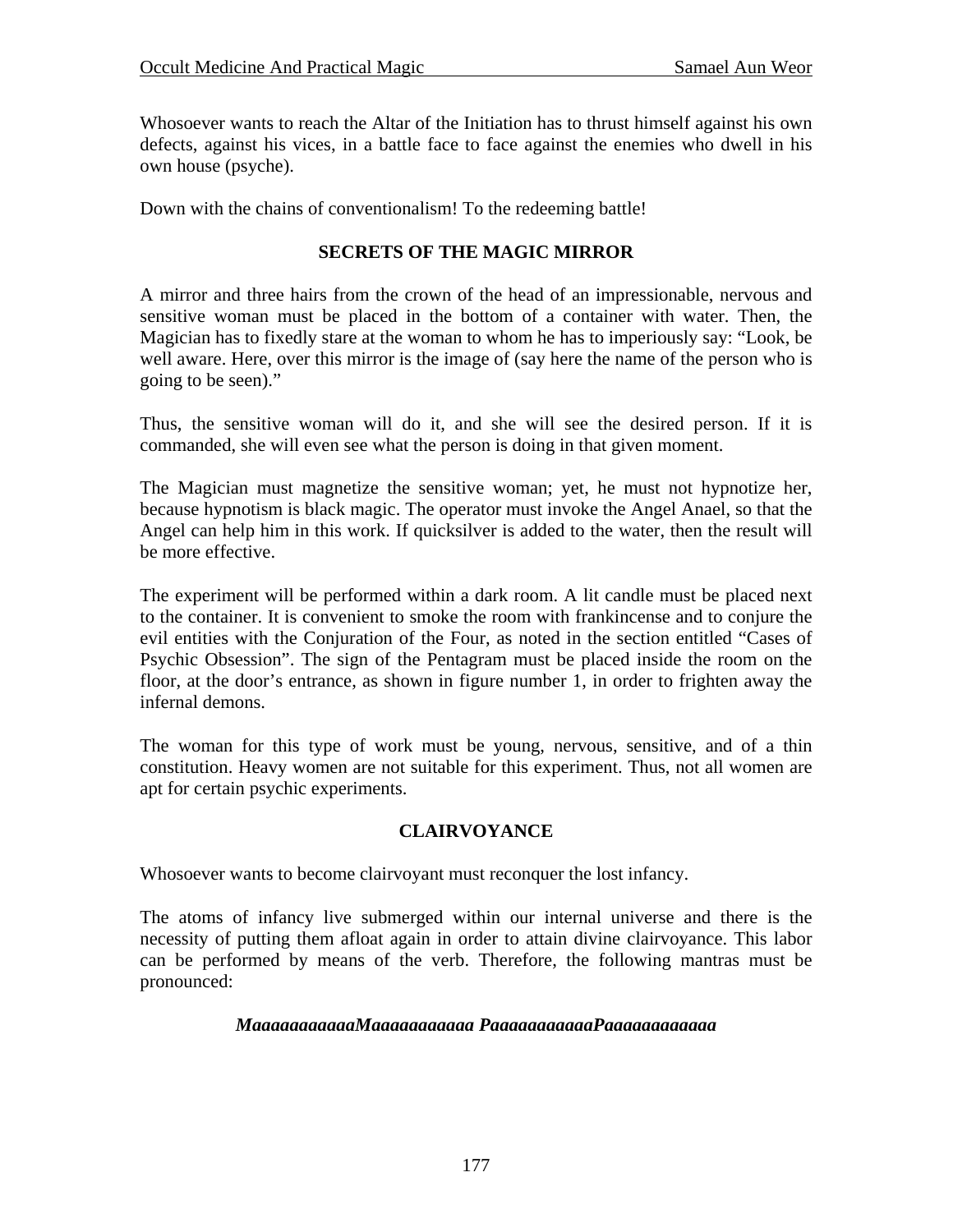Whosoever wants to reach the Altar of the Initiation has to thrust himself against his own defects, against his vices, in a battle face to face against the enemies who dwell in his own house (psyche).

Down with the chains of conventionalism! To the redeeming battle!

## SECRETS OF THE MAGIC MIRROR

A mirror and three hairs from the crown of the head of an impressionable, nervous and sensitive woman must be placed in the bottom of a container with water. Then, the Magician has to fixedly stare at the woman to whom he has to imperiously say: “Look, be well aware. Here, over this mirror is the image of (say here the name of the person who is going to be seen).”

Thus, the sensitive woman will do it, and she will see the desired person. If it is commanded, she will even see what the person is doing in that given moment.

The Magician must magnetize the sensitive woman; yet, he must not hypnotize her, because hypnotism is black magic. The operator must invoke the Angel Anael, so that the Angel can help him in this work. If quicksilver is added to the water, then the result will be more effective.

The experiment will be performed within a dark room. A lit candle must be placed next to the container. It is convenient to smoke the room with frankincense and to conjure the evil entities with the Conjuration of the Four, as noted in the section entitled “Cases of Psychic Obsession”. The sign of the Pentagram must be placed inside the room on the floor, at the door’s entrance, as shown in figure number 1, in order to frighten away the infernal demons.

The woman for this type of work must be young, nervous, sensitive, and of a thin constitution. Heavy women are not suitable for this experiment. Thus, not all women are apt for certain psychic experiments.

## CLAIRVOYANCE

Whosoever wants to become clairvoyant must reconquer the lost infancy.

The atoms of infancy live submerged within our internal universe and there is the necessity of putting them afloat again in order to attain divine clairvoyance. This labor can be performed by means of the verb. Therefore, the following mantras must be pronounced:

***MaaaaaaaaaaaMaaaaaaaaaaa PaaaaaaaaaaaPaaaaaaaaaaaa***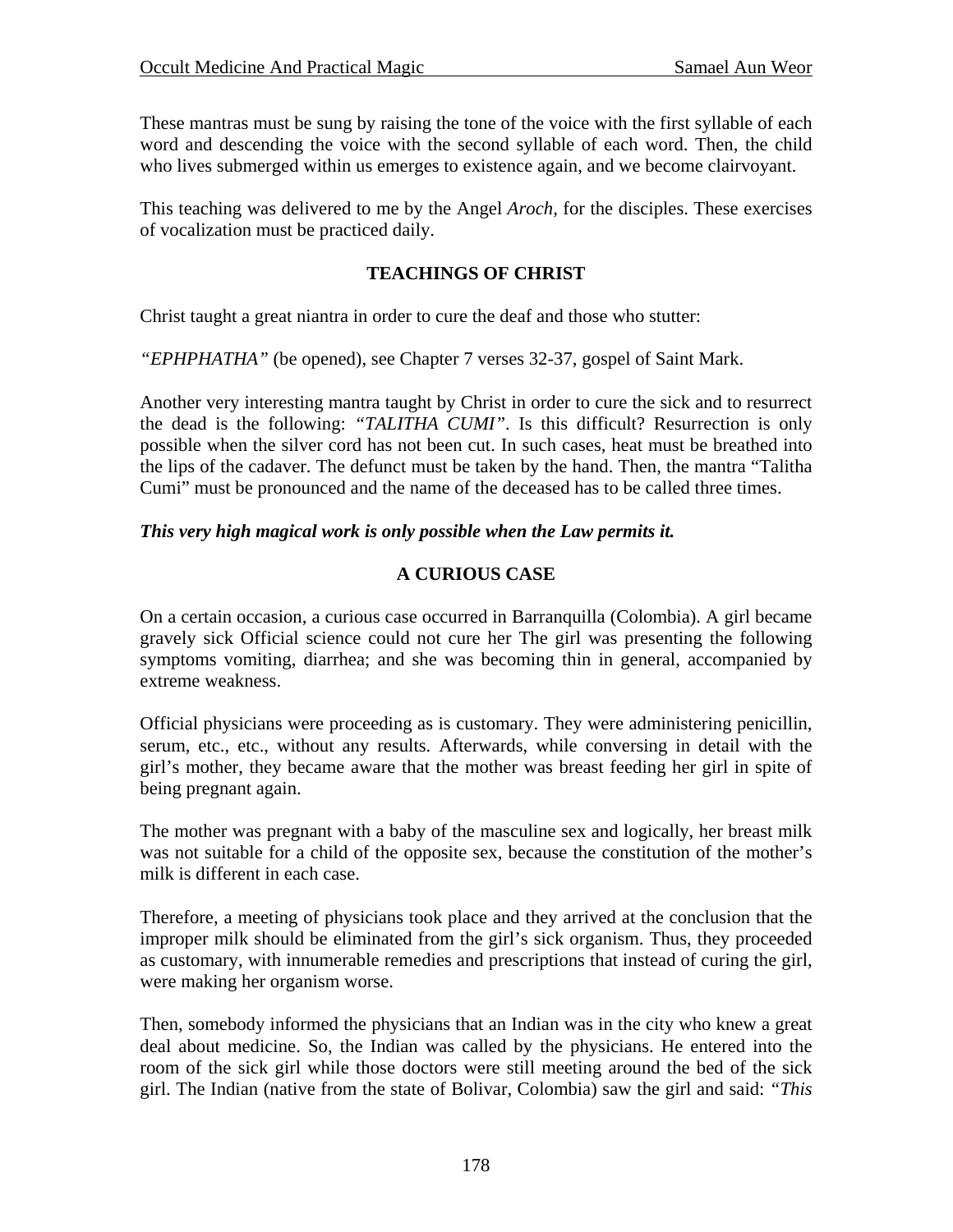These mantras must be sung by raising the tone of the voice with the first syllable of each word and descending the voice with the second syllable of each word. Then, the child who lives submerged within us emerges to existence again, and we become clairvoyant.

This teaching was delivered to me by the Angel *Aroch*, for the disciples. These exercises of vocalization must be practiced daily.

## TEACHINGS OF CHRIST

Christ taught a great niantra in order to cure the deaf and those who stutter:

*"EPHPHATHA"* (be opened), see Chapter 7 verses 32-37, gospel of Saint Mark.

Another very interesting mantra taught by Christ in order to cure the sick and to resurrect the dead is the following: *"TALITHA CUMI"*. Is this difficult? Resurrection is only possible when the silver cord has not been cut. In such cases, heat must be breathed into the lips of the cadaver. The defunct must be taken by the hand. Then, the mantra "Talitha Cumi" must be pronounced and the name of the deceased has to be called three times.

***This very high magical work is only possible when the Law permits it.***

## A CURIOUS CASE

On a certain occasion, a curious case occurred in Barranquilla (Colombia). A girl became gravely sick Official science could not cure her The girl was presenting the following symptoms vomiting, diarrhea; and she was becoming thin in general, accompanied by extreme weakness.

Official physicians were proceeding as is customary. They were administering penicillin, serum, etc., etc., without any results. Afterwards, while conversing in detail with the girl's mother, they became aware that the mother was breast feeding her girl in spite of being pregnant again.

The mother was pregnant with a baby of the masculine sex and logically, her breast milk was not suitable for a child of the opposite sex, because the constitution of the mother's milk is different in each case.

Therefore, a meeting of physicians took place and they arrived at the conclusion that the improper milk should be eliminated from the girl's sick organism. Thus, they proceeded as customary, with innumerable remedies and prescriptions that instead of curing the girl, were making her organism worse.

Then, somebody informed the physicians that an Indian was in the city who knew a great deal about medicine. So, the Indian was called by the physicians. He entered into the room of the sick girl while those doctors were still meeting around the bed of the sick girl. The Indian (native from the state of Bolivar, Colombia) saw the girl and said: *"This*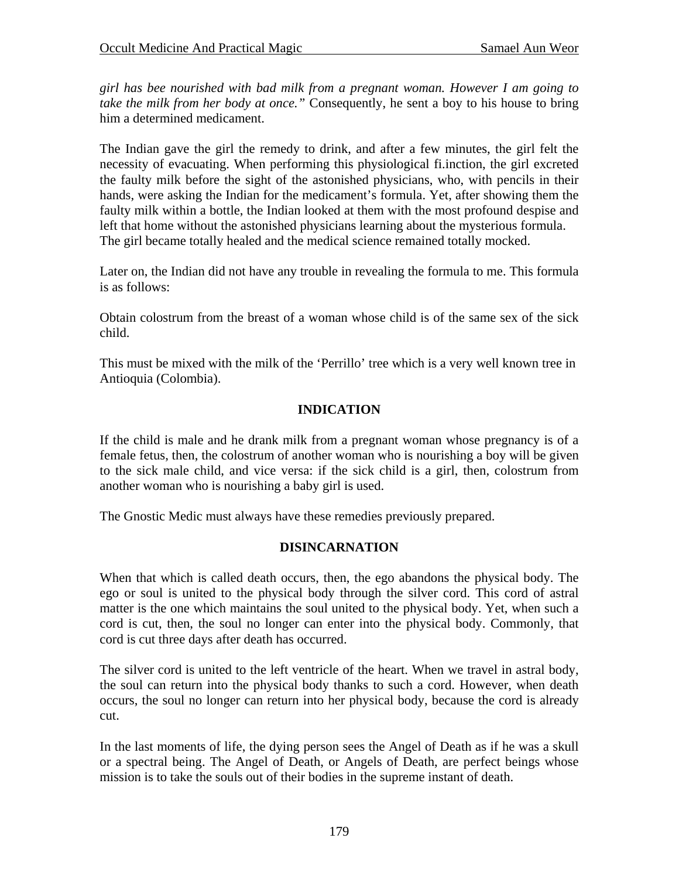*girl has bee nourished with bad milk from a pregnant woman. However I am going to take the milk from her body at once."* Consequently, he sent a boy to his house to bring him a determined medicament.

The Indian gave the girl the remedy to drink, and after a few minutes, the girl felt the necessity of evacuating. When performing this physiological fi.inction, the girl excreted the faulty milk before the sight of the astonished physicians, who, with pencils in their hands, were asking the Indian for the medicament's formula. Yet, after showing them the faulty milk within a bottle, the Indian looked at them with the most profound despise and left that home without the astonished physicians learning about the mysterious formula. The girl became totally healed and the medical science remained totally mocked.

Later on, the Indian did not have any trouble in revealing the formula to me. This formula is as follows:

Obtain colostrum from the breast of a woman whose child is of the same sex of the sick child.

This must be mixed with the milk of the 'Perrillo' tree which is a very well known tree in Antioquia (Colombia).

## INDICATION

If the child is male and he drank milk from a pregnant woman whose pregnancy is of a female fetus, then, the colostrum of another woman who is nourishing a boy will be given to the sick male child, and vice versa: if the sick child is a girl, then, colostrum from another woman who is nourishing a baby girl is used.

The Gnostic Medic must always have these remedies previously prepared.

## DISINCARNATION

When that which is called death occurs, then, the ego abandons the physical body. The ego or soul is united to the physical body through the silver cord. This cord of astral matter is the one which maintains the soul united to the physical body. Yet, when such a cord is cut, then, the soul no longer can enter into the physical body. Commonly, that cord is cut three days after death has occurred.

The silver cord is united to the left ventricle of the heart. When we travel in astral body, the soul can return into the physical body thanks to such a cord. However, when death occurs, the soul no longer can return into her physical body, because the cord is already cut.

In the last moments of life, the dying person sees the Angel of Death as if he was a skull or a spectral being. The Angel of Death, or Angels of Death, are perfect beings whose mission is to take the souls out of their bodies in the supreme instant of death.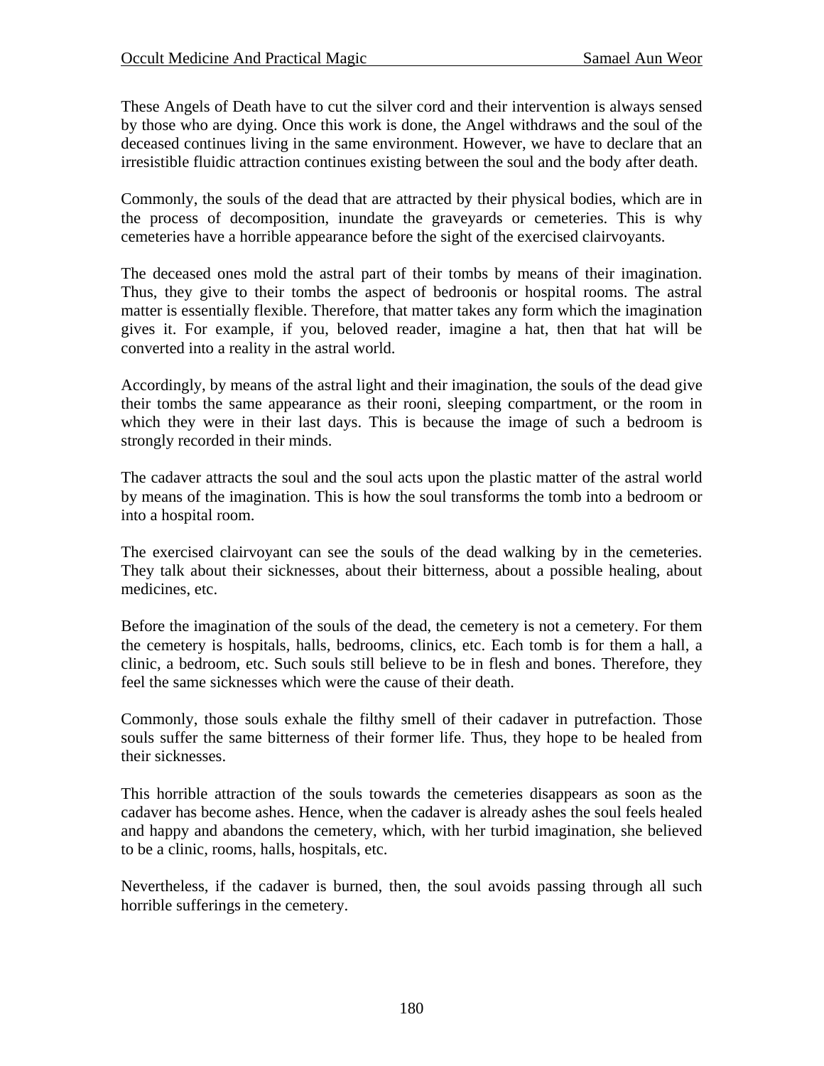These Angels of Death have to cut the silver cord and their intervention is always sensed by those who are dying. Once this work is done, the Angel withdraws and the soul of the deceased continues living in the same environment. However, we have to declare that an irresistible fluidic attraction continues existing between the soul and the body after death.

Commonly, the souls of the dead that are attracted by their physical bodies, which are in the process of decomposition, inundate the graveyards or cemeteries. This is why cemeteries have a horrible appearance before the sight of the exercised clairvoyants.

The deceased ones mold the astral part of their tombs by means of their imagination. Thus, they give to their tombs the aspect of bedroonis or hospital rooms. The astral matter is essentially flexible. Therefore, that matter takes any form which the imagination gives it. For example, if you, beloved reader, imagine a hat, then that hat will be converted into a reality in the astral world.

Accordingly, by means of the astral light and their imagination, the souls of the dead give their tombs the same appearance as their rooni, sleeping compartment, or the room in which they were in their last days. This is because the image of such a bedroom is strongly recorded in their minds.

The cadaver attracts the soul and the soul acts upon the plastic matter of the astral world by means of the imagination. This is how the soul transforms the tomb into a bedroom or into a hospital room.

The exercised clairvoyant can see the souls of the dead walking by in the cemeteries. They talk about their sicknesses, about their bitterness, about a possible healing, about medicines, etc.

Before the imagination of the souls of the dead, the cemetery is not a cemetery. For them the cemetery is hospitals, halls, bedrooms, clinics, etc. Each tomb is for them a hall, a clinic, a bedroom, etc. Such souls still believe to be in flesh and bones. Therefore, they feel the same sicknesses which were the cause of their death.

Commonly, those souls exhale the filthy smell of their cadaver in putrefaction. Those souls suffer the same bitterness of their former life. Thus, they hope to be healed from their sicknesses.

This horrible attraction of the souls towards the cemeteries disappears as soon as the cadaver has become ashes. Hence, when the cadaver is already ashes the soul feels healed and happy and abandons the cemetery, which, with her turbid imagination, she believed to be a clinic, rooms, halls, hospitals, etc.

Nevertheless, if the cadaver is burned, then, the soul avoids passing through all such horrible sufferings in the cemetery.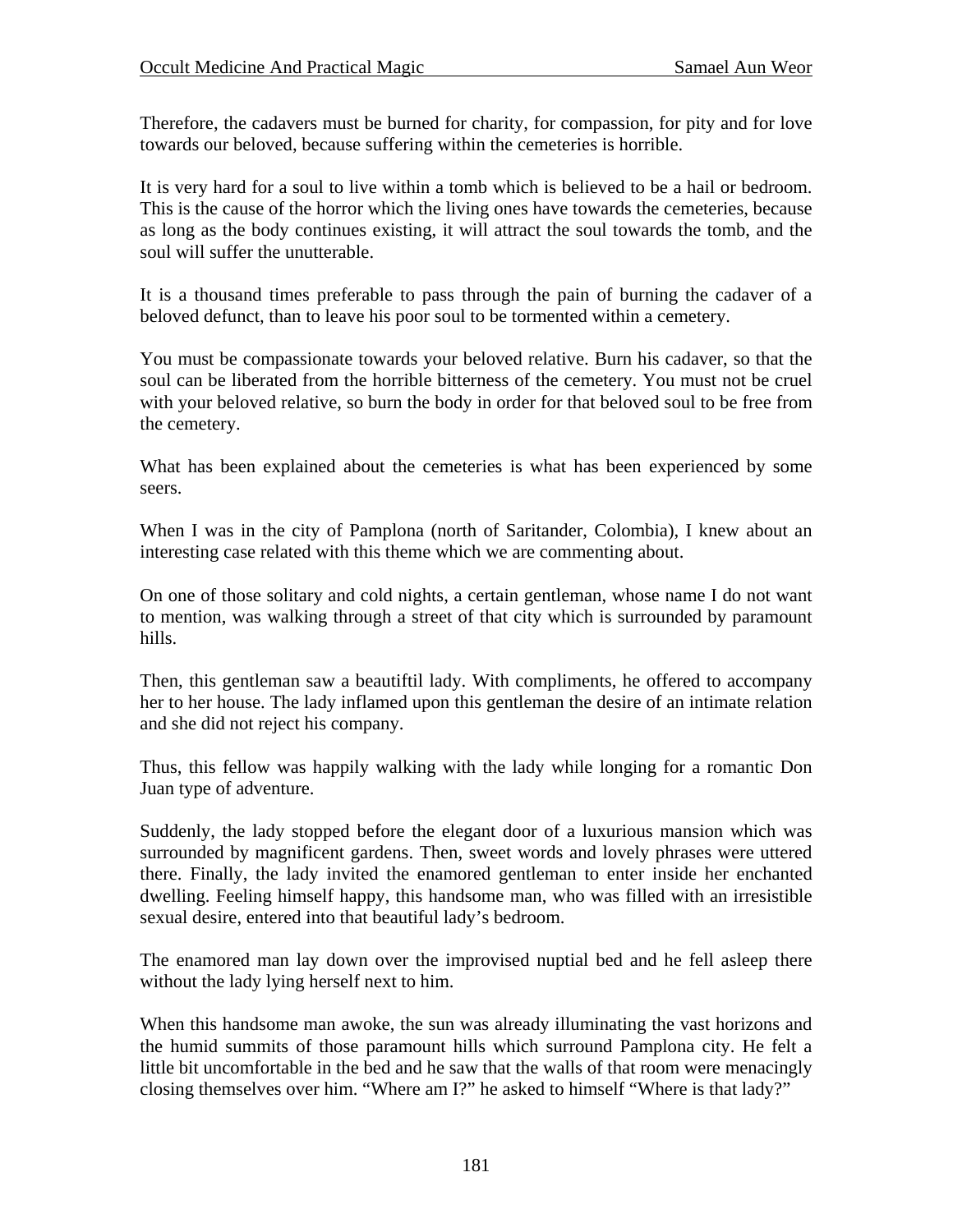Therefore, the cadavers must be burned for charity, for compassion, for pity and for love towards our beloved, because suffering within the cemeteries is horrible.

It is very hard for a soul to live within a tomb which is believed to be a hail or bedroom. This is the cause of the horror which the living ones have towards the cemeteries, because as long as the body continues existing, it will attract the soul towards the tomb, and the soul will suffer the unutterable.

It is a thousand times preferable to pass through the pain of burning the cadaver of a beloved defunct, than to leave his poor soul to be tormented within a cemetery.

You must be compassionate towards your beloved relative. Burn his cadaver, so that the soul can be liberated from the horrible bitterness of the cemetery. You must not be cruel with your beloved relative, so burn the body in order for that beloved soul to be free from the cemetery.

What has been explained about the cemeteries is what has been experienced by some seers.

When I was in the city of Pamplona (north of Saritander, Colombia), I knew about an interesting case related with this theme which we are commenting about.

On one of those solitary and cold nights, a certain gentleman, whose name I do not want to mention, was walking through a street of that city which is surrounded by paramount hills.

Then, this gentleman saw a beautiftil lady. With compliments, he offered to accompany her to her house. The lady inflamed upon this gentleman the desire of an intimate relation and she did not reject his company.

Thus, this fellow was happily walking with the lady while longing for a romantic Don Juan type of adventure.

Suddenly, the lady stopped before the elegant door of a luxurious mansion which was surrounded by magnificent gardens. Then, sweet words and lovely phrases were uttered there. Finally, the lady invited the enamored gentleman to enter inside her enchanted dwelling. Feeling himself happy, this handsome man, who was filled with an irresistible sexual desire, entered into that beautiful lady's bedroom.

The enamored man lay down over the improvised nuptial bed and he fell asleep there without the lady lying herself next to him.

When this handsome man awoke, the sun was already illuminating the vast horizons and the humid summits of those paramount hills which surround Pamplona city. He felt a little bit uncomfortable in the bed and he saw that the walls of that room were menacingly closing themselves over him. "Where am I?" he asked to himself "Where is that lady?"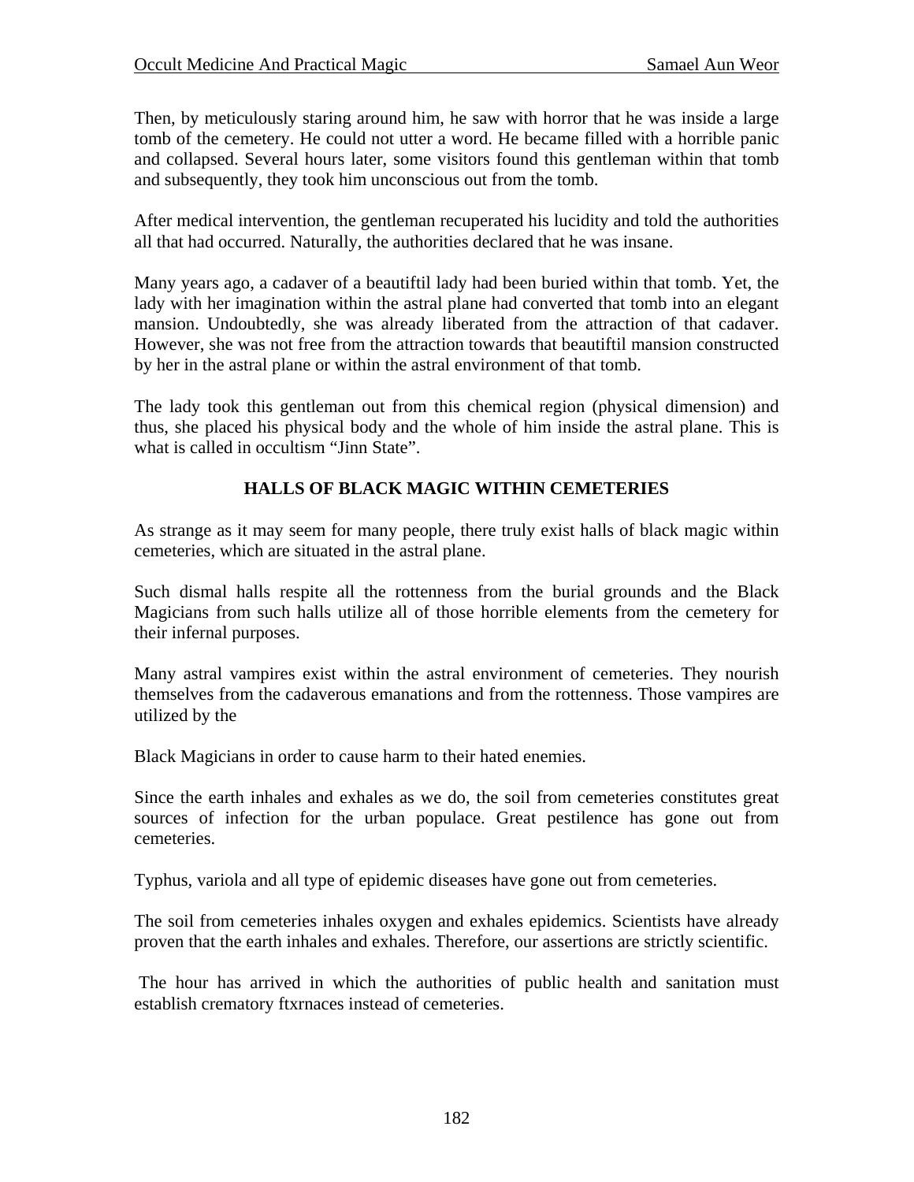Then, by meticulously staring around him, he saw with horror that he was inside a large tomb of the cemetery. He could not utter a word. He became filled with a horrible panic and collapsed. Several hours later, some visitors found this gentleman within that tomb and subsequently, they took him unconscious out from the tomb.

After medical intervention, the gentleman recuperated his lucidity and told the authorities all that had occurred. Naturally, the authorities declared that he was insane.

Many years ago, a cadaver of a beautiftil lady had been buried within that tomb. Yet, the lady with her imagination within the astral plane had converted that tomb into an elegant mansion. Undoubtedly, she was already liberated from the attraction of that cadaver. However, she was not free from the attraction towards that beautiftil mansion constructed by her in the astral plane or within the astral environment of that tomb.

The lady took this gentleman out from this chemical region (physical dimension) and thus, she placed his physical body and the whole of him inside the astral plane. This is what is called in occultism "Jinn State".

## HALLS OF BLACK MAGIC WITHIN CEMETERIES

As strange as it may seem for many people, there truly exist halls of black magic within cemeteries, which are situated in the astral plane.

Such dismal halls respite all the rottenness from the burial grounds and the Black Magicians from such halls utilize all of those horrible elements from the cemetery for their infernal purposes.

Many astral vampires exist within the astral environment of cemeteries. They nourish themselves from the cadaverous emanations and from the rottenness. Those vampires are utilized by the

Black Magicians in order to cause harm to their hated enemies.

Since the earth inhales and exhales as we do, the soil from cemeteries constitutes great sources of infection for the urban populace. Great pestilence has gone out from cemeteries.

Typhus, variola and all type of epidemic diseases have gone out from cemeteries.

The soil from cemeteries inhales oxygen and exhales epidemics. Scientists have already proven that the earth inhales and exhales. Therefore, our assertions are strictly scientific.

The hour has arrived in which the authorities of public health and sanitation must establish crematory ftxrnaces instead of cemeteries.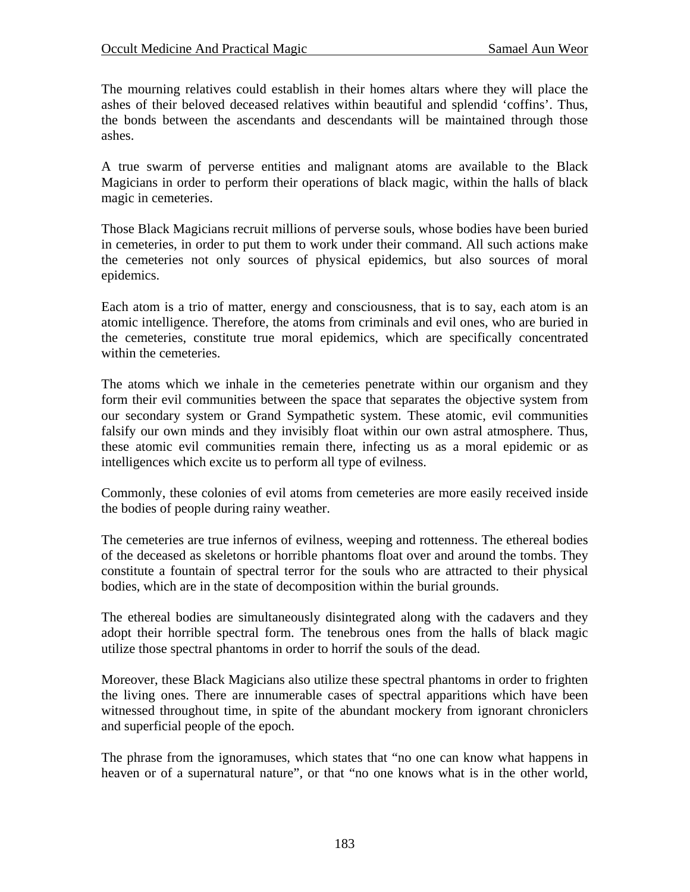The mourning relatives could establish in their homes altars where they will place the ashes of their beloved deceased relatives within beautiful and splendid ‘coffins’. Thus, the bonds between the ascendants and descendants will be maintained through those ashes.

A true swarm of perverse entities and malignant atoms are available to the Black Magicians in order to perform their operations of black magic, within the halls of black magic in cemeteries.

Those Black Magicians recruit millions of perverse souls, whose bodies have been buried in cemeteries, in order to put them to work under their command. All such actions make the cemeteries not only sources of physical epidemics, but also sources of moral epidemics.

Each atom is a trio of matter, energy and consciousness, that is to say, each atom is an atomic intelligence. Therefore, the atoms from criminals and evil ones, who are buried in the cemeteries, constitute true moral epidemics, which are specifically concentrated within the cemeteries.

The atoms which we inhale in the cemeteries penetrate within our organism and they form their evil communities between the space that separates the objective system from our secondary system or Grand Sympathetic system. These atomic, evil communities falsify our own minds and they invisibly float within our own astral atmosphere. Thus, these atomic evil communities remain there, infecting us as a moral epidemic or as intelligences which excite us to perform all type of evilness.

Commonly, these colonies of evil atoms from cemeteries are more easily received inside the bodies of people during rainy weather.

The cemeteries are true infernos of evilness, weeping and rottenness. The ethereal bodies of the deceased as skeletons or horrible phantoms float over and around the tombs. They constitute a fountain of spectral terror for the souls who are attracted to their physical bodies, which are in the state of decomposition within the burial grounds.

The ethereal bodies are simultaneously disintegrated along with the cadavers and they adopt their horrible spectral form. The tenebrous ones from the halls of black magic utilize those spectral phantoms in order to horrif the souls of the dead.

Moreover, these Black Magicians also utilize these spectral phantoms in order to frighten the living ones. There are innumerable cases of spectral apparitions which have been witnessed throughout time, in spite of the abundant mockery from ignorant chroniclers and superficial people of the epoch.

The phrase from the ignoramuses, which states that “no one can know what happens in heaven or of a supernatural nature”, or that “no one knows what is in the other world,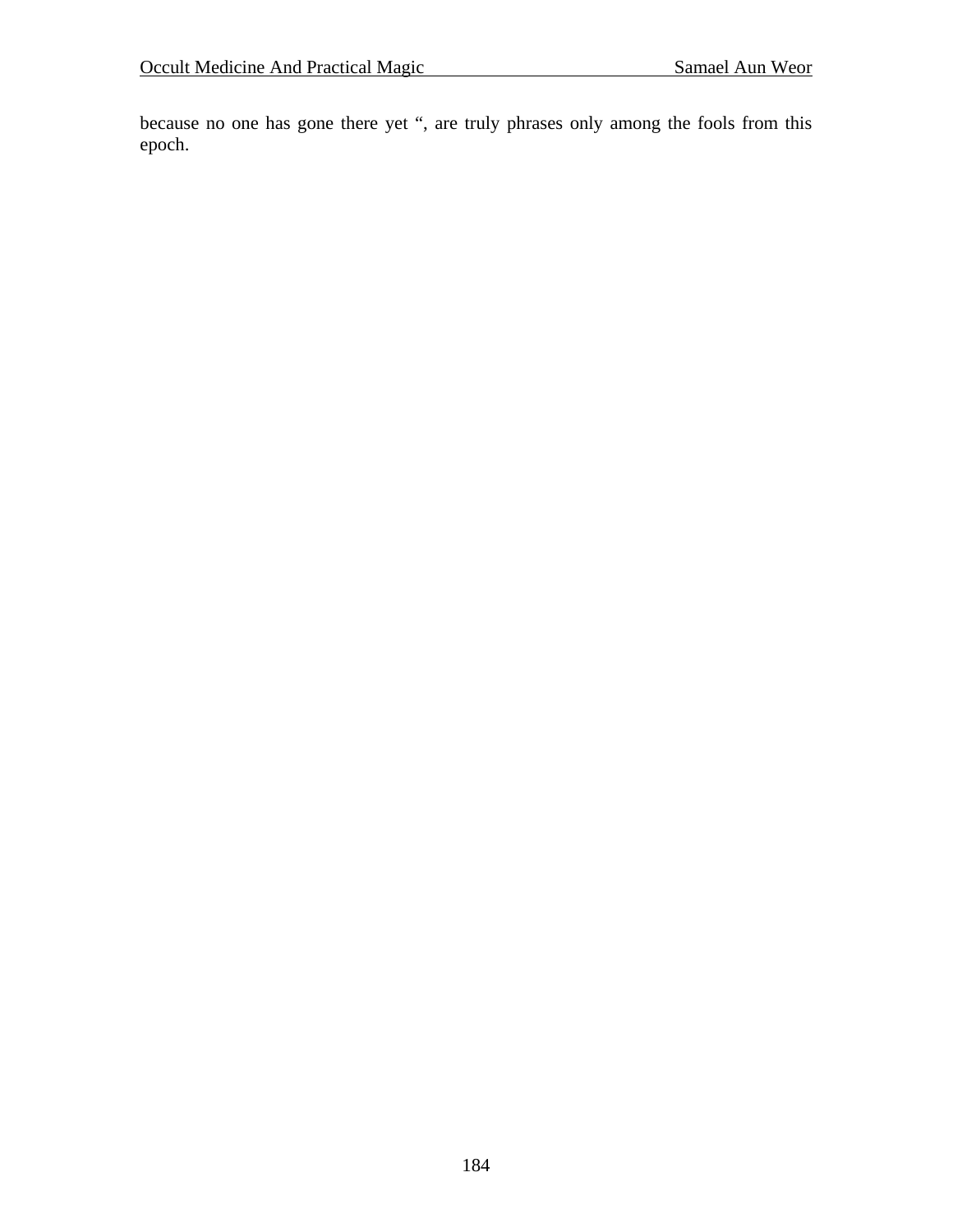because no one has gone there yet “, are truly phrases only among the fools from this epoch.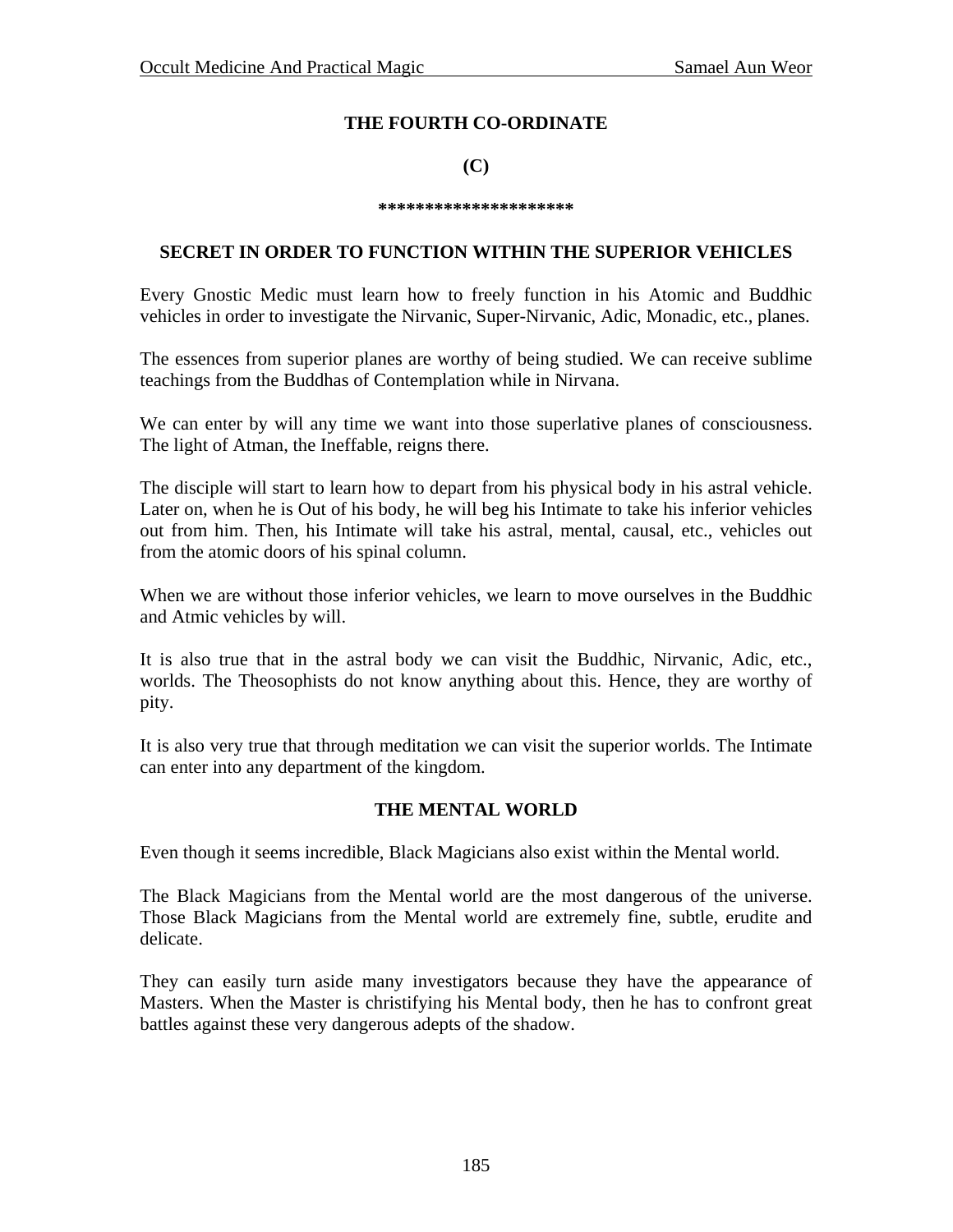## THE FOURTH CO-ORDINATE

**(C)**

**********************

### SECRET IN ORDER TO FUNCTION WITHIN THE SUPERIOR VEHICLES

Every Gnostic Medic must learn how to freely function in his Atomic and Buddhic vehicles in order to investigate the Nirvanic, Super-Nirvanic, Adic, Monadic, etc., planes.

The essences from superior planes are worthy of being studied. We can receive sublime teachings from the Buddhas of Contemplation while in Nirvana.

We can enter by will any time we want into those superlative planes of consciousness. The light of Atman, the Ineffable, reigns there.

The disciple will start to learn how to depart from his physical body in his astral vehicle. Later on, when he is Out of his body, he will beg his Intimate to take his inferior vehicles out from him. Then, his Intimate will take his astral, mental, causal, etc., vehicles out from the atomic doors of his spinal column.

When we are without those inferior vehicles, we learn to move ourselves in the Buddhic and Atmic vehicles by will.

It is also true that in the astral body we can visit the Buddhic, Nirvanic, Adic, etc., worlds. The Theosophists do not know anything about this. Hence, they are worthy of pity.

It is also very true that through meditation we can visit the superior worlds. The Intimate can enter into any department of the kingdom.

### THE MENTAL WORLD

Even though it seems incredible, Black Magicians also exist within the Mental world.

The Black Magicians from the Mental world are the most dangerous of the universe. Those Black Magicians from the Mental world are extremely fine, subtle, erudite and delicate.

They can easily turn aside many investigators because they have the appearance of Masters. When the Master is christifying his Mental body, then he has to confront great battles against these very dangerous adepts of the shadow.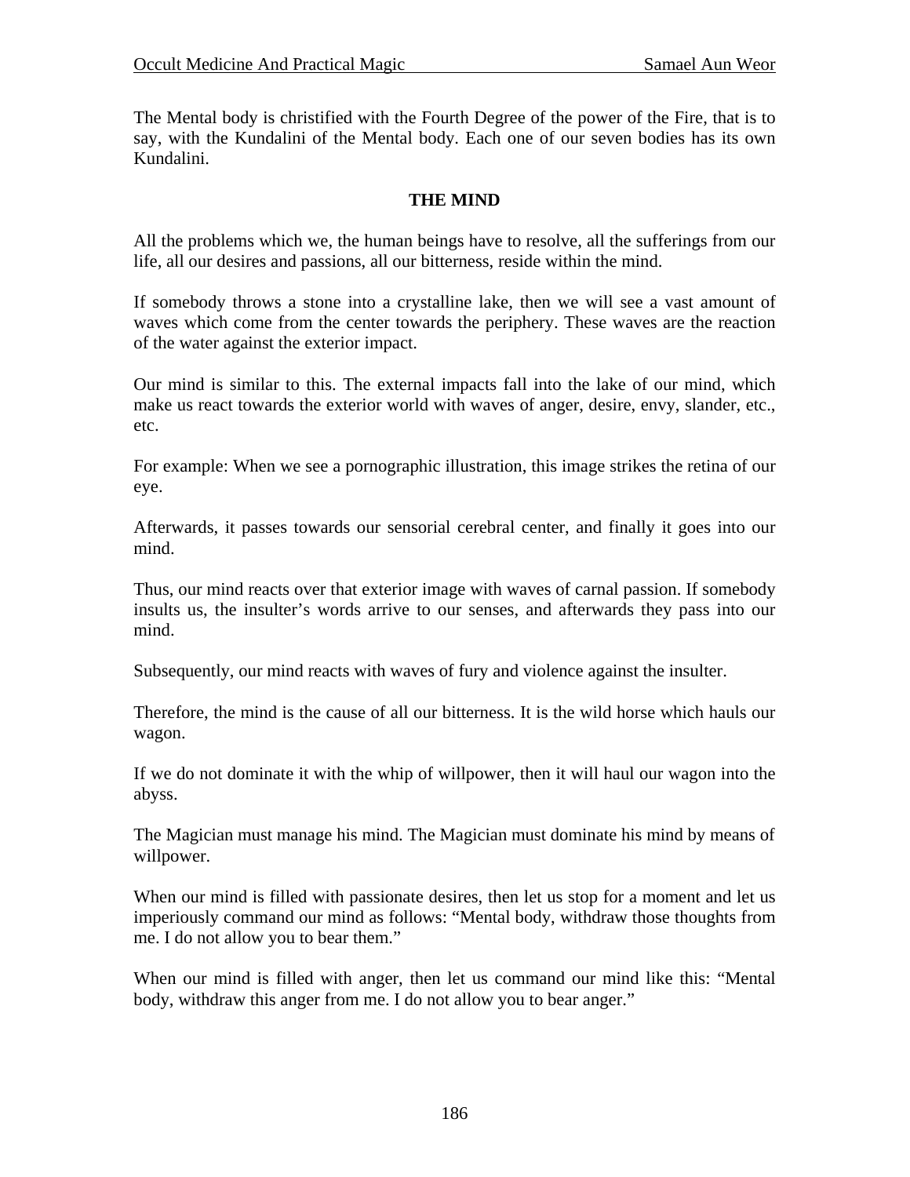The Mental body is christified with the Fourth Degree of the power of the Fire, that is to say, with the Kundalini of the Mental body. Each one of our seven bodies has its own Kundalini.

## THE MIND

All the problems which we, the human beings have to resolve, all the sufferings from our life, all our desires and passions, all our bitterness, reside within the mind.

If somebody throws a stone into a crystalline lake, then we will see a vast amount of waves which come from the center towards the periphery. These waves are the reaction of the water against the exterior impact.

Our mind is similar to this. The external impacts fall into the lake of our mind, which make us react towards the exterior world with waves of anger, desire, envy, slander, etc., etc.

For example: When we see a pornographic illustration, this image strikes the retina of our eye.

Afterwards, it passes towards our sensorial cerebral center, and finally it goes into our mind.

Thus, our mind reacts over that exterior image with waves of carnal passion. If somebody insults us, the insulter's words arrive to our senses, and afterwards they pass into our mind.

Subsequently, our mind reacts with waves of fury and violence against the insulter.

Therefore, the mind is the cause of all our bitterness. It is the wild horse which hauls our wagon.

If we do not dominate it with the whip of willpower, then it will haul our wagon into the abyss.

The Magician must manage his mind. The Magician must dominate his mind by means of willpower.

When our mind is filled with passionate desires, then let us stop for a moment and let us imperiously command our mind as follows: "Mental body, withdraw those thoughts from me. I do not allow you to bear them."

When our mind is filled with anger, then let us command our mind like this: "Mental body, withdraw this anger from me. I do not allow you to bear anger."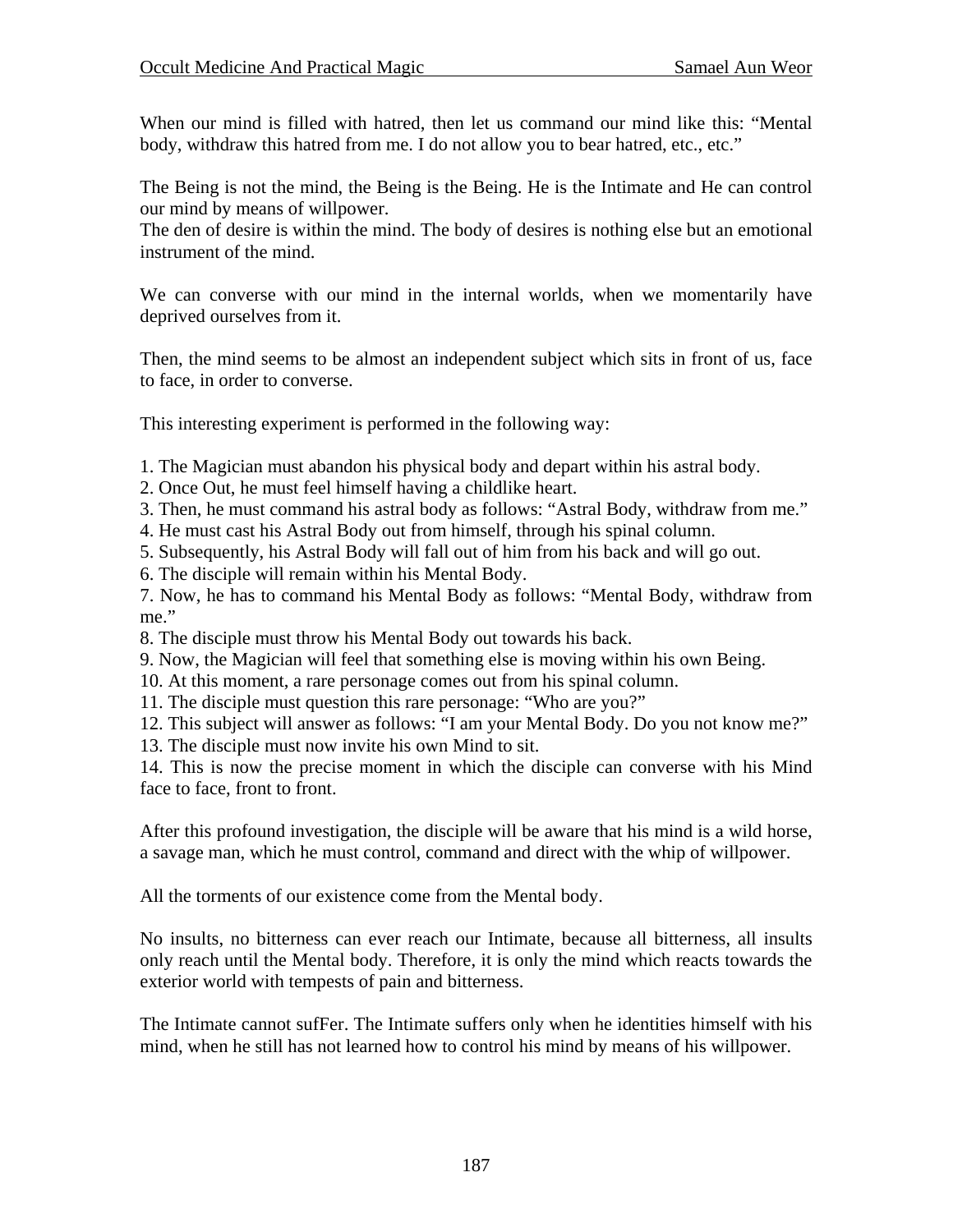When our mind is filled with hatred, then let us command our mind like this: "Mental body, withdraw this hatred from me. I do not allow you to bear hatred, etc., etc."

The Being is not the mind, the Being is the Being. He is the Intimate and He can control our mind by means of willpower.
The den of desire is within the mind. The body of desires is nothing else but an emotional instrument of the mind.

We can converse with our mind in the internal worlds, when we momentarily have deprived ourselves from it.

Then, the mind seems to be almost an independent subject which sits in front of us, face to face, in order to converse.

This interesting experiment is performed in the following way:

1. The Magician must abandon his physical body and depart within his astral body.
2. Once Out, he must feel himself having a childlike heart.
3. Then, he must command his astral body as follows: "Astral Body, withdraw from me."
4. He must cast his Astral Body out from himself, through his spinal column.
5. Subsequently, his Astral Body will fall out of him from his back and will go out.
6. The disciple will remain within his Mental Body.
7. Now, he has to command his Mental Body as follows: "Mental Body, withdraw from me."
8. The disciple must throw his Mental Body out towards his back.
9. Now, the Magician will feel that something else is moving within his own Being.
10. At this moment, a rare personage comes out from his spinal column.
11. The disciple must question this rare personage: "Who are you?"
12. This subject will answer as follows: "I am your Mental Body. Do you not know me?"
13. The disciple must now invite his own Mind to sit.
14. This is now the precise moment in which the disciple can converse with his Mind face to face, front to front.

After this profound investigation, the disciple will be aware that his mind is a wild horse, a savage man, which he must control, command and direct with the whip of willpower.

All the torments of our existence come from the Mental body.

No insults, no bitterness can ever reach our Intimate, because all bitterness, all insults only reach until the Mental body. Therefore, it is only the mind which reacts towards the exterior world with tempests of pain and bitterness.

The Intimate cannot sufFer. The Intimate suffers only when he identities himself with his mind, when he still has not learned how to control his mind by means of his willpower.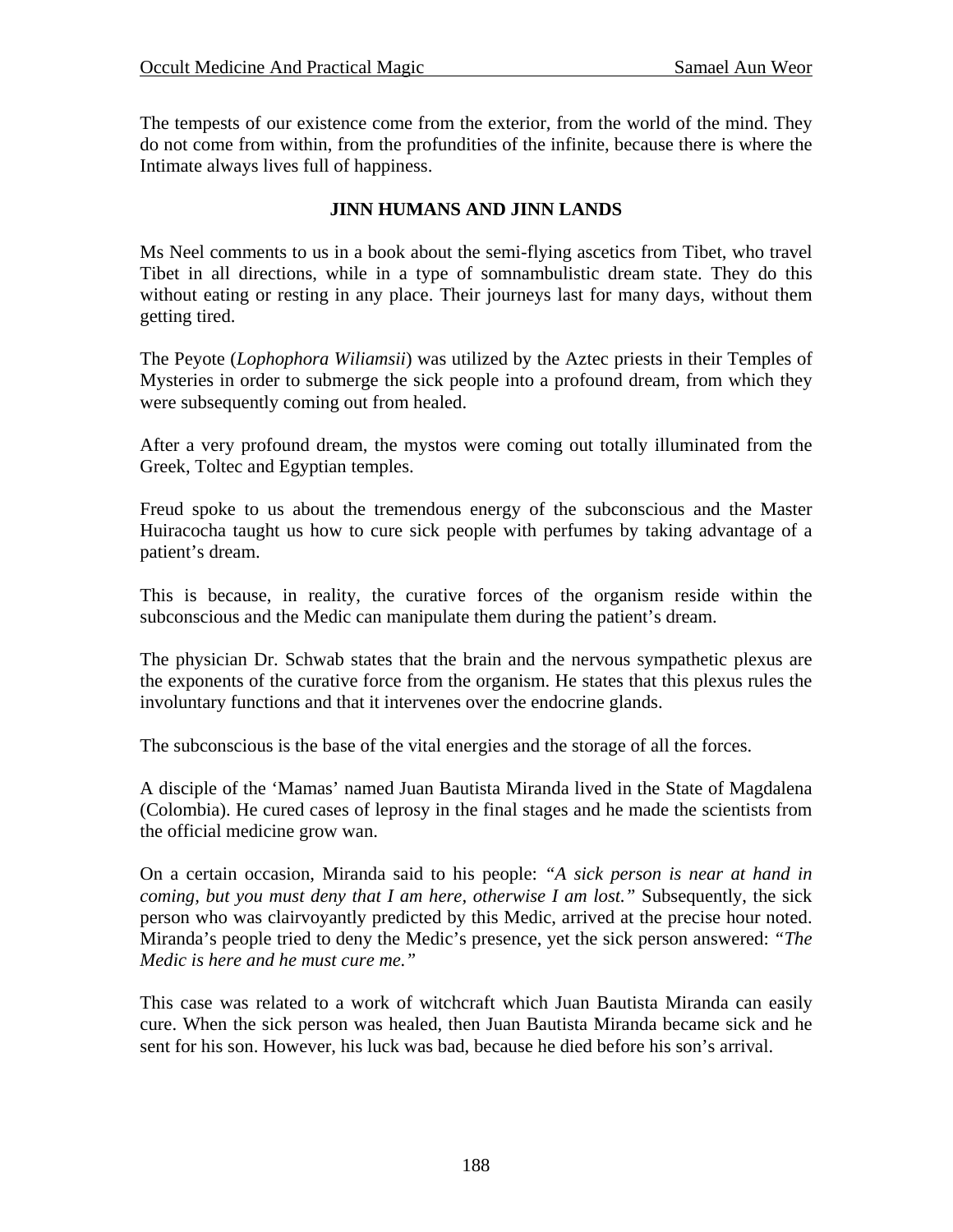The tempests of our existence come from the exterior, from the world of the mind. They do not come from within, from the profundities of the infinite, because there is where the Intimate always lives full of happiness.

## JINN HUMANS AND JINN LANDS

Ms Neel comments to us in a book about the semi-flying ascetics from Tibet, who travel Tibet in all directions, while in a type of somnambulistic dream state. They do this without eating or resting in any place. Their journeys last for many days, without them getting tired.

The Peyote (*Lophophora Wiliamsii*) was utilized by the Aztec priests in their Temples of Mysteries in order to submerge the sick people into a profound dream, from which they were subsequently coming out from healed.

After a very profound dream, the mystos were coming out totally illuminated from the Greek, Toltec and Egyptian temples.

Freud spoke to us about the tremendous energy of the subconscious and the Master Huiracocha taught us how to cure sick people with perfumes by taking advantage of a patient's dream.

This is because, in reality, the curative forces of the organism reside within the subconscious and the Medic can manipulate them during the patient's dream.

The physician Dr. Schwab states that the brain and the nervous sympathetic plexus are the exponents of the curative force from the organism. He states that this plexus rules the involuntary functions and that it intervenes over the endocrine glands.

The subconscious is the base of the vital energies and the storage of all the forces.

A disciple of the 'Mamas' named Juan Bautista Miranda lived in the State of Magdalena (Colombia). He cured cases of leprosy in the final stages and he made the scientists from the official medicine grow wan.

On a certain occasion, Miranda said to his people: *"A sick person is near at hand in coming, but you must deny that I am here, otherwise I am lost."* Subsequently, the sick person who was clairvoyantly predicted by this Medic, arrived at the precise hour noted. Miranda's people tried to deny the Medic's presence, yet the sick person answered: *"The Medic is here and he must cure me."*

This case was related to a work of witchcraft which Juan Bautista Miranda can easily cure. When the sick person was healed, then Juan Bautista Miranda became sick and he sent for his son. However, his luck was bad, because he died before his son's arrival.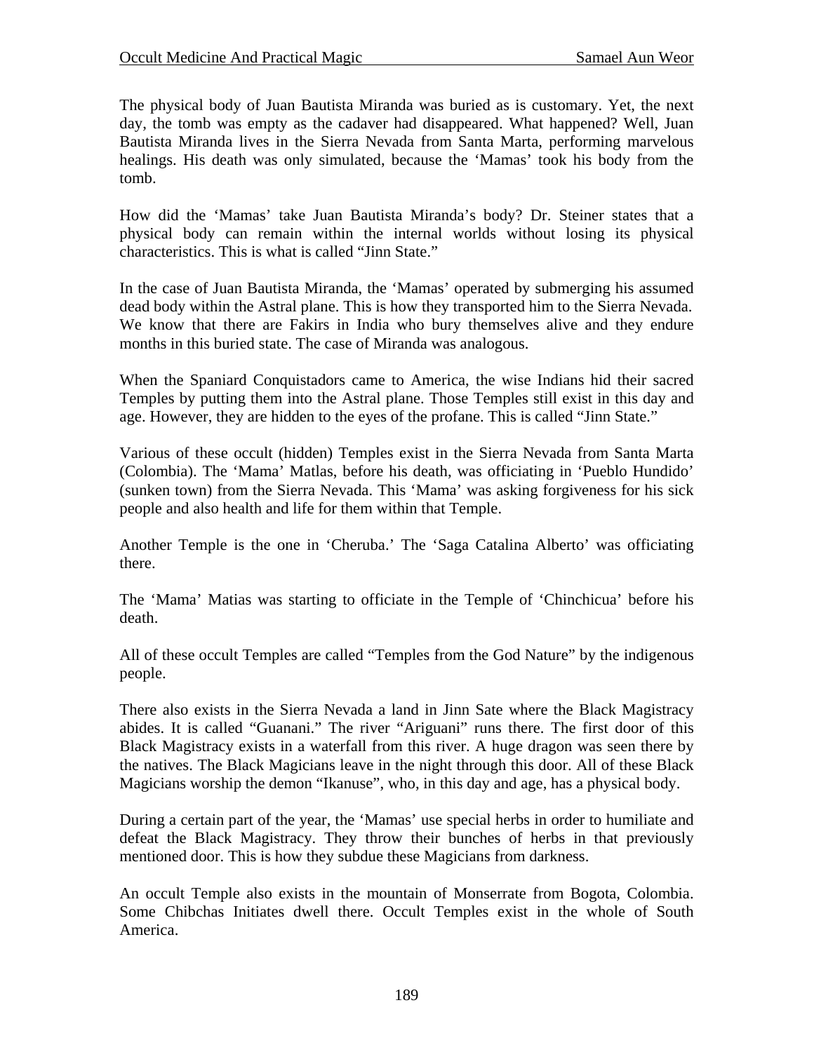The physical body of Juan Bautista Miranda was buried as is customary. Yet, the next day, the tomb was empty as the cadaver had disappeared. What happened? Well, Juan Bautista Miranda lives in the Sierra Nevada from Santa Marta, performing marvelous healings. His death was only simulated, because the 'Mamas' took his body from the tomb.

How did the 'Mamas' take Juan Bautista Miranda's body? Dr. Steiner states that a physical body can remain within the internal worlds without losing its physical characteristics. This is what is called "Jinn State."

In the case of Juan Bautista Miranda, the 'Mamas' operated by submerging his assumed dead body within the Astral plane. This is how they transported him to the Sierra Nevada. We know that there are Fakirs in India who bury themselves alive and they endure months in this buried state. The case of Miranda was analogous.

When the Spaniard Conquistadors came to America, the wise Indians hid their sacred Temples by putting them into the Astral plane. Those Temples still exist in this day and age. However, they are hidden to the eyes of the profane. This is called "Jinn State."

Various of these occult (hidden) Temples exist in the Sierra Nevada from Santa Marta (Colombia). The 'Mama' Matlas, before his death, was officiating in 'Pueblo Hundido' (sunken town) from the Sierra Nevada. This 'Mama' was asking forgiveness for his sick people and also health and life for them within that Temple.

Another Temple is the one in 'Cheruba.' The 'Saga Catalina Alberto' was officiating there.

The 'Mama' Matias was starting to officiate in the Temple of 'Chinchicua' before his death.

All of these occult Temples are called "Temples from the God Nature" by the indigenous people.

There also exists in the Sierra Nevada a land in Jinn Sate where the Black Magistracy abides. It is called "Guanani." The river "Ariguani" runs there. The first door of this Black Magistracy exists in a waterfall from this river. A huge dragon was seen there by the natives. The Black Magicians leave in the night through this door. All of these Black Magicians worship the demon "Ikanuse", who, in this day and age, has a physical body.

During a certain part of the year, the 'Mamas' use special herbs in order to humiliate and defeat the Black Magistracy. They throw their bunches of herbs in that previously mentioned door. This is how they subdue these Magicians from darkness.

An occult Temple also exists in the mountain of Monserrate from Bogota, Colombia. Some Chibchas Initiates dwell there. Occult Temples exist in the whole of South America.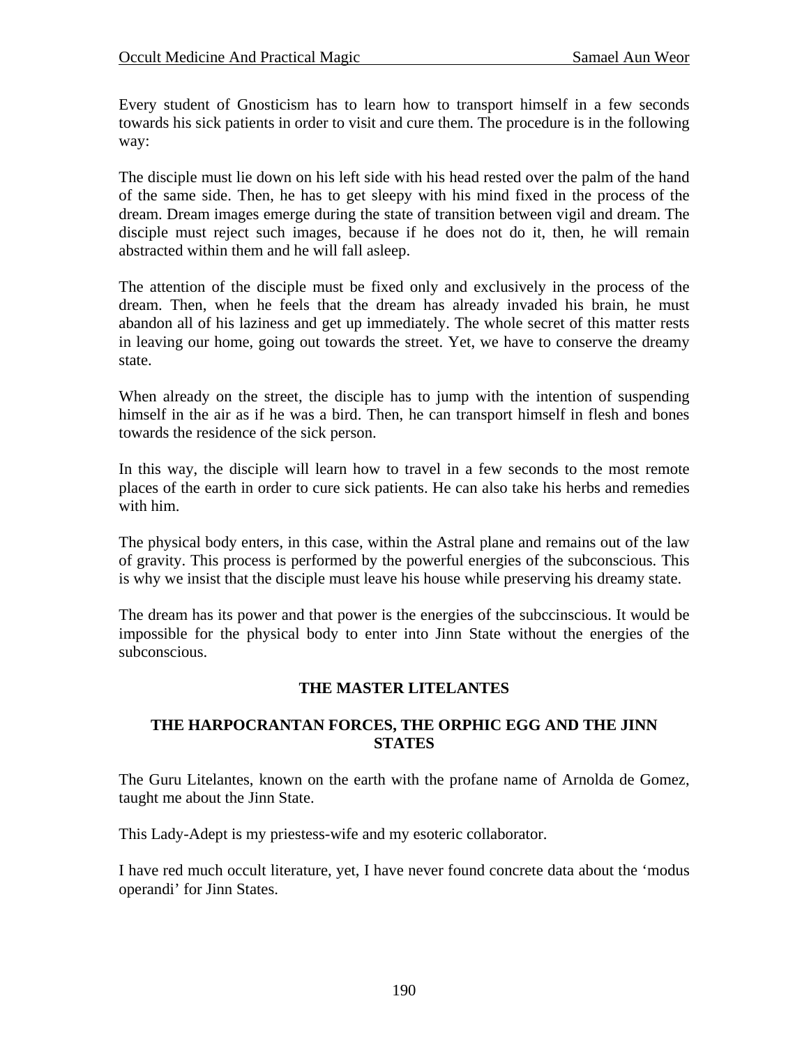Every student of Gnosticism has to learn how to transport himself in a few seconds towards his sick patients in order to visit and cure them. The procedure is in the following way:

The disciple must lie down on his left side with his head rested over the palm of the hand of the same side. Then, he has to get sleepy with his mind fixed in the process of the dream. Dream images emerge during the state of transition between vigil and dream. The disciple must reject such images, because if he does not do it, then, he will remain abstracted within them and he will fall asleep.

The attention of the disciple must be fixed only and exclusively in the process of the dream. Then, when he feels that the dream has already invaded his brain, he must abandon all of his laziness and get up immediately. The whole secret of this matter rests in leaving our home, going out towards the street. Yet, we have to conserve the dreamy state.

When already on the street, the disciple has to jump with the intention of suspending himself in the air as if he was a bird. Then, he can transport himself in flesh and bones towards the residence of the sick person.

In this way, the disciple will learn how to travel in a few seconds to the most remote places of the earth in order to cure sick patients. He can also take his herbs and remedies with him.

The physical body enters, in this case, within the Astral plane and remains out of the law of gravity. This process is performed by the powerful energies of the subconscious. This is why we insist that the disciple must leave his house while preserving his dreamy state.

The dream has its power and that power is the energies of the subccinscious. It would be impossible for the physical body to enter into Jinn State without the energies of the subconscious.

## THE MASTER LITELANTES

### THE HARPOCRANTAN FORCES, THE ORPHIC EGG AND THE JINN STATES

The Guru Litelantes, known on the earth with the profane name of Arnolda de Gomez, taught me about the Jinn State.

This Lady-Adept is my priestess-wife and my esoteric collaborator.

I have red much occult literature, yet, I have never found concrete data about the 'modus operandi' for Jinn States.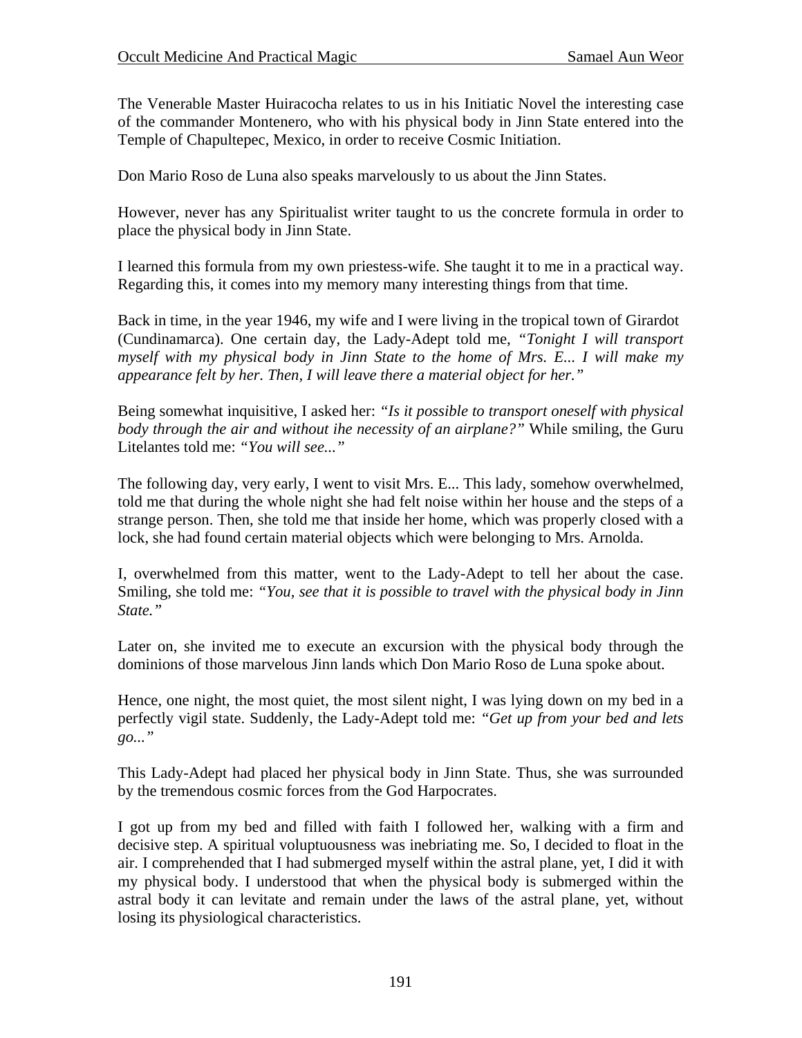The Venerable Master Huiracocha relates to us in his Initiatic Novel the interesting case of the commander Montenero, who with his physical body in Jinn State entered into the Temple of Chapultepec, Mexico, in order to receive Cosmic Initiation.

Don Mario Roso de Luna also speaks marvelously to us about the Jinn States.

However, never has any Spiritualist writer taught to us the concrete formula in order to place the physical body in Jinn State.

I learned this formula from my own priestess-wife. She taught it to me in a practical way. Regarding this, it comes into my memory many interesting things from that time.

Back in time, in the year 1946, my wife and I were living in the tropical town of Girardot (Cundinamarca). One certain day, the Lady-Adept told me, *"Tonight I will transport myself with my physical body in Jinn State to the home of Mrs. E... I will make my appearance felt by her. Then, I will leave there a material object for her."*

Being somewhat inquisitive, I asked her: *"Is it possible to transport oneself with physical body through the air and without ihe necessity of an airplane?"* While smiling, the Guru Litelantes told me: *"You will see..."*

The following day, very early, I went to visit Mrs. E... This lady, somehow overwhelmed, told me that during the whole night she had felt noise within her house and the steps of a strange person. Then, she told me that inside her home, which was properly closed with a lock, she had found certain material objects which were belonging to Mrs. Arnolda.

I, overwhelmed from this matter, went to the Lady-Adept to tell her about the case. Smiling, she told me: *"You, see that it is possible to travel with the physical body in Jinn State."*

Later on, she invited me to execute an excursion with the physical body through the dominions of those marvelous Jinn lands which Don Mario Roso de Luna spoke about.

Hence, one night, the most quiet, the most silent night, I was lying down on my bed in a perfectly vigil state. Suddenly, the Lady-Adept told me: *"Get up from your bed and lets go..."*

This Lady-Adept had placed her physical body in Jinn State. Thus, she was surrounded by the tremendous cosmic forces from the God Harpocrates.

I got up from my bed and filled with faith I followed her, walking with a firm and decisive step. A spiritual voluptuousness was inebriating me. So, I decided to float in the air. I comprehended that I had submerged myself within the astral plane, yet, I did it with my physical body. I understood that when the physical body is submerged within the astral body it can levitate and remain under the laws of the astral plane, yet, without losing its physiological characteristics.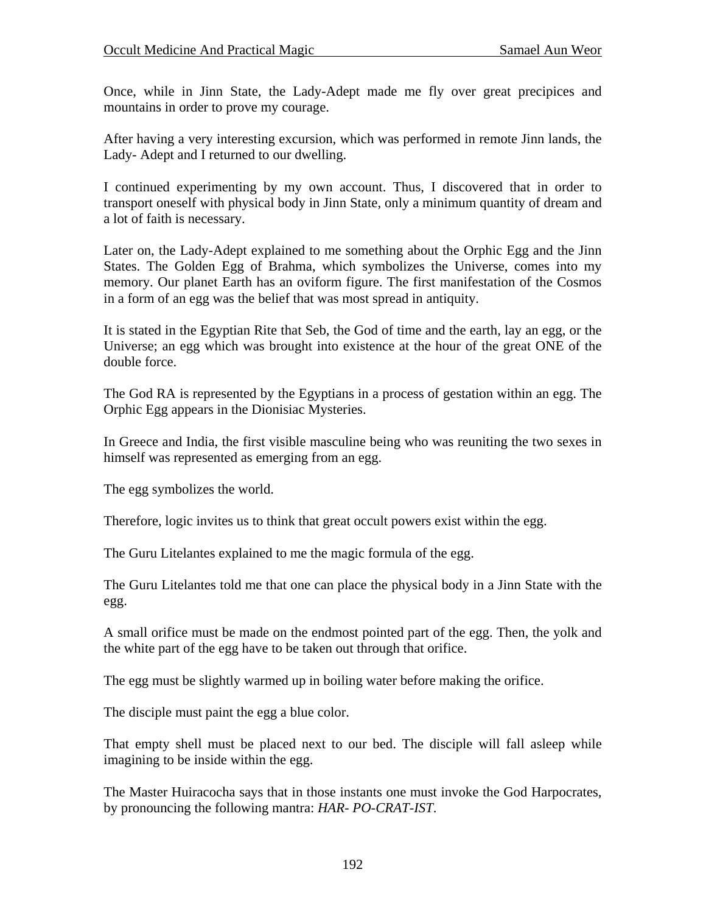Once, while in Jinn State, the Lady-Adept made me fly over great precipices and mountains in order to prove my courage.

After having a very interesting excursion, which was performed in remote Jinn lands, the Lady- Adept and I returned to our dwelling.

I continued experimenting by my own account. Thus, I discovered that in order to transport oneself with physical body in Jinn State, only a minimum quantity of dream and a lot of faith is necessary.

Later on, the Lady-Adept explained to me something about the Orphic Egg and the Jinn States. The Golden Egg of Brahma, which symbolizes the Universe, comes into my memory. Our planet Earth has an oviform figure. The first manifestation of the Cosmos in a form of an egg was the belief that was most spread in antiquity.

It is stated in the Egyptian Rite that Seb, the God of time and the earth, lay an egg, or the Universe; an egg which was brought into existence at the hour of the great ONE of the double force.

The God RA is represented by the Egyptians in a process of gestation within an egg. The Orphic Egg appears in the Dionisiac Mysteries.

In Greece and India, the first visible masculine being who was reuniting the two sexes in himself was represented as emerging from an egg.

The egg symbolizes the world.

Therefore, logic invites us to think that great occult powers exist within the egg.

The Guru Litelantes explained to me the magic formula of the egg.

The Guru Litelantes told me that one can place the physical body in a Jinn State with the egg.

A small orifice must be made on the endmost pointed part of the egg. Then, the yolk and the white part of the egg have to be taken out through that orifice.

The egg must be slightly warmed up in boiling water before making the orifice.

The disciple must paint the egg a blue color.

That empty shell must be placed next to our bed. The disciple will fall asleep while imagining to be inside within the egg.

The Master Huiracocha says that in those instants one must invoke the God Harpocrates, by pronouncing the following mantra: *HAR- PO-CRAT-IST*.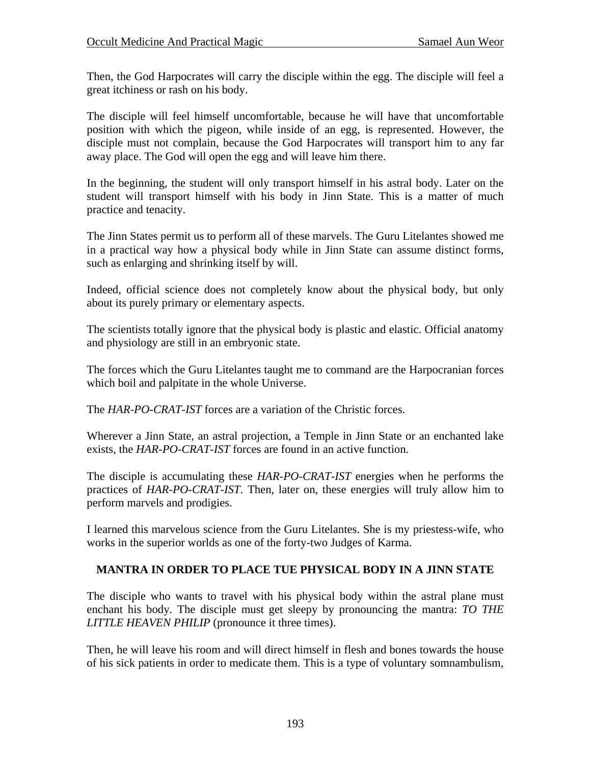Then, the God Harpocrates will carry the disciple within the egg. The disciple will feel a great itchiness or rash on his body.

The disciple will feel himself uncomfortable, because he will have that uncomfortable position with which the pigeon, while inside of an egg, is represented. However, the disciple must not complain, because the God Harpocrates will transport him to any far away place. The God will open the egg and will leave him there.

In the beginning, the student will only transport himself in his astral body. Later on the student will transport himself with his body in Jinn State. This is a matter of much practice and tenacity.

The Jinn States permit us to perform all of these marvels. The Guru Litelantes showed me in a practical way how a physical body while in Jinn State can assume distinct forms, such as enlarging and shrinking itself by will.

Indeed, official science does not completely know about the physical body, but only about its purely primary or elementary aspects.

The scientists totally ignore that the physical body is plastic and elastic. Official anatomy and physiology are still in an embryonic state.

The forces which the Guru Litelantes taught me to command are the Harpocranian forces which boil and palpitate in the whole Universe.

The *HAR-PO-CRAT-IST* forces are a variation of the Christic forces.

Wherever a Jinn State, an astral projection, a Temple in Jinn State or an enchanted lake exists, the *HAR-PO-CRAT-IST* forces are found in an active function.

The disciple is accumulating these *HAR-PO-CRAT-IST* energies when he performs the practices of *HAR-PO-CRAT-IST*. Then, later on, these energies will truly allow him to perform marvels and prodigies.

I learned this marvelous science from the Guru Litelantes. She is my priestess-wife, who works in the superior worlds as one of the forty-two Judges of Karma.

## MANTRA IN ORDER TO PLACE TUE PHYSICAL BODY IN A JINN STATE

The disciple who wants to travel with his physical body within the astral plane must enchant his body. The disciple must get sleepy by pronouncing the mantra: *TO THE LITTLE HEAVEN PHILIP* (pronounce it three times).

Then, he will leave his room and will direct himself in flesh and bones towards the house of his sick patients in order to medicate them. This is a type of voluntary somnambulism,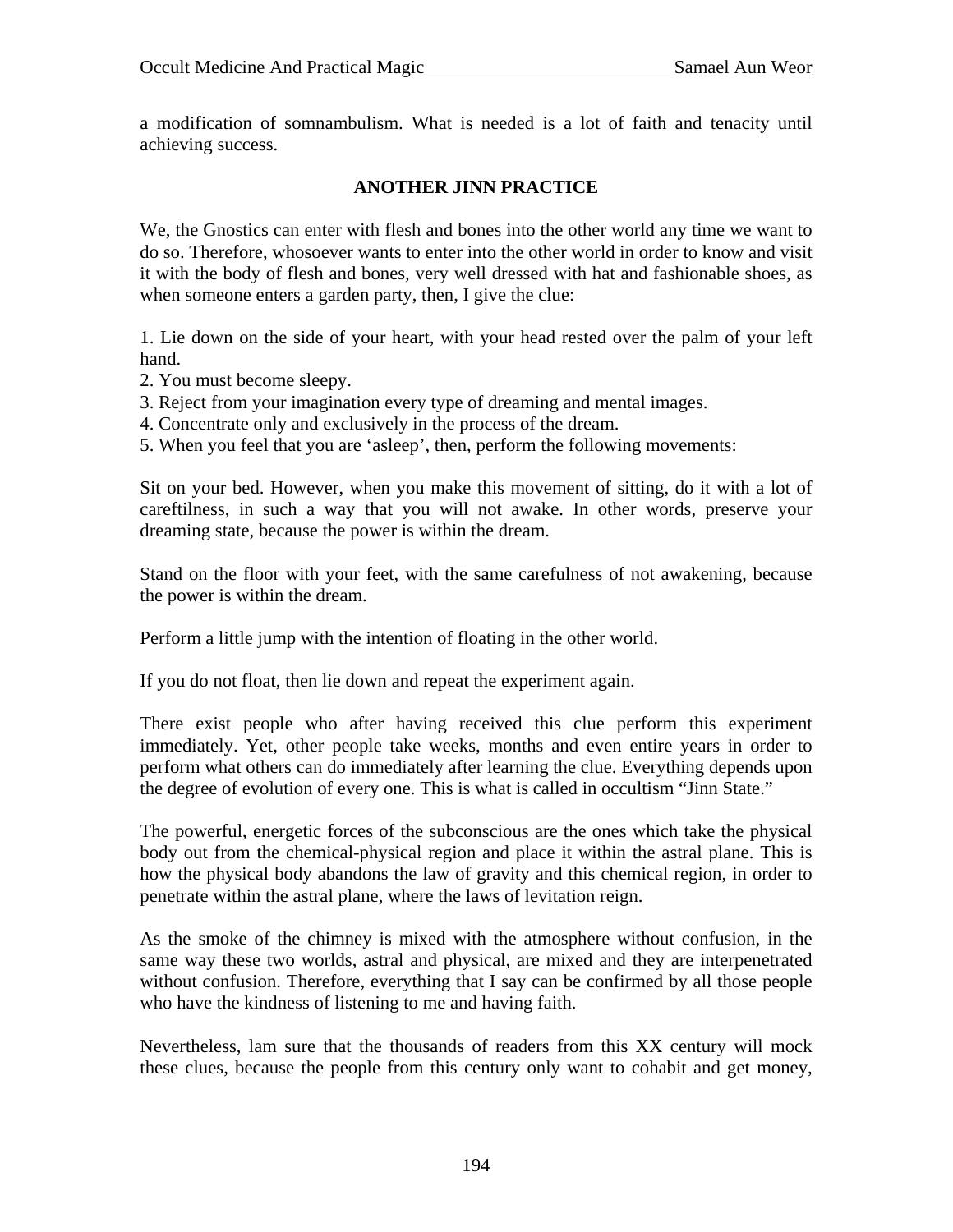a modification of somnambulism. What is needed is a lot of faith and tenacity until achieving success.

## ANOTHER JINN PRACTICE

We, the Gnostics can enter with flesh and bones into the other world any time we want to do so. Therefore, whosoever wants to enter into the other world in order to know and visit it with the body of flesh and bones, very well dressed with hat and fashionable shoes, as when someone enters a garden party, then, I give the clue:

1. Lie down on the side of your heart, with your head rested over the palm of your left hand.
2. You must become sleepy.
3. Reject from your imagination every type of dreaming and mental images.
4. Concentrate only and exclusively in the process of the dream.
5. When you feel that you are 'asleep', then, perform the following movements:

Sit on your bed. However, when you make this movement of sitting, do it with a lot of careftilness, in such a way that you will not awake. In other words, preserve your dreaming state, because the power is within the dream.

Stand on the floor with your feet, with the same carefulness of not awakening, because the power is within the dream.

Perform a little jump with the intention of floating in the other world.

If you do not float, then lie down and repeat the experiment again.

There exist people who after having received this clue perform this experiment immediately. Yet, other people take weeks, months and even entire years in order to perform what others can do immediately after learning the clue. Everything depends upon the degree of evolution of every one. This is what is called in occultism "Jinn State."

The powerful, energetic forces of the subconscious are the ones which take the physical body out from the chemical-physical region and place it within the astral plane. This is how the physical body abandons the law of gravity and this chemical region, in order to penetrate within the astral plane, where the laws of levitation reign.

As the smoke of the chimney is mixed with the atmosphere without confusion, in the same way these two worlds, astral and physical, are mixed and they are interpenetrated without confusion. Therefore, everything that I say can be confirmed by all those people who have the kindness of listening to me and having faith.

Nevertheless, lam sure that the thousands of readers from this XX century will mock these clues, because the people from this century only want to cohabit and get money,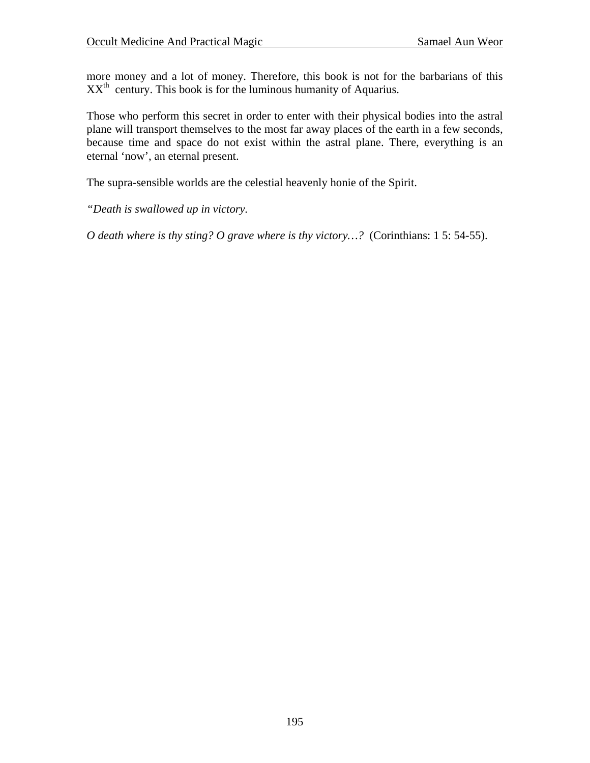more money and a lot of money. Therefore, this book is not for the barbarians of this XX[th] century. This book is for the luminous humanity of Aquarius.

Those who perform this secret in order to enter with their physical bodies into the astral plane will transport themselves to the most far away places of the earth in a few seconds, because time and space do not exist within the astral plane. There, everything is an eternal 'now', an eternal present.

The supra-sensible worlds are the celestial heavenly honie of the Spirit.

*"Death is swallowed up in victory.*

*O death where is thy sting? O grave where is thy victory…?* (Corinthians: 1 5: 54-55).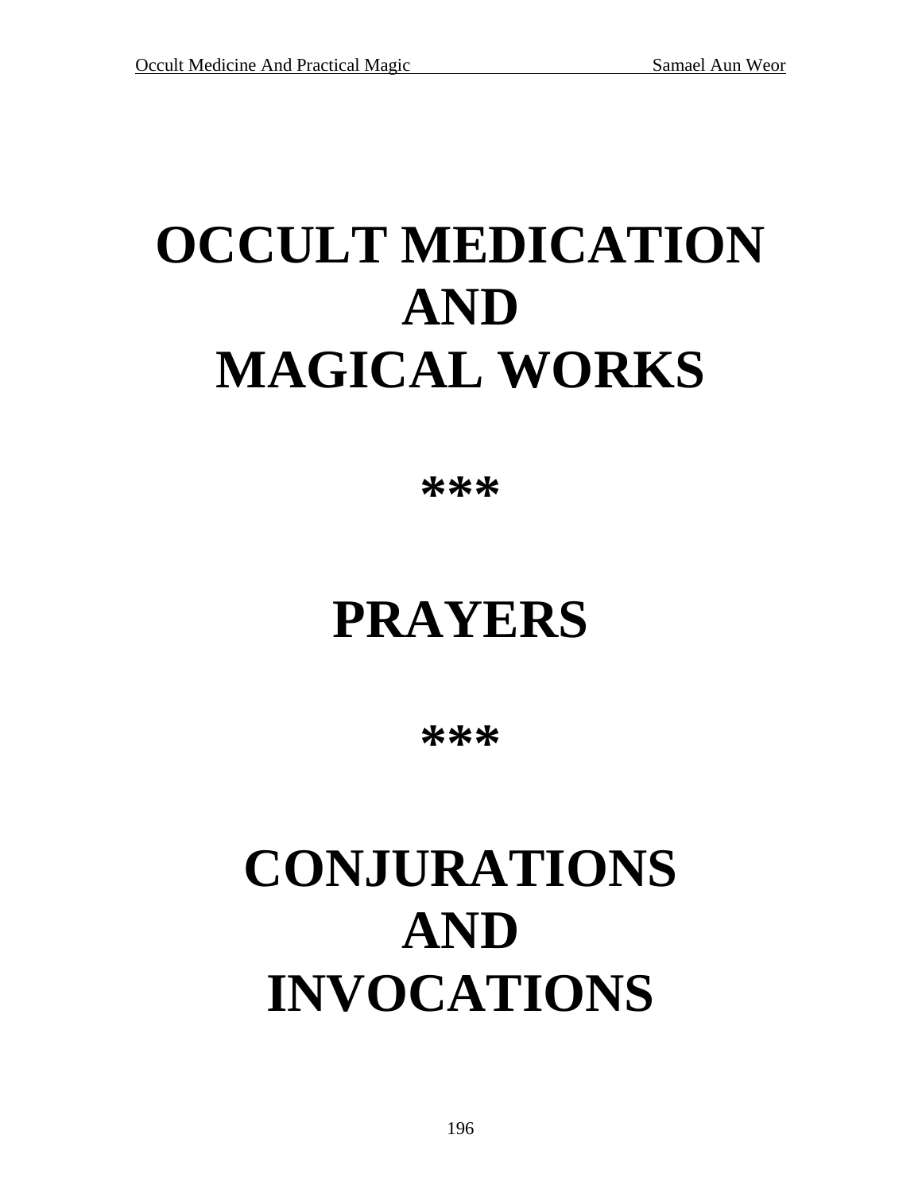# OCCULT MEDICATION AND MAGICAL WORKS

***

# PRAYERS

***

# CONJURATIONS AND INVOCATIONS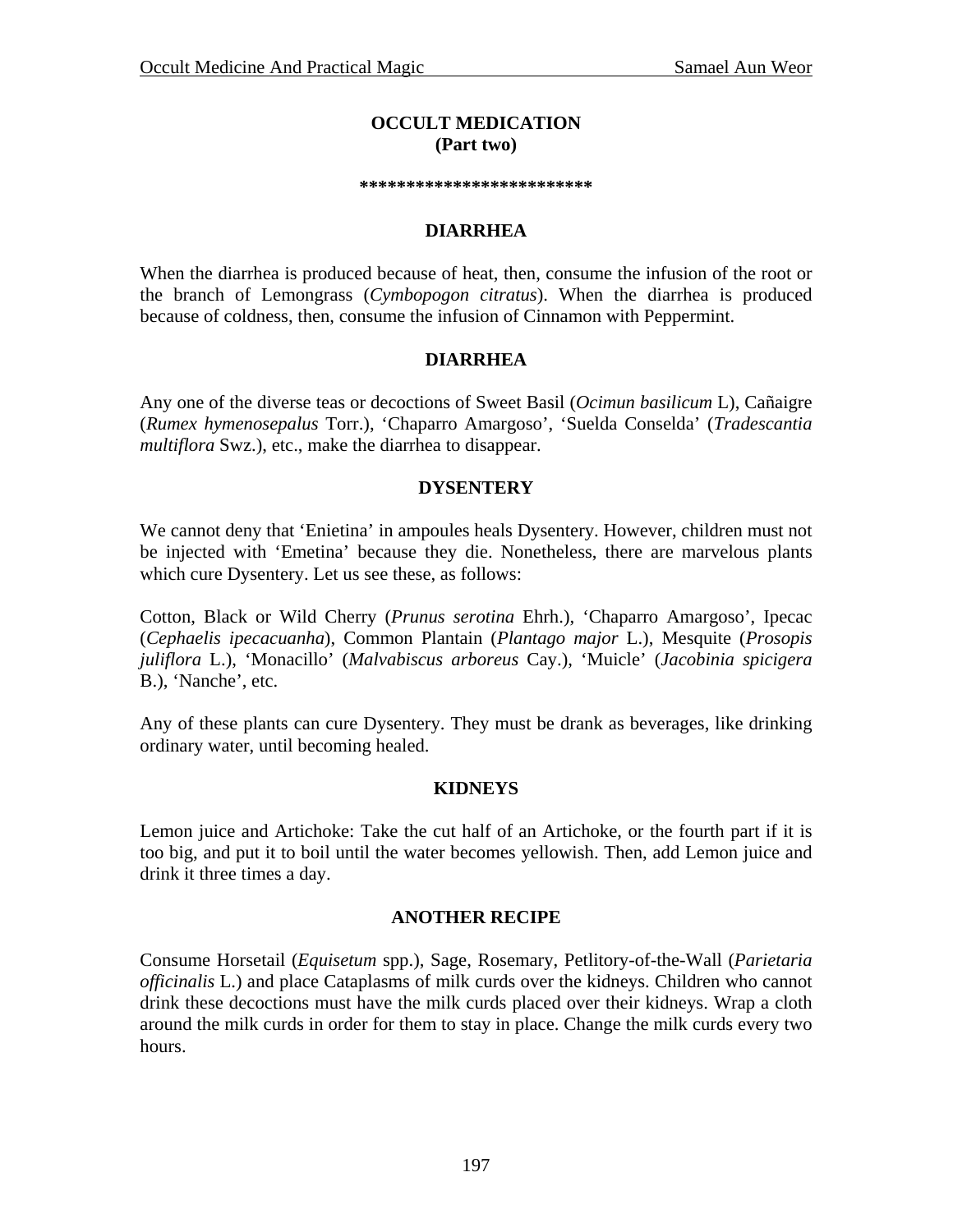## OCCULT MEDICATION
## (Part two)

************************

### DIARRHEA

When the diarrhea is produced because of heat, then, consume the infusion of the root or the branch of Lemongrass (*Cymbopogon citratus*). When the diarrhea is produced because of coldness, then, consume the infusion of Cinnamon with Peppermint.

### DIARRHEA

Any one of the diverse teas or decoctions of Sweet Basil (*Ocimun basilicum* L), Cañaigre (*Rumex hymenosepalus* Torr.), 'Chaparro Amargoso', 'Suelda Conselda' (*Tradescantia multiflora* Swz.), etc., make the diarrhea to disappear.

### DYSENTERY

We cannot deny that 'Enietina' in ampoules heals Dysentery. However, children must not be injected with 'Emetina' because they die. Nonetheless, there are marvelous plants which cure Dysentery. Let us see these, as follows:

Cotton, Black or Wild Cherry (*Prunus serotina* Ehrh.), 'Chaparro Amargoso', Ipecac (*Cephaelis ipecacuanha*), Common Plantain (*Plantago major* L.), Mesquite (*Prosopis juliflora* L.), 'Monacillo' (*Malvabiscus arboreus* Cay.), 'Muicle' (*Jacobinia spicigera* B.), 'Nanche', etc.

Any of these plants can cure Dysentery. They must be drank as beverages, like drinking ordinary water, until becoming healed.

### KIDNEYS

Lemon juice and Artichoke: Take the cut half of an Artichoke, or the fourth part if it is too big, and put it to boil until the water becomes yellowish. Then, add Lemon juice and drink it three times a day.

### ANOTHER RECIPE

Consume Horsetail (*Equisetum* spp.), Sage, Rosemary, Petlitory-of-the-Wall (*Parietaria officinalis* L.) and place Cataplasms of milk curds over the kidneys. Children who cannot drink these decoctions must have the milk curds placed over their kidneys. Wrap a cloth around the milk curds in order for them to stay in place. Change the milk curds every two hours.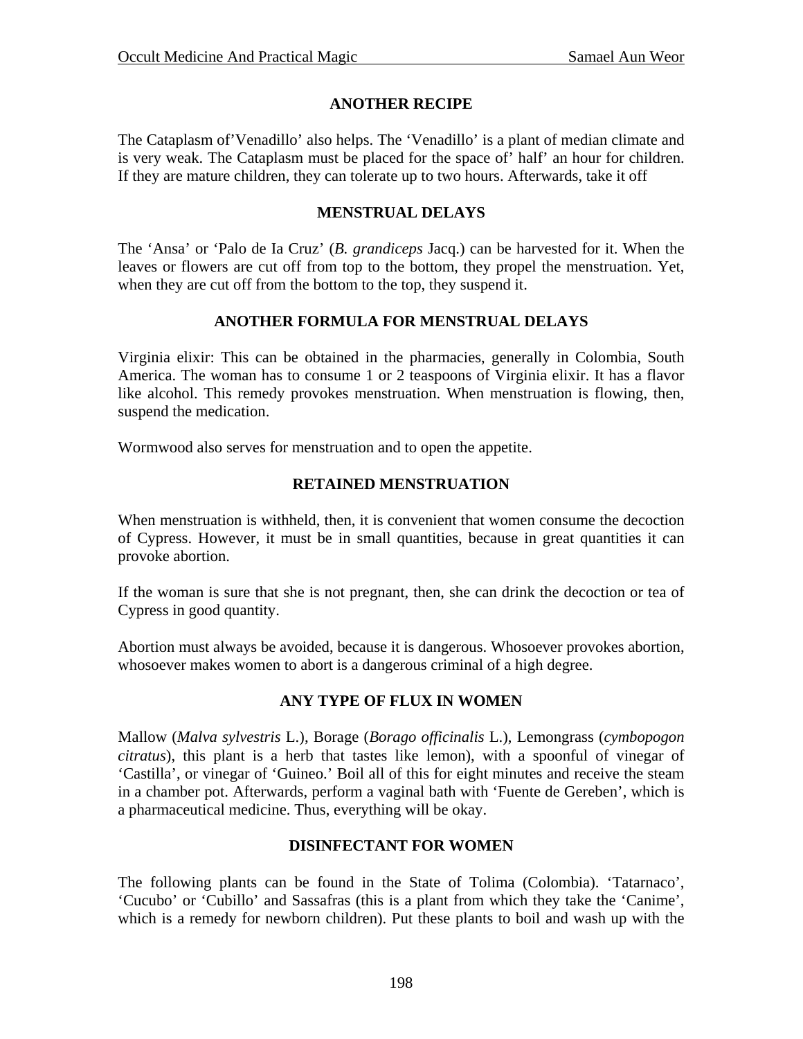### ANOTHER RECIPE

The Cataplasm of'Venadillo' also helps. The 'Venadillo' is a plant of median climate and is very weak. The Cataplasm must be placed for the space of' half' an hour for children. If they are mature children, they can tolerate up to two hours. Afterwards, take it off

### MENSTRUAL DELAYS

The 'Ansa' or 'Palo de Ia Cruz' (*B. grandiceps* Jacq.) can be harvested for it. When the leaves or flowers are cut off from top to the bottom, they propel the menstruation. Yet, when they are cut off from the bottom to the top, they suspend it.

### ANOTHER FORMULA FOR MENSTRUAL DELAYS

Virginia elixir: This can be obtained in the pharmacies, generally in Colombia, South America. The woman has to consume 1 or 2 teaspoons of Virginia elixir. It has a flavor like alcohol. This remedy provokes menstruation. When menstruation is flowing, then, suspend the medication.

Wormwood also serves for menstruation and to open the appetite.

### RETAINED MENSTRUATION

When menstruation is withheld, then, it is convenient that women consume the decoction of Cypress. However, it must be in small quantities, because in great quantities it can provoke abortion.

If the woman is sure that she is not pregnant, then, she can drink the decoction or tea of Cypress in good quantity.

Abortion must always be avoided, because it is dangerous. Whosoever provokes abortion, whosoever makes women to abort is a dangerous criminal of a high degree.

### ANY TYPE OF FLUX IN WOMEN

Mallow (*Malva sylvestris* L.), Borage (*Borago officinalis* L.), Lemongrass (*cymbopogon citratus*), this plant is a herb that tastes like lemon), with a spoonful of vinegar of 'Castilla', or vinegar of 'Guineo.' Boil all of this for eight minutes and receive the steam in a chamber pot. Afterwards, perform a vaginal bath with 'Fuente de Gereben', which is a pharmaceutical medicine. Thus, everything will be okay.

### DISINFECTANT FOR WOMEN

The following plants can be found in the State of Tolima (Colombia). 'Tatarnaco', 'Cucubo' or 'Cubillo' and Sassafras (this is a plant from which they take the 'Canime', which is a remedy for newborn children). Put these plants to boil and wash up with the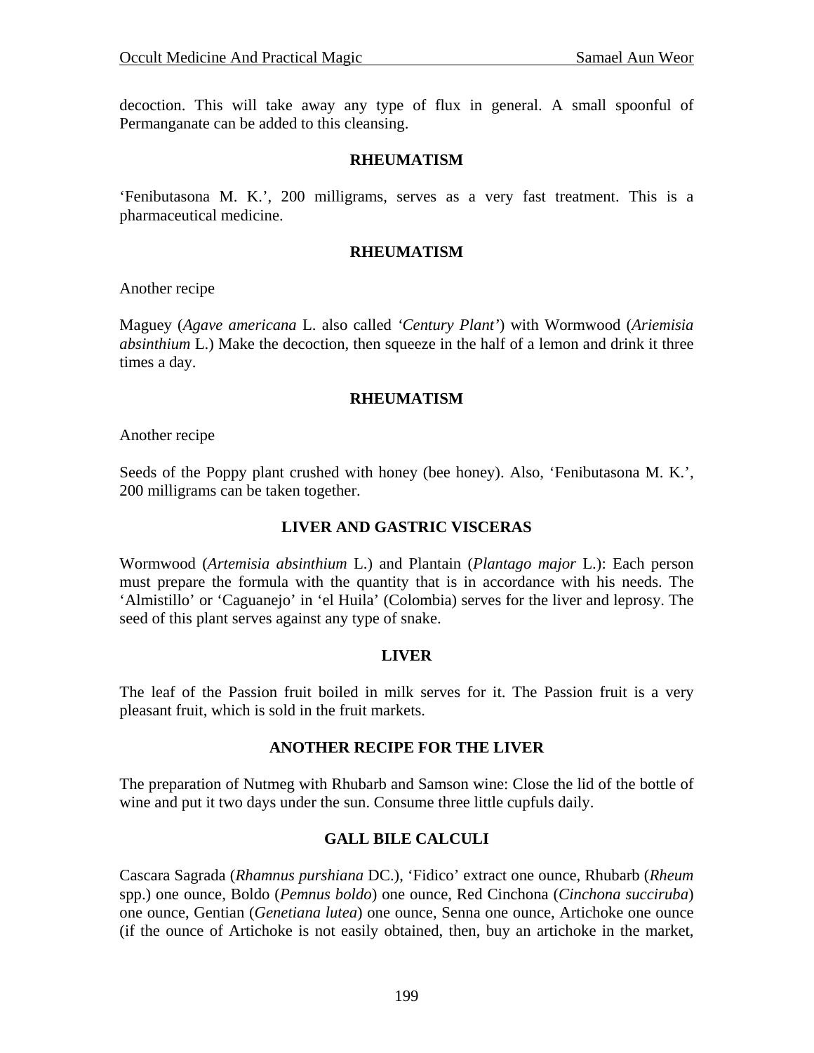decoction. This will take away any type of flux in general. A small spoonful of Permanganate can be added to this cleansing.

## RHEUMATISM

'Fenibutasona M. K.', 200 milligrams, serves as a very fast treatment. This is a pharmaceutical medicine.

## RHEUMATISM

Another recipe

Maguey (*Agave americana* L. also called *'Century Plant'*) with Wormwood (*Ariemisia absinthium* L.) Make the decoction, then squeeze in the half of a lemon and drink it three times a day.

## RHEUMATISM

Another recipe

Seeds of the Poppy plant crushed with honey (bee honey). Also, 'Fenibutasona M. K.', 200 milligrams can be taken together.

## LIVER AND GASTRIC VISCERAS

Wormwood (*Artemisia absinthium* L.) and Plantain (*Plantago major* L.): Each person must prepare the formula with the quantity that is in accordance with his needs. The 'Almistillo' or 'Caguanejo' in 'el Huila' (Colombia) serves for the liver and leprosy. The seed of this plant serves against any type of snake.

## LIVER

The leaf of the Passion fruit boiled in milk serves for it. The Passion fruit is a very pleasant fruit, which is sold in the fruit markets.

## ANOTHER RECIPE FOR THE LIVER

The preparation of Nutmeg with Rhubarb and Samson wine: Close the lid of the bottle of wine and put it two days under the sun. Consume three little cupfuls daily.

## GALL BILE CALCULI

Cascara Sagrada (*Rhamnus purshiana* DC.), 'Fidico' extract one ounce, Rhubarb (*Rheum* spp.) one ounce, Boldo (*Pemnus boldo*) one ounce, Red Cinchona (*Cinchona succiruba*) one ounce, Gentian (*Genetiana lutea*) one ounce, Senna one ounce, Artichoke one ounce (if the ounce of Artichoke is not easily obtained, then, buy an artichoke in the market,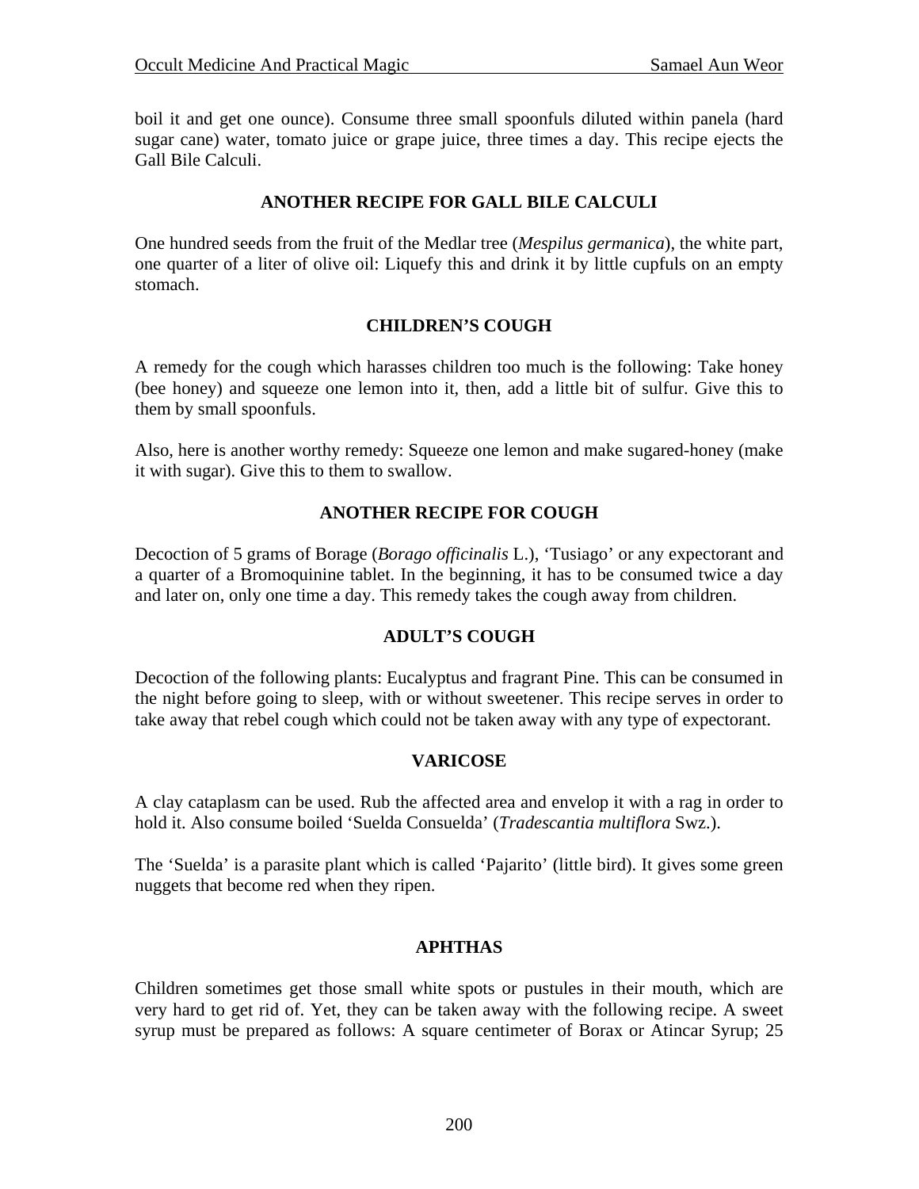boil it and get one ounce). Consume three small spoonfuls diluted within panela (hard sugar cane) water, tomato juice or grape juice, three times a day. This recipe ejects the Gall Bile Calculi.

## ANOTHER RECIPE FOR GALL BILE CALCULI

One hundred seeds from the fruit of the Medlar tree (*Mespilus germanica*), the white part, one quarter of a liter of olive oil: Liquefy this and drink it by little cupfuls on an empty stomach.

## CHILDREN'S COUGH

A remedy for the cough which harasses children too much is the following: Take honey (bee honey) and squeeze one lemon into it, then, add a little bit of sulfur. Give this to them by small spoonfuls.

Also, here is another worthy remedy: Squeeze one lemon and make sugared-honey (make it with sugar). Give this to them to swallow.

## ANOTHER RECIPE FOR COUGH

Decoction of 5 grams of Borage (*Borago officinalis* L.), 'Tusiago' or any expectorant and a quarter of a Bromoquinine tablet. In the beginning, it has to be consumed twice a day and later on, only one time a day. This remedy takes the cough away from children.

## ADULT'S COUGH

Decoction of the following plants: Eucalyptus and fragrant Pine. This can be consumed in the night before going to sleep, with or without sweetener. This recipe serves in order to take away that rebel cough which could not be taken away with any type of expectorant.

## VARICOSE

A clay cataplasm can be used. Rub the affected area and envelop it with a rag in order to hold it. Also consume boiled 'Suelda Consuelda' (*Tradescantia multiflora* Swz.).

The 'Suelda' is a parasite plant which is called 'Pajarito' (little bird). It gives some green nuggets that become red when they ripen.

## APHTHAS

Children sometimes get those small white spots or pustules in their mouth, which are very hard to get rid of. Yet, they can be taken away with the following recipe. A sweet syrup must be prepared as follows: A square centimeter of Borax or Atincar Syrup; 25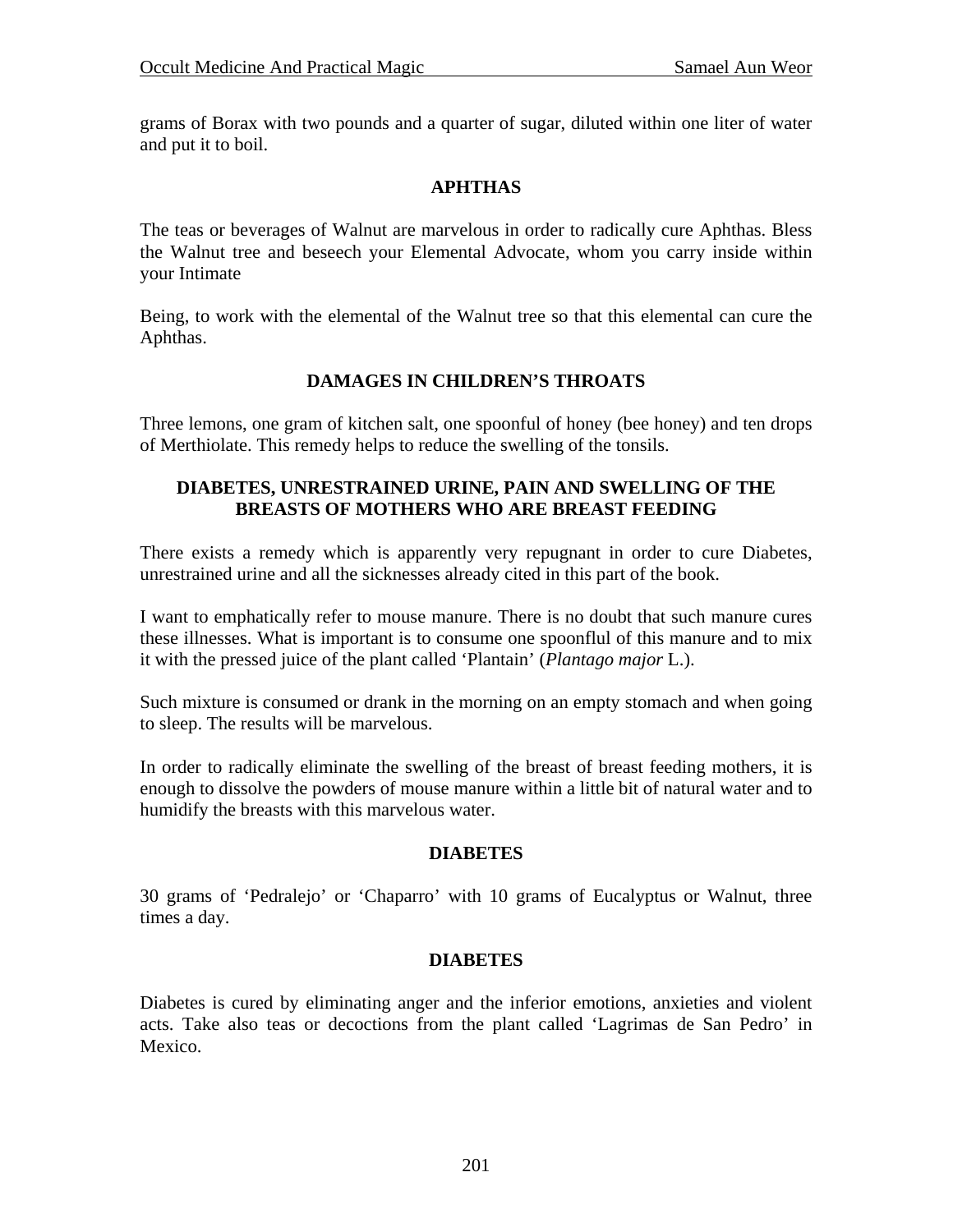grams of Borax with two pounds and a quarter of sugar, diluted within one liter of water and put it to boil.

## APHTHAS

The teas or beverages of Walnut are marvelous in order to radically cure Aphthas. Bless the Walnut tree and beseech your Elemental Advocate, whom you carry inside within your Intimate

Being, to work with the elemental of the Walnut tree so that this elemental can cure the Aphthas.

## DAMAGES IN CHILDREN'S THROATS

Three lemons, one gram of kitchen salt, one spoonful of honey (bee honey) and ten drops of Merthiolate. This remedy helps to reduce the swelling of the tonsils.

## DIABETES, UNRESTRAINED URINE, PAIN AND SWELLING OF THE BREASTS OF MOTHERS WHO ARE BREAST FEEDING

There exists a remedy which is apparently very repugnant in order to cure Diabetes, unrestrained urine and all the sicknesses already cited in this part of the book.

I want to emphatically refer to mouse manure. There is no doubt that such manure cures these illnesses. What is important is to consume one spoonflul of this manure and to mix it with the pressed juice of the plant called 'Plantain' (*Plantago major* L.).

Such mixture is consumed or drank in the morning on an empty stomach and when going to sleep. The results will be marvelous.

In order to radically eliminate the swelling of the breast of breast feeding mothers, it is enough to dissolve the powders of mouse manure within a little bit of natural water and to humidify the breasts with this marvelous water.

## DIABETES

30 grams of 'Pedralejo' or 'Chaparro' with 10 grams of Eucalyptus or Walnut, three times a day.

## DIABETES

Diabetes is cured by eliminating anger and the inferior emotions, anxieties and violent acts. Take also teas or decoctions from the plant called 'Lagrimas de San Pedro' in Mexico.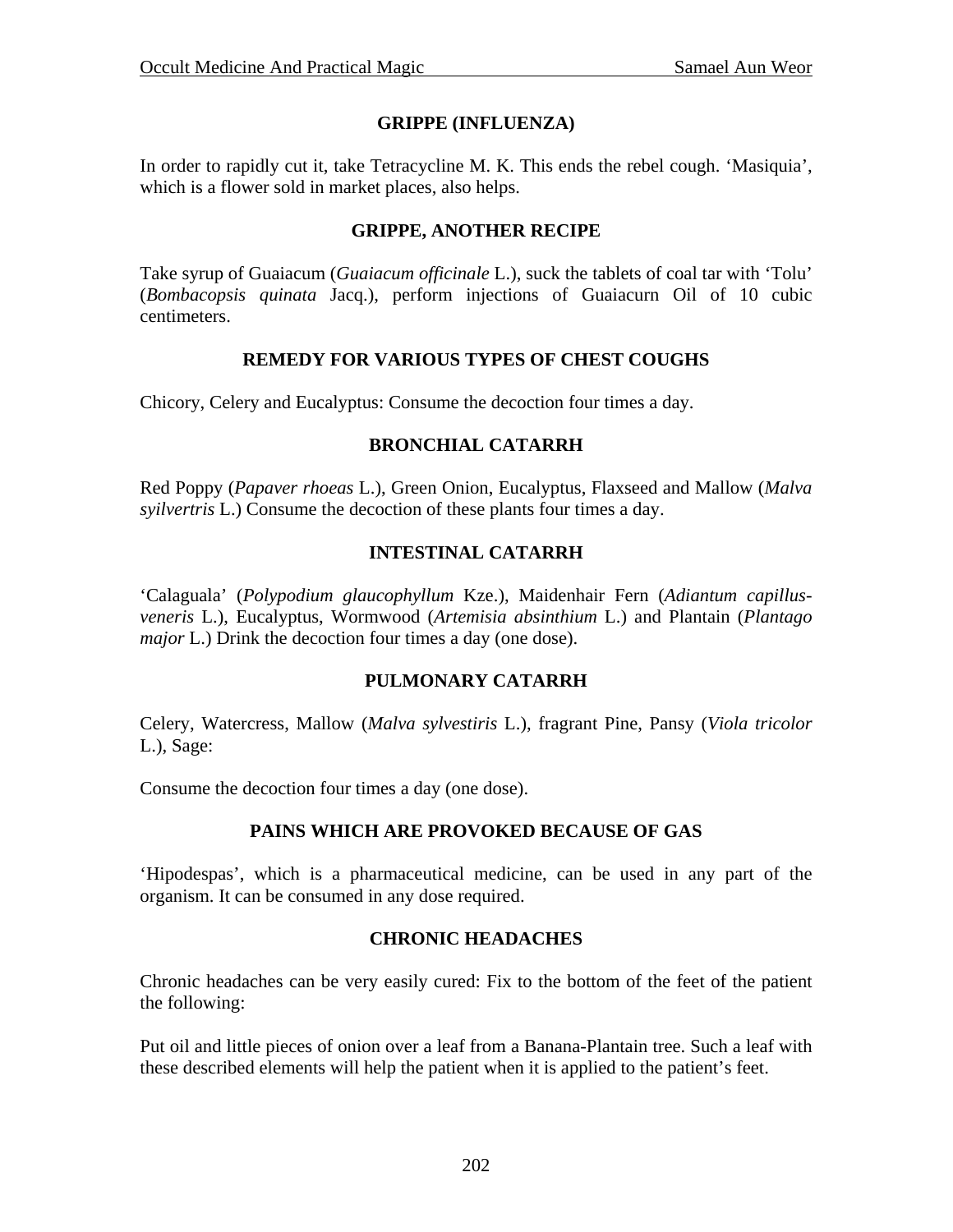## GRIPPE (INFLUENZA)

In order to rapidly cut it, take Tetracycline M. K. This ends the rebel cough. 'Masiquia', which is a flower sold in market places, also helps.

## GRIPPE, ANOTHER RECIPE

Take syrup of Guaiacum (*Guaiacum officinale* L.), suck the tablets of coal tar with 'Tolu' (*Bombacopsis quinata* Jacq.), perform injections of Guaiacurn Oil of 10 cubic centimeters.

## REMEDY FOR VARIOUS TYPES OF CHEST COUGHS

Chicory, Celery and Eucalyptus: Consume the decoction four times a day.

## BRONCHIAL CATARRH

Red Poppy (*Papaver rhoeas* L.), Green Onion, Eucalyptus, Flaxseed and Mallow (*Malva syilvertris* L.) Consume the decoction of these plants four times a day.

## INTESTINAL CATARRH

'Calaguala' (*Polypodium glaucophyllum* Kze.), Maidenhair Fern (*Adiantum capillus-veneris* L.), Eucalyptus, Wormwood (*Artemisia absinthium* L.) and Plantain (*Plantago major* L.) Drink the decoction four times a day (one dose).

## PULMONARY CATARRH

Celery, Watercress, Mallow (*Malva sylvestiris* L.), fragrant Pine, Pansy (*Viola tricolor* L.), Sage:

Consume the decoction four times a day (one dose).

## PAINS WHICH ARE PROVOKED BECAUSE OF GAS

'Hipodespas', which is a pharmaceutical medicine, can be used in any part of the organism. It can be consumed in any dose required.

## CHRONIC HEADACHES

Chronic headaches can be very easily cured: Fix to the bottom of the feet of the patient the following:

Put oil and little pieces of onion over a leaf from a Banana-Plantain tree. Such a leaf with these described elements will help the patient when it is applied to the patient's feet.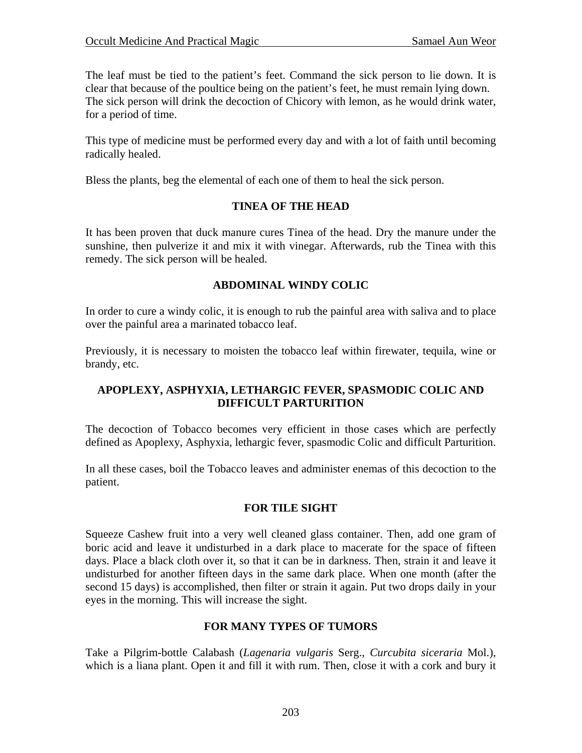The leaf must be tied to the patient's feet. Command the sick person to lie down. It is clear that because of the poultice being on the patient's feet, he must remain lying down. The sick person will drink the decoction of Chicory with lemon, as he would drink water, for a period of time.

This type of medicine must be performed every day and with a lot of faith until becoming radically healed.

Bless the plants, beg the elemental of each one of them to heal the sick person.

## TINEA OF THE HEAD

It has been proven that duck manure cures Tinea of the head. Dry the manure under the sunshine, then pulverize it and mix it with vinegar. Afterwards, rub the Tinea with this remedy. The sick person will be healed.

## ABDOMINAL WINDY COLIC

In order to cure a windy colic, it is enough to rub the painful area with saliva and to place over the painful area a marinated tobacco leaf.

Previously, it is necessary to moisten the tobacco leaf within firewater, tequila, wine or brandy, etc.

## APOPLEXY, ASPHYXIA, LETHARGIC FEVER, SPASMODIC COLIC AND DIFFICULT PARTURITION

The decoction of Tobacco becomes very efficient in those cases which are perfectly defined as Apoplexy, Asphyxia, lethargic fever, spasmodic Colic and difficult Parturition.

In all these cases, boil the Tobacco leaves and administer enemas of this decoction to the patient.

## FOR TILE SIGHT

Squeeze Cashew fruit into a very well cleaned glass container. Then, add one gram of boric acid and leave it undisturbed in a dark place to macerate for the space of fifteen days. Place a black cloth over it, so that it can be in darkness. Then, strain it and leave it undisturbed for another fifteen days in the same dark place. When one month (after the second 15 days) is accomplished, then filter or strain it again. Put two drops daily in your eyes in the morning. This will increase the sight.

## FOR MANY TYPES OF TUMORS

Take a Pilgrim-bottle Calabash (*Lagenaria vulgaris* Serg., *Curcubita siceraria* Mol.), which is a liana plant. Open it and fill it with rum. Then, close it with a cork and bury it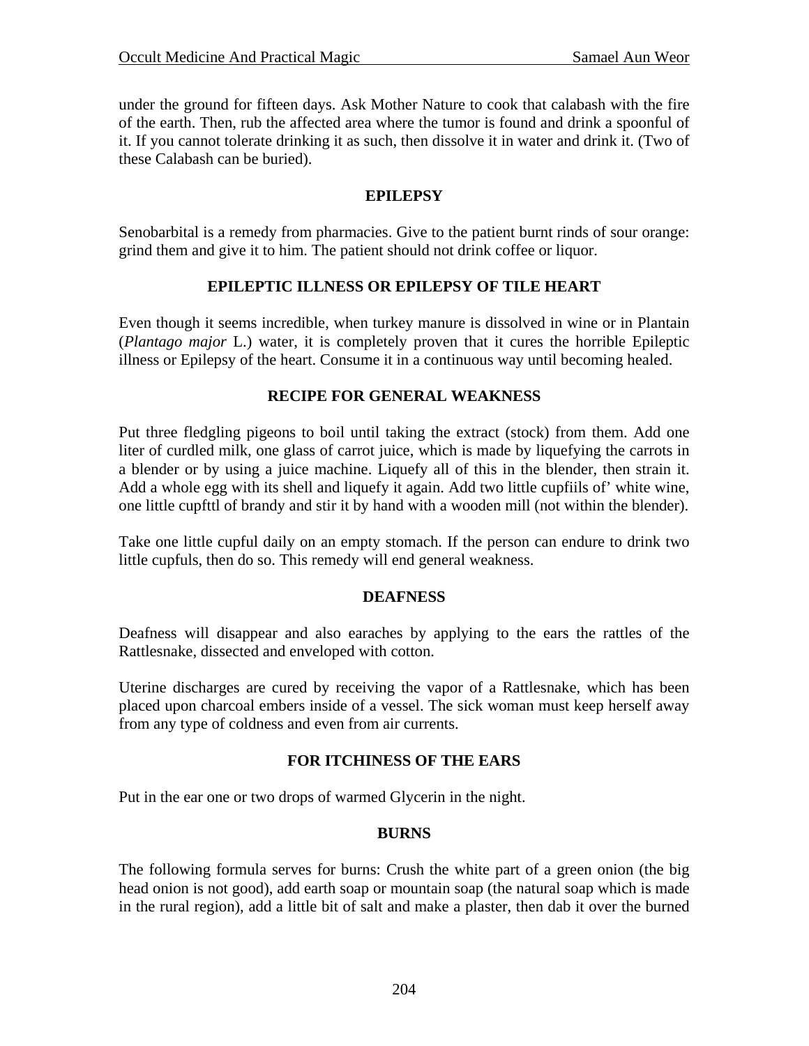under the ground for fifteen days. Ask Mother Nature to cook that calabash with the fire of the earth. Then, rub the affected area where the tumor is found and drink a spoonful of it. If you cannot tolerate drinking it as such, then dissolve it in water and drink it. (Two of these Calabash can be buried).

## EPILEPSY

Senobarbital is a remedy from pharmacies. Give to the patient burnt rinds of sour orange: grind them and give it to him. The patient should not drink coffee or liquor.

## EPILEPTIC ILLNESS OR EPILEPSY OF TILE HEART

Even though it seems incredible, when turkey manure is dissolved in wine or in Plantain (*Plantago major* L.) water, it is completely proven that it cures the horrible Epileptic illness or Epilepsy of the heart. Consume it in a continuous way until becoming healed.

## RECIPE FOR GENERAL WEAKNESS

Put three fledgling pigeons to boil until taking the extract (stock) from them. Add one liter of curdled milk, one glass of carrot juice, which is made by liquefying the carrots in a blender or by using a juice machine. Liquefy all of this in the blender, then strain it. Add a whole egg with its shell and liquefy it again. Add two little cupfiils of' white wine, one little cupfttl of brandy and stir it by hand with a wooden mill (not within the blender).

Take one little cupful daily on an empty stomach. If the person can endure to drink two little cupfuls, then do so. This remedy will end general weakness.

## DEAFNESS

Deafness will disappear and also earaches by applying to the ears the rattles of the Rattlesnake, dissected and enveloped with cotton.

Uterine discharges are cured by receiving the vapor of a Rattlesnake, which has been placed upon charcoal embers inside of a vessel. The sick woman must keep herself away from any type of coldness and even from air currents.

## FOR ITCHINESS OF THE EARS

Put in the ear one or two drops of warmed Glycerin in the night.

## BURNS

The following formula serves for burns: Crush the white part of a green onion (the big head onion is not good), add earth soap or mountain soap (the natural soap which is made in the rural region), add a little bit of salt and make a plaster, then dab it over the burned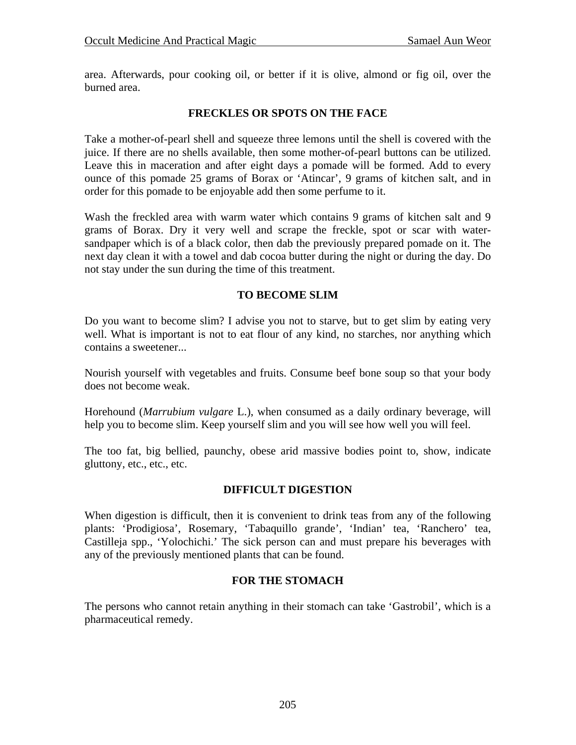area. Afterwards, pour cooking oil, or better if it is olive, almond or fig oil, over the burned area.

### FRECKLES OR SPOTS ON THE FACE

Take a mother-of-pearl shell and squeeze three lemons until the shell is covered with the juice. If there are no shells available, then some mother-of-pearl buttons can be utilized. Leave this in maceration and after eight days a pomade will be formed. Add to every ounce of this pomade 25 grams of Borax or 'Atincar', 9 grams of kitchen salt, and in order for this pomade to be enjoyable add then some perfume to it.

Wash the freckled area with warm water which contains 9 grams of kitchen salt and 9 grams of Borax. Dry it very well and scrape the freckle, spot or scar with water-sandpaper which is of a black color, then dab the previously prepared pomade on it. The next day clean it with a towel and dab cocoa butter during the night or during the day. Do not stay under the sun during the time of this treatment.

### TO BECOME SLIM

Do you want to become slim? I advise you not to starve, but to get slim by eating very well. What is important is not to eat flour of any kind, no starches, nor anything which contains a sweetener...

Nourish yourself with vegetables and fruits. Consume beef bone soup so that your body does not become weak.

Horehound (*Marrubium vulgare* L.), when consumed as a daily ordinary beverage, will help you to become slim. Keep yourself slim and you will see how well you will feel.

The too fat, big bellied, paunchy, obese arid massive bodies point to, show, indicate gluttony, etc., etc., etc.

### DIFFICULT DIGESTION

When digestion is difficult, then it is convenient to drink teas from any of the following plants: 'Prodigiosa', Rosemary, 'Tabaquillo grande', 'Indian' tea, 'Ranchero' tea, Castilleja spp., 'Yolochichi.' The sick person can and must prepare his beverages with any of the previously mentioned plants that can be found.

### FOR THE STOMACH

The persons who cannot retain anything in their stomach can take 'Gastrobil', which is a pharmaceutical remedy.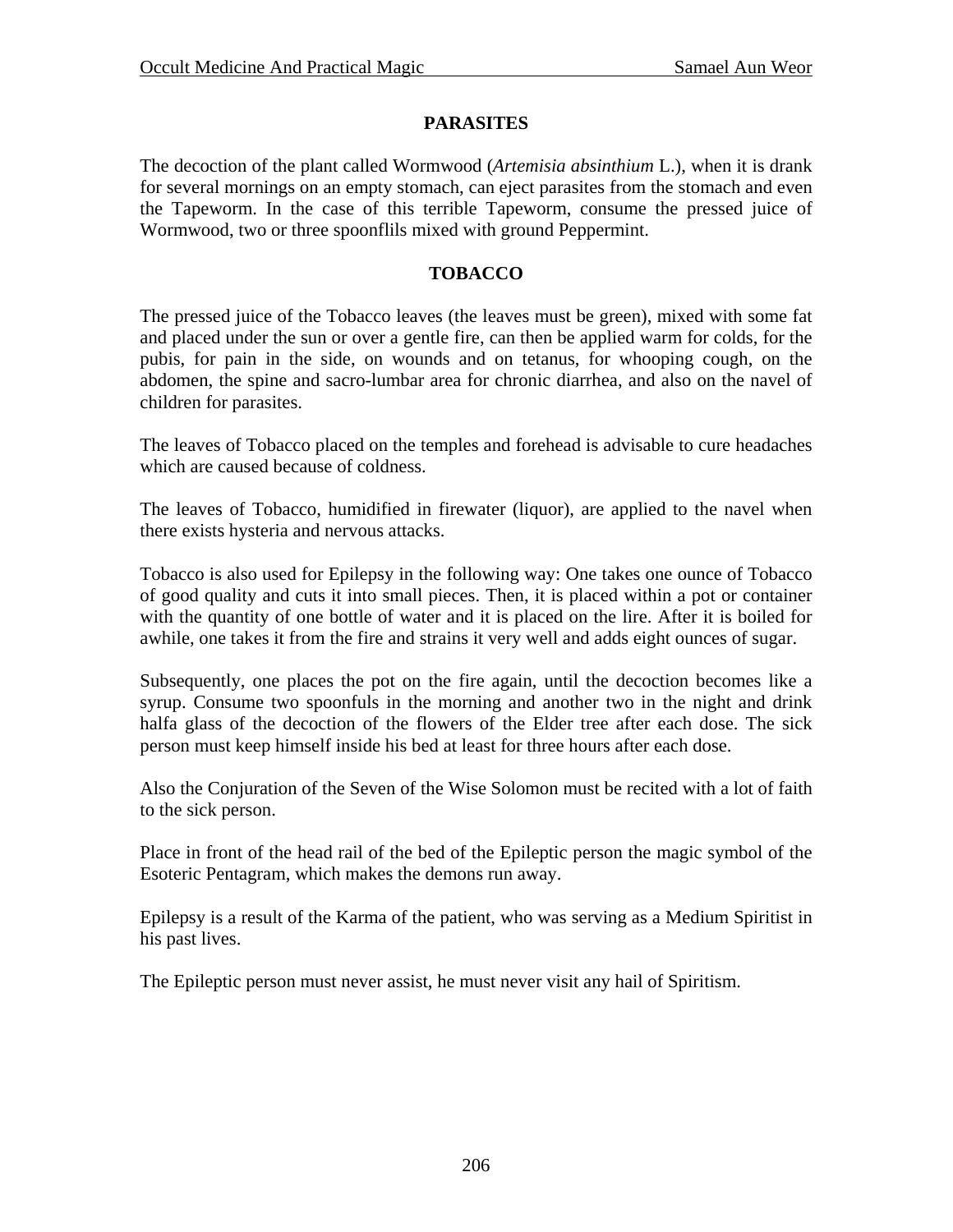## PARASITES

The decoction of the plant called Wormwood (*Artemisia absinthium* L.), when it is drank for several mornings on an empty stomach, can eject parasites from the stomach and even the Tapeworm. In the case of this terrible Tapeworm, consume the pressed juice of Wormwood, two or three spoonflils mixed with ground Peppermint.

## TOBACCO

The pressed juice of the Tobacco leaves (the leaves must be green), mixed with some fat and placed under the sun or over a gentle fire, can then be applied warm for colds, for the pubis, for pain in the side, on wounds and on tetanus, for whooping cough, on the abdomen, the spine and sacro-lumbar area for chronic diarrhea, and also on the navel of children for parasites.

The leaves of Tobacco placed on the temples and forehead is advisable to cure headaches which are caused because of coldness.

The leaves of Tobacco, humidified in firewater (liquor), are applied to the navel when there exists hysteria and nervous attacks.

Tobacco is also used for Epilepsy in the following way: One takes one ounce of Tobacco of good quality and cuts it into small pieces. Then, it is placed within a pot or container with the quantity of one bottle of water and it is placed on the lire. After it is boiled for awhile, one takes it from the fire and strains it very well and adds eight ounces of sugar.

Subsequently, one places the pot on the fire again, until the decoction becomes like a syrup. Consume two spoonfuls in the morning and another two in the night and drink halfa glass of the decoction of the flowers of the Elder tree after each dose. The sick person must keep himself inside his bed at least for three hours after each dose.

Also the Conjuration of the Seven of the Wise Solomon must be recited with a lot of faith to the sick person.

Place in front of the head rail of the bed of the Epileptic person the magic symbol of the Esoteric Pentagram, which makes the demons run away.

Epilepsy is a result of the Karma of the patient, who was serving as a Medium Spiritist in his past lives.

The Epileptic person must never assist, he must never visit any hail of Spiritism.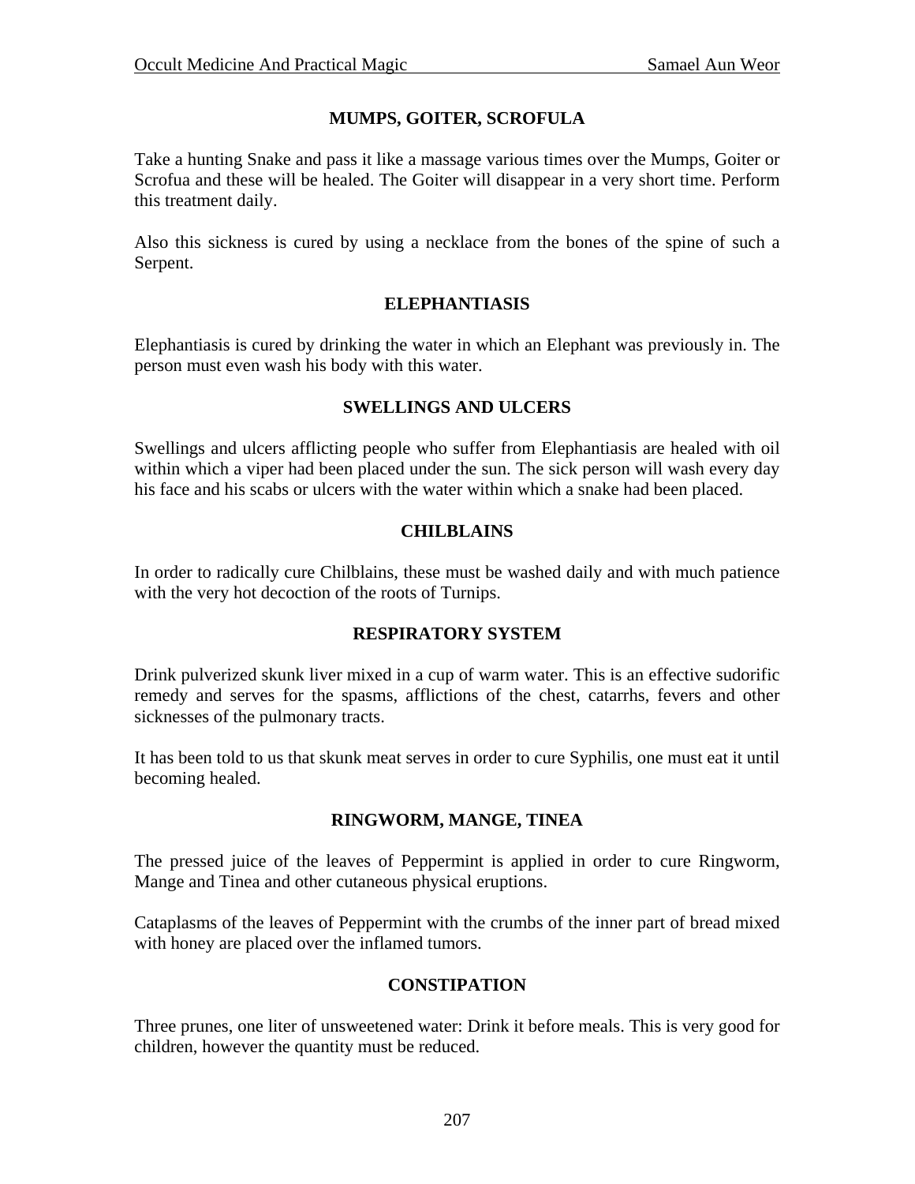## MUMPS, GOITER, SCROFULA

Take a hunting Snake and pass it like a massage various times over the Mumps, Goiter or Scrofua and these will be healed. The Goiter will disappear in a very short time. Perform this treatment daily.

Also this sickness is cured by using a necklace from the bones of the spine of such a Serpent.

## ELEPHANTIASIS

Elephantiasis is cured by drinking the water in which an Elephant was previously in. The person must even wash his body with this water.

## SWELLINGS AND ULCERS

Swellings and ulcers afflicting people who suffer from Elephantiasis are healed with oil within which a viper had been placed under the sun. The sick person will wash every day his face and his scabs or ulcers with the water within which a snake had been placed.

## CHILBLAINS

In order to radically cure Chilblains, these must be washed daily and with much patience with the very hot decoction of the roots of Turnips.

## RESPIRATORY SYSTEM

Drink pulverized skunk liver mixed in a cup of warm water. This is an effective sudorific remedy and serves for the spasms, afflictions of the chest, catarrhs, fevers and other sicknesses of the pulmonary tracts.

It has been told to us that skunk meat serves in order to cure Syphilis, one must eat it until becoming healed.

## RINGWORM, MANGE, TINEA

The pressed juice of the leaves of Peppermint is applied in order to cure Ringworm, Mange and Tinea and other cutaneous physical eruptions.

Cataplasms of the leaves of Peppermint with the crumbs of the inner part of bread mixed with honey are placed over the inflamed tumors.

## CONSTIPATION

Three prunes, one liter of unsweetened water: Drink it before meals. This is very good for children, however the quantity must be reduced.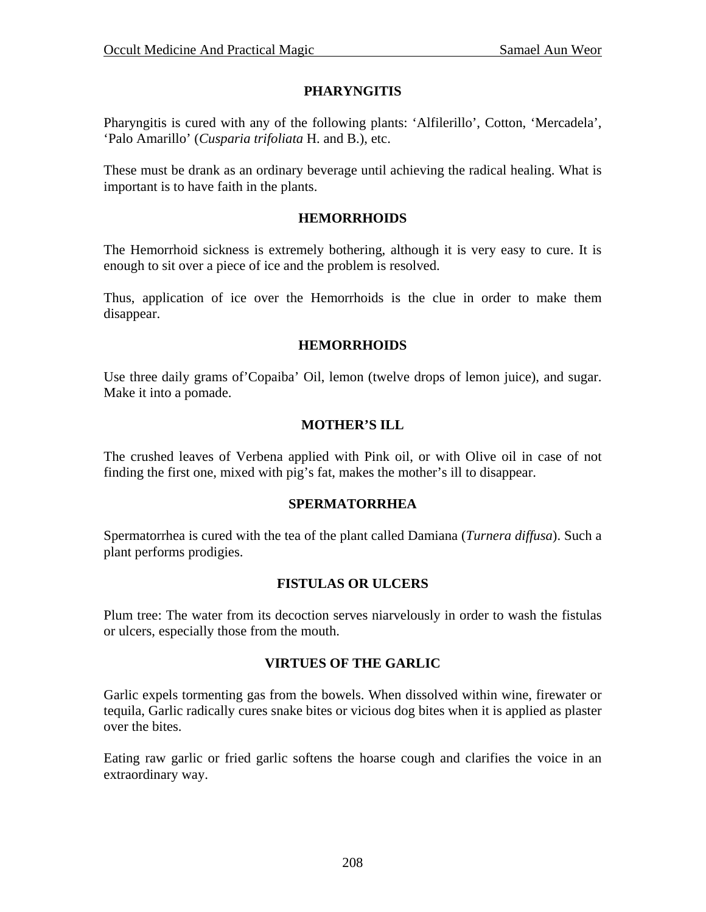## PHARYNGITIS

Pharyngitis is cured with any of the following plants: 'Alfilerillo', Cotton, 'Mercadela', 'Palo Amarillo' (*Cusparia trifoliata* H. and B.), etc.

These must be drank as an ordinary beverage until achieving the radical healing. What is important is to have faith in the plants.

## HEMORRHOIDS

The Hemorrhoid sickness is extremely bothering, although it is very easy to cure. It is enough to sit over a piece of ice and the problem is resolved.

Thus, application of ice over the Hemorrhoids is the clue in order to make them disappear.

## HEMORRHOIDS

Use three daily grams of'Copaiba' Oil, lemon (twelve drops of lemon juice), and sugar. Make it into a pomade.

## MOTHER'S ILL

The crushed leaves of Verbena applied with Pink oil, or with Olive oil in case of not finding the first one, mixed with pig's fat, makes the mother's ill to disappear.

## SPERMATORRHEA

Spermatorrhea is cured with the tea of the plant called Damiana (*Turnera diffusa*). Such a plant performs prodigies.

## FISTULAS OR ULCERS

Plum tree: The water from its decoction serves niarvelously in order to wash the fistulas or ulcers, especially those from the mouth.

## VIRTUES OF THE GARLIC

Garlic expels tormenting gas from the bowels. When dissolved within wine, firewater or tequila, Garlic radically cures snake bites or vicious dog bites when it is applied as plaster over the bites.

Eating raw garlic or fried garlic softens the hoarse cough and clarifies the voice in an extraordinary way.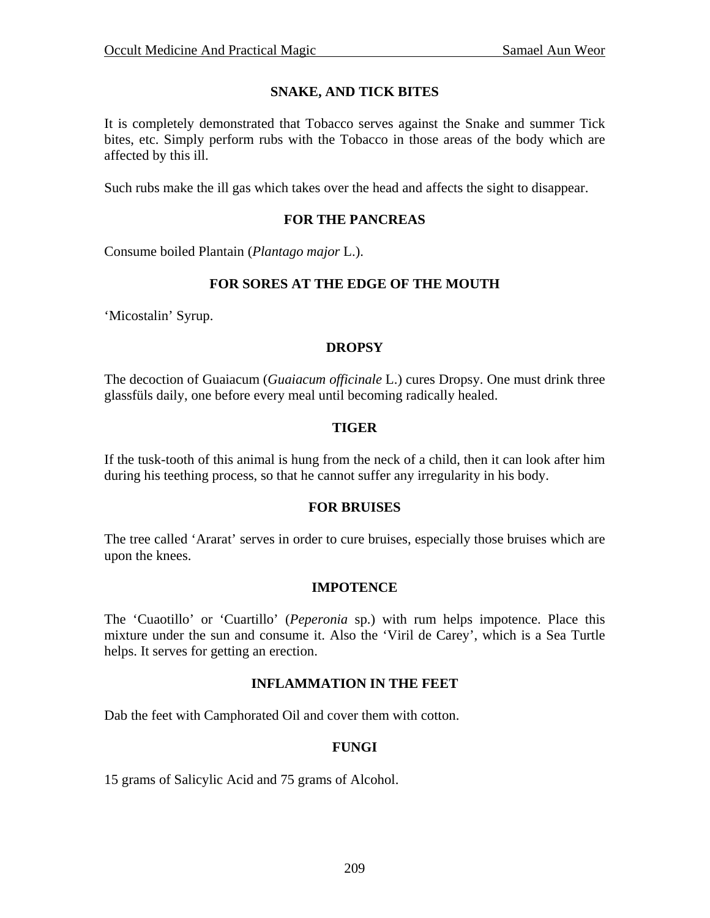### SNAKE, AND TICK BITES

It is completely demonstrated that Tobacco serves against the Snake and summer Tick bites, etc. Simply perform rubs with the Tobacco in those areas of the body which are affected by this ill.

Such rubs make the ill gas which takes over the head and affects the sight to disappear.

### FOR THE PANCREAS

Consume boiled Plantain (*Plantago major* L.).

### FOR SORES AT THE EDGE OF THE MOUTH

'Micostalin' Syrup.

### DROPSY

The decoction of Guaiacum (*Guaiacum officinale* L.) cures Dropsy. One must drink three glassfüls daily, one before every meal until becoming radically healed.

### TIGER

If the tusk-tooth of this animal is hung from the neck of a child, then it can look after him during his teething process, so that he cannot suffer any irregularity in his body.

### FOR BRUISES

The tree called 'Ararat' serves in order to cure bruises, especially those bruises which are upon the knees.

### IMPOTENCE

The 'Cuaotillo' or 'Cuartillo' (*Peperonia* sp.) with rum helps impotence. Place this mixture under the sun and consume it. Also the 'Viril de Carey', which is a Sea Turtle helps. It serves for getting an erection.

### INFLAMMATION IN THE FEET

Dab the feet with Camphorated Oil and cover them with cotton.

### FUNGI

15 grams of Salicylic Acid and 75 grams of Alcohol.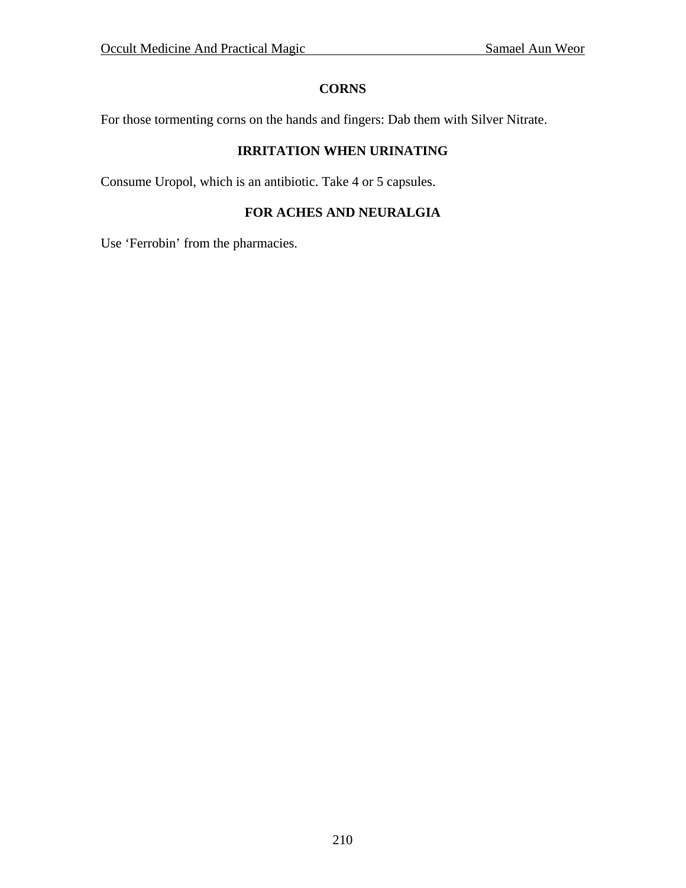## CORNS

For those tormenting corns on the hands and fingers: Dab them with Silver Nitrate.

## IRRITATION WHEN URINATING

Consume Uropol, which is an antibiotic. Take 4 or 5 capsules.

## FOR ACHES AND NEURALGIA

Use ‘Ferrobin’ from the pharmacies.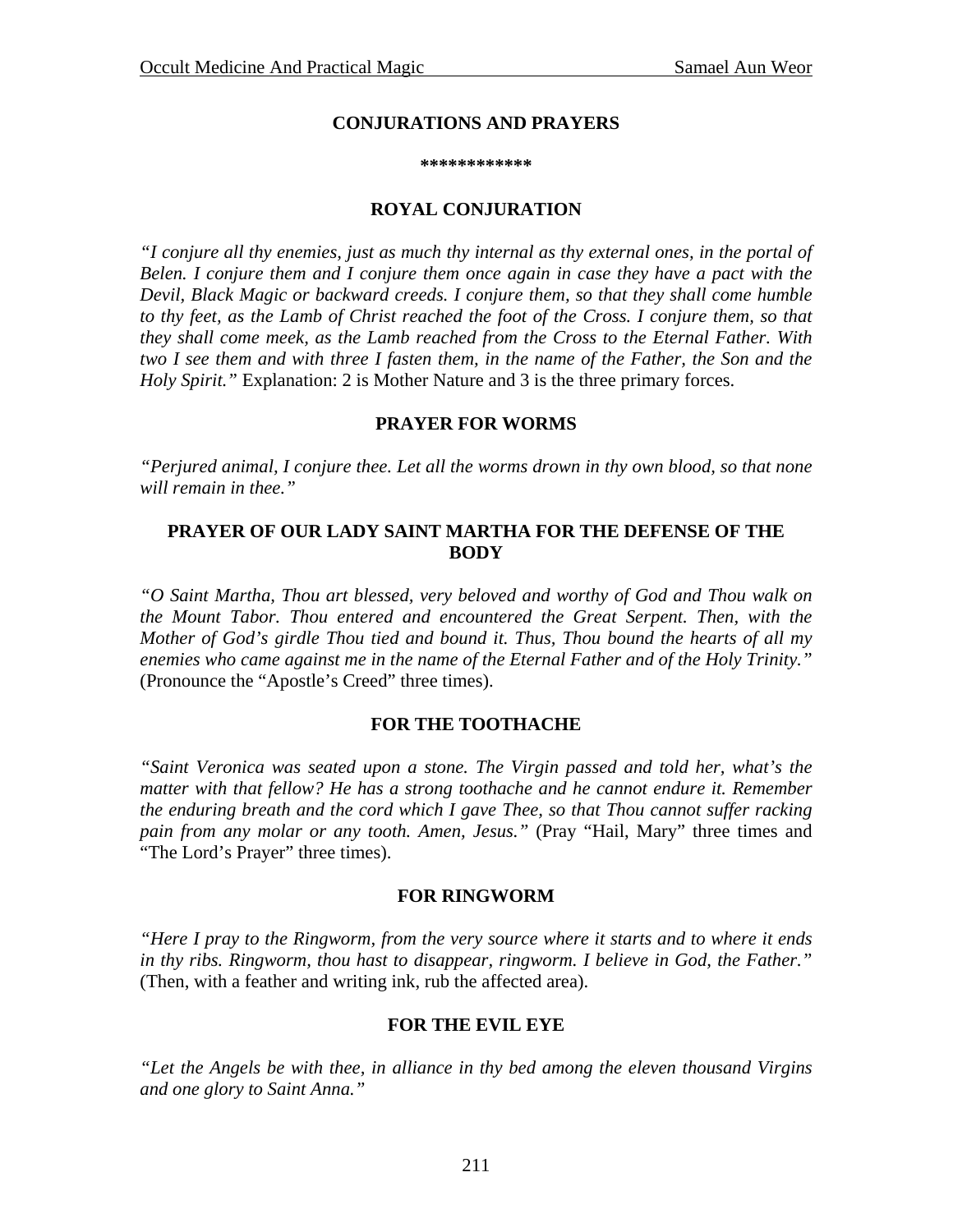## CONJURATIONS AND PRAYERS

**************

### ROYAL CONJURATION

*"I conjure all thy enemies, just as much thy internal as thy external ones, in the portal of Belen. I conjure them and I conjure them once again in case they have a pact with the Devil, Black Magic or backward creeds. I conjure them, so that they shall come humble to thy feet, as the Lamb of Christ reached the foot of the Cross. I conjure them, so that they shall come meek, as the Lamb reached from the Cross to the Eternal Father. With two I see them and with three I fasten them, in the name of the Father, the Son and the Holy Spirit."* Explanation: 2 is Mother Nature and 3 is the three primary forces.

### PRAYER FOR WORMS

*"Perjured animal, I conjure thee. Let all the worms drown in thy own blood, so that none will remain in thee."*

### PRAYER OF OUR LADY SAINT MARTHA FOR THE DEFENSE OF THE BODY

*"O Saint Martha, Thou art blessed, very beloved and worthy of God and Thou walk on the Mount Tabor. Thou entered and encountered the Great Serpent. Then, with the Mother of God's girdle Thou tied and bound it. Thus, Thou bound the hearts of all my enemies who came against me in the name of the Eternal Father and of the Holy Trinity."* (Pronounce the "Apostle's Creed" three times).

### FOR THE TOOTHACHE

*"Saint Veronica was seated upon a stone. The Virgin passed and told her, what's the matter with that fellow? He has a strong toothache and he cannot endure it. Remember the enduring breath and the cord which I gave Thee, so that Thou cannot suffer racking pain from any molar or any tooth. Amen, Jesus."* (Pray "Hail, Mary" three times and "The Lord's Prayer" three times).

### FOR RINGWORM

*"Here I pray to the Ringworm, from the very source where it starts and to where it ends in thy ribs. Ringworm, thou hast to disappear, ringworm. I believe in God, the Father."* (Then, with a feather and writing ink, rub the affected area).

### FOR THE EVIL EYE

*"Let the Angels be with thee, in alliance in thy bed among the eleven thousand Virgins and one glory to Saint Anna."*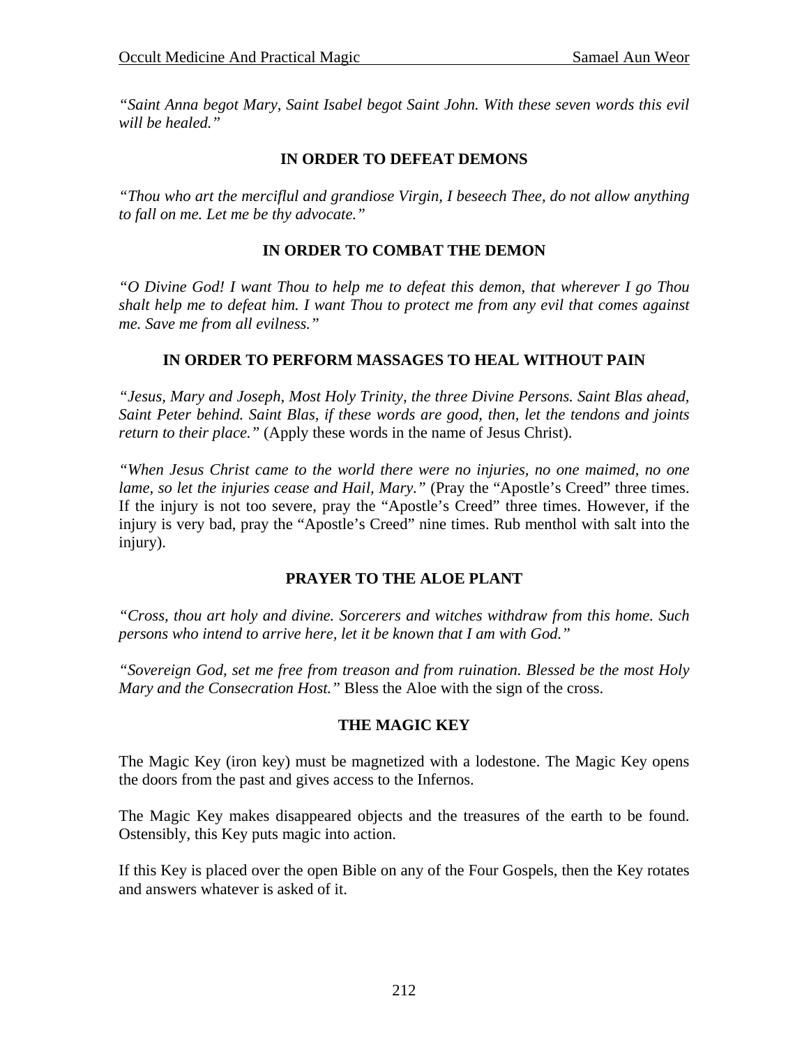*"Saint Anna begot Mary, Saint Isabel begot Saint John. With these seven words this evil will be healed."*

### IN ORDER TO DEFEAT DEMONS

*"Thou who art the merciflul and grandiose Virgin, I beseech Thee, do not allow anything to fall on me. Let me be thy advocate."*

### IN ORDER TO COMBAT THE DEMON

*"O Divine God! I want Thou to help me to defeat this demon, that wherever I go Thou shalt help me to defeat him. I want Thou to protect me from any evil that comes against me. Save me from all evilness."*

### IN ORDER TO PERFORM MASSAGES TO HEAL WITHOUT PAIN

*"Jesus, Mary and Joseph, Most Holy Trinity, the three Divine Persons. Saint Blas ahead, Saint Peter behind. Saint Blas, if these words are good, then, let the tendons and joints return to their place."* (Apply these words in the name of Jesus Christ).

*"When Jesus Christ came to the world there were no injuries, no one maimed, no one lame, so let the injuries cease and Hail, Mary."* (Pray the "Apostle's Creed" three times. If the injury is not too severe, pray the "Apostle's Creed" three times. However, if the injury is very bad, pray the "Apostle's Creed" nine times. Rub menthol with salt into the injury).

### PRAYER TO THE ALOE PLANT

*"Cross, thou art holy and divine. Sorcerers and witches withdraw from this home. Such persons who intend to arrive here, let it be known that I am with God."*

*"Sovereign God, set me free from treason and from ruination. Blessed be the most Holy Mary and the Consecration Host."* Bless the Aloe with the sign of the cross.

### THE MAGIC KEY

The Magic Key (iron key) must be magnetized with a lodestone. The Magic Key opens the doors from the past and gives access to the Infernos.

The Magic Key makes disappeared objects and the treasures of the earth to be found. Ostensibly, this Key puts magic into action.

If this Key is placed over the open Bible on any of the Four Gospels, then the Key rotates and answers whatever is asked of it.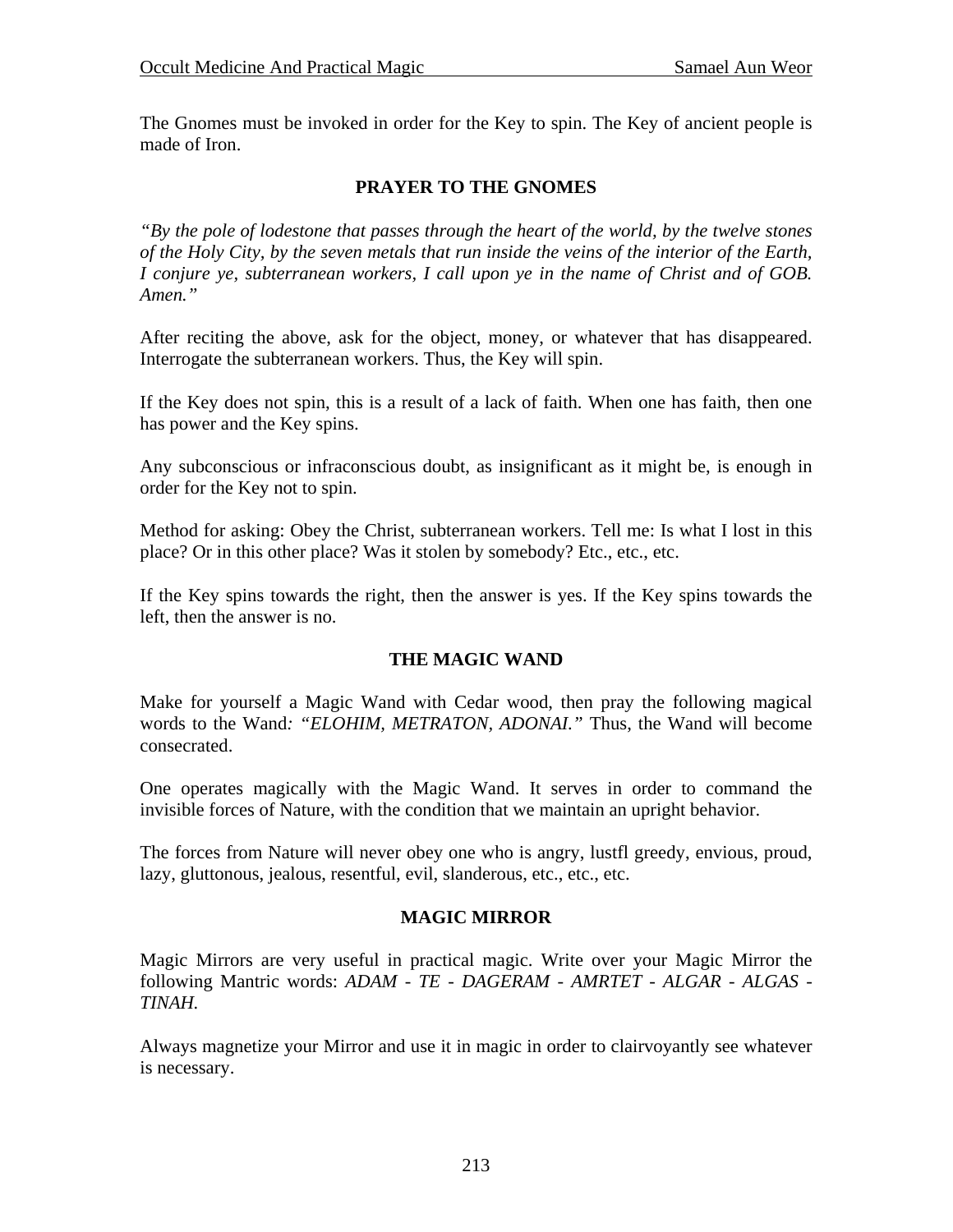The Gnomes must be invoked in order for the Key to spin. The Key of ancient people is made of Iron.

### PRAYER TO THE GNOMES

*"By the pole of lodestone that passes through the heart of the world, by the twelve stones of the Holy City, by the seven metals that run inside the veins of the interior of the Earth, I conjure ye, subterranean workers, I call upon ye in the name of Christ and of GOB. Amen."*

After reciting the above, ask for the object, money, or whatever that has disappeared. Interrogate the subterranean workers. Thus, the Key will spin.

If the Key does not spin, this is a result of a lack of faith. When one has faith, then one has power and the Key spins.

Any subconscious or infraconscious doubt, as insignificant as it might be, is enough in order for the Key not to spin.

Method for asking: Obey the Christ, subterranean workers. Tell me: Is what I lost in this place? Or in this other place? Was it stolen by somebody? Etc., etc., etc.

If the Key spins towards the right, then the answer is yes. If the Key spins towards the left, then the answer is no.

### THE MAGIC WAND

Make for yourself a Magic Wand with Cedar wood, then pray the following magical words to the Wand*: "ELOHIM, METRATON, ADONAI."* Thus, the Wand will become consecrated.

One operates magically with the Magic Wand. It serves in order to command the invisible forces of Nature, with the condition that we maintain an upright behavior.

The forces from Nature will never obey one who is angry, lustfl greedy, envious, proud, lazy, gluttonous, jealous, resentful, evil, slanderous, etc., etc., etc.

### MAGIC MIRROR

Magic Mirrors are very useful in practical magic. Write over your Magic Mirror the following Mantric words: *ADAM - TE - DAGERAM - AMRTET - ALGAR - ALGAS - TINAH.*

Always magnetize your Mirror and use it in magic in order to clairvoyantly see whatever is necessary.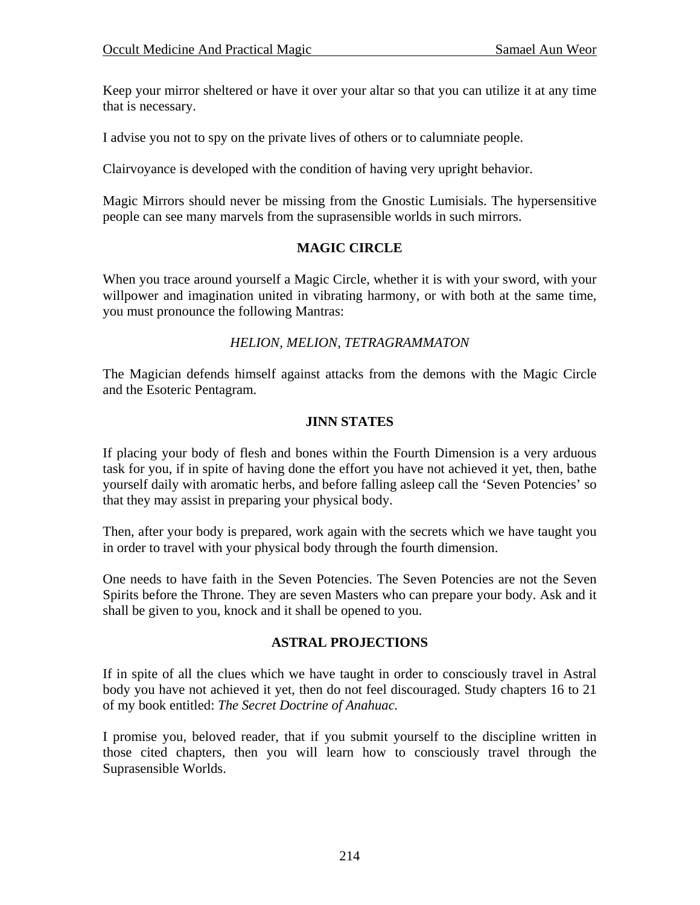Keep your mirror sheltered or have it over your altar so that you can utilize it at any time that is necessary.

I advise you not to spy on the private lives of others or to calumniate people.

Clairvoyance is developed with the condition of having very upright behavior.

Magic Mirrors should never be missing from the Gnostic Lumisials. The hypersensitive people can see many marvels from the suprasensible worlds in such mirrors.

## MAGIC CIRCLE

When you trace around yourself a Magic Circle, whether it is with your sword, with your willpower and imagination united in vibrating harmony, or with both at the same time, you must pronounce the following Mantras:

*HELION, MELION, TETRAGRAMMATON*

The Magician defends himself against attacks from the demons with the Magic Circle and the Esoteric Pentagram.

## JINN STATES

If placing your body of flesh and bones within the Fourth Dimension is a very arduous task for you, if in spite of having done the effort you have not achieved it yet, then, bathe yourself daily with aromatic herbs, and before falling asleep call the 'Seven Potencies' so that they may assist in preparing your physical body.

Then, after your body is prepared, work again with the secrets which we have taught you in order to travel with your physical body through the fourth dimension.

One needs to have faith in the Seven Potencies. The Seven Potencies are not the Seven Spirits before the Throne. They are seven Masters who can prepare your body. Ask and it shall be given to you, knock and it shall be opened to you.

## ASTRAL PROJECTIONS

If in spite of all the clues which we have taught in order to consciously travel in Astral body you have not achieved it yet, then do not feel discouraged. Study chapters 16 to 21 of my book entitled: *The Secret Doctrine of Anahuac.*

I promise you, beloved reader, that if you submit yourself to the discipline written in those cited chapters, then you will learn how to consciously travel through the Suprasensible Worlds.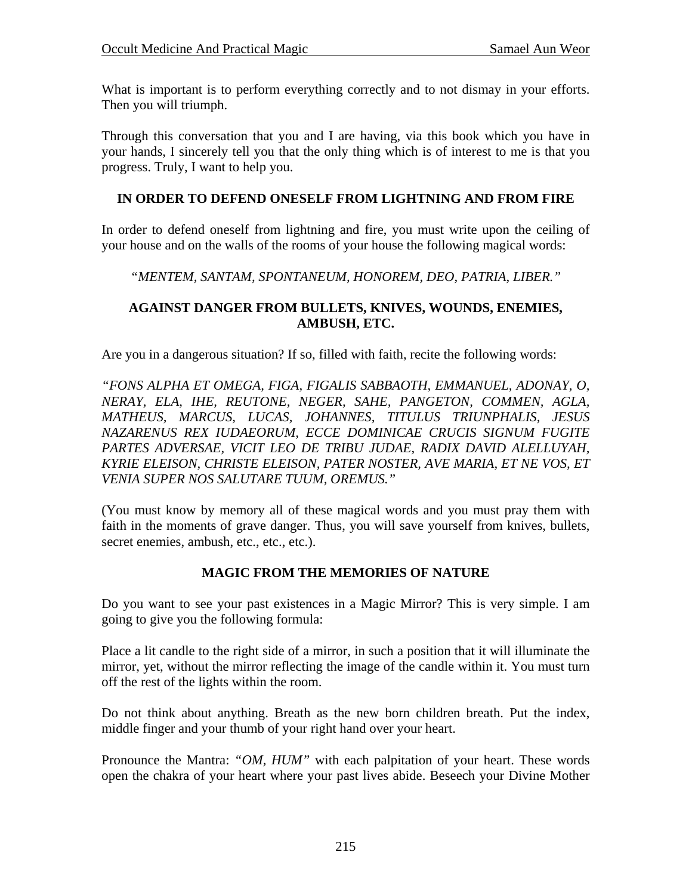What is important is to perform everything correctly and to not dismay in your efforts. Then you will triumph.

Through this conversation that you and I are having, via this book which you have in your hands, I sincerely tell you that the only thing which is of interest to me is that you progress. Truly, I want to help you.

### IN ORDER TO DEFEND ONESELF FROM LIGHTNING AND FROM FIRE

In order to defend oneself from lightning and fire, you must write upon the ceiling of your house and on the walls of the rooms of your house the following magical words:

*"MENTEM, SANTAM, SPONTANEUM, HONOREM, DEO, PATRIA, LIBER."*

### AGAINST DANGER FROM BULLETS, KNIVES, WOUNDS, ENEMIES, AMBUSH, ETC.

Are you in a dangerous situation? If so, filled with faith, recite the following words:

*"FONS ALPHA ET OMEGA, FIGA, FIGALIS SABBAOTH, EMMANUEL, ADONAY, O, NERAY, ELA, IHE, REUTONE, NEGER, SAHE, PANGETON, COMMEN, AGLA, MATHEUS, MARCUS, LUCAS, JOHANNES, TITULUS TRIUNPHALIS, JESUS NAZARENUS REX IUDAEORUM, ECCE DOMINICAE CRUCIS SIGNUM FUGITE PARTES ADVERSAE, VICIT LEO DE TRIBU JUDAE, RADIX DAVID ALELLUYAH, KYRIE ELEISON, CHRISTE ELEISON, PATER NOSTER, AVE MARIA, ET NE VOS, ET VENIA SUPER NOS SALUTARE TUUM, OREMUS."*

(You must know by memory all of these magical words and you must pray them with faith in the moments of grave danger. Thus, you will save yourself from knives, bullets, secret enemies, ambush, etc., etc., etc.).

### MAGIC FROM THE MEMORIES OF NATURE

Do you want to see your past existences in a Magic Mirror? This is very simple. I am going to give you the following formula:

Place a lit candle to the right side of a mirror, in such a position that it will illuminate the mirror, yet, without the mirror reflecting the image of the candle within it. You must turn off the rest of the lights within the room.

Do not think about anything. Breath as the new born children breath. Put the index, middle finger and your thumb of your right hand over your heart.

Pronounce the Mantra: *"OM, HUM"* with each palpitation of your heart. These words open the chakra of your heart where your past lives abide. Beseech your Divine Mother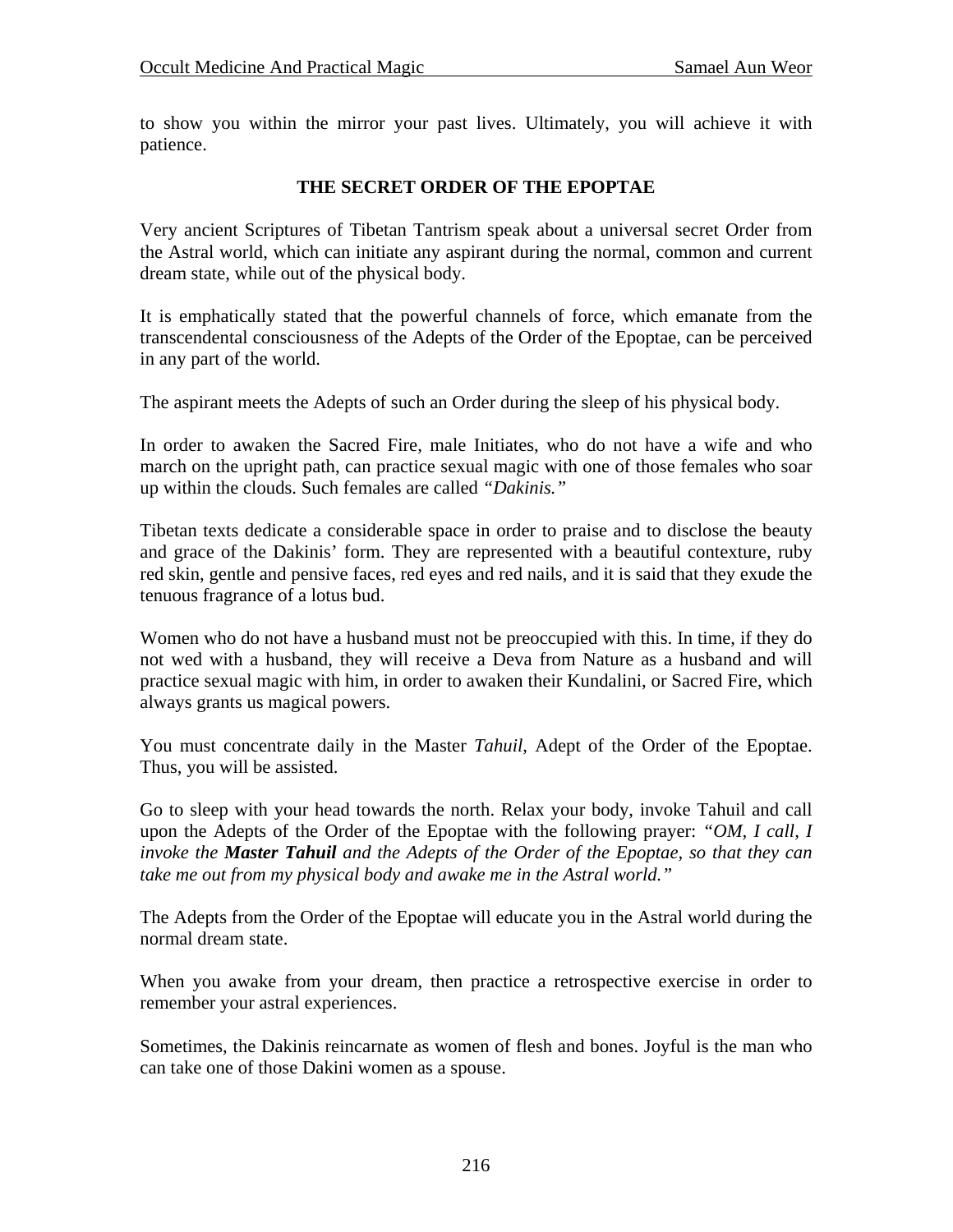to show you within the mirror your past lives. Ultimately, you will achieve it with patience.

## THE SECRET ORDER OF THE EPOPTAE

Very ancient Scriptures of Tibetan Tantrism speak about a universal secret Order from the Astral world, which can initiate any aspirant during the normal, common and current dream state, while out of the physical body.

It is emphatically stated that the powerful channels of force, which emanate from the transcendental consciousness of the Adepts of the Order of the Epoptae, can be perceived in any part of the world.

The aspirant meets the Adepts of such an Order during the sleep of his physical body.

In order to awaken the Sacred Fire, male Initiates, who do not have a wife and who march on the upright path, can practice sexual magic with one of those females who soar up within the clouds. Such females are called *"Dakinis."*

Tibetan texts dedicate a considerable space in order to praise and to disclose the beauty and grace of the Dakinis' form. They are represented with a beautiful contexture, ruby red skin, gentle and pensive faces, red eyes and red nails, and it is said that they exude the tenuous fragrance of a lotus bud.

Women who do not have a husband must not be preoccupied with this. In time, if they do not wed with a husband, they will receive a Deva from Nature as a husband and will practice sexual magic with him, in order to awaken their Kundalini, or Sacred Fire, which always grants us magical powers.

You must concentrate daily in the Master *Tahuil*, Adept of the Order of the Epoptae. Thus, you will be assisted.

Go to sleep with your head towards the north. Relax your body, invoke Tahuil and call upon the Adepts of the Order of the Epoptae with the following prayer: *"OM, I call, I invoke the* ***Master Tahuil*** *and the Adepts of the Order of the Epoptae, so that they can take me out from my physical body and awake me in the Astral world."*

The Adepts from the Order of the Epoptae will educate you in the Astral world during the normal dream state.

When you awake from your dream, then practice a retrospective exercise in order to remember your astral experiences.

Sometimes, the Dakinis reincarnate as women of flesh and bones. Joyful is the man who can take one of those Dakini women as a spouse.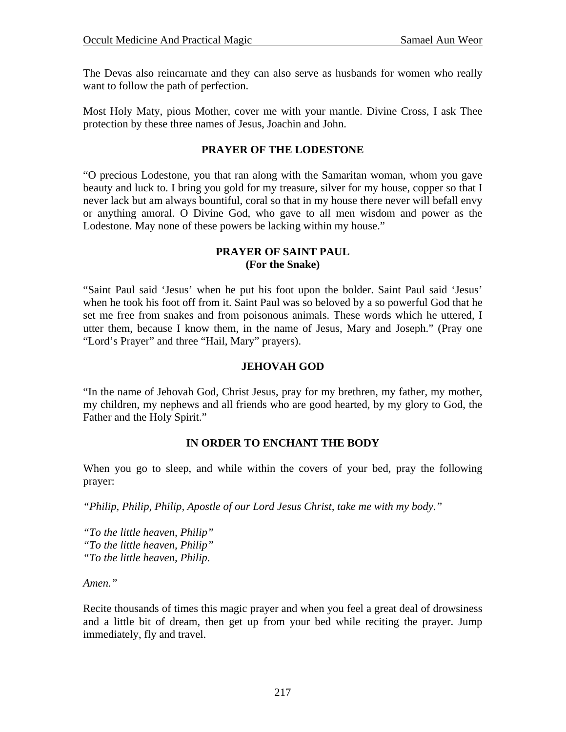The Devas also reincarnate and they can also serve as husbands for women who really want to follow the path of perfection.

Most Holy Maty, pious Mother, cover me with your mantle. Divine Cross, I ask Thee protection by these three names of Jesus, Joachin and John.

### PRAYER OF THE LODESTONE

"O precious Lodestone, you that ran along with the Samaritan woman, whom you gave beauty and luck to. I bring you gold for my treasure, silver for my house, copper so that I never lack but am always bountiful, coral so that in my house there never will befall envy or anything amoral. O Divine God, who gave to all men wisdom and power as the Lodestone. May none of these powers be lacking within my house."

### PRAYER OF SAINT PAUL
### (For the Snake)

"Saint Paul said 'Jesus' when he put his foot upon the bolder. Saint Paul said 'Jesus' when he took his foot off from it. Saint Paul was so beloved by a so powerful God that he set me free from snakes and from poisonous animals. These words which he uttered, I utter them, because I know them, in the name of Jesus, Mary and Joseph." (Pray one "Lord's Prayer" and three "Hail, Mary" prayers).

### JEHOVAH GOD

"In the name of Jehovah God, Christ Jesus, pray for my brethren, my father, my mother, my children, my nephews and all friends who are good hearted, by my glory to God, the Father and the Holy Spirit."

### IN ORDER TO ENCHANT THE BODY

When you go to sleep, and while within the covers of your bed, pray the following prayer:

*"Philip, Philip, Philip, Apostle of our Lord Jesus Christ, take me with my body."*

*"To the little heaven, Philip"*
*"To the little heaven, Philip"*
*"To the little heaven, Philip.*

*Amen."*

Recite thousands of times this magic prayer and when you feel a great deal of drowsiness and a little bit of dream, then get up from your bed while reciting the prayer. Jump immediately, fly and travel.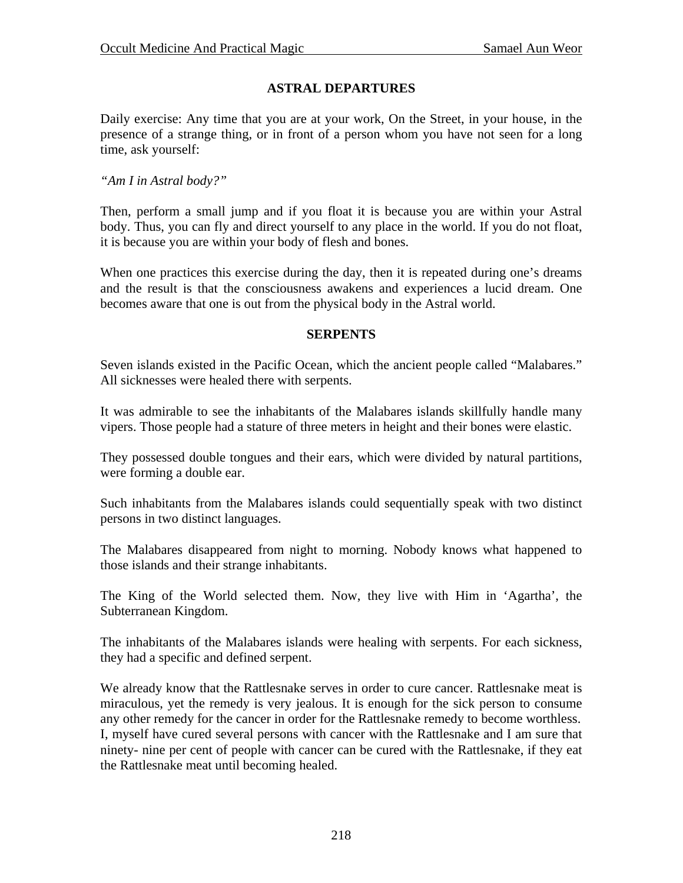## ASTRAL DEPARTURES

Daily exercise: Any time that you are at your work, On the Street, in your house, in the presence of a strange thing, or in front of a person whom you have not seen for a long time, ask yourself:

*"Am I in Astral body?"*

Then, perform a small jump and if you float it is because you are within your Astral body. Thus, you can fly and direct yourself to any place in the world. If you do not float, it is because you are within your body of flesh and bones.

When one practices this exercise during the day, then it is repeated during one's dreams and the result is that the consciousness awakens and experiences a lucid dream. One becomes aware that one is out from the physical body in the Astral world.

## SERPENTS

Seven islands existed in the Pacific Ocean, which the ancient people called "Malabares." All sicknesses were healed there with serpents.

It was admirable to see the inhabitants of the Malabares islands skillfully handle many vipers. Those people had a stature of three meters in height and their bones were elastic.

They possessed double tongues and their ears, which were divided by natural partitions, were forming a double ear.

Such inhabitants from the Malabares islands could sequentially speak with two distinct persons in two distinct languages.

The Malabares disappeared from night to morning. Nobody knows what happened to those islands and their strange inhabitants.

The King of the World selected them. Now, they live with Him in 'Agartha', the Subterranean Kingdom.

The inhabitants of the Malabares islands were healing with serpents. For each sickness, they had a specific and defined serpent.

We already know that the Rattlesnake serves in order to cure cancer. Rattlesnake meat is miraculous, yet the remedy is very jealous. It is enough for the sick person to consume any other remedy for the cancer in order for the Rattlesnake remedy to become worthless. I, myself have cured several persons with cancer with the Rattlesnake and I am sure that ninety- nine per cent of people with cancer can be cured with the Rattlesnake, if they eat the Rattlesnake meat until becoming healed.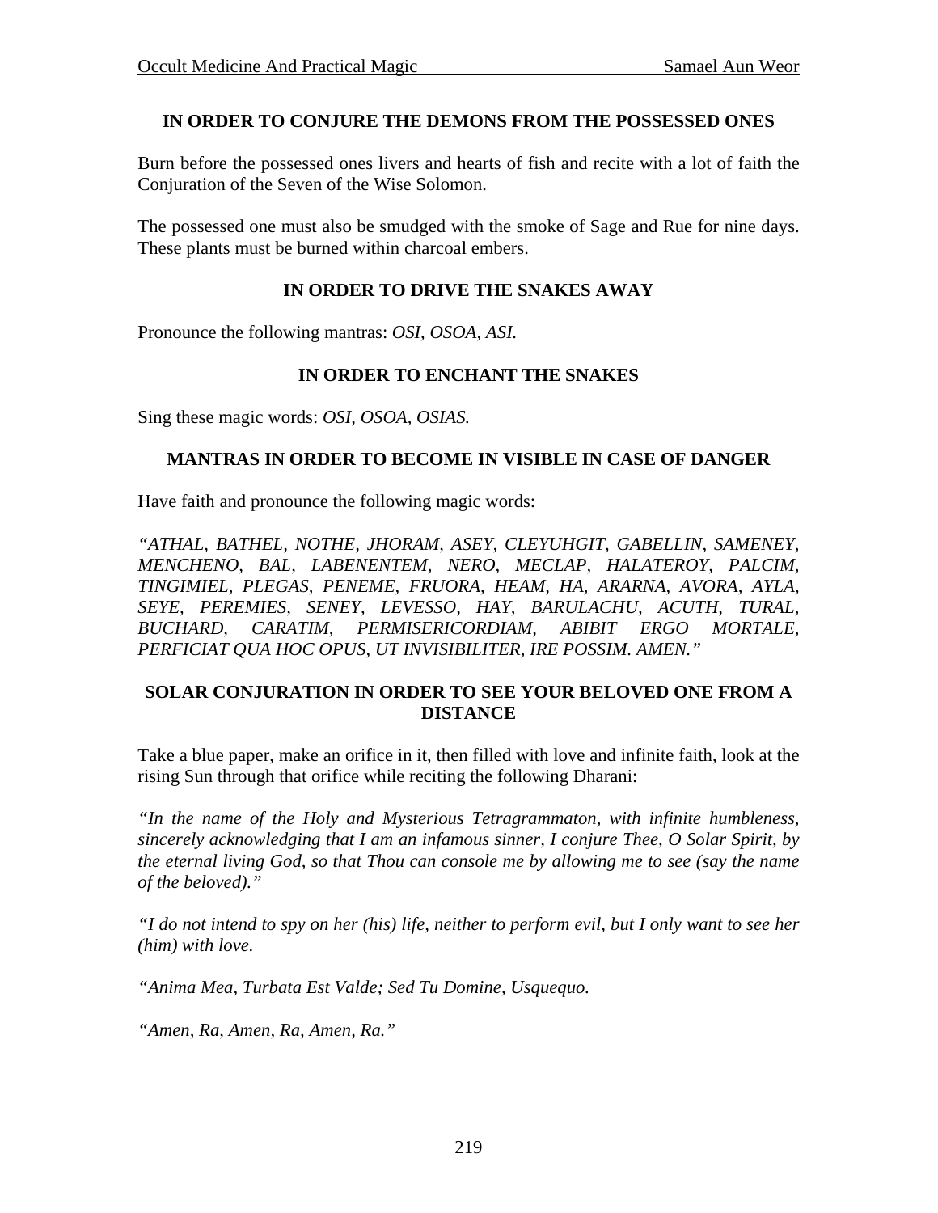### IN ORDER TO CONJURE THE DEMONS FROM THE POSSESSED ONES

Burn before the possessed ones livers and hearts of fish and recite with a lot of faith the Conjuration of the Seven of the Wise Solomon.

The possessed one must also be smudged with the smoke of Sage and Rue for nine days. These plants must be burned within charcoal embers.

### IN ORDER TO DRIVE THE SNAKES AWAY

Pronounce the following mantras: *OSI, OSOA, ASI.*

### IN ORDER TO ENCHANT THE SNAKES

Sing these magic words: *OSI, OSOA, OSIAS.*

### MANTRAS IN ORDER TO BECOME IN VISIBLE IN CASE OF DANGER

Have faith and pronounce the following magic words:

*"ATHAL, BATHEL, NOTHE, JHORAM, ASEY, CLEYUHGIT, GABELLIN, SAMENEY, MENCHENO, BAL, LABENENTEM, NERO, MECLAP, HALATEROY, PALCIM, TINGIMIEL, PLEGAS, PENEME, FRUORA, HEAM, HA, ARARNA, AVORA, AYLA, SEYE, PEREMIES, SENEY, LEVESSO, HAY, BARULACHU, ACUTH, TURAL, BUCHARD, CARATIM, PERMISERICORDIAM, ABIBIT ERGO MORTALE, PERFICIAT QUA HOC OPUS, UT INVISIBILITER, IRE POSSIM. AMEN."*

### SOLAR CONJURATION IN ORDER TO SEE YOUR BELOVED ONE FROM A DISTANCE

Take a blue paper, make an orifice in it, then filled with love and infinite faith, look at the rising Sun through that orifice while reciting the following Dharani:

*"In the name of the Holy and Mysterious Tetragrammaton, with infinite humbleness, sincerely acknowledging that I am an infamous sinner, I conjure Thee, O Solar Spirit, by the eternal living God, so that Thou can console me by allowing me to see (say the name of the beloved)."*

*"I do not intend to spy on her (his) life, neither to perform evil, but I only want to see her (him) with love.*

*"Anima Mea, Turbata Est Valde; Sed Tu Domine, Usquequo.*

*"Amen, Ra, Amen, Ra, Amen, Ra."*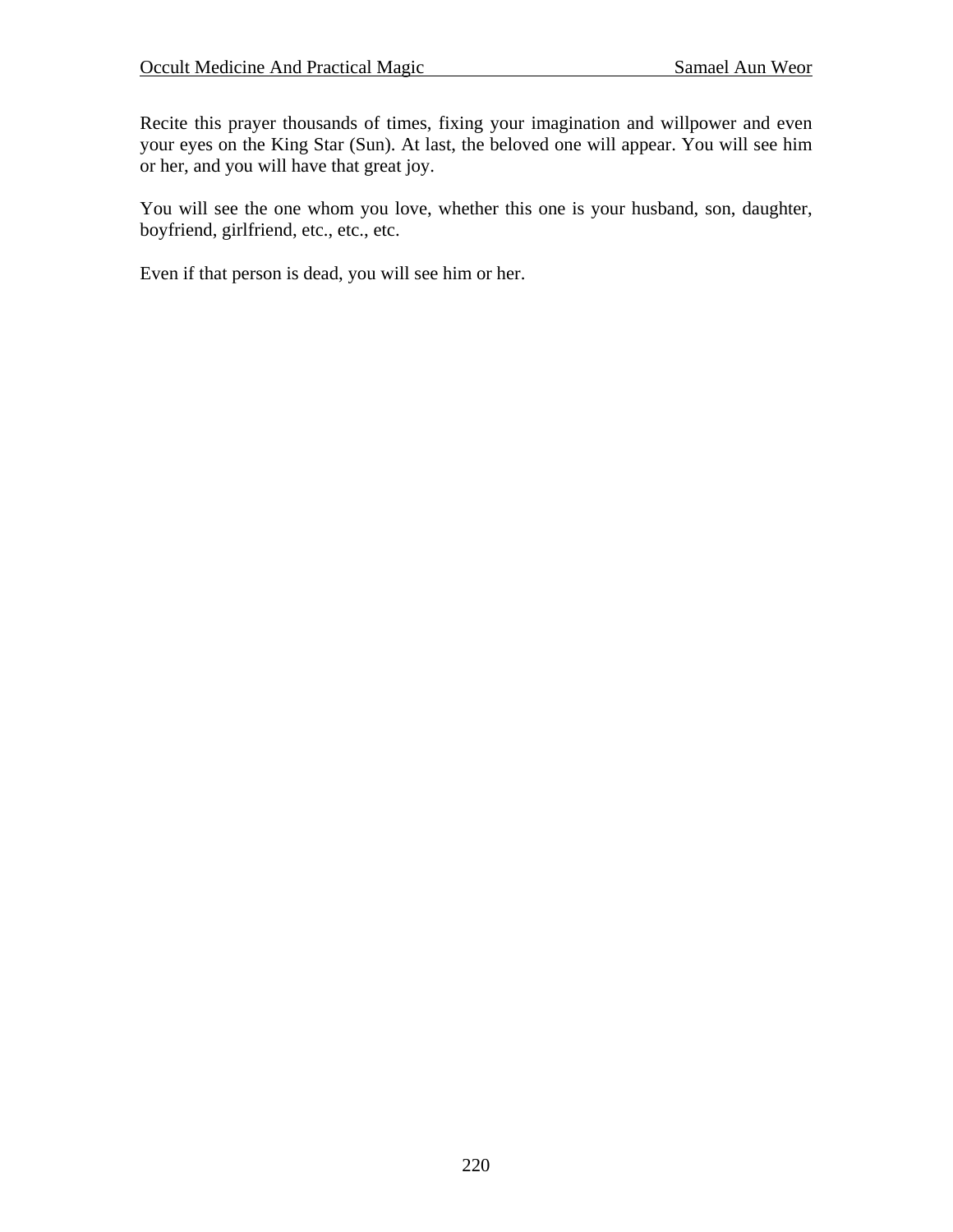Recite this prayer thousands of times, fixing your imagination and willpower and even your eyes on the King Star (Sun). At last, the beloved one will appear. You will see him or her, and you will have that great joy.

You will see the one whom you love, whether this one is your husband, son, daughter, boyfriend, girlfriend, etc., etc., etc.

Even if that person is dead, you will see him or her.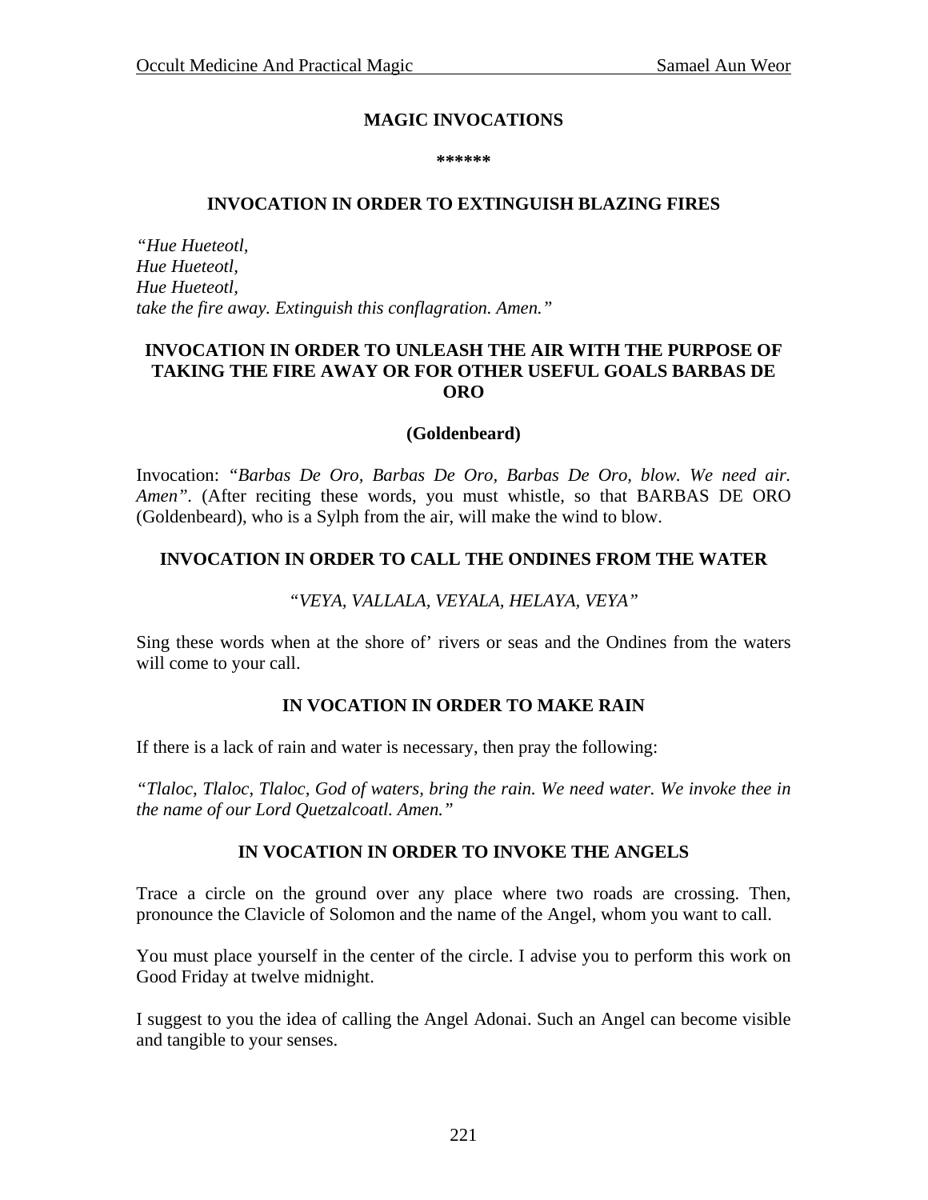## MAGIC INVOCATIONS

**\*\*\*\*\*\***

### INVOCATION IN ORDER TO EXTINGUISH BLAZING FIRES

*"Hue Hueteotl,*
*Hue Hueteotl,*
*Hue Hueteotl,*
*take the fire away. Extinguish this conflagration. Amen."*

### INVOCATION IN ORDER TO UNLEASH THE AIR WITH THE PURPOSE OF TAKING THE FIRE AWAY OR FOR OTHER USEFUL GOALS BARBAS DE ORO

**(Goldenbeard)**

Invocation: *"Barbas De Oro, Barbas De Oro, Barbas De Oro, blow. We need air. Amen".* (After reciting these words, you must whistle, so that BARBAS DE ORO (Goldenbeard), who is a Sylph from the air, will make the wind to blow.

### INVOCATION IN ORDER TO CALL THE ONDINES FROM THE WATER

*"VEYA, VALLALA, VEYALA, HELAYA, VEYA"*

Sing these words when at the shore of' rivers or seas and the Ondines from the waters will come to your call.

### IN VOCATION IN ORDER TO MAKE RAIN

If there is a lack of rain and water is necessary, then pray the following:

*"Tlaloc, Tlaloc, Tlaloc, God of waters, bring the rain. We need water. We invoke thee in the name of our Lord Quetzalcoatl. Amen."*

### IN VOCATION IN ORDER TO INVOKE THE ANGELS

Trace a circle on the ground over any place where two roads are crossing. Then, pronounce the Clavicle of Solomon and the name of the Angel, whom you want to call.

You must place yourself in the center of the circle. I advise you to perform this work on Good Friday at twelve midnight.

I suggest to you the idea of calling the Angel Adonai. Such an Angel can become visible and tangible to your senses.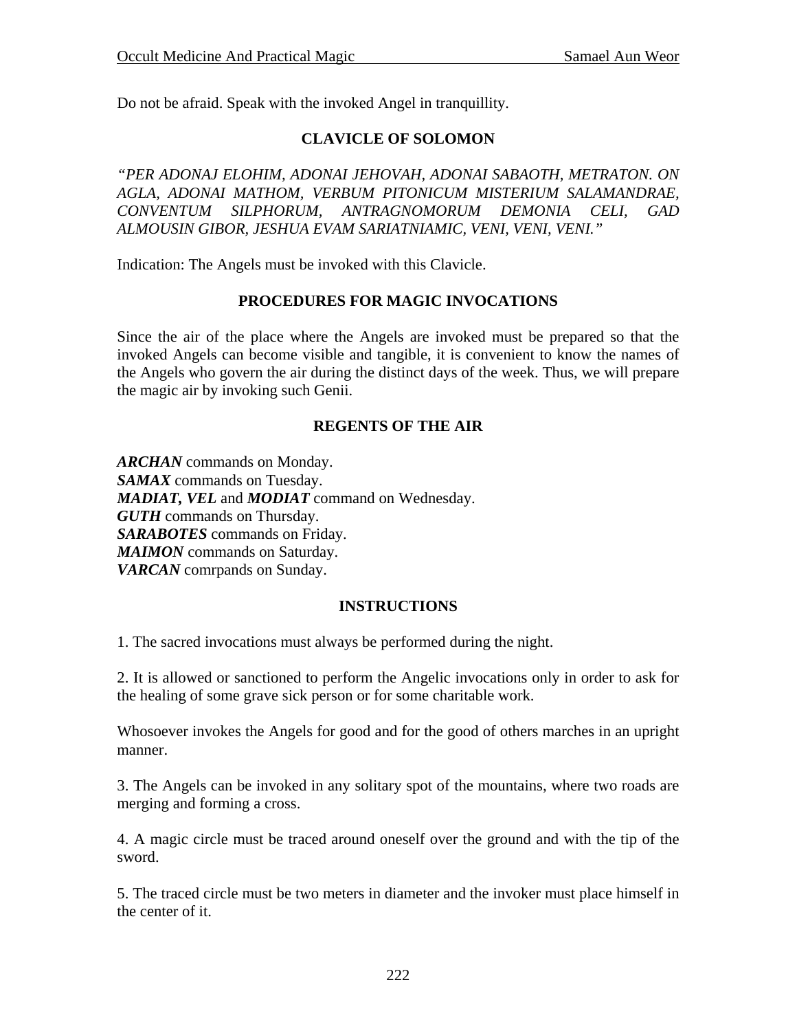Do not be afraid. Speak with the invoked Angel in tranquillity.

## CLAVICLE OF SOLOMON

*"PER ADONAJ ELOHIM, ADONAI JEHOVAH, ADONAI SABAOTH, METRATON. ON AGLA, ADONAI MATHOM, VERBUM PITONICUM MISTERIUM SALAMANDRAE, CONVENTUM SILPHORUM, ANTRAGNOMORUM DEMONIA CELI, GAD ALMOUSIN GIBOR, JESHUA EVAM SARIATNIAMIC, VENI, VENI, VENI."*

Indication: The Angels must be invoked with this Clavicle.

## PROCEDURES FOR MAGIC INVOCATIONS

Since the air of the place where the Angels are invoked must be prepared so that the invoked Angels can become visible and tangible, it is convenient to know the names of the Angels who govern the air during the distinct days of the week. Thus, we will prepare the magic air by invoking such Genii.

## REGENTS OF THE AIR

***ARCHAN*** commands on Monday.
***SAMAX*** commands on Tuesday.
***MADIAT, VEL*** and ***MODIAT*** command on Wednesday.
***GUTH*** commands on Thursday.
***SARABOTES*** commands on Friday.
***MAIMON*** commands on Saturday.
***VARCAN*** comrpands on Sunday.

## INSTRUCTIONS

1. The sacred invocations must always be performed during the night.

2. It is allowed or sanctioned to perform the Angelic invocations only in order to ask for the healing of some grave sick person or for some charitable work.

Whosoever invokes the Angels for good and for the good of others marches in an upright manner.

3. The Angels can be invoked in any solitary spot of the mountains, where two roads are merging and forming a cross.

4. A magic circle must be traced around oneself over the ground and with the tip of the sword.

5. The traced circle must be two meters in diameter and the invoker must place himself in the center of it.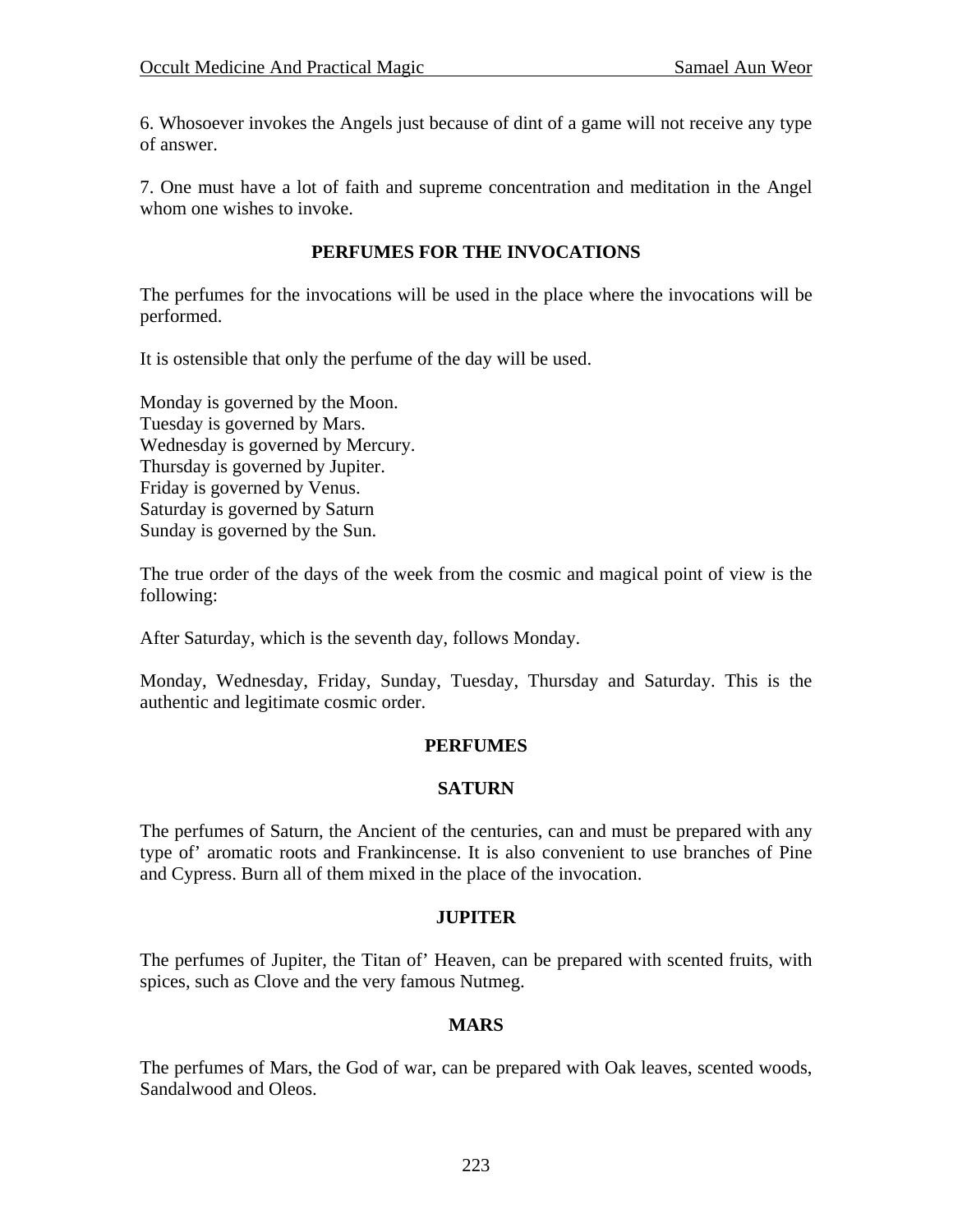6. Whosoever invokes the Angels just because of dint of a game will not receive any type of answer.

7. One must have a lot of faith and supreme concentration and meditation in the Angel whom one wishes to invoke.

## PERFUMES FOR THE INVOCATIONS

The perfumes for the invocations will be used in the place where the invocations will be performed.

It is ostensible that only the perfume of the day will be used.

Monday is governed by the Moon.
Tuesday is governed by Mars.
Wednesday is governed by Mercury.
Thursday is governed by Jupiter.
Friday is governed by Venus.
Saturday is governed by Saturn
Sunday is governed by the Sun.

The true order of the days of the week from the cosmic and magical point of view is the following:

After Saturday, which is the seventh day, follows Monday.

Monday, Wednesday, Friday, Sunday, Tuesday, Thursday and Saturday. This is the authentic and legitimate cosmic order.

## PERFUMES

### SATURN

The perfumes of Saturn, the Ancient of the centuries, can and must be prepared with any type of' aromatic roots and Frankincense. It is also convenient to use branches of Pine and Cypress. Burn all of them mixed in the place of the invocation.

### JUPITER

The perfumes of Jupiter, the Titan of' Heaven, can be prepared with scented fruits, with spices, such as Clove and the very famous Nutmeg.

### MARS

The perfumes of Mars, the God of war, can be prepared with Oak leaves, scented woods, Sandalwood and Oleos.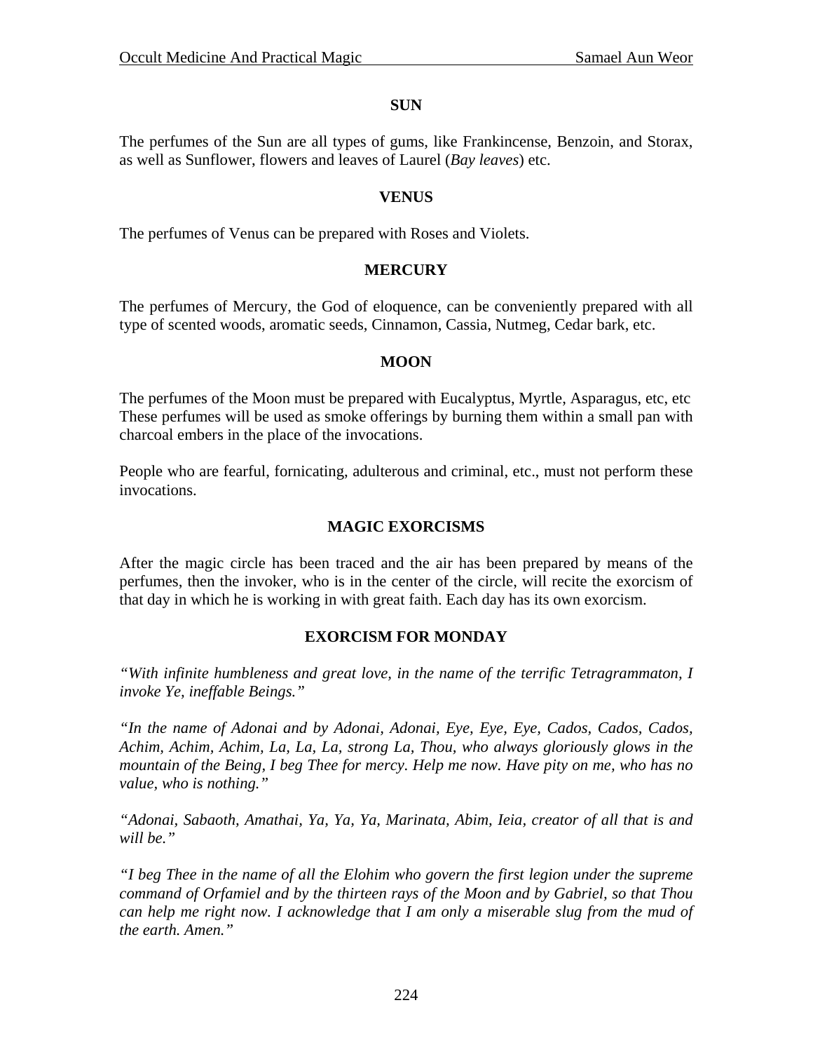### SUN

The perfumes of the Sun are all types of gums, like Frankincense, Benzoin, and Storax, as well as Sunflower, flowers and leaves of Laurel (*Bay leaves*) etc.

### VENUS

The perfumes of Venus can be prepared with Roses and Violets.

### MERCURY

The perfumes of Mercury, the God of eloquence, can be conveniently prepared with all type of scented woods, aromatic seeds, Cinnamon, Cassia, Nutmeg, Cedar bark, etc.

### MOON

The perfumes of the Moon must be prepared with Eucalyptus, Myrtle, Asparagus, etc, etc These perfumes will be used as smoke offerings by burning them within a small pan with charcoal embers in the place of the invocations.

People who are fearful, fornicating, adulterous and criminal, etc., must not perform these invocations.

## MAGIC EXORCISMS

After the magic circle has been traced and the air has been prepared by means of the perfumes, then the invoker, who is in the center of the circle, will recite the exorcism of that day in which he is working in with great faith. Each day has its own exorcism.

### EXORCISM FOR MONDAY

*"With infinite humbleness and great love, in the name of the terrific Tetragrammaton, I invoke Ye, ineffable Beings."*

*"In the name of Adonai and by Adonai, Adonai, Eye, Eye, Eye, Cados, Cados, Cados, Achim, Achim, Achim, La, La, La, strong La, Thou, who always gloriously glows in the mountain of the Being, I beg Thee for mercy. Help me now. Have pity on me, who has no value, who is nothing."*

*"Adonai, Sabaoth, Amathai, Ya, Ya, Ya, Marinata, Abim, Ieia, creator of all that is and will be."*

*"I beg Thee in the name of all the Elohim who govern the first legion under the supreme command of Orfamiel and by the thirteen rays of the Moon and by Gabriel, so that Thou can help me right now. I acknowledge that I am only a miserable slug from the mud of the earth. Amen."*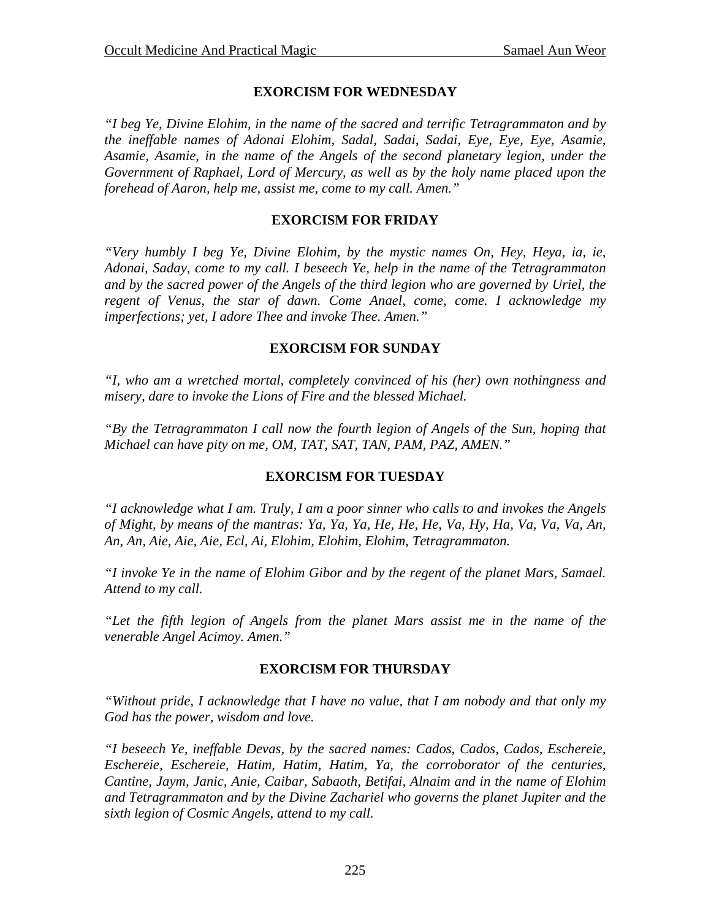### EXORCISM FOR WEDNESDAY

*"I beg Ye, Divine Elohim, in the name of the sacred and terrific Tetragrammaton and by the ineffable names of Adonai Elohim, Sadal, Sadai, Sadai, Eye, Eye, Eye, Asamie, Asamie, Asamie, in the name of the Angels of the second planetary legion, under the Government of Raphael, Lord of Mercury, as well as by the holy name placed upon the forehead of Aaron, help me, assist me, come to my call. Amen."*

### EXORCISM FOR FRIDAY

*"Very humbly I beg Ye, Divine Elohim, by the mystic names On, Hey, Heya, ia, ie, Adonai, Saday, come to my call. I beseech Ye, help in the name of the Tetragrammaton and by the sacred power of the Angels of the third legion who are governed by Uriel, the regent of Venus, the star of dawn. Come Anael, come, come. I acknowledge my imperfections; yet, I adore Thee and invoke Thee. Amen."*

### EXORCISM FOR SUNDAY

*"I, who am a wretched mortal, completely convinced of his (her) own nothingness and misery, dare to invoke the Lions of Fire and the blessed Michael.*

*"By the Tetragrammaton I call now the fourth legion of Angels of the Sun, hoping that Michael can have pity on me, OM, TAT, SAT, TAN, PAM, PAZ, AMEN."*

### EXORCISM FOR TUESDAY

*"I acknowledge what I am. Truly, I am a poor sinner who calls to and invokes the Angels of Might, by means of the mantras: Ya, Ya, Ya, He, He, He, Va, Hy, Ha, Va, Va, Va, An, An, An, Aie, Aie, Aie, Ecl, Ai, Elohim, Elohim, Elohim, Tetragrammaton.*

*"I invoke Ye in the name of Elohim Gibor and by the regent of the planet Mars, Samael. Attend to my call.*

*"Let the fifth legion of Angels from the planet Mars assist me in the name of the venerable Angel Acimoy. Amen."*

### EXORCISM FOR THURSDAY

*"Without pride, I acknowledge that I have no value, that I am nobody and that only my God has the power, wisdom and love.*

*"I beseech Ye, ineffable Devas, by the sacred names: Cados, Cados, Cados, Eschereie, Eschereie, Eschereie, Hatim, Hatim, Hatim, Ya, the corroborator of the centuries, Cantine, Jaym, Janic, Anie, Caibar, Sabaoth, Betifai, Alnaim and in the name of Elohim and Tetragrammaton and by the Divine Zachariel who governs the planet Jupiter and the sixth legion of Cosmic Angels, attend to my call.*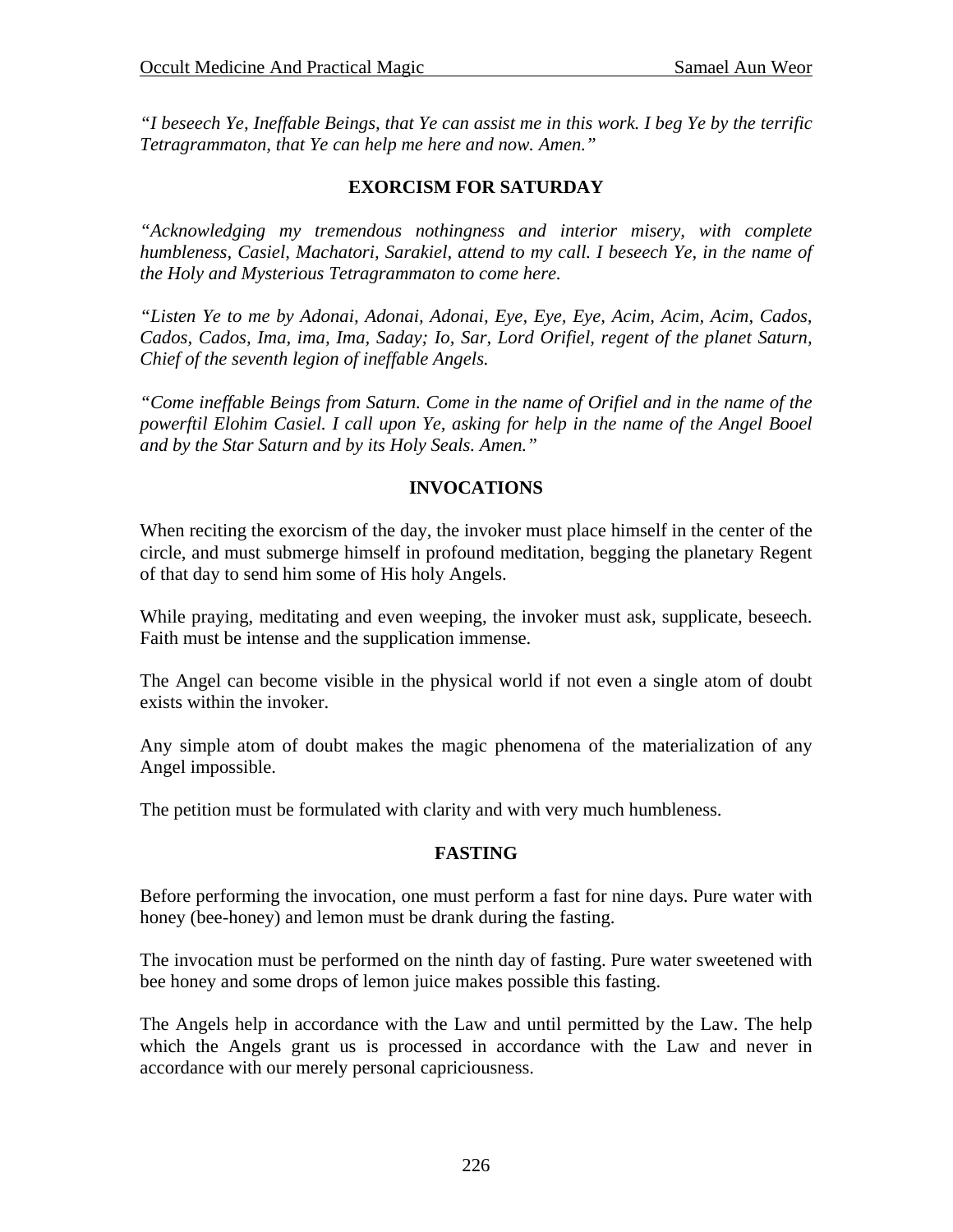*"I beseech Ye, Ineffable Beings, that Ye can assist me in this work. I beg Ye by the terrific Tetragrammaton, that Ye can help me here and now. Amen."*

### EXORCISM FOR SATURDAY

*"Acknowledging my tremendous nothingness and interior misery, with complete humbleness, Casiel, Machatori, Sarakiel, attend to my call. I beseech Ye, in the name of the Holy and Mysterious Tetragrammaton to come here.*

*"Listen Ye to me by Adonai, Adonai, Adonai, Eye, Eye, Eye, Acim, Acim, Acim, Cados, Cados, Cados, Ima, ima, Ima, Saday; Io, Sar, Lord Orifiel, regent of the planet Saturn, Chief of the seventh legion of ineffable Angels.*

*"Come ineffable Beings from Saturn. Come in the name of Orifiel and in the name of the powerftil Elohim Casiel. I call upon Ye, asking for help in the name of the Angel Booel and by the Star Saturn and by its Holy Seals. Amen."*

### INVOCATIONS

When reciting the exorcism of the day, the invoker must place himself in the center of the circle, and must submerge himself in profound meditation, begging the planetary Regent of that day to send him some of His holy Angels.

While praying, meditating and even weeping, the invoker must ask, supplicate, beseech. Faith must be intense and the supplication immense.

The Angel can become visible in the physical world if not even a single atom of doubt exists within the invoker.

Any simple atom of doubt makes the magic phenomena of the materialization of any Angel impossible.

The petition must be formulated with clarity and with very much humbleness.

### FASTING

Before performing the invocation, one must perform a fast for nine days. Pure water with honey (bee-honey) and lemon must be drank during the fasting.

The invocation must be performed on the ninth day of fasting. Pure water sweetened with bee honey and some drops of lemon juice makes possible this fasting.

The Angels help in accordance with the Law and until permitted by the Law. The help which the Angels grant us is processed in accordance with the Law and never in accordance with our merely personal capriciousness.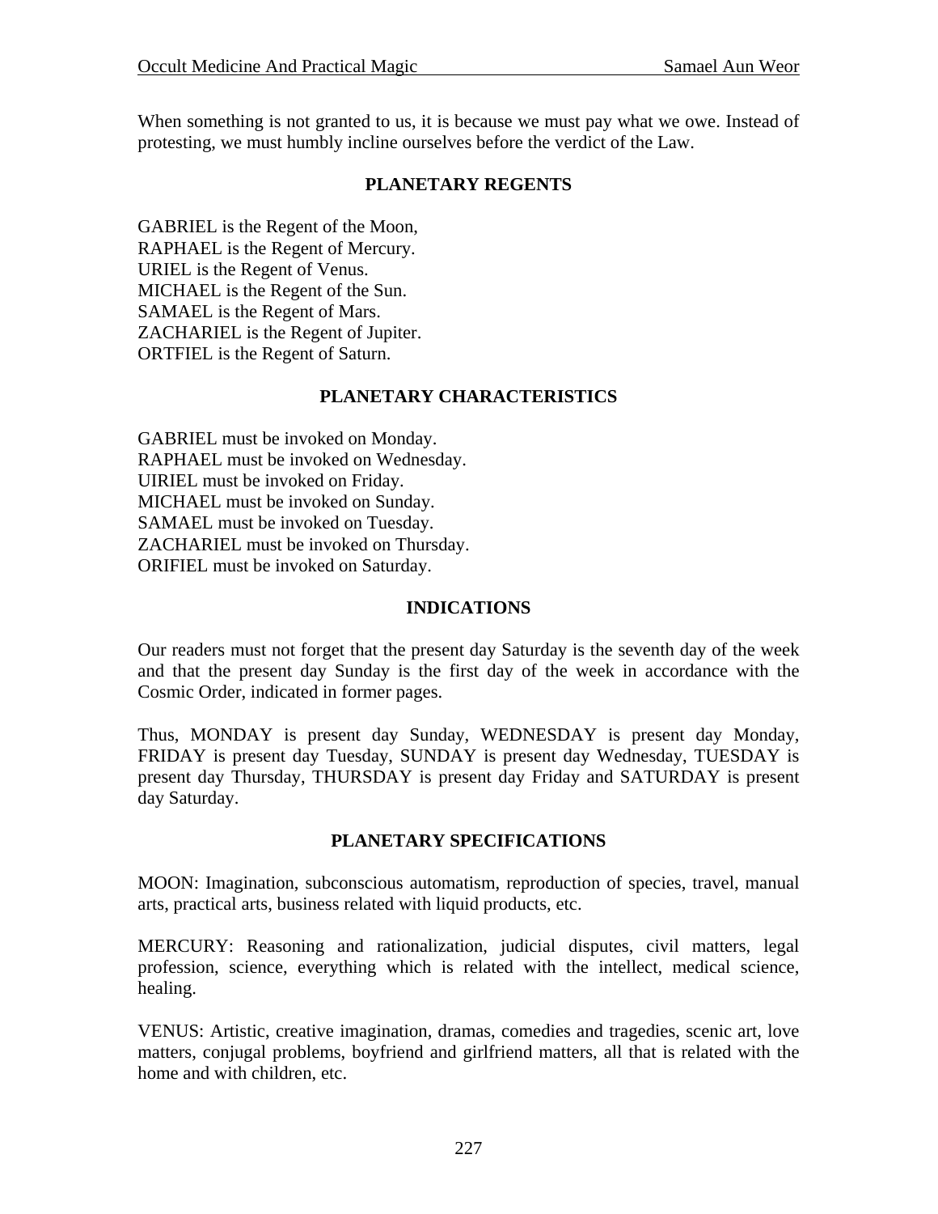When something is not granted to us, it is because we must pay what we owe. Instead of protesting, we must humbly incline ourselves before the verdict of the Law.

## PLANETARY REGENTS

GABRIEL is the Regent of the Moon,
RAPHAEL is the Regent of Mercury.
URIEL is the Regent of Venus.
MICHAEL is the Regent of the Sun.
SAMAEL is the Regent of Mars.
ZACHARIEL is the Regent of Jupiter.
ORTFIEL is the Regent of Saturn.

## PLANETARY CHARACTERISTICS

GABRIEL must be invoked on Monday.
RAPHAEL must be invoked on Wednesday.
UIRIEL must be invoked on Friday.
MICHAEL must be invoked on Sunday.
SAMAEL must be invoked on Tuesday.
ZACHARIEL must be invoked on Thursday.
ORIFIEL must be invoked on Saturday.

## INDICATIONS

Our readers must not forget that the present day Saturday is the seventh day of the week and that the present day Sunday is the first day of the week in accordance with the Cosmic Order, indicated in former pages.

Thus, MONDAY is present day Sunday, WEDNESDAY is present day Monday, FRIDAY is present day Tuesday, SUNDAY is present day Wednesday, TUESDAY is present day Thursday, THURSDAY is present day Friday and SATURDAY is present day Saturday.

## PLANETARY SPECIFICATIONS

MOON: Imagination, subconscious automatism, reproduction of species, travel, manual arts, practical arts, business related with liquid products, etc.

MERCURY: Reasoning and rationalization, judicial disputes, civil matters, legal profession, science, everything which is related with the intellect, medical science, healing.

VENUS: Artistic, creative imagination, dramas, comedies and tragedies, scenic art, love matters, conjugal problems, boyfriend and girlfriend matters, all that is related with the home and with children, etc.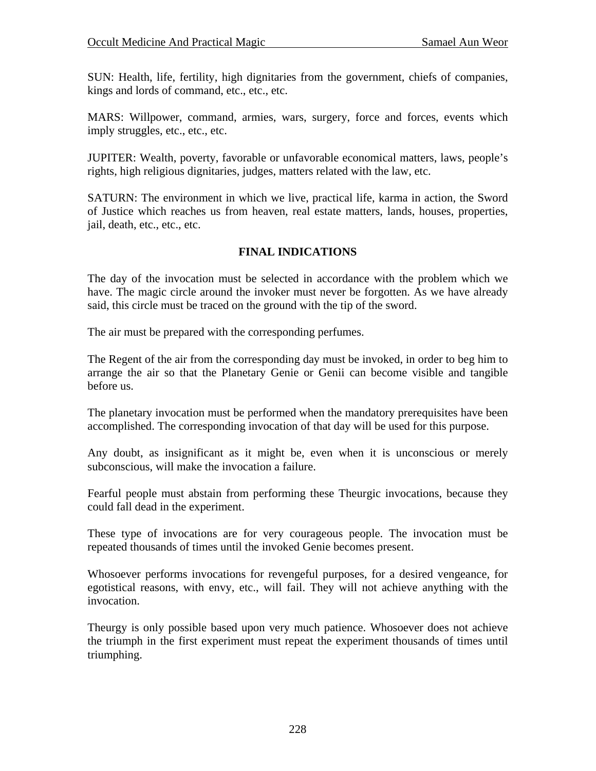SUN: Health, life, fertility, high dignitaries from the government, chiefs of companies, kings and lords of command, etc., etc., etc.

MARS: Willpower, command, armies, wars, surgery, force and forces, events which imply struggles, etc., etc., etc.

JUPITER: Wealth, poverty, favorable or unfavorable economical matters, laws, people's rights, high religious dignitaries, judges, matters related with the law, etc.

SATURN: The environment in which we live, practical life, karma in action, the Sword of Justice which reaches us from heaven, real estate matters, lands, houses, properties, jail, death, etc., etc., etc.

## FINAL INDICATIONS

The day of the invocation must be selected in accordance with the problem which we have. The magic circle around the invoker must never be forgotten. As we have already said, this circle must be traced on the ground with the tip of the sword.

The air must be prepared with the corresponding perfumes.

The Regent of the air from the corresponding day must be invoked, in order to beg him to arrange the air so that the Planetary Genie or Genii can become visible and tangible before us.

The planetary invocation must be performed when the mandatory prerequisites have been accomplished. The corresponding invocation of that day will be used for this purpose.

Any doubt, as insignificant as it might be, even when it is unconscious or merely subconscious, will make the invocation a failure.

Fearful people must abstain from performing these Theurgic invocations, because they could fall dead in the experiment.

These type of invocations are for very courageous people. The invocation must be repeated thousands of times until the invoked Genie becomes present.

Whosoever performs invocations for revengeful purposes, for a desired vengeance, for egotistical reasons, with envy, etc., will fail. They will not achieve anything with the invocation.

Theurgy is only possible based upon very much patience. Whosoever does not achieve the triumph in the first experiment must repeat the experiment thousands of times until triumphing.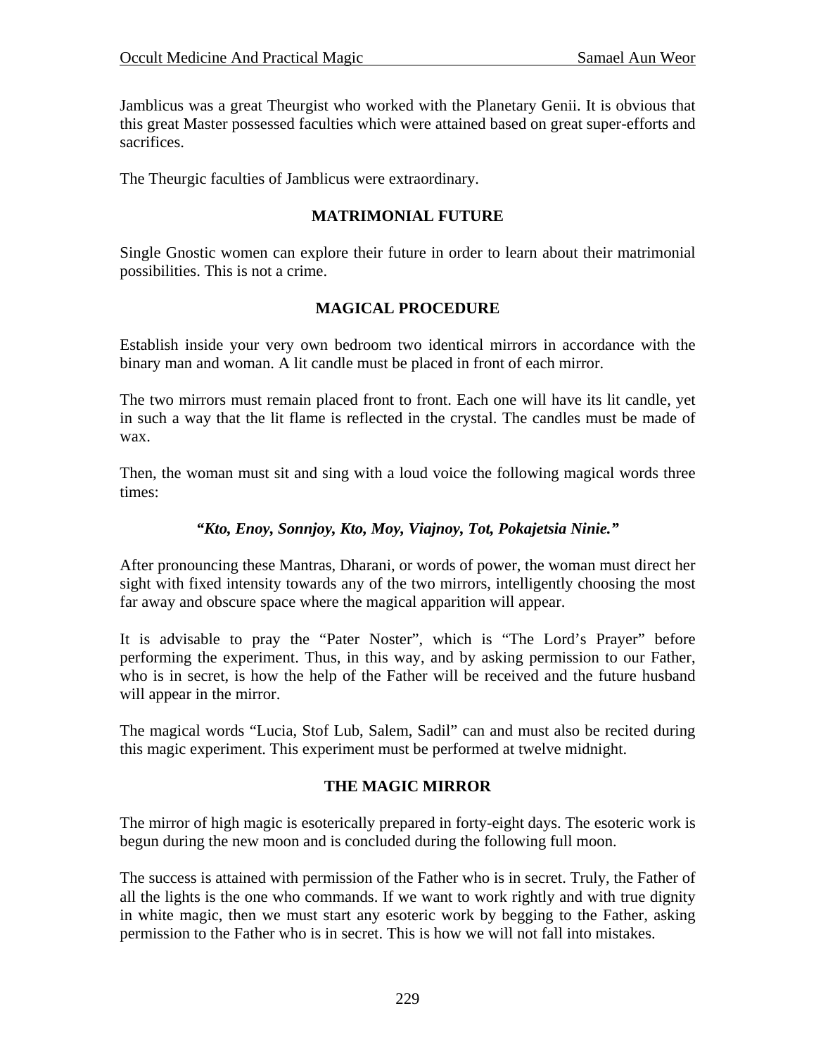Jamblicus was a great Theurgist who worked with the Planetary Genii. It is obvious that this great Master possessed faculties which were attained based on great super-efforts and sacrifices.

The Theurgic faculties of Jamblicus were extraordinary.

## MATRIMONIAL FUTURE

Single Gnostic women can explore their future in order to learn about their matrimonial possibilities. This is not a crime.

## MAGICAL PROCEDURE

Establish inside your very own bedroom two identical mirrors in accordance with the binary man and woman. A lit candle must be placed in front of each mirror.

The two mirrors must remain placed front to front. Each one will have its lit candle, yet in such a way that the lit flame is reflected in the crystal. The candles must be made of wax.

Then, the woman must sit and sing with a loud voice the following magical words three times:

***"Kto, Enoy, Sonnjoy, Kto, Moy, Viajnoy, Tot, Pokajetsia Ninie."***

After pronouncing these Mantras, Dharani, or words of power, the woman must direct her sight with fixed intensity towards any of the two mirrors, intelligently choosing the most far away and obscure space where the magical apparition will appear.

It is advisable to pray the "Pater Noster", which is "The Lord's Prayer" before performing the experiment. Thus, in this way, and by asking permission to our Father, who is in secret, is how the help of the Father will be received and the future husband will appear in the mirror.

The magical words "Lucia, Stof Lub, Salem, Sadil" can and must also be recited during this magic experiment. This experiment must be performed at twelve midnight.

## THE MAGIC MIRROR

The mirror of high magic is esoterically prepared in forty-eight days. The esoteric work is begun during the new moon and is concluded during the following full moon.

The success is attained with permission of the Father who is in secret. Truly, the Father of all the lights is the one who commands. If we want to work rightly and with true dignity in white magic, then we must start any esoteric work by begging to the Father, asking permission to the Father who is in secret. This is how we will not fall into mistakes.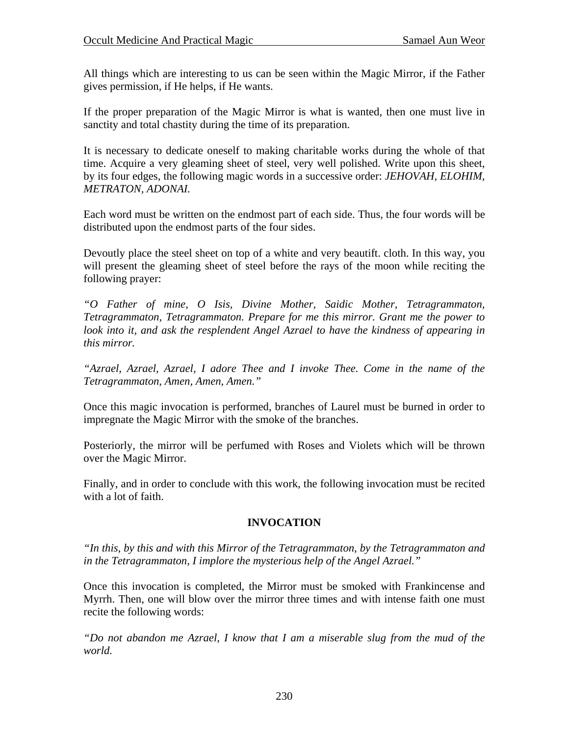All things which are interesting to us can be seen within the Magic Mirror, if the Father gives permission, if He helps, if He wants.

If the proper preparation of the Magic Mirror is what is wanted, then one must live in sanctity and total chastity during the time of its preparation.

It is necessary to dedicate oneself to making charitable works during the whole of that time. Acquire a very gleaming sheet of steel, very well polished. Write upon this sheet, by its four edges, the following magic words in a successive order: *JEHOVAH, ELOHIM, METRATON, ADONAI.*

Each word must be written on the endmost part of each side. Thus, the four words will be distributed upon the endmost parts of the four sides.

Devoutly place the steel sheet on top of a white and very beautift. cloth. In this way, you will present the gleaming sheet of steel before the rays of the moon while reciting the following prayer:

*"O Father of mine, O Isis, Divine Mother, Saidic Mother, Tetragrammaton, Tetragrammaton, Tetragrammaton. Prepare for me this mirror. Grant me the power to look into it, and ask the resplendent Angel Azrael to have the kindness of appearing in this mirror.*

*"Azrael, Azrael, Azrael, I adore Thee and I invoke Thee. Come in the name of the Tetragrammaton, Amen, Amen, Amen."*

Once this magic invocation is performed, branches of Laurel must be burned in order to impregnate the Magic Mirror with the smoke of the branches.

Posteriorly, the mirror will be perfumed with Roses and Violets which will be thrown over the Magic Mirror.

Finally, and in order to conclude with this work, the following invocation must be recited with a lot of faith.

**INVOCATION**

*"In this, by this and with this Mirror of the Tetragrammaton, by the Tetragrammaton and in the Tetragrammaton, I implore the mysterious help of the Angel Azrael."*

Once this invocation is completed, the Mirror must be smoked with Frankincense and Myrrh. Then, one will blow over the mirror three times and with intense faith one must recite the following words:

*"Do not abandon me Azrael, I know that I am a miserable slug from the mud of the world.*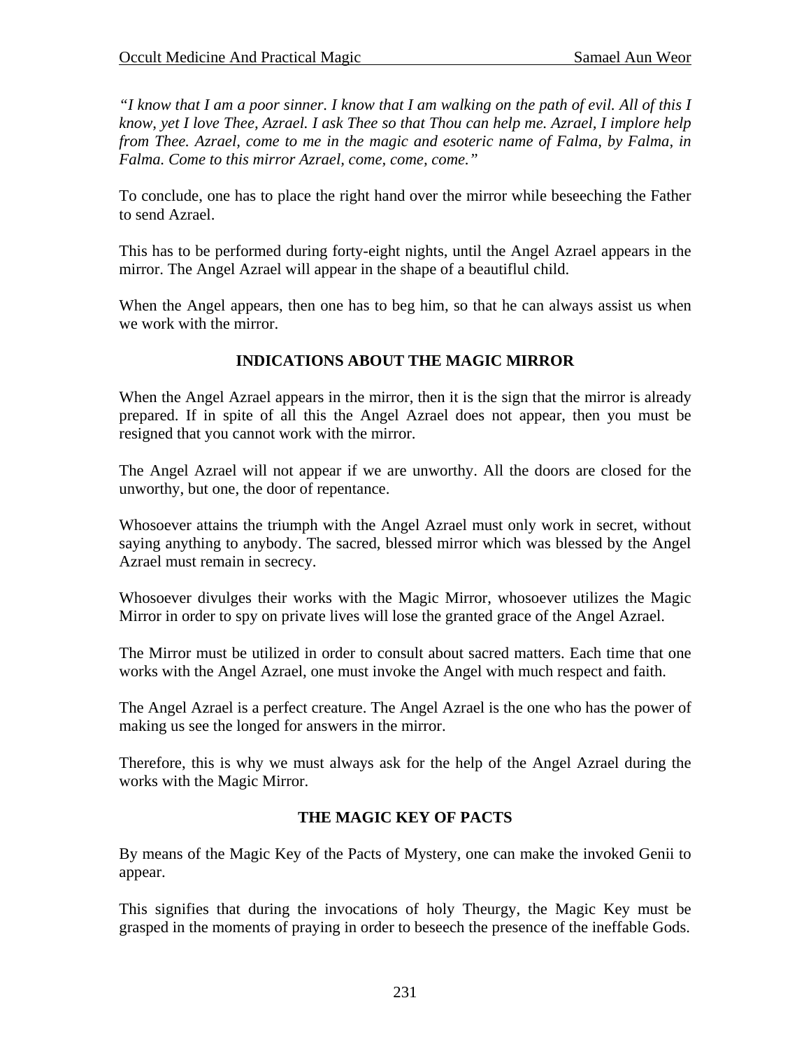*"I know that I am a poor sinner. I know that I am walking on the path of evil. All of this I know, yet I love Thee, Azrael. I ask Thee so that Thou can help me. Azrael, I implore help from Thee. Azrael, come to me in the magic and esoteric name of Falma, by Falma, in Falma. Come to this mirror Azrael, come, come, come."*

To conclude, one has to place the right hand over the mirror while beseeching the Father to send Azrael.

This has to be performed during forty-eight nights, until the Angel Azrael appears in the mirror. The Angel Azrael will appear in the shape of a beautiflul child.

When the Angel appears, then one has to beg him, so that he can always assist us when we work with the mirror.

## INDICATIONS ABOUT THE MAGIC MIRROR

When the Angel Azrael appears in the mirror, then it is the sign that the mirror is already prepared. If in spite of all this the Angel Azrael does not appear, then you must be resigned that you cannot work with the mirror.

The Angel Azrael will not appear if we are unworthy. All the doors are closed for the unworthy, but one, the door of repentance.

Whosoever attains the triumph with the Angel Azrael must only work in secret, without saying anything to anybody. The sacred, blessed mirror which was blessed by the Angel Azrael must remain in secrecy.

Whosoever divulges their works with the Magic Mirror, whosoever utilizes the Magic Mirror in order to spy on private lives will lose the granted grace of the Angel Azrael.

The Mirror must be utilized in order to consult about sacred matters. Each time that one works with the Angel Azrael, one must invoke the Angel with much respect and faith.

The Angel Azrael is a perfect creature. The Angel Azrael is the one who has the power of making us see the longed for answers in the mirror.

Therefore, this is why we must always ask for the help of the Angel Azrael during the works with the Magic Mirror.

## THE MAGIC KEY OF PACTS

By means of the Magic Key of the Pacts of Mystery, one can make the invoked Genii to appear.

This signifies that during the invocations of holy Theurgy, the Magic Key must be grasped in the moments of praying in order to beseech the presence of the ineffable Gods.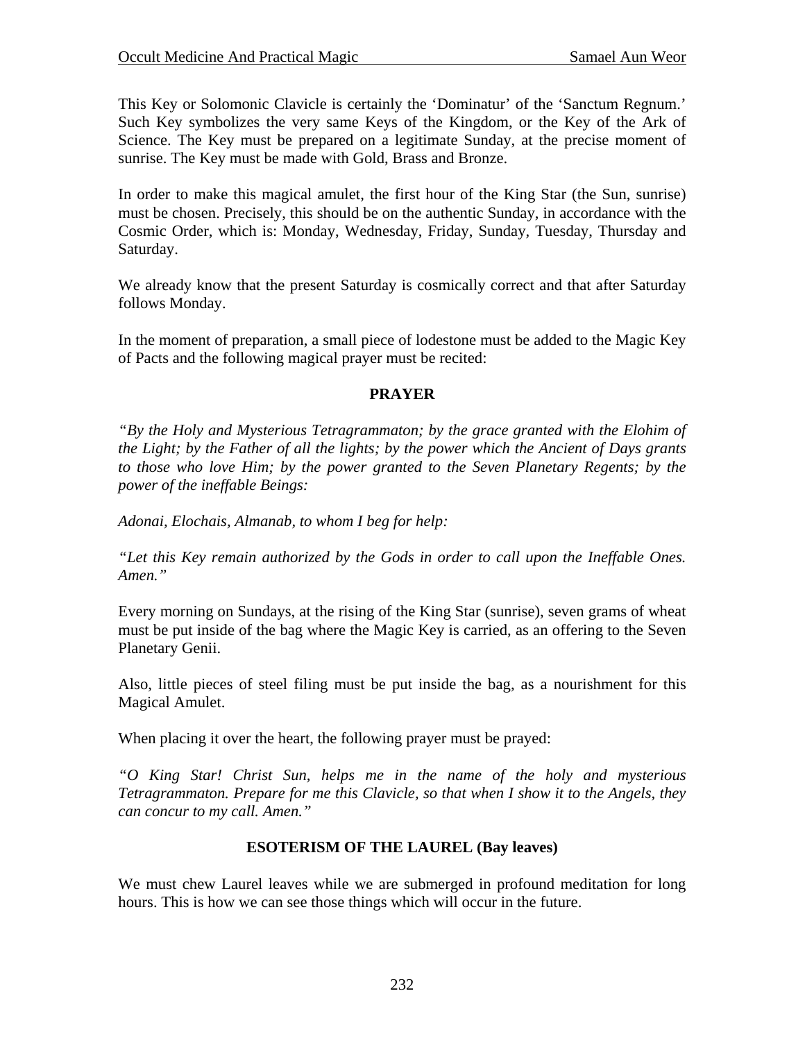This Key or Solomonic Clavicle is certainly the 'Dominatur' of the 'Sanctum Regnum.' Such Key symbolizes the very same Keys of the Kingdom, or the Key of the Ark of Science. The Key must be prepared on a legitimate Sunday, at the precise moment of sunrise. The Key must be made with Gold, Brass and Bronze.

In order to make this magical amulet, the first hour of the King Star (the Sun, sunrise) must be chosen. Precisely, this should be on the authentic Sunday, in accordance with the Cosmic Order, which is: Monday, Wednesday, Friday, Sunday, Tuesday, Thursday and Saturday.

We already know that the present Saturday is cosmically correct and that after Saturday follows Monday.

In the moment of preparation, a small piece of lodestone must be added to the Magic Key of Pacts and the following magical prayer must be recited:

**PRAYER**

*"By the Holy and Mysterious Tetragrammaton; by the grace granted with the Elohim of the Light; by the Father of all the lights; by the power which the Ancient of Days grants to those who love Him; by the power granted to the Seven Planetary Regents; by the power of the ineffable Beings:*

*Adonai, Elochais, Almanab, to whom I beg for help:*

*"Let this Key remain authorized by the Gods in order to call upon the Ineffable Ones. Amen."*

Every morning on Sundays, at the rising of the King Star (sunrise), seven grams of wheat must be put inside of the bag where the Magic Key is carried, as an offering to the Seven Planetary Genii.

Also, little pieces of steel filing must be put inside the bag, as a nourishment for this Magical Amulet.

When placing it over the heart, the following prayer must be prayed:

*"O King Star! Christ Sun, helps me in the name of the holy and mysterious Tetragrammaton. Prepare for me this Clavicle, so that when I show it to the Angels, they can concur to my call. Amen."*

## ESOTERISM OF THE LAUREL (Bay leaves)

We must chew Laurel leaves while we are submerged in profound meditation for long hours. This is how we can see those things which will occur in the future.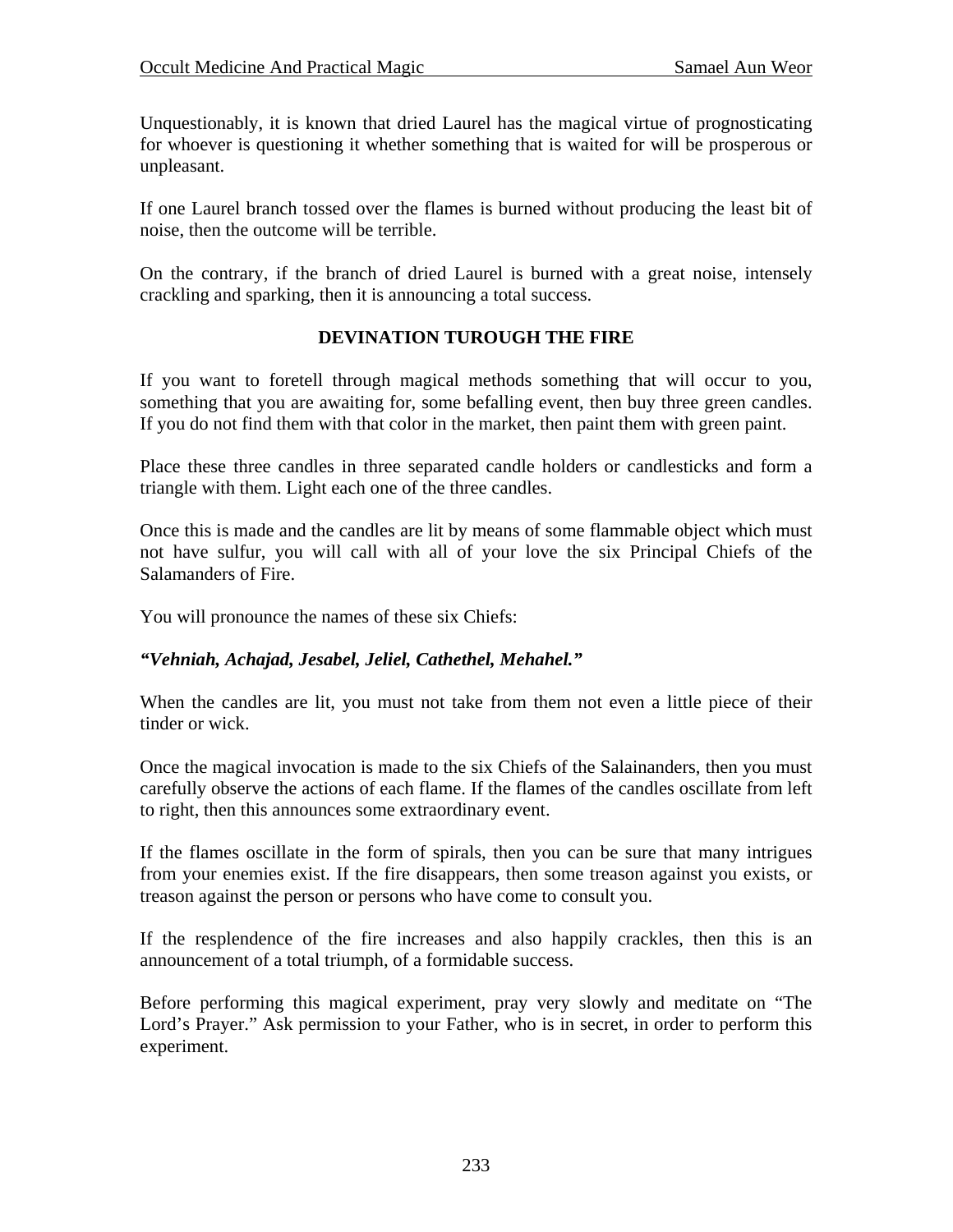Unquestionably, it is known that dried Laurel has the magical virtue of prognosticating for whoever is questioning it whether something that is waited for will be prosperous or unpleasant.

If one Laurel branch tossed over the flames is burned without producing the least bit of noise, then the outcome will be terrible.

On the contrary, if the branch of dried Laurel is burned with a great noise, intensely crackling and sparking, then it is announcing a total success.

## DEVINATION TUROUGH THE FIRE

If you want to foretell through magical methods something that will occur to you, something that you are awaiting for, some befalling event, then buy three green candles. If you do not find them with that color in the market, then paint them with green paint.

Place these three candles in three separated candle holders or candlesticks and form a triangle with them. Light each one of the three candles.

Once this is made and the candles are lit by means of some flammable object which must not have sulfur, you will call with all of your love the six Principal Chiefs of the Salamanders of Fire.

You will pronounce the names of these six Chiefs:

***"Vehniah, Achajad, Jesabel, Jeliel, Cathethel, Mehahel."***

When the candles are lit, you must not take from them not even a little piece of their tinder or wick.

Once the magical invocation is made to the six Chiefs of the Salainanders, then you must carefully observe the actions of each flame. If the flames of the candles oscillate from left to right, then this announces some extraordinary event.

If the flames oscillate in the form of spirals, then you can be sure that many intrigues from your enemies exist. If the fire disappears, then some treason against you exists, or treason against the person or persons who have come to consult you.

If the resplendence of the fire increases and also happily crackles, then this is an announcement of a total triumph, of a formidable success.

Before performing this magical experiment, pray very slowly and meditate on "The Lord's Prayer." Ask permission to your Father, who is in secret, in order to perform this experiment.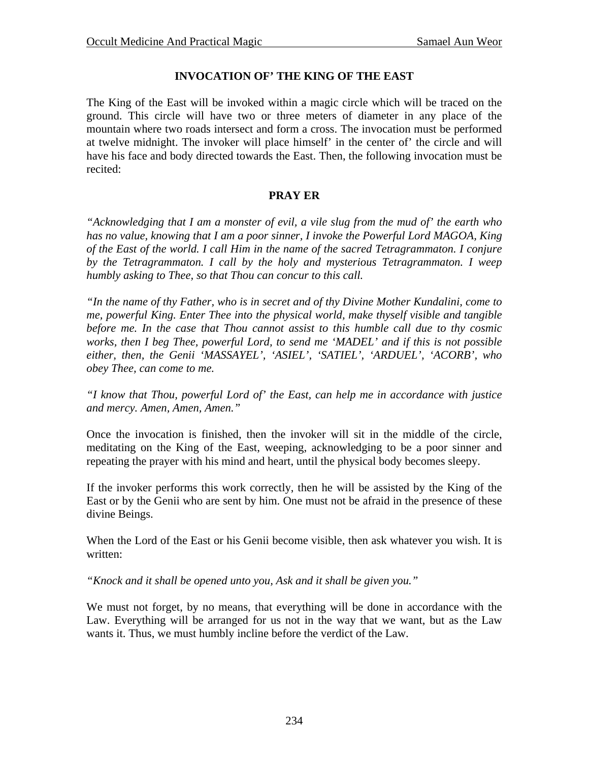## INVOCATION OF' THE KING OF THE EAST

The King of the East will be invoked within a magic circle which will be traced on the ground. This circle will have two or three meters of diameter in any place of the mountain where two roads intersect and form a cross. The invocation must be performed at twelve midnight. The invoker will place himself' in the center of' the circle and will have his face and body directed towards the East. Then, the following invocation must be recited:

### PRAY ER

*"Acknowledging that I am a monster of evil, a vile slug from the mud of' the earth who has no value, knowing that I am a poor sinner, I invoke the Powerful Lord MAGOA, King of the East of the world. I call Him in the name of the sacred Tetragrammaton. I conjure by the Tetragrammaton. I call by the holy and mysterious Tetragrammaton. I weep humbly asking to Thee, so that Thou can concur to this call.*

*"In the name of thy Father, who is in secret and of thy Divine Mother Kundalini, come to me, powerful King. Enter Thee into the physical world, make thyself visible and tangible before me. In the case that Thou cannot assist to this humble call due to thy cosmic works, then I beg Thee, powerful Lord, to send me 'MADEL' and if this is not possible either, then, the Genii 'MASSAYEL', 'ASIEL', 'SATIEL', 'ARDUEL', 'ACORB', who obey Thee, can come to me.*

*"I know that Thou, powerful Lord of' the East, can help me in accordance with justice and mercy. Amen, Amen, Amen."*

Once the invocation is finished, then the invoker will sit in the middle of the circle, meditating on the King of the East, weeping, acknowledging to be a poor sinner and repeating the prayer with his mind and heart, until the physical body becomes sleepy.

If the invoker performs this work correctly, then he will be assisted by the King of the East or by the Genii who are sent by him. One must not be afraid in the presence of these divine Beings.

When the Lord of the East or his Genii become visible, then ask whatever you wish. It is written:

*"Knock and it shall be opened unto you, Ask and it shall be given you."*

We must not forget, by no means, that everything will be done in accordance with the Law. Everything will be arranged for us not in the way that we want, but as the Law wants it. Thus, we must humbly incline before the verdict of the Law.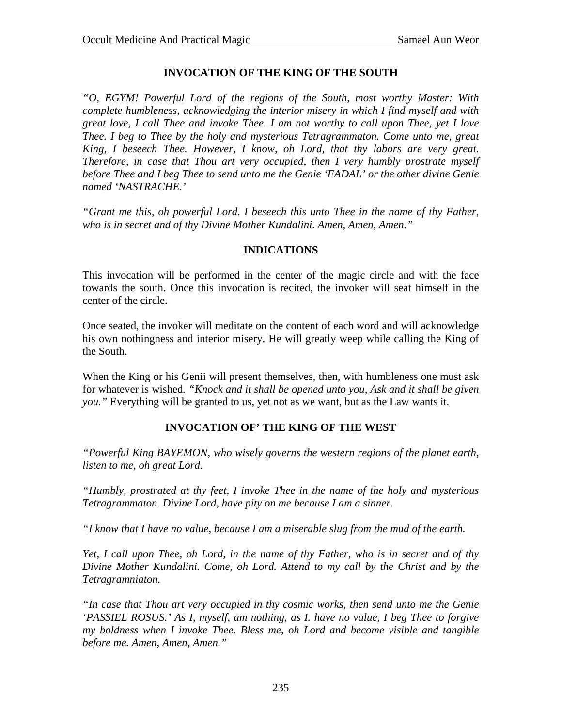### INVOCATION OF THE KING OF THE SOUTH

*"O, EGYM! Powerful Lord of the regions of the South, most worthy Master: With complete humbleness, acknowledging the interior misery in which I find myself and with great love, I call Thee and invoke Thee. I am not worthy to call upon Thee, yet I love Thee. I beg to Thee by the holy and mysterious Tetragrammaton. Come unto me, great King, I beseech Thee. However, I know, oh Lord, that thy labors are very great. Therefore, in case that Thou art very occupied, then I very humbly prostrate myself before Thee and I beg Thee to send unto me the Genie 'FADAL' or the other divine Genie named 'NASTRACHE.'*

*"Grant me this, oh powerful Lord. I beseech this unto Thee in the name of thy Father, who is in secret and of thy Divine Mother Kundalini. Amen, Amen, Amen."*

### INDICATIONS

This invocation will be performed in the center of the magic circle and with the face towards the south. Once this invocation is recited, the invoker will seat himself in the center of the circle.

Once seated, the invoker will meditate on the content of each word and will acknowledge his own nothingness and interior misery. He will greatly weep while calling the King of the South.

When the King or his Genii will present themselves, then, with humbleness one must ask for whatever is wished. *"Knock and it shall be opened unto you, Ask and it shall be given you."* Everything will be granted to us, yet not as we want, but as the Law wants it.

### INVOCATION OF' THE KING OF THE WEST

*"Powerful King BAYEMON, who wisely governs the western regions of the planet earth, listen to me, oh great Lord.*

*"Humbly, prostrated at thy feet, I invoke Thee in the name of the holy and mysterious Tetragrammaton. Divine Lord, have pity on me because I am a sinner.*

*"I know that I have no value, because I am a miserable slug from the mud of the earth.*

*Yet, I call upon Thee, oh Lord, in the name of thy Father, who is in secret and of thy Divine Mother Kundalini. Come, oh Lord. Attend to my call by the Christ and by the Tetragramniaton.*

*"In case that Thou art very occupied in thy cosmic works, then send unto me the Genie 'PASSIEL ROSUS.' As I, myself, am nothing, as I. have no value, I beg Thee to forgive my boldness when I invoke Thee. Bless me, oh Lord and become visible and tangible before me. Amen, Amen, Amen."*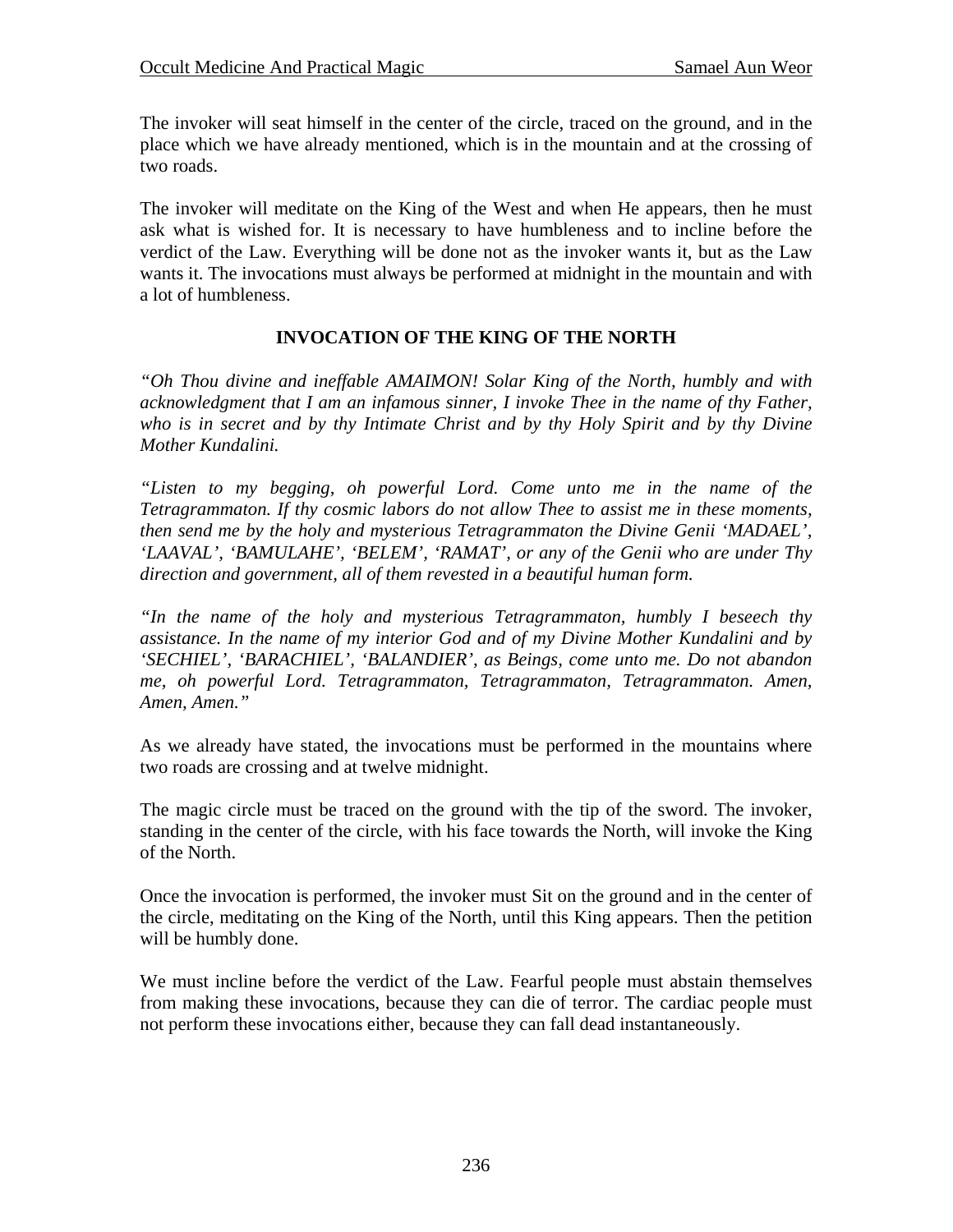The invoker will seat himself in the center of the circle, traced on the ground, and in the place which we have already mentioned, which is in the mountain and at the crossing of two roads.

The invoker will meditate on the King of the West and when He appears, then he must ask what is wished for. It is necessary to have humbleness and to incline before the verdict of the Law. Everything will be done not as the invoker wants it, but as the Law wants it. The invocations must always be performed at midnight in the mountain and with a lot of humbleness.

### INVOCATION OF THE KING OF THE NORTH

*"Oh Thou divine and ineffable AMAIMON! Solar King of the North, humbly and with acknowledgment that I am an infamous sinner, I invoke Thee in the name of thy Father, who is in secret and by thy Intimate Christ and by thy Holy Spirit and by thy Divine Mother Kundalini.*

*"Listen to my begging, oh powerful Lord. Come unto me in the name of the Tetragrammaton. If thy cosmic labors do not allow Thee to assist me in these moments, then send me by the holy and mysterious Tetragrammaton the Divine Genii 'MADAEL', 'LAAVAL', 'BAMULAHE', 'BELEM', 'RAMAT', or any of the Genii who are under Thy direction and government, all of them revested in a beautiful human form.*

*"In the name of the holy and mysterious Tetragrammaton, humbly I beseech thy assistance. In the name of my interior God and of my Divine Mother Kundalini and by 'SECHIEL', 'BARACHIEL', 'BALANDIER', as Beings, come unto me. Do not abandon me, oh powerful Lord. Tetragrammaton, Tetragrammaton, Tetragrammaton. Amen, Amen, Amen."*

As we already have stated, the invocations must be performed in the mountains where two roads are crossing and at twelve midnight.

The magic circle must be traced on the ground with the tip of the sword. The invoker, standing in the center of the circle, with his face towards the North, will invoke the King of the North.

Once the invocation is performed, the invoker must Sit on the ground and in the center of the circle, meditating on the King of the North, until this King appears. Then the petition will be humbly done.

We must incline before the verdict of the Law. Fearful people must abstain themselves from making these invocations, because they can die of terror. The cardiac people must not perform these invocations either, because they can fall dead instantaneously.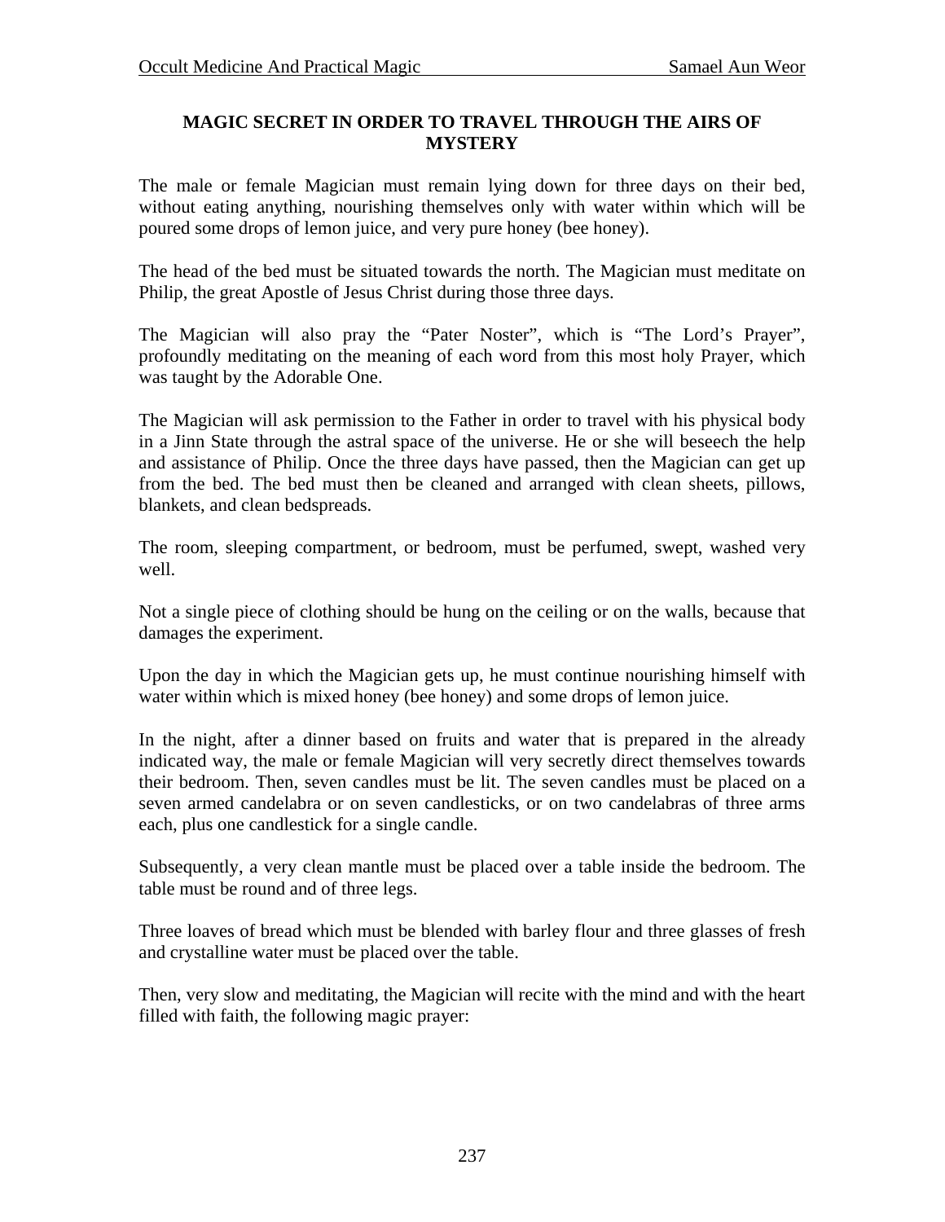## MAGIC SECRET IN ORDER TO TRAVEL THROUGH THE AIRS OF MYSTERY

The male or female Magician must remain lying down for three days on their bed, without eating anything, nourishing themselves only with water within which will be poured some drops of lemon juice, and very pure honey (bee honey).

The head of the bed must be situated towards the north. The Magician must meditate on Philip, the great Apostle of Jesus Christ during those three days.

The Magician will also pray the "Pater Noster", which is "The Lord's Prayer", profoundly meditating on the meaning of each word from this most holy Prayer, which was taught by the Adorable One.

The Magician will ask permission to the Father in order to travel with his physical body in a Jinn State through the astral space of the universe. He or she will beseech the help and assistance of Philip. Once the three days have passed, then the Magician can get up from the bed. The bed must then be cleaned and arranged with clean sheets, pillows, blankets, and clean bedspreads.

The room, sleeping compartment, or bedroom, must be perfumed, swept, washed very well.

Not a single piece of clothing should be hung on the ceiling or on the walls, because that damages the experiment.

Upon the day in which the Magician gets up, he must continue nourishing himself with water within which is mixed honey (bee honey) and some drops of lemon juice.

In the night, after a dinner based on fruits and water that is prepared in the already indicated way, the male or female Magician will very secretly direct themselves towards their bedroom. Then, seven candles must be lit. The seven candles must be placed on a seven armed candelabra or on seven candlesticks, or on two candelabras of three arms each, plus one candlestick for a single candle.

Subsequently, a very clean mantle must be placed over a table inside the bedroom. The table must be round and of three legs.

Three loaves of bread which must be blended with barley flour and three glasses of fresh and crystalline water must be placed over the table.

Then, very slow and meditating, the Magician will recite with the mind and with the heart filled with faith, the following magic prayer: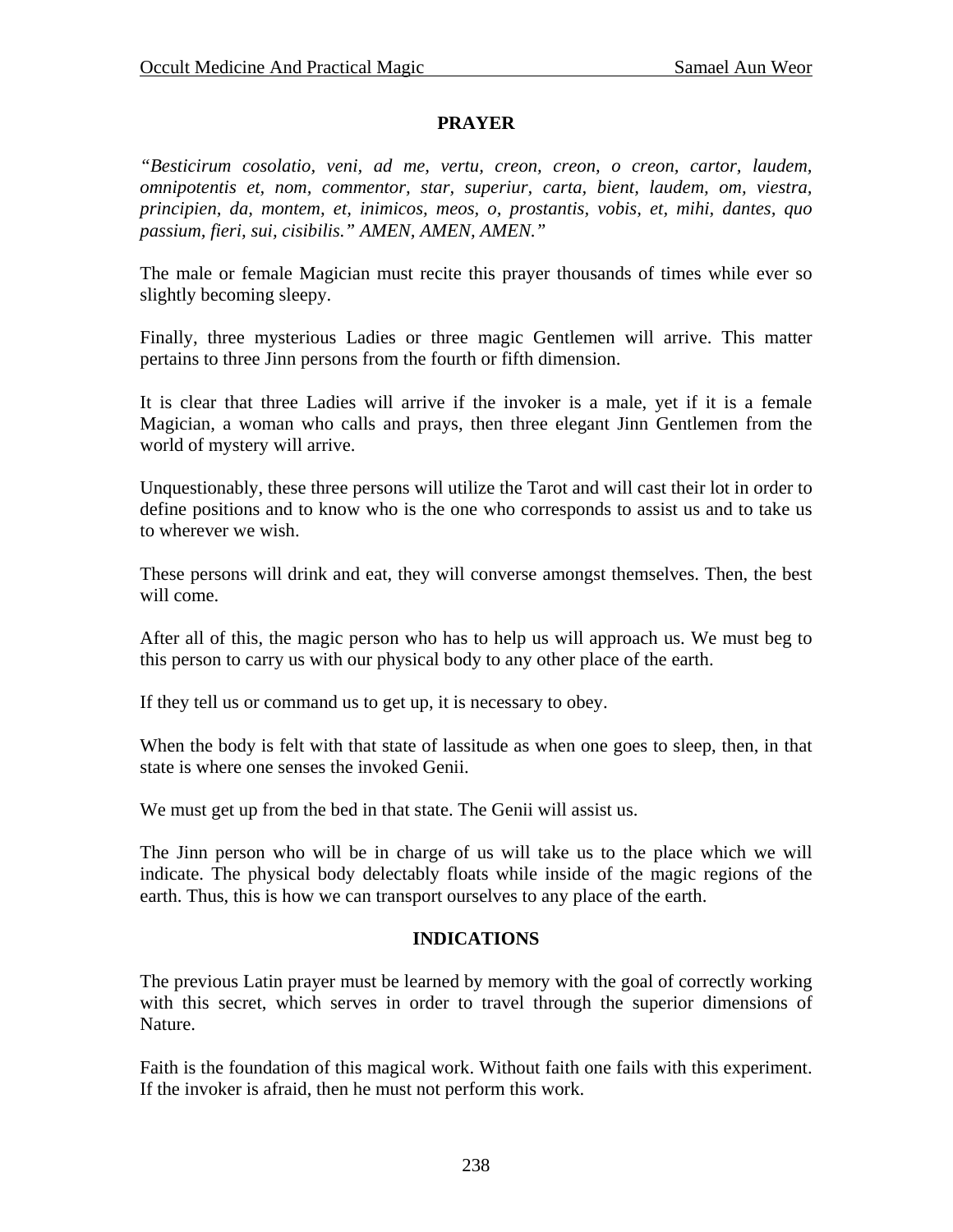**PRAYER**

*"Besticirum cosolatio, veni, ad me, vertu, creon, creon, o creon, cartor, laudem, omnipotentis et, nom, commentor, star, superiur, carta, bient, laudem, om, viestra, principien, da, montem, et, inimicos, meos, o, prostantis, vobis, et, mihi, dantes, quo passium, fieri, sui, cisibilis." AMEN, AMEN, AMEN."*

The male or female Magician must recite this prayer thousands of times while ever so slightly becoming sleepy.

Finally, three mysterious Ladies or three magic Gentlemen will arrive. This matter pertains to three Jinn persons from the fourth or fifth dimension.

It is clear that three Ladies will arrive if the invoker is a male, yet if it is a female Magician, a woman who calls and prays, then three elegant Jinn Gentlemen from the world of mystery will arrive.

Unquestionably, these three persons will utilize the Tarot and will cast their lot in order to define positions and to know who is the one who corresponds to assist us and to take us to wherever we wish.

These persons will drink and eat, they will converse amongst themselves. Then, the best will come.

After all of this, the magic person who has to help us will approach us. We must beg to this person to carry us with our physical body to any other place of the earth.

If they tell us or command us to get up, it is necessary to obey.

When the body is felt with that state of lassitude as when one goes to sleep, then, in that state is where one senses the invoked Genii.

We must get up from the bed in that state. The Genii will assist us.

The Jinn person who will be in charge of us will take us to the place which we will indicate. The physical body delectably floats while inside of the magic regions of the earth. Thus, this is how we can transport ourselves to any place of the earth.

**INDICATIONS**

The previous Latin prayer must be learned by memory with the goal of correctly working with this secret, which serves in order to travel through the superior dimensions of Nature.

Faith is the foundation of this magical work. Without faith one fails with this experiment. If the invoker is afraid, then he must not perform this work.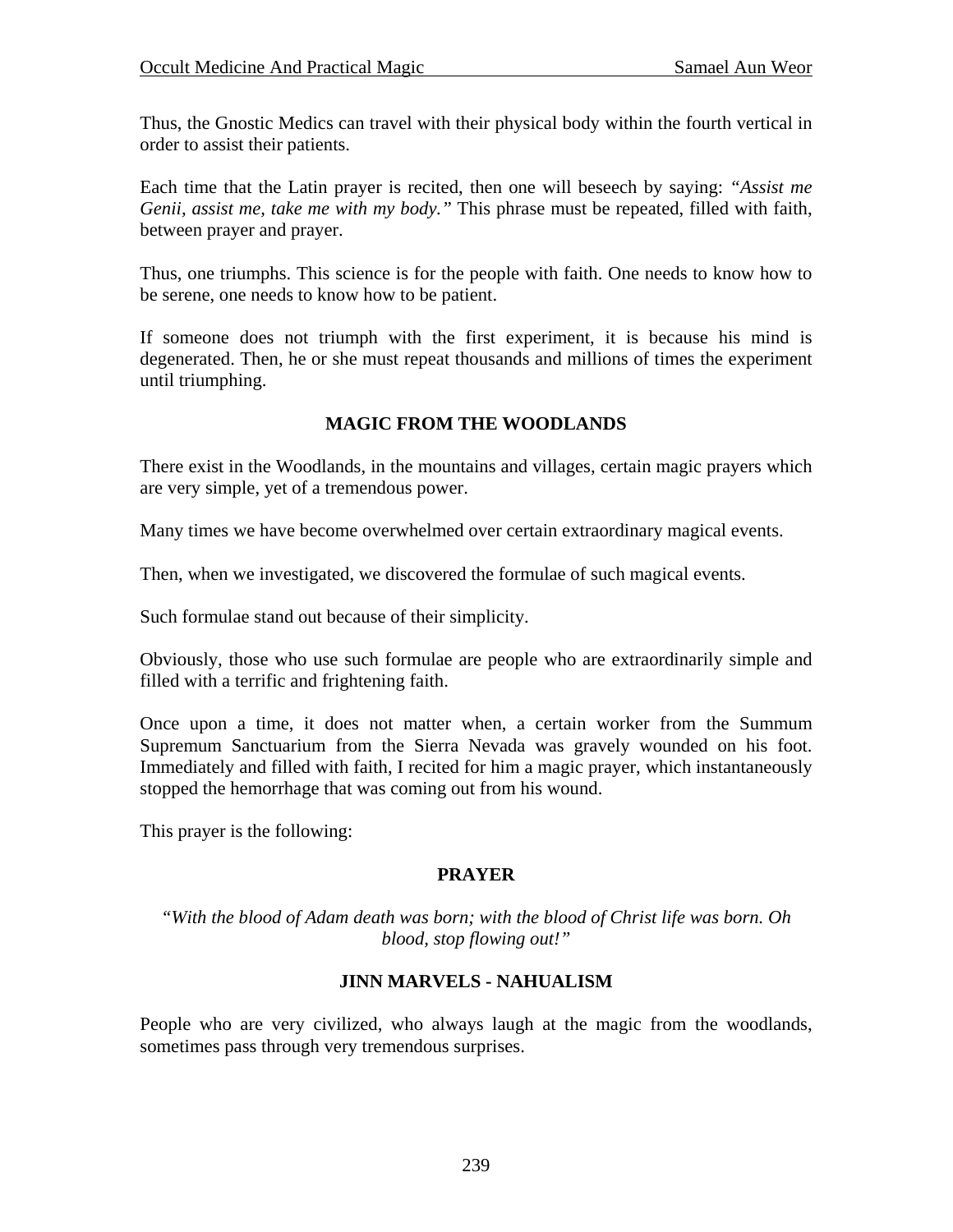Thus, the Gnostic Medics can travel with their physical body within the fourth vertical in order to assist their patients.

Each time that the Latin prayer is recited, then one will beseech by saying: *"Assist me Genii, assist me, take me with my body."* This phrase must be repeated, filled with faith, between prayer and prayer.

Thus, one triumphs. This science is for the people with faith. One needs to know how to be serene, one needs to know how to be patient.

If someone does not triumph with the first experiment, it is because his mind is degenerated. Then, he or she must repeat thousands and millions of times the experiment until triumphing.

### MAGIC FROM THE WOODLANDS

There exist in the Woodlands, in the mountains and villages, certain magic prayers which are very simple, yet of a tremendous power.

Many times we have become overwhelmed over certain extraordinary magical events.

Then, when we investigated, we discovered the formulae of such magical events.

Such formulae stand out because of their simplicity.

Obviously, those who use such formulae are people who are extraordinarily simple and filled with a terrific and frightening faith.

Once upon a time, it does not matter when, a certain worker from the Summum Supremum Sanctuarium from the Sierra Nevada was gravely wounded on his foot. Immediately and filled with faith, I recited for him a magic prayer, which instantaneously stopped the hemorrhage that was coming out from his wound.

This prayer is the following:

### PRAYER

*"With the blood of Adam death was born; with the blood of Christ life was born. Oh blood, stop flowing out!"*

### JINN MARVELS - NAHUALISM

People who are very civilized, who always laugh at the magic from the woodlands, sometimes pass through very tremendous surprises.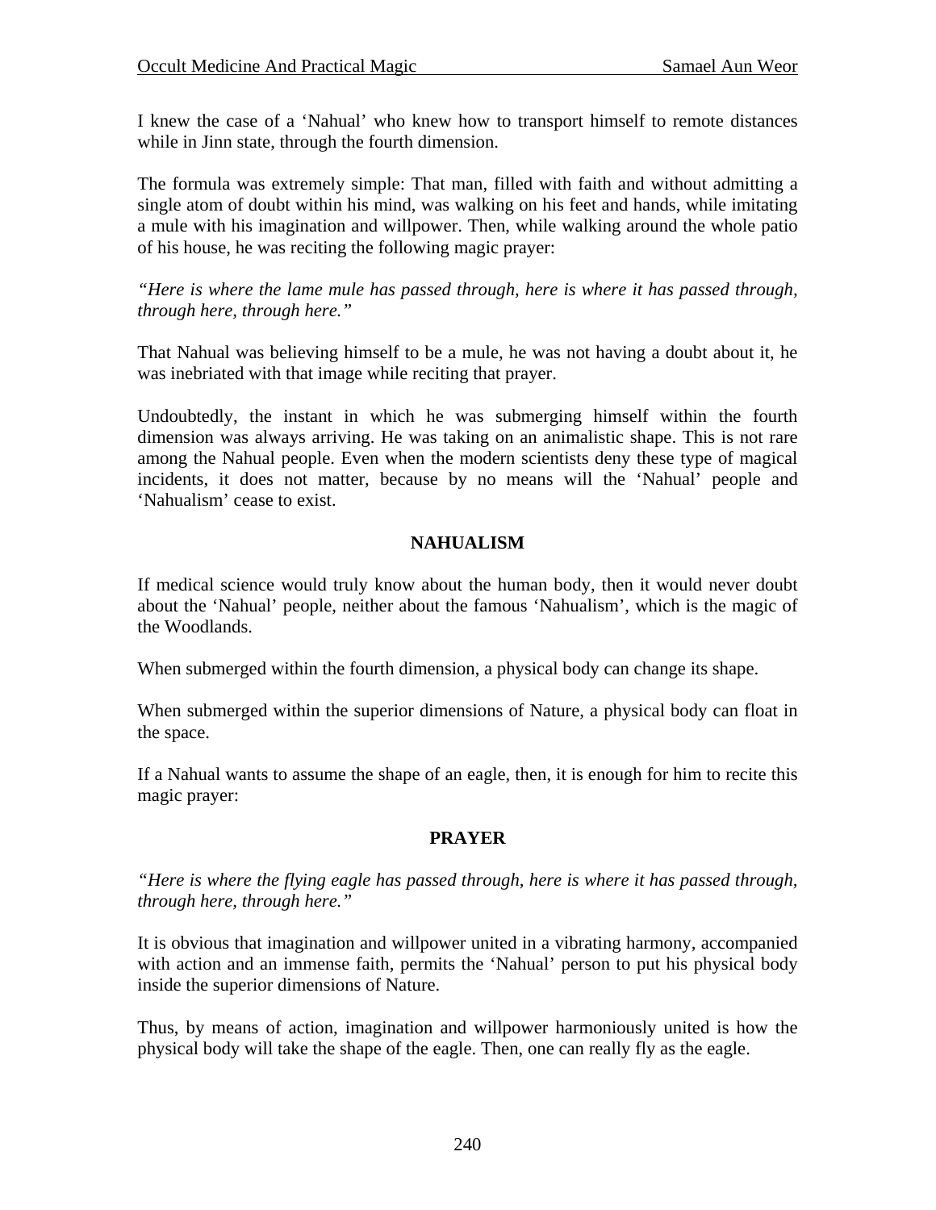I knew the case of a 'Nahual' who knew how to transport himself to remote distances while in Jinn state, through the fourth dimension.

The formula was extremely simple: That man, filled with faith and without admitting a single atom of doubt within his mind, was walking on his feet and hands, while imitating a mule with his imagination and willpower. Then, while walking around the whole patio of his house, he was reciting the following magic prayer:

*"Here is where the lame mule has passed through, here is where it has passed through, through here, through here."*

That Nahual was believing himself to be a mule, he was not having a doubt about it, he was inebriated with that image while reciting that prayer.

Undoubtedly, the instant in which he was submerging himself within the fourth dimension was always arriving. He was taking on an animalistic shape. This is not rare among the Nahual people. Even when the modern scientists deny these type of magical incidents, it does not matter, because by no means will the 'Nahual' people and 'Nahualism' cease to exist.

## NAHUALISM

If medical science would truly know about the human body, then it would never doubt about the 'Nahual' people, neither about the famous 'Nahualism', which is the magic of the Woodlands.

When submerged within the fourth dimension, a physical body can change its shape.

When submerged within the superior dimensions of Nature, a physical body can float in the space.

If a Nahual wants to assume the shape of an eagle, then, it is enough for him to recite this magic prayer:

## PRAYER

*"Here is where the flying eagle has passed through, here is where it has passed through, through here, through here."*

It is obvious that imagination and willpower united in a vibrating harmony, accompanied with action and an immense faith, permits the 'Nahual' person to put his physical body inside the superior dimensions of Nature.

Thus, by means of action, imagination and willpower harmoniously united is how the physical body will take the shape of the eagle. Then, one can really fly as the eagle.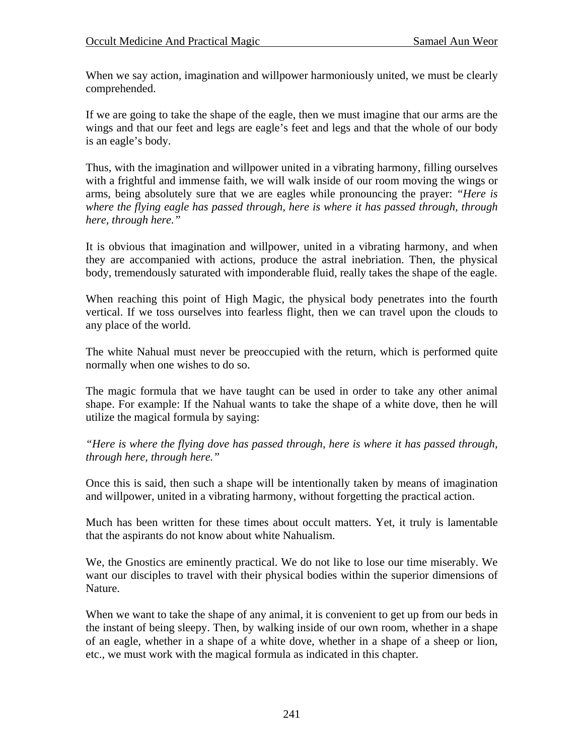When we say action, imagination and willpower harmoniously united, we must be clearly comprehended.

If we are going to take the shape of the eagle, then we must imagine that our arms are the wings and that our feet and legs are eagle's feet and legs and that the whole of our body is an eagle's body.

Thus, with the imagination and willpower united in a vibrating harmony, filling ourselves with a frightful and immense faith, we will walk inside of our room moving the wings or arms, being absolutely sure that we are eagles while pronouncing the prayer: *"Here is where the flying eagle has passed through, here is where it has passed through, through here, through here."*

It is obvious that imagination and willpower, united in a vibrating harmony, and when they are accompanied with actions, produce the astral inebriation. Then, the physical body, tremendously saturated with imponderable fluid, really takes the shape of the eagle.

When reaching this point of High Magic, the physical body penetrates into the fourth vertical. If we toss ourselves into fearless flight, then we can travel upon the clouds to any place of the world.

The white Nahual must never be preoccupied with the return, which is performed quite normally when one wishes to do so.

The magic formula that we have taught can be used in order to take any other animal shape. For example: If the Nahual wants to take the shape of a white dove, then he will utilize the magical formula by saying:

*"Here is where the flying dove has passed through, here is where it has passed through, through here, through here."*

Once this is said, then such a shape will be intentionally taken by means of imagination and willpower, united in a vibrating harmony, without forgetting the practical action.

Much has been written for these times about occult matters. Yet, it truly is lamentable that the aspirants do not know about white Nahualism.

We, the Gnostics are eminently practical. We do not like to lose our time miserably. We want our disciples to travel with their physical bodies within the superior dimensions of Nature.

When we want to take the shape of any animal, it is convenient to get up from our beds in the instant of being sleepy. Then, by walking inside of our own room, whether in a shape of an eagle, whether in a shape of a white dove, whether in a shape of a sheep or lion, etc., we must work with the magical formula as indicated in this chapter.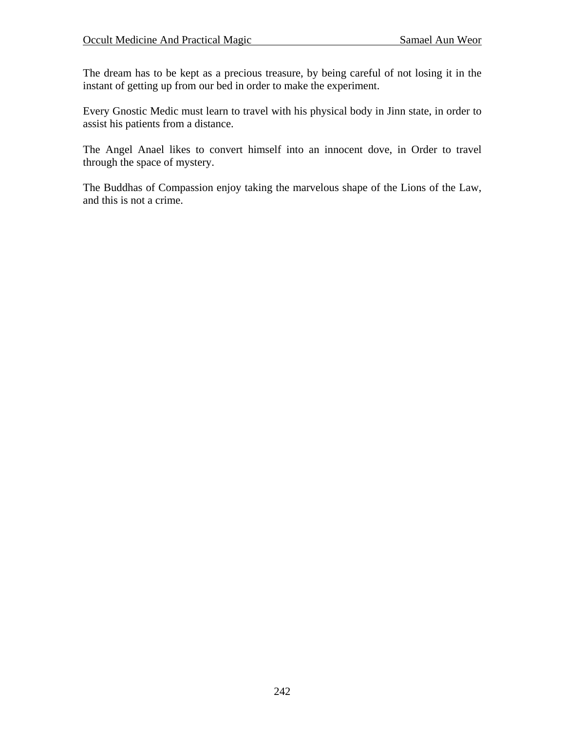The dream has to be kept as a precious treasure, by being careful of not losing it in the instant of getting up from our bed in order to make the experiment.

Every Gnostic Medic must learn to travel with his physical body in Jinn state, in order to assist his patients from a distance.

The Angel Anael likes to convert himself into an innocent dove, in Order to travel through the space of mystery.

The Buddhas of Compassion enjoy taking the marvelous shape of the Lions of the Law, and this is not a crime.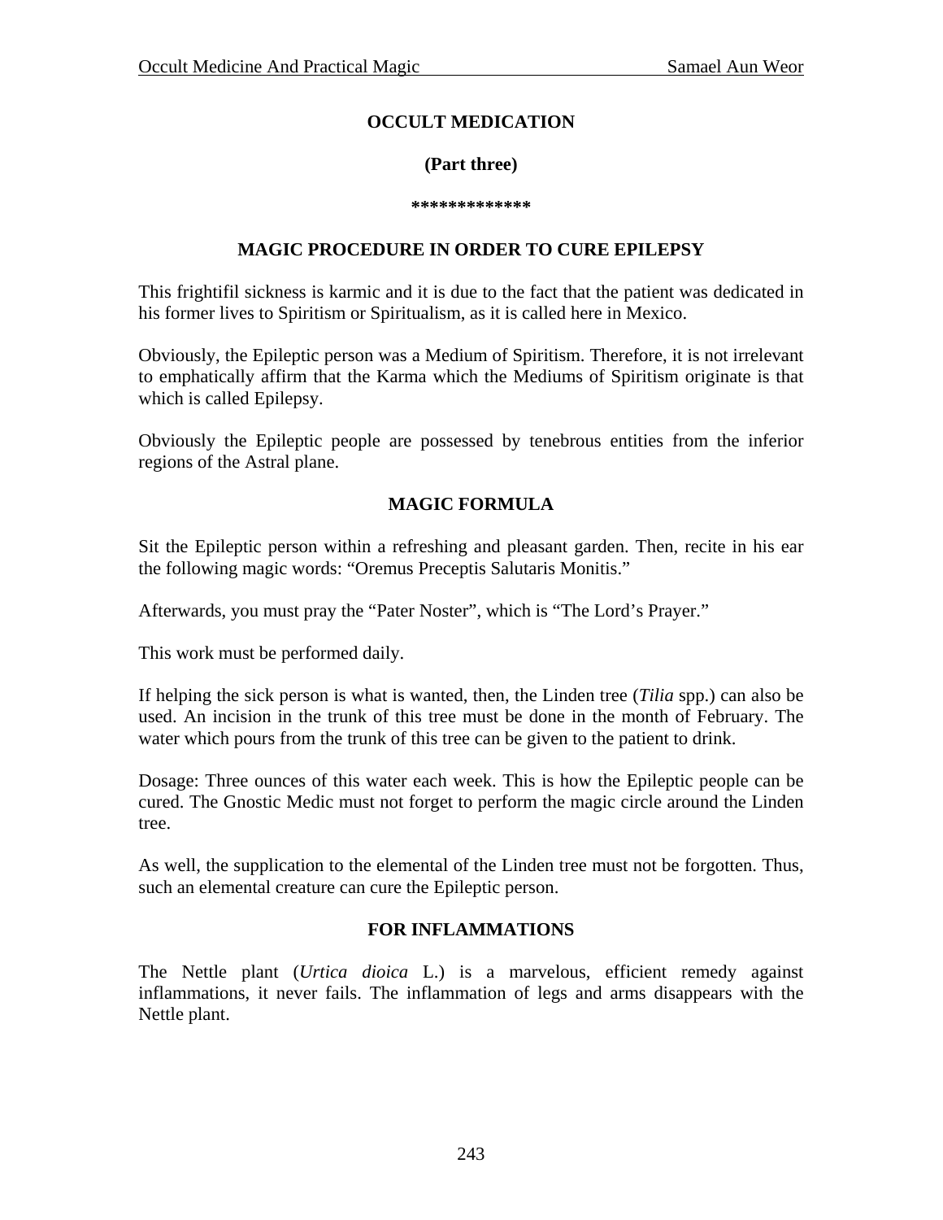## OCCULT MEDICATION

### (Part three)

\*\*\*\*\*\*\*\*\*\*\*\*\*

### MAGIC PROCEDURE IN ORDER TO CURE EPILEPSY

This frightifil sickness is karmic and it is due to the fact that the patient was dedicated in his former lives to Spiritism or Spiritualism, as it is called here in Mexico.

Obviously, the Epileptic person was a Medium of Spiritism. Therefore, it is not irrelevant to emphatically affirm that the Karma which the Mediums of Spiritism originate is that which is called Epilepsy.

Obviously the Epileptic people are possessed by tenebrous entities from the inferior regions of the Astral plane.

### MAGIC FORMULA

Sit the Epileptic person within a refreshing and pleasant garden. Then, recite in his ear the following magic words: “Oremus Preceptis Salutaris Monitis.”

Afterwards, you must pray the “Pater Noster”, which is “The Lord’s Prayer.”

This work must be performed daily.

If helping the sick person is what is wanted, then, the Linden tree (*Tilia* spp.) can also be used. An incision in the trunk of this tree must be done in the month of February. The water which pours from the trunk of this tree can be given to the patient to drink.

Dosage: Three ounces of this water each week. This is how the Epileptic people can be cured. The Gnostic Medic must not forget to perform the magic circle around the Linden tree.

As well, the supplication to the elemental of the Linden tree must not be forgotten. Thus, such an elemental creature can cure the Epileptic person.

### FOR INFLAMMATIONS

The Nettle plant (*Urtica dioica* L.) is a marvelous, efficient remedy against inflammations, it never fails. The inflammation of legs and arms disappears with the Nettle plant.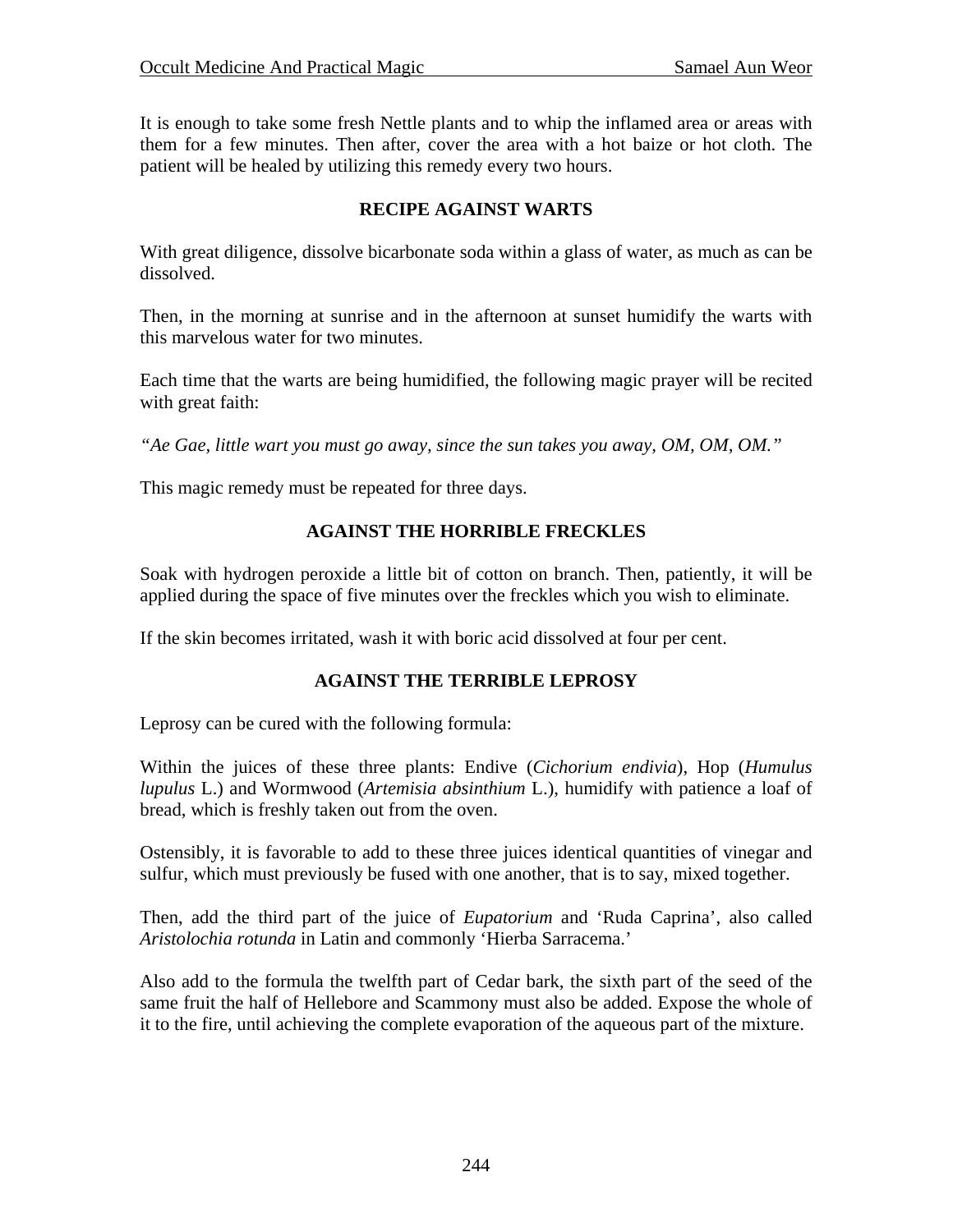It is enough to take some fresh Nettle plants and to whip the inflamed area or areas with them for a few minutes. Then after, cover the area with a hot baize or hot cloth. The patient will be healed by utilizing this remedy every two hours.

## RECIPE AGAINST WARTS

With great diligence, dissolve bicarbonate soda within a glass of water, as much as can be dissolved.

Then, in the morning at sunrise and in the afternoon at sunset humidify the warts with this marvelous water for two minutes.

Each time that the warts are being humidified, the following magic prayer will be recited with great faith:

*"Ae Gae, little wart you must go away, since the sun takes you away, OM, OM, OM."*

This magic remedy must be repeated for three days.

## AGAINST THE HORRIBLE FRECKLES

Soak with hydrogen peroxide a little bit of cotton on branch. Then, patiently, it will be applied during the space of five minutes over the freckles which you wish to eliminate.

If the skin becomes irritated, wash it with boric acid dissolved at four per cent.

## AGAINST THE TERRIBLE LEPROSY

Leprosy can be cured with the following formula:

Within the juices of these three plants: Endive (*Cichorium endivia*), Hop (*Humulus lupulus* L.) and Wormwood (*Artemisia absinthium* L.), humidify with patience a loaf of bread, which is freshly taken out from the oven.

Ostensibly, it is favorable to add to these three juices identical quantities of vinegar and sulfur, which must previously be fused with one another, that is to say, mixed together.

Then, add the third part of the juice of *Eupatorium* and 'Ruda Caprina', also called *Aristolochia rotunda* in Latin and commonly 'Hierba Sarracema.'

Also add to the formula the twelfth part of Cedar bark, the sixth part of the seed of the same fruit the half of Hellebore and Scammony must also be added. Expose the whole of it to the fire, until achieving the complete evaporation of the aqueous part of the mixture.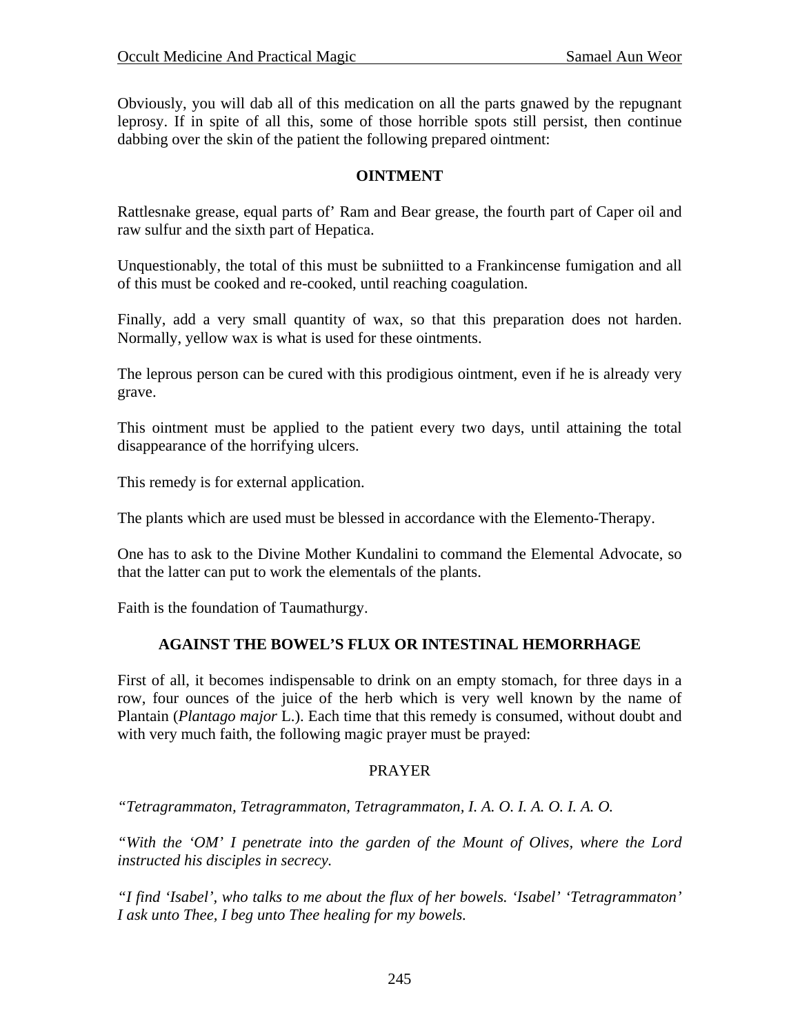Obviously, you will dab all of this medication on all the parts gnawed by the repugnant leprosy. If in spite of all this, some of those horrible spots still persist, then continue dabbing over the skin of the patient the following prepared ointment:

### OINTMENT

Rattlesnake grease, equal parts of' Ram and Bear grease, the fourth part of Caper oil and raw sulfur and the sixth part of Hepatica.

Unquestionably, the total of this must be subniitted to a Frankincense fumigation and all of this must be cooked and re-cooked, until reaching coagulation.

Finally, add a very small quantity of wax, so that this preparation does not harden. Normally, yellow wax is what is used for these ointments.

The leprous person can be cured with this prodigious ointment, even if he is already very grave.

This ointment must be applied to the patient every two days, until attaining the total disappearance of the horrifying ulcers.

This remedy is for external application.

The plants which are used must be blessed in accordance with the Elemento-Therapy.

One has to ask to the Divine Mother Kundalini to command the Elemental Advocate, so that the latter can put to work the elementals of the plants.

Faith is the foundation of Taumathurgy.

### AGAINST THE BOWEL'S FLUX OR INTESTINAL HEMORRHAGE

First of all, it becomes indispensable to drink on an empty stomach, for three days in a row, four ounces of the juice of the herb which is very well known by the name of Plantain (*Plantago major* L.). Each time that this remedy is consumed, without doubt and with very much faith, the following magic prayer must be prayed:

PRAYER

*"Tetragrammaton, Tetragrammaton, Tetragrammaton, I. A. O. I. A. O. I. A. O.*

*"With the 'OM' I penetrate into the garden of the Mount of Olives, where the Lord instructed his disciples in secrecy.*

*"I find 'Isabel', who talks to me about the flux of her bowels. 'Isabel' 'Tetragrammaton' I ask unto Thee, I beg unto Thee healing for my bowels.*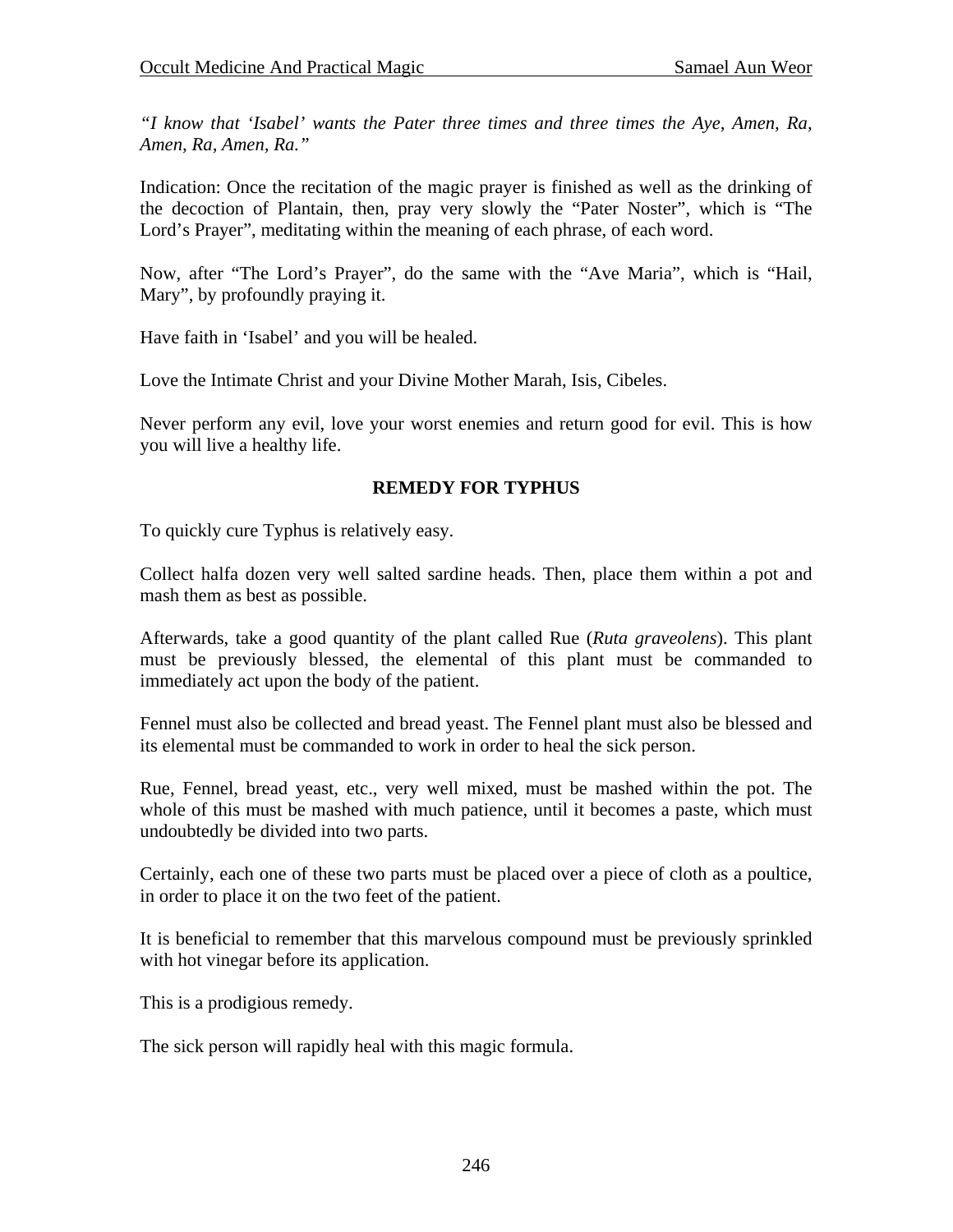*"I know that 'Isabel' wants the Pater three times and three times the Aye, Amen, Ra, Amen, Ra, Amen, Ra."*

Indication: Once the recitation of the magic prayer is finished as well as the drinking of the decoction of Plantain, then, pray very slowly the "Pater Noster", which is "The Lord's Prayer", meditating within the meaning of each phrase, of each word.

Now, after "The Lord's Prayer", do the same with the "Ave Maria", which is "Hail, Mary", by profoundly praying it.

Have faith in 'Isabel' and you will be healed.

Love the Intimate Christ and your Divine Mother Marah, Isis, Cibeles.

Never perform any evil, love your worst enemies and return good for evil. This is how you will live a healthy life.

## REMEDY FOR TYPHUS

To quickly cure Typhus is relatively easy.

Collect halfa dozen very well salted sardine heads. Then, place them within a pot and mash them as best as possible.

Afterwards, take a good quantity of the plant called Rue (*Ruta graveolens*). This plant must be previously blessed, the elemental of this plant must be commanded to immediately act upon the body of the patient.

Fennel must also be collected and bread yeast. The Fennel plant must also be blessed and its elemental must be commanded to work in order to heal the sick person.

Rue, Fennel, bread yeast, etc., very well mixed, must be mashed within the pot. The whole of this must be mashed with much patience, until it becomes a paste, which must undoubtedly be divided into two parts.

Certainly, each one of these two parts must be placed over a piece of cloth as a poultice, in order to place it on the two feet of the patient.

It is beneficial to remember that this marvelous compound must be previously sprinkled with hot vinegar before its application.

This is a prodigious remedy.

The sick person will rapidly heal with this magic formula.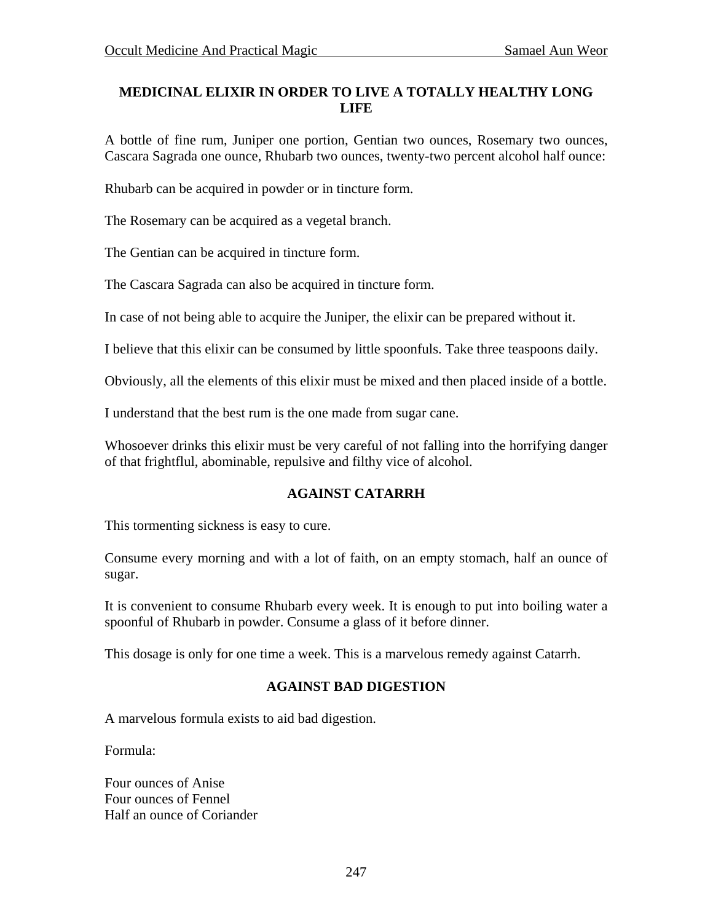## MEDICINAL ELIXIR IN ORDER TO LIVE A TOTALLY HEALTHY LONG LIFE

A bottle of fine rum, Juniper one portion, Gentian two ounces, Rosemary two ounces, Cascara Sagrada one ounce, Rhubarb two ounces, twenty-two percent alcohol half ounce:

Rhubarb can be acquired in powder or in tincture form.

The Rosemary can be acquired as a vegetal branch.

The Gentian can be acquired in tincture form.

The Cascara Sagrada can also be acquired in tincture form.

In case of not being able to acquire the Juniper, the elixir can be prepared without it.

I believe that this elixir can be consumed by little spoonfuls. Take three teaspoons daily.

Obviously, all the elements of this elixir must be mixed and then placed inside of a bottle.

I understand that the best rum is the one made from sugar cane.

Whosoever drinks this elixir must be very careful of not falling into the horrifying danger of that frightflul, abominable, repulsive and filthy vice of alcohol.

## AGAINST CATARRH

This tormenting sickness is easy to cure.

Consume every morning and with a lot of faith, on an empty stomach, half an ounce of sugar.

It is convenient to consume Rhubarb every week. It is enough to put into boiling water a spoonful of Rhubarb in powder. Consume a glass of it before dinner.

This dosage is only for one time a week. This is a marvelous remedy against Catarrh.

## AGAINST BAD DIGESTION

A marvelous formula exists to aid bad digestion.

Formula:

Four ounces of Anise  
Four ounces of Fennel  
Half an ounce of Coriander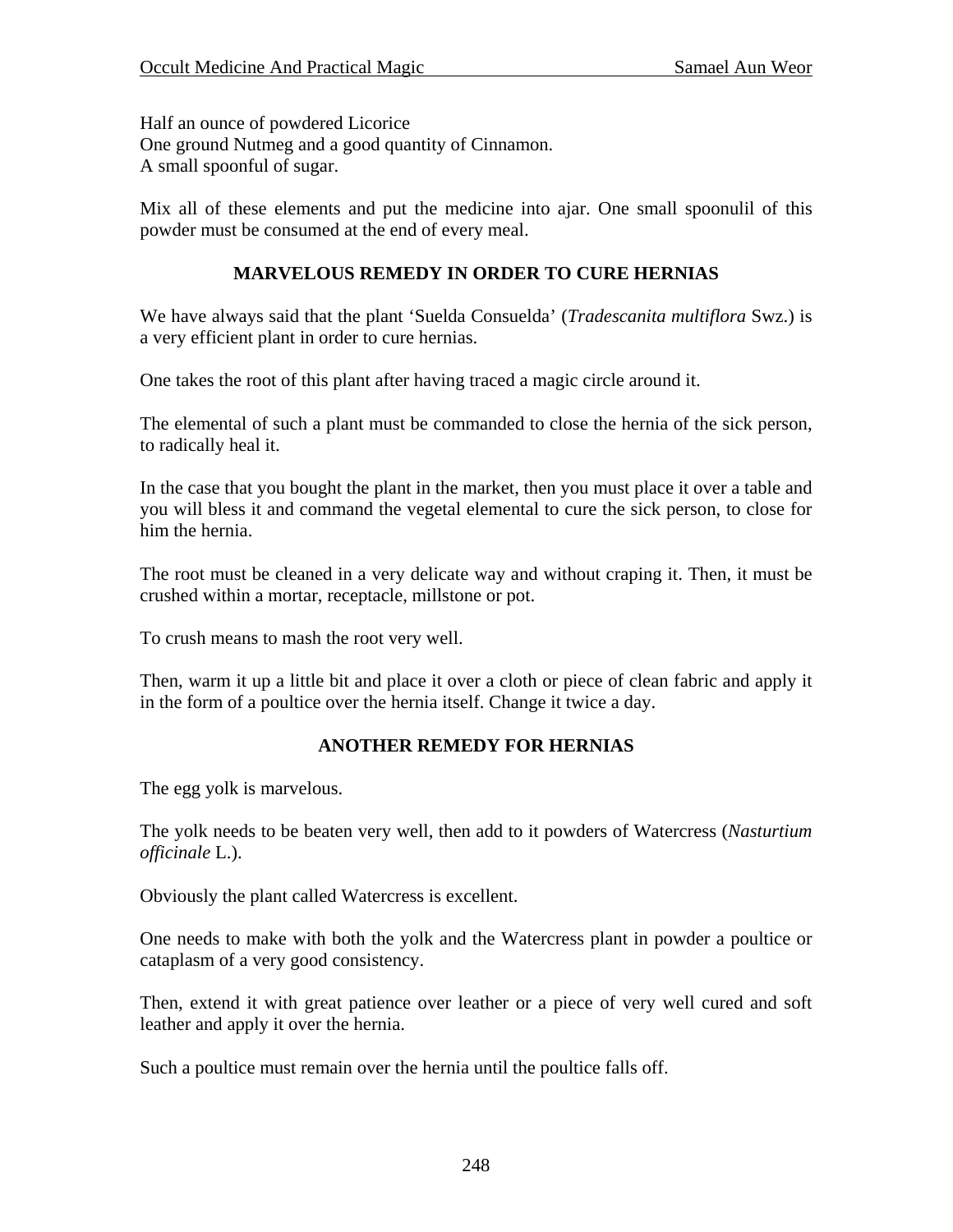Half an ounce of powdered Licorice
One ground Nutmeg and a good quantity of Cinnamon.
A small spoonful of sugar.

Mix all of these elements and put the medicine into ajar. One small spoonulil of this powder must be consumed at the end of every meal.

## MARVELOUS REMEDY IN ORDER TO CURE HERNIAS

We have always said that the plant 'Suelda Consuelda' (*Tradescanita multiflora* Swz.) is a very efficient plant in order to cure hernias.

One takes the root of this plant after having traced a magic circle around it.

The elemental of such a plant must be commanded to close the hernia of the sick person, to radically heal it.

In the case that you bought the plant in the market, then you must place it over a table and you will bless it and command the vegetal elemental to cure the sick person, to close for him the hernia.

The root must be cleaned in a very delicate way and without craping it. Then, it must be crushed within a mortar, receptacle, millstone or pot.

To crush means to mash the root very well.

Then, warm it up a little bit and place it over a cloth or piece of clean fabric and apply it in the form of a poultice over the hernia itself. Change it twice a day.

## ANOTHER REMEDY FOR HERNIAS

The egg yolk is marvelous.

The yolk needs to be beaten very well, then add to it powders of Watercress (*Nasturtium officinale* L.).

Obviously the plant called Watercress is excellent.

One needs to make with both the yolk and the Watercress plant in powder a poultice or cataplasm of a very good consistency.

Then, extend it with great patience over leather or a piece of very well cured and soft leather and apply it over the hernia.

Such a poultice must remain over the hernia until the poultice falls off.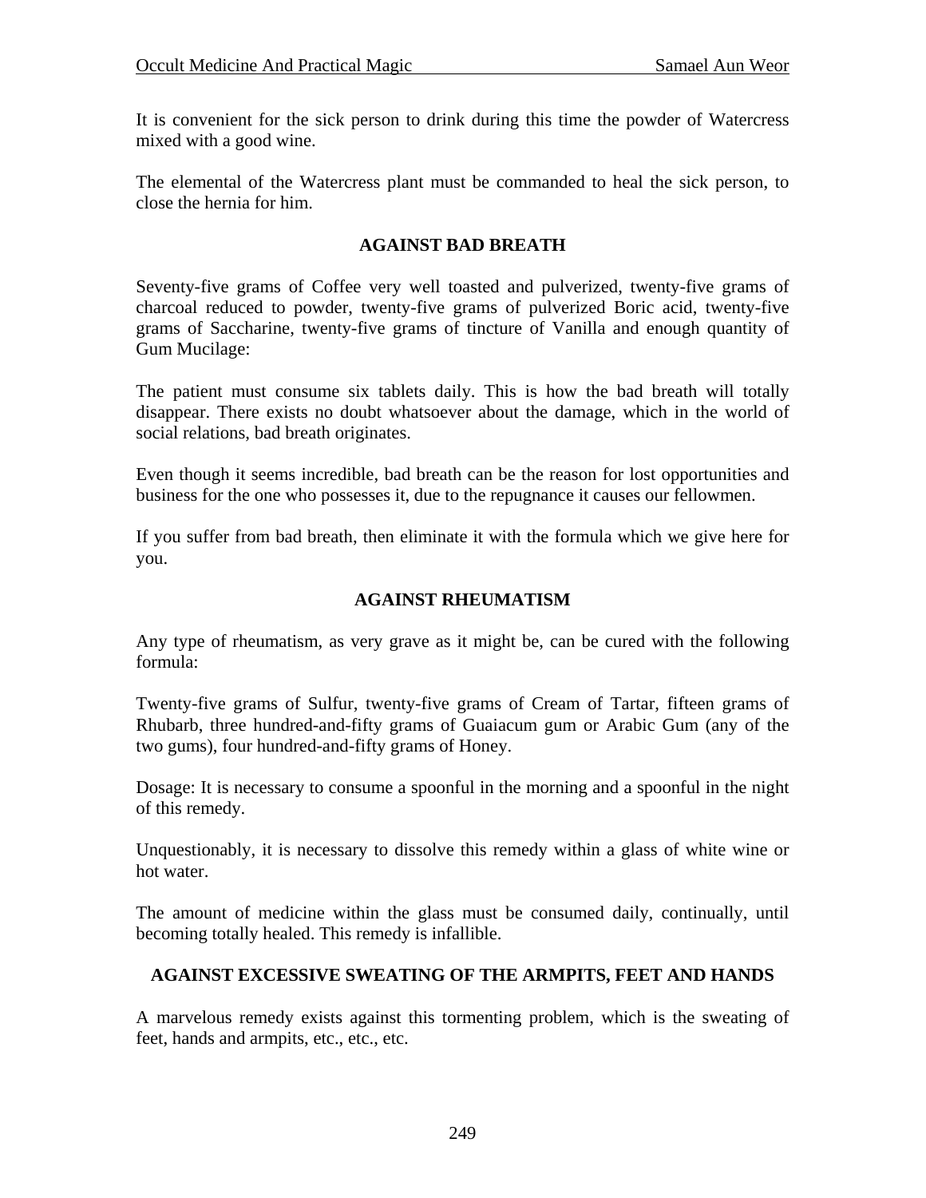It is convenient for the sick person to drink during this time the powder of Watercress mixed with a good wine.

The elemental of the Watercress plant must be commanded to heal the sick person, to close the hernia for him.

## AGAINST BAD BREATH

Seventy-five grams of Coffee very well toasted and pulverized, twenty-five grams of charcoal reduced to powder, twenty-five grams of pulverized Boric acid, twenty-five grams of Saccharine, twenty-five grams of tincture of Vanilla and enough quantity of Gum Mucilage:

The patient must consume six tablets daily. This is how the bad breath will totally disappear. There exists no doubt whatsoever about the damage, which in the world of social relations, bad breath originates.

Even though it seems incredible, bad breath can be the reason for lost opportunities and business for the one who possesses it, due to the repugnance it causes our fellowmen.

If you suffer from bad breath, then eliminate it with the formula which we give here for you.

## AGAINST RHEUMATISM

Any type of rheumatism, as very grave as it might be, can be cured with the following formula:

Twenty-five grams of Sulfur, twenty-five grams of Cream of Tartar, fifteen grams of Rhubarb, three hundred-and-fifty grams of Guaiacum gum or Arabic Gum (any of the two gums), four hundred-and-fifty grams of Honey.

Dosage: It is necessary to consume a spoonful in the morning and a spoonful in the night of this remedy.

Unquestionably, it is necessary to dissolve this remedy within a glass of white wine or hot water.

The amount of medicine within the glass must be consumed daily, continually, until becoming totally healed. This remedy is infallible.

## AGAINST EXCESSIVE SWEATING OF THE ARMPITS, FEET AND HANDS

A marvelous remedy exists against this tormenting problem, which is the sweating of feet, hands and armpits, etc., etc., etc.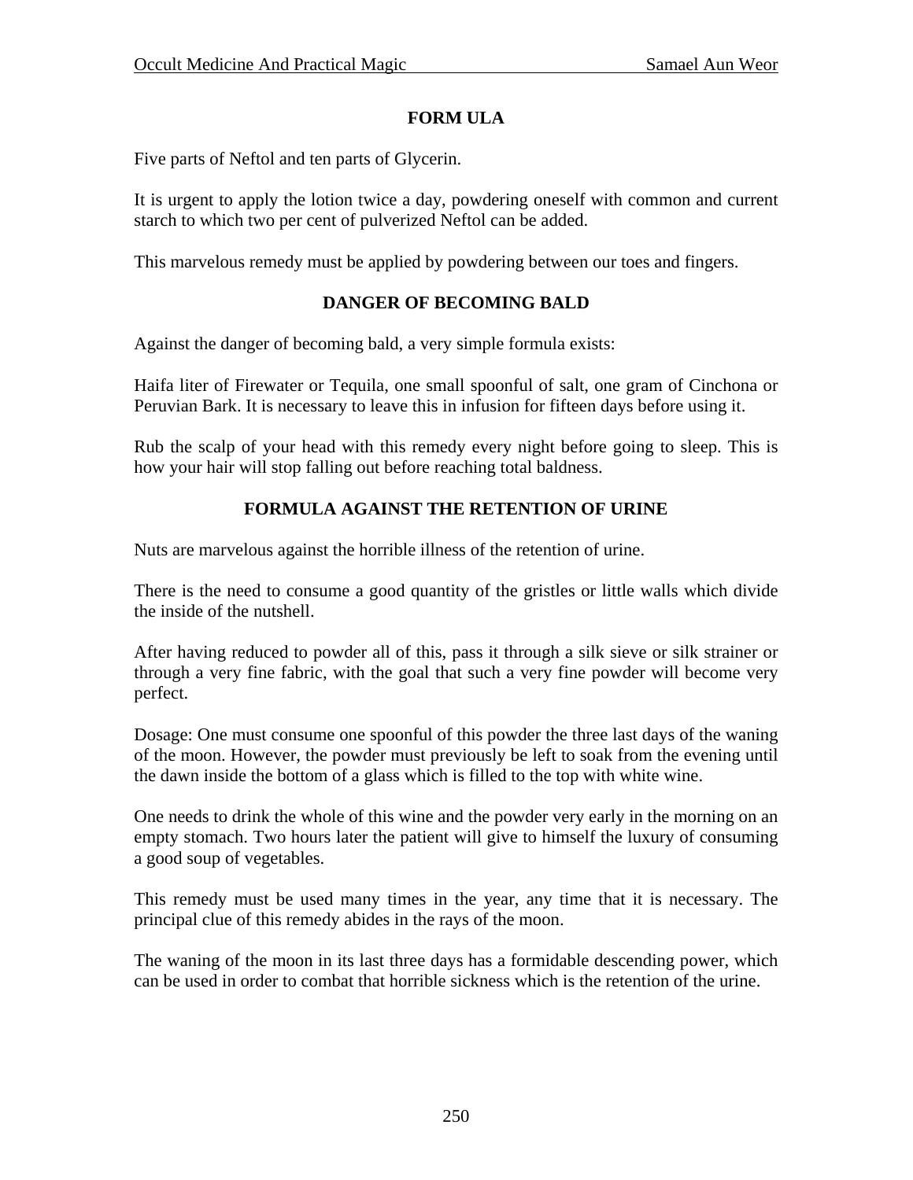### FORM ULA

Five parts of Neftol and ten parts of Glycerin.

It is urgent to apply the lotion twice a day, powdering oneself with common and current starch to which two per cent of pulverized Neftol can be added.

This marvelous remedy must be applied by powdering between our toes and fingers.

### DANGER OF BECOMING BALD

Against the danger of becoming bald, a very simple formula exists:

Haifa liter of Firewater or Tequila, one small spoonful of salt, one gram of Cinchona or Peruvian Bark. It is necessary to leave this in infusion for fifteen days before using it.

Rub the scalp of your head with this remedy every night before going to sleep. This is how your hair will stop falling out before reaching total baldness.

### FORMULA AGAINST THE RETENTION OF URINE

Nuts are marvelous against the horrible illness of the retention of urine.

There is the need to consume a good quantity of the gristles or little walls which divide the inside of the nutshell.

After having reduced to powder all of this, pass it through a silk sieve or silk strainer or through a very fine fabric, with the goal that such a very fine powder will become very perfect.

Dosage: One must consume one spoonful of this powder the three last days of the waning of the moon. However, the powder must previously be left to soak from the evening until the dawn inside the bottom of a glass which is filled to the top with white wine.

One needs to drink the whole of this wine and the powder very early in the morning on an empty stomach. Two hours later the patient will give to himself the luxury of consuming a good soup of vegetables.

This remedy must be used many times in the year, any time that it is necessary. The principal clue of this remedy abides in the rays of the moon.

The waning of the moon in its last three days has a formidable descending power, which can be used in order to combat that horrible sickness which is the retention of the urine.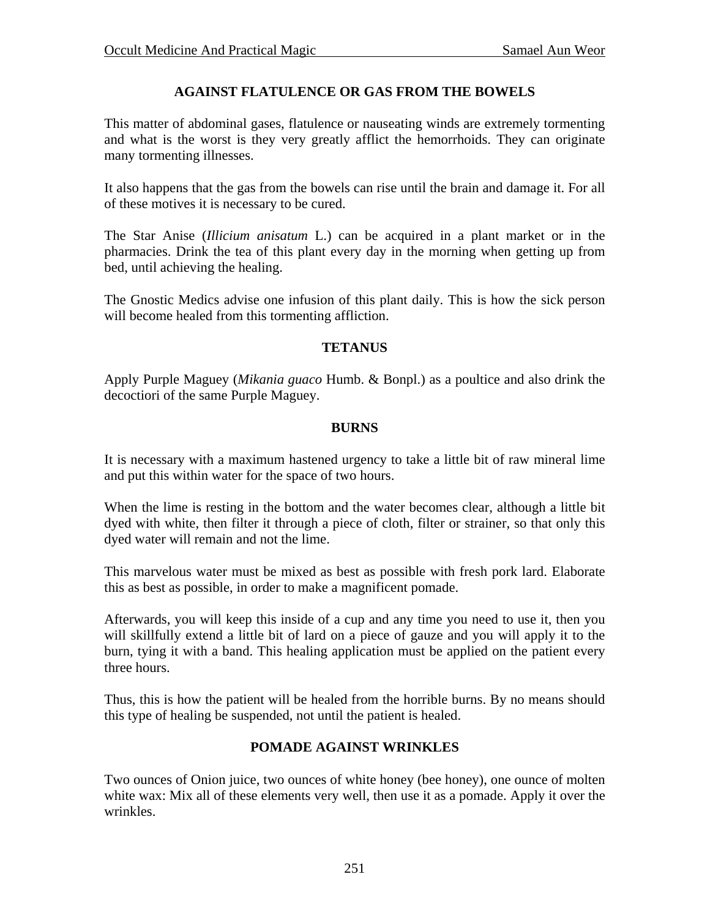## AGAINST FLATULENCE OR GAS FROM THE BOWELS

This matter of abdominal gases, flatulence or nauseating winds are extremely tormenting and what is the worst is they very greatly afflict the hemorrhoids. They can originate many tormenting illnesses.

It also happens that the gas from the bowels can rise until the brain and damage it. For all of these motives it is necessary to be cured.

The Star Anise (*Illicium anisatum* L.) can be acquired in a plant market or in the pharmacies. Drink the tea of this plant every day in the morning when getting up from bed, until achieving the healing.

The Gnostic Medics advise one infusion of this plant daily. This is how the sick person will become healed from this tormenting affliction.

## TETANUS

Apply Purple Maguey (*Mikania guaco* Humb. & Bonpl.) as a poultice and also drink the decoctiori of the same Purple Maguey.

## BURNS

It is necessary with a maximum hastened urgency to take a little bit of raw mineral lime and put this within water for the space of two hours.

When the lime is resting in the bottom and the water becomes clear, although a little bit dyed with white, then filter it through a piece of cloth, filter or strainer, so that only this dyed water will remain and not the lime.

This marvelous water must be mixed as best as possible with fresh pork lard. Elaborate this as best as possible, in order to make a magnificent pomade.

Afterwards, you will keep this inside of a cup and any time you need to use it, then you will skillfully extend a little bit of lard on a piece of gauze and you will apply it to the burn, tying it with a band. This healing application must be applied on the patient every three hours.

Thus, this is how the patient will be healed from the horrible burns. By no means should this type of healing be suspended, not until the patient is healed.

## POMADE AGAINST WRINKLES

Two ounces of Onion juice, two ounces of white honey (bee honey), one ounce of molten white wax: Mix all of these elements very well, then use it as a pomade. Apply it over the wrinkles.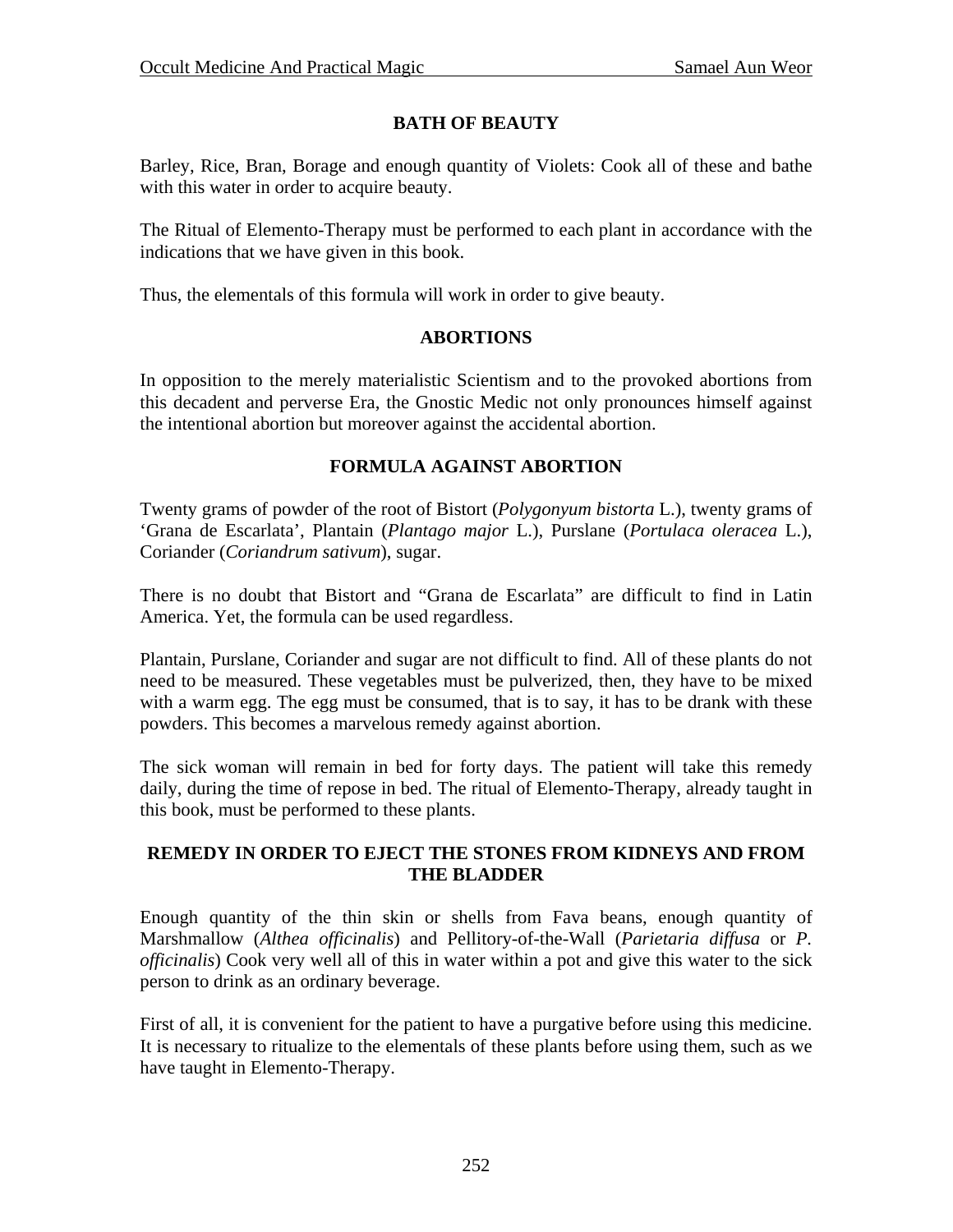### BATH OF BEAUTY

Barley, Rice, Bran, Borage and enough quantity of Violets: Cook all of these and bathe with this water in order to acquire beauty.

The Ritual of Elemento-Therapy must be performed to each plant in accordance with the indications that we have given in this book.

Thus, the elementals of this formula will work in order to give beauty.

### ABORTIONS

In opposition to the merely materialistic Scientism and to the provoked abortions from this decadent and perverse Era, the Gnostic Medic not only pronounces himself against the intentional abortion but moreover against the accidental abortion.

### FORMULA AGAINST ABORTION

Twenty grams of powder of the root of Bistort (*Polygonyum bistorta* L.), twenty grams of 'Grana de Escarlata', Plantain (*Plantago major* L.), Purslane (*Portulaca oleracea* L.), Coriander (*Coriandrum sativum*), sugar.

There is no doubt that Bistort and "Grana de Escarlata" are difficult to find in Latin America. Yet, the formula can be used regardless.

Plantain, Purslane, Coriander and sugar are not difficult to find. All of these plants do not need to be measured. These vegetables must be pulverized, then, they have to be mixed with a warm egg. The egg must be consumed, that is to say, it has to be drank with these powders. This becomes a marvelous remedy against abortion.

The sick woman will remain in bed for forty days. The patient will take this remedy daily, during the time of repose in bed. The ritual of Elemento-Therapy, already taught in this book, must be performed to these plants.

### REMEDY IN ORDER TO EJECT THE STONES FROM KIDNEYS AND FROM THE BLADDER

Enough quantity of the thin skin or shells from Fava beans, enough quantity of Marshmallow (*Althea officinalis*) and Pellitory-of-the-Wall (*Parietaria diffusa* or *P. officinalis*) Cook very well all of this in water within a pot and give this water to the sick person to drink as an ordinary beverage.

First of all, it is convenient for the patient to have a purgative before using this medicine. It is necessary to ritualize to the elementals of these plants before using them, such as we have taught in Elemento-Therapy.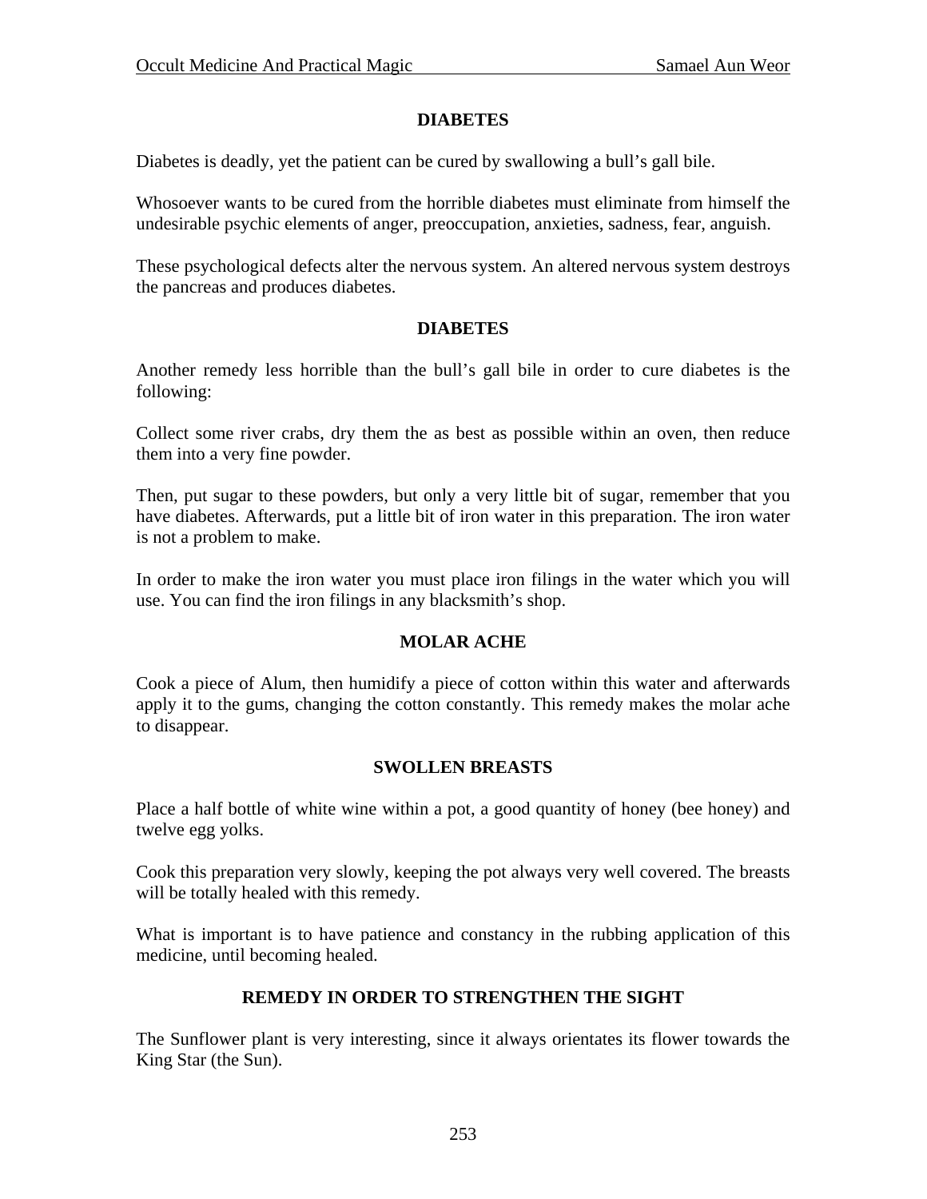## DIABETES

Diabetes is deadly, yet the patient can be cured by swallowing a bull's gall bile.

Whosoever wants to be cured from the horrible diabetes must eliminate from himself the undesirable psychic elements of anger, preoccupation, anxieties, sadness, fear, anguish.

These psychological defects alter the nervous system. An altered nervous system destroys the pancreas and produces diabetes.

## DIABETES

Another remedy less horrible than the bull's gall bile in order to cure diabetes is the following:

Collect some river crabs, dry them the as best as possible within an oven, then reduce them into a very fine powder.

Then, put sugar to these powders, but only a very little bit of sugar, remember that you have diabetes. Afterwards, put a little bit of iron water in this preparation. The iron water is not a problem to make.

In order to make the iron water you must place iron filings in the water which you will use. You can find the iron filings in any blacksmith's shop.

## MOLAR ACHE

Cook a piece of Alum, then humidify a piece of cotton within this water and afterwards apply it to the gums, changing the cotton constantly. This remedy makes the molar ache to disappear.

## SWOLLEN BREASTS

Place a half bottle of white wine within a pot, a good quantity of honey (bee honey) and twelve egg yolks.

Cook this preparation very slowly, keeping the pot always very well covered. The breasts will be totally healed with this remedy.

What is important is to have patience and constancy in the rubbing application of this medicine, until becoming healed.

## REMEDY IN ORDER TO STRENGTHEN THE SIGHT

The Sunflower plant is very interesting, since it always orientates its flower towards the King Star (the Sun).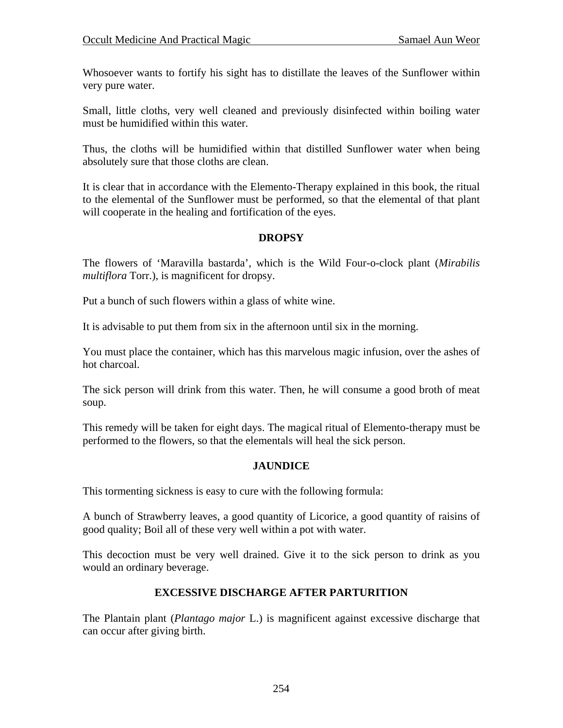Whosoever wants to fortify his sight has to distillate the leaves of the Sunflower within very pure water.

Small, little cloths, very well cleaned and previously disinfected within boiling water must be humidified within this water.

Thus, the cloths will be humidified within that distilled Sunflower water when being absolutely sure that those cloths are clean.

It is clear that in accordance with the Elemento-Therapy explained in this book, the ritual to the elemental of the Sunflower must be performed, so that the elemental of that plant will cooperate in the healing and fortification of the eyes.

## DROPSY

The flowers of 'Maravilla bastarda', which is the Wild Four-o-clock plant (*Mirabilis multiflora* Torr.), is magnificent for dropsy.

Put a bunch of such flowers within a glass of white wine.

It is advisable to put them from six in the afternoon until six in the morning.

You must place the container, which has this marvelous magic infusion, over the ashes of hot charcoal.

The sick person will drink from this water. Then, he will consume a good broth of meat soup.

This remedy will be taken for eight days. The magical ritual of Elemento-therapy must be performed to the flowers, so that the elementals will heal the sick person.

## JAUNDICE

This tormenting sickness is easy to cure with the following formula:

A bunch of Strawberry leaves, a good quantity of Licorice, a good quantity of raisins of good quality; Boil all of these very well within a pot with water.

This decoction must be very well drained. Give it to the sick person to drink as you would an ordinary beverage.

## EXCESSIVE DISCHARGE AFTER PARTURITION

The Plantain plant (*Plantago major* L.) is magnificent against excessive discharge that can occur after giving birth.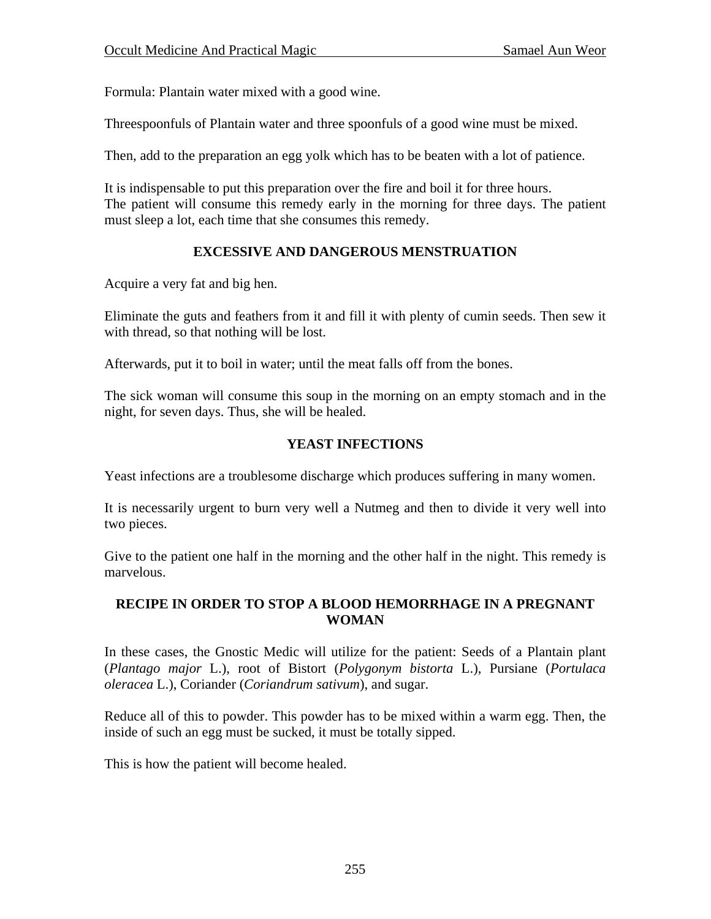Formula: Plantain water mixed with a good wine.

Threespoonfuls of Plantain water and three spoonfuls of a good wine must be mixed.

Then, add to the preparation an egg yolk which has to be beaten with a lot of patience.

It is indispensable to put this preparation over the fire and boil it for three hours.
The patient will consume this remedy early in the morning for three days. The patient must sleep a lot, each time that she consumes this remedy.

## EXCESSIVE AND DANGEROUS MENSTRUATION

Acquire a very fat and big hen.

Eliminate the guts and feathers from it and fill it with plenty of cumin seeds. Then sew it with thread, so that nothing will be lost.

Afterwards, put it to boil in water; until the meat falls off from the bones.

The sick woman will consume this soup in the morning on an empty stomach and in the night, for seven days. Thus, she will be healed.

## YEAST INFECTIONS

Yeast infections are a troublesome discharge which produces suffering in many women.

It is necessarily urgent to burn very well a Nutmeg and then to divide it very well into two pieces.

Give to the patient one half in the morning and the other half in the night. This remedy is marvelous.

## RECIPE IN ORDER TO STOP A BLOOD HEMORRHAGE IN A PREGNANT WOMAN

In these cases, the Gnostic Medic will utilize for the patient: Seeds of a Plantain plant (*Plantago major* L.), root of Bistort (*Polygonym bistorta* L.), Pursiane (*Portulaca oleracea* L.), Coriander (*Coriandrum sativum*), and sugar.

Reduce all of this to powder. This powder has to be mixed within a warm egg. Then, the inside of such an egg must be sucked, it must be totally sipped.

This is how the patient will become healed.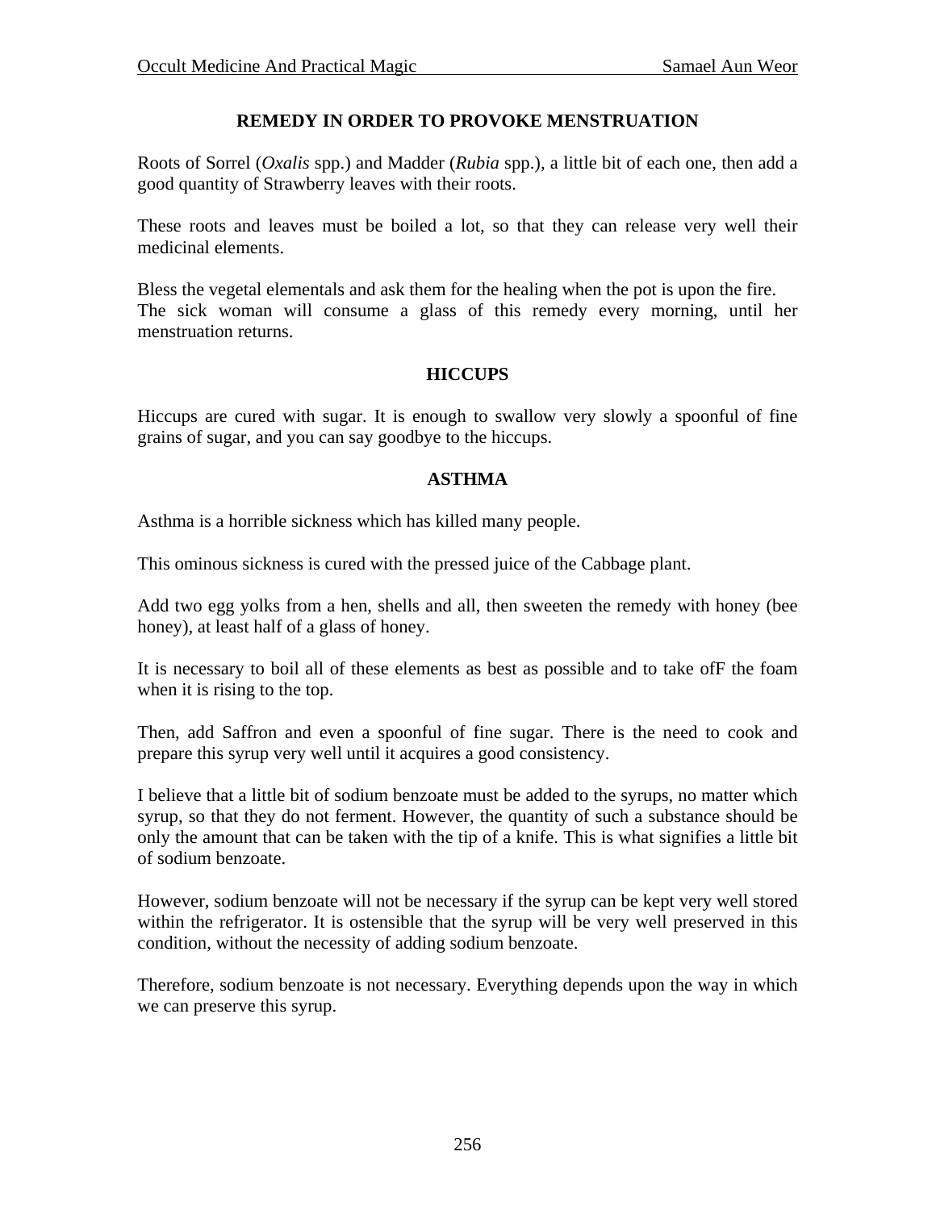## REMEDY IN ORDER TO PROVOKE MENSTRUATION

Roots of Sorrel (*Oxalis* spp.) and Madder (*Rubia* spp.), a little bit of each one, then add a good quantity of Strawberry leaves with their roots.

These roots and leaves must be boiled a lot, so that they can release very well their medicinal elements.

Bless the vegetal elementals and ask them for the healing when the pot is upon the fire. The sick woman will consume a glass of this remedy every morning, until her menstruation returns.

## HICCUPS

Hiccups are cured with sugar. It is enough to swallow very slowly a spoonful of fine grains of sugar, and you can say goodbye to the hiccups.

## ASTHMA

Asthma is a horrible sickness which has killed many people.

This ominous sickness is cured with the pressed juice of the Cabbage plant.

Add two egg yolks from a hen, shells and all, then sweeten the remedy with honey (bee honey), at least half of a glass of honey.

It is necessary to boil all of these elements as best as possible and to take ofF the foam when it is rising to the top.

Then, add Saffron and even a spoonful of fine sugar. There is the need to cook and prepare this syrup very well until it acquires a good consistency.

I believe that a little bit of sodium benzoate must be added to the syrups, no matter which syrup, so that they do not ferment. However, the quantity of such a substance should be only the amount that can be taken with the tip of a knife. This is what signifies a little bit of sodium benzoate.

However, sodium benzoate will not be necessary if the syrup can be kept very well stored within the refrigerator. It is ostensible that the syrup will be very well preserved in this condition, without the necessity of adding sodium benzoate.

Therefore, sodium benzoate is not necessary. Everything depends upon the way in which we can preserve this syrup.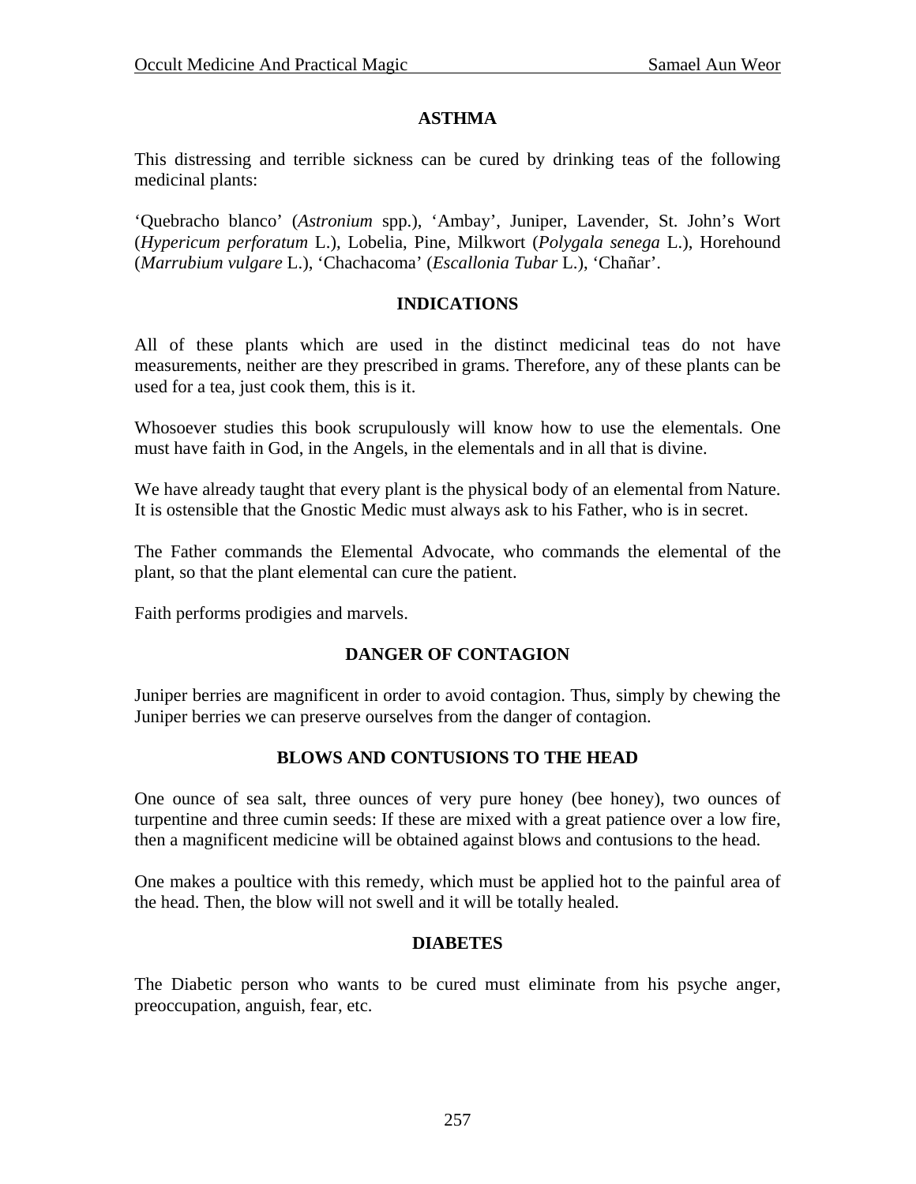## ASTHMA

This distressing and terrible sickness can be cured by drinking teas of the following medicinal plants:

'Quebracho blanco' (*Astronium* spp.), 'Ambay', Juniper, Lavender, St. John's Wort (*Hypericum perforatum* L.), Lobelia, Pine, Milkwort (*Polygala senega* L.), Horehound (*Marrubium vulgare* L.), 'Chachacoma' (*Escallonia Tubar* L.), 'Chañar'.

## INDICATIONS

All of these plants which are used in the distinct medicinal teas do not have measurements, neither are they prescribed in grams. Therefore, any of these plants can be used for a tea, just cook them, this is it.

Whosoever studies this book scrupulously will know how to use the elementals. One must have faith in God, in the Angels, in the elementals and in all that is divine.

We have already taught that every plant is the physical body of an elemental from Nature. It is ostensible that the Gnostic Medic must always ask to his Father, who is in secret.

The Father commands the Elemental Advocate, who commands the elemental of the plant, so that the plant elemental can cure the patient.

Faith performs prodigies and marvels.

## DANGER OF CONTAGION

Juniper berries are magnificent in order to avoid contagion. Thus, simply by chewing the Juniper berries we can preserve ourselves from the danger of contagion.

## BLOWS AND CONTUSIONS TO THE HEAD

One ounce of sea salt, three ounces of very pure honey (bee honey), two ounces of turpentine and three cumin seeds: If these are mixed with a great patience over a low fire, then a magnificent medicine will be obtained against blows and contusions to the head.

One makes a poultice with this remedy, which must be applied hot to the painful area of the head. Then, the blow will not swell and it will be totally healed.

## DIABETES

The Diabetic person who wants to be cured must eliminate from his psyche anger, preoccupation, anguish, fear, etc.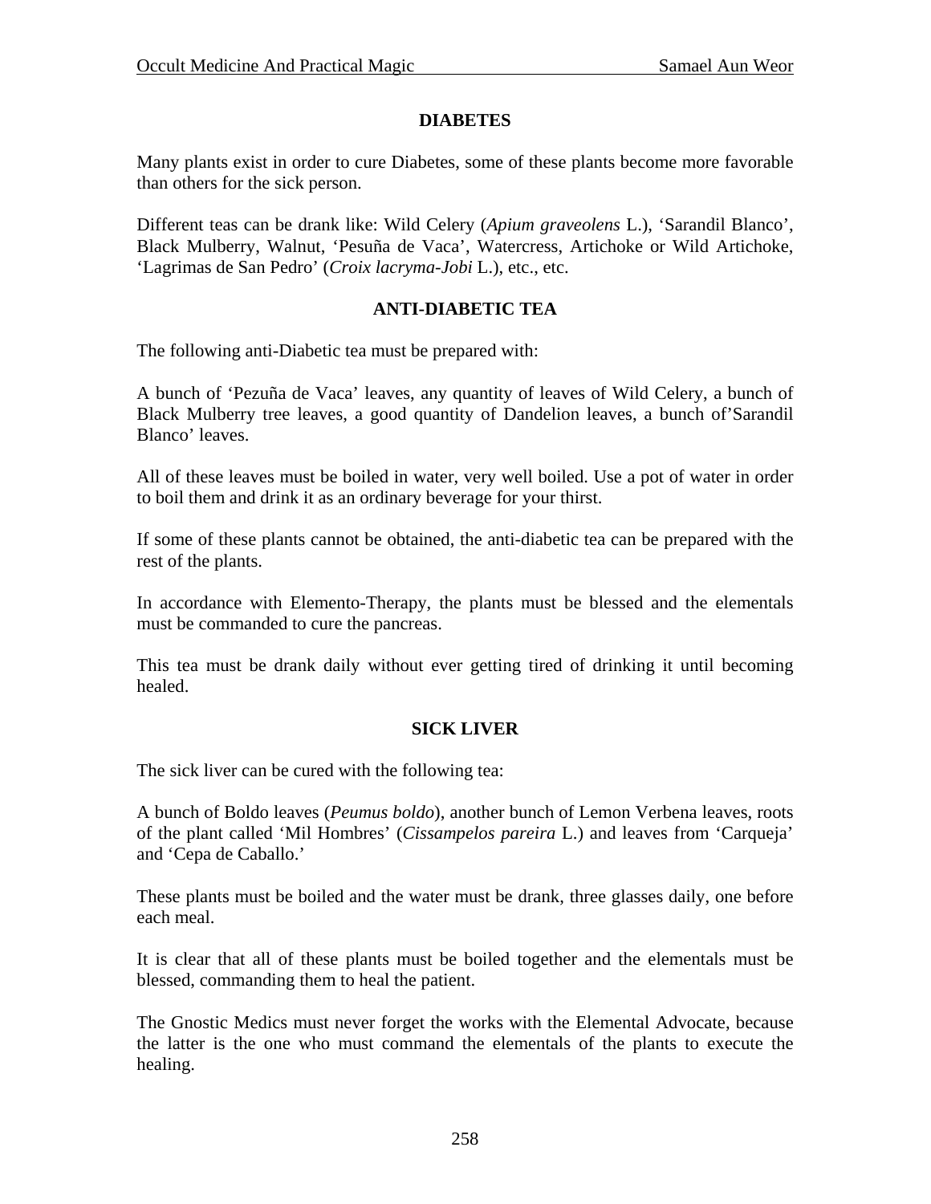## DIABETES

Many plants exist in order to cure Diabetes, some of these plants become more favorable than others for the sick person.

Different teas can be drank like: Wild Celery (*Apium graveolens* L.), 'Sarandil Blanco', Black Mulberry, Walnut, 'Pesuña de Vaca', Watercress, Artichoke or Wild Artichoke, 'Lagrimas de San Pedro' (*Croix lacryma-Jobi* L.), etc., etc.

## ANTI-DIABETIC TEA

The following anti-Diabetic tea must be prepared with:

A bunch of 'Pezuña de Vaca' leaves, any quantity of leaves of Wild Celery, a bunch of Black Mulberry tree leaves, a good quantity of Dandelion leaves, a bunch of'Sarandil Blanco' leaves.

All of these leaves must be boiled in water, very well boiled. Use a pot of water in order to boil them and drink it as an ordinary beverage for your thirst.

If some of these plants cannot be obtained, the anti-diabetic tea can be prepared with the rest of the plants.

In accordance with Elemento-Therapy, the plants must be blessed and the elementals must be commanded to cure the pancreas.

This tea must be drank daily without ever getting tired of drinking it until becoming healed.

## SICK LIVER

The sick liver can be cured with the following tea:

A bunch of Boldo leaves (*Peumus boldo*), another bunch of Lemon Verbena leaves, roots of the plant called 'Mil Hombres' (*Cissampelos pareira* L.) and leaves from 'Carqueja' and 'Cepa de Caballo.'

These plants must be boiled and the water must be drank, three glasses daily, one before each meal.

It is clear that all of these plants must be boiled together and the elementals must be blessed, commanding them to heal the patient.

The Gnostic Medics must never forget the works with the Elemental Advocate, because the latter is the one who must command the elementals of the plants to execute the healing.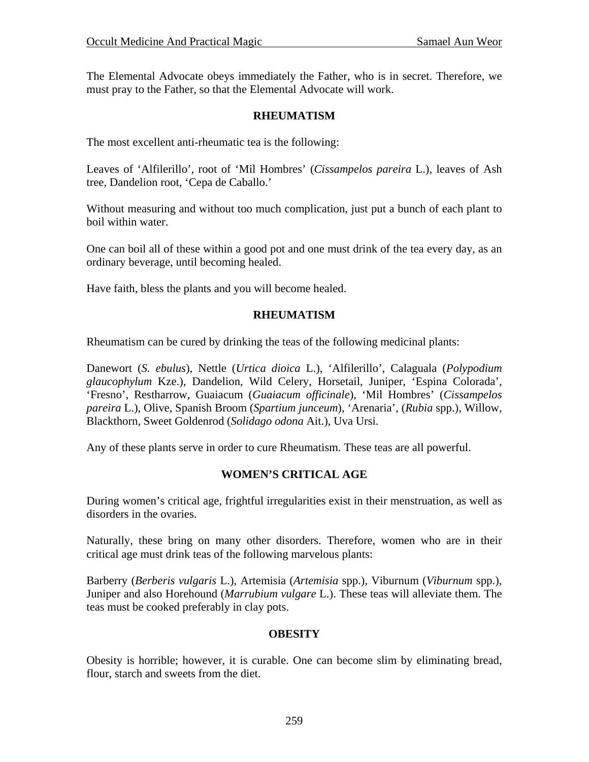The Elemental Advocate obeys immediately the Father, who is in secret. Therefore, we must pray to the Father, so that the Elemental Advocate will work.

## RHEUMATISM

The most excellent anti-rheumatic tea is the following:

Leaves of 'Alfilerillo', root of 'Mil Hombres' (*Cissampelos pareira* L.), leaves of Ash tree, Dandelion root, 'Cepa de Caballo.'

Without measuring and without too much complication, just put a bunch of each plant to boil within water.

One can boil all of these within a good pot and one must drink of the tea every day, as an ordinary beverage, until becoming healed.

Have faith, bless the plants and you will become healed.

## RHEUMATISM

Rheumatism can be cured by drinking the teas of the following medicinal plants:

Danewort (*S. ebulus*), Nettle (*Urtica dioica* L.), 'Alfilerillo', Calaguala (*Polypodium glaucophylum* Kze.), Dandelion, Wild Celery, Horsetail, Juniper, 'Espina Colorada', 'Fresno', Restharrow, Guaiacum (*Guaiacum officinale*), 'Mil Hombres' (*Cissampelos pareira* L.), Olive, Spanish Broom (*Spartium junceum*), 'Arenaria', (*Rubia* spp.), Willow, Blackthorn, Sweet Goldenrod (*Solidago odona* Ait.), Uva Ursi.

Any of these plants serve in order to cure Rheumatism. These teas are all powerful.

## WOMEN'S CRITICAL AGE

During women's critical age, frightful irregularities exist in their menstruation, as well as disorders in the ovaries.

Naturally, these bring on many other disorders. Therefore, women who are in their critical age must drink teas of the following marvelous plants:

Barberry (*Berberis vulgaris* L.), Artemisia (*Artemisia* spp.), Viburnum (*Viburnum* spp.), Juniper and also Horehound (*Marrubium vulgare* L.). These teas will alleviate them. The teas must be cooked preferably in clay pots.

## OBESITY

Obesity is horrible; however, it is curable. One can become slim by eliminating bread, flour, starch and sweets from the diet.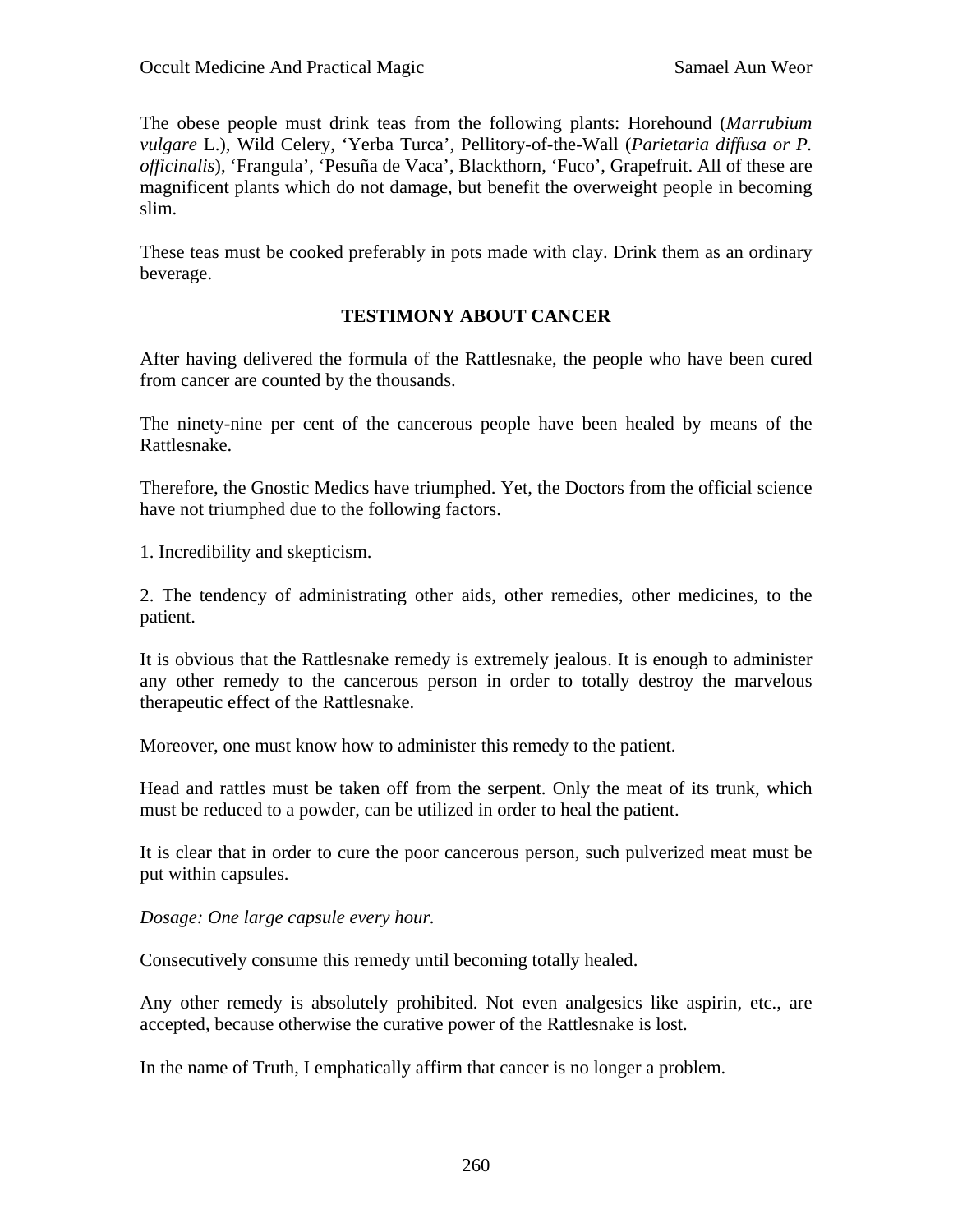The obese people must drink teas from the following plants: Horehound (*Marrubium vulgare* L.), Wild Celery, 'Yerba Turca', Pellitory-of-the-Wall (*Parietaria diffusa or P. officinalis*), 'Frangula', 'Pesuña de Vaca', Blackthorn, 'Fuco', Grapefruit. All of these are magnificent plants which do not damage, but benefit the overweight people in becoming slim.

These teas must be cooked preferably in pots made with clay. Drink them as an ordinary beverage.

## TESTIMONY ABOUT CANCER

After having delivered the formula of the Rattlesnake, the people who have been cured from cancer are counted by the thousands.

The ninety-nine per cent of the cancerous people have been healed by means of the Rattlesnake.

Therefore, the Gnostic Medics have triumphed. Yet, the Doctors from the official science have not triumphed due to the following factors.

1. Incredibility and skepticism.

2. The tendency of administrating other aids, other remedies, other medicines, to the patient.

It is obvious that the Rattlesnake remedy is extremely jealous. It is enough to administer any other remedy to the cancerous person in order to totally destroy the marvelous therapeutic effect of the Rattlesnake.

Moreover, one must know how to administer this remedy to the patient.

Head and rattles must be taken off from the serpent. Only the meat of its trunk, which must be reduced to a powder, can be utilized in order to heal the patient.

It is clear that in order to cure the poor cancerous person, such pulverized meat must be put within capsules.

*Dosage: One large capsule every hour.*

Consecutively consume this remedy until becoming totally healed.

Any other remedy is absolutely prohibited. Not even analgesics like aspirin, etc., are accepted, because otherwise the curative power of the Rattlesnake is lost.

In the name of Truth, I emphatically affirm that cancer is no longer a problem.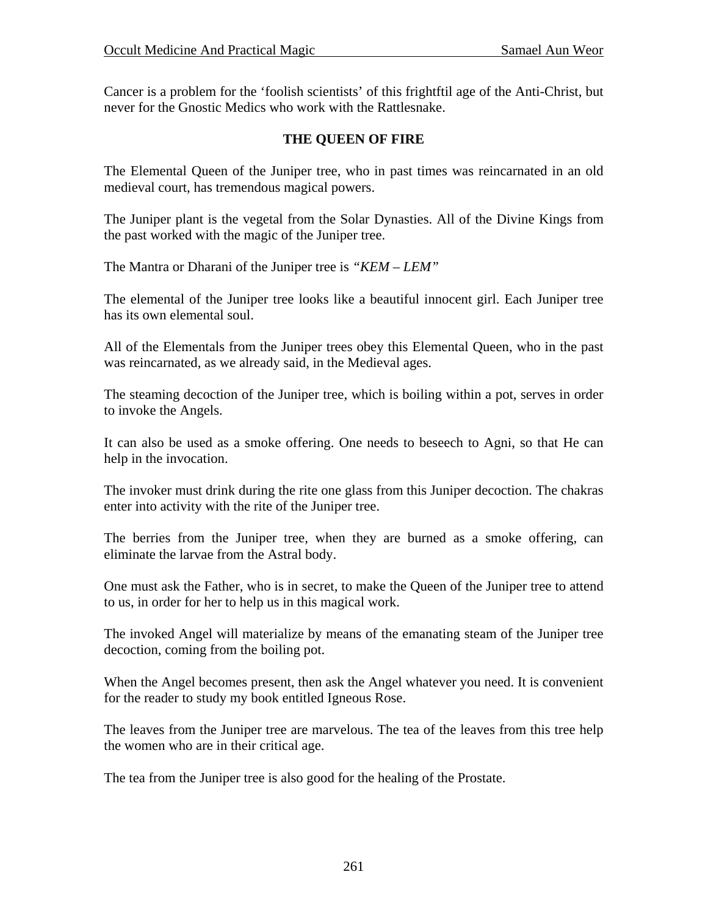Cancer is a problem for the ‘foolish scientists’ of this frightftil age of the Anti-Christ, but never for the Gnostic Medics who work with the Rattlesnake.

## THE QUEEN OF FIRE

The Elemental Queen of the Juniper tree, who in past times was reincarnated in an old medieval court, has tremendous magical powers.

The Juniper plant is the vegetal from the Solar Dynasties. All of the Divine Kings from the past worked with the magic of the Juniper tree.

The Mantra or Dharani of the Juniper tree is *“KEM – LEM”*

The elemental of the Juniper tree looks like a beautiful innocent girl. Each Juniper tree has its own elemental soul.

All of the Elementals from the Juniper trees obey this Elemental Queen, who in the past was reincarnated, as we already said, in the Medieval ages.

The steaming decoction of the Juniper tree, which is boiling within a pot, serves in order to invoke the Angels.

It can also be used as a smoke offering. One needs to beseech to Agni, so that He can help in the invocation.

The invoker must drink during the rite one glass from this Juniper decoction. The chakras enter into activity with the rite of the Juniper tree.

The berries from the Juniper tree, when they are burned as a smoke offering, can eliminate the larvae from the Astral body.

One must ask the Father, who is in secret, to make the Queen of the Juniper tree to attend to us, in order for her to help us in this magical work.

The invoked Angel will materialize by means of the emanating steam of the Juniper tree decoction, coming from the boiling pot.

When the Angel becomes present, then ask the Angel whatever you need. It is convenient for the reader to study my book entitled Igneous Rose.

The leaves from the Juniper tree are marvelous. The tea of the leaves from this tree help the women who are in their critical age.

The tea from the Juniper tree is also good for the healing of the Prostate.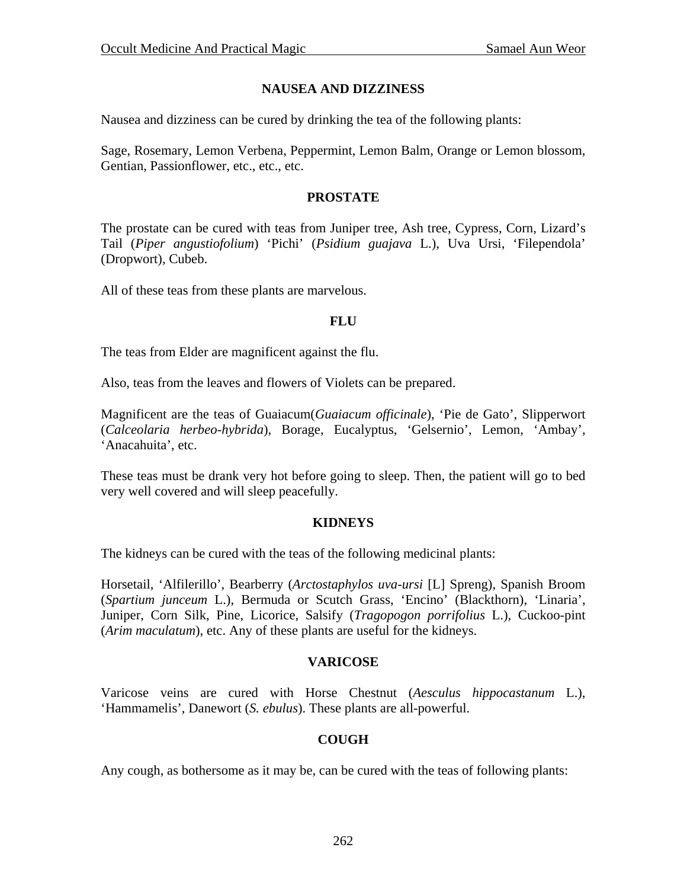## NAUSEA AND DIZZINESS

Nausea and dizziness can be cured by drinking the tea of the following plants:

Sage, Rosemary, Lemon Verbena, Peppermint, Lemon Balm, Orange or Lemon blossom, Gentian, Passionflower, etc., etc., etc.

## PROSTATE

The prostate can be cured with teas from Juniper tree, Ash tree, Cypress, Corn, Lizard's Tail (*Piper angustiofolium*) 'Pichi' (*Psidium guajava* L.), Uva Ursi, 'Filependola' (Dropwort), Cubeb.

All of these teas from these plants are marvelous.

## FLU

The teas from Elder are magnificent against the flu.

Also, teas from the leaves and flowers of Violets can be prepared.

Magnificent are the teas of Guaiacum(*Guaiacum officinale*), 'Pie de Gato', Slipperwort (*Calceolaria herbeo-hybrida*), Borage, Eucalyptus, 'Gelsernio', Lemon, 'Ambay', 'Anacahuita', etc.

These teas must be drank very hot before going to sleep. Then, the patient will go to bed very well covered and will sleep peacefully.

## KIDNEYS

The kidneys can be cured with the teas of the following medicinal plants:

Horsetail, 'Alfilerillo', Bearberry (*Arctostaphylos uva-ursi* [L] Spreng), Spanish Broom (*Spartium junceum* L.), Bermuda or Scutch Grass, 'Encino' (Blackthorn), 'Linaria', Juniper, Corn Silk, Pine, Licorice, Salsify (*Tragopogon porrifolius* L.), Cuckoo-pint (*Arim maculatum*), etc. Any of these plants are useful for the kidneys.

## VARICOSE

Varicose veins are cured with Horse Chestnut (*Aesculus hippocastanum* L.), 'Hammamelis', Danewort (*S. ebulus*). These plants are all-powerful.

## COUGH

Any cough, as bothersome as it may be, can be cured with the teas of following plants: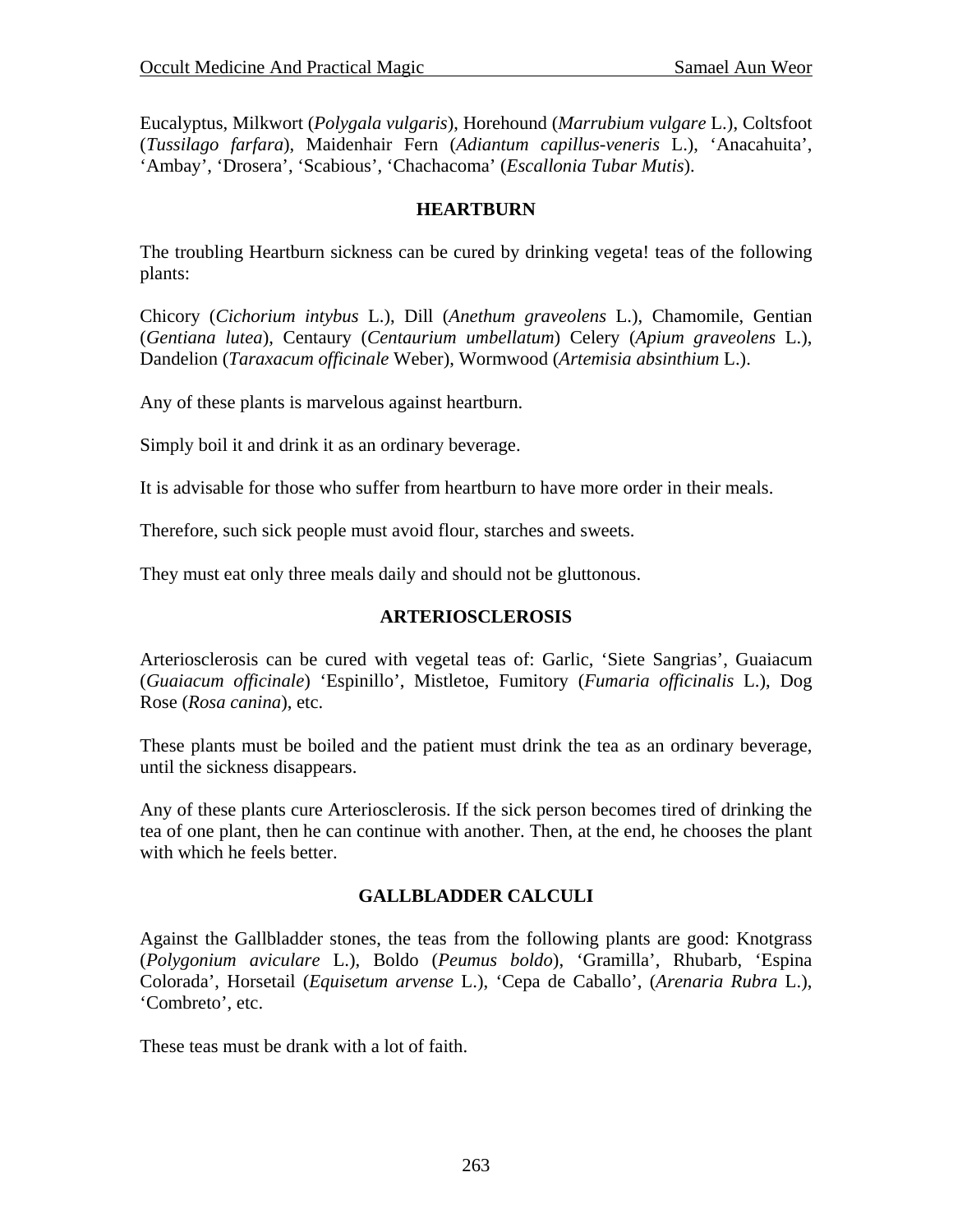Eucalyptus, Milkwort (*Polygala vulgaris*), Horehound (*Marrubium vulgare* L.), Coltsfoot (*Tussilago farfara*), Maidenhair Fern (*Adiantum capillus-veneris* L.), 'Anacahuita', 'Ambay', 'Drosera', 'Scabious', 'Chachacoma' (*Escallonia Tubar Mutis*).

## HEARTBURN

The troubling Heartburn sickness can be cured by drinking vegeta! teas of the following plants:

Chicory (*Cichorium intybus* L.), Dill (*Anethum graveolens* L.), Chamomile, Gentian (*Gentiana lutea*), Centaury (*Centaurium umbellatum*) Celery (*Apium graveolens* L.), Dandelion (*Taraxacum officinale* Weber), Wormwood (*Artemisia absinthium* L.).

Any of these plants is marvelous against heartburn.

Simply boil it and drink it as an ordinary beverage.

It is advisable for those who suffer from heartburn to have more order in their meals.

Therefore, such sick people must avoid flour, starches and sweets.

They must eat only three meals daily and should not be gluttonous.

## ARTERIOSCLEROSIS

Arteriosclerosis can be cured with vegetal teas of: Garlic, 'Siete Sangrias', Guaiacum (*Guaiacum officinale*) 'Espinillo', Mistletoe, Fumitory (*Fumaria officinalis* L.), Dog Rose (*Rosa canina*), etc.

These plants must be boiled and the patient must drink the tea as an ordinary beverage, until the sickness disappears.

Any of these plants cure Arteriosclerosis. If the sick person becomes tired of drinking the tea of one plant, then he can continue with another. Then, at the end, he chooses the plant with which he feels better.

## GALLBLADDER CALCULI

Against the Gallbladder stones, the teas from the following plants are good: Knotgrass (*Polygonium aviculare* L.), Boldo (*Peumus boldo*), 'Gramilla', Rhubarb, 'Espina Colorada', Horsetail (*Equisetum arvense* L.), 'Cepa de Caballo', (*Arenaria Rubra* L.), 'Combreto', etc.

These teas must be drank with a lot of faith.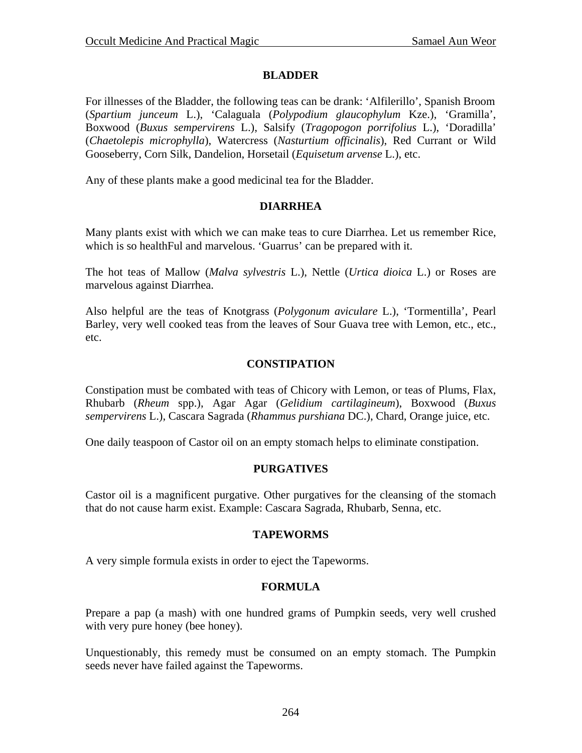## BLADDER

For illnesses of the Bladder, the following teas can be drank: 'Alfilerillo', Spanish Broom (*Spartium junceum* L.), 'Calaguala (*Polypodium glaucophylum* Kze.), 'Gramilla', Boxwood (*Buxus sempervirens* L.), Salsify (*Tragopogon porrifolius* L.), 'Doradilla' (*Chaetolepis microphylla*), Watercress (*Nasturtium officinalis*), Red Currant or Wild Gooseberry, Corn Silk, Dandelion, Horsetail (*Equisetum arvense* L.), etc.

Any of these plants make a good medicinal tea for the Bladder.

## DIARRHEA

Many plants exist with which we can make teas to cure Diarrhea. Let us remember Rice, which is so healthFul and marvelous. 'Guarrus' can be prepared with it.

The hot teas of Mallow (*Malva sylvestris* L.), Nettle (*Urtica dioica* L.) or Roses are marvelous against Diarrhea.

Also helpful are the teas of Knotgrass (*Polygonum aviculare* L.), 'Tormentilla', Pearl Barley, very well cooked teas from the leaves of Sour Guava tree with Lemon, etc., etc., etc.

## CONSTIPATION

Constipation must be combated with teas of Chicory with Lemon, or teas of Plums, Flax, Rhubarb (*Rheum* spp.), Agar Agar (*Gelidium cartilagineum*), Boxwood (*Buxus sempervirens* L.), Cascara Sagrada (*Rhammus purshiana* DC.), Chard, Orange juice, etc.

One daily teaspoon of Castor oil on an empty stomach helps to eliminate constipation.

## PURGATIVES

Castor oil is a magnificent purgative. Other purgatives for the cleansing of the stomach that do not cause harm exist. Example: Cascara Sagrada, Rhubarb, Senna, etc.

## TAPEWORMS

A very simple formula exists in order to eject the Tapeworms.

## FORMULA

Prepare a pap (a mash) with one hundred grams of Pumpkin seeds, very well crushed with very pure honey (bee honey).

Unquestionably, this remedy must be consumed on an empty stomach. The Pumpkin seeds never have failed against the Tapeworms.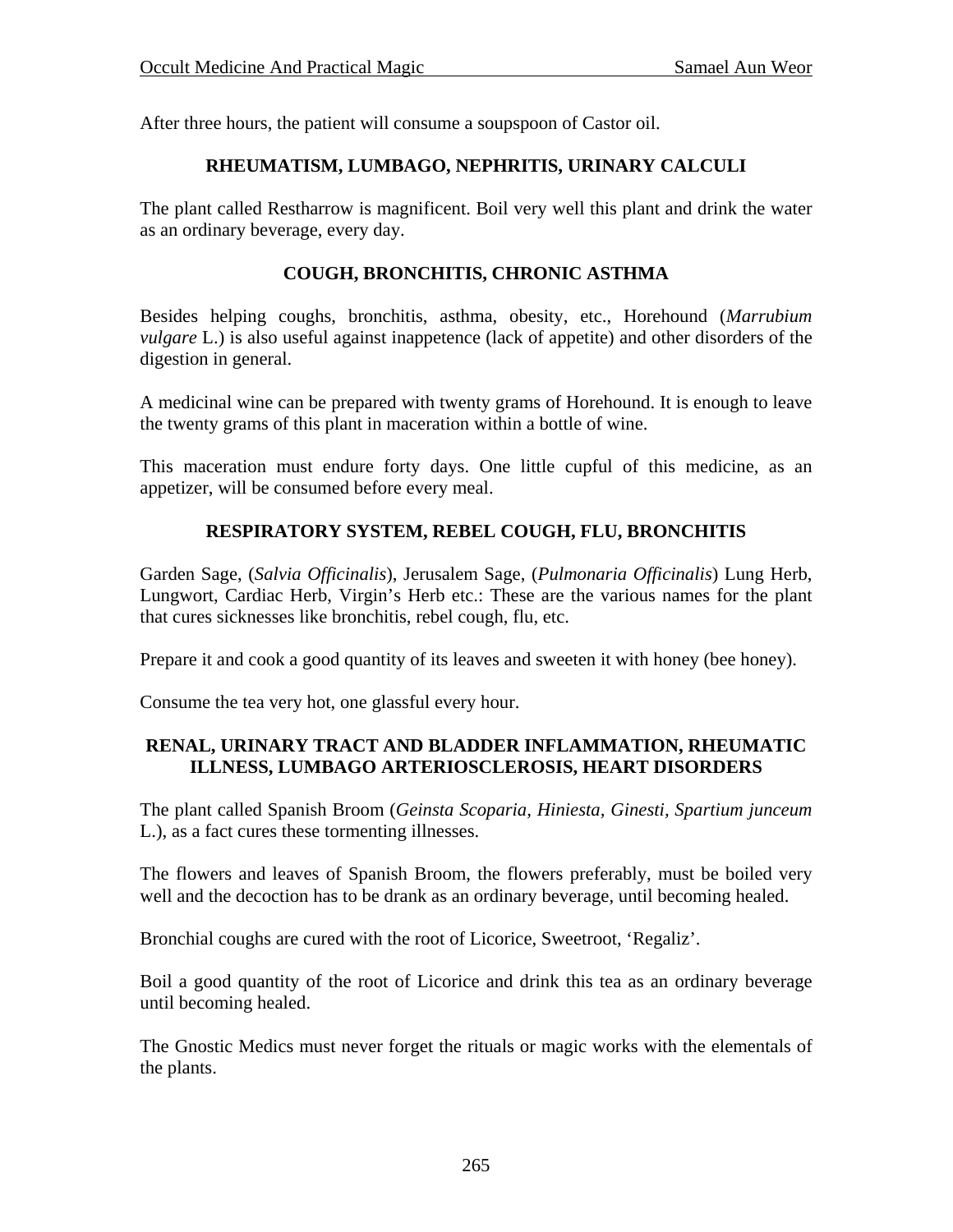After three hours, the patient will consume a soupspoon of Castor oil.

### RHEUMATISM, LUMBAGO, NEPHRITIS, URINARY CALCULI

The plant called Restharrow is magnificent. Boil very well this plant and drink the water as an ordinary beverage, every day.

### COUGH, BRONCHITIS, CHRONIC ASTHMA

Besides helping coughs, bronchitis, asthma, obesity, etc., Horehound (*Marrubium vulgare* L.) is also useful against inappetence (lack of appetite) and other disorders of the digestion in general.

A medicinal wine can be prepared with twenty grams of Horehound. It is enough to leave the twenty grams of this plant in maceration within a bottle of wine.

This maceration must endure forty days. One little cupful of this medicine, as an appetizer, will be consumed before every meal.

### RESPIRATORY SYSTEM, REBEL COUGH, FLU, BRONCHITIS

Garden Sage, (*Salvia Officinalis*), Jerusalem Sage, (*Pulmonaria Officinalis*) Lung Herb, Lungwort, Cardiac Herb, Virgin's Herb etc.: These are the various names for the plant that cures sicknesses like bronchitis, rebel cough, flu, etc.

Prepare it and cook a good quantity of its leaves and sweeten it with honey (bee honey).

Consume the tea very hot, one glassful every hour.

### RENAL, URINARY TRACT AND BLADDER INFLAMMATION, RHEUMATIC ILLNESS, LUMBAGO ARTERIOSCLEROSIS, HEART DISORDERS

The plant called Spanish Broom (*Geinsta Scoparia, Hiniesta, Ginesti, Spartium junceum* L.), as a fact cures these tormenting illnesses.

The flowers and leaves of Spanish Broom, the flowers preferably, must be boiled very well and the decoction has to be drank as an ordinary beverage, until becoming healed.

Bronchial coughs are cured with the root of Licorice, Sweetroot, 'Regaliz'.

Boil a good quantity of the root of Licorice and drink this tea as an ordinary beverage until becoming healed.

The Gnostic Medics must never forget the rituals or magic works with the elementals of the plants.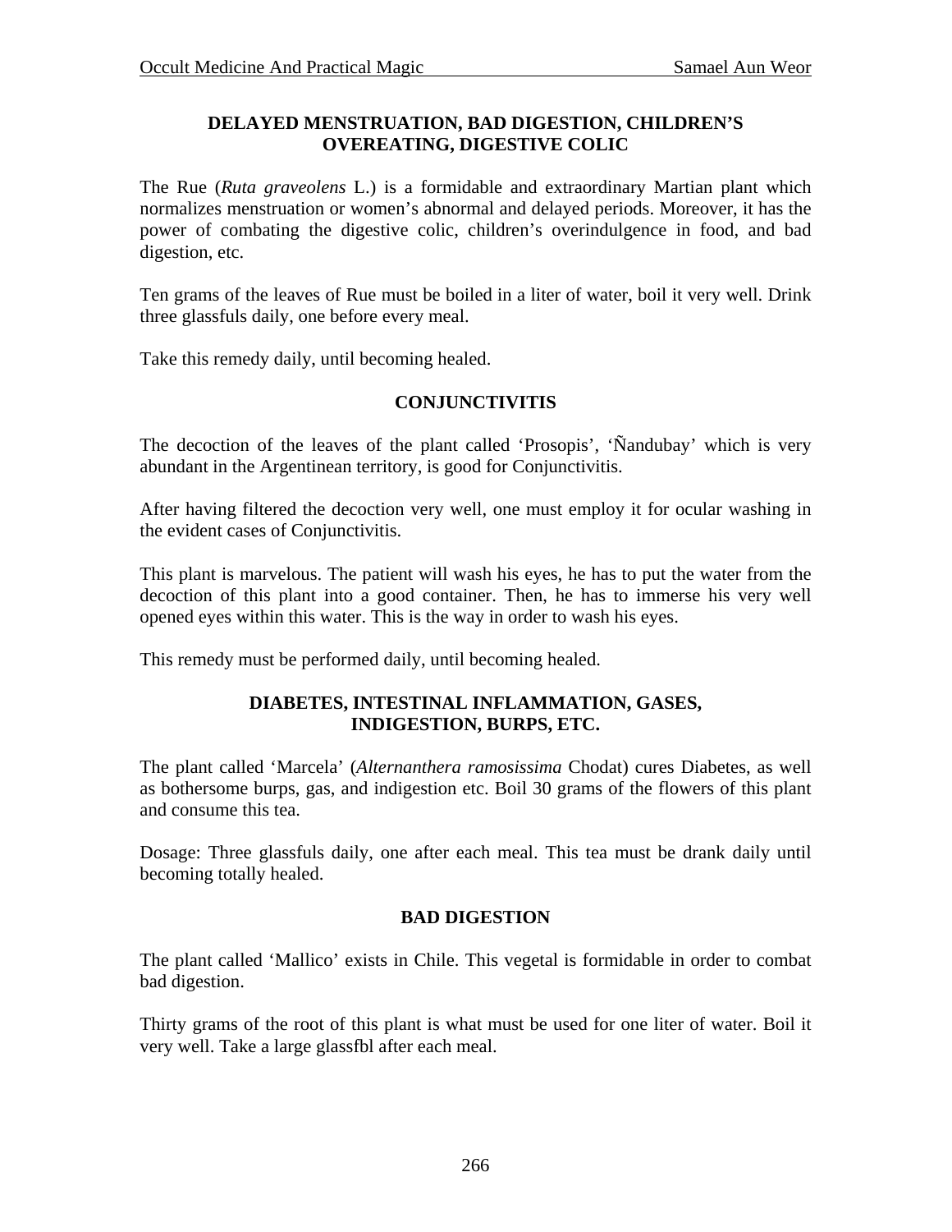### DELAYED MENSTRUATION, BAD DIGESTION, CHILDREN'S OVEREATING, DIGESTIVE COLIC

The Rue (*Ruta graveolens* L.) is a formidable and extraordinary Martian plant which normalizes menstruation or women's abnormal and delayed periods. Moreover, it has the power of combating the digestive colic, children's overindulgence in food, and bad digestion, etc.

Ten grams of the leaves of Rue must be boiled in a liter of water, boil it very well. Drink three glassfuls daily, one before every meal.

Take this remedy daily, until becoming healed.

### CONJUNCTIVITIS

The decoction of the leaves of the plant called 'Prosopis', 'Ñandubay' which is very abundant in the Argentinean territory, is good for Conjunctivitis.

After having filtered the decoction very well, one must employ it for ocular washing in the evident cases of Conjunctivitis.

This plant is marvelous. The patient will wash his eyes, he has to put the water from the decoction of this plant into a good container. Then, he has to immerse his very well opened eyes within this water. This is the way in order to wash his eyes.

This remedy must be performed daily, until becoming healed.

### DIABETES, INTESTINAL INFLAMMATION, GASES, INDIGESTION, BURPS, ETC.

The plant called 'Marcela' (*Alternanthera ramosissima* Chodat) cures Diabetes, as well as bothersome burps, gas, and indigestion etc. Boil 30 grams of the flowers of this plant and consume this tea.

Dosage: Three glassfuls daily, one after each meal. This tea must be drank daily until becoming totally healed.

### BAD DIGESTION

The plant called 'Mallico' exists in Chile. This vegetal is formidable in order to combat bad digestion.

Thirty grams of the root of this plant is what must be used for one liter of water. Boil it very well. Take a large glassfbl after each meal.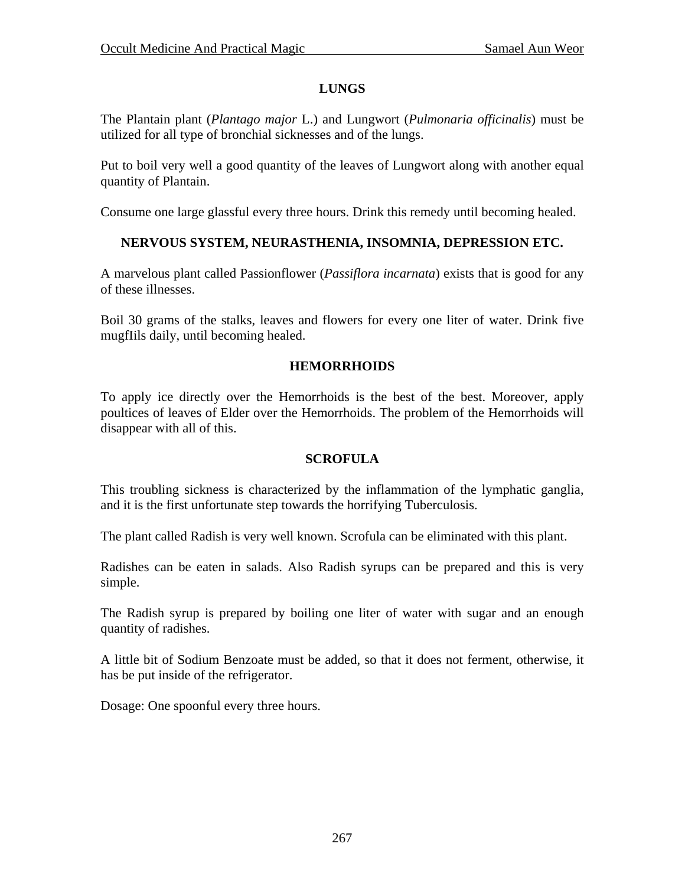## LUNGS

The Plantain plant (*Plantago major* L.) and Lungwort (*Pulmonaria officinalis*) must be utilized for all type of bronchial sicknesses and of the lungs.

Put to boil very well a good quantity of the leaves of Lungwort along with another equal quantity of Plantain.

Consume one large glassful every three hours. Drink this remedy until becoming healed.

## NERVOUS SYSTEM, NEURASTHENIA, INSOMNIA, DEPRESSION ETC.

A marvelous plant called Passionflower (*Passiflora incarnata*) exists that is good for any of these illnesses.

Boil 30 grams of the stalks, leaves and flowers for every one liter of water. Drink five mugfIils daily, until becoming healed.

## HEMORRHOIDS

To apply ice directly over the Hemorrhoids is the best of the best. Moreover, apply poultices of leaves of Elder over the Hemorrhoids. The problem of the Hemorrhoids will disappear with all of this.

## SCROFULA

This troubling sickness is characterized by the inflammation of the lymphatic ganglia, and it is the first unfortunate step towards the horrifying Tuberculosis.

The plant called Radish is very well known. Scrofula can be eliminated with this plant.

Radishes can be eaten in salads. Also Radish syrups can be prepared and this is very simple.

The Radish syrup is prepared by boiling one liter of water with sugar and an enough quantity of radishes.

A little bit of Sodium Benzoate must be added, so that it does not ferment, otherwise, it has be put inside of the refrigerator.

Dosage: One spoonful every three hours.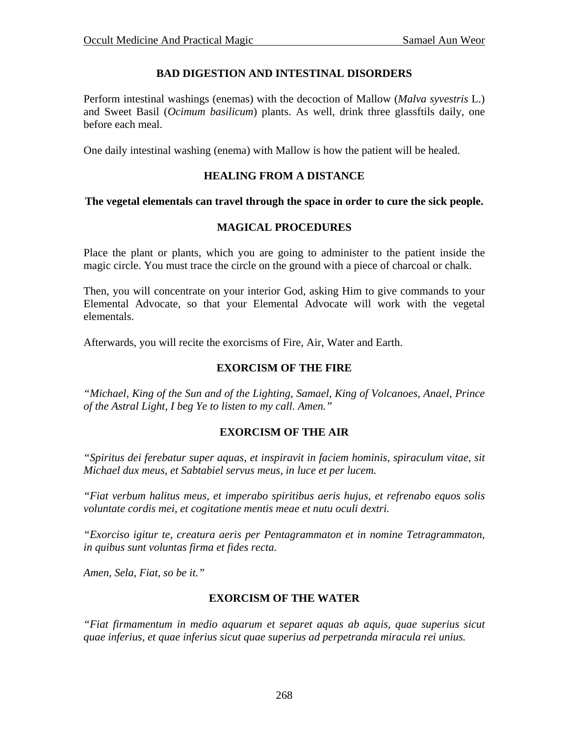## BAD DIGESTION AND INTESTINAL DISORDERS

Perform intestinal washings (enemas) with the decoction of Mallow (*Malva syvestris* L.) and Sweet Basil (*Ocimum basilicum*) plants. As well, drink three glassftils daily, one before each meal.

One daily intestinal washing (enema) with Mallow is how the patient will be healed.

## HEALING FROM A DISTANCE

**The vegetal elementals can travel through the space in order to cure the sick people.**

## MAGICAL PROCEDURES

Place the plant or plants, which you are going to administer to the patient inside the magic circle. You must trace the circle on the ground with a piece of charcoal or chalk.

Then, you will concentrate on your interior God, asking Him to give commands to your Elemental Advocate, so that your Elemental Advocate will work with the vegetal elementals.

Afterwards, you will recite the exorcisms of Fire, Air, Water and Earth.

## EXORCISM OF THE FIRE

*"Michael, King of the Sun and of the Lighting, Samael, King of Volcanoes, Anael, Prince of the Astral Light, I beg Ye to listen to my call. Amen."*

## EXORCISM OF THE AIR

*"Spiritus dei ferebatur super aquas, et inspiravit in faciem hominis, spiraculum vitae, sit Michael dux meus, et Sabtabiel servus meus, in luce et per lucem.*

*"Fiat verbum halitus meus, et imperabo spiritibus aeris hujus, et refrenabo equos solis voluntate cordis mei, et cogitatione mentis meae et nutu oculi dextri.*

*"Exorciso igitur te, creatura aeris per Pentagrammaton et in nomine Tetragrammaton, in quibus sunt voluntas firma et fides recta.*

*Amen, Sela, Fiat, so be it."*

## EXORCISM OF THE WATER

*"Fiat firmamentum in medio aquarum et separet aquas ab aquis, quae superius sicut quae inferius, et quae inferius sicut quae superius ad perpetranda miracula rei unius.*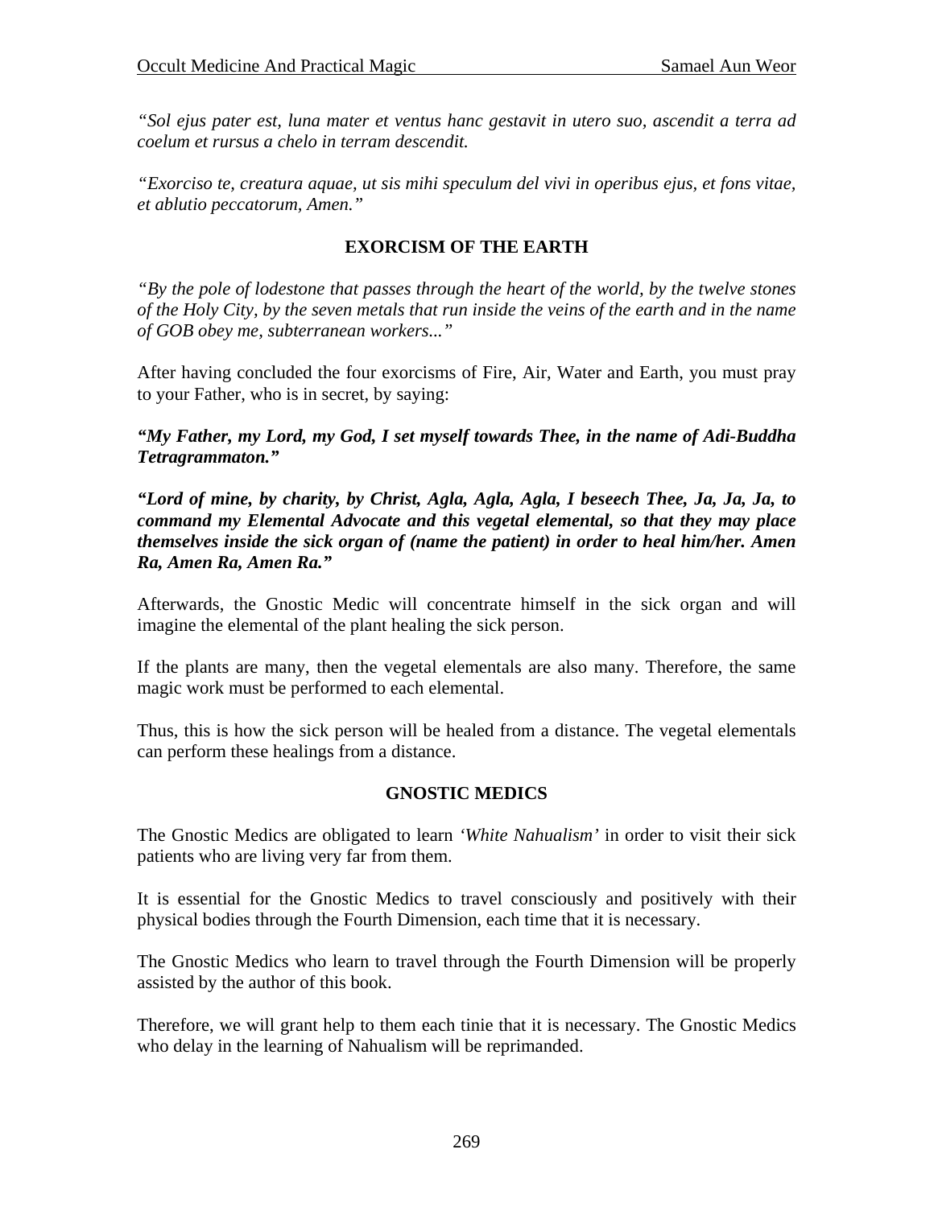*"Sol ejus pater est, luna mater et ventus hanc gestavit in utero suo, ascendit a terra ad coelum et rursus a chelo in terram descendit.*

*"Exorciso te, creatura aquae, ut sis mihi speculum del vivi in operibus ejus, et fons vitae, et ablutio peccatorum, Amen."*

## EXORCISM OF THE EARTH

*"By the pole of lodestone that passes through the heart of the world, by the twelve stones of the Holy City, by the seven metals that run inside the veins of the earth and in the name of GOB obey me, subterranean workers..."*

After having concluded the four exorcisms of Fire, Air, Water and Earth, you must pray to your Father, who is in secret, by saying:

***"My Father, my Lord, my God, I set myself towards Thee, in the name of Adi-Buddha Tetragrammaton."***

***"Lord of mine, by charity, by Christ, Agla, Agla, Agla, I beseech Thee, Ja, Ja, Ja, to command my Elemental Advocate and this vegetal elemental, so that they may place themselves inside the sick organ of (name the patient) in order to heal him/her. Amen Ra, Amen Ra, Amen Ra."***

Afterwards, the Gnostic Medic will concentrate himself in the sick organ and will imagine the elemental of the plant healing the sick person.

If the plants are many, then the vegetal elementals are also many. Therefore, the same magic work must be performed to each elemental.

Thus, this is how the sick person will be healed from a distance. The vegetal elementals can perform these healings from a distance.

## GNOSTIC MEDICS

The Gnostic Medics are obligated to learn *'White Nahualism'* in order to visit their sick patients who are living very far from them.

It is essential for the Gnostic Medics to travel consciously and positively with their physical bodies through the Fourth Dimension, each time that it is necessary.

The Gnostic Medics who learn to travel through the Fourth Dimension will be properly assisted by the author of this book.

Therefore, we will grant help to them each tinie that it is necessary. The Gnostic Medics who delay in the learning of Nahualism will be reprimanded.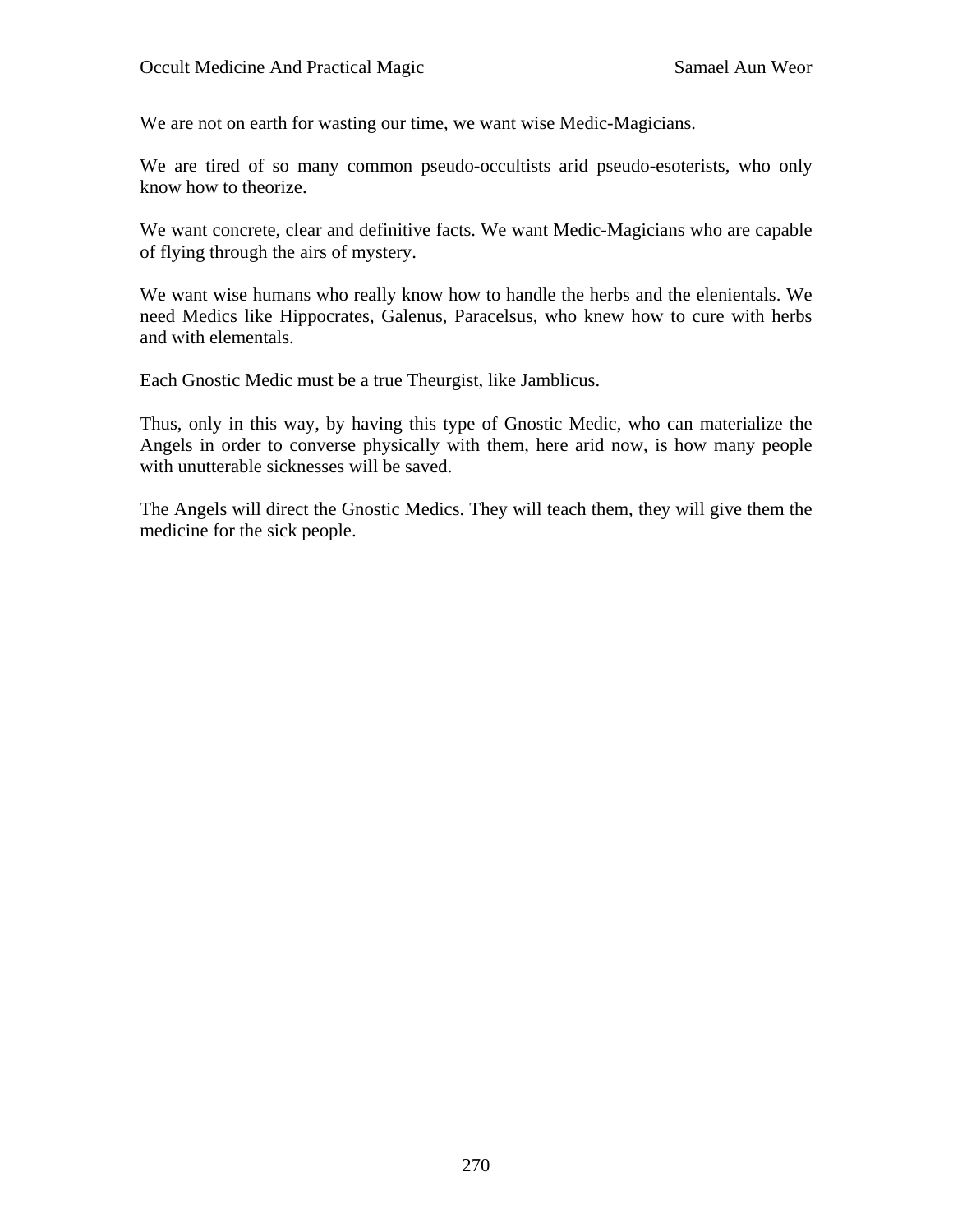We are not on earth for wasting our time, we want wise Medic-Magicians.

We are tired of so many common pseudo-occultists arid pseudo-esoterists, who only know how to theorize.

We want concrete, clear and definitive facts. We want Medic-Magicians who are capable of flying through the airs of mystery.

We want wise humans who really know how to handle the herbs and the elenientals. We need Medics like Hippocrates, Galenus, Paracelsus, who knew how to cure with herbs and with elementals.

Each Gnostic Medic must be a true Theurgist, like Jamblicus.

Thus, only in this way, by having this type of Gnostic Medic, who can materialize the Angels in order to converse physically with them, here arid now, is how many people with unutterable sicknesses will be saved.

The Angels will direct the Gnostic Medics. They will teach them, they will give them the medicine for the sick people.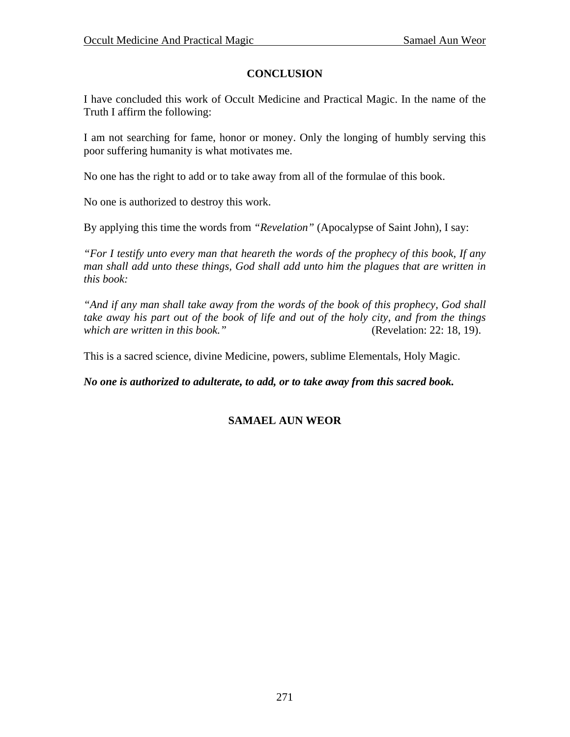# CONCLUSION

I have concluded this work of Occult Medicine and Practical Magic. In the name of the Truth I affirm the following:

I am not searching for fame, honor or money. Only the longing of humbly serving this poor suffering humanity is what motivates me.

No one has the right to add or to take away from all of the formulae of this book.

No one is authorized to destroy this work.

By applying this time the words from *"Revelation"* (Apocalypse of Saint John), I say:

*"For I testify unto every man that heareth the words of the prophecy of this book, If any man shall add unto these things, God shall add unto him the plagues that are written in this book:*

*"And if any man shall take away from the words of the book of this prophecy, God shall take away his part out of the book of life and out of the holy city, and from the things which are written in this book."* (Revelation: 22: 18, 19).

This is a sacred science, divine Medicine, powers, sublime Elementals, Holy Magic.

***No one is authorized to adulterate, to add, or to take away from this sacred book.***

**SAMAEL AUN WEOR**